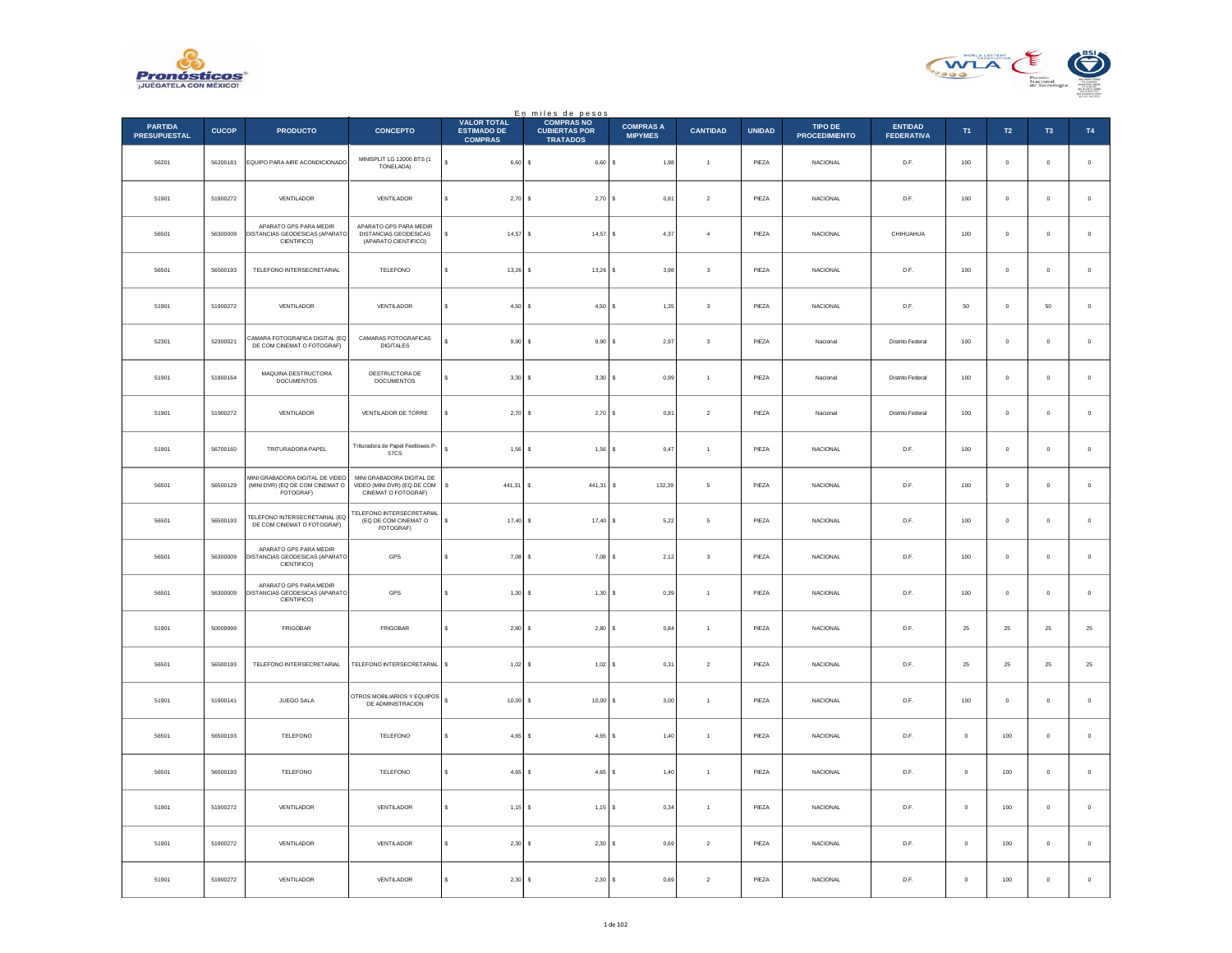En miles de pesos

| PARTIDA PRESUPUESTAL | CUCOP | PRODUCTO | CONCEPTO | VALOR TOTAL ESTIMADO DE COMPRAS | COMPRAS NO CUBIERTAS POR TRATADOS | COMPRAS A MIPYMES | CANTIDAD | UNIDAD | TIPO DE PROCEDIMIENTO | ENTIDAD FEDERATIVA | T1 | T2 | T3 | T4 |
|---|---|---|---|---|---|---|---|---|---|---|---|---|---|---|
| 56201 | 56200181 | EQUIPO PARA AIRE ACONDICIONADO | MINISPLIT LG 12000 BTS (1 TONELADA) | $ 6,60 | $ 6,60 | $ 1,98 | 1 | PIEZA | NACIONAL | D.F. | 100 | 0 | 0 | 0 |
| 51901 | 51900272 | VENTILADOR | VENTILADOR | $ 2,70 | $ 2,70 | $ 0,81 | 2 | PIEZA | NACIONAL | D.F. | 100 | 0 | 0 | 0 |
| 56501 | 56300009 | APARATO GPS PARA MEDIR DISTANCIAS GEODESICAS (APARATO CIENTIFICO) | APARATO GPS PARA MEDIR DISTANCIAS GEODESICAS (APARATO CIENTIFICO) | $ 14,57 | $ 14,57 | $ 4,37 | 4 | PIEZA | NACIONAL | CHIHUAHUA | 100 | 0 | 0 | 0 |
| 56501 | 56500193 | TELEFONO INTERSECRETARIAL | TELEFONO | $ 13,26 | $ 13,26 | $ 3,98 | 3 | PIEZA | NACIONAL | D.F. | 100 | 0 | 0 | 0 |
| 51901 | 51900272 | VENTILADOR | VENTILADOR | $ 4,50 | $ 4,50 | $ 1,35 | 3 | PIEZA | NACIONAL | D.F. | 50 | 0 | 50 | 0 |
| 52301 | 52300021 | CAMARA FOTOGRAFICA DIGITAL (EQ DE COM CINEMAT O FOTOGRAF) | CAMARAS FOTOGRAFICAS DIGITALES | $ 9,90 | $ 9,90 | $ 2,97 | 3 | PIEZA | Nacional | Distrito Federal | 100 | 0 | 0 | 0 |
| 51901 | 51900164 | MAQUINA DESTRUCTORA DOCUMENTOS | DESTRUCTORA DE DOCUMENTOS | $ 3,30 | $ 3,30 | $ 0,99 | 1 | PIEZA | Nacional | Distrito Federal | 100 | 0 | 0 | 0 |
| 51901 | 51900272 | VENTILADOR | VENTILADOR DE TORRE | $ 2,70 | $ 2,70 | $ 0,81 | 2 | PIEZA | Nacional | Distrito Federal | 100 | 0 | 0 | 0 |
| 51901 | 56700160 | TRITURADORA PAPEL | Trituradora de Papel Feellowes P-57CS | $ 1,56 | $ 1,56 | $ 0,47 | 1 | PIEZA | NACIONAL | D.F. | 100 | 0 | 0 | 0 |
| 56501 | 56500129 | MINI GRABADORA DIGITAL DE VIDEO (MINI DVR) (EQ DE COM CINEMAT O FOTOGRAF) | MINI GRABADORA DIGITAL DE VIDEO (MINI DVR) (EQ DE COM CINEMAT O FOTOGRAF) | $ 441,31 | $ 441,31 | $ 132,39 | 5 | PIEZA | NACIONAL | D.F. | 100 | 0 | 0 | 0 |
| 56501 | 56500193 | TELEFONO INTERSECRETARIAL (EQ DE COM CINEMAT O FOTOGRAF) | TELEFONO INTERSECRETARIAL (EQ DE COM CINEMAT O FOTOGRAF) | $ 17,40 | $ 17,40 | $ 5,22 | 5 | PIEZA | NACIONAL | D.F. | 100 | 0 | 0 | 0 |
| 56501 | 56300009 | APARATO GPS PARA MEDIR DISTANCIAS GEODESICAS (APARATO CIENTIFICO) | GPS | $ 7,08 | $ 7,08 | $ 2,12 | 3 | PIEZA | NACIONAL | D.F. | 100 | 0 | 0 | 0 |
| 56501 | 56300009 | APARATO GPS PARA MEDIR DISTANCIAS GEODESICAS (APARATO CIENTIFICO) | GPS | $ 1,30 | $ 1,30 | $ 0,39 | 1 | PIEZA | NACIONAL | D.F. | 100 | 0 | 0 | 0 |
| 51901 | 50009999 | FRIGOBAR | FRIGOBAR | $ 2,80 | $ 2,80 | $ 0,84 | 1 | PIEZA | NACIONAL | D.F. | 25 | 25 | 25 | 25 |
| 56501 | 56500193 | TELEFONO INTERSECRETARIAL | TELEFONO INTERSECRETARIAL | $ 1,02 | $ 1,02 | $ 0,31 | 2 | PIEZA | NACIONAL | D.F. | 25 | 25 | 25 | 25 |
| 51901 | 51900141 | JUEGO SALA | OTROS MOBILIARIOS Y EQUIPOS DE ADMINISTRACION | $ 10,00 | $ 10,00 | $ 3,00 | 1 | PIEZA | NACIONAL | D.F. | 100 | 0 | 0 | 0 |
| 56501 | 56500193 | TELEFONO | TELEFONO | $ 4,65 | $ 4,65 | $ 1,40 | 1 | PIEZA | NACIONAL | D.F. | 0 | 100 | 0 | 0 |
| 56501 | 56500193 | TELEFONO | TELEFONO | $ 4,65 | $ 4,65 | $ 1,40 | 1 | PIEZA | NACIONAL | D.F. | 0 | 100 | 0 | 0 |
| 51901 | 51900272 | VENTILADOR | VENTILADOR | $ 1,15 | $ 1,15 | $ 0,34 | 1 | PIEZA | NACIONAL | D.F. | 0 | 100 | 0 | 0 |
| 51901 | 51900272 | VENTILADOR | VENTILADOR | $ 2,30 | $ 2,30 | $ 0,69 | 2 | PIEZA | NACIONAL | D.F. | 0 | 100 | 0 | 0 |
| 51901 | 51900272 | VENTILADOR | VENTILADOR | $ 2,30 | $ 2,30 | $ 0,69 | 2 | PIEZA | NACIONAL | D.F. | 0 | 100 | 0 | 0 |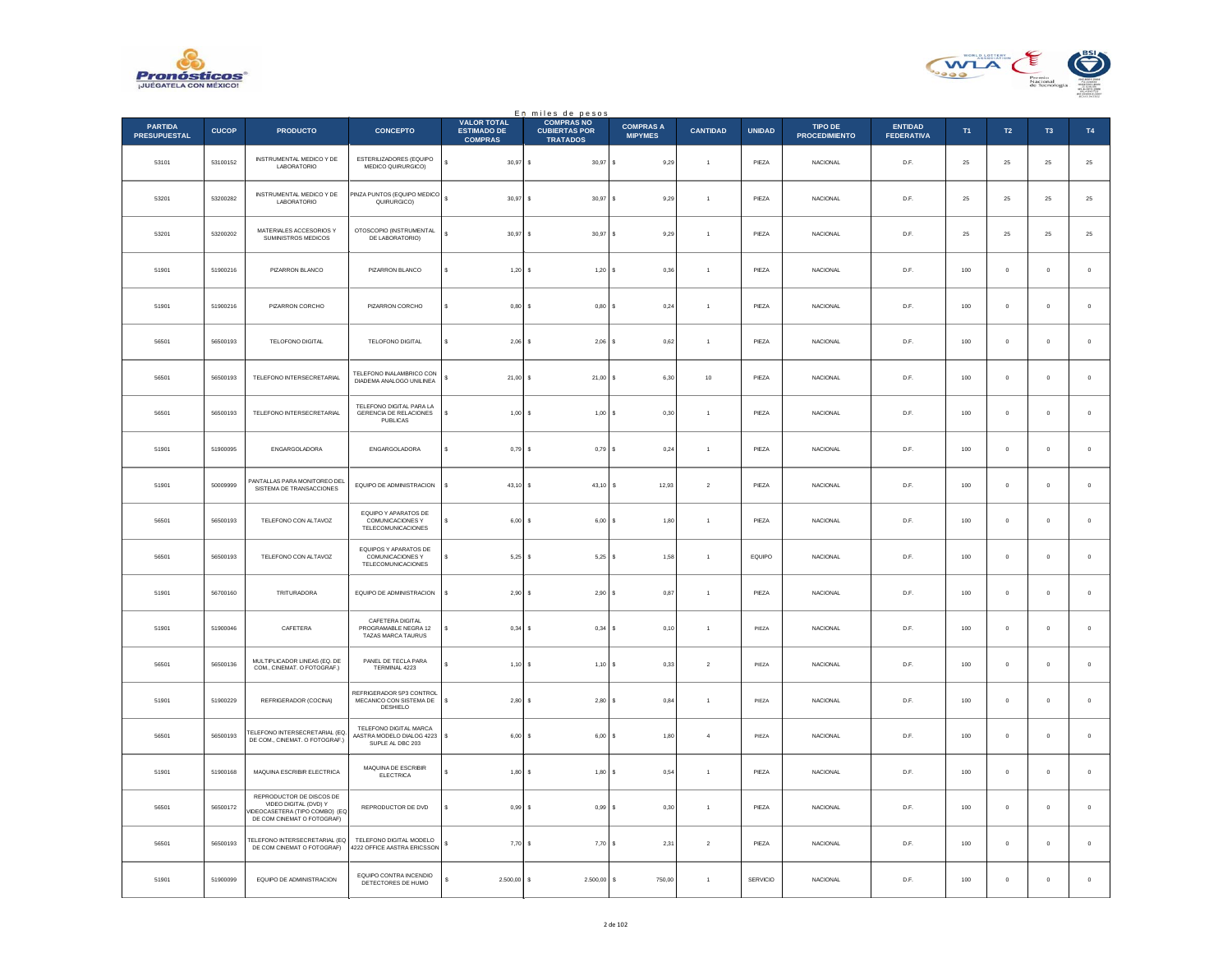En miles de pesos

| PARTIDA PRESUPUESTAL | CUCOP | PRODUCTO | CONCEPTO | VALOR TOTAL ESTIMADO DE COMPRAS | COMPRAS NO CUBIERTAS POR TRATADOS | COMPRAS A MIPYMES | CANTIDAD | UNIDAD | TIPO DE PROCEDIMIENTO | ENTIDAD FEDERATIVA | T1 | T2 | T3 | T4 |
|---|---|---|---|---|---|---|---|---|---|---|---|---|---|---|
| 53101 | 53100152 | INSTRUMENTAL MEDICO Y DE LABORATORIO | ESTERILIZADORES (EQUIPO MEDICO QUIRURGICO) | $ 30,97 | $ 30,97 | $ 9,29 | 1 | PIEZA | NACIONAL | D.F. | 25 | 25 | 25 | 25 |
| 53201 | 53200282 | INSTRUMENTAL MEDICO Y DE LABORATORIO | PINZA PUNTOS (EQUIPO MEDICO QUIRURGICO) | $ 30,97 | $ 30,97 | $ 9,29 | 1 | PIEZA | NACIONAL | D.F. | 25 | 25 | 25 | 25 |
| 53201 | 53200202 | MATERIALES ACCESORIOS Y SUMINISTROS MEDICOS | OTOSCOPIO (INSTRUMENTAL DE LABORATORIO) | $ 30,97 | $ 30,97 | $ 9,29 | 1 | PIEZA | NACIONAL | D.F. | 25 | 25 | 25 | 25 |
| 51901 | 51900216 | PIZARRON BLANCO | PIZARRON BLANCO | $ 1,20 | $ 1,20 | $ 0,36 | 1 | PIEZA | NACIONAL | D.F. | 100 | 0 | 0 | 0 |
| 51901 | 51900216 | PIZARRON CORCHO | PIZARRON CORCHO | $ 0,80 | $ 0,80 | $ 0,24 | 1 | PIEZA | NACIONAL | D.F. | 100 | 0 | 0 | 0 |
| 56501 | 56500193 | TELEFONO DIGITAL | TELEFONO DIGITAL | $ 2,06 | $ 2,06 | $ 0,62 | 1 | PIEZA | NACIONAL | D.F. | 100 | 0 | 0 | 0 |
| 56501 | 56500193 | TELEFONO INTERSECRETARIAL | TELEFONO INALAMBRICO CON DIADEMA ANALOGO UNILINEA | $ 21,00 | $ 21,00 | $ 6,30 | 10 | PIEZA | NACIONAL | D.F. | 100 | 0 | 0 | 0 |
| 56501 | 56500193 | TELEFONO INTERSECRETARIAL | TELEFONO DIGITAL PARA LA GERENCIA DE RELACIONES PUBLICAS | $ 1,00 | $ 1,00 | $ 0,30 | 1 | PIEZA | NACIONAL | D.F. | 100 | 0 | 0 | 0 |
| 51901 | 51900095 | ENGARGOLADORA | ENGARGOLADORA | $ 0,79 | $ 0,79 | $ 0,24 | 1 | PIEZA | NACIONAL | D.F. | 100 | 0 | 0 | 0 |
| 51901 | 50009999 | PANTALLAS PARA MONITOREO DEL SISTEMA DE TRANSACCIONES | EQUIPO DE ADMINISTRACION | $ 43,10 | $ 43,10 | $ 12,93 | 2 | PIEZA | NACIONAL | D.F. | 100 | 0 | 0 | 0 |
| 56501 | 56500193 | TELEFONO CON ALTAVOZ | EQUIPO Y APARATOS DE COMUNICACIONES Y TELECOMUNICACIONES | $ 6,00 | $ 6,00 | $ 1,80 | 1 | PIEZA | NACIONAL | D.F. | 100 | 0 | 0 | 0 |
| 56501 | 56500193 | TELEFONO CON ALTAVOZ | EQUIPOS Y APARATOS DE COMUNICACIONES Y TELECOMUNICACIONES | $ 5,25 | $ 5,25 | $ 1,58 | 1 | EQUIPO | NACIONAL | D.F. | 100 | 0 | 0 | 0 |
| 51901 | 56700160 | TRITURADORA | EQUIPO DE ADMINISTRACION | $ 2,90 | $ 2,90 | $ 0,87 | 1 | PIEZA | NACIONAL | D.F. | 100 | 0 | 0 | 0 |
| 51901 | 51900046 | CAFETERA | CAFETERA DIGITAL PROGRAMABLE NEGRA 12 TAZAS MARCA TAURUS | $ 0,34 | $ 0,34 | $ 0,10 | 1 | PIEZA | NACIONAL | D.F. | 100 | 0 | 0 | 0 |
| 56501 | 56500136 | MULTIPLICADOR LINEAS (EQ. DE COM., CINEMAT. O FOTOGRAF.) | PANEL DE TECLA PARA TERMINAL 4223 | $ 1,10 | $ 1,10 | $ 0,33 | 2 | PIEZA | NACIONAL | D.F. | 100 | 0 | 0 | 0 |
| 51901 | 51900229 | REFRIGERADOR (COCINA) | REFRIGERADOR 5P3 CONTROL MECANICO CON SISTEMA DE DESHIELO | $ 2,80 | $ 2,80 | $ 0,84 | 1 | PIEZA | NACIONAL | D.F. | 100 | 0 | 0 | 0 |
| 56501 | 56500193 | TELEFONO INTERSECRETARIAL (EQ DE COM., CINEMAT. O FOTOGRAF.) | TELEFONO DIGITAL MARCA AASTRA MODELO DIALOG 4223 SUPLE AL DBC 203 | $ 6,00 | $ 6,00 | $ 1,80 | 4 | PIEZA | NACIONAL | D.F. | 100 | 0 | 0 | 0 |
| 51901 | 51900168 | MAQUINA ESCRIBIR ELECTRICA | MAQUINA DE ESCRIBIR ELECTRICA | $ 1,80 | $ 1,80 | $ 0,54 | 1 | PIEZA | NACIONAL | D.F. | 100 | 0 | 0 | 0 |
| 56501 | 56500172 | REPRODUCTOR DE DISCOS DE VIDEO DIGITAL (DVD) Y VIDEOCASETERA (TIPO COMBO) (EQ DE COM CINEMAT O FOTOGRAF) | REPRODUCTOR DE DVD | $ 0,99 | $ 0,99 | $ 0,30 | 1 | PIEZA | NACIONAL | D.F. | 100 | 0 | 0 | 0 |
| 56501 | 56500193 | TELEFONO INTERSECRETARIAL (EQ DE COM CINEMAT O FOTOGRAF) | TELEFONO DIGITAL MODELO 4222 OFFICE AASTRA ERICSSON | $ 7,70 | $ 7,70 | $ 2,31 | 2 | PIEZA | NACIONAL | D.F. | 100 | 0 | 0 | 0 |
| 51901 | 51900099 | EQUIPO DE ADMINISTRACION | EQUIPO CONTRA INCENDIO DETECTORES DE HUMO | $ 2.500,00 | $ 2.500,00 | $ 750,00 | 1 | SERVICIO | NACIONAL | D.F. | 100 | 0 | 0 | 0 |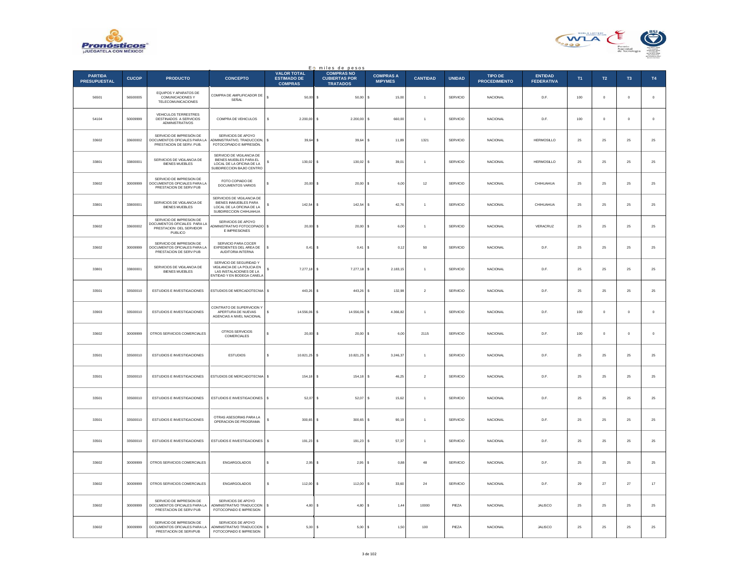En miles de pesos

| PARTIDA PRESUPUESTAL | CUCOP | PRODUCTO | CONCEPTO | VALOR TOTAL ESTIMADO DE COMPRAS | COMPRAS NO CUBIERTAS POR TRATADOS | COMPRAS A MIPYMES | CANTIDAD | UNIDAD | TIPO DE PROCEDIMIENTO | ENTIDAD FEDERATIVA | T1 | T2 | T3 | T4 |
|---|---|---|---|---|---|---|---|---|---|---|---|---|---|---|
| 56501 | 56500005 | EQUIPOS Y APARATOS DE COMUNICACIONES Y TELECOMUNICACIONES | COMPRA DE AMPLIFICADOR DE SEÑAL | $ 50,00 | $ 50,00 | $ 15,00 | 1 | SERVICIO | NACIONAL | D.F. | 100 | 0 | 0 | 0 |
| 54104 | 50009999 | VEHICULOS TERRESTRES DESTINADOS A SERVICIOS ADMINISTRATIVOS | COMPRA DE VEHICULOS | $ 2.200,00 | $ 2.200,00 | $ 660,00 | 1 | SERVICIO | NACIONAL | D.F. | 100 | 0 | 0 | 0 |
| 33602 | 33600002 | SERVICIO DE IMPRESIÓN DE DOCUMENTOS OFICIALES PARA LA PRESTACION DE SERV. PUB. | SERVICIOS DE APOYO ADMINISTRATIVO, TRADUCCION, FOTOCOPIADO E IMPRESIÓN. | $ 39,64 | $ 39,64 | $ 11,89 | 1321 | SERVICIO | NACIONAL | HERMOSILLO | 25 | 25 | 25 | 25 |
| 33801 | 33800001 | SERVICIOS DE VIGILANCIA DE BIENES MUEBLES | SERVICIO DE VIGILANCIA DE BIENES MUEBLES PARA EL LOCAL DE LA OFICINA DE LA SUBDIRECCION BAJIO CENTRO | $ 130,02 | $ 130,02 | $ 39,01 | 1 | SERVICIO | NACIONAL | HERMOSILLO | 25 | 25 | 25 | 25 |
| 33602 | 30009999 | SERVICIO DE IMPRESION DE DOCUMENTOS OFICIALES PARA LA PRESTACION DE SERV PUB | FOTO COPIADO DE DOCUMENTOS VARIOS | $ 20,00 | $ 20,00 | $ 6,00 | 12 | SERVICIO | NACIONAL | CHIHUAHUA | 25 | 25 | 25 | 25 |
| 33801 | 33800001 | SERVICIOS DE VIGILANCIA DE BIENES MUEBLES | SERVICIOS DE VIGILANCIA DE BIENES INMUEBLES PARA LOCAL DE LA OFICINA DE LA SUBDIRECCION CHIHUAHUA | $ 142,54 | $ 142,54 | $ 42,76 | 1 | SERVICIO | NACIONAL | CHIHUAHUA | 25 | 25 | 25 | 25 |
| 33602 | 33600002 | SERVICIO DE IMPRESION DE DOCUMENTOS OFICIALES PARA LA PRESTACION DEL SERVIDOR PUBLICO | SERVICIOS DE APOYO ADMINISTRATIVO FOTOCOPIADO E IMPRESIONES | $ 20,00 | $ 20,00 | $ 6,00 | 1 | SERVICIO | NACIONAL | VERACRUZ | 25 | 25 | 25 | 25 |
| 33602 | 30009999 | SERVICIO DE IMPRESION DE DOCUMENTOS OFICIALES PARA LA PRESTACION DE SERV PUB | SERVICIO PARA COCER EXPEDIENTES DEL AREA DE AUDITORIA INTERNA | $ 0,41 | $ 0,41 | $ 0,12 | 50 | SERVICIO | NACIONAL | D.F. | 25 | 25 | 25 | 25 |
| 33801 | 33800001 | SERVICIOS DE VIGILANCIA DE BIENES MUEBLES | SERVICIO DE SEGURIDAD Y VIGILANCIA DE LA POLICIA EN LAS INSTALACIONES DE LA ENTIDAD Y EN BODEGA CANELA | $ 7.277,18 | $ 7.277,18 | $ 2.183,15 | 1 | SERVICIO | NACIONAL | D.F. | 25 | 25 | 25 | 25 |
| 33501 | 33500010 | ESTUDIOS E INVESTIGACIONES | ESTUDIOS DE MERCADOTECNIA | $ 443,26 | $ 443,26 | $ 132,98 | 2 | SERVICIO | NACIONAL | D.F. | 25 | 25 | 25 | 25 |
| 33903 | 33500010 | ESTUDIOS E INVESTIGACIONES | CONTRATO DE SUPERVICION Y APERTURA DE NUEVAS AGENCIAS A NIVEL NACIONAL | $ 14.556,06 | $ 14.556,06 | $ 4.366,82 | 1 | SERVICIO | NACIONAL | D.F. | 100 | 0 | 0 | 0 |
| 33602 | 30009999 | OTROS SERVICIOS COMERCIALES | OTROS SERVICIOS COMERCIALES | $ 20,00 | $ 20,00 | $ 6,00 | 2115 | SERVICIO | NACIONAL | D.F. | 100 | 0 | 0 | 0 |
| 33501 | 33500010 | ESTUDIOS E INVESTIGACIONES | ESTUDIOS | $ 10.821,25 | $ 10.821,25 | $ 3.246,37 | 1 | SERVICIO | NACIONAL | D.F. | 25 | 25 | 25 | 25 |
| 33501 | 33500010 | ESTUDIOS E INVESTIGACIONES | ESTUDIOS DE MERCADOTECNIA | $ 154,18 | $ 154,18 | $ 46,25 | 2 | SERVICIO | NACIONAL | D.F. | 25 | 25 | 25 | 25 |
| 33501 | 33500010 | ESTUDIOS E INVESTIGACIONES | ESTUDIOS E INVESTIGACIONES | $ 52,07 | $ 52,07 | $ 15,62 | 1 | SERVICIO | NACIONAL | D.F. | 25 | 25 | 25 | 25 |
| 33501 | 33500010 | ESTUDIOS E INVESTIGACIONES | OTRAS ASESORIAS PARA LA OPERACION DE PROGRAMA | $ 300,65 | $ 300,65 | $ 90,19 | 1 | SERVICIO | NACIONAL | D.F. | 25 | 25 | 25 | 25 |
| 33501 | 33500010 | ESTUDIOS E INVESTIGACIONES | ESTUDIOS E INVESTIGACIONES | $ 191,23 | $ 191,23 | $ 57,37 | 1 | SERVICIO | NACIONAL | D.F. | 25 | 25 | 25 | 25 |
| 33602 | 30009999 | OTROS SERVICIOS COMERCIALES | ENGARGOLADOS | $ 2,95 | $ 2,95 | $ 0,88 | 48 | SERVICIO | NACIONAL | D.F. | 25 | 25 | 25 | 25 |
| 33602 | 30009999 | OTROS SERVICIOS COMERCIALES | ENGARGOLADOS | $ 112,00 | $ 112,00 | $ 33,60 | 24 | SERVICIO | NACIONAL | D.F. | 29 | 27 | 27 | 17 |
| 33602 | 30009999 | SERVICIO DE IMPRESION DE DOCUMENTOS OFICIALES PARA LA PRESTACION DE SERV PUB | SERVICIOS DE APOYO ADMINISTRATIVO TRADUCCION FOTOCOPIADO E IMPRESION | $ 4,80 | $ 4,80 | $ 1,44 | 10000 | PIEZA | NACIONAL | JALISCO | 25 | 25 | 25 | 25 |
| 33602 | 30009999 | SERVICIO DE IMPRESION DE DOCUMENTOS OFICIALES PARA LA PRESTACION DE SERVPUB | SERVICIOS DE APOYO ADMINISTRATIVO TRADUCCION FOTOCOPIADO E IMPRESION | $ 5,00 | $ 5,00 | $ 1,50 | 100 | PIEZA | NACIONAL | JALISCO | 25 | 25 | 25 | 25 |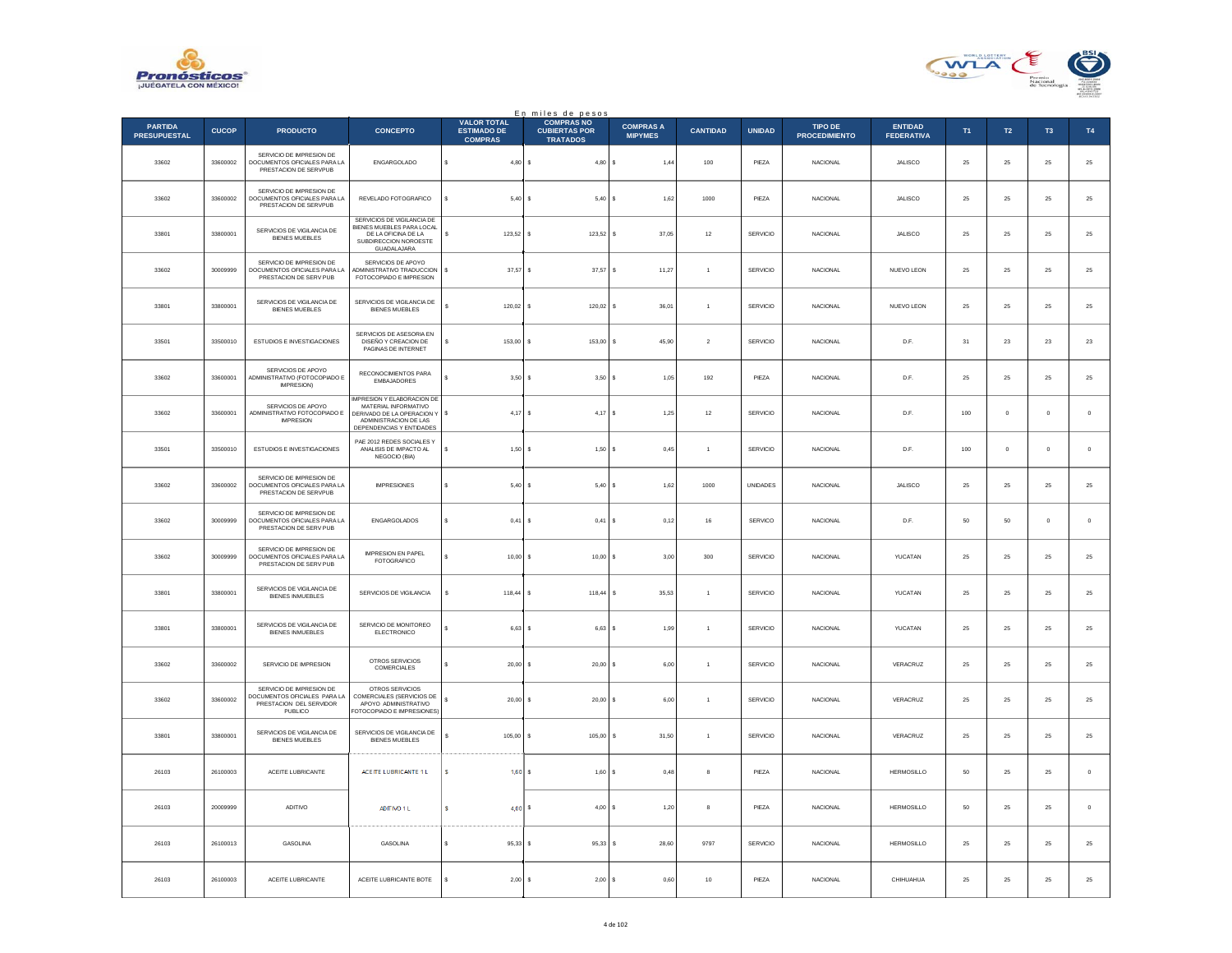En miles de pesos

| PARTIDA PRESUPUESTAL | CUCOP | PRODUCTO | CONCEPTO | VALOR TOTAL ESTIMADO DE COMPRAS | COMPRAS NO CUBIERTAS POR TRATADOS | COMPRAS A MIPYMES | CANTIDAD | UNIDAD | TIPO DE PROCEDIMIENTO | ENTIDAD FEDERATIVA | T1 | T2 | T3 | T4 |
|---|---|---|---|---|---|---|---|---|---|---|---|---|---|---|
| 33602 | 33600002 | SERVICIO DE IMPRESION DE DOCUMENTOS OFICIALES PARA LA PRESTACION DE SERVPUB | ENGARGOLADO | $ 4,80 | $ 4,80 | $ 1,44 | 100 | PIEZA | NACIONAL | JALISCO | 25 | 25 | 25 | 25 |
| 33602 | 33600002 | SERVICIO DE IMPRESION DE DOCUMENTOS OFICIALES PARA LA PRESTACION DE SERVPUB | REVELADO FOTOGRAFICO | $ 5,40 | $ 5,40 | $ 1,62 | 1000 | PIEZA | NACIONAL | JALISCO | 25 | 25 | 25 | 25 |
| 33801 | 33800001 | SERVICIOS DE VIGILANCIA DE BIENES MUEBLES | SERVICIOS DE VIGILANCIA DE BIENES MUEBLES PARA LOCAL DE LA OFICINA DE LA SUBDIRECCION NOROESTE GUADALAJARA | $ 123,52 | $ 123,52 | $ 37,05 | 12 | SERVICIO | NACIONAL | JALISCO | 25 | 25 | 25 | 25 |
| 33602 | 30009999 | SERVICIO DE IMPRESION DE DOCUMENTOS OFICIALES PARA LA PRESTACION DE SERV PUB | SERVICIOS DE APOYO ADMINISTRATIVO TRADUCCION FOTOCOPIADO E IMPRESION | $ 37,57 | $ 37,57 | $ 11,27 | 1 | SERVICIO | NACIONAL | NUEVO LEON | 25 | 25 | 25 | 25 |
| 33801 | 33800001 | SERVICIOS DE VIGILANCIA DE BIENES MUEBLES | SERVICIOS DE VIGILANCIA DE BIENES MUEBLES | $ 120,02 | $ 120,02 | $ 36,01 | 1 | SERVICIO | NACIONAL | NUEVO LEON | 25 | 25 | 25 | 25 |
| 33501 | 33500010 | ESTUDIOS E INVESTIGACIONES | SERVICIOS DE ASESORIA EN DISEÑO Y CREACION DE PAGINAS DE INTERNET | $ 153,00 | $ 153,00 | $ 45,90 | 2 | SERVICIO | NACIONAL | D.F. | 31 | 23 | 23 | 23 |
| 33602 | 33600001 | SERVICIOS DE APOYO ADMINISTRATIVO (FOTOCOPIADO E IMPRESION) | RECONOCIMIENTOS PARA EMBAJADORES | $ 3,50 | $ 3,50 | $ 1,05 | 192 | PIEZA | NACIONAL | D.F. | 25 | 25 | 25 | 25 |
| 33602 | 33600001 | SERVICIOS DE APOYO ADMINISTRATIVO FOTOCOPIADO E IMPRESION | IMPRESION Y ELABORACION DE MATERIAL INFORMATIVO DERIVADO DE LA OPERACION Y ADMINISTRACION DE LAS DEPENDENCIAS Y ENTIDADES | $ 4,17 | $ 4,17 | $ 1,25 | 12 | SERVICIO | NACIONAL | D.F. | 100 | 0 | 0 | 0 |
| 33501 | 33500010 | ESTUDIOS E INVESTIGACIONES | PAE 2012 REDES SOCIALES Y ANALISIS DE IMPACTO AL NEGOCIO (BIA) | $ 1,50 | $ 1,50 | $ 0,45 | 1 | SERVICIO | NACIONAL | D.F. | 100 | 0 | 0 | 0 |
| 33602 | 33600002 | SERVICIO DE IMPRESION DE DOCUMENTOS OFICIALES PARA LA PRESTACION DE SERVPUB | IMPRESIONES | $ 5,40 | $ 5,40 | $ 1,62 | 1000 | UNIDADES | NACIONAL | JALISCO | 25 | 25 | 25 | 25 |
| 33602 | 30009999 | SERVICIO DE IMPRESION DE DOCUMENTOS OFICIALES PARA LA PRESTACION DE SERV PUB | ENGARGOLADOS | $ 0,41 | $ 0,41 | $ 0,12 | 16 | SERVICO | NACIONAL | D.F. | 50 | 50 | 0 | 0 |
| 33602 | 30009999 | SERVICIO DE IMPRESION DE DOCUMENTOS OFICIALES PARA LA PRESTACION DE SERV PUB | IMPRESION EN PAPEL FOTOGRAFICO | $ 10,00 | $ 10,00 | $ 3,00 | 300 | SERVICIO | NACIONAL | YUCATAN | 25 | 25 | 25 | 25 |
| 33801 | 33800001 | SERVICIOS DE VIGILANCIA DE BIENES INMUEBLES | SERVICIOS DE VIGILANCIA | $ 118,44 | $ 118,44 | $ 35,53 | 1 | SERVICIO | NACIONAL | YUCATAN | 25 | 25 | 25 | 25 |
| 33801 | 33800001 | SERVICIOS DE VIGILANCIA DE BIENES INMUEBLES | SERVICIO DE MONITOREO ELECTRONICO | $ 6,63 | $ 6,63 | $ 1,99 | 1 | SERVICIO | NACIONAL | YUCATAN | 25 | 25 | 25 | 25 |
| 33602 | 33600002 | SERVICIO DE IMPRESION | OTROS SERVICIOS COMERCIALES | $ 20,00 | $ 20,00 | $ 6,00 | 1 | SERVICIO | NACIONAL | VERACRUZ | 25 | 25 | 25 | 25 |
| 33602 | 33600002 | SERVICIO DE IMPRESION DE DOCUMENTOS OFICIALES PARA LA PRESTACION DEL SERVIDOR PUBLICO | OTROS SERVICIOS COMERCIALES (SERVICIOS DE APOYO ADMINISTRATIVO FOTOCOPIADO E IMPRESIONES) | $ 20,00 | $ 20,00 | $ 6,00 | 1 | SERVICIO | NACIONAL | VERACRUZ | 25 | 25 | 25 | 25 |
| 33801 | 33800001 | SERVICIOS DE VIGILANCIA DE BIENES MUEBLES | SERVICIOS DE VIGILANCIA DE BIENES MUEBLES | $ 105,00 | $ 105,00 | $ 31,50 | 1 | SERVICIO | NACIONAL | VERACRUZ | 25 | 25 | 25 | 25 |
| 26103 | 26100003 | ACEITE LUBRICANTE | ACEITE LUBRICANTE 1 L | $ 1,60 | $ 1,60 | $ 0,48 | 8 | PIEZA | NACIONAL | HERMOSILLO | 50 | 25 | 25 | 0 |
| 26103 | 20009999 | ADITIVO | ADITIVO 1 L | $ 4,00 | $ 4,00 | $ 1,20 | 8 | PIEZA | NACIONAL | HERMOSILLO | 50 | 25 | 25 | 0 |
| 26103 | 26100013 | GASOLINA | GASOLINA | $ 95,33 | $ 95,33 | $ 28,60 | 9797 | SERVICIO | NACIONAL | HERMOSILLO | 25 | 25 | 25 | 25 |
| 26103 | 26100003 | ACEITE LUBRICANTE | ACEITE LUBRICANTE BOTE | $ 2,00 | $ 2,00 | $ 0,60 | 10 | PIEZA | NACIONAL | CHIHUAHUA | 25 | 25 | 25 | 25 |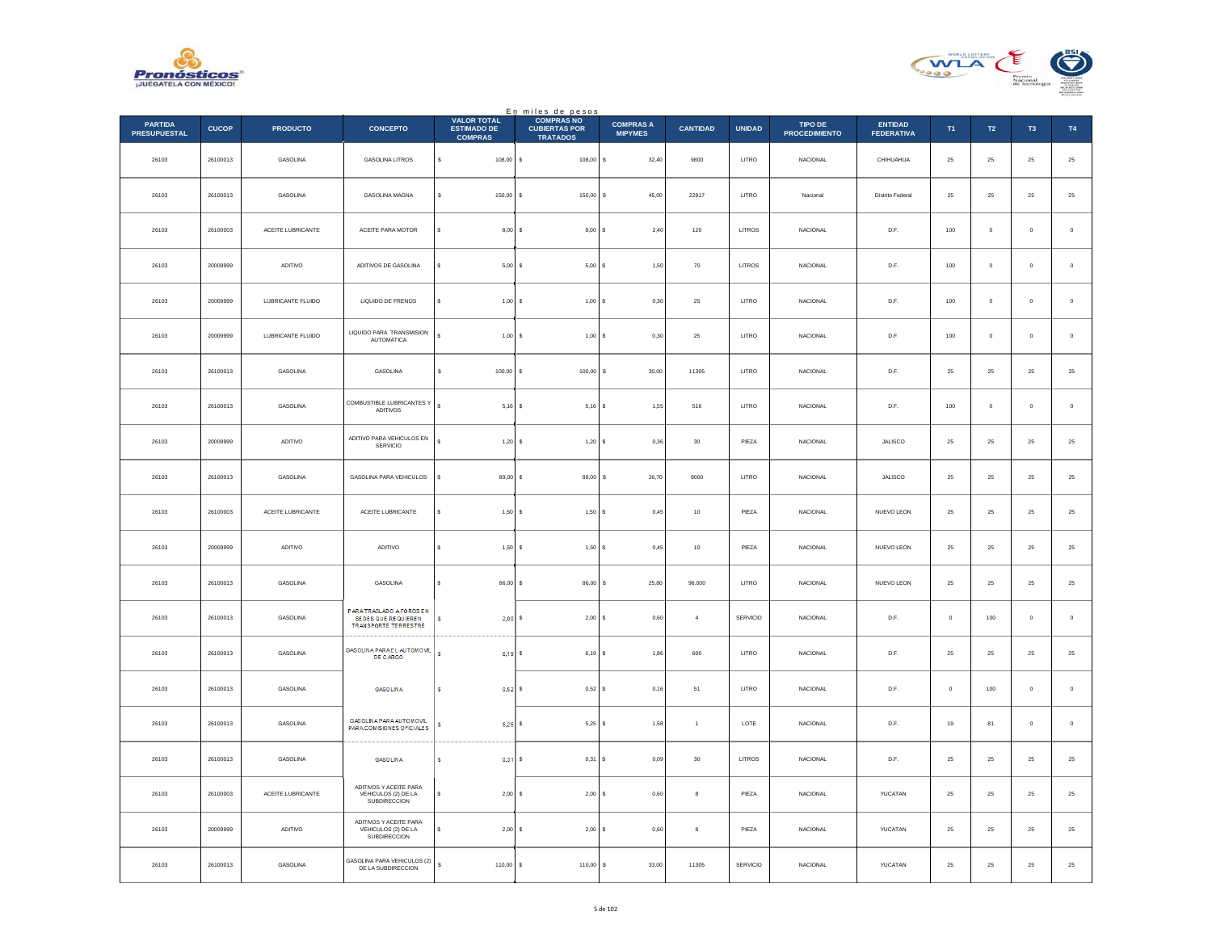En miles de pesos

| PARTIDA PRESUPUESTAL | CUCOP | PRODUCTO | CONCEPTO | VALOR TOTAL ESTIMADO DE COMPRAS | COMPRAS NO CUBIERTAS POR TRATADOS | COMPRAS A MIPYMES | CANTIDAD | UNIDAD | TIPO DE PROCEDIMIENTO | ENTIDAD FEDERATIVA | T1 | T2 | T3 | T4 |
|---|---|---|---|---|---|---|---|---|---|---|---|---|---|---|
| 26103 | 26100013 | GASOLINA | GASOLINA LITROS | $ 108,00 | $ 108,00 | $ 32,40 | 9800 | LITRO | NACIONAL | CHIHUAHUA | 25 | 25 | 25 | 25 |
| 26103 | 26100013 | GASOLINA | GASOLINA MAGNA | $ 150,00 | $ 150,00 | $ 45,00 | 22917 | LITRO | Nacional | Distrito Federal | 25 | 25 | 25 | 25 |
| 26103 | 26100003 | ACEITE LUBRICANTE | ACEITE PARA MOTOR | $ 8,00 | $ 8,00 | $ 2,40 | 120 | LITROS | NACIONAL | D.F. | 100 | 0 | 0 | 0 |
| 26103 | 20009999 | ADITIVO | ADITIVOS DE GASOLINA | $ 5,00 | $ 5,00 | $ 1,50 | 70 | LITROS | NACIONAL | D.F. | 100 | 0 | 0 | 0 |
| 26103 | 20009999 | LUBRICANTE FLUIDO | LIQUIDO DE FRENOS | $ 1,00 | $ 1,00 | $ 0,30 | 25 | LITRO | NACIONAL | D.F. | 100 | 0 | 0 | 0 |
| 26103 | 20009999 | LUBRICANTE FLUIDO | LIQUIDO PARA TRANSMISION AUTOMATICA | $ 1,00 | $ 1,00 | $ 0,30 | 25 | LITRO | NACIONAL | D.F. | 100 | 0 | 0 | 0 |
| 26103 | 26100013 | GASOLINA | GASOLINA | $ 100,00 | $ 100,00 | $ 30,00 | 11305 | LITRO | NACIONAL | D.F. | 25 | 25 | 25 | 25 |
| 26103 | 26100013 | GASOLINA | COMBUSTIBLE LUBRICANTES Y ADITIVOS | $ 5,16 | $ 5,16 | $ 1,55 | 516 | LITRO | NACIONAL | D.F. | 100 | 0 | 0 | 0 |
| 26103 | 20009999 | ADITIVO | ADITIVO PARA VEHICULOS EN SERVICIO | $ 1,20 | $ 1,20 | $ 0,36 | 30 | PIEZA | NACIONAL | JALISCO | 25 | 25 | 25 | 25 |
| 26103 | 26100013 | GASOLINA | GASOLINA PARA VEHICULOS | $ 89,00 | $ 89,00 | $ 26,70 | 9000 | LITRO | NACIONAL | JALISCO | 25 | 25 | 25 | 25 |
| 26103 | 26100003 | ACEITE LUBRICANTE | ACEITE LUBRICANTE | $ 1,50 | $ 1,50 | $ 0,45 | 10 | PIEZA | NACIONAL | NUEVO LEON | 25 | 25 | 25 | 25 |
| 26103 | 20009999 | ADITIVO | ADITIVO | $ 1,50 | $ 1,50 | $ 0,45 | 10 | PIEZA | NACIONAL | NUEVO LEON | 25 | 25 | 25 | 25 |
| 26103 | 26100013 | GASOLINA | GASOLINA | $ 86,00 | $ 86,00 | $ 25,80 | 96.000 | LITRO | NACIONAL | NUEVO LEON | 25 | 25 | 25 | 25 |
| 26103 | 26100013 | GASOLINA | PARA TRASLADO A FOROS EN SEDES QUE REQUIEREN TRANSPORTE TERRESTRE | $ 2,00 | $ 2,00 | $ 0,60 | 4 | SERVICIO | NACIONAL | D.F. | 0 | 100 | 0 | 0 |
| 26103 | 26100013 | GASOLINA | GASOLINA PARA EL AUTOMOVIL DE CARGO | $ 6,19 | $ 6,19 | $ 1,86 | 600 | LITRO | NACIONAL | D.F. | 25 | 25 | 25 | 25 |
| 26103 | 26100013 | GASOLINA | GASOLINA | $ 0,52 | $ 0,52 | $ 0,16 | 51 | LITRO | NACIONAL | D.F. | 0 | 100 | 0 | 0 |
| 26103 | 26100013 | GASOLINA | GASOLINA PARA AUTOMOVIL PARA COMISIONES OFICIALES | $ 5,25 | $ 5,25 | $ 1,58 | 1 | LOTE | NACIONAL | D.F. | 19 | 81 | 0 | 0 |
| 26103 | 26100013 | GASOLINA | GASOLINA | $ 0,31 | $ 0,31 | $ 0,09 | 30 | LITROS | NACIONAL | D.F. | 25 | 25 | 25 | 25 |
| 26103 | 26100003 | ACEITE LUBRICANTE | ADITIVOS Y ACEITE PARA VEHICULOS (2) DE LA SUBDIRECCION | $ 2,00 | $ 2,00 | $ 0,60 | 8 | PIEZA | NACIONAL | YUCATAN | 25 | 25 | 25 | 25 |
| 26103 | 20009999 | ADITIVO | ADITIVOS Y ACEITE PARA VEHICULOS (2) DE LA SUBDIRECCION | $ 2,00 | $ 2,00 | $ 0,60 | 8 | PIEZA | NACIONAL | YUCATAN | 25 | 25 | 25 | 25 |
| 26103 | 26100013 | GASOLINA | GASOLINA PARA VEHICULOS (2) DE LA SUBDIRECCION | $ 110,00 | $ 110,00 | $ 33,00 | 11305 | SERVICIO | NACIONAL | YUCATAN | 25 | 25 | 25 | 25 |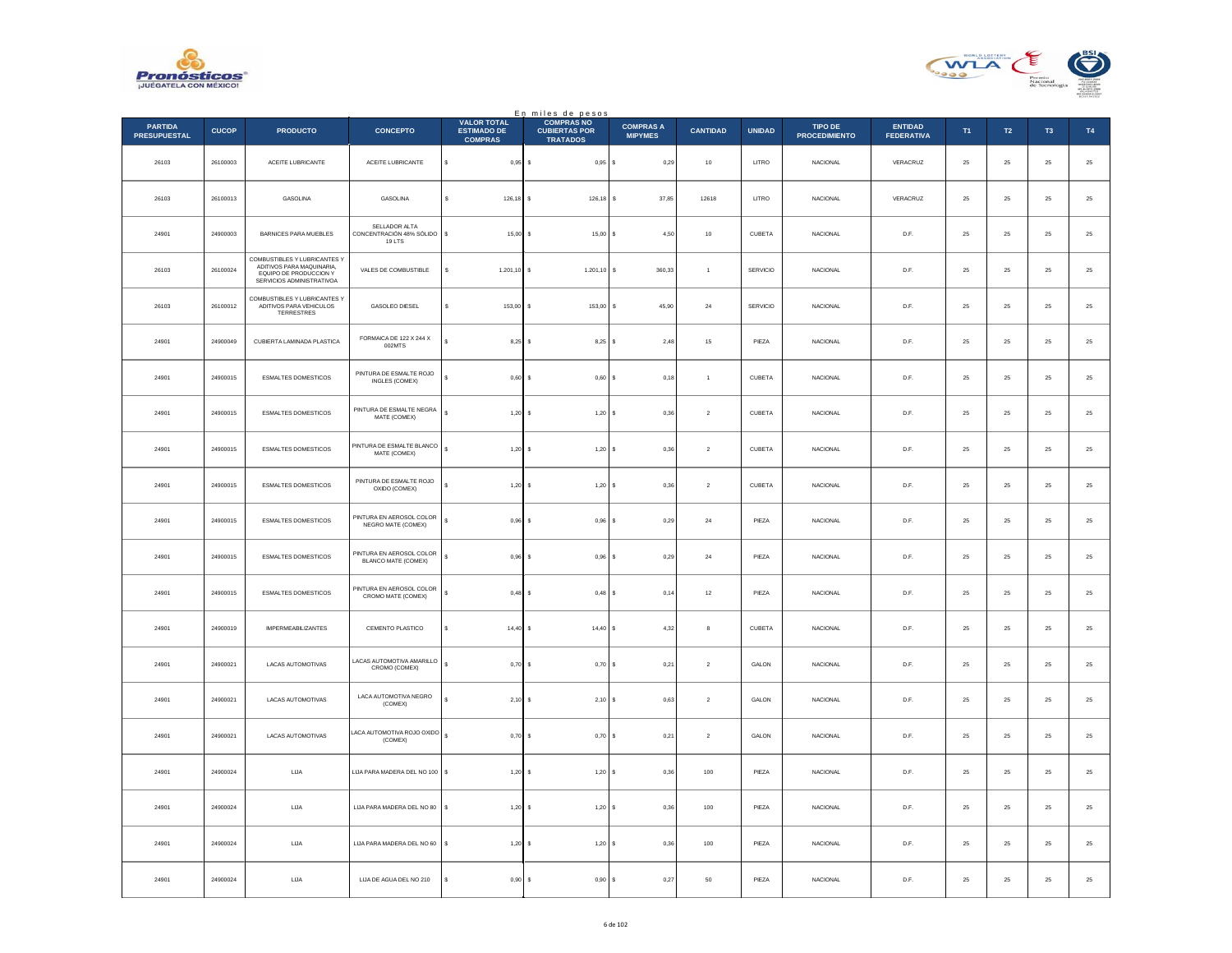En miles de pesos

| PARTIDA PRESUPUESTAL | CUCOP | PRODUCTO | CONCEPTO | VALOR TOTAL ESTIMADO DE COMPRAS | COMPRAS NO CUBIERTAS POR TRATADOS | COMPRAS A MIPYMES | CANTIDAD | UNIDAD | TIPO DE PROCEDIMIENTO | ENTIDAD FEDERATIVA | T1 | T2 | T3 | T4 |
|---|---|---|---|---|---|---|---|---|---|---|---|---|---|---|
| 26103 | 26100003 | ACEITE LUBRICANTE | ACEITE LUBRICANTE | $ 0,95 | $ 0,95 | $ 0,29 | 10 | LITRO | NACIONAL | VERACRUZ | 25 | 25 | 25 | 25 |
| 26103 | 26100013 | GASOLINA | GASOLINA | $ 126,18 | $ 126,18 | $ 37,85 | 12618 | LITRO | NACIONAL | VERACRUZ | 25 | 25 | 25 | 25 |
| 24901 | 24900003 | BARNICES PARA MUEBLES | SELLADOR ALTA CONCENTRACIÓN 48% SÓLIDO 19 LTS | $ 15,00 | $ 15,00 | $ 4,50 | 10 | CUBETA | NACIONAL | D.F. | 25 | 25 | 25 | 25 |
| 26103 | 26100024 | COMBUSTIBLES Y LUBRICANTES Y ADITIVOS PARA MAQUINARIA, EQUIPO DE PRODUCCION Y SERVICIOS ADMINISTRATIVOA | VALES DE COMBUSTIBLE | $ 1.201,10 | $ 1.201,10 | $ 360,33 | 1 | SERVICIO | NACIONAL | D.F. | 25 | 25 | 25 | 25 |
| 26103 | 26100012 | COMBUSTIBLES Y LUBRICANTES Y ADITIVOS PARA VEHICULOS TERRESTRES | GASOLEO DIESEL | $ 153,00 | $ 153,00 | $ 45,90 | 24 | SERVICIO | NACIONAL | D.F. | 25 | 25 | 25 | 25 |
| 24901 | 24900049 | CUBIERTA LAMINADA PLASTICA | FORMAICA DE 122 X 244 X 002MTS | $ 8,25 | $ 8,25 | $ 2,48 | 15 | PIEZA | NACIONAL | D.F. | 25 | 25 | 25 | 25 |
| 24901 | 24900015 | ESMALTES DOMESTICOS | PINTURA DE ESMALTE ROJO INGLES (COMEX) | $ 0,60 | $ 0,60 | $ 0,18 | 1 | CUBETA | NACIONAL | D.F. | 25 | 25 | 25 | 25 |
| 24901 | 24900015 | ESMALTES DOMESTICOS | PINTURA DE ESMALTE NEGRA MATE (COMEX) | $ 1,20 | $ 1,20 | $ 0,36 | 2 | CUBETA | NACIONAL | D.F. | 25 | 25 | 25 | 25 |
| 24901 | 24900015 | ESMALTES DOMESTICOS | PINTURA DE ESMALTE BLANCO MATE (COMEX) | $ 1,20 | $ 1,20 | $ 0,36 | 2 | CUBETA | NACIONAL | D.F. | 25 | 25 | 25 | 25 |
| 24901 | 24900015 | ESMALTES DOMESTICOS | PINTURA DE ESMALTE ROJO OXIDO (COMEX) | $ 1,20 | $ 1,20 | $ 0,36 | 2 | CUBETA | NACIONAL | D.F. | 25 | 25 | 25 | 25 |
| 24901 | 24900015 | ESMALTES DOMESTICOS | PINTURA EN AEROSOL COLOR NEGRO MATE (COMEX) | $ 0,96 | $ 0,96 | $ 0,29 | 24 | PIEZA | NACIONAL | D.F. | 25 | 25 | 25 | 25 |
| 24901 | 24900015 | ESMALTES DOMESTICOS | PINTURA EN AEROSOL COLOR BLANCO MATE (COMEX) | $ 0,96 | $ 0,96 | $ 0,29 | 24 | PIEZA | NACIONAL | D.F. | 25 | 25 | 25 | 25 |
| 24901 | 24900015 | ESMALTES DOMESTICOS | PINTURA EN AEROSOL COLOR CROMO MATE (COMEX) | $ 0,48 | $ 0,48 | $ 0,14 | 12 | PIEZA | NACIONAL | D.F. | 25 | 25 | 25 | 25 |
| 24901 | 24900019 | IMPERMEABILIZANTES | CEMENTO PLASTICO | $ 14,40 | $ 14,40 | $ 4,32 | 8 | CUBETA | NACIONAL | D.F. | 25 | 25 | 25 | 25 |
| 24901 | 24900021 | LACAS AUTOMOTIVAS | LACAS AUTOMOTIVA AMARILLO CROMO (COMEX) | $ 0,70 | $ 0,70 | $ 0,21 | 2 | GALON | NACIONAL | D.F. | 25 | 25 | 25 | 25 |
| 24901 | 24900021 | LACAS AUTOMOTIVAS | LACA AUTOMOTIVA NEGRO (COMEX) | $ 2,10 | $ 2,10 | $ 0,63 | 2 | GALON | NACIONAL | D.F. | 25 | 25 | 25 | 25 |
| 24901 | 24900021 | LACAS AUTOMOTIVAS | LACA AUTOMOTIVA ROJO OXIDO (COMEX) | $ 0,70 | $ 0,70 | $ 0,21 | 2 | GALON | NACIONAL | D.F. | 25 | 25 | 25 | 25 |
| 24901 | 24900024 | LIJA | LIJA PARA MADERA DEL NO 100 | $ 1,20 | $ 1,20 | $ 0,36 | 100 | PIEZA | NACIONAL | D.F. | 25 | 25 | 25 | 25 |
| 24901 | 24900024 | LIJA | LIJA PARA MADERA DEL NO 80 | $ 1,20 | $ 1,20 | $ 0,36 | 100 | PIEZA | NACIONAL | D.F. | 25 | 25 | 25 | 25 |
| 24901 | 24900024 | LIJA | LIJA PARA MADERA DEL NO 60 | $ 1,20 | $ 1,20 | $ 0,36 | 100 | PIEZA | NACIONAL | D.F. | 25 | 25 | 25 | 25 |
| 24901 | 24900024 | LIJA | LIJA DE AGUA DEL NO 210 | $ 0,90 | $ 0,90 | $ 0,27 | 50 | PIEZA | NACIONAL | D.F. | 25 | 25 | 25 | 25 |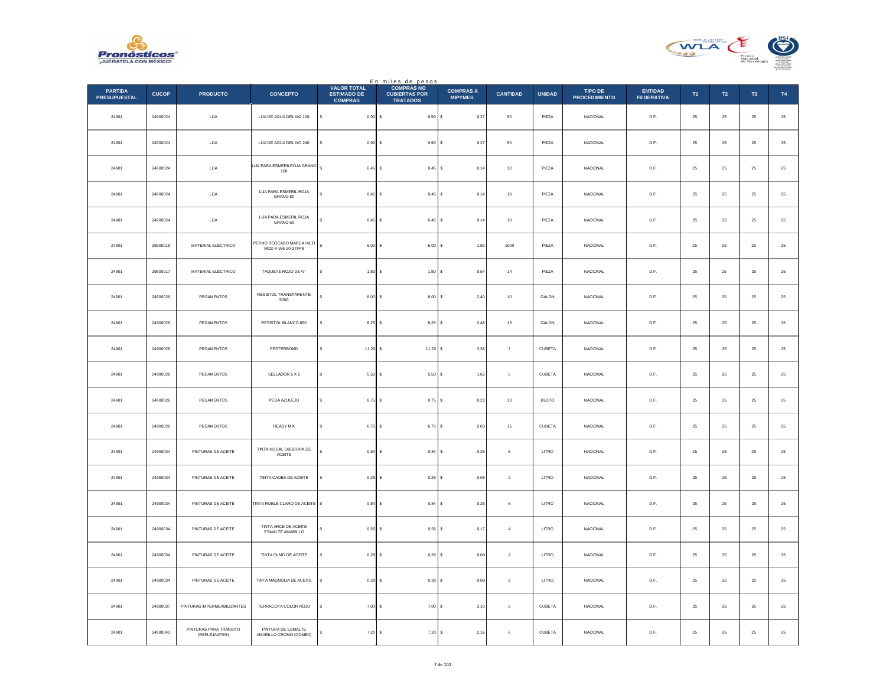En miles de pesos

| PARTIDA PRESUPUESTAL | CUCOP | PRODUCTO | CONCEPTO | VALOR TOTAL ESTIMADO DE COMPRAS | COMPRAS NO CUBIERTAS POR TRATADOS | COMPRAS A MIPYMES | CANTIDAD | UNIDAD | TIPO DE PROCEDIMIENTO | ENTIDAD FEDERATIVA | T1 | T2 | T3 | T4 |
|---|---|---|---|---|---|---|---|---|---|---|---|---|---|---|
| 24901 | 24900024 | LIJA | LIJA DE AGUA DEL NO 100 | $ 0,90 | $ 0,90 | $ 0,27 | 50 | PIEZA | NACIONAL | D.F. | 25 | 25 | 25 | 25 |
| 24901 | 24900024 | LIJA | LIJA DE AGUA DEL NO 240 | $ 0,90 | $ 0,90 | $ 0,27 | 50 | PIEZA | NACIONAL | D.F. | 25 | 25 | 25 | 25 |
| 24901 | 24900024 | LIJA | LIJA PARA ESMERILROJA GRANO 100 | $ 0,45 | $ 0,45 | $ 0,14 | 10 | PIEZA | NACIONAL | D.F. | 25 | 25 | 25 | 25 |
| 24901 | 24900024 | LIJA | LIJA PARA ESMERIL ROJA GRANO 80 | $ 0,45 | $ 0,45 | $ 0,14 | 10 | PIEZA | NACIONAL | D.F. | 25 | 25 | 25 | 25 |
| 24901 | 24900024 | LIJA | LIJA PARA ESMERIL ROJA GRANO 60 | $ 0,45 | $ 0,45 | $ 0,14 | 10 | PIEZA | NACIONAL | D.F. | 25 | 25 | 25 | 25 |
| 24901 | 29800019 | MATERIAL ELÉCTRICO | PERNO ROSCADO MARCA HILTI MOD X-W6-20-27FP8 | $ 6,00 | $ 6,00 | $ 1,80 | 1000 | PIEZA | NACIONAL | D.F. | 25 | 25 | 25 | 25 |
| 24901 | 29800017 | MATERIAL ELÉCTRICO | TAQUETE ROJO DE ¼" | $ 1,80 | $ 1,80 | $ 0,54 | 14 | PIEZA | NACIONAL | D.F. | 25 | 25 | 25 | 25 |
| 24901 | 24900026 | PEGAMENTOS | RESISTOL TRANSPARENTE 5000 | $ 8,00 | $ 8,00 | $ 2,40 | 10 | GALON | NACIONAL | D.F. | 25 | 25 | 25 | 25 |
| 24901 | 24900026 | PEGAMENTOS | RESISTOL BLANCO 850 | $ 8,25 | $ 8,25 | $ 2,48 | 15 | GALON | NACIONAL | D.F. | 25 | 25 | 25 | 25 |
| 24901 | 24900026 | PEGAMENTOS | FESTERBOND | $ 11,20 | $ 11,20 | $ 3,36 | 7 | CUBETA | NACIONAL | D.F. | 25 | 25 | 25 | 25 |
| 24901 | 24900026 | PEGAMENTOS | SELLADOR 5 X 1 | $ 5,50 | $ 5,50 | $ 1,65 | 5 | CUBETA | NACIONAL | D.F. | 25 | 25 | 25 | 25 |
| 24901 | 24900026 | PEGAMENTOS | PEGA AZULEJO | $ 0,75 | $ 0,75 | $ 0,23 | 10 | BULTO | NACIONAL | D.F. | 25 | 25 | 25 | 25 |
| 24901 | 24900026 | PEGAMENTOS | READY MIX | $ 6,75 | $ 6,75 | $ 2,03 | 15 | CUBETA | NACIONAL | D.F. | 25 | 25 | 25 | 25 |
| 24901 | 24900034 | PINTURAS DE ACEITE | TINTA NOGAL OBSCURA DE ACEITE | $ 0,84 | $ 0,84 | $ 0,25 | 6 | LITRO | NACIONAL | D.F. | 25 | 25 | 25 | 25 |
| 24901 | 24900034 | PINTURAS DE ACEITE | TINTA CAOBA DE ACEITE | $ 0,28 | $ 0,28 | $ 0,08 | 2 | LITRO | NACIONAL | D.F. | 25 | 25 | 25 | 25 |
| 24901 | 24900034 | PINTURAS DE ACEITE | TINTA ROBLE CLARO DE ACEITE | $ 0,84 | $ 0,84 | $ 0,25 | 6 | LITRO | NACIONAL | D.F. | 25 | 25 | 25 | 25 |
| 24901 | 24900034 | PINTURAS DE ACEITE | TINTA ARCE DE ACEITE ESMALTE AMARILLO | $ 0,56 | $ 0,56 | $ 0,17 | 4 | LITRO | NACIONAL | D.F. | 25 | 25 | 25 | 25 |
| 24901 | 24900034 | PINTURAS DE ACEITE | TINTA OLMO DE ACEITE | $ 0,28 | $ 0,28 | $ 0,08 | 2 | LITRO | NACIONAL | D.F. | 25 | 25 | 25 | 25 |
| 24901 | 24900034 | PINTURAS DE ACEITE | TINTA MAGNOLIA DE ACEITE | $ 0,28 | $ 0,28 | $ 0,08 | 2 | LITRO | NACIONAL | D.F. | 25 | 25 | 25 | 25 |
| 24901 | 24900037 | PINTURAS IMPERMEABILIZANTES | TERRACOTA COLOR ROJO | $ 7,00 | $ 7,00 | $ 2,10 | 5 | CUBETA | NACIONAL | D.F. | 25 | 25 | 25 | 25 |
| 24901 | 24900043 | PINTURAS PARA TRANSITO (REFLEJANTES) | PINTURA DE ESMALTE AMARILLO CROMO (COMEX) | $ 7,20 | $ 7,20 | $ 2,16 | 6 | CUBETA | NACIONAL | D.F. | 25 | 25 | 25 | 25 |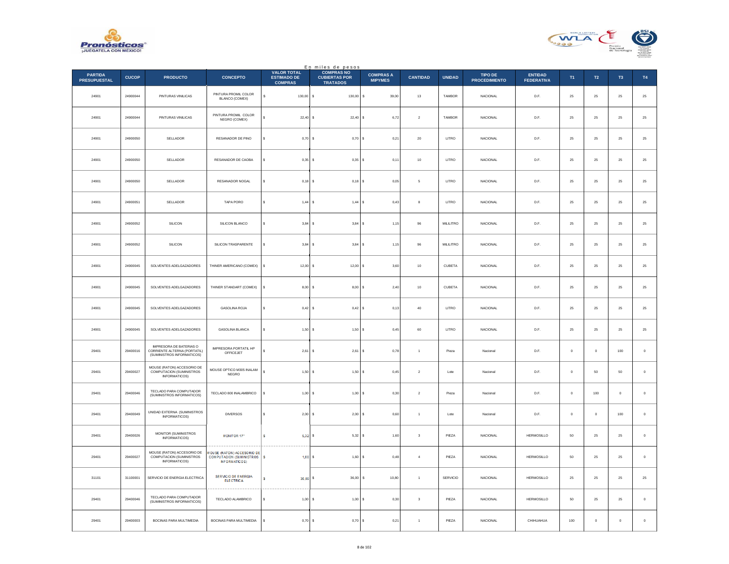En miles de pesos

| PARTIDA PRESUPUESTAL | CUCOP | PRODUCTO | CONCEPTO | VALOR TOTAL ESTIMADO DE COMPRAS | COMPRAS NO CUBIERTAS POR TRATADOS | COMPRAS A MIPYMES | CANTIDAD | UNIDAD | TIPO DE PROCEDIMIENTO | ENTIDAD FEDERATIVA | T1 | T2 | T3 | T4 |
|---|---|---|---|---|---|---|---|---|---|---|---|---|---|---|
| 24901 | 24900044 | PINTURAS VINILICAS | PINTURA PROMIL COLOR BLANCO (COMEX) | $ 130,00 | $ 130,00 | $ 39,00 | 13 | TAMBOR | NACIONAL | D.F. | 25 | 25 | 25 | 25 |
| 24901 | 24900044 | PINTURAS VINILICAS | PINTURA PROMIL COLOR NEGRO (COMEX) | $ 22,40 | $ 22,40 | $ 6,72 | 2 | TAMBOR | NACIONAL | D.F. | 25 | 25 | 25 | 25 |
| 24901 | 24900050 | SELLADOR | RESANADOR DE PINO | $ 0,70 | $ 0,70 | $ 0,21 | 20 | LITRO | NACIONAL | D.F. | 25 | 25 | 25 | 25 |
| 24901 | 24900050 | SELLADOR | RESANADOR DE CAOBA | $ 0,35 | $ 0,35 | $ 0,11 | 10 | LITRO | NACIONAL | D.F. | 25 | 25 | 25 | 25 |
| 24901 | 24900050 | SELLADOR | RESANADOR NOGAL | $ 0,18 | $ 0,18 | $ 0,05 | 5 | LITRO | NACIONAL | D.F. | 25 | 25 | 25 | 25 |
| 24901 | 24900051 | SELLADOR | TAPA PORO | $ 1,44 | $ 1,44 | $ 0,43 | 8 | LITRO | NACIONAL | D.F. | 25 | 25 | 25 | 25 |
| 24901 | 24900052 | SILICON | SILICON BLANCO | $ 3,84 | $ 3,84 | $ 1,15 | 96 | MILILITRO | NACIONAL | D.F. | 25 | 25 | 25 | 25 |
| 24901 | 24900052 | SILICON | SILICON TRASPARENTE | $ 3,84 | $ 3,84 | $ 1,15 | 96 | MILILITRO | NACIONAL | D.F. | 25 | 25 | 25 | 25 |
| 24901 | 24900045 | SOLVENTES ADELGAZADORES | THINER AMERICANO (COMEX) | $ 12,00 | $ 12,00 | $ 3,60 | 10 | CUBETA | NACIONAL | D.F. | 25 | 25 | 25 | 25 |
| 24901 | 24900045 | SOLVENTES ADELGAZADORES | THINER STANDART (COMEX) | $ 8,00 | $ 8,00 | $ 2,40 | 10 | CUBETA | NACIONAL | D.F. | 25 | 25 | 25 | 25 |
| 24901 | 24900045 | SOLVENTES ADELGAZADORES | GASOLINA ROJA | $ 0,42 | $ 0,42 | $ 0,13 | 40 | LITRO | NACIONAL | D.F. | 25 | 25 | 25 | 25 |
| 24901 | 24900045 | SOLVENTES ADELGAZADORES | GASOLINA BLANCA | $ 1,50 | $ 1,50 | $ 0,45 | 60 | LITRO | NACIONAL | D.F. | 25 | 25 | 25 | 25 |
| 29401 | 29400016 | IMPRESORA DE BATERIAS O CORRIENTE ALTERNA (PORTATIL) (SUMINISTROS INFORMATICOS) | IMPRESORA PORTATIL HP OFFICEJET | $ 2,61 | $ 2,61 | $ 0,78 | 1 | Pieza | Nacional | D.F. | 0 | 0 | 100 | 0 |
| 29401 | 29400027 | MOUSE (RATON) ACCESORIO DE COMPUTACION (SUMINISTROS INFORMATICOS) | MOUSE OPTICO M305 INALAM NEGRO | $ 1,50 | $ 1,50 | $ 0,45 | 2 | Lote | Nacional | D.F. | 0 | 50 | 50 | 0 |
| 29401 | 29400046 | TECLADO PARA COMPUTADOR (SUMINISTROS INFORMATICOS) | TECLADO 800 INALAMBRICO | $ 1,00 | $ 1,00 | $ 0,30 | 2 | Pieza | Nacional | D.F. | 0 | 100 | 0 | 0 |
| 29401 | 29400049 | UNIDAD EXTERNA (SUMINISTROS INFORMATICOS) | DIVERSOS | $ 2,00 | $ 2,00 | $ 0,60 | 1 | Lote | Nacional | D.F. | 0 | 0 | 100 | 0 |
| 29401 | 29400026 | MONITOR (SUMINISTROS INFORMATICOS) | MONITOR 17" | $ 5,32 | $ 5,32 | $ 1,60 | 3 | PIEZA | NACIONAL | HERMOSILLO | 50 | 25 | 25 | 0 |
| 29401 | 29400027 | MOUSE (RATON) ACCESORIO DE COMPUTACION (SUMINISTROS INFORMATICOS) | MOUSE (RATON) ACCESORIO DE COMPUTACION (SUMINISTROS INFORMATICOS) | $ 1,60 | $ 1,60 | $ 0,48 | 4 | PIEZA | NACIONAL | HERMOSILLO | 50 | 25 | 25 | 0 |
| 31101 | 31100001 | SERVICIO DE ENERGIA ELECTRICA | SERVICIO DE ENERGIA ELECTRICA | $ 36,00 | $ 36,00 | $ 10,80 | 1 | SERVICIO | NACIONAL | HERMOSILLO | 25 | 25 | 25 | 25 |
| 29401 | 29400046 | TECLADO PARA COMPUTADOR (SUMINISTROS INFORMATICOS) | TECLADO ALAMBRICO | $ 1,00 | $ 1,00 | $ 0,30 | 3 | PIEZA | NACIONAL | HERMOSILLO | 50 | 25 | 25 | 0 |
| 29401 | 29400003 | BOCINAS PARA MULTIMEDIA | BOCINAS PARA MULTIMEDIA | $ 0,70 | $ 0,70 | $ 0,21 | 1 | PIEZA | NACIONAL | CHIHUAHUA | 100 | 0 | 0 | 0 |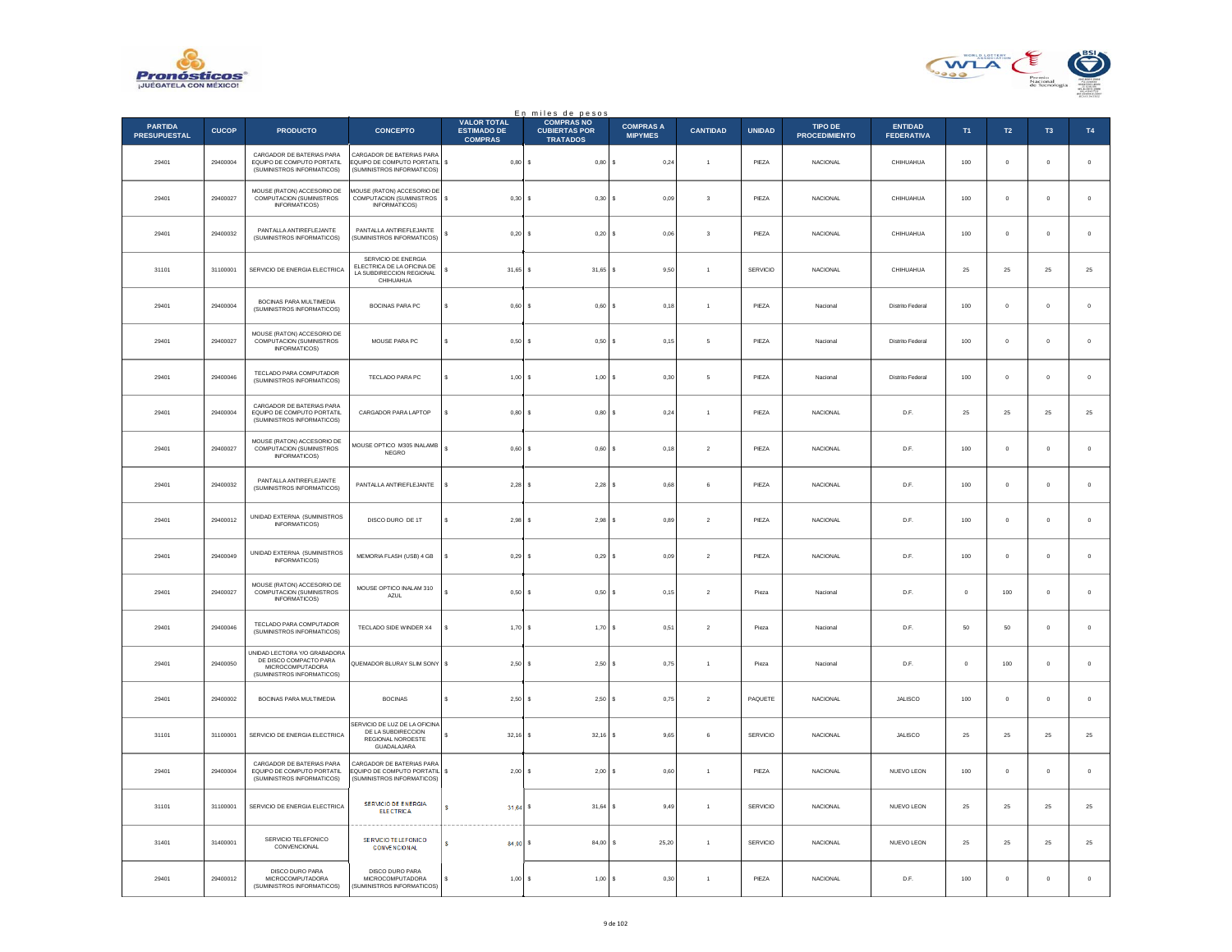En miles de pesos

| PARTIDA PRESUPUESTAL | CUCOP | PRODUCTO | CONCEPTO | VALOR TOTAL ESTIMADO DE COMPRAS | COMPRAS NO CUBIERTAS POR TRATADOS | COMPRAS A MIPYMES | CANTIDAD | UNIDAD | TIPO DE PROCEDIMIENTO | ENTIDAD FEDERATIVA | T1 | T2 | T3 | T4 |
|---|---|---|---|---|---|---|---|---|---|---|---|---|---|---|
| 29401 | 29400004 | CARGADOR DE BATERIAS PARA EQUIPO DE COMPUTO PORTATIL (SUMINISTROS INFORMATICOS) | CARGADOR DE BATERIAS PARA EQUIPO DE COMPUTO PORTATIL (SUMINISTROS INFORMATICOS) | $ 0,80 | $ 0,80 | $ 0,24 | 1 | PIEZA | NACIONAL | CHIHUAHUA | 100 | 0 | 0 | 0 |
| 29401 | 29400027 | MOUSE (RATON) ACCESORIO DE COMPUTACION (SUMINISTROS INFORMATICOS) | MOUSE (RATON) ACCESORIO DE COMPUTACION (SUMINISTROS INFORMATICOS) | $ 0,30 | $ 0,30 | $ 0,09 | 3 | PIEZA | NACIONAL | CHIHUAHUA | 100 | 0 | 0 | 0 |
| 29401 | 29400032 | PANTALLA ANTIREFLEJANTE (SUMINISTROS INFORMATICOS) | PANTALLA ANTIREFLEJANTE (SUMINISTROS INFORMATICOS) | $ 0,20 | $ 0,20 | $ 0,06 | 3 | PIEZA | NACIONAL | CHIHUAHUA | 100 | 0 | 0 | 0 |
| 31101 | 31100001 | SERVICIO DE ENERGIA ELECTRICA | SERVICIO DE ENERGIA ELECTRICA DE LA OFICINA DE LA SUBDIRECCION REGIONAL CHIHUAHUA | $ 31,65 | $ 31,65 | $ 9,50 | 1 | SERVICIO | NACIONAL | CHIHUAHUA | 25 | 25 | 25 | 25 |
| 29401 | 29400004 | BOCINAS PARA MULTIMEDIA (SUMINISTROS INFORMATICOS) | BOCINAS PARA PC | $ 0,60 | $ 0,60 | $ 0,18 | 1 | PIEZA | Nacional | Distrito Federal | 100 | 0 | 0 | 0 |
| 29401 | 29400027 | MOUSE (RATON) ACCESORIO DE COMPUTACION (SUMINISTROS INFORMATICOS) | MOUSE PARA PC | $ 0,50 | $ 0,50 | $ 0,15 | 5 | PIEZA | Nacional | Distrito Federal | 100 | 0 | 0 | 0 |
| 29401 | 29400046 | TECLADO PARA COMPUTADOR (SUMINISTROS INFORMATICOS) | TECLADO PARA PC | $ 1,00 | $ 1,00 | $ 0,30 | 5 | PIEZA | Nacional | Distrito Federal | 100 | 0 | 0 | 0 |
| 29401 | 29400004 | CARGADOR DE BATERIAS PARA EQUIPO DE COMPUTO PORTATIL (SUMINISTROS INFORMATICOS) | CARGADOR PARA LAPTOP | $ 0,80 | $ 0,80 | $ 0,24 | 1 | PIEZA | NACIONAL | D.F. | 25 | 25 | 25 | 25 |
| 29401 | 29400027 | MOUSE (RATON) ACCESORIO DE COMPUTACION (SUMINISTROS INFORMATICOS) | MOUSE OPTICO M305 INALAMB NEGRO | $ 0,60 | $ 0,60 | $ 0,18 | 2 | PIEZA | NACIONAL | D.F. | 100 | 0 | 0 | 0 |
| 29401 | 29400032 | PANTALLA ANTIREFLEJANTE (SUMINISTROS INFORMATICOS) | PANTALLA ANTIREFLEJANTE | $ 2,28 | $ 2,28 | $ 0,68 | 6 | PIEZA | NACIONAL | D.F. | 100 | 0 | 0 | 0 |
| 29401 | 29400012 | UNIDAD EXTERNA (SUMINISTROS INFORMATICOS) | DISCO DURO DE 1T | $ 2,98 | $ 2,98 | $ 0,89 | 2 | PIEZA | NACIONAL | D.F. | 100 | 0 | 0 | 0 |
| 29401 | 29400049 | UNIDAD EXTERNA (SUMINISTROS INFORMATICOS) | MEMORIA FLASH (USB) 4 GB | $ 0,29 | $ 0,29 | $ 0,09 | 2 | PIEZA | NACIONAL | D.F. | 100 | 0 | 0 | 0 |
| 29401 | 29400027 | MOUSE (RATON) ACCESORIO DE COMPUTACION (SUMINISTROS INFORMATICOS) | MOUSE OPTICO INALAM 310 AZUL | $ 0,50 | $ 0,50 | $ 0,15 | 2 | Pieza | Nacional | D.F. | 0 | 100 | 0 | 0 |
| 29401 | 29400046 | TECLADO PARA COMPUTADOR (SUMINISTROS INFORMATICOS) | TECLADO SIDE WINDER X4 | $ 1,70 | $ 1,70 | $ 0,51 | 2 | Pieza | Nacional | D.F. | 50 | 50 | 0 | 0 |
| 29401 | 29400050 | UNIDAD LECTORA Y/O GRABADORA DE DISCO COMPACTO PARA MICROCOMPUTADORA (SUMINISTROS INFORMATICOS) | QUEMADOR BLURAY SLIM SONY | $ 2,50 | $ 2,50 | $ 0,75 | 1 | Pieza | Nacional | D.F. | 0 | 100 | 0 | 0 |
| 29401 | 29400002 | BOCINAS PARA MULTIMEDIA | BOCINAS | $ 2,50 | $ 2,50 | $ 0,75 | 2 | PAQUETE | NACIONAL | JALISCO | 100 | 0 | 0 | 0 |
| 31101 | 31100001 | SERVICIO DE ENERGIA ELECTRICA | SERVICIO DE LUZ DE LA OFICINA DE LA SUBDIRECCION REGIONAL NOROESTE GUADALAJARA | $ 32,16 | $ 32,16 | $ 9,65 | 6 | SERVICIO | NACIONAL | JALISCO | 25 | 25 | 25 | 25 |
| 29401 | 29400004 | CARGADOR DE BATERIAS PARA EQUIPO DE COMPUTO PORTATIL (SUMINISTROS INFORMATICOS) | CARGADOR DE BATERIAS PARA EQUIPO DE COMPUTO PORTATIL (SUMINISTROS INFORMATICOS) | $ 2,00 | $ 2,00 | $ 0,60 | 1 | PIEZA | NACIONAL | NUEVO LEON | 100 | 0 | 0 | 0 |
| 31101 | 31100001 | SERVICIO DE ENERGIA ELECTRICA | SERVICIO DE ENERGIA ELECTRICA | $ 31,64 | $ 31,64 | $ 9,49 | 1 | SERVICIO | NACIONAL | NUEVO LEON | 25 | 25 | 25 | 25 |
| 31401 | 31400001 | SERVICIO TELEFONICO CONVENCIONAL | SERVICIO TELEFONICO CONVENCIONAL | $ 84,00 | $ 84,00 | $ 25,20 | 1 | SERVICIO | NACIONAL | NUEVO LEON | 25 | 25 | 25 | 25 |
| 29401 | 29400012 | DISCO DURO PARA MICROCOMPUTADORA (SUMINISTROS INFORMATICOS) | DISCO DURO PARA MICROCOMPUTADORA (SUMINISTROS INFORMATICOS) | $ 1,00 | $ 1,00 | $ 0,30 | 1 | PIEZA | NACIONAL | D.F. | 100 | 0 | 0 | 0 |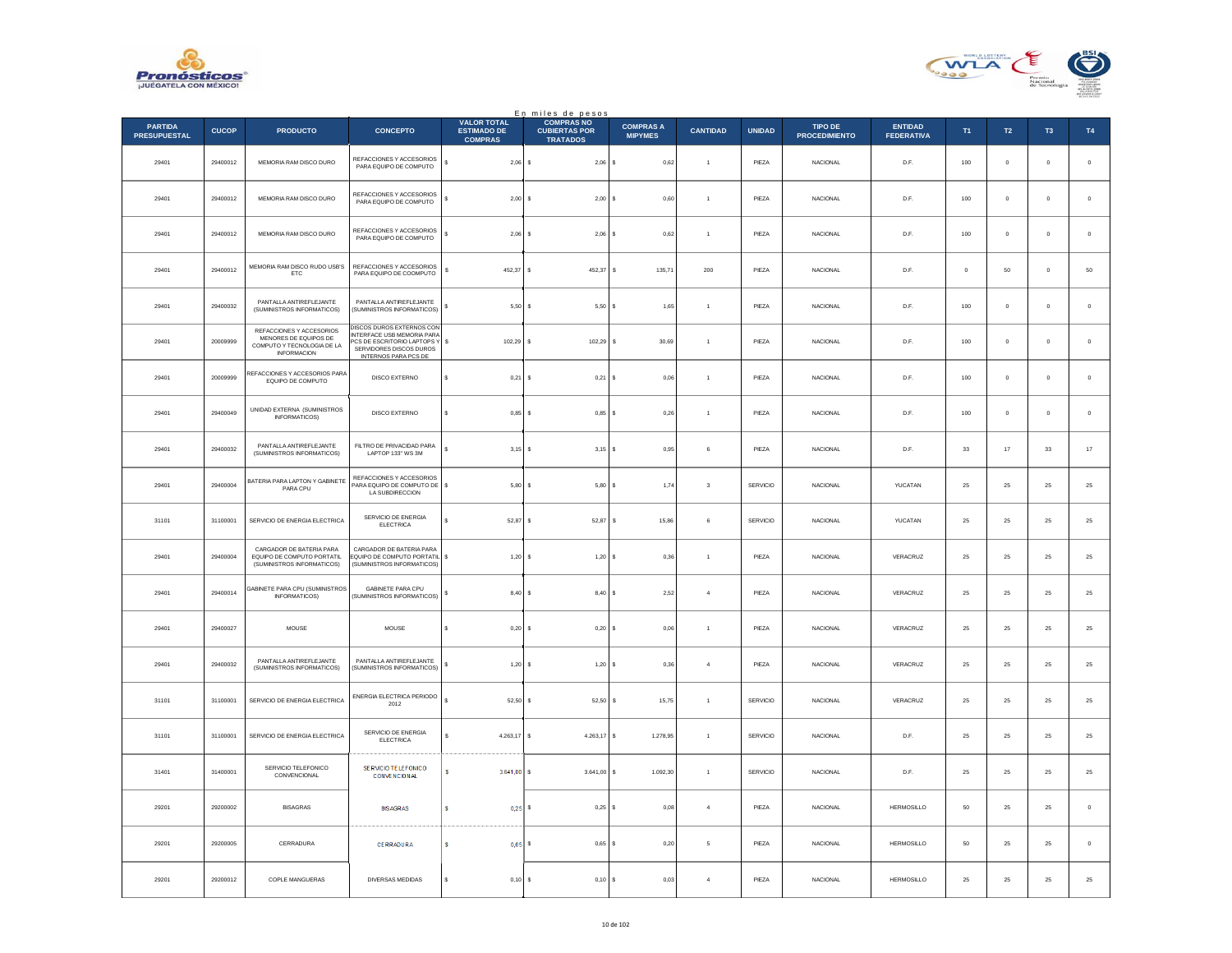En miles de pesos

| PARTIDA PRESUPUESTAL | CUCOP | PRODUCTO | CONCEPTO | VALOR TOTAL ESTIMADO DE COMPRAS | COMPRAS NO CUBIERTAS POR TRATADOS | COMPRAS A MIPYMES | CANTIDAD | UNIDAD | TIPO DE PROCEDIMIENTO | ENTIDAD FEDERATIVA | T1 | T2 | T3 | T4 |
|---|---|---|---|---|---|---|---|---|---|---|---|---|---|---|
| 29401 | 29400012 | MEMORIA RAM DISCO DURO | REFACCIONES Y ACCESORIOS PARA EQUIPO DE COMPUTO | $ 2,06 | $ 2,06 | $ 0,62 | 1 | PIEZA | NACIONAL | D.F. | 100 | 0 | 0 | 0 |
| 29401 | 29400012 | MEMORIA RAM DISCO DURO | REFACCIONES Y ACCESORIOS PARA EQUIPO DE COMPUTO | $ 2,00 | $ 2,00 | $ 0,60 | 1 | PIEZA | NACIONAL | D.F. | 100 | 0 | 0 | 0 |
| 29401 | 29400012 | MEMORIA RAM DISCO DURO | REFACCIONES Y ACCESORIOS PARA EQUIPO DE COMPUTO | $ 2,06 | $ 2,06 | $ 0,62 | 1 | PIEZA | NACIONAL | D.F. | 100 | 0 | 0 | 0 |
| 29401 | 29400012 | MEMORIA RAM DISCO RUDO USB'S ETC | REFACCIONES Y ACCESORIOS PARA EQUIPO DE COOMPUTO | $ 452,37 | $ 452,37 | $ 135,71 | 200 | PIEZA | NACIONAL | D.F. | 0 | 50 | 0 | 50 |
| 29401 | 29400032 | PANTALLA ANTIREFLEJANTE (SUMINISTROS INFORMATICOS) | PANTALLA ANTIREFLEJANTE (SUMINISTROS INFORMATICOS) | $ 5,50 | $ 5,50 | $ 1,65 | 1 | PIEZA | NACIONAL | D.F. | 100 | 0 | 0 | 0 |
| 29401 | 20009999 | REFACCIONES Y ACCESORIOS MENORES DE EQUIPOS DE COMPUTO Y TECNOLOGIA DE LA INFORMACION | DISCOS DUROS EXTERNOS CON INTERFACE USB MEMORIA PARA PCS DE ESCRITORIO LAPTOPS Y SERVIDORES DISCOS DUROS INTERNOS PARA PCS DE | $ 102,29 | $ 102,29 | $ 30,69 | 1 | PIEZA | NACIONAL | D.F. | 100 | 0 | 0 | 0 |
| 29401 | 20009999 | REFACCIONES Y ACCESORIOS PARA EQUIPO DE COMPUTO | DISCO EXTERNO | $ 0,21 | $ 0,21 | $ 0,06 | 1 | PIEZA | NACIONAL | D.F. | 100 | 0 | 0 | 0 |
| 29401 | 29400049 | UNIDAD EXTERNA (SUMINISTROS INFORMATICOS) | DISCO EXTERNO | $ 0,85 | $ 0,85 | $ 0,26 | 1 | PIEZA | NACIONAL | D.F. | 100 | 0 | 0 | 0 |
| 29401 | 29400032 | PANTALLA ANTIREFLEJANTE (SUMINISTROS INFORMATICOS) | FILTRO DE PRIVACIDAD PARA LAPTOP 133" WS 3M | $ 3,15 | $ 3,15 | $ 0,95 | 6 | PIEZA | NACIONAL | D.F. | 33 | 17 | 33 | 17 |
| 29401 | 29400004 | BATERIA PARA LAPTON Y GABINETE PARA CPU | REFACCIONES Y ACCESORIOS PARA EQUIPO DE COMPUTO DE LA SUBDIRECCION | $ 5,80 | $ 5,80 | $ 1,74 | 3 | SERVICIO | NACIONAL | YUCATAN | 25 | 25 | 25 | 25 |
| 31101 | 31100001 | SERVICIO DE ENERGIA ELECTRICA | SERVICIO DE ENERGIA ELECTRICA | $ 52,87 | $ 52,87 | $ 15,86 | 6 | SERVICIO | NACIONAL | YUCATAN | 25 | 25 | 25 | 25 |
| 29401 | 29400004 | CARGADOR DE BATERIA PARA EQUIPO DE COMPUTO PORTATIL (SUMINISTROS INFORMATICOS) | CARGADOR DE BATERIA PARA EQUIPO DE COMPUTO PORTATIL (SUMINISTROS INFORMATICOS) | $ 1,20 | $ 1,20 | $ 0,36 | 1 | PIEZA | NACIONAL | VERACRUZ | 25 | 25 | 25 | 25 |
| 29401 | 29400014 | GABINETE PARA CPU (SUMINISTROS INFORMATICOS) | GABINETE PARA CPU (SUMINISTROS INFORMATICOS) | $ 8,40 | $ 8,40 | $ 2,52 | 4 | PIEZA | NACIONAL | VERACRUZ | 25 | 25 | 25 | 25 |
| 29401 | 29400027 | MOUSE | MOUSE | $ 0,20 | $ 0,20 | $ 0,06 | 1 | PIEZA | NACIONAL | VERACRUZ | 25 | 25 | 25 | 25 |
| 29401 | 29400032 | PANTALLA ANTIREFLEJANTE (SUMINISTROS INFORMATICOS) | PANTALLA ANTIREFLEJANTE (SUMINISTROS INFORMATICOS) | $ 1,20 | $ 1,20 | $ 0,36 | 4 | PIEZA | NACIONAL | VERACRUZ | 25 | 25 | 25 | 25 |
| 31101 | 31100001 | SERVICIO DE ENERGIA ELECTRICA | ENERGIA ELECTRICA PERIODO 2012 | $ 52,50 | $ 52,50 | $ 15,75 | 1 | SERVICIO | NACIONAL | VERACRUZ | 25 | 25 | 25 | 25 |
| 31101 | 31100001 | SERVICIO DE ENERGIA ELECTRICA | SERVICIO DE ENERGIA ELECTRICA | $ 4.263,17 | $ 4.263,17 | $ 1.278,95 | 1 | SERVICIO | NACIONAL | D.F. | 25 | 25 | 25 | 25 |
| 31401 | 31400001 | SERVICIO TELEFONICO CONVENCIONAL | SERVICIO TELEFONICO CONVENCIONAL | $ 3.641,00 | $ 3.641,00 | $ 1.092,30 | 1 | SERVICIO | NACIONAL | D.F. | 25 | 25 | 25 | 25 |
| 29201 | 29200002 | BISAGRAS | BISAGRAS | $ 0,25 | $ 0,25 | $ 0,08 | 4 | PIEZA | NACIONAL | HERMOSILLO | 50 | 25 | 25 | 0 |
| 29201 | 29200005 | CERRADURA | CERRADURA | $ 0,65 | $ 0,65 | $ 0,20 | 5 | PIEZA | NACIONAL | HERMOSILLO | 50 | 25 | 25 | 0 |
| 29201 | 29200012 | COPLE MANGUERAS | DIVERSAS MEDIDAS | $ 0,10 | $ 0,10 | $ 0,03 | 4 | PIEZA | NACIONAL | HERMOSILLO | 25 | 25 | 25 | 25 |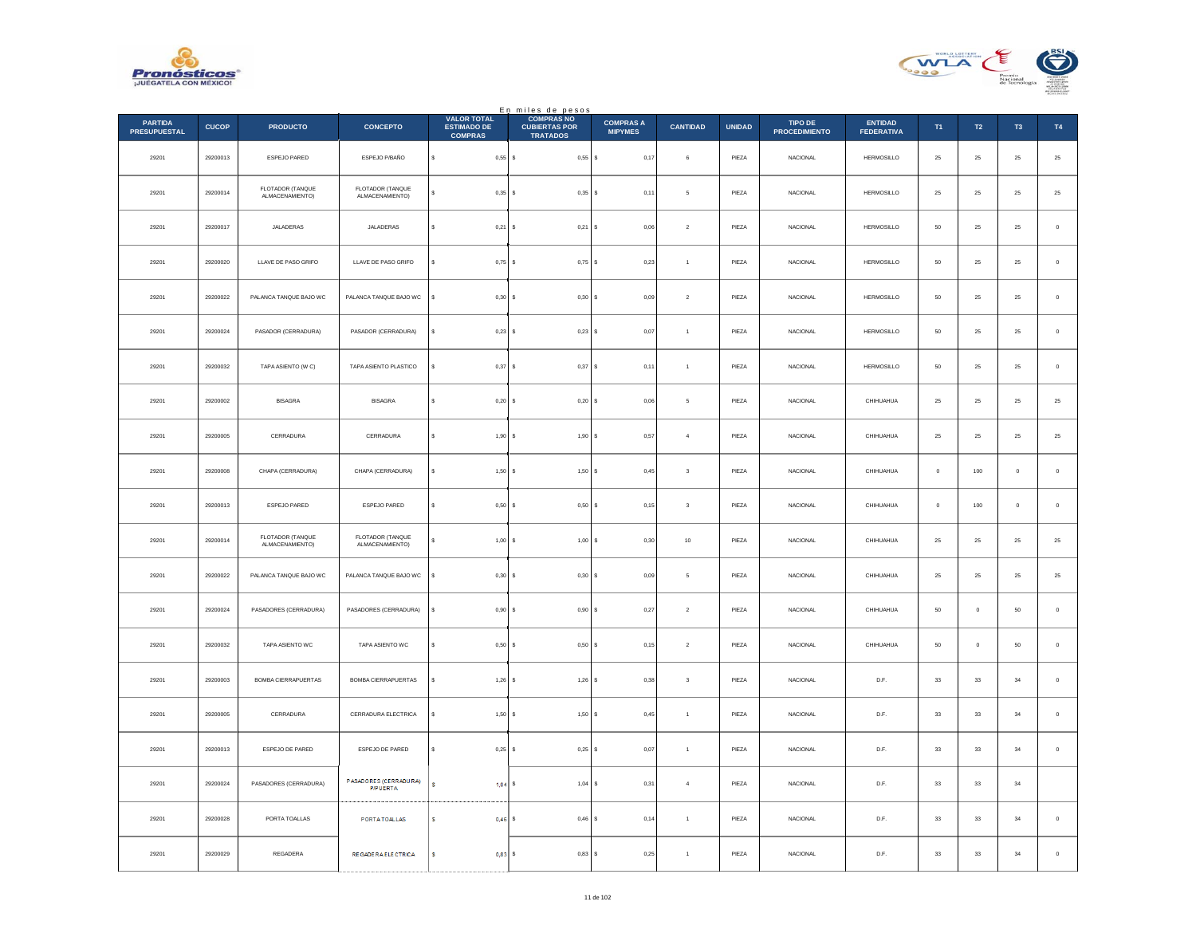En miles de pesos

| PARTIDA PRESUPUESTAL | CUCOP | PRODUCTO | CONCEPTO | VALOR TOTAL ESTIMADO DE COMPRAS | COMPRAS NO CUBIERTAS POR TRATADOS | COMPRAS A MIPYMES | CANTIDAD | UNIDAD | TIPO DE PROCEDIMIENTO | ENTIDAD FEDERATIVA | T1 | T2 | T3 | T4 |
|---|---|---|---|---|---|---|---|---|---|---|---|---|---|---|
| 29201 | 29200013 | ESPEJO PARED | ESPEJO P/BAÑO | $ 0,55 | $ 0,55 | $ 0,17 | 6 | PIEZA | NACIONAL | HERMOSILLO | 25 | 25 | 25 | 25 |
| 29201 | 29200014 | FLOTADOR (TANQUE ALMACENAMIENTO) | FLOTADOR (TANQUE ALMACENAMIENTO) | $ 0,35 | $ 0,35 | $ 0,11 | 5 | PIEZA | NACIONAL | HERMOSILLO | 25 | 25 | 25 | 25 |
| 29201 | 29200017 | JALADERAS | JALADERAS | $ 0,21 | $ 0,21 | $ 0,06 | 2 | PIEZA | NACIONAL | HERMOSILLO | 50 | 25 | 25 | 0 |
| 29201 | 29200020 | LLAVE DE PASO GRIFO | LLAVE DE PASO GRIFO | $ 0,75 | $ 0,75 | $ 0,23 | 1 | PIEZA | NACIONAL | HERMOSILLO | 50 | 25 | 25 | 0 |
| 29201 | 29200022 | PALANCA TANQUE BAJO WC | PALANCA TANQUE BAJO WC | $ 0,30 | $ 0,30 | $ 0,09 | 2 | PIEZA | NACIONAL | HERMOSILLO | 50 | 25 | 25 | 0 |
| 29201 | 29200024 | PASADOR (CERRADURA) | PASADOR (CERRADURA) | $ 0,23 | $ 0,23 | $ 0,07 | 1 | PIEZA | NACIONAL | HERMOSILLO | 50 | 25 | 25 | 0 |
| 29201 | 29200032 | TAPA ASIENTO (W C) | TAPA ASIENTO PLASTICO | $ 0,37 | $ 0,37 | $ 0,11 | 1 | PIEZA | NACIONAL | HERMOSILLO | 50 | 25 | 25 | 0 |
| 29201 | 29200002 | BISAGRA | BISAGRA | $ 0,20 | $ 0,20 | $ 0,06 | 5 | PIEZA | NACIONAL | CHIHUAHUA | 25 | 25 | 25 | 25 |
| 29201 | 29200005 | CERRADURA | CERRADURA | $ 1,90 | $ 1,90 | $ 0,57 | 4 | PIEZA | NACIONAL | CHIHUAHUA | 25 | 25 | 25 | 25 |
| 29201 | 29200008 | CHAPA (CERRADURA) | CHAPA (CERRADURA) | $ 1,50 | $ 1,50 | $ 0,45 | 3 | PIEZA | NACIONAL | CHIHUAHUA | 0 | 100 | 0 | 0 |
| 29201 | 29200013 | ESPEJO PARED | ESPEJO PARED | $ 0,50 | $ 0,50 | $ 0,15 | 3 | PIEZA | NACIONAL | CHIHUAHUA | 0 | 100 | 0 | 0 |
| 29201 | 29200014 | FLOTADOR (TANQUE ALMACENAMIENTO) | FLOTADOR (TANQUE ALMACENAMIENTO) | $ 1,00 | $ 1,00 | $ 0,30 | 10 | PIEZA | NACIONAL | CHIHUAHUA | 25 | 25 | 25 | 25 |
| 29201 | 29200022 | PALANCA TANQUE BAJO WC | PALANCA TANQUE BAJO WC | $ 0,30 | $ 0,30 | $ 0,09 | 5 | PIEZA | NACIONAL | CHIHUAHUA | 25 | 25 | 25 | 25 |
| 29201 | 29200024 | PASADORES (CERRADURA) | PASADORES (CERRADURA) | $ 0,90 | $ 0,90 | $ 0,27 | 2 | PIEZA | NACIONAL | CHIHUAHUA | 50 | 0 | 50 | 0 |
| 29201 | 29200032 | TAPA ASIENTO WC | TAPA ASIENTO WC | $ 0,50 | $ 0,50 | $ 0,15 | 2 | PIEZA | NACIONAL | CHIHUAHUA | 50 | 0 | 50 | 0 |
| 29201 | 29200003 | BOMBA CIERRAPUERTAS | BOMBA CIERRAPUERTAS | $ 1,26 | $ 1,26 | $ 0,38 | 3 | PIEZA | NACIONAL | D.F. | 33 | 33 | 34 | 0 |
| 29201 | 29200005 | CERRADURA | CERRADURA ELECTRICA | $ 1,50 | $ 1,50 | $ 0,45 | 1 | PIEZA | NACIONAL | D.F. | 33 | 33 | 34 | 0 |
| 29201 | 29200013 | ESPEJO DE PARED | ESPEJO DE PARED | $ 0,25 | $ 0,25 | $ 0,07 | 1 | PIEZA | NACIONAL | D.F. | 33 | 33 | 34 | 0 |
| 29201 | 29200024 | PASADORES (CERRADURA) | PASADORES (CERRADURA) P/PUERTA | $ 1,04 | $ 1,04 | $ 0,31 | 4 | PIEZA | NACIONAL | D.F. | 33 | 33 | 34 | |
| 29201 | 29200028 | PORTA TOALLAS | PORTA TOALLAS | $ 0,46 | $ 0,46 | $ 0,14 | 1 | PIEZA | NACIONAL | D.F. | 33 | 33 | 34 | 0 |
| 29201 | 29200029 | REGADERA | REGADERA ELECTRICA | $ 0,83 | $ 0,83 | $ 0,25 | 1 | PIEZA | NACIONAL | D.F. | 33 | 33 | 34 | 0 |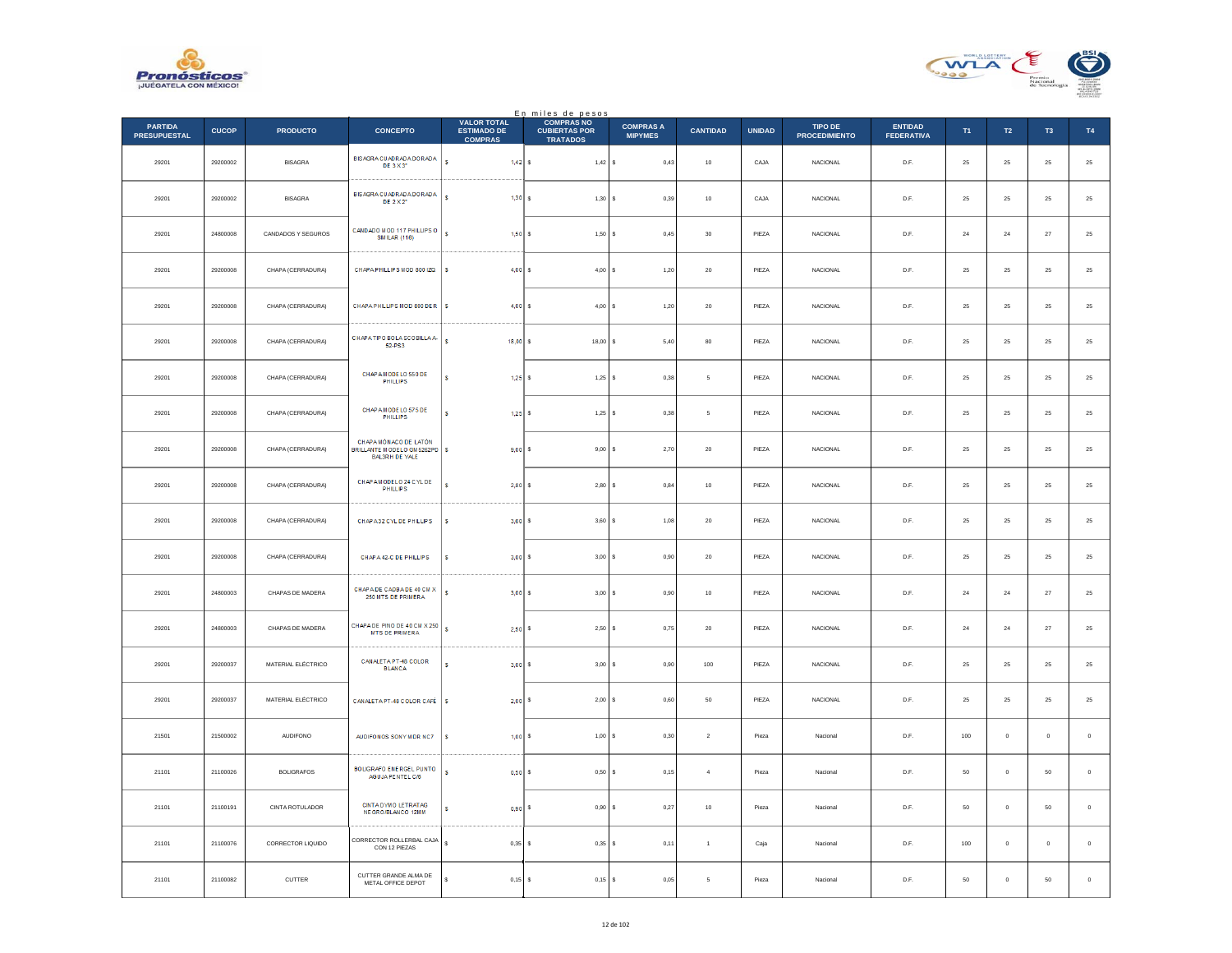En miles de pesos

| PARTIDA PRESUPUESTAL | CUCOP | PRODUCTO | CONCEPTO | VALOR TOTAL ESTIMADO DE COMPRAS | COMPRAS NO CUBIERTAS POR TRATADOS | COMPRAS A MIPYMES | CANTIDAD | UNIDAD | TIPO DE PROCEDIMIENTO | ENTIDAD FEDERATIVA | T1 | T2 | T3 | T4 |
|---|---|---|---|---|---|---|---|---|---|---|---|---|---|---|
| 29201 | 29200002 | BISAGRA | BISAGRA CUADRADA DORADA DE 3 X 3" | $ 1,42 | $ 1,42 | $ 0,43 | 10 | CAJA | NACIONAL | D.F. | 25 | 25 | 25 | 25 |
| 29201 | 29200002 | BISAGRA | BISAGRA CUADRADA DORADA DE 2 X 2" | $ 1,30 | $ 1,30 | $ 0,39 | 10 | CAJA | NACIONAL | D.F. | 25 | 25 | 25 | 25 |
| 29201 | 24800008 | CANDADOS Y SEGUROS | CANDADO MOD 117 PHILLIPS O SIMILAR (116) | $ 1,50 | $ 1,50 | $ 0,45 | 30 | PIEZA | NACIONAL | D.F. | 24 | 24 | 27 | 25 |
| 29201 | 29200008 | CHAPA (CERRADURA) | CHAPA PHILLIPS MOD 800 IZQ | $ 4,00 | $ 4,00 | $ 1,20 | 20 | PIEZA | NACIONAL | D.F. | 25 | 25 | 25 | 25 |
| 29201 | 29200008 | CHAPA (CERRADURA) | CHAPA PHILLIPS MOD 800 DER | $ 4,00 | $ 4,00 | $ 1,20 | 20 | PIEZA | NACIONAL | D.F. | 25 | 25 | 25 | 25 |
| 29201 | 29200008 | CHAPA (CERRADURA) | CHAPA TIPO BOLA ESCOBILLA A-52-PS3 | $ 18,00 | $ 18,00 | $ 5,40 | 80 | PIEZA | NACIONAL | D.F. | 25 | 25 | 25 | 25 |
| 29201 | 29200008 | CHAPA (CERRADURA) | CHAPA MODELO 550 DE PHILLIPS | $ 1,25 | $ 1,25 | $ 0,38 | 5 | PIEZA | NACIONAL | D.F. | 25 | 25 | 25 | 25 |
| 29201 | 29200008 | CHAPA (CERRADURA) | CHAPA MODELO 575 DE PHILLIPS | $ 1,25 | $ 1,25 | $ 0,38 | 5 | PIEZA | NACIONAL | D.F. | 25 | 25 | 25 | 25 |
| 29201 | 29200008 | CHAPA (CERRADURA) | CHAPA MÓNACO DE LATÓN BRILLANTE MODELO GM5262PD BALSRH DE YALE | $ 9,00 | $ 9,00 | $ 2,70 | 20 | PIEZA | NACIONAL | D.F. | 25 | 25 | 25 | 25 |
| 29201 | 29200008 | CHAPA (CERRADURA) | CHAPA MODELO 24 CYL DE PHILLIPS | $ 2,80 | $ 2,80 | $ 0,84 | 10 | PIEZA | NACIONAL | D.F. | 25 | 25 | 25 | 25 |
| 29201 | 29200008 | CHAPA (CERRADURA) | CHAPA 32 CYL DE PHILLIPS | $ 3,60 | $ 3,60 | $ 1,08 | 20 | PIEZA | NACIONAL | D.F. | 25 | 25 | 25 | 25 |
| 29201 | 29200008 | CHAPA (CERRADURA) | CHAPA 42-C DE PHILLIPS | $ 3,00 | $ 3,00 | $ 0,90 | 20 | PIEZA | NACIONAL | D.F. | 25 | 25 | 25 | 25 |
| 29201 | 24800003 | CHAPAS DE MADERA | CHAPA DE CAOBA DE 40 CM X 250 MTS DE PRIMERA | $ 3,00 | $ 3,00 | $ 0,90 | 10 | PIEZA | NACIONAL | D.F. | 24 | 24 | 27 | 25 |
| 29201 | 24800003 | CHAPAS DE MADERA | CHAPA DE PINO DE 40 CM X 250 MTS DE PRIMERA | $ 2,50 | $ 2,50 | $ 0,75 | 20 | PIEZA | NACIONAL | D.F. | 24 | 24 | 27 | 25 |
| 29201 | 29200037 | MATERIAL ELÉCTRICO | CANALETA PT-48 COLOR BLANCA | $ 3,00 | $ 3,00 | $ 0,90 | 100 | PIEZA | NACIONAL | D.F. | 25 | 25 | 25 | 25 |
| 29201 | 29200037 | MATERIAL ELÉCTRICO | CANALETA PT-48 COLOR CAFÉ | $ 2,00 | $ 2,00 | $ 0,60 | 50 | PIEZA | NACIONAL | D.F. | 25 | 25 | 25 | 25 |
| 21501 | 21500002 | AUDIFONO | AUDIFONOS SONY MDR NC7 | $ 1,00 | $ 1,00 | $ 0,30 | 2 | Pieza | Nacional | D.F. | 100 | 0 | 0 | 0 |
| 21101 | 21100026 | BOLIGRAFOS | BOLIGRAFO ENERGEL PUNTO AGUJA PENTEL C/6 | $ 0,50 | $ 0,50 | $ 0,15 | 4 | Pieza | Nacional | D.F. | 50 | 0 | 50 | 0 |
| 21101 | 21100191 | CINTA ROTULADOR | CINTA DYMO LETRATAG NEGRO/BLANCO 12MM | $ 0,90 | $ 0,90 | $ 0,27 | 10 | Pieza | Nacional | D.F. | 50 | 0 | 50 | 0 |
| 21101 | 21100076 | CORRECTOR LIQUIDO | CORRECTOR ROLLERBAL CAJA CON 12 PIEZAS | $ 0,35 | $ 0,35 | $ 0,11 | 1 | Caja | Nacional | D.F. | 100 | 0 | 0 | 0 |
| 21101 | 21100082 | CUTTER | CUTTER GRANDE ALMA DE METAL OFFICE DEPOT | $ 0,15 | $ 0,15 | $ 0,05 | 5 | Pieza | Nacional | D.F. | 50 | 0 | 50 | 0 |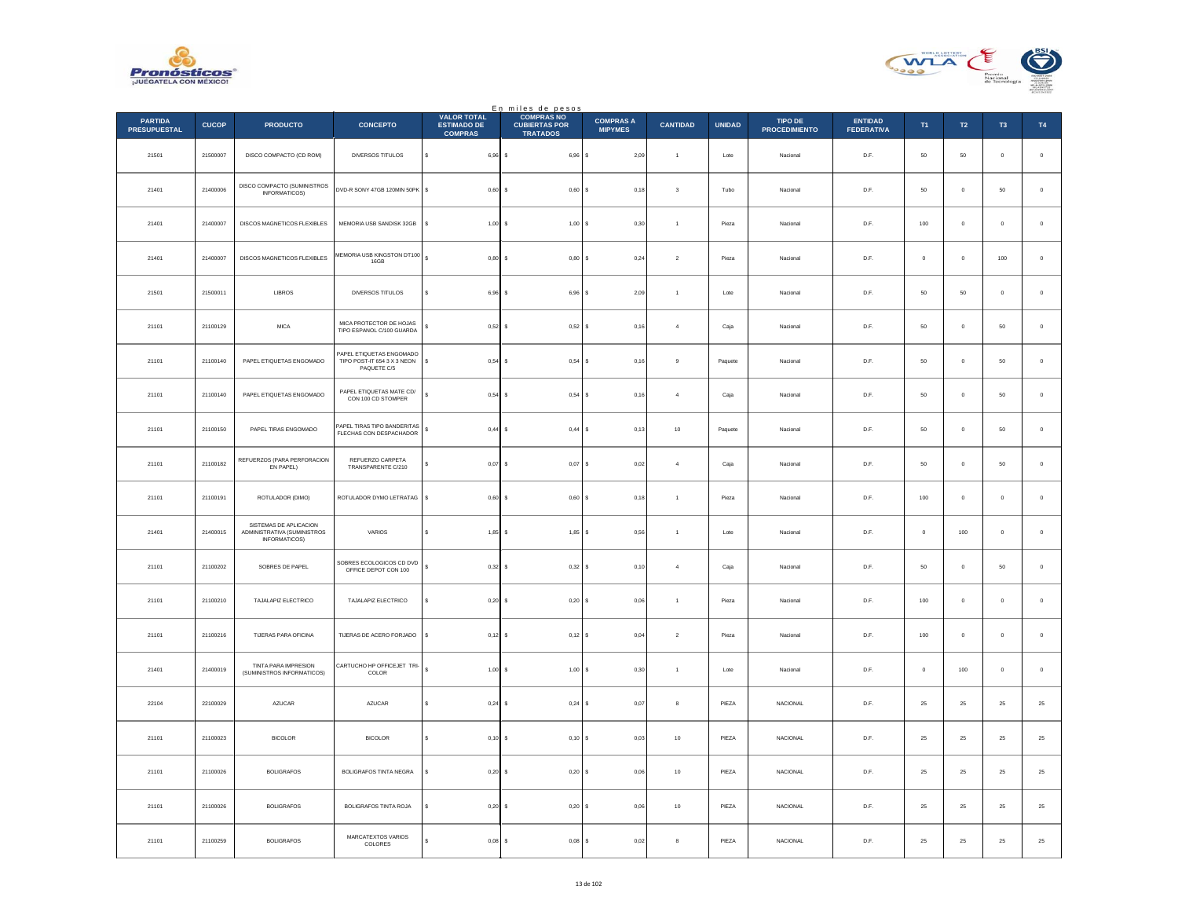En miles de pesos

| PARTIDA PRESUPUESTAL | CUCOP | PRODUCTO | CONCEPTO | VALOR TOTAL ESTIMADO DE COMPRAS | COMPRAS NO CUBIERTAS POR TRATADOS | COMPRAS A MIPYMES | CANTIDAD | UNIDAD | TIPO DE PROCEDIMIENTO | ENTIDAD FEDERATIVA | T1 | T2 | T3 | T4 |
|---|---|---|---|---|---|---|---|---|---|---|---|---|---|---|
| 21501 | 21500007 | DISCO COMPACTO (CD ROM) | DIVERSOS TITULOS | $ 6,96 | $ 6,96 | $ 2,09 | 1 | Lote | Nacional | D.F. | 50 | 50 | 0 | 0 |
| 21401 | 21400006 | DISCO COMPACTO (SUMINISTROS INFORMATICOS) | DVD-R SONY 47GB 120MIN 50PK | $ 0,60 | $ 0,60 | $ 0,18 | 3 | Tubo | Nacional | D.F. | 50 | 0 | 50 | 0 |
| 21401 | 21400007 | DISCOS MAGNETICOS FLEXIBLES | MEMORIA USB SANDISK 32GB | $ 1,00 | $ 1,00 | $ 0,30 | 1 | Pieza | Nacional | D.F. | 100 | 0 | 0 | 0 |
| 21401 | 21400007 | DISCOS MAGNETICOS FLEXIBLES | MEMORIA USB KINGSTON DT100 16GB | $ 0,80 | $ 0,80 | $ 0,24 | 2 | Pieza | Nacional | D.F. | 0 | 0 | 100 | 0 |
| 21501 | 21500011 | LIBROS | DIVERSOS TITULOS | $ 6,96 | $ 6,96 | $ 2,09 | 1 | Lote | Nacional | D.F. | 50 | 50 | 0 | 0 |
| 21101 | 21100129 | MICA | MICA PROTECTOR DE HOJAS TIPO ESPANOL C/100 GUARDA | $ 0,52 | $ 0,52 | $ 0,16 | 4 | Caja | Nacional | D.F. | 50 | 0 | 50 | 0 |
| 21101 | 21100140 | PAPEL ETIQUETAS ENGOMADO | PAPEL ETIQUETAS ENGOMADO TIPO POST-IT 654 3 X 3 NEON PAQUETE C/5 | $ 0,54 | $ 0,54 | $ 0,16 | 9 | Paquete | Nacional | D.F. | 50 | 0 | 50 | 0 |
| 21101 | 21100140 | PAPEL ETIQUETAS ENGOMADO | PAPEL ETIQUETAS MATE CD/ CON 100 CD STOMPER | $ 0,54 | $ 0,54 | $ 0,16 | 4 | Caja | Nacional | D.F. | 50 | 0 | 50 | 0 |
| 21101 | 21100150 | PAPEL TIRAS ENGOMADO | PAPEL TIRAS TIPO BANDERITAS FLECHAS CON DESPACHADOR | $ 0,44 | $ 0,44 | $ 0,13 | 10 | Paquete | Nacional | D.F. | 50 | 0 | 50 | 0 |
| 21101 | 21100182 | REFUERZOS (PARA PERFORACION EN PAPEL) | REFUERZO CARPETA TRANSPARENTE C/210 | $ 0,07 | $ 0,07 | $ 0,02 | 4 | Caja | Nacional | D.F. | 50 | 0 | 50 | 0 |
| 21101 | 21100191 | ROTULADOR (DIMO) | ROTULADOR DYMO LETRATAG | $ 0,60 | $ 0,60 | $ 0,18 | 1 | Pieza | Nacional | D.F. | 100 | 0 | 0 | 0 |
| 21401 | 21400015 | SISTEMAS DE APLICACION ADMINISTRATIVA (SUMINISTROS INFORMATICOS) | VARIOS | $ 1,85 | $ 1,85 | $ 0,56 | 1 | Lote | Nacional | D.F. | 0 | 100 | 0 | 0 |
| 21101 | 21100202 | SOBRES DE PAPEL | SOBRES ECOLOGICOS CD DVD OFFICE DEPOT CON 100 | $ 0,32 | $ 0,32 | $ 0,10 | 4 | Caja | Nacional | D.F. | 50 | 0 | 50 | 0 |
| 21101 | 21100210 | TAJALAPIZ ELECTRICO | TAJALAPIZ ELECTRICO | $ 0,20 | $ 0,20 | $ 0,06 | 1 | Pieza | Nacional | D.F. | 100 | 0 | 0 | 0 |
| 21101 | 21100216 | TIJERAS PARA OFICINA | TIJERAS DE ACERO FORJADO | $ 0,12 | $ 0,12 | $ 0,04 | 2 | Pieza | Nacional | D.F. | 100 | 0 | 0 | 0 |
| 21401 | 21400019 | TINTA PARA IMPRESION (SUMINISTROS INFORMATICOS) | CARTUCHO HP OFFICEJET TRI-COLOR | $ 1,00 | $ 1,00 | $ 0,30 | 1 | Lote | Nacional | D.F. | 0 | 100 | 0 | 0 |
| 22104 | 22100029 | AZUCAR | AZUCAR | $ 0,24 | $ 0,24 | $ 0,07 | 8 | PIEZA | NACIONAL | D.F. | 25 | 25 | 25 | 25 |
| 21101 | 21100023 | BICOLOR | BICOLOR | $ 0,10 | $ 0,10 | $ 0,03 | 10 | PIEZA | NACIONAL | D.F. | 25 | 25 | 25 | 25 |
| 21101 | 21100026 | BOLIGRAFOS | BOLIGRAFOS TINTA NEGRA | $ 0,20 | $ 0,20 | $ 0,06 | 10 | PIEZA | NACIONAL | D.F. | 25 | 25 | 25 | 25 |
| 21101 | 21100026 | BOLIGRAFOS | BOLIGRAFOS TINTA ROJA | $ 0,20 | $ 0,20 | $ 0,06 | 10 | PIEZA | NACIONAL | D.F. | 25 | 25 | 25 | 25 |
| 21101 | 21100259 | BOLIGRAFOS | MARCATEXTOS VARIOS COLORES | $ 0,08 | $ 0,08 | $ 0,02 | 8 | PIEZA | NACIONAL | D.F. | 25 | 25 | 25 | 25 |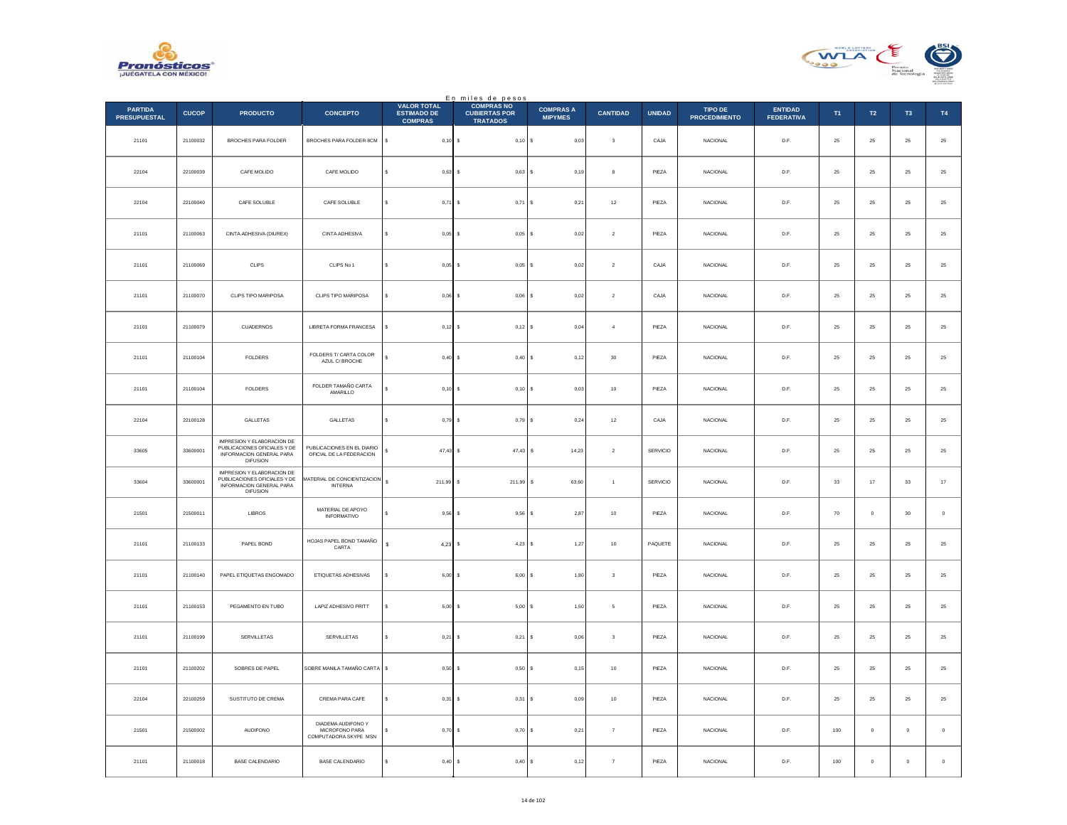En miles de pesos

| PARTIDA PRESUPUESTAL | CUCOP | PRODUCTO | CONCEPTO | VALOR TOTAL ESTIMADO DE COMPRAS | COMPRAS NO CUBIERTAS POR TRATADOS | COMPRAS A MIPYMES | CANTIDAD | UNIDAD | TIPO DE PROCEDIMIENTO | ENTIDAD FEDERATIVA | T1 | T2 | T3 | T4 |
|---|---|---|---|---|---|---|---|---|---|---|---|---|---|---|
| 21101 | 21100032 | BROCHES PARA FOLDER | BROCHES PARA FOLDER 8CM | $ 0,10 | $ 0,10 | $ 0,03 | 3 | CAJA | NACIONAL | D.F. | 25 | 25 | 25 | 25 |
| 22104 | 22100039 | CAFE MOLIDO | CAFE MOLIDO | $ 0,63 | $ 0,63 | $ 0,19 | 8 | PIEZA | NACIONAL | D.F. | 25 | 25 | 25 | 25 |
| 22104 | 22100040 | CAFE SOLUBLE | CAFE SOLUBLE | $ 0,71 | $ 0,71 | $ 0,21 | 12 | PIEZA | NACIONAL | D.F. | 25 | 25 | 25 | 25 |
| 21101 | 21100063 | CINTA ADHESIVA (DIUREX) | CINTA ADHESIVA | $ 0,05 | $ 0,05 | $ 0,02 | 2 | PIEZA | NACIONAL | D.F. | 25 | 25 | 25 | 25 |
| 21101 | 21100069 | CLIPS | CLIPS No 1 | $ 0,05 | $ 0,05 | $ 0,02 | 2 | CAJA | NACIONAL | D.F. | 25 | 25 | 25 | 25 |
| 21101 | 21100070 | CLIPS TIPO MARIPOSA | CLIPS TIPO MARIPOSA | $ 0,06 | $ 0,06 | $ 0,02 | 2 | CAJA | NACIONAL | D.F. | 25 | 25 | 25 | 25 |
| 21101 | 21100079 | CUADERNOS | LIBRETA FORMA FRANCESA | $ 0,12 | $ 0,12 | $ 0,04 | 4 | PIEZA | NACIONAL | D.F. | 25 | 25 | 25 | 25 |
| 21101 | 21100104 | FOLDERS | FOLDERS T/ CARTA COLOR AZUL C/ BROCHE | $ 0,40 | $ 0,40 | $ 0,12 | 30 | PIEZA | NACIONAL | D.F. | 25 | 25 | 25 | 25 |
| 21101 | 21100104 | FOLDERS | FOLDER TAMAÑO CARTA AMARILLO | $ 0,10 | $ 0,10 | $ 0,03 | 10 | PIEZA | NACIONAL | D.F. | 25 | 25 | 25 | 25 |
| 22104 | 22100128 | GALLETAS | GALLETAS | $ 0,79 | $ 0,79 | $ 0,24 | 12 | CAJA | NACIONAL | D.F. | 25 | 25 | 25 | 25 |
| 33605 | 33600001 | IMPRESION Y ELABORACION DE PUBLICACIONES OFICIALES Y DE INFORMACION GENERAL PARA DIFUSION | PUBLICACIONES EN EL DIARIO OFICIAL DE LA FEDERACION | $ 47,43 | $ 47,43 | $ 14,23 | 2 | SERVICIO | NACIONAL | D.F. | 25 | 25 | 25 | 25 |
| 33604 | 33600001 | IMPRESION Y ELABORACION DE PUBLICACIONES OFICIALES Y DE INFORMACION GENERAL PARA DIFUSION | MATERIAL DE CONCIENTIZACION INTERNA | $ 211,99 | $ 211,99 | $ 63,60 | 1 | SERVICIO | NACIONAL | D.F. | 33 | 17 | 33 | 17 |
| 21501 | 21500011 | LIBROS | MATERIAL DE APOYO INFORMATIVO | $ 9,56 | $ 9,56 | $ 2,87 | 10 | PIEZA | NACIONAL | D.F. | 70 | 0 | 30 | 0 |
| 21101 | 21100133 | PAPEL BOND | HOJAS PAPEL BOND TAMAÑO CARTA | $ 4,23 | $ 4,23 | $ 1,27 | 10 | PAQUETE | NACIONAL | D.F. | 25 | 25 | 25 | 25 |
| 21101 | 21100140 | PAPEL ETIQUETAS ENGOMADO | ETIQUETAS ADHESIVAS | $ 6,00 | $ 6,00 | $ 1,80 | 3 | PIEZA | NACIONAL | D.F. | 25 | 25 | 25 | 25 |
| 21101 | 21100153 | PEGAMENTO EN TUBO | LAPIZ ADHESIVO PRITT | $ 5,00 | $ 5,00 | $ 1,50 | 5 | PIEZA | NACIONAL | D.F. | 25 | 25 | 25 | 25 |
| 21101 | 21100199 | SERVILLETAS | SERVILLETAS | $ 0,21 | $ 0,21 | $ 0,06 | 3 | PIEZA | NACIONAL | D.F. | 25 | 25 | 25 | 25 |
| 21101 | 21100202 | SOBRES DE PAPEL | SOBRE MANILA TAMAÑO CARTA | $ 0,50 | $ 0,50 | $ 0,15 | 10 | PIEZA | NACIONAL | D.F. | 25 | 25 | 25 | 25 |
| 22104 | 22100259 | SUSTITUTO DE CREMA | CREMA PARA CAFE | $ 0,31 | $ 0,31 | $ 0,09 | 10 | PIEZA | NACIONAL | D.F. | 25 | 25 | 25 | 25 |
| 21501 | 21500002 | AUDIFONO | DIADEMA AUDIFONO Y MICROFONO PARA COMPUTADORA SKYPE MSN | $ 0,70 | $ 0,70 | $ 0,21 | 7 | PIEZA | NACIONAL | D.F. | 100 | 0 | 0 | 0 |
| 21101 | 21100018 | BASE CALENDARIO | BASE CALENDARIO | $ 0,40 | $ 0,40 | $ 0,12 | 7 | PIEZA | NACIONAL | D.F. | 100 | 0 | 0 | 0 |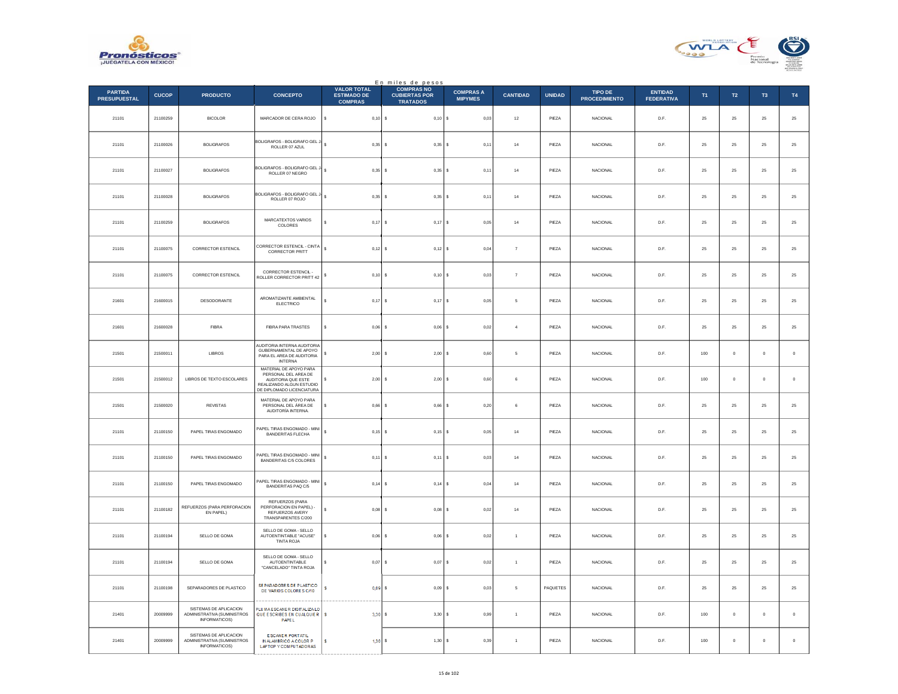En miles de pesos

| PARTIDA PRESUPUESTAL | CUCOP | PRODUCTO | CONCEPTO | VALOR TOTAL ESTIMADO DE COMPRAS | COMPRAS NO CUBIERTAS POR TRATADOS | COMPRAS A MIPYMES | CANTIDAD | UNIDAD | TIPO DE PROCEDIMIENTO | ENTIDAD FEDERATIVA | T1 | T2 | T3 | T4 |
|---|---|---|---|---|---|---|---|---|---|---|---|---|---|---|
| 21101 | 21100259 | BICOLOR | MARCADOR DE CERA ROJO | $ 0,10 | $ 0,10 | $ 0,03 | 12 | PIEZA | NACIONAL | D.F. | 25 | 25 | 25 | 25 |
| 21101 | 21100026 | BOLIGRAFOS | BOLIGRAFOS - BOLIGRAFO GEL J-ROLLER 07 AZUL | $ 0,35 | $ 0,35 | $ 0,11 | 14 | PIEZA | NACIONAL | D.F. | 25 | 25 | 25 | 25 |
| 21101 | 21100027 | BOLIGRAFOS | BOLIGRAFOS - BOLIGRAFO GEL J-ROLLER 07 NEGRO | $ 0,35 | $ 0,35 | $ 0,11 | 14 | PIEZA | NACIONAL | D.F. | 25 | 25 | 25 | 25 |
| 21101 | 21100028 | BOLIGRAFOS | BOLIGRAFOS - BOLIGRAFO GEL J-ROLLER 07 ROJO | $ 0,35 | $ 0,35 | $ 0,11 | 14 | PIEZA | NACIONAL | D.F. | 25 | 25 | 25 | 25 |
| 21101 | 21100259 | BOLIGRAFOS | MARCATEXTOS VARIOS COLORES | $ 0,17 | $ 0,17 | $ 0,05 | 14 | PIEZA | NACIONAL | D.F. | 25 | 25 | 25 | 25 |
| 21101 | 21100075 | CORRECTOR ESTENCIL | CORRECTOR ESTENCIL - CINTA CORRECTOR PRITT | $ 0,12 | $ 0,12 | $ 0,04 | 7 | PIEZA | NACIONAL | D.F. | 25 | 25 | 25 | 25 |
| 21101 | 21100075 | CORRECTOR ESTENCIL | CORRECTOR ESTENCIL - ROLLER CORRECTOR PRITT 42 | $ 0,10 | $ 0,10 | $ 0,03 | 7 | PIEZA | NACIONAL | D.F. | 25 | 25 | 25 | 25 |
| 21601 | 21600015 | DESODORANTE | AROMATIZANTE AMBIENTAL ELECTRICO | $ 0,17 | $ 0,17 | $ 0,05 | 5 | PIEZA | NACIONAL | D.F. | 25 | 25 | 25 | 25 |
| 21601 | 21600028 | FIBRA | FIBRA PARA TRASTES | $ 0,06 | $ 0,06 | $ 0,02 | 4 | PIEZA | NACIONAL | D.F. | 25 | 25 | 25 | 25 |
| 21501 | 21500011 | LIBROS | AUDITORIA INTERNA AUDITORIA GUBERNAMENTAL DE APOYO PARA EL AREA DE AUDITORIA INTERNA | $ 2,00 | $ 2,00 | $ 0,60 | 5 | PIEZA | NACIONAL | D.F. | 100 | 0 | 0 | 0 |
| 21501 | 21500012 | LIBROS DE TEXTO ESCOLARES | MATERIAL DE APOYO PARA PERSONAL DEL AREA DE AUDITORIA QUE ESTE REALIZANDO ALGUN ESTUDIO DE DIPLOMADO LICENCIATURA | $ 2,00 | $ 2,00 | $ 0,60 | 6 | PIEZA | NACIONAL | D.F. | 100 | 0 | 0 | 0 |
| 21501 | 21500020 | REVISTAS | MATERIAL DE APOYO PARA PERSONAL DEL ÁREA DE AUDITORÍA INTERNA. | $ 0,66 | $ 0,66 | $ 0,20 | 6 | PIEZA | NACIONAL | D.F. | 25 | 25 | 25 | 25 |
| 21101 | 21100150 | PAPEL TIRAS ENGOMADO | PAPEL TIRAS ENGOMADO - MINI BANDERITAS FLECHA | $ 0,15 | $ 0,15 | $ 0,05 | 14 | PIEZA | NACIONAL | D.F. | 25 | 25 | 25 | 25 |
| 21101 | 21100150 | PAPEL TIRAS ENGOMADO | PAPEL TIRAS ENGOMADO - MINI BANDERITAS C/5 COLORES | $ 0,11 | $ 0,11 | $ 0,03 | 14 | PIEZA | NACIONAL | D.F. | 25 | 25 | 25 | 25 |
| 21101 | 21100150 | PAPEL TIRAS ENGOMADO | PAPEL TIRAS ENGOMADO - MINI BANDERITAS PAQ C/5 | $ 0,14 | $ 0,14 | $ 0,04 | 14 | PIEZA | NACIONAL | D.F. | 25 | 25 | 25 | 25 |
| 21101 | 21100182 | REFUERZOS (PARA PERFORACION EN PAPEL) | REFUERZOS (PARA PERFORACION EN PAPEL) - REFUERZOS AVERY TRANSPARENTES C/200 | $ 0,08 | $ 0,08 | $ 0,02 | 14 | PIEZA | NACIONAL | D.F. | 25 | 25 | 25 | 25 |
| 21101 | 21100194 | SELLO DE GOMA | SELLO DE GOMA - SELLO AUTOENTINTABLE "ACUSE" TINTA ROJA | $ 0,06 | $ 0,06 | $ 0,02 | 1 | PIEZA | NACIONAL | D.F. | 25 | 25 | 25 | 25 |
| 21101 | 21100194 | SELLO DE GOMA | SELLO DE GOMA - SELLO AUTOENTINTABLE "CANCELADO" TINTA ROJA | $ 0,07 | $ 0,07 | $ 0,02 | 1 | PIEZA | NACIONAL | D.F. | 25 | 25 | 25 | 25 |
| 21101 | 21100198 | SEPARADORES DE PLASTICO | SEPARADORES DE PLASTICO DE VARIOS COLORES C/10 | $ 0,09 | $ 0,09 | $ 0,03 | 5 | PAQUETES | NACIONAL | D.F. | 25 | 25 | 25 | 25 |
| 21401 | 20009999 | SISTEMAS DE APLICACION ADMINISTRATIVA (SUMINISTROS INFORMATICOS) | PLUMA ESCANER DIGITALIZALO QUE ESCRIBES EN CUALQUIER PAPEL | $ 3,30 | $ 3,30 | $ 0,99 | 1 | PIEZA | NACIONAL | D.F. | 100 | 0 | 0 | 0 |
| 21401 | 20009999 | SISTEMAS DE APLICACION ADMINISTRATIVA (SUMINISTROS INFORMATICOS) | ESCANER PORTATIL INALAMBRICO A COLOR P LAPTOP Y COMPUTADORAS | $ 1,30 | $ 1,30 | $ 0,39 | 1 | PIEZA | NACIONAL | D.F. | 100 | 0 | 0 | 0 |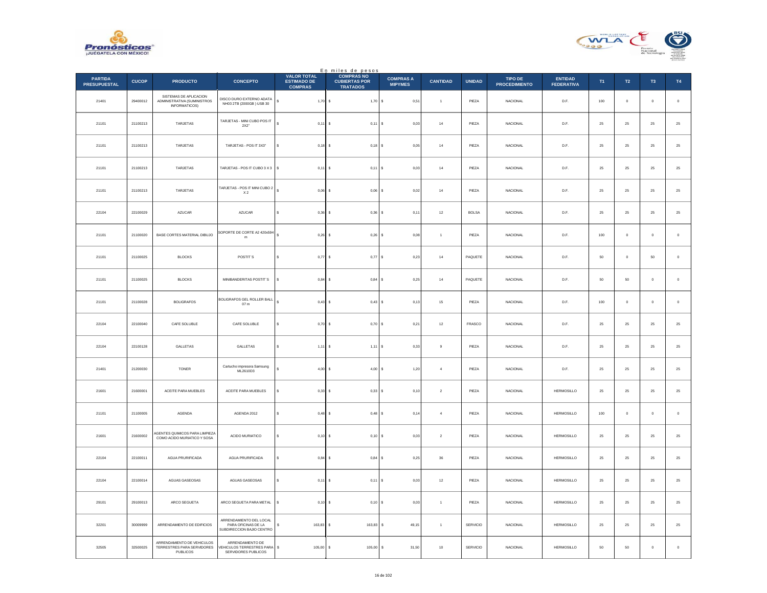En miles de pesos

| PARTIDA PRESUPUESTAL | CUCOP | PRODUCTO | CONCEPTO | VALOR TOTAL ESTIMADO DE COMPRAS | COMPRAS NO CUBIERTAS POR TRATADOS | COMPRAS A MIPYMES | CANTIDAD | UNIDAD | TIPO DE PROCEDIMIENTO | ENTIDAD FEDERATIVA | T1 | T2 | T3 | T4 |
|---|---|---|---|---|---|---|---|---|---|---|---|---|---|---|
| 21401 | 29400012 | SISTEMAS DE APLICACION ADMINISTRATIVA (SUMINISTROS INFORMATICOS) | DISCO DURO EXTERNO ADATA NH03 2TB (2000GB ) USB 30 | $ 1,70 | $ 1,70 | $ 0,51 | 1 | PIEZA | NACIONAL | D.F. | 100 | 0 | 0 | 0 |
| 21101 | 21100213 | TARJETAS | TARJETAS - MINI CUBO POS IT 2X2" | $ 0,11 | $ 0,11 | $ 0,03 | 14 | PIEZA | NACIONAL | D.F. | 25 | 25 | 25 | 25 |
| 21101 | 21100213 | TARJETAS | TARJETAS - POS IT 3X3" | $ 0,18 | $ 0,18 | $ 0,05 | 14 | PIEZA | NACIONAL | D.F. | 25 | 25 | 25 | 25 |
| 21101 | 21100213 | TARJETAS | TARJETAS - POS IT CUBO 3 X 3 | $ 0,11 | $ 0,11 | $ 0,03 | 14 | PIEZA | NACIONAL | D.F. | 25 | 25 | 25 | 25 |
| 21101 | 21100213 | TARJETAS | TARJETAS - POS IT MINI CUBO 2 X 2 | $ 0,06 | $ 0,06 | $ 0,02 | 14 | PIEZA | NACIONAL | D.F. | 25 | 25 | 25 | 25 |
| 22104 | 22100029 | AZUCAR | AZUCAR | $ 0,36 | $ 0,36 | $ 0,11 | 12 | BOLSA | NACIONAL | D.F. | 25 | 25 | 25 | 25 |
| 21101 | 21100020 | BASE CORTES MATERIAL DIBUJO | SOPORTE DE CORTE A2 420x594 m | $ 0,26 | $ 0,26 | $ 0,08 | 1 | PIEZA | NACIONAL | D.F. | 100 | 0 | 0 | 0 |
| 21101 | 21100025 | BLOCKS | POSTIT´S | $ 0,77 | $ 0,77 | $ 0,23 | 14 | PAQUETE | NACIONAL | D.F. | 50 | 0 | 50 | 0 |
| 21101 | 21100025 | BLOCKS | MINIBANDERITAS POSTIT´S | $ 0,84 | $ 0,84 | $ 0,25 | 14 | PAQUETE | NACIONAL | D.F. | 50 | 50 | 0 | 0 |
| 21101 | 21100028 | BOLIGRAFOS | BOLIGRAFOS GEL ROLLER BALL 07 m | $ 0,43 | $ 0,43 | $ 0,13 | 15 | PIEZA | NACIONAL | D.F. | 100 | 0 | 0 | 0 |
| 22104 | 22100040 | CAFE SOLUBLE | CAFE SOLUBLE | $ 0,70 | $ 0,70 | $ 0,21 | 12 | FRASCO | NACIONAL | D.F. | 25 | 25 | 25 | 25 |
| 22104 | 22100128 | GALLETAS | GALLETAS | $ 1,11 | $ 1,11 | $ 0,33 | 9 | PIEZA | NACIONAL | D.F. | 25 | 25 | 25 | 25 |
| 21401 | 21200030 | TONER | Cartucho impresora Samsung ML2610D3 | $ 4,00 | $ 4,00 | $ 1,20 | 4 | PIEZA | NACIONAL | D.F. | 25 | 25 | 25 | 25 |
| 21601 | 21600001 | ACEITE PARA MUEBLES | ACEITE PARA MUEBLES | $ 0,33 | $ 0,33 | $ 0,10 | 2 | PIEZA | NACIONAL | HERMOSILLO | 25 | 25 | 25 | 25 |
| 21101 | 21100005 | AGENDA | AGENDA 2012 | $ 0,48 | $ 0,48 | $ 0,14 | 4 | PIEZA | NACIONAL | HERMOSILLO | 100 | 0 | 0 | 0 |
| 21601 | 21600002 | AGENTES QUIMICOS PARA LIMPIEZA COMO ACIDO MURIATICO Y SOSA | ACIDO MURIATICO | $ 0,10 | $ 0,10 | $ 0,03 | 2 | PIEZA | NACIONAL | HERMOSILLO | 25 | 25 | 25 | 25 |
| 22104 | 22100011 | AGUA PRURIFICADA | AGUA PRURIFICADA | $ 0,84 | $ 0,84 | $ 0,25 | 36 | PIEZA | NACIONAL | HERMOSILLO | 25 | 25 | 25 | 25 |
| 22104 | 22100014 | AGUAS GASEOSAS | AGUAS GASEOSAS | $ 0,11 | $ 0,11 | $ 0,03 | 12 | PIEZA | NACIONAL | HERMOSILLO | 25 | 25 | 25 | 25 |
| 29101 | 29100013 | ARCO SEGUETA | ARCO SEGUETA PARA METAL | $ 0,10 | $ 0,10 | $ 0,03 | 1 | PIEZA | NACIONAL | HERMOSILLO | 25 | 25 | 25 | 25 |
| 32201 | 30009999 | ARRENDAMIENTO DE EDIFICIOS | ARRENDAMIENTO DEL LOCAL PARA OFICINAS DE LA SUBDIRECCION BAJIO CENTRO | $ 163,83 | $ 163,83 | $ 49,15 | 1 | SERVICIO | NACIONAL | HERMOSILLO | 25 | 25 | 25 | 25 |
| 32505 | 32500025 | ARRENDAMIENTO DE VEHICULOS TERRESTRES PARA SERVIDORES PUBLICOS | ARRENDAMIENTO DE VEHICULOS TERRESTRES PARA SERVIDORES PUBLICOS | $ 105,00 | $ 105,00 | $ 31,50 | 10 | SERVICIO | NACIONAL | HERMOSILLO | 50 | 50 | 0 | 0 |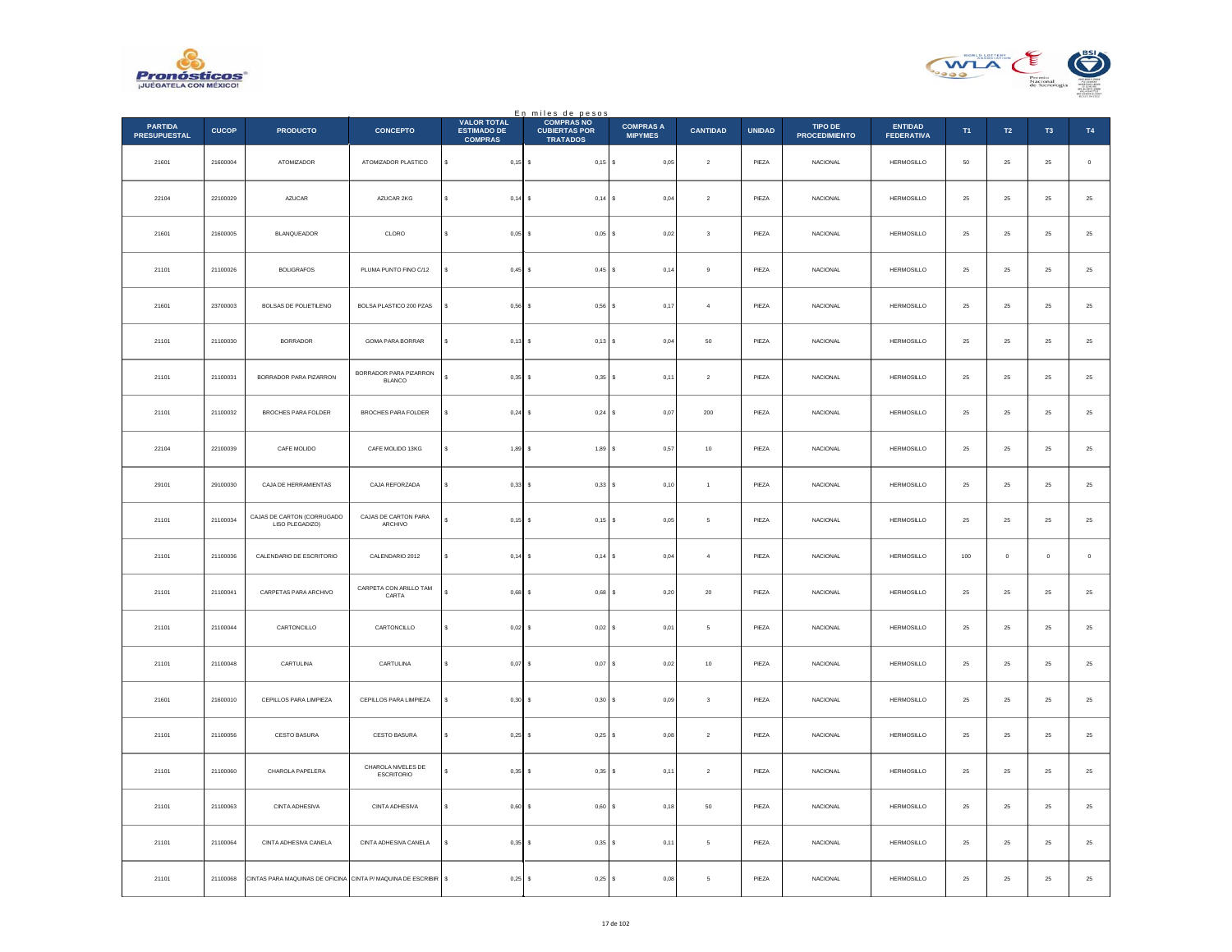En miles de pesos

| PARTIDA PRESUPUESTAL | CUCOP | PRODUCTO | CONCEPTO | VALOR TOTAL ESTIMADO DE COMPRAS | COMPRAS NO CUBIERTAS POR TRATADOS | COMPRAS A MIPYMES | CANTIDAD | UNIDAD | TIPO DE PROCEDIMIENTO | ENTIDAD FEDERATIVA | T1 | T2 | T3 | T4 |
|---|---|---|---|---|---|---|---|---|---|---|---|---|---|---|
| 21601 | 21600004 | ATOMIZADOR | ATOMIZADOR PLASTICO | $ 0,15 | $ 0,15 | $ 0,05 | 2 | PIEZA | NACIONAL | HERMOSILLO | 50 | 25 | 25 | 0 |
| 22104 | 22100029 | AZUCAR | AZUCAR 2KG | $ 0,14 | $ 0,14 | $ 0,04 | 2 | PIEZA | NACIONAL | HERMOSILLO | 25 | 25 | 25 | 25 |
| 21601 | 21600005 | BLANQUEADOR | CLORO | $ 0,05 | $ 0,05 | $ 0,02 | 3 | PIEZA | NACIONAL | HERMOSILLO | 25 | 25 | 25 | 25 |
| 21101 | 21100026 | BOLIGRAFOS | PLUMA PUNTO FINO C/12 | $ 0,45 | $ 0,45 | $ 0,14 | 9 | PIEZA | NACIONAL | HERMOSILLO | 25 | 25 | 25 | 25 |
| 21601 | 23700003 | BOLSAS DE POLIETILENO | BOLSA PLASTICO 200 PZAS | $ 0,56 | $ 0,56 | $ 0,17 | 4 | PIEZA | NACIONAL | HERMOSILLO | 25 | 25 | 25 | 25 |
| 21101 | 21100030 | BORRADOR | GOMA PARA BORRAR | $ 0,13 | $ 0,13 | $ 0,04 | 50 | PIEZA | NACIONAL | HERMOSILLO | 25 | 25 | 25 | 25 |
| 21101 | 21100031 | BORRADOR PARA PIZARRON | BORRADOR PARA PIZARRON BLANCO | $ 0,35 | $ 0,35 | $ 0,11 | 2 | PIEZA | NACIONAL | HERMOSILLO | 25 | 25 | 25 | 25 |
| 21101 | 21100032 | BROCHES PARA FOLDER | BROCHES PARA FOLDER | $ 0,24 | $ 0,24 | $ 0,07 | 200 | PIEZA | NACIONAL | HERMOSILLO | 25 | 25 | 25 | 25 |
| 22104 | 22100039 | CAFE MOLIDO | CAFE MOLIDO 13KG | $ 1,89 | $ 1,89 | $ 0,57 | 10 | PIEZA | NACIONAL | HERMOSILLO | 25 | 25 | 25 | 25 |
| 29101 | 29100030 | CAJA DE HERRAMIENTAS | CAJA REFORZADA | $ 0,33 | $ 0,33 | $ 0,10 | 1 | PIEZA | NACIONAL | HERMOSILLO | 25 | 25 | 25 | 25 |
| 21101 | 21100034 | CAJAS DE CARTON (CORRUGADO LISO PLEGADIZO) | CAJAS DE CARTON PARA ARCHIVO | $ 0,15 | $ 0,15 | $ 0,05 | 5 | PIEZA | NACIONAL | HERMOSILLO | 25 | 25 | 25 | 25 |
| 21101 | 21100036 | CALENDARIO DE ESCRITORIO | CALENDARIO 2012 | $ 0,14 | $ 0,14 | $ 0,04 | 4 | PIEZA | NACIONAL | HERMOSILLO | 100 | 0 | 0 | 0 |
| 21101 | 21100041 | CARPETAS PARA ARCHIVO | CARPETA CON ARILLO TAM CARTA | $ 0,68 | $ 0,68 | $ 0,20 | 20 | PIEZA | NACIONAL | HERMOSILLO | 25 | 25 | 25 | 25 |
| 21101 | 21100044 | CARTONCILLO | CARTONCILLO | $ 0,02 | $ 0,02 | $ 0,01 | 5 | PIEZA | NACIONAL | HERMOSILLO | 25 | 25 | 25 | 25 |
| 21101 | 21100048 | CARTULINA | CARTULINA | $ 0,07 | $ 0,07 | $ 0,02 | 10 | PIEZA | NACIONAL | HERMOSILLO | 25 | 25 | 25 | 25 |
| 21601 | 21600010 | CEPILLOS PARA LIMPIEZA | CEPILLOS PARA LIMPIEZA | $ 0,30 | $ 0,30 | $ 0,09 | 3 | PIEZA | NACIONAL | HERMOSILLO | 25 | 25 | 25 | 25 |
| 21101 | 21100056 | CESTO BASURA | CESTO BASURA | $ 0,25 | $ 0,25 | $ 0,08 | 2 | PIEZA | NACIONAL | HERMOSILLO | 25 | 25 | 25 | 25 |
| 21101 | 21100060 | CHAROLA PAPELERA | CHAROLA NIVELES DE ESCRITORIO | $ 0,35 | $ 0,35 | $ 0,11 | 2 | PIEZA | NACIONAL | HERMOSILLO | 25 | 25 | 25 | 25 |
| 21101 | 21100063 | CINTA ADHESIVA | CINTA ADHESIVA | $ 0,60 | $ 0,60 | $ 0,18 | 50 | PIEZA | NACIONAL | HERMOSILLO | 25 | 25 | 25 | 25 |
| 21101 | 21100064 | CINTA ADHESIVA CANELA | CINTA ADHESIVA CANELA | $ 0,35 | $ 0,35 | $ 0,11 | 5 | PIEZA | NACIONAL | HERMOSILLO | 25 | 25 | 25 | 25 |
| 21101 | 21100068 | CINTAS PARA MAQUINAS DE OFICINA | CINTA P/ MAQUINA DE ESCRIBIR | $ 0,25 | $ 0,25 | $ 0,08 | 5 | PIEZA | NACIONAL | HERMOSILLO | 25 | 25 | 25 | 25 |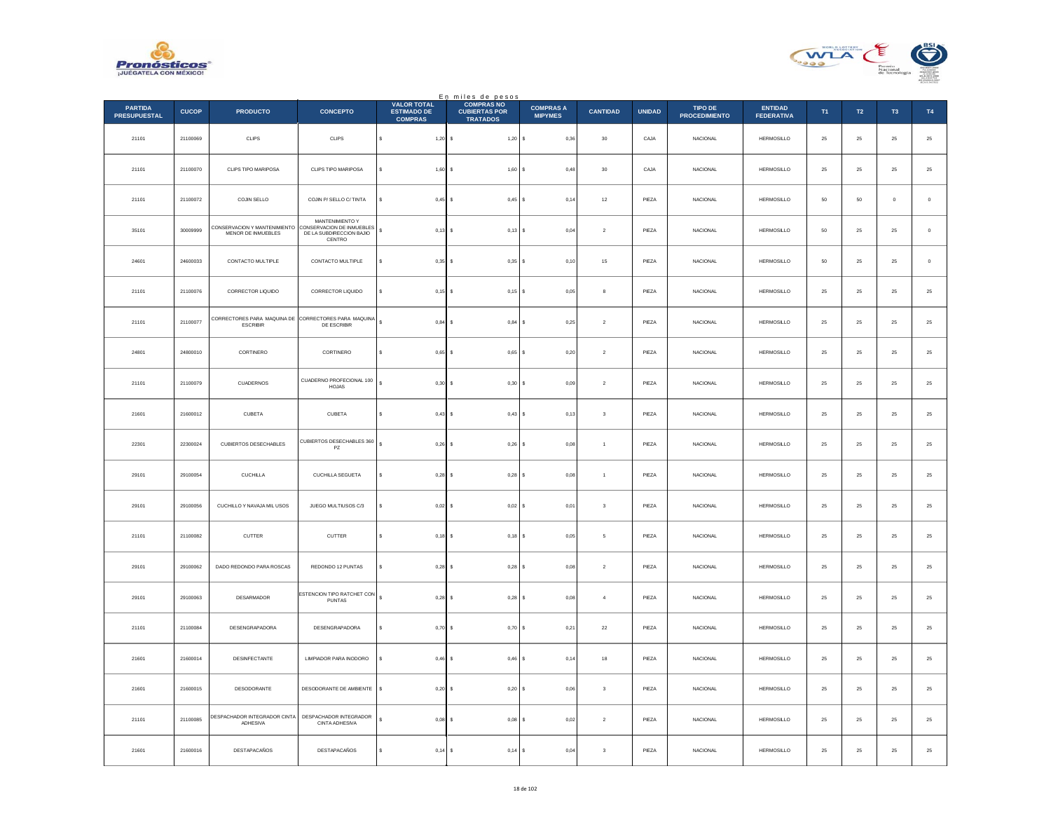En miles de pesos

| PARTIDA PRESUPUESTAL | CUCOP | PRODUCTO | CONCEPTO | VALOR TOTAL ESTIMADO DE COMPRAS | COMPRAS NO CUBIERTAS POR TRATADOS | COMPRAS A MIPYMES | CANTIDAD | UNIDAD | TIPO DE PROCEDIMIENTO | ENTIDAD FEDERATIVA | T1 | T2 | T3 | T4 |
|---|---|---|---|---|---|---|---|---|---|---|---|---|---|---|
| 21101 | 21100069 | CLIPS | CLIPS | $ 1,20 | $ 1,20 | $ 0,36 | 30 | CAJA | NACIONAL | HERMOSILLO | 25 | 25 | 25 | 25 |
| 21101 | 21100070 | CLIPS TIPO MARIPOSA | CLIPS TIPO MARIPOSA | $ 1,60 | $ 1,60 | $ 0,48 | 30 | CAJA | NACIONAL | HERMOSILLO | 25 | 25 | 25 | 25 |
| 21101 | 21100072 | COJIN SELLO | COJIN P/ SELLO C/ TINTA | $ 0,45 | $ 0,45 | $ 0,14 | 12 | PIEZA | NACIONAL | HERMOSILLO | 50 | 50 | 0 | 0 |
| 35101 | 30009999 | CONSERVACION Y MANTENIMIENTO MENOR DE INMUEBLES | MANTENIMIENTO Y CONSERVACION DE INMUEBLES DE LA SUBDIRECCION BAJIO CENTRO | $ 0,13 | $ 0,13 | $ 0,04 | 2 | PIEZA | NACIONAL | HERMOSILLO | 50 | 25 | 25 | 0 |
| 24601 | 24600033 | CONTACTO MULTIPLE | CONTACTO MULTIPLE | $ 0,35 | $ 0,35 | $ 0,10 | 15 | PIEZA | NACIONAL | HERMOSILLO | 50 | 25 | 25 | 0 |
| 21101 | 21100076 | CORRECTOR LIQUIDO | CORRECTOR LIQUIDO | $ 0,15 | $ 0,15 | $ 0,05 | 8 | PIEZA | NACIONAL | HERMOSILLO | 25 | 25 | 25 | 25 |
| 21101 | 21100077 | CORRECTORES PARA MAQUINA DE ESCRIBIR | CORRECTORES PARA MAQUINA DE ESCRIBIR | $ 0,84 | $ 0,84 | $ 0,25 | 2 | PIEZA | NACIONAL | HERMOSILLO | 25 | 25 | 25 | 25 |
| 24801 | 24800010 | CORTINERO | CORTINERO | $ 0,65 | $ 0,65 | $ 0,20 | 2 | PIEZA | NACIONAL | HERMOSILLO | 25 | 25 | 25 | 25 |
| 21101 | 21100079 | CUADERNOS | CUADERNO PROFECIONAL 100 HOJAS | $ 0,30 | $ 0,30 | $ 0,09 | 2 | PIEZA | NACIONAL | HERMOSILLO | 25 | 25 | 25 | 25 |
| 21601 | 21600012 | CUBETA | CUBETA | $ 0,43 | $ 0,43 | $ 0,13 | 3 | PIEZA | NACIONAL | HERMOSILLO | 25 | 25 | 25 | 25 |
| 22301 | 22300024 | CUBIERTOS DESECHABLES | CUBIERTOS DESECHABLES 360 PZ | $ 0,26 | $ 0,26 | $ 0,08 | 1 | PIEZA | NACIONAL | HERMOSILLO | 25 | 25 | 25 | 25 |
| 29101 | 29100054 | CUCHILLA | CUCHILLA SEGUETA | $ 0,28 | $ 0,28 | $ 0,08 | 1 | PIEZA | NACIONAL | HERMOSILLO | 25 | 25 | 25 | 25 |
| 29101 | 29100056 | CUCHILLO Y NAVAJA MIL USOS | JUEGO MULTIUSOS C/3 | $ 0,02 | $ 0,02 | $ 0,01 | 3 | PIEZA | NACIONAL | HERMOSILLO | 25 | 25 | 25 | 25 |
| 21101 | 21100082 | CUTTER | CUTTER | $ 0,18 | $ 0,18 | $ 0,05 | 5 | PIEZA | NACIONAL | HERMOSILLO | 25 | 25 | 25 | 25 |
| 29101 | 29100062 | DADO REDONDO PARA ROSCAS | REDONDO 12 PUNTAS | $ 0,28 | $ 0,28 | $ 0,08 | 2 | PIEZA | NACIONAL | HERMOSILLO | 25 | 25 | 25 | 25 |
| 29101 | 29100063 | DESARMADOR | ESTENCION TIPO RATCHET CON PUNTAS | $ 0,28 | $ 0,28 | $ 0,08 | 4 | PIEZA | NACIONAL | HERMOSILLO | 25 | 25 | 25 | 25 |
| 21101 | 21100084 | DESENGRAPADORA | DESENGRAPADORA | $ 0,70 | $ 0,70 | $ 0,21 | 22 | PIEZA | NACIONAL | HERMOSILLO | 25 | 25 | 25 | 25 |
| 21601 | 21600014 | DESINFECTANTE | LIMPIADOR PARA INODORO | $ 0,46 | $ 0,46 | $ 0,14 | 18 | PIEZA | NACIONAL | HERMOSILLO | 25 | 25 | 25 | 25 |
| 21601 | 21600015 | DESODORANTE | DESODORANTE DE AMBIENTE | $ 0,20 | $ 0,20 | $ 0,06 | 3 | PIEZA | NACIONAL | HERMOSILLO | 25 | 25 | 25 | 25 |
| 21101 | 21100085 | DESPACHADOR INTEGRADOR CINTA ADHESIVA | DESPACHADOR INTEGRADOR CINTA ADHESIVA | $ 0,08 | $ 0,08 | $ 0,02 | 2 | PIEZA | NACIONAL | HERMOSILLO | 25 | 25 | 25 | 25 |
| 21601 | 21600016 | DESTAPACAÑOS | DESTAPACAÑOS | $ 0,14 | $ 0,14 | $ 0,04 | 3 | PIEZA | NACIONAL | HERMOSILLO | 25 | 25 | 25 | 25 |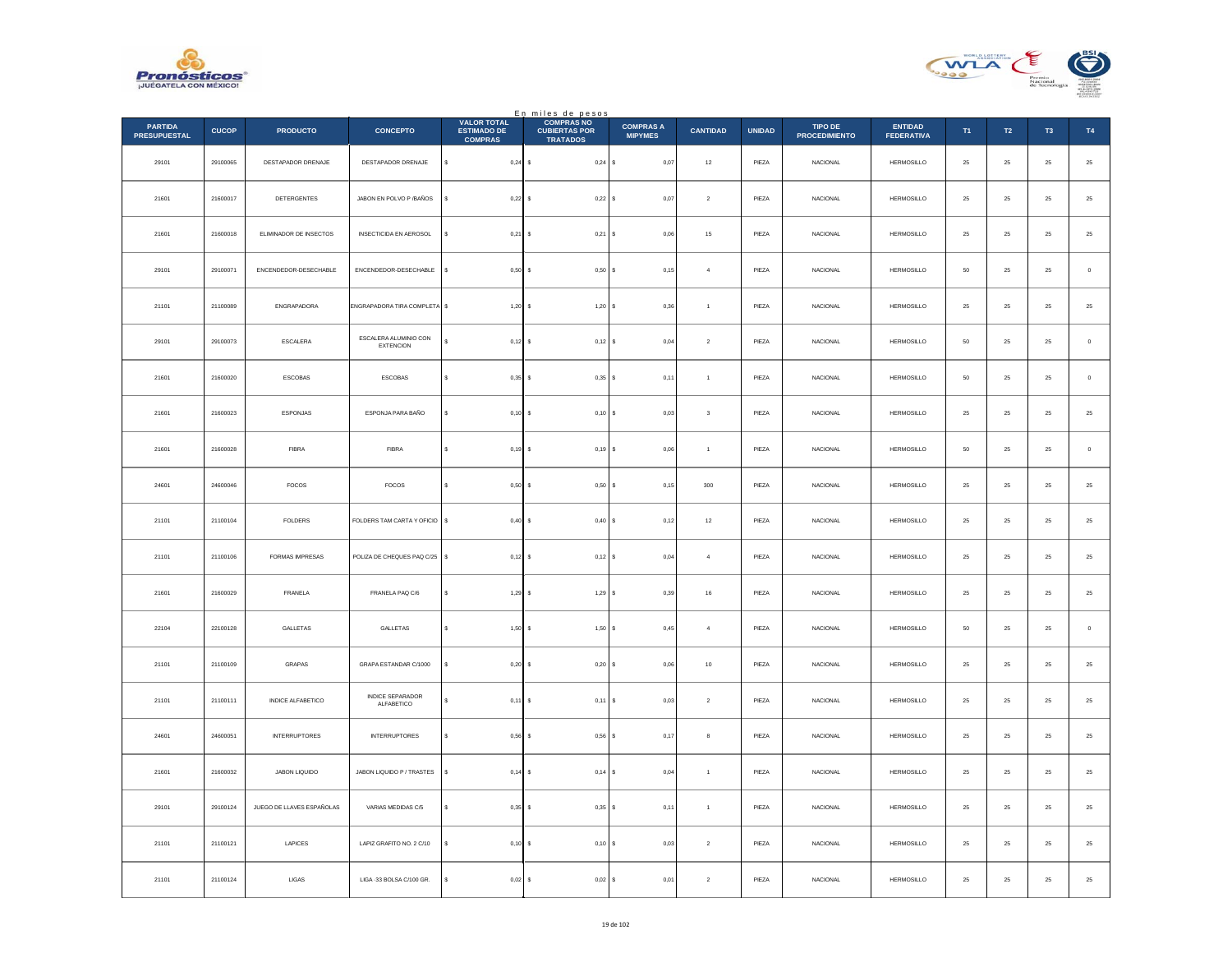En miles de pesos

| PARTIDA PRESUPUESTAL | CUCOP | PRODUCTO | CONCEPTO | VALOR TOTAL ESTIMADO DE COMPRAS | COMPRAS NO CUBIERTAS POR TRATADOS | COMPRAS A MIPYMES | CANTIDAD | UNIDAD | TIPO DE PROCEDIMIENTO | ENTIDAD FEDERATIVA | T1 | T2 | T3 | T4 |
|---|---|---|---|---|---|---|---|---|---|---|---|---|---|---|
| 29101 | 29100065 | DESTAPADOR DRENAJE | DESTAPADOR DRENAJE | $ 0,24 | $ 0,24 | $ 0,07 | 12 | PIEZA | NACIONAL | HERMOSILLO | 25 | 25 | 25 | 25 |
| 21601 | 21600017 | DETERGENTES | JABON EN POLVO P /BAÑOS | $ 0,22 | $ 0,22 | $ 0,07 | 2 | PIEZA | NACIONAL | HERMOSILLO | 25 | 25 | 25 | 25 |
| 21601 | 21600018 | ELIMINADOR DE INSECTOS | INSECTICIDA EN AEROSOL | $ 0,21 | $ 0,21 | $ 0,06 | 15 | PIEZA | NACIONAL | HERMOSILLO | 25 | 25 | 25 | 25 |
| 29101 | 29100071 | ENCENDEDOR-DESECHABLE | ENCENDEDOR-DESECHABLE | $ 0,50 | $ 0,50 | $ 0,15 | 4 | PIEZA | NACIONAL | HERMOSILLO | 50 | 25 | 25 | 0 |
| 21101 | 21100089 | ENGRAPADORA | ENGRAPADORA TIRA COMPLETA | $ 1,20 | $ 1,20 | $ 0,36 | 1 | PIEZA | NACIONAL | HERMOSILLO | 25 | 25 | 25 | 25 |
| 29101 | 29100073 | ESCALERA | ESCALERA ALUMINIO CON EXTENCION | $ 0,12 | $ 0,12 | $ 0,04 | 2 | PIEZA | NACIONAL | HERMOSILLO | 50 | 25 | 25 | 0 |
| 21601 | 21600020 | ESCOBAS | ESCOBAS | $ 0,35 | $ 0,35 | $ 0,11 | 1 | PIEZA | NACIONAL | HERMOSILLO | 50 | 25 | 25 | 0 |
| 21601 | 21600023 | ESPONJAS | ESPONJA PARA BAÑO | $ 0,10 | $ 0,10 | $ 0,03 | 3 | PIEZA | NACIONAL | HERMOSILLO | 25 | 25 | 25 | 25 |
| 21601 | 21600028 | FIBRA | FIBRA | $ 0,19 | $ 0,19 | $ 0,06 | 1 | PIEZA | NACIONAL | HERMOSILLO | 50 | 25 | 25 | 0 |
| 24601 | 24600046 | FOCOS | FOCOS | $ 0,50 | $ 0,50 | $ 0,15 | 300 | PIEZA | NACIONAL | HERMOSILLO | 25 | 25 | 25 | 25 |
| 21101 | 21100104 | FOLDERS | FOLDERS TAM CARTA Y OFICIO | $ 0,40 | $ 0,40 | $ 0,12 | 12 | PIEZA | NACIONAL | HERMOSILLO | 25 | 25 | 25 | 25 |
| 21101 | 21100106 | FORMAS IMPRESAS | POLIZA DE CHEQUES PAQ C/25 | $ 0,12 | $ 0,12 | $ 0,04 | 4 | PIEZA | NACIONAL | HERMOSILLO | 25 | 25 | 25 | 25 |
| 21601 | 21600029 | FRANELA | FRANELA PAQ C/6 | $ 1,29 | $ 1,29 | $ 0,39 | 16 | PIEZA | NACIONAL | HERMOSILLO | 25 | 25 | 25 | 25 |
| 22104 | 22100128 | GALLETAS | GALLETAS | $ 1,50 | $ 1,50 | $ 0,45 | 4 | PIEZA | NACIONAL | HERMOSILLO | 50 | 25 | 25 | 0 |
| 21101 | 21100109 | GRAPAS | GRAPA ESTANDAR C/1000 | $ 0,20 | $ 0,20 | $ 0,06 | 10 | PIEZA | NACIONAL | HERMOSILLO | 25 | 25 | 25 | 25 |
| 21101 | 21100111 | INDICE ALFABETICO | INDICE SEPARADOR ALFABETICO | $ 0,11 | $ 0,11 | $ 0,03 | 2 | PIEZA | NACIONAL | HERMOSILLO | 25 | 25 | 25 | 25 |
| 24601 | 24600051 | INTERRUPTORES | INTERRUPTORES | $ 0,56 | $ 0,56 | $ 0,17 | 8 | PIEZA | NACIONAL | HERMOSILLO | 25 | 25 | 25 | 25 |
| 21601 | 21600032 | JABON LIQUIDO | JABON LIQUIDO P / TRASTES | $ 0,14 | $ 0,14 | $ 0,04 | 1 | PIEZA | NACIONAL | HERMOSILLO | 25 | 25 | 25 | 25 |
| 29101 | 29100124 | JUEGO DE LLAVES ESPAÑOLAS | VARIAS MEDIDAS C/5 | $ 0,35 | $ 0,35 | $ 0,11 | 1 | PIEZA | NACIONAL | HERMOSILLO | 25 | 25 | 25 | 25 |
| 21101 | 21100121 | LAPICES | LAPIZ GRAFITO NO. 2 C/10 | $ 0,10 | $ 0,10 | $ 0,03 | 2 | PIEZA | NACIONAL | HERMOSILLO | 25 | 25 | 25 | 25 |
| 21101 | 21100124 | LIGAS | LIGA 33 BOLSA C/100 GR. | $ 0,02 | $ 0,02 | $ 0,01 | 2 | PIEZA | NACIONAL | HERMOSILLO | 25 | 25 | 25 | 25 |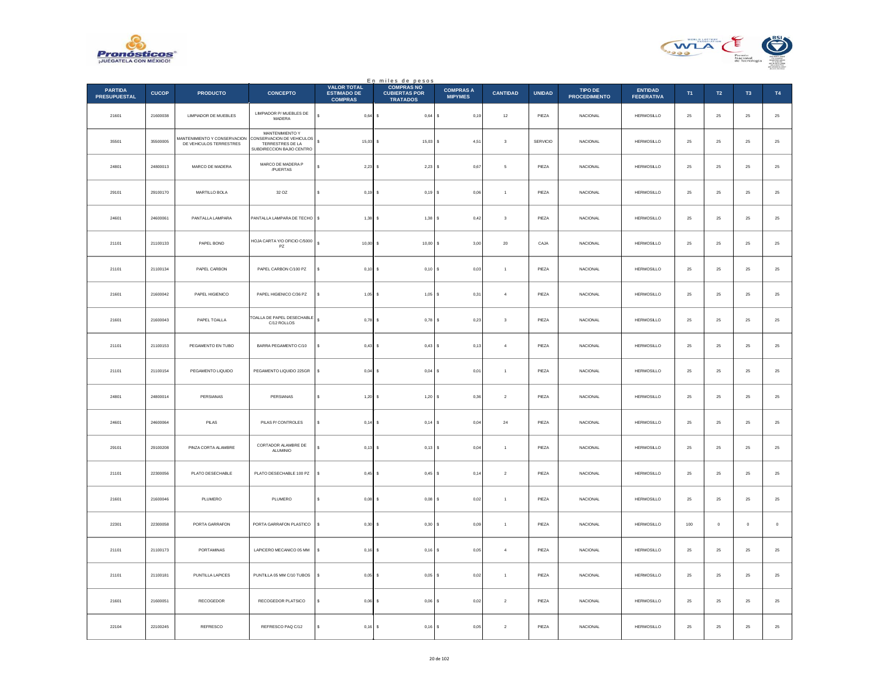En miles de pesos

| PARTIDA PRESUPUESTAL | CUCOP | PRODUCTO | CONCEPTO | VALOR TOTAL ESTIMADO DE COMPRAS | COMPRAS NO CUBIERTAS POR TRATADOS | COMPRAS A MIPYMES | CANTIDAD | UNIDAD | TIPO DE PROCEDIMIENTO | ENTIDAD FEDERATIVA | T1 | T2 | T3 | T4 |
|---|---|---|---|---|---|---|---|---|---|---|---|---|---|---|
| 21601 | 21600038 | LIMPIADOR DE MUEBLES | LIMPIADOR P/ MUEBLES DE MADERA | $ 0,64 | $ 0,64 | $ 0,19 | 12 | PIEZA | NACIONAL | HERMOSILLO | 25 | 25 | 25 | 25 |
| 35501 | 35500005 | MANTENIMIENTO Y CONSERVACION DE VEHICULOS TERRESTRES | MANTENIMIENTO Y CONSERVACION DE VEHICULOS TERRESTRES DE LA SUBDIRECCION BAJIO CENTRO | $ 15,03 | $ 15,03 | $ 4,51 | 3 | SERVICIO | NACIONAL | HERMOSILLO | 25 | 25 | 25 | 25 |
| 24801 | 24800013 | MARCO DE MADERA | MARCO DE MADERA P /PUERTAS | $ 2,23 | $ 2,23 | $ 0,67 | 5 | PIEZA | NACIONAL | HERMOSILLO | 25 | 25 | 25 | 25 |
| 29101 | 29100170 | MARTILLO BOLA | 32 OZ | $ 0,19 | $ 0,19 | $ 0,06 | 1 | PIEZA | NACIONAL | HERMOSILLO | 25 | 25 | 25 | 25 |
| 24601 | 24600061 | PANTALLA LAMPARA | PANTALLA LAMPARA DE TECHO | $ 1,38 | $ 1,38 | $ 0,42 | 3 | PIEZA | NACIONAL | HERMOSILLO | 25 | 25 | 25 | 25 |
| 21101 | 21100133 | PAPEL BOND | HOJA CARTA Y/O OFICIO C/5000 PZ | $ 10,00 | $ 10,00 | $ 3,00 | 20 | CAJA | NACIONAL | HERMOSILLO | 25 | 25 | 25 | 25 |
| 21101 | 21100134 | PAPEL CARBON | PAPEL CARBON C/100 PZ | $ 0,10 | $ 0,10 | $ 0,03 | 1 | PIEZA | NACIONAL | HERMOSILLO | 25 | 25 | 25 | 25 |
| 21601 | 21600042 | PAPEL HIGIENICO | PAPEL HIGIENICO C/36 PZ | $ 1,05 | $ 1,05 | $ 0,31 | 4 | PIEZA | NACIONAL | HERMOSILLO | 25 | 25 | 25 | 25 |
| 21601 | 21600043 | PAPEL TOALLA | TOALLA DE PAPEL DESECHABLE C/12 ROLLOS | $ 0,78 | $ 0,78 | $ 0,23 | 3 | PIEZA | NACIONAL | HERMOSILLO | 25 | 25 | 25 | 25 |
| 21101 | 21100153 | PEGAMENTO EN TUBO | BARRA PEGAMENTO C/10 | $ 0,43 | $ 0,43 | $ 0,13 | 4 | PIEZA | NACIONAL | HERMOSILLO | 25 | 25 | 25 | 25 |
| 21101 | 21100154 | PEGAMENTO LIQUIDO | PEGAMENTO LIQUIDO 225GR | $ 0,04 | $ 0,04 | $ 0,01 | 1 | PIEZA | NACIONAL | HERMOSILLO | 25 | 25 | 25 | 25 |
| 24801 | 24800014 | PERSIANAS | PERSIANAS | $ 1,20 | $ 1,20 | $ 0,36 | 2 | PIEZA | NACIONAL | HERMOSILLO | 25 | 25 | 25 | 25 |
| 24601 | 24600064 | PILAS | PILAS P/ CONTROLES | $ 0,14 | $ 0,14 | $ 0,04 | 24 | PIEZA | NACIONAL | HERMOSILLO | 25 | 25 | 25 | 25 |
| 29101 | 29100208 | PINZA CORTA ALAMBRE | CORTADOR ALAMBRE DE ALUMINIO | $ 0,13 | $ 0,13 | $ 0,04 | 1 | PIEZA | NACIONAL | HERMOSILLO | 25 | 25 | 25 | 25 |
| 21101 | 22300056 | PLATO DESECHABLE | PLATO DESECHABLE 100 PZ | $ 0,45 | $ 0,45 | $ 0,14 | 2 | PIEZA | NACIONAL | HERMOSILLO | 25 | 25 | 25 | 25 |
| 21601 | 21600046 | PLUMERO | PLUMERO | $ 0,08 | $ 0,08 | $ 0,02 | 1 | PIEZA | NACIONAL | HERMOSILLO | 25 | 25 | 25 | 25 |
| 22301 | 22300058 | PORTA GARRAFON | PORTA GARRAFON PLASTICO | $ 0,30 | $ 0,30 | $ 0,09 | 1 | PIEZA | NACIONAL | HERMOSILLO | 100 | 0 | 0 | 0 |
| 21101 | 21100173 | PORTAMINAS | LAPICERO MECANICO 05 MM | $ 0,16 | $ 0,16 | $ 0,05 | 4 | PIEZA | NACIONAL | HERMOSILLO | 25 | 25 | 25 | 25 |
| 21101 | 21100181 | PUNTILLA LAPICES | PUNTILLA 05 MM C/10 TUBOS | $ 0,05 | $ 0,05 | $ 0,02 | 1 | PIEZA | NACIONAL | HERMOSILLO | 25 | 25 | 25 | 25 |
| 21601 | 21600051 | RECOGEDOR | RECOGEDOR PLATSICO | $ 0,06 | $ 0,06 | $ 0,02 | 2 | PIEZA | NACIONAL | HERMOSILLO | 25 | 25 | 25 | 25 |
| 22104 | 22100245 | REFRESCO | REFRESCO PAQ C/12 | $ 0,16 | $ 0,16 | $ 0,05 | 2 | PIEZA | NACIONAL | HERMOSILLO | 25 | 25 | 25 | 25 |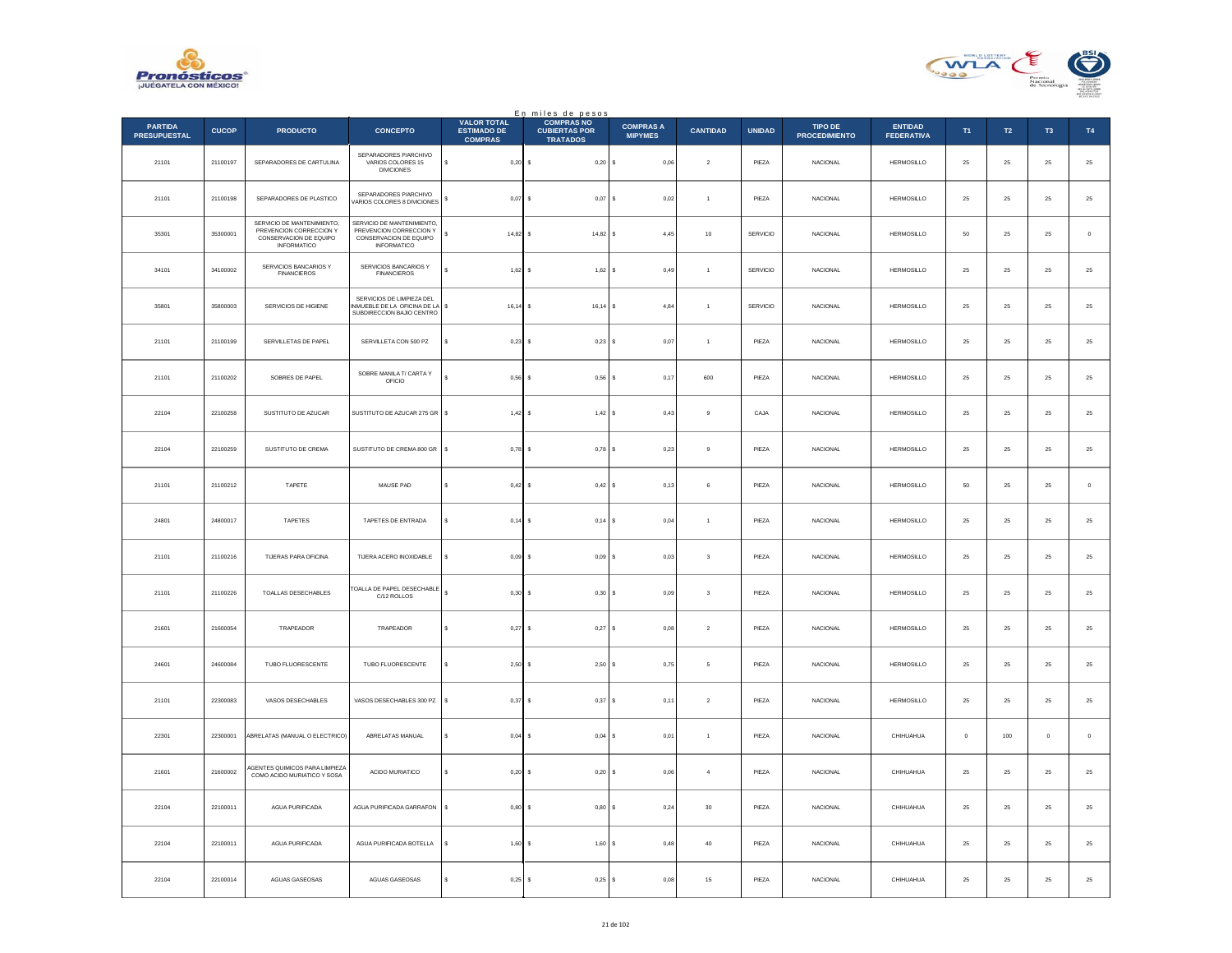En miles de pesos

| PARTIDA PRESUPUESTAL | CUCOP | PRODUCTO | CONCEPTO | VALOR TOTAL ESTIMADO DE COMPRAS | COMPRAS NO CUBIERTAS POR TRATADOS | COMPRAS A MIPYMES | CANTIDAD | UNIDAD | TIPO DE PROCEDIMIENTO | ENTIDAD FEDERATIVA | T1 | T2 | T3 | T4 |
|---|---|---|---|---|---|---|---|---|---|---|---|---|---|---|
| 21101 | 21100197 | SEPARADORES DE CARTULINA | SEPARADORES P/ARCHIVO VARIOS COLORES 15 DIVICIONES | $ 0,20 | $ 0,20 | $ 0,06 | 2 | PIEZA | NACIONAL | HERMOSILLO | 25 | 25 | 25 | 25 |
| 21101 | 21100198 | SEPARADORES DE PLASTICO | SEPARADORES P/ARCHIVO VARIOS COLORES 8 DIVICIONES | $ 0,07 | $ 0,07 | $ 0,02 | 1 | PIEZA | NACIONAL | HERMOSILLO | 25 | 25 | 25 | 25 |
| 35301 | 35300001 | SERVICIO DE MANTENIMIENTO, PREVENCION CORRECCION Y CONSERVACION DE EQUIPO INFORMATICO | SERVICIO DE MANTENIMIENTO, PREVENCION CORRECCION Y CONSERVACION DE EQUIPO INFORMATICO | $ 14,82 | $ 14,82 | $ 4,45 | 10 | SERVICIO | NACIONAL | HERMOSILLO | 50 | 25 | 25 | 0 |
| 34101 | 34100002 | SERVICIOS BANCARIOS Y FINANCIEROS | SERVICIOS BANCARIOS Y FINANCIEROS | $ 1,62 | $ 1,62 | $ 0,49 | 1 | SERVICIO | NACIONAL | HERMOSILLO | 25 | 25 | 25 | 25 |
| 35801 | 35800003 | SERVICIOS DE HIGIENE | SERVICIOS DE LIMPIEZA DEL INMUEBLE DE LA OFICINA DE LA SUBDIRECCION BAJIO CENTRO | $ 16,14 | $ 16,14 | $ 4,84 | 1 | SERVICIO | NACIONAL | HERMOSILLO | 25 | 25 | 25 | 25 |
| 21101 | 21100199 | SERVILLETAS DE PAPEL | SERVILLETA CON 500 PZ | $ 0,23 | $ 0,23 | $ 0,07 | 1 | PIEZA | NACIONAL | HERMOSILLO | 25 | 25 | 25 | 25 |
| 21101 | 21100202 | SOBRES DE PAPEL | SOBRE MANILA T/ CARTA Y OFICIO | $ 0,56 | $ 0,56 | $ 0,17 | 600 | PIEZA | NACIONAL | HERMOSILLO | 25 | 25 | 25 | 25 |
| 22104 | 22100258 | SUSTITUTO DE AZUCAR | SUSTITUTO DE AZUCAR 275 GR | $ 1,42 | $ 1,42 | $ 0,43 | 9 | CAJA | NACIONAL | HERMOSILLO | 25 | 25 | 25 | 25 |
| 22104 | 22100259 | SUSTITUTO DE CREMA | SUSTITUTO DE CREMA 800 GR | $ 0,78 | $ 0,78 | $ 0,23 | 9 | PIEZA | NACIONAL | HERMOSILLO | 25 | 25 | 25 | 25 |
| 21101 | 21100212 | TAPETE | MAUSE PAD | $ 0,42 | $ 0,42 | $ 0,13 | 6 | PIEZA | NACIONAL | HERMOSILLO | 50 | 25 | 25 | 0 |
| 24801 | 24800017 | TAPETES | TAPETES DE ENTRADA | $ 0,14 | $ 0,14 | $ 0,04 | 1 | PIEZA | NACIONAL | HERMOSILLO | 25 | 25 | 25 | 25 |
| 21101 | 21100216 | TIJERAS PARA OFICINA | TIJERA ACERO INOXIDABLE | $ 0,09 | $ 0,09 | $ 0,03 | 3 | PIEZA | NACIONAL | HERMOSILLO | 25 | 25 | 25 | 25 |
| 21101 | 21100226 | TOALLAS DESECHABLES | TOALLA DE PAPEL DESECHABLE C/12 ROLLOS | $ 0,30 | $ 0,30 | $ 0,09 | 3 | PIEZA | NACIONAL | HERMOSILLO | 25 | 25 | 25 | 25 |
| 21601 | 21600054 | TRAPEADOR | TRAPEADOR | $ 0,27 | $ 0,27 | $ 0,08 | 2 | PIEZA | NACIONAL | HERMOSILLO | 25 | 25 | 25 | 25 |
| 24601 | 24600084 | TUBO FLUORESCENTE | TUBO FLUORESCENTE | $ 2,50 | $ 2,50 | $ 0,75 | 5 | PIEZA | NACIONAL | HERMOSILLO | 25 | 25 | 25 | 25 |
| 21101 | 22300083 | VASOS DESECHABLES | VASOS DESECHABLES 300 PZ | $ 0,37 | $ 0,37 | $ 0,11 | 2 | PIEZA | NACIONAL | HERMOSILLO | 25 | 25 | 25 | 25 |
| 22301 | 22300001 | ABRELATAS (MANUAL O ELECTRICO) | ABRELATAS MANUAL | $ 0,04 | $ 0,04 | $ 0,01 | 1 | PIEZA | NACIONAL | CHIHUAHUA | 0 | 100 | 0 | 0 |
| 21601 | 21600002 | AGENTES QUIMICOS PARA LIMPIEZA COMO ACIDO MURIATICO Y SOSA | ACIDO MURIATICO | $ 0,20 | $ 0,20 | $ 0,06 | 4 | PIEZA | NACIONAL | CHIHUAHUA | 25 | 25 | 25 | 25 |
| 22104 | 22100011 | AGUA PURIFICADA | AGUA PURIFICADA GARRAFON | $ 0,80 | $ 0,80 | $ 0,24 | 30 | PIEZA | NACIONAL | CHIHUAHUA | 25 | 25 | 25 | 25 |
| 22104 | 22100011 | AGUA PURIFICADA | AGUA PURIFICADA BOTELLA | $ 1,60 | $ 1,60 | $ 0,48 | 40 | PIEZA | NACIONAL | CHIHUAHUA | 25 | 25 | 25 | 25 |
| 22104 | 22100014 | AGUAS GASEOSAS | AGUAS GASEOSAS | $ 0,25 | $ 0,25 | $ 0,08 | 15 | PIEZA | NACIONAL | CHIHUAHUA | 25 | 25 | 25 | 25 |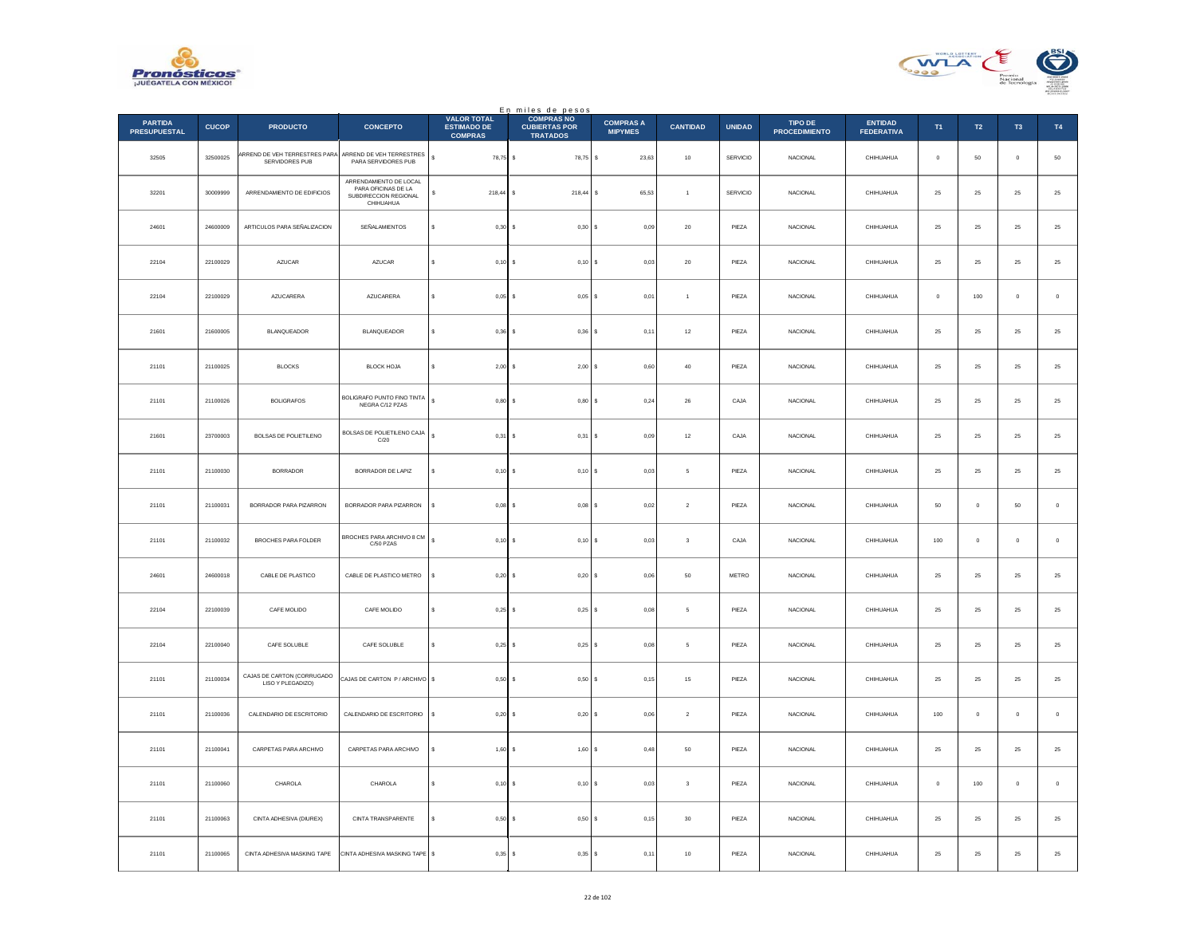En miles de pesos

| PARTIDA PRESUPUESTAL | CUCOP | PRODUCTO | CONCEPTO | VALOR TOTAL ESTIMADO DE COMPRAS | COMPRAS NO CUBIERTAS POR TRATADOS | COMPRAS A MIPYMES | CANTIDAD | UNIDAD | TIPO DE PROCEDIMIENTO | ENTIDAD FEDERATIVA | T1 | T2 | T3 | T4 |
|---|---|---|---|---|---|---|---|---|---|---|---|---|---|---|
| 32505 | 32500025 | ARREND DE VEH TERRESTRES PARA SERVIDORES PUB | ARREND DE VEH TERRESTRES PARA SERVIDORES PUB | $ 78,75 | $ 78,75 | $ 23,63 | 10 | SERVICIO | NACIONAL | CHIHUAHUA | 0 | 50 | 0 | 50 |
| 32201 | 30009999 | ARRENDAMIENTO DE EDIFICIOS | ARRENDAMIENTO DE LOCAL PARA OFICINAS DE LA SUBDIRECCION REGIONAL CHIHUAHUA | $ 218,44 | $ 218,44 | $ 65,53 | 1 | SERVICIO | NACIONAL | CHIHUAHUA | 25 | 25 | 25 | 25 |
| 24601 | 24600009 | ARTICULOS PARA SEÑALIZACION | SEÑALAMIENTOS | $ 0,30 | $ 0,30 | $ 0,09 | 20 | PIEZA | NACIONAL | CHIHUAHUA | 25 | 25 | 25 | 25 |
| 22104 | 22100029 | AZUCAR | AZUCAR | $ 0,10 | $ 0,10 | $ 0,03 | 20 | PIEZA | NACIONAL | CHIHUAHUA | 25 | 25 | 25 | 25 |
| 22104 | 22100029 | AZUCARERA | AZUCARERA | $ 0,05 | $ 0,05 | $ 0,01 | 1 | PIEZA | NACIONAL | CHIHUAHUA | 0 | 100 | 0 | 0 |
| 21601 | 21600005 | BLANQUEADOR | BLANQUEADOR | $ 0,36 | $ 0,36 | $ 0,11 | 12 | PIEZA | NACIONAL | CHIHUAHUA | 25 | 25 | 25 | 25 |
| 21101 | 21100025 | BLOCKS | BLOCK HOJA | $ 2,00 | $ 2,00 | $ 0,60 | 40 | PIEZA | NACIONAL | CHIHUAHUA | 25 | 25 | 25 | 25 |
| 21101 | 21100026 | BOLIGRAFOS | BOLIGRAFO PUNTO FINO TINTA NEGRA C/12 PZAS | $ 0,80 | $ 0,80 | $ 0,24 | 26 | CAJA | NACIONAL | CHIHUAHUA | 25 | 25 | 25 | 25 |
| 21601 | 23700003 | BOLSAS DE POLIETILENO | BOLSAS DE POLIETILENO CAJA C/20 | $ 0,31 | $ 0,31 | $ 0,09 | 12 | CAJA | NACIONAL | CHIHUAHUA | 25 | 25 | 25 | 25 |
| 21101 | 21100030 | BORRADOR | BORRADOR DE LAPIZ | $ 0,10 | $ 0,10 | $ 0,03 | 5 | PIEZA | NACIONAL | CHIHUAHUA | 25 | 25 | 25 | 25 |
| 21101 | 21100031 | BORRADOR PARA PIZARRON | BORRADOR PARA PIZARRON | $ 0,08 | $ 0,08 | $ 0,02 | 2 | PIEZA | NACIONAL | CHIHUAHUA | 50 | 0 | 50 | 0 |
| 21101 | 21100032 | BROCHES PARA FOLDER | BROCHES PARA ARCHIVO 8 CM C/50 PZAS | $ 0,10 | $ 0,10 | $ 0,03 | 3 | CAJA | NACIONAL | CHIHUAHUA | 100 | 0 | 0 | 0 |
| 24601 | 24600018 | CABLE DE PLASTICO | CABLE DE PLASTICO METRO | $ 0,20 | $ 0,20 | $ 0,06 | 50 | METRO | NACIONAL | CHIHUAHUA | 25 | 25 | 25 | 25 |
| 22104 | 22100039 | CAFE MOLIDO | CAFE MOLIDO | $ 0,25 | $ 0,25 | $ 0,08 | 5 | PIEZA | NACIONAL | CHIHUAHUA | 25 | 25 | 25 | 25 |
| 22104 | 22100040 | CAFE SOLUBLE | CAFE SOLUBLE | $ 0,25 | $ 0,25 | $ 0,08 | 5 | PIEZA | NACIONAL | CHIHUAHUA | 25 | 25 | 25 | 25 |
| 21101 | 21100034 | CAJAS DE CARTON (CORRUGADO LISO Y PLEGADIZO) | CAJAS DE CARTON P / ARCHIVO | $ 0,50 | $ 0,50 | $ 0,15 | 15 | PIEZA | NACIONAL | CHIHUAHUA | 25 | 25 | 25 | 25 |
| 21101 | 21100036 | CALENDARIO DE ESCRITORIO | CALENDARIO DE ESCRITORIO | $ 0,20 | $ 0,20 | $ 0,06 | 2 | PIEZA | NACIONAL | CHIHUAHUA | 100 | 0 | 0 | 0 |
| 21101 | 21100041 | CARPETAS PARA ARCHIVO | CARPETAS PARA ARCHIVO | $ 1,60 | $ 1,60 | $ 0,48 | 50 | PIEZA | NACIONAL | CHIHUAHUA | 25 | 25 | 25 | 25 |
| 21101 | 21100060 | CHAROLA | CHAROLA | $ 0,10 | $ 0,10 | $ 0,03 | 3 | PIEZA | NACIONAL | CHIHUAHUA | 0 | 100 | 0 | 0 |
| 21101 | 21100063 | CINTA ADHESIVA (DIUREX) | CINTA TRANSPARENTE | $ 0,50 | $ 0,50 | $ 0,15 | 30 | PIEZA | NACIONAL | CHIHUAHUA | 25 | 25 | 25 | 25 |
| 21101 | 21100065 | CINTA ADHESIVA MASKING TAPE | CINTA ADHESIVA MASKING TAPE | $ 0,35 | $ 0,35 | $ 0,11 | 10 | PIEZA | NACIONAL | CHIHUAHUA | 25 | 25 | 25 | 25 |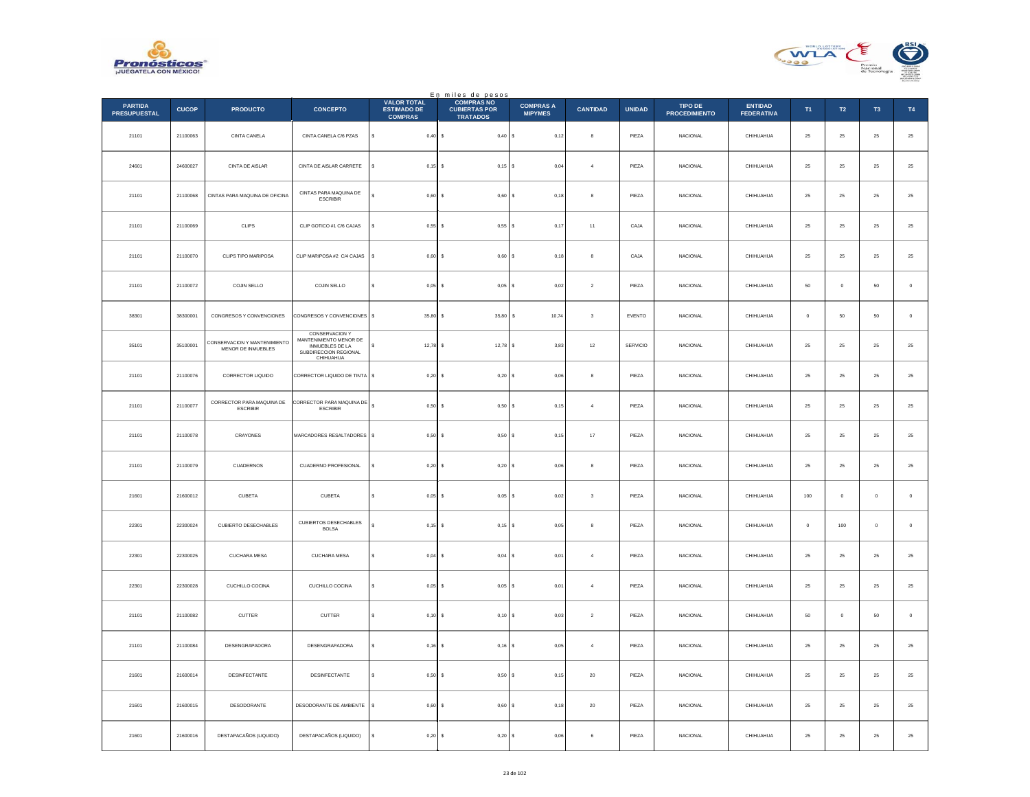En miles de pesos

| PARTIDA PRESUPUESTAL | CUCOP | PRODUCTO | CONCEPTO | VALOR TOTAL ESTIMADO DE COMPRAS | COMPRAS NO CUBIERTAS POR TRATADOS | COMPRAS A MIPYMES | CANTIDAD | UNIDAD | TIPO DE PROCEDIMIENTO | ENTIDAD FEDERATIVA | T1 | T2 | T3 | T4 |
|---|---|---|---|---|---|---|---|---|---|---|---|---|---|---|
| 21101 | 21100063 | CINTA CANELA | CINTA CANELA C/6 PZAS | $ 0,40 | $ 0,40 | $ 0,12 | 8 | PIEZA | NACIONAL | CHIHUAHUA | 25 | 25 | 25 | 25 |
| 24601 | 24600027 | CINTA DE AISLAR | CINTA DE AISLAR CARRETE | $ 0,15 | $ 0,15 | $ 0,04 | 4 | PIEZA | NACIONAL | CHIHUAHUA | 25 | 25 | 25 | 25 |
| 21101 | 21100068 | CINTAS PARA MAQUINA DE OFICINA | CINTAS PARA MAQUINA DE ESCRIBIR | $ 0,60 | $ 0,60 | $ 0,18 | 8 | PIEZA | NACIONAL | CHIHUAHUA | 25 | 25 | 25 | 25 |
| 21101 | 21100069 | CLIPS | CLIP GOTICO #1 C/6 CAJAS | $ 0,55 | $ 0,55 | $ 0,17 | 11 | CAJA | NACIONAL | CHIHUAHUA | 25 | 25 | 25 | 25 |
| 21101 | 21100070 | CLIPS TIPO MARIPOSA | CLIP MARIPOSA #2 C/4 CAJAS | $ 0,60 | $ 0,60 | $ 0,18 | 8 | CAJA | NACIONAL | CHIHUAHUA | 25 | 25 | 25 | 25 |
| 21101 | 21100072 | COJIN SELLO | COJIN SELLO | $ 0,05 | $ 0,05 | $ 0,02 | 2 | PIEZA | NACIONAL | CHIHUAHUA | 50 | 0 | 50 | 0 |
| 38301 | 38300001 | CONGRESOS Y CONVENCIONES | CONGRESOS Y CONVENCIONES | $ 35,80 | $ 35,80 | $ 10,74 | 3 | EVENTO | NACIONAL | CHIHUAHUA | 0 | 50 | 50 | 0 |
| 35101 | 35100001 | CONSERVACION Y MANTENIMIENTO MENOR DE INMUEBLES | CONSERVACION Y MANTENIMIENTO MENOR DE INMUEBLES DE LA SUBDIRECCION REGIONAL CHIHUAHUA | $ 12,78 | $ 12,78 | $ 3,83 | 12 | SERVICIO | NACIONAL | CHIHUAHUA | 25 | 25 | 25 | 25 |
| 21101 | 21100076 | CORRECTOR LIQUIDO | CORRECTOR LIQUIDO DE TINTA | $ 0,20 | $ 0,20 | $ 0,06 | 8 | PIEZA | NACIONAL | CHIHUAHUA | 25 | 25 | 25 | 25 |
| 21101 | 21100077 | CORRECTOR PARA MAQUINA DE ESCRIBIR | CORRECTOR PARA MAQUINA DE ESCRIBIR | $ 0,50 | $ 0,50 | $ 0,15 | 4 | PIEZA | NACIONAL | CHIHUAHUA | 25 | 25 | 25 | 25 |
| 21101 | 21100078 | CRAYONES | MARCADORES RESALTADORES | $ 0,50 | $ 0,50 | $ 0,15 | 17 | PIEZA | NACIONAL | CHIHUAHUA | 25 | 25 | 25 | 25 |
| 21101 | 21100079 | CUADERNOS | CUADERNO PROFESIONAL | $ 0,20 | $ 0,20 | $ 0,06 | 8 | PIEZA | NACIONAL | CHIHUAHUA | 25 | 25 | 25 | 25 |
| 21601 | 21600012 | CUBETA | CUBETA | $ 0,05 | $ 0,05 | $ 0,02 | 3 | PIEZA | NACIONAL | CHIHUAHUA | 100 | 0 | 0 | 0 |
| 22301 | 22300024 | CUBIERTO DESECHABLES | CUBIERTOS DESECHABLES BOLSA | $ 0,15 | $ 0,15 | $ 0,05 | 8 | PIEZA | NACIONAL | CHIHUAHUA | 0 | 100 | 0 | 0 |
| 22301 | 22300025 | CUCHARA MESA | CUCHARA MESA | $ 0,04 | $ 0,04 | $ 0,01 | 4 | PIEZA | NACIONAL | CHIHUAHUA | 25 | 25 | 25 | 25 |
| 22301 | 22300028 | CUCHILLO COCINA | CUCHILLO COCINA | $ 0,05 | $ 0,05 | $ 0,01 | 4 | PIEZA | NACIONAL | CHIHUAHUA | 25 | 25 | 25 | 25 |
| 21101 | 21100082 | CUTTER | CUTTER | $ 0,10 | $ 0,10 | $ 0,03 | 2 | PIEZA | NACIONAL | CHIHUAHUA | 50 | 0 | 50 | 0 |
| 21101 | 21100084 | DESENGRAPADORA | DESENGRAPADORA | $ 0,16 | $ 0,16 | $ 0,05 | 4 | PIEZA | NACIONAL | CHIHUAHUA | 25 | 25 | 25 | 25 |
| 21601 | 21600014 | DESINFECTANTE | DESINFECTANTE | $ 0,50 | $ 0,50 | $ 0,15 | 20 | PIEZA | NACIONAL | CHIHUAHUA | 25 | 25 | 25 | 25 |
| 21601 | 21600015 | DESODORANTE | DESODORANTE DE AMBIENTE | $ 0,60 | $ 0,60 | $ 0,18 | 20 | PIEZA | NACIONAL | CHIHUAHUA | 25 | 25 | 25 | 25 |
| 21601 | 21600016 | DESTAPACAÑOS (LIQUIDO) | DESTAPACAÑOS (LIQUIDO) | $ 0,20 | $ 0,20 | $ 0,06 | 6 | PIEZA | NACIONAL | CHIHUAHUA | 25 | 25 | 25 | 25 |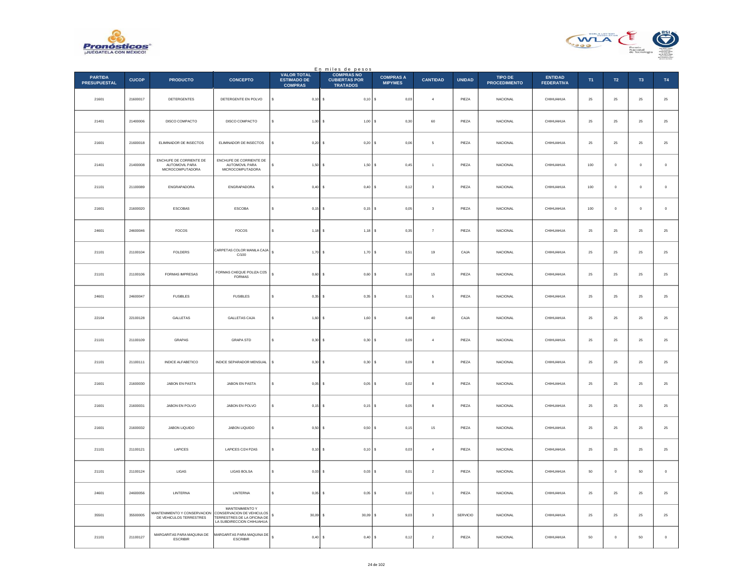En miles de pesos

| PARTIDA PRESUPUESTAL | CUCOP | PRODUCTO | CONCEPTO | VALOR TOTAL ESTIMADO DE COMPRAS | COMPRAS NO CUBIERTAS POR TRATADOS | COMPRAS A MIPYMES | CANTIDAD | UNIDAD | TIPO DE PROCEDIMIENTO | ENTIDAD FEDERATIVA | T1 | T2 | T3 | T4 |
|---|---|---|---|---|---|---|---|---|---|---|---|---|---|---|
| 21601 | 21600017 | DETERGENTES | DETERGENTE EN POLVO | $ 0,10 | $ 0,10 | $ 0,03 | 4 | PIEZA | NACIONAL | CHIHUAHUA | 25 | 25 | 25 | 25 |
| 21401 | 21400006 | DISCO COMPACTO | DISCO COMPACTO | $ 1,00 | $ 1,00 | $ 0,30 | 60 | PIEZA | NACIONAL | CHIHUAHUA | 25 | 25 | 25 | 25 |
| 21601 | 21600018 | ELIMINADOR DE INSECTOS | ELIMINADOR DE INSECTOS | $ 0,20 | $ 0,20 | $ 0,06 | 5 | PIEZA | NACIONAL | CHIHUAHUA | 25 | 25 | 25 | 25 |
| 21401 | 21400008 | ENCHUFE DE CORRIENTE DE AUTOMOVIL PARA MICROCOMPUTADORA | ENCHUFE DE CORRIENTE DE AUTOMOVIL PARA MICROCOMPUTADORA | $ 1,50 | $ 1,50 | $ 0,45 | 1 | PIEZA | NACIONAL | CHIHUAHUA | 100 | 0 | 0 | 0 |
| 21101 | 21100089 | ENGRAPADORA | ENGRAPADORA | $ 0,40 | $ 0,40 | $ 0,12 | 3 | PIEZA | NACIONAL | CHIHUAHUA | 100 | 0 | 0 | 0 |
| 21601 | 21600020 | ESCOBAS | ESCOBA | $ 0,15 | $ 0,15 | $ 0,05 | 3 | PIEZA | NACIONAL | CHIHUAHUA | 100 | 0 | 0 | 0 |
| 24601 | 24600046 | FOCOS | FOCOS | $ 1,18 | $ 1,18 | $ 0,35 | 7 | PIEZA | NACIONAL | CHIHUAHUA | 25 | 25 | 25 | 25 |
| 21101 | 21100104 | FOLDERS | CARPETAS COLOR MANILA CAJA C/100 | $ 1,70 | $ 1,70 | $ 0,51 | 19 | CAJA | NACIONAL | CHIHUAHUA | 25 | 25 | 25 | 25 |
| 21101 | 21100106 | FORMAS IMPRESAS | FORMAS CHEQUE POLIZA C/25 FORMAS | $ 0,60 | $ 0,60 | $ 0,18 | 15 | PIEZA | NACIONAL | CHIHUAHUA | 25 | 25 | 25 | 25 |
| 24601 | 24600047 | FUSIBLES | FUSIBLES | $ 0,35 | $ 0,35 | $ 0,11 | 5 | PIEZA | NACIONAL | CHIHUAHUA | 25 | 25 | 25 | 25 |
| 22104 | 22100128 | GALLETAS | GALLETAS CAJA | $ 1,60 | $ 1,60 | $ 0,48 | 40 | CAJA | NACIONAL | CHIHUAHUA | 25 | 25 | 25 | 25 |
| 21101 | 21100109 | GRAPAS | GRAPA STD | $ 0,30 | $ 0,30 | $ 0,09 | 4 | PIEZA | NACIONAL | CHIHUAHUA | 25 | 25 | 25 | 25 |
| 21101 | 21100111 | INDICE ALFABETICO | INDICE SEPARADOR MENSUAL | $ 0,30 | $ 0,30 | $ 0,09 | 8 | PIEZA | NACIONAL | CHIHUAHUA | 25 | 25 | 25 | 25 |
| 21601 | 21600030 | JABON EN PASTA | JABON EN PASTA | $ 0,05 | $ 0,05 | $ 0,02 | 8 | PIEZA | NACIONAL | CHIHUAHUA | 25 | 25 | 25 | 25 |
| 21601 | 21600031 | JABON EN POLVO | JABON EN POLVO | $ 0,15 | $ 0,15 | $ 0,05 | 8 | PIEZA | NACIONAL | CHIHUAHUA | 25 | 25 | 25 | 25 |
| 21601 | 21600032 | JABON LIQUIDO | JABON LIQUIDO | $ 0,50 | $ 0,50 | $ 0,15 | 15 | PIEZA | NACIONAL | CHIHUAHUA | 25 | 25 | 25 | 25 |
| 21101 | 21100121 | LAPICES | LAPICES C/24 PZAS | $ 0,10 | $ 0,10 | $ 0,03 | 4 | PIEZA | NACIONAL | CHIHUAHUA | 25 | 25 | 25 | 25 |
| 21101 | 21100124 | LIGAS | LIGAS BOLSA | $ 0,03 | $ 0,03 | $ 0,01 | 2 | PIEZA | NACIONAL | CHIHUAHUA | 50 | 0 | 50 | 0 |
| 24601 | 24600056 | LINTERNA | LINTERNA | $ 0,05 | $ 0,05 | $ 0,02 | 1 | PIEZA | NACIONAL | CHIHUAHUA | 25 | 25 | 25 | 25 |
| 35501 | 35500005 | MANTENIMIENTO Y CONSERVACION DE VEHICULOS TERRESTRES | MANTENIMIENTO Y CONSERVACION DE VEHICULOS TERRESTRES DE LA OFICINA DE LA SUBDIRECCION CHIHUAHUA | $ 30,09 | $ 30,09 | $ 9,03 | 3 | SERVICIO | NACIONAL | CHIHUAHUA | 25 | 25 | 25 | 25 |
| 21101 | 21100127 | MARGARITAS PARA MAQUINA DE ESCRIBIR | MARGARITAS PARA MAQUINA DE ESCRIBIR | $ 0,40 | $ 0,40 | $ 0,12 | 2 | PIEZA | NACIONAL | CHIHUAHUA | 50 | 0 | 50 | 0 |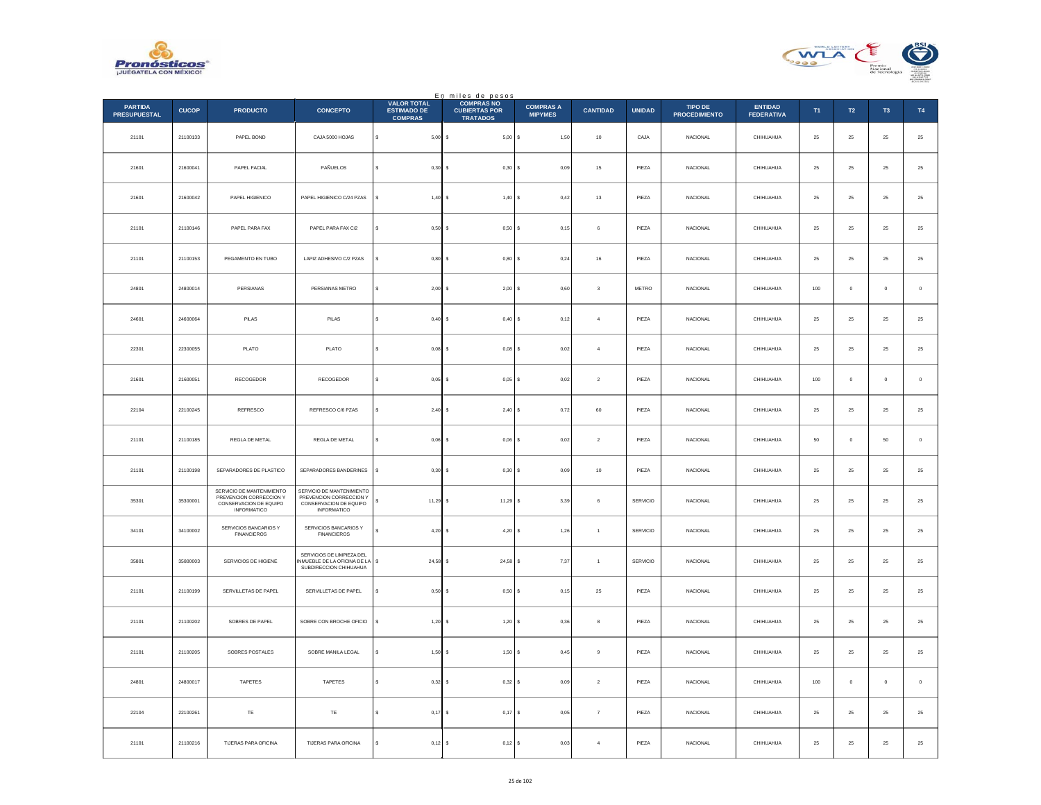En miles de pesos

| PARTIDA PRESUPUESTAL | CUCOP | PRODUCTO | CONCEPTO | VALOR TOTAL ESTIMADO DE COMPRAS | COMPRAS NO CUBIERTAS POR TRATADOS | COMPRAS A MIPYMES | CANTIDAD | UNIDAD | TIPO DE PROCEDIMIENTO | ENTIDAD FEDERATIVA | T1 | T2 | T3 | T4 |
|---|---|---|---|---|---|---|---|---|---|---|---|---|---|---|
| 21101 | 21100133 | PAPEL BOND | CAJA 5000 HOJAS | $ 5,00 | $ 5,00 | $ 1,50 | 10 | CAJA | NACIONAL | CHIHUAHUA | 25 | 25 | 25 | 25 |
| 21601 | 21600041 | PAPEL FACIAL | PAÑUELOS | $ 0,30 | $ 0,30 | $ 0,09 | 15 | PIEZA | NACIONAL | CHIHUAHUA | 25 | 25 | 25 | 25 |
| 21601 | 21600042 | PAPEL HIGIENICO | PAPEL HIGIENICO C/24 PZAS | $ 1,40 | $ 1,40 | $ 0,42 | 13 | PIEZA | NACIONAL | CHIHUAHUA | 25 | 25 | 25 | 25 |
| 21101 | 21100146 | PAPEL PARA FAX | PAPEL PARA FAX C/2 | $ 0,50 | $ 0,50 | $ 0,15 | 6 | PIEZA | NACIONAL | CHIHUAHUA | 25 | 25 | 25 | 25 |
| 21101 | 21100153 | PEGAMENTO EN TUBO | LAPIZ ADHESIVO C/2 PZAS | $ 0,80 | $ 0,80 | $ 0,24 | 16 | PIEZA | NACIONAL | CHIHUAHUA | 25 | 25 | 25 | 25 |
| 24801 | 24800014 | PERSIANAS | PERSIANAS METRO | $ 2,00 | $ 2,00 | $ 0,60 | 3 | METRO | NACIONAL | CHIHUAHUA | 100 | 0 | 0 | 0 |
| 24601 | 24600064 | PILAS | PILAS | $ 0,40 | $ 0,40 | $ 0,12 | 4 | PIEZA | NACIONAL | CHIHUAHUA | 25 | 25 | 25 | 25 |
| 22301 | 22300055 | PLATO | PLATO | $ 0,08 | $ 0,08 | $ 0,02 | 4 | PIEZA | NACIONAL | CHIHUAHUA | 25 | 25 | 25 | 25 |
| 21601 | 21600051 | RECOGEDOR | RECOGEDOR | $ 0,05 | $ 0,05 | $ 0,02 | 2 | PIEZA | NACIONAL | CHIHUAHUA | 100 | 0 | 0 | 0 |
| 22104 | 22100245 | REFRESCO | REFRESCO C/6 PZAS | $ 2,40 | $ 2,40 | $ 0,72 | 60 | PIEZA | NACIONAL | CHIHUAHUA | 25 | 25 | 25 | 25 |
| 21101 | 21100185 | REGLA DE METAL | REGLA DE METAL | $ 0,06 | $ 0,06 | $ 0,02 | 2 | PIEZA | NACIONAL | CHIHUAHUA | 50 | 0 | 50 | 0 |
| 21101 | 21100198 | SEPARADORES DE PLASTICO | SEPARADORES BANDERINES | $ 0,30 | $ 0,30 | $ 0,09 | 10 | PIEZA | NACIONAL | CHIHUAHUA | 25 | 25 | 25 | 25 |
| 35301 | 35300001 | SERVICIO DE MANTENIMIENTO PREVENCION CORRECCION Y CONSERVACION DE EQUIPO INFORMATICO | SERVICIO DE MANTENIMIENTO PREVENCION CORRECCION Y CONSERVACION DE EQUIPO INFORMATICO | $ 11,29 | $ 11,29 | $ 3,39 | 6 | SERVICIO | NACIONAL | CHIHUAHUA | 25 | 25 | 25 | 25 |
| 34101 | 34100002 | SERVICIOS BANCARIOS Y FINANCIEROS | SERVICIOS BANCARIOS Y FINANCIEROS | $ 4,20 | $ 4,20 | $ 1,26 | 1 | SERVICIO | NACIONAL | CHIHUAHUA | 25 | 25 | 25 | 25 |
| 35801 | 35800003 | SERVICIOS DE HIGIENE | SERVICIOS DE LIMPIEZA DEL INMUEBLE DE LA OFICINA DE LA SUBDIRECCION CHIHUAHUA | $ 24,58 | $ 24,58 | $ 7,37 | 1 | SERVICIO | NACIONAL | CHIHUAHUA | 25 | 25 | 25 | 25 |
| 21101 | 21100199 | SERVILLETAS DE PAPEL | SERVILLETAS DE PAPEL | $ 0,50 | $ 0,50 | $ 0,15 | 25 | PIEZA | NACIONAL | CHIHUAHUA | 25 | 25 | 25 | 25 |
| 21101 | 21100202 | SOBRES DE PAPEL | SOBRE CON BROCHE OFICIO | $ 1,20 | $ 1,20 | $ 0,36 | 8 | PIEZA | NACIONAL | CHIHUAHUA | 25 | 25 | 25 | 25 |
| 21101 | 21100205 | SOBRES POSTALES | SOBRE MANILA LEGAL | $ 1,50 | $ 1,50 | $ 0,45 | 9 | PIEZA | NACIONAL | CHIHUAHUA | 25 | 25 | 25 | 25 |
| 24801 | 24800017 | TAPETES | TAPETES | $ 0,32 | $ 0,32 | $ 0,09 | 2 | PIEZA | NACIONAL | CHIHUAHUA | 100 | 0 | 0 | 0 |
| 22104 | 22100261 | TE | TE | $ 0,17 | $ 0,17 | $ 0,05 | 7 | PIEZA | NACIONAL | CHIHUAHUA | 25 | 25 | 25 | 25 |
| 21101 | 21100216 | TIJERAS PARA OFICINA | TIJERAS PARA OFICINA | $ 0,12 | $ 0,12 | $ 0,03 | 4 | PIEZA | NACIONAL | CHIHUAHUA | 25 | 25 | 25 | 25 |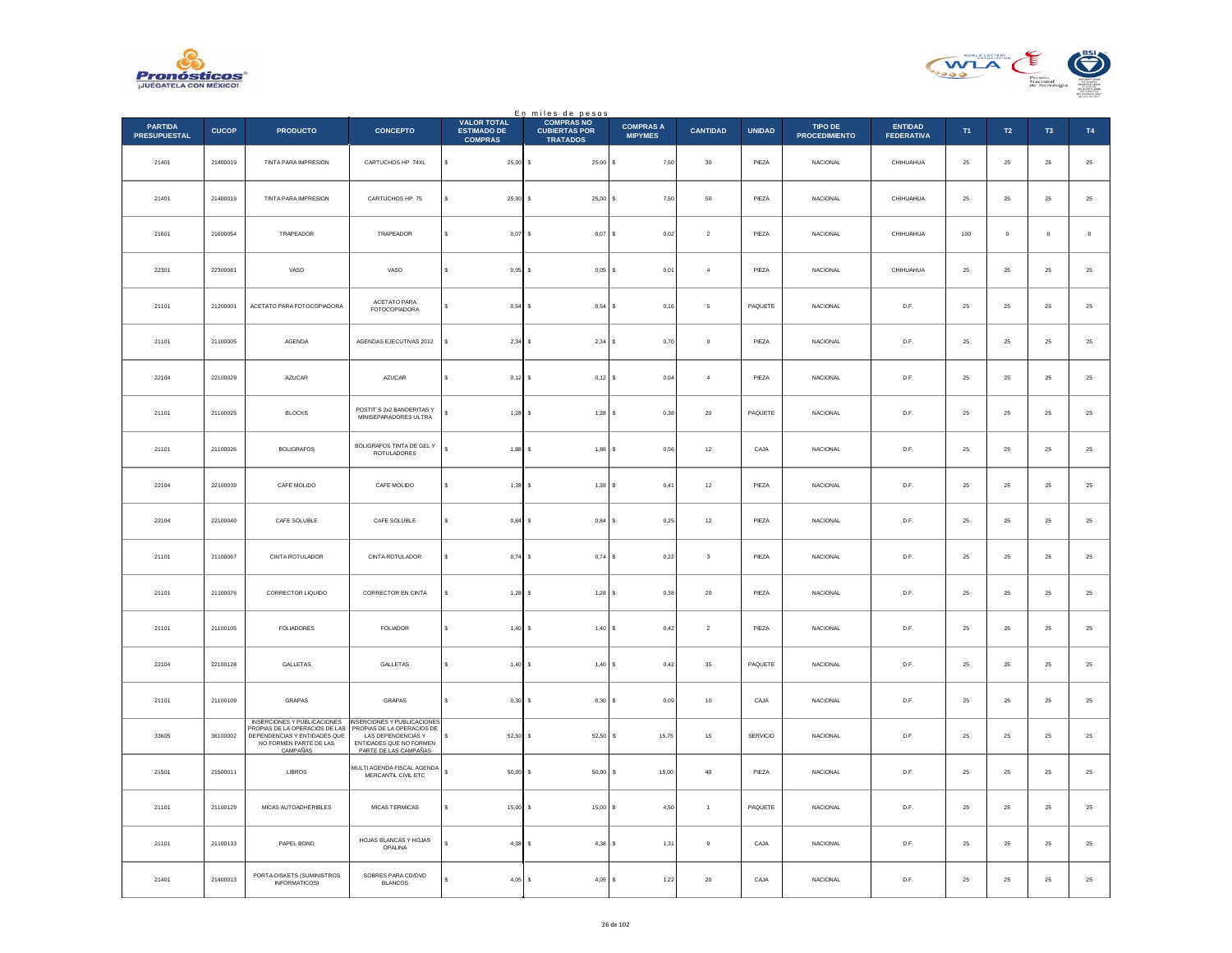En miles de pesos

| PARTIDA PRESUPUESTAL | CUCOP | PRODUCTO | CONCEPTO | VALOR TOTAL ESTIMADO DE COMPRAS | COMPRAS NO CUBIERTAS POR TRATADOS | COMPRAS A MIPYMES | CANTIDAD | UNIDAD | TIPO DE PROCEDIMIENTO | ENTIDAD FEDERATIVA | T1 | T2 | T3 | T4 |
|---|---|---|---|---|---|---|---|---|---|---|---|---|---|---|
| 21401 | 21400019 | TINTA PARA IMPRESION | CARTUCHOS HP 74XL | $ 25,00 | $ 25,00 | $ 7,50 | 30 | PIEZA | NACIONAL | CHIHUAHUA | 25 | 25 | 25 | 25 |
| 21401 | 21400019 | TINTA PARA IMPRESION | CARTUCHOS HP 75 | $ 25,00 | $ 25,00 | $ 7,50 | 50 | PIEZA | NACIONAL | CHIHUAHUA | 25 | 25 | 25 | 25 |
| 21601 | 21600054 | TRAPEADOR | TRAPEADOR | $ 0,07 | $ 0,07 | $ 0,02 | 2 | PIEZA | NACIONAL | CHIHUAHUA | 100 | 0 | 0 | 0 |
| 22301 | 22300081 | VASO | VASO | $ 0,05 | $ 0,05 | $ 0,01 | 4 | PIEZA | NACIONAL | CHIHUAHUA | 25 | 25 | 25 | 25 |
| 21101 | 21200001 | ACETATO PARA FOTOCOPIADORA | ACETATO PARA FOTOCOPIADORA | $ 0,54 | $ 0,54 | $ 0,16 | 5 | PAQUETE | NACIONAL | D.F. | 25 | 25 | 25 | 25 |
| 21101 | 21100005 | AGENDA | AGENDAS EJECUTIVAS 2012 | $ 2,34 | $ 2,34 | $ 0,70 | 9 | PIEZA | NACIONAL | D.F. | 25 | 25 | 25 | 25 |
| 22104 | 22100029 | AZUCAR | AZUCAR | $ 0,12 | $ 0,12 | $ 0,04 | 4 | PIEZA | NACIONAL | D.F. | 25 | 25 | 25 | 25 |
| 21101 | 21100025 | BLOCKS | POSTIT´S 2x2 BANDERITAS Y MINISEPARADORES ULTRA | $ 1,28 | $ 1,28 | $ 0,38 | 20 | PAQUETE | NACIONAL | D.F. | 25 | 25 | 25 | 25 |
| 21101 | 21100026 | BOLIGRAFOS | BOLIGRAFOS TINTA DE GEL Y ROTULADORES | $ 1,88 | $ 1,88 | $ 0,56 | 12 | CAJA | NACIONAL | D.F. | 25 | 25 | 25 | 25 |
| 22104 | 22100039 | CAFE MOLIDO | CAFE MOLIDO | $ 1,38 | $ 1,38 | $ 0,41 | 12 | PIEZA | NACIONAL | D.F. | 25 | 25 | 25 | 25 |
| 22104 | 22100040 | CAFE SOLUBLE | CAFE SOLUBLE | $ 0,84 | $ 0,84 | $ 0,25 | 12 | PIEZA | NACIONAL | D.F. | 25 | 25 | 25 | 25 |
| 21101 | 21100067 | CINTA ROTULADOR | CINTA ROTULADOR | $ 0,74 | $ 0,74 | $ 0,22 | 3 | PIEZA | NACIONAL | D.F. | 25 | 25 | 25 | 25 |
| 21101 | 21100076 | CORRECTOR LIQUIDO | CORRECTOR EN CINTA | $ 1,28 | $ 1,28 | $ 0,38 | 20 | PIEZA | NACIONAL | D.F. | 25 | 25 | 25 | 25 |
| 21101 | 21100105 | FOLIADORES | FOLIADOR | $ 1,40 | $ 1,40 | $ 0,42 | 2 | PIEZA | NACIONAL | D.F. | 25 | 25 | 25 | 25 |
| 22104 | 22100128 | GALLETAS | GALLETAS | $ 1,40 | $ 1,40 | $ 0,42 | 35 | PAQUETE | NACIONAL | D.F. | 25 | 25 | 25 | 25 |
| 21101 | 21100109 | GRAPAS | GRAPAS | $ 0,30 | $ 0,30 | $ 0,09 | 10 | CAJA | NACIONAL | D.F. | 25 | 25 | 25 | 25 |
| 33605 | 36100002 | INSERCIONES Y PUBLICACIONES PROPIAS DE LA OPERACIOS DE LAS DEPENDENCIAS Y ENTIDADES QUE NO FORMEN PARTE DE LAS CAMPAÑAS | INSERCIONES Y PUBLICACIONES PROPIAS DE LA OPERACIOS DE LAS DEPENDENCIAS Y ENTIDADES QUE NO FORMEN PARTE DE LAS CAMPAÑAS | $ 52,50 | $ 52,50 | $ 15,75 | 15 | SERVICIO | NACIONAL | D.F. | 25 | 25 | 25 | 25 |
| 21501 | 21500011 | LIBROS | MULTI AGENDA FISCAL AGENDA MERCANTIL CIVIL ETC | $ 50,00 | $ 50,00 | $ 15,00 | 40 | PIEZA | NACIONAL | D.F. | 25 | 25 | 25 | 25 |
| 21101 | 21100129 | MICAS AUTOADHERIBLES | MICAS TERMICAS | $ 15,00 | $ 15,00 | $ 4,50 | 1 | PAQUETE | NACIONAL | D.F. | 25 | 25 | 25 | 25 |
| 21101 | 21100133 | PAPEL BOND | HOJAS BLANCAS Y HOJAS OPALINA | $ 4,38 | $ 4,38 | $ 1,31 | 9 | CAJA | NACIONAL | D.F. | 25 | 25 | 25 | 25 |
| 21401 | 21400013 | PORTA-DISKETS (SUMINISTROS INFORMATICOS) | SOBRES PARA CD/DVD BLANCOS | $ 4,05 | $ 4,05 | $ 1,22 | 20 | CAJA | NACIONAL | D.F. | 25 | 25 | 25 | 25 |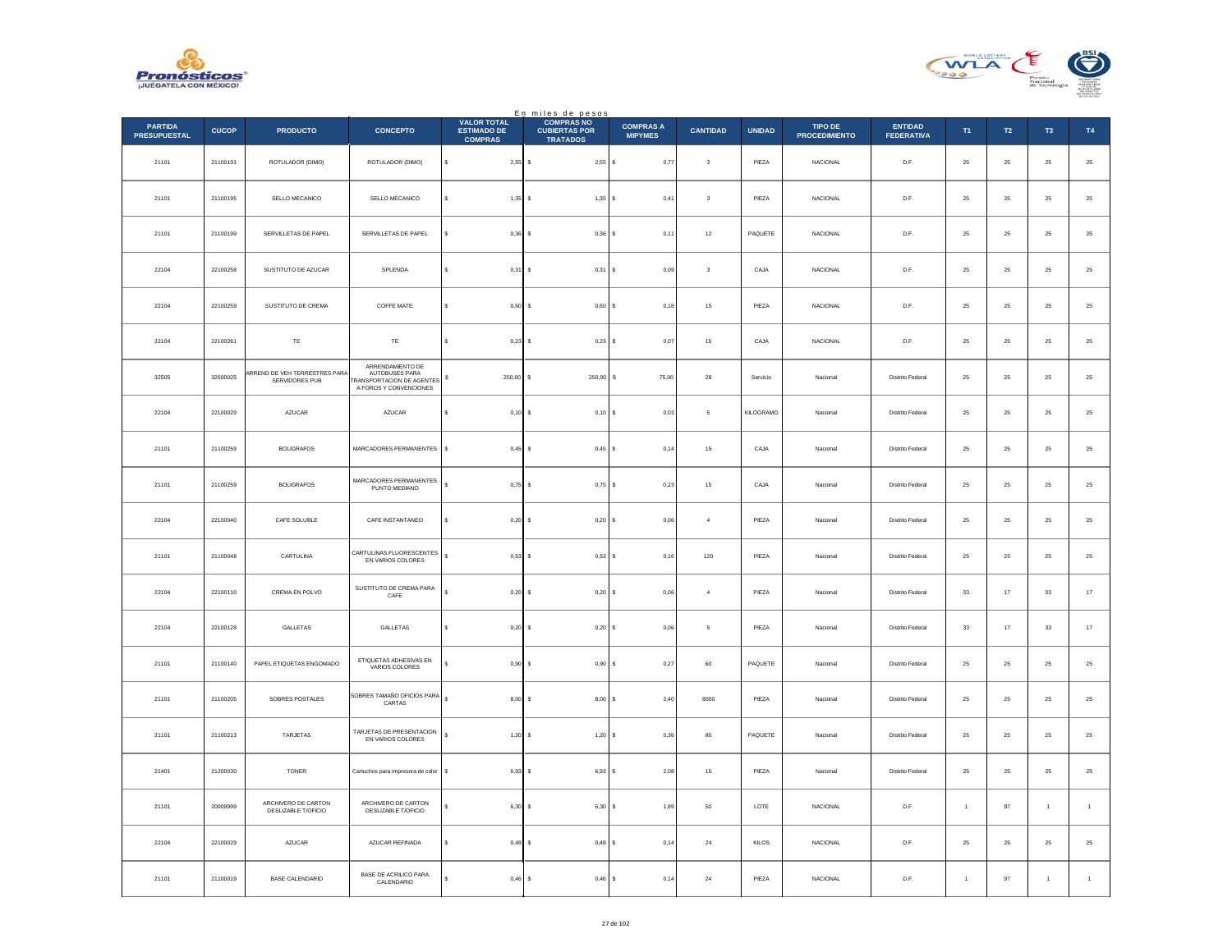En miles de pesos

| PARTIDA PRESUPUESTAL | CUCOP | PRODUCTO | CONCEPTO | VALOR TOTAL ESTIMADO DE COMPRAS | COMPRAS NO CUBIERTAS POR TRATADOS | COMPRAS A MIPYMES | CANTIDAD | UNIDAD | TIPO DE PROCEDIMIENTO | ENTIDAD FEDERATIVA | T1 | T2 | T3 | T4 |
|---|---|---|---|---|---|---|---|---|---|---|---|---|---|---|
| 21101 | 21100191 | ROTULADOR (DIMO) | ROTULADOR (DIMO) | $ 2,55 | $ 2,55 | $ 0,77 | 3 | PIEZA | NACIONAL | D.F. | 25 | 25 | 25 | 25 |
| 21101 | 21100195 | SELLO MECANICO | SELLO MECANICO | $ 1,35 | $ 1,35 | $ 0,41 | 3 | PIEZA | NACIONAL | D.F. | 25 | 25 | 25 | 25 |
| 21101 | 21100199 | SERVILLETAS DE PAPEL | SERVILLETAS DE PAPEL | $ 0,36 | $ 0,36 | $ 0,11 | 12 | PAQUETE | NACIONAL | D.F. | 25 | 25 | 25 | 25 |
| 22104 | 22100258 | SUSTITUTO DE AZUCAR | SPLENDA | $ 0,31 | $ 0,31 | $ 0,09 | 3 | CAJA | NACIONAL | D.F. | 25 | 25 | 25 | 25 |
| 22104 | 22100259 | SUSTITUTO DE CREMA | COFFE MATE | $ 0,60 | $ 0,60 | $ 0,18 | 15 | PIEZA | NACIONAL | D.F. | 25 | 25 | 25 | 25 |
| 22104 | 22100261 | TE | TE | $ 0,23 | $ 0,23 | $ 0,07 | 15 | CAJA | NACIONAL | D.F. | 25 | 25 | 25 | 25 |
| 32505 | 32500025 | ARREND DE VEH TERRESTRES PARA SERVIDORES PUB | ARRENDAMIENTO DE AUTOBUSES PARA TRANSPORTACION DE AGENTES A FOROS Y CONVENCIONES | $ 250,00 | $ 250,00 | $ 75,00 | 28 | Servicio | Nacional | Distrito Federal | 25 | 25 | 25 | 25 |
| 22104 | 22100029 | AZUCAR | AZUCAR | $ 0,10 | $ 0,10 | $ 0,03 | 5 | KILOGRAMO | Nacional | Distrito Federal | 25 | 25 | 25 | 25 |
| 21101 | 21100259 | BOLIGRAFOS | MARCADORES PERMANENTES | $ 0,45 | $ 0,45 | $ 0,14 | 15 | CAJA | Nacional | Distrito Federal | 25 | 25 | 25 | 25 |
| 21101 | 21100259 | BOLIGRAFOS | MARCADORES PERMANENTES PUNTO MEDIANO | $ 0,75 | $ 0,75 | $ 0,23 | 15 | CAJA | Nacional | Distrito Federal | 25 | 25 | 25 | 25 |
| 22104 | 22100040 | CAFE SOLUBLE | CAFE INSTANTANEO | $ 0,20 | $ 0,20 | $ 0,06 | 4 | PIEZA | Nacional | Distrito Federal | 25 | 25 | 25 | 25 |
| 21101 | 21100048 | CARTULINA | CARTULINAS FLUORESCENTES EN VARIOS COLORES | $ 0,53 | $ 0,53 | $ 0,16 | 120 | PIEZA | Nacional | Distrito Federal | 25 | 25 | 25 | 25 |
| 22104 | 22100110 | CREMA EN POLVO | SUSTITUTO DE CREMA PARA CAFE | $ 0,20 | $ 0,20 | $ 0,06 | 4 | PIEZA | Nacional | Distrito Federal | 33 | 17 | 33 | 17 |
| 22104 | 22100128 | GALLETAS | GALLETAS | $ 0,20 | $ 0,20 | $ 0,06 | 5 | PIEZA | Nacional | Distrito Federal | 33 | 17 | 33 | 17 |
| 21101 | 21100140 | PAPEL ETIQUETAS ENGOMADO | ETIQUETAS ADHESIVAS EN VARIOS COLORES | $ 0,90 | $ 0,90 | $ 0,27 | 60 | PAQUETE | Nacional | Distrito Federal | 25 | 25 | 25 | 25 |
| 21101 | 21100205 | SOBRES POSTALES | SOBRES TAMAÑO OFICIOS PARA CARTAS | $ 8,00 | $ 8,00 | $ 2,40 | 8000 | PIEZA | Nacional | Distrito Federal | 25 | 25 | 25 | 25 |
| 21101 | 21100213 | TARJETAS | TARJETAS DE PRESENTACION EN VARIOS COLORES | $ 1,20 | $ 1,20 | $ 0,36 | 80 | PAQUETE | Nacional | Distrito Federal | 25 | 25 | 25 | 25 |
| 21401 | 21200030 | TONER | Cartuchos para impresora de color | $ 6,93 | $ 6,93 | $ 2,08 | 15 | PIEZA | Nacional | Distrito Federal | 25 | 25 | 25 | 25 |
| 21101 | 20009999 | ARCHIVERO DE CARTON DESLIZABLE T/OFICIO | ARCHIVERO DE CARTON DESLIZABLE T/OFICIO | $ 6,30 | $ 6,30 | $ 1,89 | 50 | LOTE | NACIONAL | D.F. | 1 | 97 | 1 | 1 |
| 22104 | 22100029 | AZUCAR | AZUCAR REFINADA | $ 0,48 | $ 0,48 | $ 0,14 | 24 | KILOS | NACIONAL | D.F. | 25 | 25 | 25 | 25 |
| 21101 | 21100019 | BASE CALENDARIO | BASE DE ACRILICO PARA CALENDARIO | $ 0,46 | $ 0,46 | $ 0,14 | 24 | PIEZA | NACIONAL | D.F. | 1 | 97 | 1 | 1 |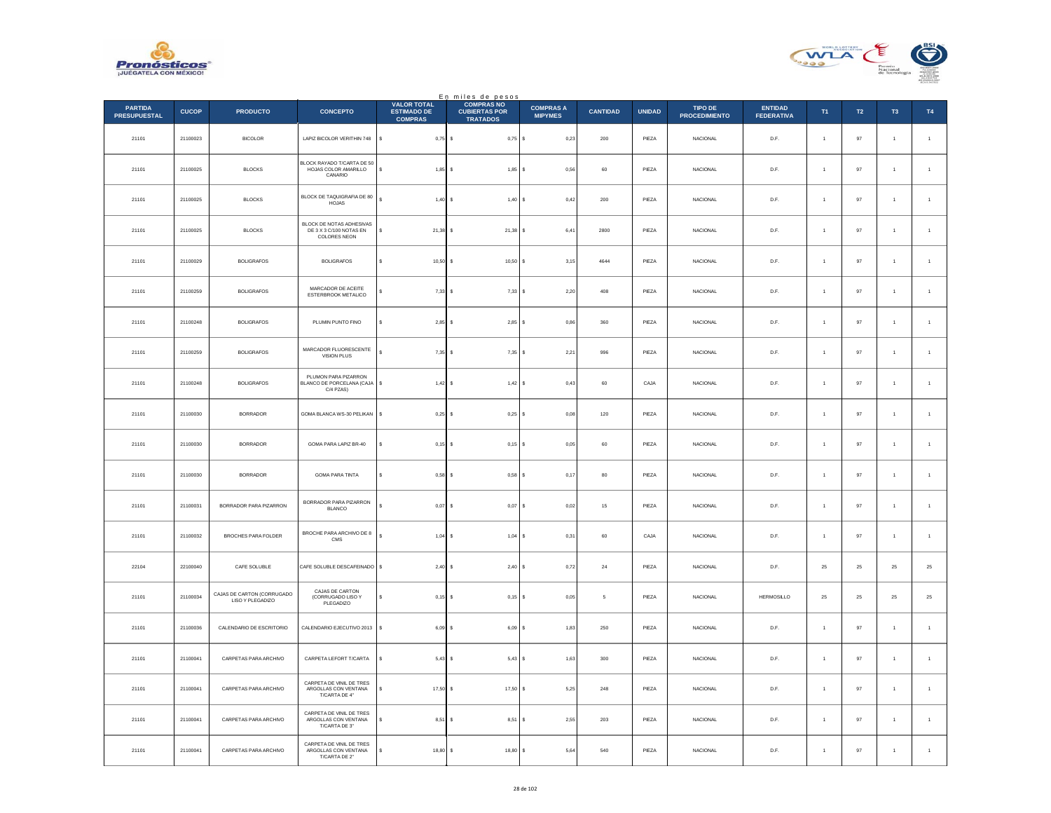En miles de pesos

| PARTIDA PRESUPUESTAL | CUCOP | PRODUCTO | CONCEPTO | VALOR TOTAL ESTIMADO DE COMPRAS | COMPRAS NO CUBIERTAS POR TRATADOS | COMPRAS A MIPYMES | CANTIDAD | UNIDAD | TIPO DE PROCEDIMIENTO | ENTIDAD FEDERATIVA | T1 | T2 | T3 | T4 |
|---|---|---|---|---|---|---|---|---|---|---|---|---|---|---|
| 21101 | 21100023 | BICOLOR | LAPIZ BICOLOR VERITHIN 748 | $ 0,75 | $ 0,75 | $ 0,23 | 200 | PIEZA | NACIONAL | D.F. | 1 | 97 | 1 | 1 |
| 21101 | 21100025 | BLOCKS | BLOCK RAYADO T/CARTA DE 50 HOJAS COLOR AMARILLO CANARIO | $ 1,85 | $ 1,85 | $ 0,56 | 60 | PIEZA | NACIONAL | D.F. | 1 | 97 | 1 | 1 |
| 21101 | 21100025 | BLOCKS | BLOCK DE TAQUIGRAFIA DE 80 HOJAS | $ 1,40 | $ 1,40 | $ 0,42 | 200 | PIEZA | NACIONAL | D.F. | 1 | 97 | 1 | 1 |
| 21101 | 21100025 | BLOCKS | BLOCK DE NOTAS ADHESIVAS DE 3 X 3 C/100 NOTAS EN COLORES NEON | $ 21,38 | $ 21,38 | $ 6,41 | 2800 | PIEZA | NACIONAL | D.F. | 1 | 97 | 1 | 1 |
| 21101 | 21100029 | BOLIGRAFOS | BOLIGRAFOS | $ 10,50 | $ 10,50 | $ 3,15 | 4644 | PIEZA | NACIONAL | D.F. | 1 | 97 | 1 | 1 |
| 21101 | 21100259 | BOLIGRAFOS | MARCADOR DE ACEITE ESTERBROOK METALICO | $ 7,33 | $ 7,33 | $ 2,20 | 408 | PIEZA | NACIONAL | D.F. | 1 | 97 | 1 | 1 |
| 21101 | 21100248 | BOLIGRAFOS | PLUMIN PUNTO FINO | $ 2,85 | $ 2,85 | $ 0,86 | 360 | PIEZA | NACIONAL | D.F. | 1 | 97 | 1 | 1 |
| 21101 | 21100259 | BOLIGRAFOS | MARCADOR FLUORESCENTE VISION PLUS | $ 7,35 | $ 7,35 | $ 2,21 | 996 | PIEZA | NACIONAL | D.F. | 1 | 97 | 1 | 1 |
| 21101 | 21100248 | BOLIGRAFOS | PLUMON PARA PIZARRON BLANCO DE PORCELANA (CAJA C/4 PZAS) | $ 1,42 | $ 1,42 | $ 0,43 | 60 | CAJA | NACIONAL | D.F. | 1 | 97 | 1 | 1 |
| 21101 | 21100030 | BORRADOR | GOMA BLANCA WS-30 PELIKAN | $ 0,25 | $ 0,25 | $ 0,08 | 120 | PIEZA | NACIONAL | D.F. | 1 | 97 | 1 | 1 |
| 21101 | 21100030 | BORRADOR | GOMA PARA LAPIZ BR-40 | $ 0,15 | $ 0,15 | $ 0,05 | 60 | PIEZA | NACIONAL | D.F. | 1 | 97 | 1 | 1 |
| 21101 | 21100030 | BORRADOR | GOMA PARA TINTA | $ 0,58 | $ 0,58 | $ 0,17 | 80 | PIEZA | NACIONAL | D.F. | 1 | 97 | 1 | 1 |
| 21101 | 21100031 | BORRADOR PARA PIZARRON | BORRADOR PARA PIZARRON BLANCO | $ 0,07 | $ 0,07 | $ 0,02 | 15 | PIEZA | NACIONAL | D.F. | 1 | 97 | 1 | 1 |
| 21101 | 21100032 | BROCHES PARA FOLDER | BROCHE PARA ARCHIVO DE 8 CMS | $ 1,04 | $ 1,04 | $ 0,31 | 60 | CAJA | NACIONAL | D.F. | 1 | 97 | 1 | 1 |
| 22104 | 22100040 | CAFE SOLUBLE | CAFE SOLUBLE DESCAFEINADO | $ 2,40 | $ 2,40 | $ 0,72 | 24 | PIEZA | NACIONAL | D.F. | 25 | 25 | 25 | 25 |
| 21101 | 21100034 | CAJAS DE CARTON (CORRUGADO LISO Y PLEGADIZO | CAJAS DE CARTON (CORRUGADO LISO Y PLEGADIZO | $ 0,15 | $ 0,15 | $ 0,05 | 5 | PIEZA | NACIONAL | HERMOSILLO | 25 | 25 | 25 | 25 |
| 21101 | 21100036 | CALENDARIO DE ESCRITORIO | CALENDARIO EJECUTIVO 2013 | $ 6,09 | $ 6,09 | $ 1,83 | 250 | PIEZA | NACIONAL | D.F. | 1 | 97 | 1 | 1 |
| 21101 | 21100041 | CARPETAS PARA ARCHIVO | CARPETA LEFORT T/CARTA | $ 5,43 | $ 5,43 | $ 1,63 | 300 | PIEZA | NACIONAL | D.F. | 1 | 97 | 1 | 1 |
| 21101 | 21100041 | CARPETAS PARA ARCHIVO | CARPETA DE VINIL DE TRES ARGOLLAS CON VENTANA T/CARTA DE 4" | $ 17,50 | $ 17,50 | $ 5,25 | 248 | PIEZA | NACIONAL | D.F. | 1 | 97 | 1 | 1 |
| 21101 | 21100041 | CARPETAS PARA ARCHIVO | CARPETA DE VINIL DE TRES ARGOLLAS CON VENTANA T/CARTA DE 3" | $ 8,51 | $ 8,51 | $ 2,55 | 203 | PIEZA | NACIONAL | D.F. | 1 | 97 | 1 | 1 |
| 21101 | 21100041 | CARPETAS PARA ARCHIVO | CARPETA DE VINIL DE TRES ARGOLLAS CON VENTANA T/CARTA DE 2" | $ 18,80 | $ 18,80 | $ 5,64 | 540 | PIEZA | NACIONAL | D.F. | 1 | 97 | 1 | 1 |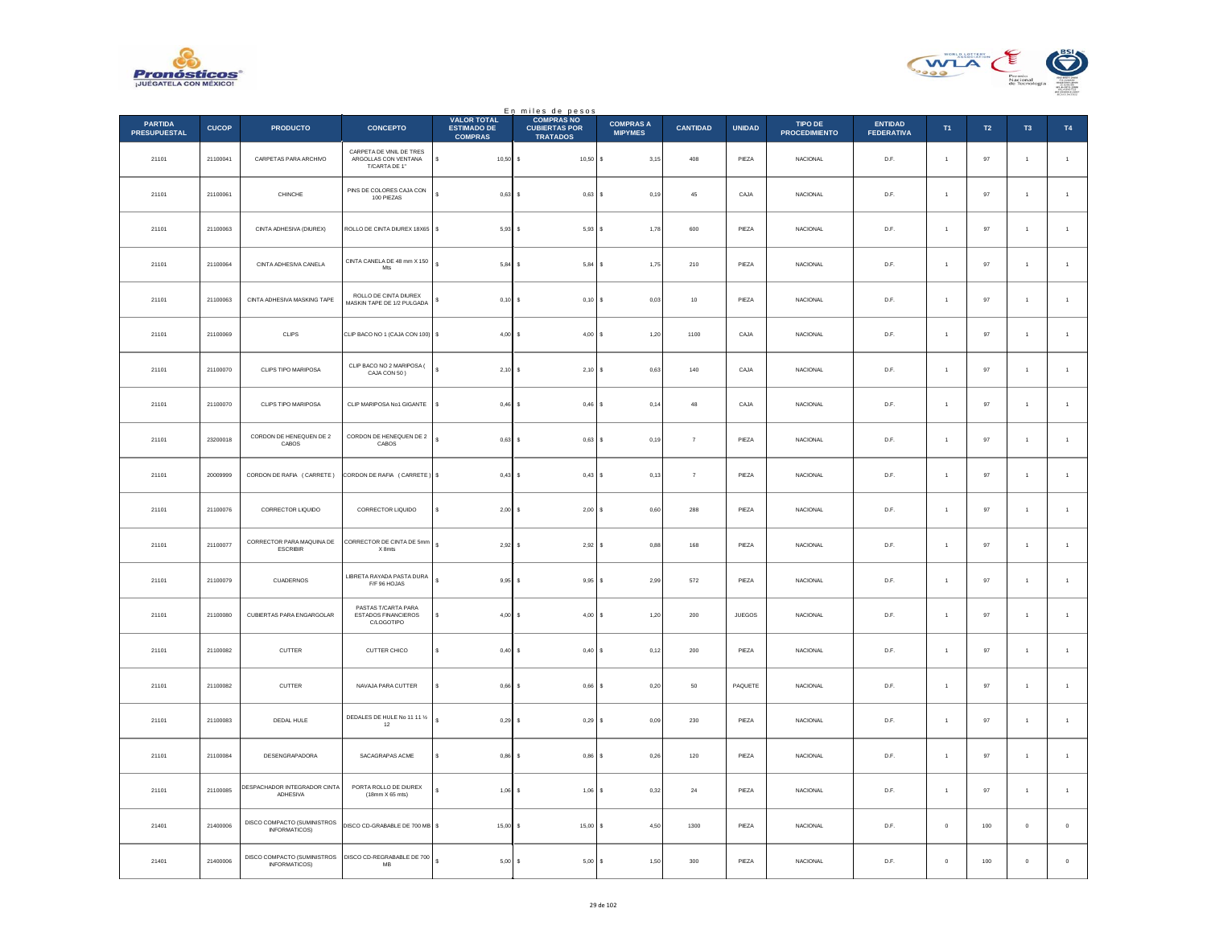En miles de pesos

| PARTIDA PRESUPUESTAL | CUCOP | PRODUCTO | CONCEPTO | VALOR TOTAL ESTIMADO DE COMPRAS | COMPRAS NO CUBIERTAS POR TRATADOS | COMPRAS A MIPYMES | CANTIDAD | UNIDAD | TIPO DE PROCEDIMIENTO | ENTIDAD FEDERATIVA | T1 | T2 | T3 | T4 |
|---|---|---|---|---|---|---|---|---|---|---|---|---|---|---|
| 21101 | 21100041 | CARPETAS PARA ARCHIVO | CARPETA DE VINIL DE TRES ARGOLLAS CON VENTANA T/CARTA DE 1" | $ 10,50 | $ 10,50 | $ 3,15 | 408 | PIEZA | NACIONAL | D.F. | 1 | 97 | 1 | 1 |
| 21101 | 21100061 | CHINCHE | PINS DE COLORES CAJA CON 100 PIEZAS | $ 0,63 | $ 0,63 | $ 0,19 | 45 | CAJA | NACIONAL | D.F. | 1 | 97 | 1 | 1 |
| 21101 | 21100063 | CINTA ADHESIVA (DIUREX) | ROLLO DE CINTA DIUREX 18X65 | $ 5,93 | $ 5,93 | $ 1,78 | 600 | PIEZA | NACIONAL | D.F. | 1 | 97 | 1 | 1 |
| 21101 | 21100064 | CINTA ADHESIVA CANELA | CINTA CANELA DE 48 mm X 150 Mts | $ 5,84 | $ 5,84 | $ 1,75 | 210 | PIEZA | NACIONAL | D.F. | 1 | 97 | 1 | 1 |
| 21101 | 21100063 | CINTA ADHESIVA MASKING TAPE | ROLLO DE CINTA DIUREX MASKIN TAPE DE 1/2 PULGADA | $ 0,10 | $ 0,10 | $ 0,03 | 10 | PIEZA | NACIONAL | D.F. | 1 | 97 | 1 | 1 |
| 21101 | 21100069 | CLIPS | CLIP BACO NO 1 (CAJA CON 100) | $ 4,00 | $ 4,00 | $ 1,20 | 1100 | CAJA | NACIONAL | D.F. | 1 | 97 | 1 | 1 |
| 21101 | 21100070 | CLIPS TIPO MARIPOSA | CLIP BACO NO 2 MARIPOSA ( CAJA CON 50 ) | $ 2,10 | $ 2,10 | $ 0,63 | 140 | CAJA | NACIONAL | D.F. | 1 | 97 | 1 | 1 |
| 21101 | 21100070 | CLIPS TIPO MARIPOSA | CLIP MARIPOSA No1 GIGANTE | $ 0,46 | $ 0,46 | $ 0,14 | 48 | CAJA | NACIONAL | D.F. | 1 | 97 | 1 | 1 |
| 21101 | 23200018 | CORDON DE HENEQUEN DE 2 CABOS | CORDON DE HENEQUEN DE 2 CABOS | $ 0,63 | $ 0,63 | $ 0,19 | 7 | PIEZA | NACIONAL | D.F. | 1 | 97 | 1 | 1 |
| 21101 | 20009999 | CORDON DE RAFIA ( CARRETE ) | CORDON DE RAFIA ( CARRETE ) | $ 0,43 | $ 0,43 | $ 0,13 | 7 | PIEZA | NACIONAL | D.F. | 1 | 97 | 1 | 1 |
| 21101 | 21100076 | CORRECTOR LIQUIDO | CORRECTOR LIQUIDO | $ 2,00 | $ 2,00 | $ 0,60 | 288 | PIEZA | NACIONAL | D.F. | 1 | 97 | 1 | 1 |
| 21101 | 21100077 | CORRECTOR PARA MAQUINA DE ESCRIBIR | CORRECTOR DE CINTA DE 5mm X 8mts | $ 2,92 | $ 2,92 | $ 0,88 | 168 | PIEZA | NACIONAL | D.F. | 1 | 97 | 1 | 1 |
| 21101 | 21100079 | CUADERNOS | LIBRETA RAYADA PASTA DURA F/F 96 HOJAS | $ 9,95 | $ 9,95 | $ 2,99 | 572 | PIEZA | NACIONAL | D.F. | 1 | 97 | 1 | 1 |
| 21101 | 21100080 | CUBIERTAS PARA ENGARGOLAR | PASTAS T/CARTA PARA ESTADOS FINANCIEROS C/LOGOTIPO | $ 4,00 | $ 4,00 | $ 1,20 | 200 | JUEGOS | NACIONAL | D.F. | 1 | 97 | 1 | 1 |
| 21101 | 21100082 | CUTTER | CUTTER CHICO | $ 0,40 | $ 0,40 | $ 0,12 | 200 | PIEZA | NACIONAL | D.F. | 1 | 97 | 1 | 1 |
| 21101 | 21100082 | CUTTER | NAVAJA PARA CUTTER | $ 0,66 | $ 0,66 | $ 0,20 | 50 | PAQUETE | NACIONAL | D.F. | 1 | 97 | 1 | 1 |
| 21101 | 21100083 | DEDAL HULE | DEDALES DE HULE No 11 11 ½ 12 | $ 0,29 | $ 0,29 | $ 0,09 | 230 | PIEZA | NACIONAL | D.F. | 1 | 97 | 1 | 1 |
| 21101 | 21100084 | DESENGRAPADORA | SACAGRAPAS ACME | $ 0,86 | $ 0,86 | $ 0,26 | 120 | PIEZA | NACIONAL | D.F. | 1 | 97 | 1 | 1 |
| 21101 | 21100085 | DESPACHADOR INTEGRADOR CINTA ADHESIVA | PORTA ROLLO DE DIUREX (18mm X 65 mts) | $ 1,06 | $ 1,06 | $ 0,32 | 24 | PIEZA | NACIONAL | D.F. | 1 | 97 | 1 | 1 |
| 21401 | 21400006 | DISCO COMPACTO (SUMINISTROS INFORMATICOS) | DISCO CD-GRABABLE DE 700 MB | $ 15,00 | $ 15,00 | $ 4,50 | 1300 | PIEZA | NACIONAL | D.F. | 0 | 100 | 0 | 0 |
| 21401 | 21400006 | DISCO COMPACTO (SUMINISTROS INFORMATICOS) | DISCO CD-REGRABABLE DE 700 MB | $ 5,00 | $ 5,00 | $ 1,50 | 300 | PIEZA | NACIONAL | D.F. | 0 | 100 | 0 | 0 |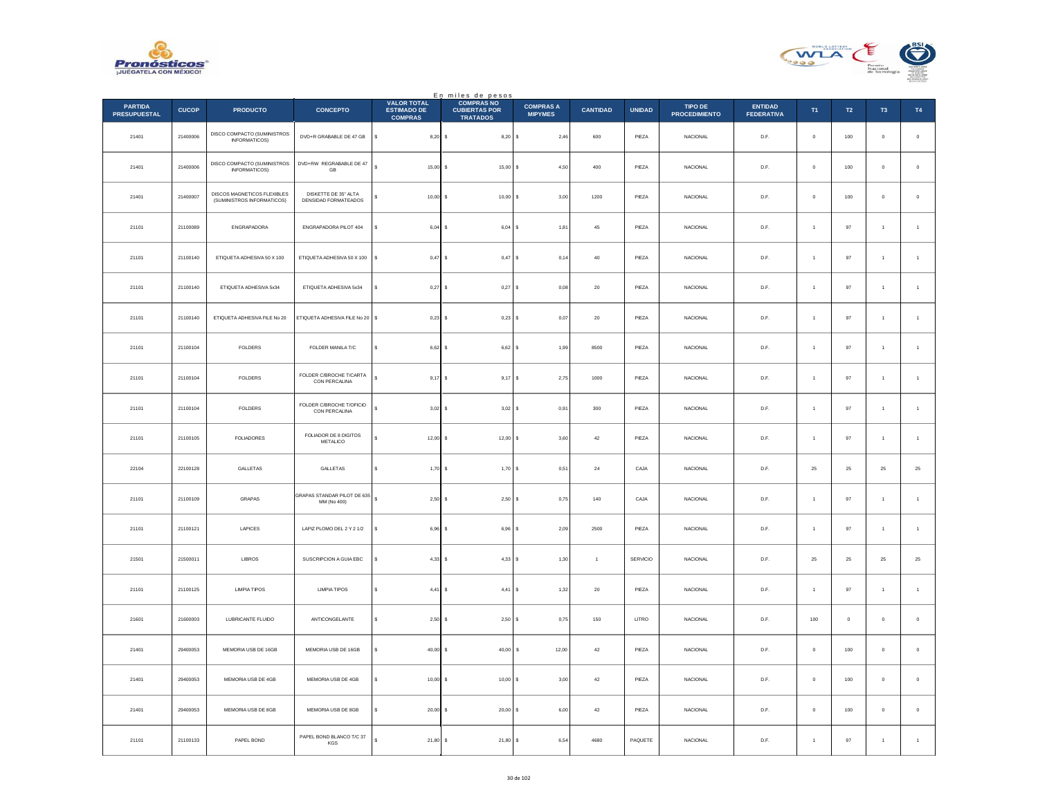En miles de pesos

| PARTIDA PRESUPUESTAL | CUCOP | PRODUCTO | CONCEPTO | VALOR TOTAL ESTIMADO DE COMPRAS | COMPRAS NO CUBIERTAS POR TRATADOS | COMPRAS A MIPYMES | CANTIDAD | UNIDAD | TIPO DE PROCEDIMIENTO | ENTIDAD FEDERATIVA | T1 | T2 | T3 | T4 |
|---|---|---|---|---|---|---|---|---|---|---|---|---|---|---|
| 21401 | 21400006 | DISCO COMPACTO (SUMINISTROS INFORMATICOS) | DVD+R GRABABLE DE 47 GB | $ 8,20 | $ 8,20 | $ 2,46 | 600 | PIEZA | NACIONAL | D.F. | 0 | 100 | 0 | 0 |
| 21401 | 21400006 | DISCO COMPACTO (SUMINISTROS INFORMATICOS) | DVD+RW REGRABABLE DE 47 GB | $ 15,00 | $ 15,00 | $ 4,50 | 400 | PIEZA | NACIONAL | D.F. | 0 | 100 | 0 | 0 |
| 21401 | 21400007 | DISCOS MAGNETICOS FLEXIBLES (SUMINISTROS INFORMATICOS) | DISKETTE DE 35" ALTA DENSIDAD FORMATEADOS | $ 10,00 | $ 10,00 | $ 3,00 | 1200 | PIEZA | NACIONAL | D.F. | 0 | 100 | 0 | 0 |
| 21101 | 21100089 | ENGRAPADORA | ENGRAPADORA PILOT 404 | $ 6,04 | $ 6,04 | $ 1,81 | 45 | PIEZA | NACIONAL | D.F. | 1 | 97 | 1 | 1 |
| 21101 | 21100140 | ETIQUETA ADHESIVA 50 X 100 | ETIQUETA ADHESIVA 50 X 100 | $ 0,47 | $ 0,47 | $ 0,14 | 40 | PIEZA | NACIONAL | D.F. | 1 | 97 | 1 | 1 |
| 21101 | 21100140 | ETIQUETA ADHESIVA 5x34 | ETIQUETA ADHESIVA 5x34 | $ 0,27 | $ 0,27 | $ 0,08 | 20 | PIEZA | NACIONAL | D.F. | 1 | 97 | 1 | 1 |
| 21101 | 21100140 | ETIQUETA ADHESIVA FILE No 20 | ETIQUETA ADHESIVA FILE No 20 | $ 0,23 | $ 0,23 | $ 0,07 | 20 | PIEZA | NACIONAL | D.F. | 1 | 97 | 1 | 1 |
| 21101 | 21100104 | FOLDERS | FOLDER MANILA T/C | $ 6,62 | $ 6,62 | $ 1,99 | 8500 | PIEZA | NACIONAL | D.F. | 1 | 97 | 1 | 1 |
| 21101 | 21100104 | FOLDERS | FOLDER C/BROCHE T/CARTA CON PERCALINA | $ 9,17 | $ 9,17 | $ 2,75 | 1000 | PIEZA | NACIONAL | D.F. | 1 | 97 | 1 | 1 |
| 21101 | 21100104 | FOLDERS | FOLDER C/BROCHE T/OFICIO CON PERCALINA | $ 3,02 | $ 3,02 | $ 0,91 | 300 | PIEZA | NACIONAL | D.F. | 1 | 97 | 1 | 1 |
| 21101 | 21100105 | FOLIADORES | FOLIADOR DE 8 DIGITOS METALICO | $ 12,00 | $ 12,00 | $ 3,60 | 42 | PIEZA | NACIONAL | D.F. | 1 | 97 | 1 | 1 |
| 22104 | 22100128 | GALLETAS | GALLETAS | $ 1,70 | $ 1,70 | $ 0,51 | 24 | CAJA | NACIONAL | D.F. | 25 | 25 | 25 | 25 |
| 21101 | 21100109 | GRAPAS | GRAPAS STANDAR PILOT DE 635 MM (No 400) | $ 2,50 | $ 2,50 | $ 0,75 | 140 | CAJA | NACIONAL | D.F. | 1 | 97 | 1 | 1 |
| 21101 | 21100121 | LAPICES | LAPIZ PLOMO DEL 2 Y 2 1/2 | $ 6,96 | $ 6,96 | $ 2,09 | 2500 | PIEZA | NACIONAL | D.F. | 1 | 97 | 1 | 1 |
| 21501 | 21500011 | LIBROS | SUSCRIPCION A GUIA EBC | $ 4,33 | $ 4,33 | $ 1,30 | 1 | SERVICIO | NACIONAL | D.F. | 25 | 25 | 25 | 25 |
| 21101 | 21100125 | LIMPIA TIPOS | LIMPIA TIPOS | $ 4,41 | $ 4,41 | $ 1,32 | 20 | PIEZA | NACIONAL | D.F. | 1 | 97 | 1 | 1 |
| 21601 | 21600003 | LUBRICANTE FLUIDO | ANTICONGELANTE | $ 2,50 | $ 2,50 | $ 0,75 | 150 | LITRO | NACIONAL | D.F. | 100 | 0 | 0 | 0 |
| 21401 | 29400053 | MEMORIA USB DE 16GB | MEMORIA USB DE 16GB | $ 40,00 | $ 40,00 | $ 12,00 | 42 | PIEZA | NACIONAL | D.F. | 0 | 100 | 0 | 0 |
| 21401 | 29400053 | MEMORIA USB DE 4GB | MEMORIA USB DE 4GB | $ 10,00 | $ 10,00 | $ 3,00 | 42 | PIEZA | NACIONAL | D.F. | 0 | 100 | 0 | 0 |
| 21401 | 29400053 | MEMORIA USB DE 8GB | MEMORIA USB DE 8GB | $ 20,00 | $ 20,00 | $ 6,00 | 42 | PIEZA | NACIONAL | D.F. | 0 | 100 | 0 | 0 |
| 21101 | 21100133 | PAPEL BOND | PAPEL BOND BLANCO T/C 37 KGS | $ 21,80 | $ 21,80 | $ 6,54 | 4680 | PAQUETE | NACIONAL | D.F. | 1 | 97 | 1 | 1 |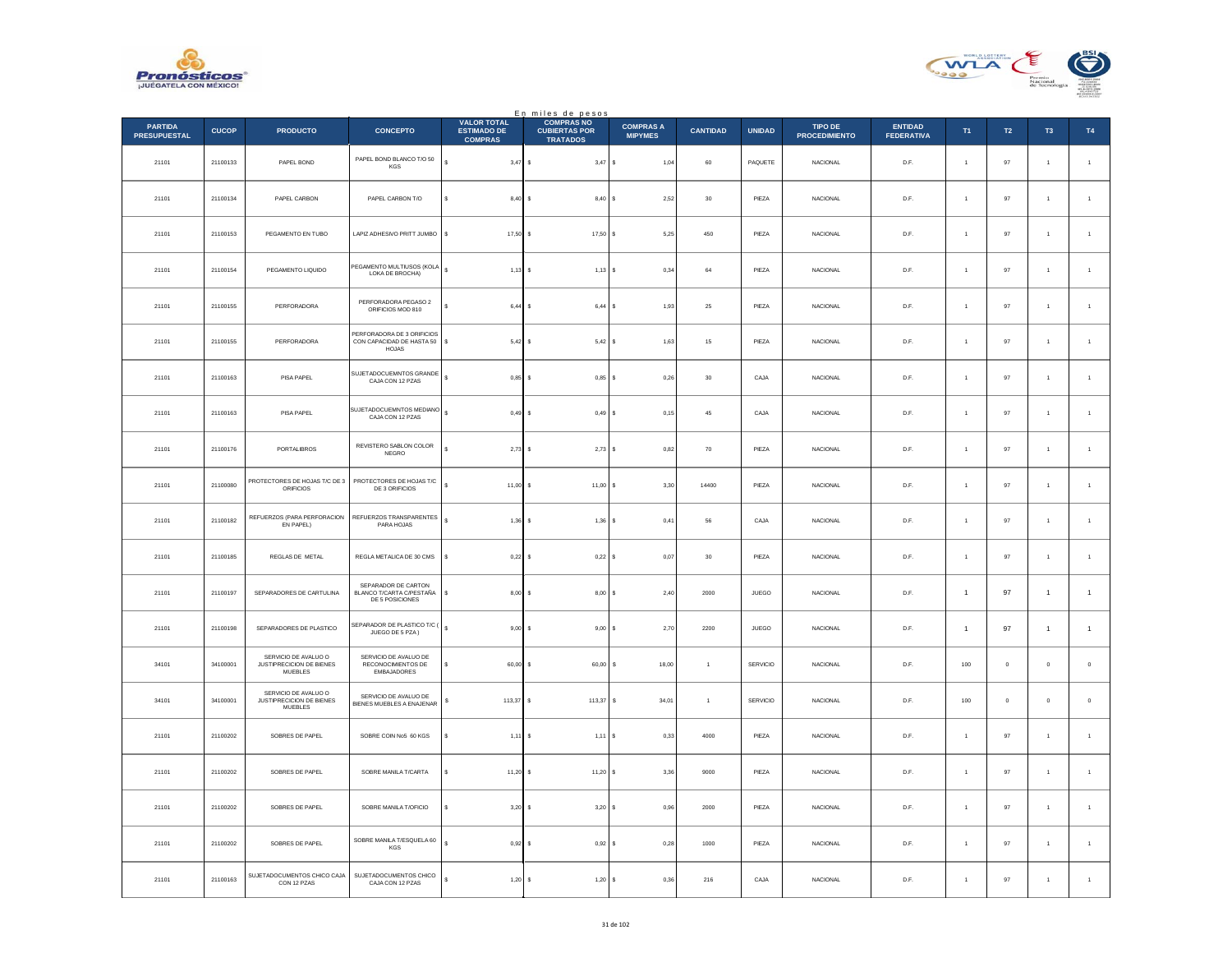En miles de pesos

| PARTIDA PRESUPUESTAL | CUCOP | PRODUCTO | CONCEPTO | VALOR TOTAL ESTIMADO DE COMPRAS | COMPRAS NO CUBIERTAS POR TRATADOS | COMPRAS A MIPYMES | CANTIDAD | UNIDAD | TIPO DE PROCEDIMIENTO | ENTIDAD FEDERATIVA | T1 | T2 | T3 | T4 |
|---|---|---|---|---|---|---|---|---|---|---|---|---|---|---|
| 21101 | 21100133 | PAPEL BOND | PAPEL BOND BLANCO T/O 50 KGS | $ 3,47 | $ 3,47 | $ 1,04 | 60 | PAQUETE | NACIONAL | D.F. | 1 | 97 | 1 | 1 |
| 21101 | 21100134 | PAPEL CARBON | PAPEL CARBON T/O | $ 8,40 | $ 8,40 | $ 2,52 | 30 | PIEZA | NACIONAL | D.F. | 1 | 97 | 1 | 1 |
| 21101 | 21100153 | PEGAMENTO EN TUBO | LAPIZ ADHESIVO PRITT JUMBO | $ 17,50 | $ 17,50 | $ 5,25 | 450 | PIEZA | NACIONAL | D.F. | 1 | 97 | 1 | 1 |
| 21101 | 21100154 | PEGAMENTO LIQUIDO | PEGAMENTO MULTIUSOS (KOLA LOKA DE BROCHA) | $ 1,13 | $ 1,13 | $ 0,34 | 64 | PIEZA | NACIONAL | D.F. | 1 | 97 | 1 | 1 |
| 21101 | 21100155 | PERFORADORA | PERFORADORA PEGASO 2 ORIFICIOS MOD 810 | $ 6,44 | $ 6,44 | $ 1,93 | 25 | PIEZA | NACIONAL | D.F. | 1 | 97 | 1 | 1 |
| 21101 | 21100155 | PERFORADORA | PERFORADORA DE 3 ORIFICIOS CON CAPACIDAD DE HASTA 50 HOJAS | $ 5,42 | $ 5,42 | $ 1,63 | 15 | PIEZA | NACIONAL | D.F. | 1 | 97 | 1 | 1 |
| 21101 | 21100163 | PISA PAPEL | SUJETADOCUEMNTOS GRANDE CAJA CON 12 PZAS | $ 0,85 | $ 0,85 | $ 0,26 | 30 | CAJA | NACIONAL | D.F. | 1 | 97 | 1 | 1 |
| 21101 | 21100163 | PISA PAPEL | SUJETADOCUEMNTOS MEDIANO CAJA CON 12 PZAS | $ 0,49 | $ 0,49 | $ 0,15 | 45 | CAJA | NACIONAL | D.F. | 1 | 97 | 1 | 1 |
| 21101 | 21100176 | PORTALIBROS | REVISTERO SABLON COLOR NEGRO | $ 2,73 | $ 2,73 | $ 0,82 | 70 | PIEZA | NACIONAL | D.F. | 1 | 97 | 1 | 1 |
| 21101 | 21100080 | PROTECTORES DE HOJAS T/C DE 3 ORIFICIOS | PROTECTORES DE HOJAS T/C DE 3 ORIFICIOS | $ 11,00 | $ 11,00 | $ 3,30 | 14400 | PIEZA | NACIONAL | D.F. | 1 | 97 | 1 | 1 |
| 21101 | 21100182 | REFUERZOS (PARA PERFORACION EN PAPEL) | REFUERZOS TRANSPARENTES PARA HOJAS | $ 1,36 | $ 1,36 | $ 0,41 | 56 | CAJA | NACIONAL | D.F. | 1 | 97 | 1 | 1 |
| 21101 | 21100185 | REGLAS DE METAL | REGLA METALICA DE 30 CMS | $ 0,22 | $ 0,22 | $ 0,07 | 30 | PIEZA | NACIONAL | D.F. | 1 | 97 | 1 | 1 |
| 21101 | 21100197 | SEPARADORES DE CARTULINA | SEPARADOR DE CARTON BLANCO T/CARTA C/PESTAÑA DE 5 POSICIONES | $ 8,00 | $ 8,00 | $ 2,40 | 2000 | JUEGO | NACIONAL | D.F. | 1 | 97 | 1 | 1 |
| 21101 | 21100198 | SEPARADORES DE PLASTICO | SEPARADOR DE PLASTICO T/C ( JUEGO DE 5 PZA ) | $ 9,00 | $ 9,00 | $ 2,70 | 2200 | JUEGO | NACIONAL | D.F. | 1 | 97 | 1 | 1 |
| 34101 | 34100001 | SERVICIO DE AVALUO O JUSTIPRECICION DE BIENES MUEBLES | SERVICIO DE AVALUO DE RECONOCIMIENTOS DE EMBAJADORES | $ 60,00 | $ 60,00 | $ 18,00 | 1 | SERVICIO | NACIONAL | D.F. | 100 | 0 | 0 | 0 |
| 34101 | 34100001 | SERVICIO DE AVALUO O JUSTIPRECICION DE BIENES MUEBLES | SERVICIO DE AVALUO DE BIENES MUEBLES A ENAJENAR | $ 113,37 | $ 113,37 | $ 34,01 | 1 | SERVICIO | NACIONAL | D.F. | 100 | 0 | 0 | 0 |
| 21101 | 21100202 | SOBRES DE PAPEL | SOBRE COIN No5 60 KGS | $ 1,11 | $ 1,11 | $ 0,33 | 4000 | PIEZA | NACIONAL | D.F. | 1 | 97 | 1 | 1 |
| 21101 | 21100202 | SOBRES DE PAPEL | SOBRE MANILA T/CARTA | $ 11,20 | $ 11,20 | $ 3,36 | 9000 | PIEZA | NACIONAL | D.F. | 1 | 97 | 1 | 1 |
| 21101 | 21100202 | SOBRES DE PAPEL | SOBRE MANILA T/OFICIO | $ 3,20 | $ 3,20 | $ 0,96 | 2000 | PIEZA | NACIONAL | D.F. | 1 | 97 | 1 | 1 |
| 21101 | 21100202 | SOBRES DE PAPEL | SOBRE MANILA T/ESQUELA 60 KGS | $ 0,92 | $ 0,92 | $ 0,28 | 1000 | PIEZA | NACIONAL | D.F. | 1 | 97 | 1 | 1 |
| 21101 | 21100163 | SUJETADOCUMENTOS CHICO CAJA CON 12 PZAS | SUJETADOCUMENTOS CHICO CAJA CON 12 PZAS | $ 1,20 | $ 1,20 | $ 0,36 | 216 | CAJA | NACIONAL | D.F. | 1 | 97 | 1 | 1 |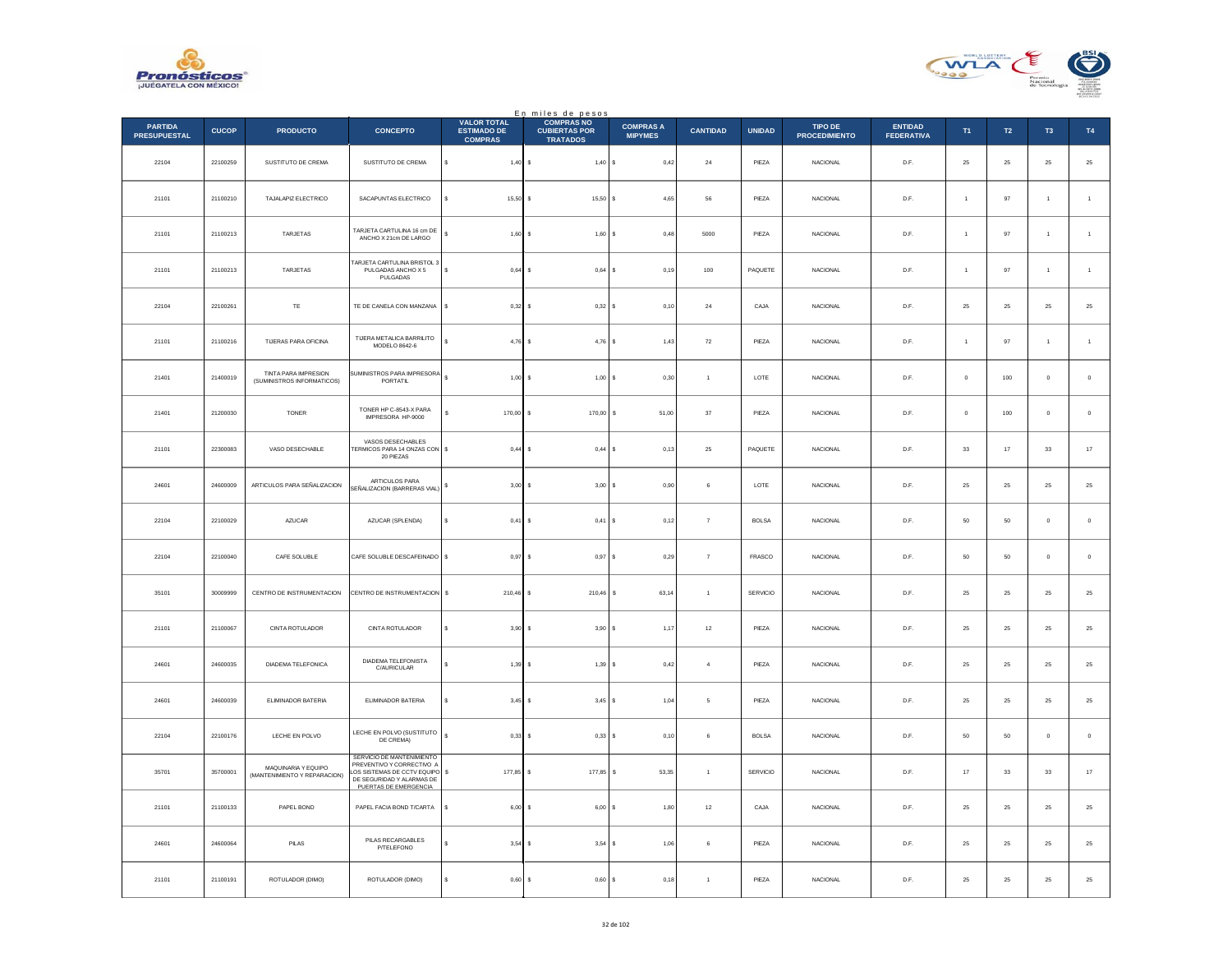En miles de pesos

| PARTIDA PRESUPUESTAL | CUCOP | PRODUCTO | CONCEPTO | VALOR TOTAL ESTIMADO DE COMPRAS | COMPRAS NO CUBIERTAS POR TRATADOS | COMPRAS A MIPYMES | CANTIDAD | UNIDAD | TIPO DE PROCEDIMIENTO | ENTIDAD FEDERATIVA | T1 | T2 | T3 | T4 |
|---|---|---|---|---|---|---|---|---|---|---|---|---|---|---|
| 22104 | 22100259 | SUSTITUTO DE CREMA | SUSTITUTO DE CREMA | $ 1,40 | $ 1,40 | $ 0,42 | 24 | PIEZA | NACIONAL | D.F. | 25 | 25 | 25 | 25 |
| 21101 | 21100210 | TAJALAPIZ ELECTRICO | SACAPUNTAS ELECTRICO | $ 15,50 | $ 15,50 | $ 4,65 | 56 | PIEZA | NACIONAL | D.F. | 1 | 97 | 1 | 1 |
| 21101 | 21100213 | TARJETAS | TARJETA CARTULINA 16 cm DE ANCHO X 21cm DE LARGO | $ 1,60 | $ 1,60 | $ 0,48 | 5000 | PIEZA | NACIONAL | D.F. | 1 | 97 | 1 | 1 |
| 21101 | 21100213 | TARJETAS | TARJETA CARTULINA BRISTOL 3 PULGADAS ANCHO X 5 PULGADAS | $ 0,64 | $ 0,64 | $ 0,19 | 100 | PAQUETE | NACIONAL | D.F. | 1 | 97 | 1 | 1 |
| 22104 | 22100261 | TE | TE DE CANELA CON MANZANA | $ 0,32 | $ 0,32 | $ 0,10 | 24 | CAJA | NACIONAL | D.F. | 25 | 25 | 25 | 25 |
| 21101 | 21100216 | TIJERAS PARA OFICINA | TIJERA METALICA BARRILITO MODELO 8642-6 | $ 4,76 | $ 4,76 | $ 1,43 | 72 | PIEZA | NACIONAL | D.F. | 1 | 97 | 1 | 1 |
| 21401 | 21400019 | TINTA PARA IMPRESION (SUMINISTROS INFORMATICOS) | SUMINISTROS PARA IMPRESORA PORTATIL | $ 1,00 | $ 1,00 | $ 0,30 | 1 | LOTE | NACIONAL | D.F. | 0 | 100 | 0 | 0 |
| 21401 | 21200030 | TONER | TONER HP C-8543-X PARA IMPRESORA HP-9000 | $ 170,00 | $ 170,00 | $ 51,00 | 37 | PIEZA | NACIONAL | D.F. | 0 | 100 | 0 | 0 |
| 21101 | 22300083 | VASO DESECHABLE | VASOS DESECHABLES TERMICOS PARA 14 ONZAS CON 20 PIEZAS | $ 0,44 | $ 0,44 | $ 0,13 | 25 | PAQUETE | NACIONAL | D.F. | 33 | 17 | 33 | 17 |
| 24601 | 24600009 | ARTICULOS PARA SEÑALIZACION | ARTICULOS PARA SEÑALIZACION (BARRERAS VIAL) | $ 3,00 | $ 3,00 | $ 0,90 | 6 | LOTE | NACIONAL | D.F. | 25 | 25 | 25 | 25 |
| 22104 | 22100029 | AZUCAR | AZUCAR (SPLENDA) | $ 0,41 | $ 0,41 | $ 0,12 | 7 | BOLSA | NACIONAL | D.F. | 50 | 50 | 0 | 0 |
| 22104 | 22100040 | CAFE SOLUBLE | CAFE SOLUBLE DESCAFEINADO | $ 0,97 | $ 0,97 | $ 0,29 | 7 | FRASCO | NACIONAL | D.F. | 50 | 50 | 0 | 0 |
| 35101 | 30009999 | CENTRO DE INSTRUMENTACION | CENTRO DE INSTRUMENTACION | $ 210,46 | $ 210,46 | $ 63,14 | 1 | SERVICIO | NACIONAL | D.F. | 25 | 25 | 25 | 25 |
| 21101 | 21100067 | CINTA ROTULADOR | CINTA ROTULADOR | $ 3,90 | $ 3,90 | $ 1,17 | 12 | PIEZA | NACIONAL | D.F. | 25 | 25 | 25 | 25 |
| 24601 | 24600035 | DIADEMA TELEFONICA | DIADEMA TELEFONISTA C/AURICULAR | $ 1,39 | $ 1,39 | $ 0,42 | 4 | PIEZA | NACIONAL | D.F. | 25 | 25 | 25 | 25 |
| 24601 | 24600039 | ELIMINADOR BATERIA | ELIMINADOR BATERIA | $ 3,45 | $ 3,45 | $ 1,04 | 5 | PIEZA | NACIONAL | D.F. | 25 | 25 | 25 | 25 |
| 22104 | 22100176 | LECHE EN POLVO | LECHE EN POLVO (SUSTITUTO DE CREMA) | $ 0,33 | $ 0,33 | $ 0,10 | 6 | BOLSA | NACIONAL | D.F. | 50 | 50 | 0 | 0 |
| 35701 | 35700001 | MAQUINARIA Y EQUIPO (MANTENIMIENTO Y REPARACION) | SERVICIO DE MANTENIMIENTO PREVENTIVO Y CORRECTIVO A LOS SISTEMAS DE CCTV EQUIPO DE SEGURIDAD Y ALARMAS DE PUERTAS DE EMERGENCIA | $ 177,85 | $ 177,85 | $ 53,35 | 1 | SERVICIO | NACIONAL | D.F. | 17 | 33 | 33 | 17 |
| 21101 | 21100133 | PAPEL BOND | PAPEL FACIA BOND T/CARTA | $ 6,00 | $ 6,00 | $ 1,80 | 12 | CAJA | NACIONAL | D.F. | 25 | 25 | 25 | 25 |
| 24601 | 24600064 | PILAS | PILAS RECARGABLES P/TELEFONO | $ 3,54 | $ 3,54 | $ 1,06 | 6 | PIEZA | NACIONAL | D.F. | 25 | 25 | 25 | 25 |
| 21101 | 21100191 | ROTULADOR (DIMO) | ROTULADOR (DIMO) | $ 0,60 | $ 0,60 | $ 0,18 | 1 | PIEZA | NACIONAL | D.F. | 25 | 25 | 25 | 25 |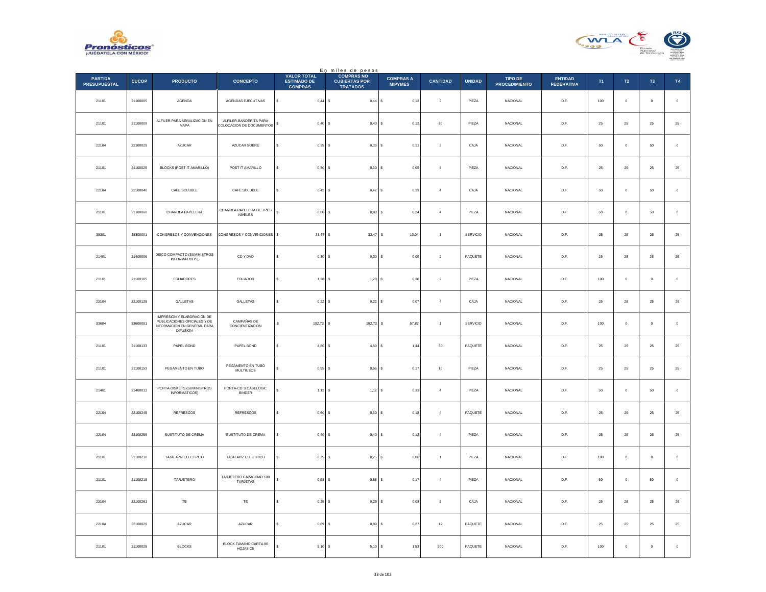En miles de pesos

| PARTIDA PRESUPUESTAL | CUCOP | PRODUCTO | CONCEPTO | VALOR TOTAL ESTIMADO DE COMPRAS | COMPRAS NO CUBIERTAS POR TRATADOS | COMPRAS A MIPYMES | CANTIDAD | UNIDAD | TIPO DE PROCEDIMIENTO | ENTIDAD FEDERATIVA | T1 | T2 | T3 | T4 |
|---|---|---|---|---|---|---|---|---|---|---|---|---|---|---|
| 21101 | 21100005 | AGENDA | AGENDAS EJECUTIVAS | $ 0,44 | $ 0,44 | $ 0,13 | 2 | PIEZA | NACIONAL | D.F. | 100 | 0 | 0 | 0 |
| 21101 | 21100009 | ALFILER PARA SEÑALIZACION EN MAPA | ALFILER-BANDERITA PARA COLOCACION DE DOCUMENTOS | $ 0,40 | $ 0,40 | $ 0,12 | 20 | PIEZA | NACIONAL | D.F. | 25 | 25 | 25 | 25 |
| 22104 | 22100029 | AZUCAR | AZUCAR SOBRE | $ 0,35 | $ 0,35 | $ 0,11 | 2 | CAJA | NACIONAL | D.F. | 50 | 0 | 50 | 0 |
| 21101 | 21100025 | BLOCKS (POST IT AMARILLO) | POST IT AMARILLO | $ 0,30 | $ 0,30 | $ 0,09 | 5 | PIEZA | NACIONAL | D.F. | 25 | 25 | 25 | 25 |
| 22104 | 22100040 | CAFE SOLUBLE | CAFE SOLUBLE | $ 0,42 | $ 0,42 | $ 0,13 | 4 | CAJA | NACIONAL | D.F. | 50 | 0 | 50 | 0 |
| 21101 | 21100060 | CHAROLA PAPELERA | CHAROLA PAPELERA DE TRES NIVELES | $ 0,80 | $ 0,80 | $ 0,24 | 4 | PIEZA | NACIONAL | D.F. | 50 | 0 | 50 | 0 |
| 38301 | 38300001 | CONGRESOS Y CONVENCIONES | CONGRESOS Y CONVENCIONES | $ 33,47 | $ 33,47 | $ 10,04 | 3 | SERVICIO | NACIONAL | D.F. | 25 | 25 | 25 | 25 |
| 21401 | 21400006 | DISCO COMPACTO (SUMINISTROS INFORMATICOS) | CD Y DVD | $ 0,30 | $ 0,30 | $ 0,09 | 2 | PAQUETE | NACIONAL | D.F. | 25 | 25 | 25 | 25 |
| 21101 | 21100105 | FOLIADORES | FOLIADOR | $ 1,28 | $ 1,28 | $ 0,38 | 2 | PIEZA | NACIONAL | D.F. | 100 | 0 | 0 | 0 |
| 22104 | 22100128 | GALLETAS | GALLETAS | $ 0,22 | $ 0,22 | $ 0,07 | 4 | CAJA | NACIONAL | D.F. | 25 | 25 | 25 | 25 |
| 33604 | 33600001 | IMPRESION Y ELABORACION DE PUBLICACIONES OFICIALES Y DE INFORMACION EN GENERAL PARA DIFUSION | CAMPAÑAS DE CONCIENTIZACION | $ 192,72 | $ 192,72 | $ 57,82 | 1 | SERVICIO | NACIONAL | D.F. | 100 | 0 | 0 | 0 |
| 21101 | 21100133 | PAPEL BOND | PAPEL BOND | $ 4,80 | $ 4,80 | $ 1,44 | 30 | PAQUETE | NACIONAL | D.F. | 25 | 25 | 25 | 25 |
| 21101 | 21100153 | PEGAMENTO EN TUBO | PEGAMENTO EN TUBO MULTIUSOS | $ 0,55 | $ 0,55 | $ 0,17 | 10 | PIEZA | NACIONAL | D.F. | 25 | 25 | 25 | 25 |
| 21401 | 21400013 | PORTA-DISKETS (SUMINISTROS INFORMATICOS) | PORTA-CD´S CASELOGIC BINDER | $ 1,12 | $ 1,12 | $ 0,33 | 4 | PIEZA | NACIONAL | D.F. | 50 | 0 | 50 | 0 |
| 22104 | 22100245 | REFRESCOS | REFRESCOS | $ 0,60 | $ 0,60 | $ 0,18 | 4 | PAQUETE | NACIONAL | D.F. | 25 | 25 | 25 | 25 |
| 22104 | 22100259 | SUSTITUTO DE CREMA | SUSTITUTO DE CREMA | $ 0,40 | $ 0,40 | $ 0,12 | 4 | PIEZA | NACIONAL | D.F. | 25 | 25 | 25 | 25 |
| 21101 | 21100210 | TAJALAPIZ ELECTRICO | TAJALAPIZ ELECTRICO | $ 0,25 | $ 0,25 | $ 0,08 | 1 | PIEZA | NACIONAL | D.F. | 100 | 0 | 0 | 0 |
| 21101 | 21100215 | TARJETERO | TARJETERO CAPACIDAD 100 TARJETAS | $ 0,58 | $ 0,58 | $ 0,17 | 4 | PIEZA | NACIONAL | D.F. | 50 | 0 | 50 | 0 |
| 22104 | 22100261 | TE | TE | $ 0,25 | $ 0,25 | $ 0,08 | 5 | CAJA | NACIONAL | D.F. | 25 | 25 | 25 | 25 |
| 22104 | 22100029 | AZUCAR | AZUCAR | $ 0,89 | $ 0,89 | $ 0,27 | 12 | PAQUETE | NACIONAL | D.F. | 25 | 25 | 25 | 25 |
| 21101 | 21100025 | BLOCKS | BLOCK TAMANO CARTA 80 HOJAS C5 | $ 5,10 | $ 5,10 | $ 1,53 | 200 | PAQUETE | NACIONAL | D.F. | 100 | 0 | 0 | 0 |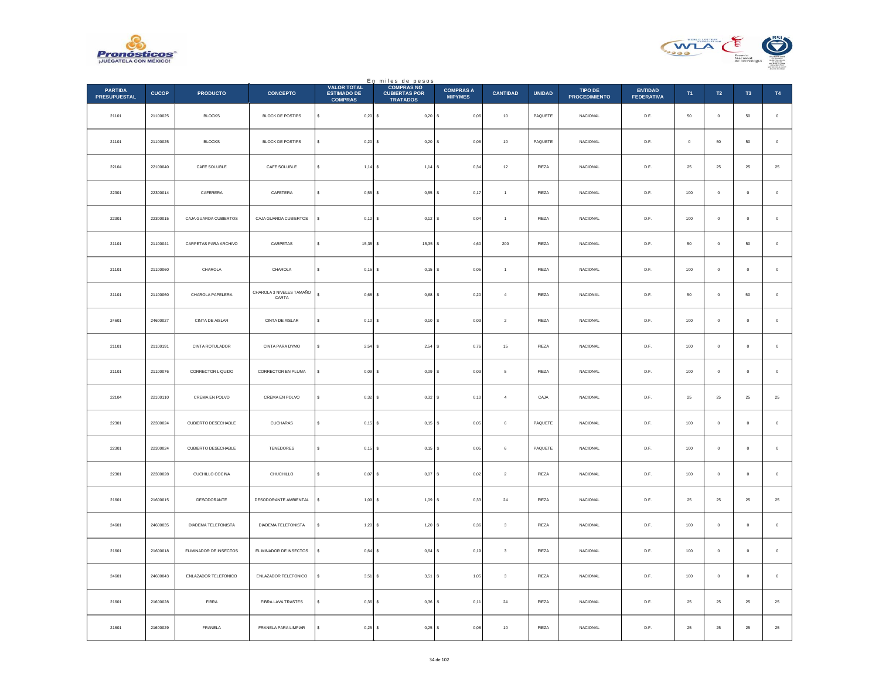En miles de pesos

| PARTIDA PRESUPUESTAL | CUCOP | PRODUCTO | CONCEPTO | VALOR TOTAL ESTIMADO DE COMPRAS | COMPRAS NO CUBIERTAS POR TRATADOS | COMPRAS A MIPYMES | CANTIDAD | UNIDAD | TIPO DE PROCEDIMIENTO | ENTIDAD FEDERATIVA | T1 | T2 | T3 | T4 |
|---|---|---|---|---|---|---|---|---|---|---|---|---|---|---|
| 21101 | 21100025 | BLOCKS | BLOCK DE POSTIPS | $ 0,20 | $ 0,20 | $ 0,06 | 10 | PAQUETE | NACIONAL | D.F. | 50 | 0 | 50 | 0 |
| 21101 | 21100025 | BLOCKS | BLOCK DE POSTIPS | $ 0,20 | $ 0,20 | $ 0,06 | 10 | PAQUETE | NACIONAL | D.F. | 0 | 50 | 50 | 0 |
| 22104 | 22100040 | CAFE SOLUBLE | CAFE SOLUBLE | $ 1,14 | $ 1,14 | $ 0,34 | 12 | PIEZA | NACIONAL | D.F. | 25 | 25 | 25 | 25 |
| 22301 | 22300014 | CAFERERA | CAFETERA | $ 0,55 | $ 0,55 | $ 0,17 | 1 | PIEZA | NACIONAL | D.F. | 100 | 0 | 0 | 0 |
| 22301 | 22300015 | CAJA GUARDA CUBIERTOS | CAJA GUARDA CUBIERTOS | $ 0,12 | $ 0,12 | $ 0,04 | 1 | PIEZA | NACIONAL | D.F. | 100 | 0 | 0 | 0 |
| 21101 | 21100041 | CARPETAS PARA ARCHIVO | CARPETAS | $ 15,35 | $ 15,35 | $ 4,60 | 200 | PIEZA | NACIONAL | D.F. | 50 | 0 | 50 | 0 |
| 21101 | 21100060 | CHAROLA | CHAROLA | $ 0,15 | $ 0,15 | $ 0,05 | 1 | PIEZA | NACIONAL | D.F. | 100 | 0 | 0 | 0 |
| 21101 | 21100060 | CHAROLA PAPELERA | CHAROLA 3 NIVELES TAMAÑO CARTA | $ 0,68 | $ 0,68 | $ 0,20 | 4 | PIEZA | NACIONAL | D.F. | 50 | 0 | 50 | 0 |
| 24601 | 24600027 | CINTA DE AISLAR | CINTA DE AISLAR | $ 0,10 | $ 0,10 | $ 0,03 | 2 | PIEZA | NACIONAL | D.F. | 100 | 0 | 0 | 0 |
| 21101 | 21100191 | CINTA ROTULADOR | CINTA PARA DYMO | $ 2,54 | $ 2,54 | $ 0,76 | 15 | PIEZA | NACIONAL | D.F. | 100 | 0 | 0 | 0 |
| 21101 | 21100076 | CORRECTOR LIQUIDO | CORRECTOR EN PLUMA | $ 0,09 | $ 0,09 | $ 0,03 | 5 | PIEZA | NACIONAL | D.F. | 100 | 0 | 0 | 0 |
| 22104 | 22100110 | CREMA EN POLVO | CREMA EN POLVO | $ 0,32 | $ 0,32 | $ 0,10 | 4 | CAJA | NACIONAL | D.F. | 25 | 25 | 25 | 25 |
| 22301 | 22300024 | CUBIERTO DESECHABLE | CUCHARAS | $ 0,15 | $ 0,15 | $ 0,05 | 6 | PAQUETE | NACIONAL | D.F. | 100 | 0 | 0 | 0 |
| 22301 | 22300024 | CUBIERTO DESECHABLE | TENEDORES | $ 0,15 | $ 0,15 | $ 0,05 | 6 | PAQUETE | NACIONAL | D.F. | 100 | 0 | 0 | 0 |
| 22301 | 22300028 | CUCHILLO COCINA | CHUCHILLO | $ 0,07 | $ 0,07 | $ 0,02 | 2 | PIEZA | NACIONAL | D.F. | 100 | 0 | 0 | 0 |
| 21601 | 21600015 | DESODORANTE | DESODORANTE AMBIENTAL | $ 1,09 | $ 1,09 | $ 0,33 | 24 | PIEZA | NACIONAL | D.F. | 25 | 25 | 25 | 25 |
| 24601 | 24600035 | DIADEMA TELEFONISTA | DIADEMA TELEFONISTA | $ 1,20 | $ 1,20 | $ 0,36 | 3 | PIEZA | NACIONAL | D.F. | 100 | 0 | 0 | 0 |
| 21601 | 21600018 | ELIMINADOR DE INSECTOS | ELIMINADOR DE INSECTOS | $ 0,64 | $ 0,64 | $ 0,19 | 3 | PIEZA | NACIONAL | D.F. | 100 | 0 | 0 | 0 |
| 24601 | 24600043 | ENLAZADOR TELEFONICO | ENLAZADOR TELEFONICO | $ 3,51 | $ 3,51 | $ 1,05 | 3 | PIEZA | NACIONAL | D.F. | 100 | 0 | 0 | 0 |
| 21601 | 21600028 | FIBRA | FIBRA LAVA TRASTES | $ 0,36 | $ 0,36 | $ 0,11 | 24 | PIEZA | NACIONAL | D.F. | 25 | 25 | 25 | 25 |
| 21601 | 21600029 | FRANELA | FRANELA PARA LIMPIAR | $ 0,25 | $ 0,25 | $ 0,08 | 10 | PIEZA | NACIONAL | D.F. | 25 | 25 | 25 | 25 |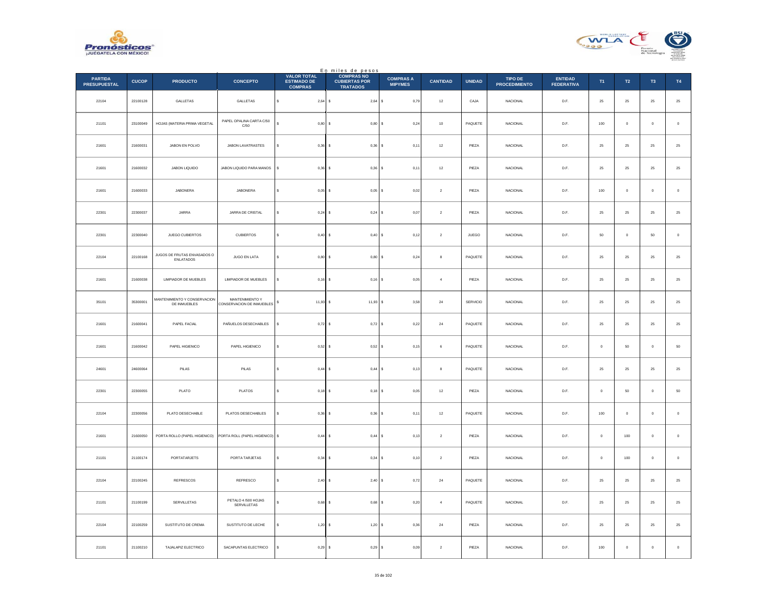En miles de pesos

| PARTIDA PRESUPUESTAL | CUCOP | PRODUCTO | CONCEPTO | VALOR TOTAL ESTIMADO DE COMPRAS | COMPRAS NO CUBIERTAS POR TRATADOS | COMPRAS A MIPYMES | CANTIDAD | UNIDAD | TIPO DE PROCEDIMIENTO | ENTIDAD FEDERATIVA | T1 | T2 | T3 | T4 |
|---|---|---|---|---|---|---|---|---|---|---|---|---|---|---|
| 22104 | 22100128 | GALLETAS | GALLETAS | $ 2,64 | $ 2,64 | $ 0,79 | 12 | CAJA | NACIONAL | D.F. | 25 | 25 | 25 | 25 |
| 21101 | 23100049 | HOJAS (MATERIA PRIMA VEGETAL | PAPEL OPALINA CARTA C/50 C/50 | $ 0,80 | $ 0,80 | $ 0,24 | 10 | PAQUETE | NACIONAL | D.F. | 100 | 0 | 0 | 0 |
| 21601 | 21600031 | JABON EN POLVO | JABON LAVATRASTES | $ 0,36 | $ 0,36 | $ 0,11 | 12 | PIEZA | NACIONAL | D.F. | 25 | 25 | 25 | 25 |
| 21601 | 21600032 | JABON LIQUIDO | JABON LIQUIDO PARA MANOS | $ 0,36 | $ 0,36 | $ 0,11 | 12 | PIEZA | NACIONAL | D.F. | 25 | 25 | 25 | 25 |
| 21601 | 21600033 | JABONERA | JABONERA | $ 0,05 | $ 0,05 | $ 0,02 | 2 | PIEZA | NACIONAL | D.F. | 100 | 0 | 0 | 0 |
| 22301 | 22300037 | JARRA | JARRA DE CRISTAL | $ 0,24 | $ 0,24 | $ 0,07 | 2 | PIEZA | NACIONAL | D.F. | 25 | 25 | 25 | 25 |
| 22301 | 22300040 | JUEGO CUBIERTOS | CUBIERTOS | $ 0,40 | $ 0,40 | $ 0,12 | 2 | JUEGO | NACIONAL | D.F. | 50 | 0 | 50 | 0 |
| 22104 | 22100168 | JUGOS DE FRUTAS ENVASADOS O ENLATADOS | JUGO EN LATA | $ 0,80 | $ 0,80 | $ 0,24 | 8 | PAQUETE | NACIONAL | D.F. | 25 | 25 | 25 | 25 |
| 21601 | 21600038 | LIMPIADOR DE MUEBLES | LIMPIADOR DE MUEBLES | $ 0,16 | $ 0,16 | $ 0,05 | 4 | PIEZA | NACIONAL | D.F. | 25 | 25 | 25 | 25 |
| 35101 | 35300001 | MANTENIMIENTO Y CONSERVACION DE INMUEBLES | MANTENIMIENTO Y CONSERVACION DE INMUEBLES | $ 11,93 | $ 11,93 | $ 3,58 | 24 | SERVICIO | NACIONAL | D.F. | 25 | 25 | 25 | 25 |
| 21601 | 21600041 | PAPEL FACIAL | PAÑUELOS DESECHABLES | $ 0,72 | $ 0,72 | $ 0,22 | 24 | PAQUETE | NACIONAL | D.F. | 25 | 25 | 25 | 25 |
| 21601 | 21600042 | PAPEL HIGIENICO | PAPEL HIGIENICO | $ 0,52 | $ 0,52 | $ 0,15 | 6 | PAQUETE | NACIONAL | D.F. | 0 | 50 | 0 | 50 |
| 24601 | 24600064 | PILAS | PILAS | $ 0,44 | $ 0,44 | $ 0,13 | 8 | PAQUETE | NACIONAL | D.F. | 25 | 25 | 25 | 25 |
| 22301 | 22300055 | PLATO | PLATOS | $ 0,18 | $ 0,18 | $ 0,05 | 12 | PIEZA | NACIONAL | D.F. | 0 | 50 | 0 | 50 |
| 22104 | 22300056 | PLATO DESECHABLE | PLATOS DESECHABLES | $ 0,36 | $ 0,36 | $ 0,11 | 12 | PAQUETE | NACIONAL | D.F. | 100 | 0 | 0 | 0 |
| 21601 | 21600050 | PORTA ROLLO (PAPEL HIGIENICO) | PORTA ROLL (PAPEL HIGIENICO) | $ 0,44 | $ 0,44 | $ 0,13 | 2 | PIEZA | NACIONAL | D.F. | 0 | 100 | 0 | 0 |
| 21101 | 21100174 | PORTATARJETS | PORTA TARJETAS | $ 0,34 | $ 0,34 | $ 0,10 | 2 | PIEZA | NACIONAL | D.F. | 0 | 100 | 0 | 0 |
| 22104 | 22100245 | REFRESCOS | REFRESCO | $ 2,40 | $ 2,40 | $ 0,72 | 24 | PAQUETE | NACIONAL | D.F. | 25 | 25 | 25 | 25 |
| 21101 | 21100199 | SERVILLETAS | PETALO 4 /500 HOJAS SERVILLETAS | $ 0,68 | $ 0,68 | $ 0,20 | 4 | PAQUETE | NACIONAL | D.F. | 25 | 25 | 25 | 25 |
| 22104 | 22100259 | SUSTITUTO DE CREMA | SUSTITUTO DE LECHE | $ 1,20 | $ 1,20 | $ 0,36 | 24 | PIEZA | NACIONAL | D.F. | 25 | 25 | 25 | 25 |
| 21101 | 21100210 | TAJALAPIZ ELECTRICO | SACAPUNTAS ELECTRICO | $ 0,29 | $ 0,29 | $ 0,09 | 2 | PIEZA | NACIONAL | D.F. | 100 | 0 | 0 | 0 |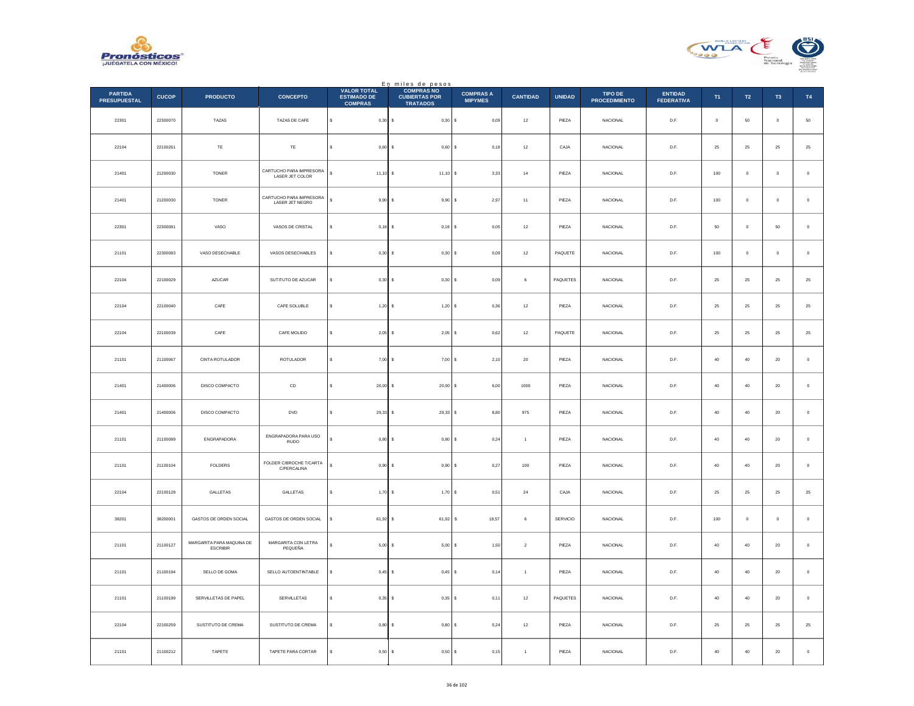En miles de pesos

| PARTIDA PRESUPUESTAL | CUCOP | PRODUCTO | CONCEPTO | VALOR TOTAL ESTIMADO DE COMPRAS | COMPRAS NO CUBIERTAS POR TRATADOS | COMPRAS A MIPYMES | CANTIDAD | UNIDAD | TIPO DE PROCEDIMIENTO | ENTIDAD FEDERATIVA | T1 | T2 | T3 | T4 |
|---|---|---|---|---|---|---|---|---|---|---|---|---|---|---|
| 22301 | 22300070 | TAZAS | TAZAS DE CAFE | $ 0,30 | $ 0,30 | $ 0,09 | 12 | PIEZA | NACIONAL | D.F. | 0 | 50 | 0 | 50 |
| 22104 | 22100261 | TE | TE | $ 0,60 | $ 0,60 | $ 0,18 | 12 | CAJA | NACIONAL | D.F. | 25 | 25 | 25 | 25 |
| 21401 | 21200030 | TONER | CARTUCHO PARA IMPRESORA LASER JET COLOR | $ 11,10 | $ 11,10 | $ 3,33 | 14 | PIEZA | NACIONAL | D.F. | 100 | 0 | 0 | 0 |
| 21401 | 21200030 | TONER | CARTUCHO PARA IMPRESORA LASER JET NEGRO | $ 9,90 | $ 9,90 | $ 2,97 | 11 | PIEZA | NACIONAL | D.F. | 100 | 0 | 0 | 0 |
| 22301 | 22300081 | VASO | VASOS DE CRISTAL | $ 0,18 | $ 0,18 | $ 0,05 | 12 | PIEZA | NACIONAL | D.F. | 50 | 0 | 50 | 0 |
| 21101 | 22300083 | VASO DESECHABLE | VASOS DESECHABLES | $ 0,30 | $ 0,30 | $ 0,09 | 12 | PAQUETE | NACIONAL | D.F. | 100 | 0 | 0 | 0 |
| 22104 | 22100029 | AZUCAR | SUTITUTO DE AZUCAR | $ 0,30 | $ 0,30 | $ 0,09 | 6 | PAQUETES | NACIONAL | D.F. | 25 | 25 | 25 | 25 |
| 22104 | 22100040 | CAFE | CAFE SOLUBLE | $ 1,20 | $ 1,20 | $ 0,36 | 12 | PIEZA | NACIONAL | D.F. | 25 | 25 | 25 | 25 |
| 22104 | 22100039 | CAFE | CAFE MOLIDO | $ 2,05 | $ 2,05 | $ 0,62 | 12 | PAQUETE | NACIONAL | D.F. | 25 | 25 | 25 | 25 |
| 21101 | 21100067 | CINTA ROTULADOR | ROTULADOR | $ 7,00 | $ 7,00 | $ 2,10 | 20 | PIEZA | NACIONAL | D.F. | 40 | 40 | 20 | 0 |
| 21401 | 21400006 | DISCO COMPACTO | CD | $ 20,00 | $ 20,00 | $ 6,00 | 1000 | PIEZA | NACIONAL | D.F. | 40 | 40 | 20 | 0 |
| 21401 | 21400006 | DISCO COMPACTO | DVD | $ 29,33 | $ 29,33 | $ 8,80 | 975 | PIEZA | NACIONAL | D.F. | 40 | 40 | 20 | 0 |
| 21101 | 21100089 | ENGRAPADORA | ENGRAPADORA PARA USO RUDO | $ 0,80 | $ 0,80 | $ 0,24 | 1 | PIEZA | NACIONAL | D.F. | 40 | 40 | 20 | 0 |
| 21101 | 21100104 | FOLDERS | FOLDER C/BROCHE T/CARTA C/PERCALINA | $ 0,90 | $ 0,90 | $ 0,27 | 100 | PIEZA | NACIONAL | D.F. | 40 | 40 | 20 | 0 |
| 22104 | 22100128 | GALLETAS | GALLETAS | $ 1,70 | $ 1,70 | $ 0,51 | 24 | CAJA | NACIONAL | D.F. | 25 | 25 | 25 | 25 |
| 38201 | 38200001 | GASTOS DE ORDEN SOCIAL | GASTOS DE ORDEN SOCIAL | $ 61,92 | $ 61,92 | $ 18,57 | 6 | SERVICIO | NACIONAL | D.F. | 100 | 0 | 0 | 0 |
| 21101 | 21100127 | MARGARITA PARA MAQUINA DE ESCRIBIR | MARGARITA CON LETRA PEQUEÑA | $ 5,00 | $ 5,00 | $ 1,50 | 2 | PIEZA | NACIONAL | D.F. | 40 | 40 | 20 | 0 |
| 21101 | 21100194 | SELLO DE GOMA | SELLO AUTOENTINTABLE | $ 0,45 | $ 0,45 | $ 0,14 | 1 | PIEZA | NACIONAL | D.F. | 40 | 40 | 20 | 0 |
| 21101 | 21100199 | SERVILLETAS DE PAPEL | SERVILLETAS | $ 0,35 | $ 0,35 | $ 0,11 | 12 | PAQUETES | NACIONAL | D.F. | 40 | 40 | 20 | 0 |
| 22104 | 22100259 | SUSTITUTO DE CREMA | SUSTITUTO DE CREMA | $ 0,80 | $ 0,80 | $ 0,24 | 12 | PIEZA | NACIONAL | D.F. | 25 | 25 | 25 | 25 |
| 21101 | 21100212 | TAPETE | TAPETE PARA CORTAR | $ 0,50 | $ 0,50 | $ 0,15 | 1 | PIEZA | NACIONAL | D.F. | 40 | 40 | 20 | 0 |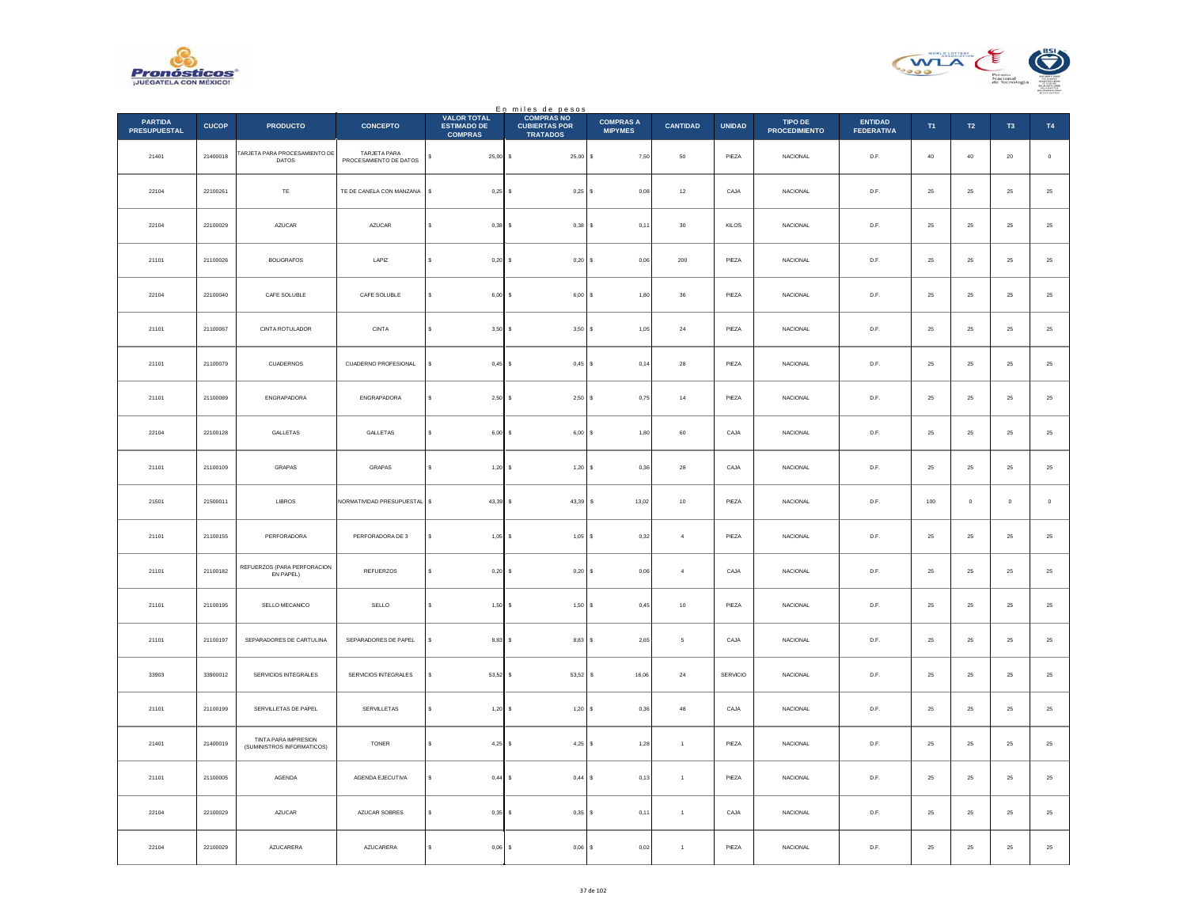En miles de pesos

| PARTIDA PRESUPUESTAL | CUCOP | PRODUCTO | CONCEPTO | VALOR TOTAL ESTIMADO DE COMPRAS | COMPRAS NO CUBIERTAS POR TRATADOS | COMPRAS A MIPYMES | CANTIDAD | UNIDAD | TIPO DE PROCEDIMIENTO | ENTIDAD FEDERATIVA | T1 | T2 | T3 | T4 |
|---|---|---|---|---|---|---|---|---|---|---|---|---|---|---|
| 21401 | 21400018 | TARJETA PARA PROCESAMIENTO DE DATOS | TARJETA PARA PROCESAMIENTO DE DATOS | $ 25,00 | $ 25,00 | $ 7,50 | 50 | PIEZA | NACIONAL | D.F. | 40 | 40 | 20 | 0 |
| 22104 | 22100261 | TE | TE DE CANELA CON MANZANA | $ 0,25 | $ 0,25 | $ 0,08 | 12 | CAJA | NACIONAL | D.F. | 25 | 25 | 25 | 25 |
| 22104 | 22100029 | AZUCAR | AZUCAR | $ 0,38 | $ 0,38 | $ 0,11 | 30 | KILOS | NACIONAL | D.F. | 25 | 25 | 25 | 25 |
| 21101 | 21100026 | BOLIGRAFOS | LAPIZ | $ 0,20 | $ 0,20 | $ 0,06 | 200 | PIEZA | NACIONAL | D.F. | 25 | 25 | 25 | 25 |
| 22104 | 22100040 | CAFE SOLUBLE | CAFE SOLUBLE | $ 6,00 | $ 6,00 | $ 1,80 | 36 | PIEZA | NACIONAL | D.F. | 25 | 25 | 25 | 25 |
| 21101 | 21100067 | CINTA ROTULADOR | CINTA | $ 3,50 | $ 3,50 | $ 1,05 | 24 | PIEZA | NACIONAL | D.F. | 25 | 25 | 25 | 25 |
| 21101 | 21100079 | CUADERNOS | CUADERNO PROFESIONAL | $ 0,45 | $ 0,45 | $ 0,14 | 28 | PIEZA | NACIONAL | D.F. | 25 | 25 | 25 | 25 |
| 21101 | 21100089 | ENGRAPADORA | ENGRAPADORA | $ 2,50 | $ 2,50 | $ 0,75 | 14 | PIEZA | NACIONAL | D.F. | 25 | 25 | 25 | 25 |
| 22104 | 22100128 | GALLETAS | GALLETAS | $ 6,00 | $ 6,00 | $ 1,80 | 60 | CAJA | NACIONAL | D.F. | 25 | 25 | 25 | 25 |
| 21101 | 21100109 | GRAPAS | GRAPAS | $ 1,20 | $ 1,20 | $ 0,36 | 28 | CAJA | NACIONAL | D.F. | 25 | 25 | 25 | 25 |
| 21501 | 21500011 | LIBROS | NORMATIVIDAD PRESUPUESTAL | $ 43,39 | $ 43,39 | $ 13,02 | 10 | PIEZA | NACIONAL | D.F. | 100 | 0 | 0 | 0 |
| 21101 | 21100155 | PERFORADORA | PERFORADORA DE 3 | $ 1,05 | $ 1,05 | $ 0,32 | 4 | PIEZA | NACIONAL | D.F. | 25 | 25 | 25 | 25 |
| 21101 | 21100182 | REFUERZOS (PARA PERFORACION EN PAPEL) | REFUERZOS | $ 0,20 | $ 0,20 | $ 0,06 | 4 | CAJA | NACIONAL | D.F. | 25 | 25 | 25 | 25 |
| 21101 | 21100195 | SELLO MECANICO | SELLO | $ 1,50 | $ 1,50 | $ 0,45 | 10 | PIEZA | NACIONAL | D.F. | 25 | 25 | 25 | 25 |
| 21101 | 21100197 | SEPARADORES DE CARTULINA | SEPARADORES DE PAPEL | $ 8,83 | $ 8,83 | $ 2,65 | 5 | CAJA | NACIONAL | D.F. | 25 | 25 | 25 | 25 |
| 33903 | 33900012 | SERVICIOS INTEGRALES | SERVICIOS INTEGRALES | $ 53,52 | $ 53,52 | $ 16,06 | 24 | SERVICIO | NACIONAL | D.F. | 25 | 25 | 25 | 25 |
| 21101 | 21100199 | SERVILLETAS DE PAPEL | SERVILLETAS | $ 1,20 | $ 1,20 | $ 0,36 | 48 | CAJA | NACIONAL | D.F. | 25 | 25 | 25 | 25 |
| 21401 | 21400019 | TINTA PARA IMPRESION (SUMINISTROS INFORMATICOS) | TONER | $ 4,25 | $ 4,25 | $ 1,28 | 1 | PIEZA | NACIONAL | D.F. | 25 | 25 | 25 | 25 |
| 21101 | 21100005 | AGENDA | AGENDA EJECUTIVA | $ 0,44 | $ 0,44 | $ 0,13 | 1 | PIEZA | NACIONAL | D.F. | 25 | 25 | 25 | 25 |
| 22104 | 22100029 | AZUCAR | AZUCAR SOBRES | $ 0,35 | $ 0,35 | $ 0,11 | 1 | CAJA | NACIONAL | D.F. | 25 | 25 | 25 | 25 |
| 22104 | 22100029 | AZUCARERA | AZUCARERA | $ 0,06 | $ 0,06 | $ 0,02 | 1 | PIEZA | NACIONAL | D.F. | 25 | 25 | 25 | 25 |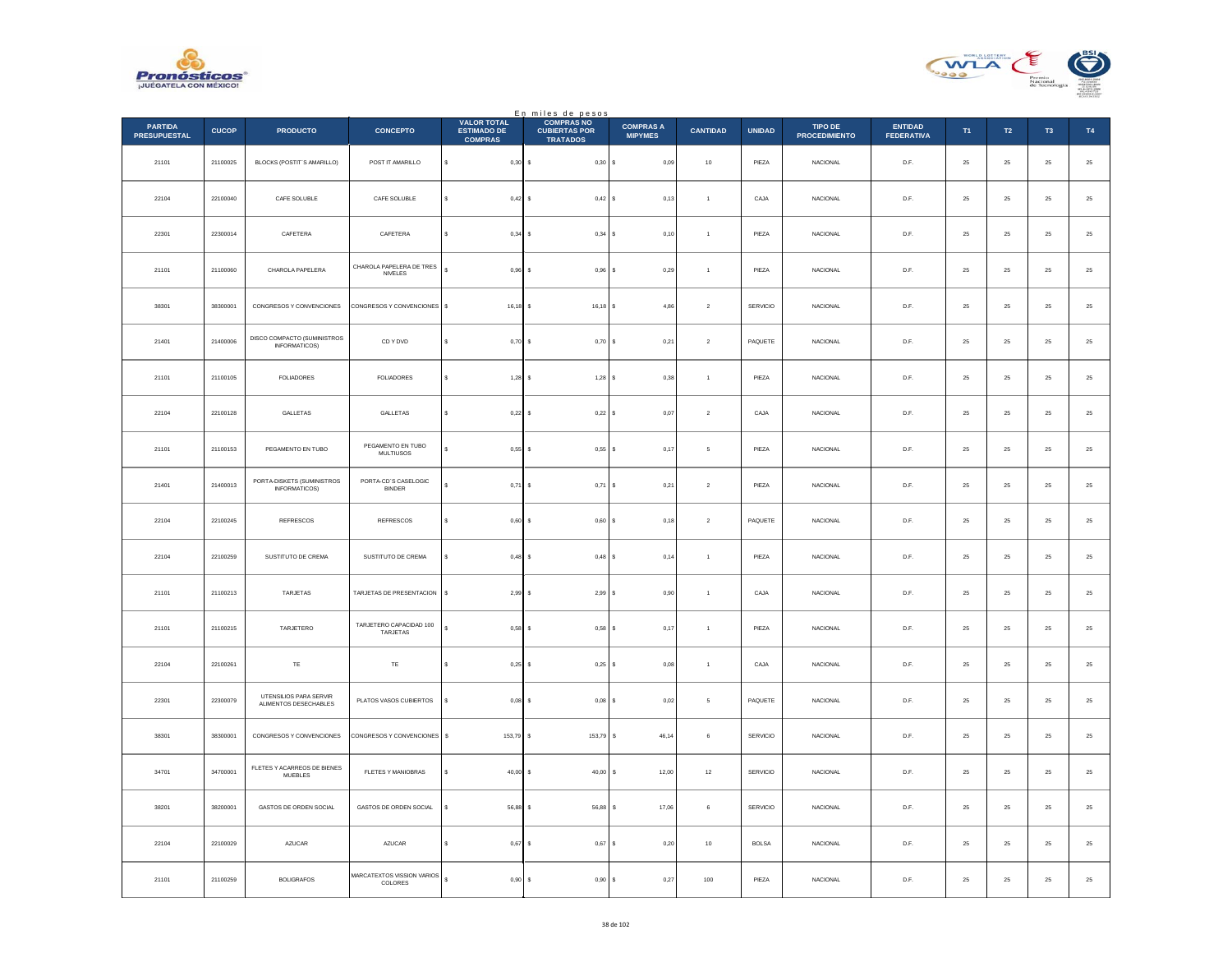En miles de pesos

| PARTIDA PRESUPUESTAL | CUCOP | PRODUCTO | CONCEPTO | VALOR TOTAL ESTIMADO DE COMPRAS | COMPRAS NO CUBIERTAS POR TRATADOS | COMPRAS A MIPYMES | CANTIDAD | UNIDAD | TIPO DE PROCEDIMIENTO | ENTIDAD FEDERATIVA | T1 | T2 | T3 | T4 |
|---|---|---|---|---|---|---|---|---|---|---|---|---|---|---|
| 21101 | 21100025 | BLOCKS (POSTIT´S AMARILLO) | POST IT AMARILLO | $ 0,30 | $ 0,30 | $ 0,09 | 10 | PIEZA | NACIONAL | D.F. | 25 | 25 | 25 | 25 |
| 22104 | 22100040 | CAFE SOLUBLE | CAFE SOLUBLE | $ 0,42 | $ 0,42 | $ 0,13 | 1 | CAJA | NACIONAL | D.F. | 25 | 25 | 25 | 25 |
| 22301 | 22300014 | CAFETERA | CAFETERA | $ 0,34 | $ 0,34 | $ 0,10 | 1 | PIEZA | NACIONAL | D.F. | 25 | 25 | 25 | 25 |
| 21101 | 21100060 | CHAROLA PAPELERA | CHAROLA PAPELERA DE TRES NIVELES | $ 0,96 | $ 0,96 | $ 0,29 | 1 | PIEZA | NACIONAL | D.F. | 25 | 25 | 25 | 25 |
| 38301 | 38300001 | CONGRESOS Y CONVENCIONES | CONGRESOS Y CONVENCIONES | $ 16,18 | $ 16,18 | $ 4,86 | 2 | SERVICIO | NACIONAL | D.F. | 25 | 25 | 25 | 25 |
| 21401 | 21400006 | DISCO COMPACTO (SUMINISTROS INFORMATICOS) | CD Y DVD | $ 0,70 | $ 0,70 | $ 0,21 | 2 | PAQUETE | NACIONAL | D.F. | 25 | 25 | 25 | 25 |
| 21101 | 21100105 | FOLIADORES | FOLIADORES | $ 1,28 | $ 1,28 | $ 0,38 | 1 | PIEZA | NACIONAL | D.F. | 25 | 25 | 25 | 25 |
| 22104 | 22100128 | GALLETAS | GALLETAS | $ 0,22 | $ 0,22 | $ 0,07 | 2 | CAJA | NACIONAL | D.F. | 25 | 25 | 25 | 25 |
| 21101 | 21100153 | PEGAMENTO EN TUBO | PEGAMENTO EN TUBO MULTIUSOS | $ 0,55 | $ 0,55 | $ 0,17 | 5 | PIEZA | NACIONAL | D.F. | 25 | 25 | 25 | 25 |
| 21401 | 21400013 | PORTA-DISKETS (SUMINISTROS INFORMATICOS) | PORTA-CD´S CASELOGIC BINDER | $ 0,71 | $ 0,71 | $ 0,21 | 2 | PIEZA | NACIONAL | D.F. | 25 | 25 | 25 | 25 |
| 22104 | 22100245 | REFRESCOS | REFRESCOS | $ 0,60 | $ 0,60 | $ 0,18 | 2 | PAQUETE | NACIONAL | D.F. | 25 | 25 | 25 | 25 |
| 22104 | 22100259 | SUSTITUTO DE CREMA | SUSTITUTO DE CREMA | $ 0,48 | $ 0,48 | $ 0,14 | 1 | PIEZA | NACIONAL | D.F. | 25 | 25 | 25 | 25 |
| 21101 | 21100213 | TARJETAS | TARJETAS DE PRESENTACION | $ 2,99 | $ 2,99 | $ 0,90 | 1 | CAJA | NACIONAL | D.F. | 25 | 25 | 25 | 25 |
| 21101 | 21100215 | TARJETERO | TARJETERO CAPACIDAD 100 TARJETAS | $ 0,58 | $ 0,58 | $ 0,17 | 1 | PIEZA | NACIONAL | D.F. | 25 | 25 | 25 | 25 |
| 22104 | 22100261 | TE | TE | $ 0,25 | $ 0,25 | $ 0,08 | 1 | CAJA | NACIONAL | D.F. | 25 | 25 | 25 | 25 |
| 22301 | 22300079 | UTENSILIOS PARA SERVIR ALIMENTOS DESECHABLES | PLATOS VASOS CUBIERTOS | $ 0,08 | $ 0,08 | $ 0,02 | 5 | PAQUETE | NACIONAL | D.F. | 25 | 25 | 25 | 25 |
| 38301 | 38300001 | CONGRESOS Y CONVENCIONES | CONGRESOS Y CONVENCIONES | $ 153,79 | $ 153,79 | $ 46,14 | 6 | SERVICIO | NACIONAL | D.F. | 25 | 25 | 25 | 25 |
| 34701 | 34700001 | FLETES Y ACARREOS DE BIENES MUEBLES | FLETES Y MANIOBRAS | $ 40,00 | $ 40,00 | $ 12,00 | 12 | SERVICIO | NACIONAL | D.F. | 25 | 25 | 25 | 25 |
| 38201 | 38200001 | GASTOS DE ORDEN SOCIAL | GASTOS DE ORDEN SOCIAL | $ 56,88 | $ 56,88 | $ 17,06 | 6 | SERVICIO | NACIONAL | D.F. | 25 | 25 | 25 | 25 |
| 22104 | 22100029 | AZUCAR | AZUCAR | $ 0,67 | $ 0,67 | $ 0,20 | 10 | BOLSA | NACIONAL | D.F. | 25 | 25 | 25 | 25 |
| 21101 | 21100259 | BOLIGRAFOS | MARCATEXTOS VISSION VARIOS COLORES | $ 0,90 | $ 0,90 | $ 0,27 | 100 | PIEZA | NACIONAL | D.F. | 25 | 25 | 25 | 25 |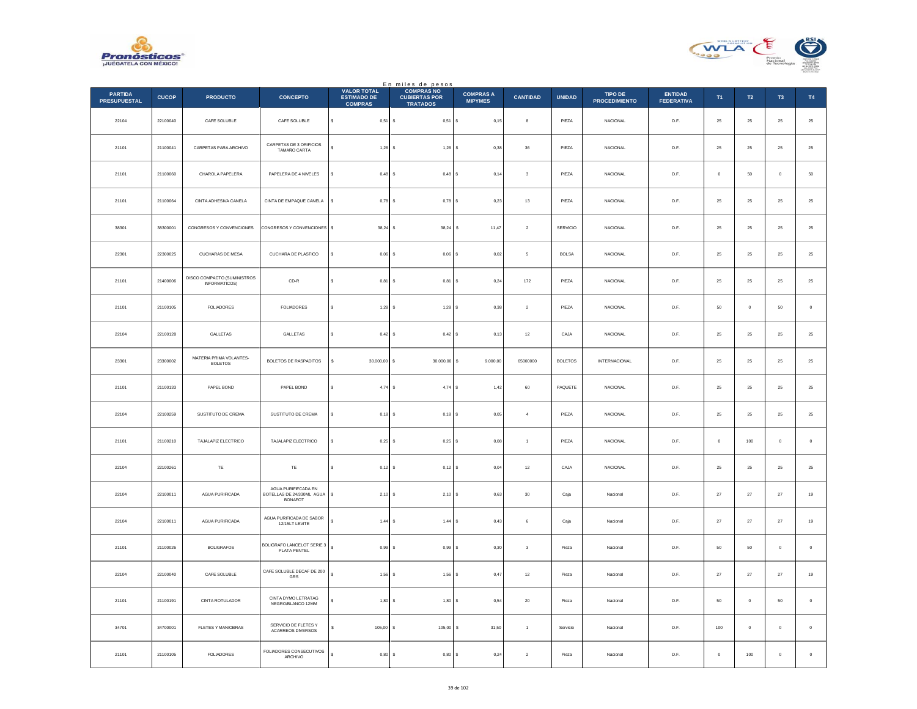En miles de pesos

| PARTIDA PRESUPUESTAL | CUCOP | PRODUCTO | CONCEPTO | VALOR TOTAL ESTIMADO DE COMPRAS | COMPRAS NO CUBIERTAS POR TRATADOS | COMPRAS A MIPYMES | CANTIDAD | UNIDAD | TIPO DE PROCEDIMIENTO | ENTIDAD FEDERATIVA | T1 | T2 | T3 | T4 |
|---|---|---|---|---|---|---|---|---|---|---|---|---|---|---|
| 22104 | 22100040 | CAFE SOLUBLE | CAFE SOLUBLE | $ 0,51 | $ 0,51 | $ 0,15 | 8 | PIEZA | NACIONAL | D.F. | 25 | 25 | 25 | 25 |
| 21101 | 21100041 | CARPETAS PARA ARCHIVO | CARPETAS DE 3 ORIFICIOS TAMAÑO CARTA | $ 1,26 | $ 1,26 | $ 0,38 | 36 | PIEZA | NACIONAL | D.F. | 25 | 25 | 25 | 25 |
| 21101 | 21100060 | CHAROLA PAPELERA | PAPELERA DE 4 NIVELES | $ 0,48 | $ 0,48 | $ 0,14 | 3 | PIEZA | NACIONAL | D.F. | 0 | 50 | 0 | 50 |
| 21101 | 21100064 | CINTA ADHESIVA CANELA | CINTA DE EMPAQUE CANELA | $ 0,78 | $ 0,78 | $ 0,23 | 13 | PIEZA | NACIONAL | D.F. | 25 | 25 | 25 | 25 |
| 38301 | 38300001 | CONGRESOS Y CONVENCIONES | CONGRESOS Y CONVENCIONES | $ 38,24 | $ 38,24 | $ 11,47 | 2 | SERVICIO | NACIONAL | D.F. | 25 | 25 | 25 | 25 |
| 22301 | 22300025 | CUCHARAS DE MESA | CUCHARA DE PLASTICO | $ 0,06 | $ 0,06 | $ 0,02 | 5 | BOLSA | NACIONAL | D.F. | 25 | 25 | 25 | 25 |
| 21101 | 21400006 | DISCO COMPACTO (SUMINISTROS INFORMATICOS) | CD-R | $ 0,81 | $ 0,81 | $ 0,24 | 172 | PIEZA | NACIONAL | D.F. | 25 | 25 | 25 | 25 |
| 21101 | 21100105 | FOLIADORES | FOLIADORES | $ 1,28 | $ 1,28 | $ 0,38 | 2 | PIEZA | NACIONAL | D.F. | 50 | 0 | 50 | 0 |
| 22104 | 22100128 | GALLETAS | GALLETAS | $ 0,42 | $ 0,42 | $ 0,13 | 12 | CAJA | NACIONAL | D.F. | 25 | 25 | 25 | 25 |
| 23301 | 23300002 | MATERIA PRIMA VOLANTES-BOLETOS | BOLETOS DE RASPADITOS | $ 30.000,00 | $ 30.000,00 | $ 9.000,00 | 65000000 | BOLETOS | INTERNACIONAL | D.F. | 25 | 25 | 25 | 25 |
| 21101 | 21100133 | PAPEL BOND | PAPEL BOND | $ 4,74 | $ 4,74 | $ 1,42 | 60 | PAQUETE | NACIONAL | D.F. | 25 | 25 | 25 | 25 |
| 22104 | 22100259 | SUSTITUTO DE CREMA | SUSTITUTO DE CREMA | $ 0,18 | $ 0,18 | $ 0,05 | 4 | PIEZA | NACIONAL | D.F. | 25 | 25 | 25 | 25 |
| 21101 | 21100210 | TAJALAPIZ ELECTRICO | TAJALAPIZ ELECTRICO | $ 0,25 | $ 0,25 | $ 0,08 | 1 | PIEZA | NACIONAL | D.F. | 0 | 100 | 0 | 0 |
| 22104 | 22100261 | TE | TE | $ 0,12 | $ 0,12 | $ 0,04 | 12 | CAJA | NACIONAL | D.F. | 25 | 25 | 25 | 25 |
| 22104 | 22100011 | AGUA PURIFICADA | AGUA PURIFICADA EN BOTELLAS DE 24/330ML AGUA BONAFOT | $ 2,10 | $ 2,10 | $ 0,63 | 30 | Caja | Nacional | D.F. | 27 | 27 | 27 | 19 |
| 22104 | 22100011 | AGUA PURIFICADA | AGUA PURIFICADA DE SABOR 12/15LT LEVITE | $ 1,44 | $ 1,44 | $ 0,43 | 6 | Caja | Nacional | D.F. | 27 | 27 | 27 | 19 |
| 21101 | 21100026 | BOLIGRAFOS | BOLIGRAFO LANCELOT SERIE 3 PLATA PENTEL | $ 0,99 | $ 0,99 | $ 0,30 | 3 | Pieza | Nacional | D.F. | 50 | 50 | 0 | 0 |
| 22104 | 22100040 | CAFE SOLUBLE | CAFE SOLUBLE DECAF DE 200 GRS | $ 1,56 | $ 1,56 | $ 0,47 | 12 | Pieza | Nacional | D.F. | 27 | 27 | 27 | 19 |
| 21101 | 21100191 | CINTA ROTULADOR | CINTA DYMO LETRATAG NEGRO/BLANCO 12MM | $ 1,80 | $ 1,80 | $ 0,54 | 20 | Pieza | Nacional | D.F. | 50 | 0 | 50 | 0 |
| 34701 | 34700001 | FLETES Y MANIOBRAS | SERVICIO DE FLETES Y ACARREOS DIVERSOS | $ 105,00 | $ 105,00 | $ 31,50 | 1 | Servicio | Nacional | D.F. | 100 | 0 | 0 | 0 |
| 21101 | 21100105 | FOLIADORES | FOLIADORES CONSECUTIVOS ARCHIVO | $ 0,80 | $ 0,80 | $ 0,24 | 2 | Pieza | Nacional | D.F. | 0 | 100 | 0 | 0 |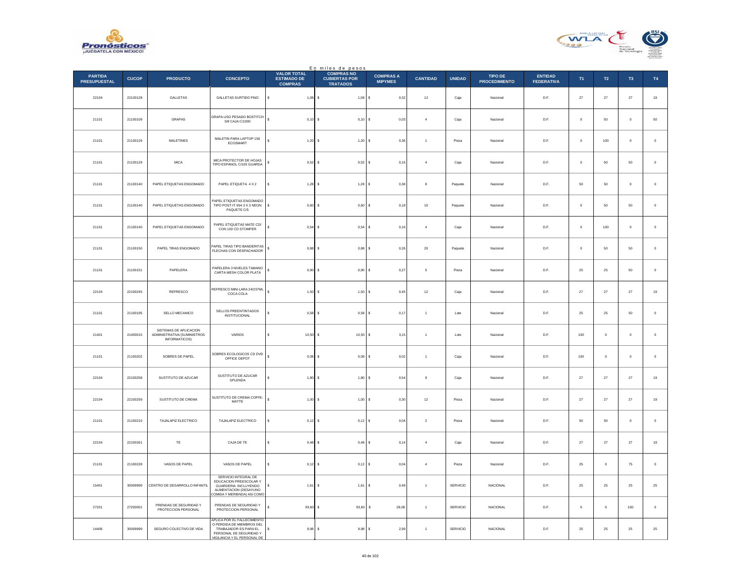En miles de pesos

| PARTIDA PRESUPUESTAL | CUCOP | PRODUCTO | CONCEPTO | VALOR TOTAL ESTIMADO DE COMPRAS | COMPRAS NO CUBIERTAS POR TRATADOS | COMPRAS A MIPYMES | CANTIDAD | UNIDAD | TIPO DE PROCEDIMIENTO | ENTIDAD FEDERATIVA | T1 | T2 | T3 | T4 |
|---|---|---|---|---|---|---|---|---|---|---|---|---|---|---|
| 22104 | 22100128 | GALLETAS | GALLETAS SURTIDO FINO | $ 1,08 | $ 1,08 | $ 0,32 | 12 | Caja | Nacional | D.F. | 27 | 27 | 27 | 19 |
| 21101 | 21100109 | GRAPAS | GRAPA USO PESADO BOSTITCH 5/8 CAJA C/1000 | $ 0,10 | $ 0,10 | $ 0,03 | 4 | Caja | Nacional | D.F. | 0 | 50 | 0 | 50 |
| 21101 | 21100126 | MALETINES | MALETIN PARA LAPTOP 156 ECOSMART | $ 1,20 | $ 1,20 | $ 0,36 | 1 | Pieza | Nacional | D.F. | 0 | 100 | 0 | 0 |
| 21101 | 21100129 | MICA | MICA PROTECTOR DE HOJAS TIPO ESPANOL C/100 GUARDA | $ 0,52 | $ 0,52 | $ 0,16 | 4 | Caja | Nacional | D.F. | 0 | 50 | 50 | 0 |
| 21101 | 21100140 | PAPEL ETIQUETAS ENGOMADO | PAPEL ETIQUETA 4 X 2 | $ 1,28 | $ 1,28 | $ 0,38 | 8 | Paquete | Nacional | D.F. | 50 | 50 | 0 | 0 |
| 21101 | 21100140 | PAPEL ETIQUETAS ENGOMADO | PAPEL ETIQUETAS ENGOMADO TIPO POST-IT 654 3 X 3 NEON PAQUETE C/5 | $ 0,60 | $ 0,60 | $ 0,18 | 10 | Paquete | Nacional | D.F. | 0 | 50 | 50 | 0 |
| 21101 | 21100140 | PAPEL ETIQUETAS ENGOMADO | PAPEL ETIQUETAS MATE CD/ CON 100 CD STOMPER | $ 0,54 | $ 0,54 | $ 0,16 | 4 | Caja | Nacional | D.F. | 0 | 100 | 0 | 0 |
| 21101 | 21100150 | PAPEL TIRAS ENGOMADO | PAPEL TIRAS TIPO BANDERITAS FLECHAS CON DESPACHADOR | $ 0,88 | $ 0,88 | $ 0,26 | 20 | Paquete | Nacional | D.F. | 0 | 50 | 50 | 0 |
| 21101 | 21100151 | PAPELERA | PAPELERA 3 NIVELES TAMANO CARTA MESH COLOR PLATA | $ 0,90 | $ 0,90 | $ 0,27 | 5 | Pieza | Nacional | D.F. | 25 | 25 | 50 | 0 |
| 22104 | 22100245 | REFRESCO | REFRESCO MINI LARA 24/237ML COCA COLA | $ 1,50 | $ 1,50 | $ 0,45 | 12 | Caja | Nacional | D.F. | 27 | 27 | 27 | 19 |
| 21101 | 21100195 | SELLO MECANICO | SELLOS PREENTINTADOS INSTITUCIONAL | $ 0,58 | $ 0,58 | $ 0,17 | 1 | Lote | Nacional | D.F. | 25 | 25 | 50 | 0 |
| 21401 | 21400015 | SISTEMAS DE APLICACION ADMINISTRATIVA (SUMINISTROS INFORMATICOS) | VARIOS | $ 10,50 | $ 10,50 | $ 3,15 | 1 | Lote | Nacional | D.F. | 100 | 0 | 0 | 0 |
| 21101 | 21100202 | SOBRES DE PAPEL | SOBRES ECOLOGICOS CD DVD OFFICE DEPOT | $ 0,08 | $ 0,08 | $ 0,02 | 1 | Caja | Nacional | D.F. | 100 | 0 | 0 | 0 |
| 22104 | 22100258 | SUSTITUTO DE AZUCAR | SUSTITUTO DE AZUCAR SPLENDA | $ 1,80 | $ 1,80 | $ 0,54 | 9 | Caja | Nacional | D.F. | 27 | 27 | 27 | 19 |
| 22104 | 22100259 | SUSTITUTO DE CREMA | SUSTITUTO DE CREMA COFFE-MATTE | $ 1,00 | $ 1,00 | $ 0,30 | 12 | Pieza | Nacional | D.F. | 27 | 27 | 27 | 19 |
| 21101 | 21100210 | TAJALAPIZ ELECTRICO | TAJALAPIZ ELECTRICO | $ 0,12 | $ 0,12 | $ 0,04 | 2 | Pieza | Nacional | D.F. | 50 | 50 | 0 | 0 |
| 22104 | 22100261 | TE | CAJA DE TE | $ 0,48 | $ 0,48 | $ 0,14 | 4 | Caja | Nacional | D.F. | 27 | 27 | 27 | 19 |
| 21101 | 21100228 | VASOS DE PAPEL | VASOS DE PAPEL | $ 0,12 | $ 0,12 | $ 0,04 | 4 | Pieza | Nacional | D.F. | 25 | 0 | 75 | 0 |
| 15401 | 30009999 | CENTRO DE DESARROLLO INFANTIL | SERVICIO INTEGRAL DE EDUCACION PREESCOLAR Y GUARDERIA INCLUYENDO ALIMENTACION (DESAYUNO COMIDA Y MERIENDA) ASI COMO | $ 1,61 | $ 1,61 | $ 0,48 | 1 | SERVICIO | NACIONAL | D.F. | 25 | 25 | 25 | 25 |
| 27201 | 27200001 | PRENDAS DE SEGURIDAD Y PROTECCION PERSONAL | PRENDAS DE SEGURIDAD Y PROTECCION PERSONAL | $ 93,60 | $ 93,60 | $ 28,08 | 1 | SERVICIO | NACIONAL | D.F. | 0 | 0 | 100 | 0 |
| 14406 | 30009999 | SEGURO COLECTIVO DE VIDA | APLICA POR EL FALLECIMIENTO O PERDIDA DE MIEMBROS DEL TRABAJADOR ES PARA EL PERSONAL DE SEGURIDAD Y VIGILANCIA Y EL PERSONAL DE | $ 9,98 | $ 9,98 | $ 2,99 | 1 | SERVICIO | NACIONAL | D.F. | 25 | 25 | 25 | 25 |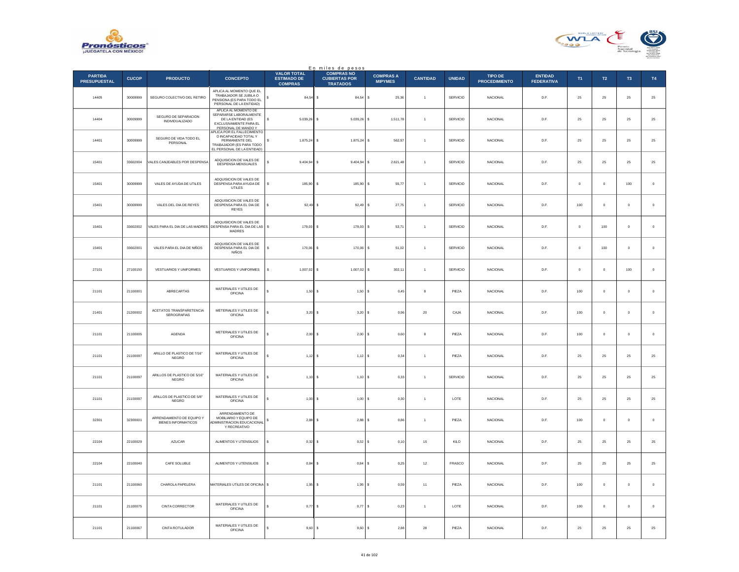En miles de pesos

| PARTIDA PRESUPUESTAL | CUCOP | PRODUCTO | CONCEPTO | VALOR TOTAL ESTIMADO DE COMPRAS | COMPRAS NO CUBIERTAS POR TRATADOS | COMPRAS A MIPYMES | CANTIDAD | UNIDAD | TIPO DE PROCEDIMIENTO | ENTIDAD FEDERATIVA | T1 | T2 | T3 | T4 |
|---|---|---|---|---|---|---|---|---|---|---|---|---|---|---|
| 14405 | 30009999 | SEGURO COLECTIVO DEL RETIRO | APLICA AL MOMENTO QUE EL TRABAJADOR SE JUBILA O PENSIONA (ES PARA TODO EL PERSONAL DE LA ENTIDAD) | $ 84,54 | $ 84,54 | $ 25,36 | 1 | SERVICIO | NACIONAL | D.F. | 25 | 25 | 25 | 25 |
| 14404 | 30009999 | SEGURO DE SEPARACION INDIVIDUALIZADO | APLICA AL MOMENTO DE SEPARARSE LABORALMENTE DE LA ENTIDAD (ES EXCLUSIVAMENTE PARA EL PERSONAL DE MANDO Y | $ 5.039,26 | $ 5.039,26 | $ 1.511,78 | 1 | SERVICIO | NACIONAL | D.F. | 25 | 25 | 25 | 25 |
| 14401 | 30009999 | SEGURO DE VIDA TODO EL PERSONAL | APLICA POR EL FALLECIMIENTO O INCAPACIDAD TOTAL Y PERMANENTE DEL TRABAJADOR (ES PARA TODO EL PERSONAL DE LA ENTIDAD) | $ 1.875,24 | $ 1.875,24 | $ 562,57 | 1 | SERVICIO | NACIONAL | D.F. | 25 | 25 | 25 | 25 |
| 15401 | 33602004 | VALES CANJEABLES POR DESPENSA | ADQUISICION DE VALES DE DESPENSA MENSUALES | $ 9.404,94 | $ 9.404,94 | $ 2.821,48 | 1 | SERVICIO | NACIONAL | D.F. | 25 | 25 | 25 | 25 |
| 15401 | 30009999 | VALES DE AYUDA DE UTILES | ADQUISICION DE VALES DE DESPENSA PARA AYUDA DE UTILES | $ 185,90 | $ 185,90 | $ 55,77 | 1 | SERVICIO | NACIONAL | D.F. | 0 | 0 | 100 | 0 |
| 15401 | 30009999 | VALES DEL DIA DE REYES | ADQUISICION DE VALES DE DESPENSA PARA EL DIA DE REYES | $ 92,49 | $ 92,49 | $ 27,75 | 1 | SERVICIO | NACIONAL | D.F. | 100 | 0 | 0 | 0 |
| 15401 | 33602002 | VALES PARA EL DIA DE LAS MADRES | ADQUISICION DE VALES DE DESPENSA PARA EL DIA DE LAS MADRES | $ 179,03 | $ 179,03 | $ 53,71 | 1 | SERVICIO | NACIONAL | D.F. | 0 | 100 | 0 | 0 |
| 15401 | 33602001 | VALES PARA EL DIA DE NIÑOS | ADQUISICION DE VALES DE DESPENSA PARA EL DIA DE NIÑOS | $ 170,06 | $ 170,06 | $ 51,02 | 1 | SERVICIO | NACIONAL | D.F. | 0 | 100 | 0 | 0 |
| 27101 | 27100150 | VESTUARIOS Y UNIFORMES | VESTUARIOS Y UNIFORMES | $ 1.007,02 | $ 1.007,02 | $ 302,11 | 1 | SERVICIO | NACIONAL | D.F. | 0 | 0 | 100 | 0 |
| 21101 | 21100001 | ABRECARTAS | MATERIALES Y UTILES DE OFICINA | $ 1,50 | $ 1,50 | $ 0,45 | 8 | PIEZA | NACIONAL | D.F. | 100 | 0 | 0 | 0 |
| 21401 | 21200002 | ACETATOS TRANSPARETENCIA SEROGRAFIAS | METERIALES Y UTILES DE OFICINA | $ 3,20 | $ 3,20 | $ 0,96 | 20 | CAJA | NACIONAL | D.F. | 100 | 0 | 0 | 0 |
| 21101 | 21100005 | AGENDA | METERIALES Y UTILES DE OFICINA | $ 2,00 | $ 2,00 | $ 0,60 | 8 | PIEZA | NACIONAL | D.F. | 100 | 0 | 0 | 0 |
| 21101 | 21100097 | ARILLO DE PLASTICO DE 7/16" NEGRO | MATERIALES Y UTILES DE OFICINA | $ 1,12 | $ 1,12 | $ 0,34 | 1 | PIEZA | NACIONAL | D.F. | 25 | 25 | 25 | 25 |
| 21101 | 21100097 | ARILLOS DE PLASTICO DE 5/16" NEGRO | MATERIALES Y UTILES DE OFICINA | $ 1,10 | $ 1,10 | $ 0,33 | 1 | SERVICIO | NACIONAL | D.F. | 25 | 25 | 25 | 25 |
| 21101 | 21100097 | ARILLOS DE PLASTICO DE 5/8" NEGRO | MATERIALES Y UTILES DE OFICINA | $ 1,00 | $ 1,00 | $ 0,30 | 1 | LOTE | NACIONAL | D.F. | 25 | 25 | 25 | 25 |
| 32301 | 32300001 | ARRENDAMIENTO DE EQUIPO Y BIENES INFORMATICOS | ARRENDAMIENTO DE MOBILIARIO Y EQUIPO DE ADMINISTRACION EDUCACIONAL Y RECREATIVO | $ 2,88 | $ 2,88 | $ 0,86 | 1 | PIEZA | NACIONAL | D.F. | 100 | 0 | 0 | 0 |
| 22104 | 22100029 | AZUCAR | ALIMENTOS Y UTENSILIOS | $ 0,32 | $ 0,32 | $ 0,10 | 15 | KILO | NACIONAL | D.F. | 25 | 25 | 25 | 25 |
| 22104 | 22100040 | CAFE SOLUBLE | ALIMENTOS Y UTENSILIOS | $ 0,84 | $ 0,84 | $ 0,25 | 12 | FRASCO | NACIONAL | D.F. | 25 | 25 | 25 | 25 |
| 21101 | 21100060 | CHAROLA PAPELERA | MATERIALES UTILES DE OFICINA | $ 1,95 | $ 1,95 | $ 0,59 | 11 | PIEZA | NACIONAL | D.F. | 100 | 0 | 0 | 0 |
| 21101 | 21100075 | CINTA CORRECTOR | MATERIALES Y UTILES DE OFICINA | $ 0,77 | $ 0,77 | $ 0,23 | 1 | LOTE | NACIONAL | D.F. | 100 | 0 | 0 | 0 |
| 21101 | 21100067 | CINTA ROTULADOR | MATERIALES Y UTILES DE OFICINA | $ 9,60 | $ 9,60 | $ 2,88 | 28 | PIEZA | NACIONAL | D.F. | 25 | 25 | 25 | 25 |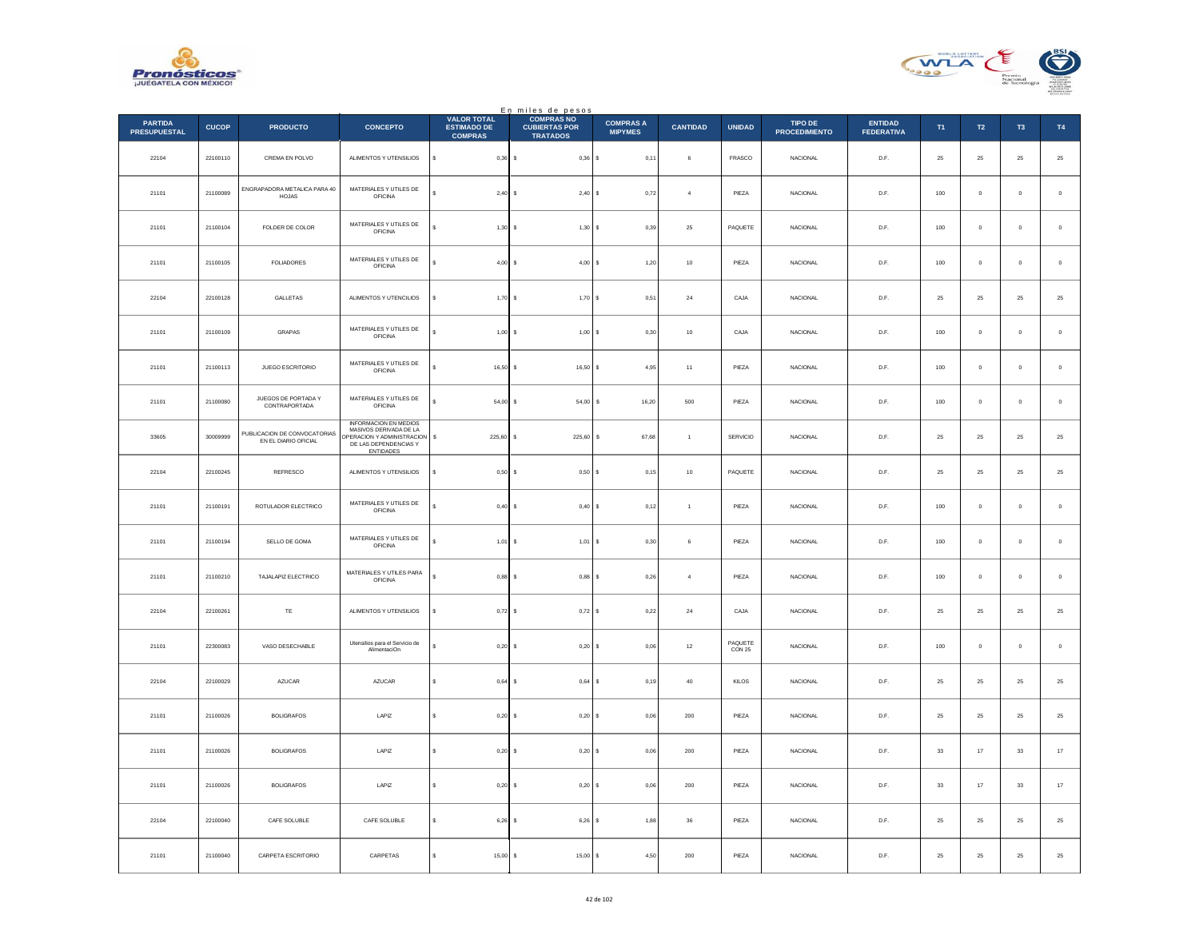En miles de pesos

| PARTIDA PRESUPUESTAL | CUCOP | PRODUCTO | CONCEPTO | VALOR TOTAL ESTIMADO DE COMPRAS | COMPRAS NO CUBIERTAS POR TRATADOS | COMPRAS A MIPYMES | CANTIDAD | UNIDAD | TIPO DE PROCEDIMIENTO | ENTIDAD FEDERATIVA | T1 | T2 | T3 | T4 |
|---|---|---|---|---|---|---|---|---|---|---|---|---|---|---|
| 22104 | 22100110 | CREMA EN POLVO | ALIMENTOS Y UTENSILIOS | $ 0,36 | $ 0,36 | $ 0,11 | 6 | FRASCO | NACIONAL | D.F. | 25 | 25 | 25 | 25 |
| 21101 | 21100089 | ENGRAPADORA METALICA PARA 40 HOJAS | MATERIALES Y UTILES DE OFICINA | $ 2,40 | $ 2,40 | $ 0,72 | 4 | PIEZA | NACIONAL | D.F. | 100 | 0 | 0 | 0 |
| 21101 | 21100104 | FOLDER DE COLOR | MATERIALES Y UTILES DE OFICINA | $ 1,30 | $ 1,30 | $ 0,39 | 25 | PAQUETE | NACIONAL | D.F. | 100 | 0 | 0 | 0 |
| 21101 | 21100105 | FOLIADORES | MATERIALES Y UTILES DE OFICINA | $ 4,00 | $ 4,00 | $ 1,20 | 10 | PIEZA | NACIONAL | D.F. | 100 | 0 | 0 | 0 |
| 22104 | 22100128 | GALLETAS | ALIMENTOS Y UTENCILIOS | $ 1,70 | $ 1,70 | $ 0,51 | 24 | CAJA | NACIONAL | D.F. | 25 | 25 | 25 | 25 |
| 21101 | 21100109 | GRAPAS | MATERIALES Y UTILES DE OFICINA | $ 1,00 | $ 1,00 | $ 0,30 | 10 | CAJA | NACIONAL | D.F. | 100 | 0 | 0 | 0 |
| 21101 | 21100113 | JUEGO ESCRITORIO | MATERIALES Y UTILES DE OFICINA | $ 16,50 | $ 16,50 | $ 4,95 | 11 | PIEZA | NACIONAL | D.F. | 100 | 0 | 0 | 0 |
| 21101 | 21100080 | JUEGOS DE PORTADA Y CONTRAPORTADA | MATERIALES Y UTILES DE OFICINA | $ 54,00 | $ 54,00 | $ 16,20 | 500 | PIEZA | NACIONAL | D.F. | 100 | 0 | 0 | 0 |
| 33605 | 30009999 | PUBLICACION DE CONVOCATORIAS EN EL DIARIO OFICIAL | INFORMACION EN MEDIOS MASIVOS DERIVADA DE LA OPERACION Y ADMINISTRACION DE LAS DEPENDENCIAS Y ENTIDADES | $ 225,60 | $ 225,60 | $ 67,68 | 1 | SERVICIO | NACIONAL | D.F. | 25 | 25 | 25 | 25 |
| 22104 | 22100245 | REFRESCO | ALIMENTOS Y UTENSILIOS | $ 0,50 | $ 0,50 | $ 0,15 | 10 | PAQUETE | NACIONAL | D.F. | 25 | 25 | 25 | 25 |
| 21101 | 21100191 | ROTULADOR ELECTRICO | MATERIALES Y UTILES DE OFICINA | $ 0,40 | $ 0,40 | $ 0,12 | 1 | PIEZA | NACIONAL | D.F. | 100 | 0 | 0 | 0 |
| 21101 | 21100194 | SELLO DE GOMA | MATERIALES Y UTILES DE OFICINA | $ 1,01 | $ 1,01 | $ 0,30 | 6 | PIEZA | NACIONAL | D.F. | 100 | 0 | 0 | 0 |
| 21101 | 21100210 | TAJALAPIZ ELECTRICO | MATERIALES Y UTILES PARA OFICINA | $ 0,88 | $ 0,88 | $ 0,26 | 4 | PIEZA | NACIONAL | D.F. | 100 | 0 | 0 | 0 |
| 22104 | 22100261 | TE | ALIMENTOS Y UTENSILIOS | $ 0,72 | $ 0,72 | $ 0,22 | 24 | CAJA | NACIONAL | D.F. | 25 | 25 | 25 | 25 |
| 21101 | 22300083 | VASO DESECHABLE | Utensilios para el Servicio de AlimentaciOn | $ 0,20 | $ 0,20 | $ 0,06 | 12 | PAQUETE CON 25 | NACIONAL | D.F. | 100 | 0 | 0 | 0 |
| 22104 | 22100029 | AZUCAR | AZUCAR | $ 0,64 | $ 0,64 | $ 0,19 | 40 | KILOS | NACIONAL | D.F. | 25 | 25 | 25 | 25 |
| 21101 | 21100026 | BOLIGRAFOS | LAPIZ | $ 0,20 | $ 0,20 | $ 0,06 | 200 | PIEZA | NACIONAL | D.F. | 25 | 25 | 25 | 25 |
| 21101 | 21100026 | BOLIGRAFOS | LAPIZ | $ 0,20 | $ 0,20 | $ 0,06 | 200 | PIEZA | NACIONAL | D.F. | 33 | 17 | 33 | 17 |
| 21101 | 21100026 | BOLIGRAFOS | LAPIZ | $ 0,20 | $ 0,20 | $ 0,06 | 200 | PIEZA | NACIONAL | D.F. | 33 | 17 | 33 | 17 |
| 22104 | 22100040 | CAFE SOLUBLE | CAFE SOLUBLE | $ 6,26 | $ 6,26 | $ 1,88 | 36 | PIEZA | NACIONAL | D.F. | 25 | 25 | 25 | 25 |
| 21101 | 21100040 | CARPETA ESCRITORIO | CARPETAS | $ 15,00 | $ 15,00 | $ 4,50 | 200 | PIEZA | NACIONAL | D.F. | 25 | 25 | 25 | 25 |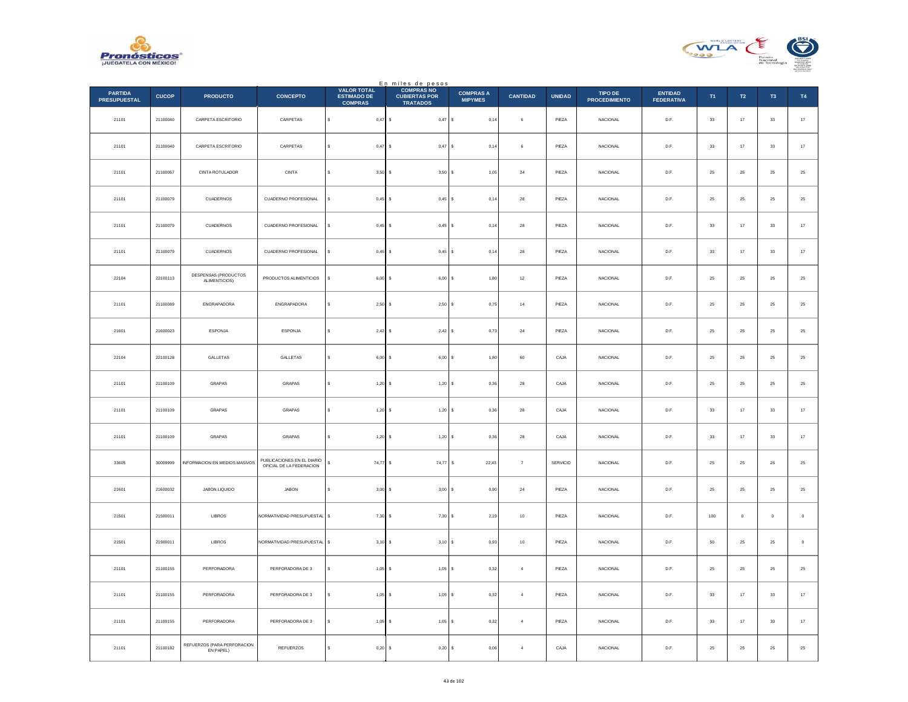En miles de pesos

| PARTIDA PRESUPUESTAL | CUCOP | PRODUCTO | CONCEPTO | VALOR TOTAL ESTIMADO DE COMPRAS | COMPRAS NO CUBIERTAS POR TRATADOS | COMPRAS A MIPYMES | CANTIDAD | UNIDAD | TIPO DE PROCEDIMIENTO | ENTIDAD FEDERATIVA | T1 | T2 | T3 | T4 |
|---|---|---|---|---|---|---|---|---|---|---|---|---|---|---|
| 21101 | 21100040 | CARPETA ESCRITORIO | CARPETAS | $ 0,47 | $ 0,47 | $ 0,14 | 6 | PIEZA | NACIONAL | D.F. | 33 | 17 | 33 | 17 |
| 21101 | 21100040 | CARPETA ESCRITORIO | CARPETAS | $ 0,47 | $ 0,47 | $ 0,14 | 6 | PIEZA | NACIONAL | D.F. | 33 | 17 | 33 | 17 |
| 21101 | 21100067 | CINTA ROTULADOR | CINTA | $ 3,50 | $ 3,50 | $ 1,05 | 24 | PIEZA | NACIONAL | D.F. | 25 | 25 | 25 | 25 |
| 21101 | 21100079 | CUADERNOS | CUADERNO PROFESIONAL | $ 0,45 | $ 0,45 | $ 0,14 | 28 | PIEZA | NACIONAL | D.F. | 25 | 25 | 25 | 25 |
| 21101 | 21100079 | CUADERNOS | CUADERNO PROFESIONAL | $ 0,45 | $ 0,45 | $ 0,14 | 28 | PIEZA | NACIONAL | D.F. | 33 | 17 | 33 | 17 |
| 21101 | 21100079 | CUADERNOS | CUADERNO PROFESIONAL | $ 0,45 | $ 0,45 | $ 0,14 | 28 | PIEZA | NACIONAL | D.F. | 33 | 17 | 33 | 17 |
| 22104 | 22100113 | DESPENSAS (PRODUCTOS ALIMENTICIOS) | PRODUCTOS ALIMENTICIOS | $ 6,00 | $ 6,00 | $ 1,80 | 12 | PIEZA | NACIONAL | D.F. | 25 | 25 | 25 | 25 |
| 21101 | 21100089 | ENGRAPADORA | ENGRAPADORA | $ 2,50 | $ 2,50 | $ 0,75 | 14 | PIEZA | NACIONAL | D.F. | 25 | 25 | 25 | 25 |
| 21601 | 21600023 | ESPONJA | ESPONJA | $ 2,42 | $ 2,42 | $ 0,73 | 24 | PIEZA | NACIONAL | D.F. | 25 | 25 | 25 | 25 |
| 22104 | 22100128 | GALLETAS | GALLETAS | $ 6,00 | $ 6,00 | $ 1,80 | 60 | CAJA | NACIONAL | D.F. | 25 | 25 | 25 | 25 |
| 21101 | 21100109 | GRAPAS | GRAPAS | $ 1,20 | $ 1,20 | $ 0,36 | 28 | CAJA | NACIONAL | D.F. | 25 | 25 | 25 | 25 |
| 21101 | 21100109 | GRAPAS | GRAPAS | $ 1,20 | $ 1,20 | $ 0,36 | 28 | CAJA | NACIONAL | D.F. | 33 | 17 | 33 | 17 |
| 21101 | 21100109 | GRAPAS | GRAPAS | $ 1,20 | $ 1,20 | $ 0,36 | 28 | CAJA | NACIONAL | D.F. | 33 | 17 | 33 | 17 |
| 33605 | 30000999 | INFORMACION EN MEDIOS MASIVOS | PUBLICACIONES EN EL DIARIO OFICIAL DE LA FEDERACION | $ 74,77 | $ 74,77 | $ 22,43 | 7 | SERVICIO | NACIONAL | D.F. | 25 | 25 | 25 | 25 |
| 21601 | 21600032 | JABON LIQUIDO | JABON | $ 3,00 | $ 3,00 | $ 0,90 | 24 | PIEZA | NACIONAL | D.F. | 25 | 25 | 25 | 25 |
| 21501 | 21500011 | LIBROS | NORMATIVIDAD PRESUPUESTAL | $ 7,30 | $ 7,30 | $ 2,19 | 10 | PIEZA | NACIONAL | D.F. | 100 | 0 | 0 | 0 |
| 21501 | 21500011 | LIBROS | NORMATIVIDAD PRESUPUESTAL | $ 3,10 | $ 3,10 | $ 0,93 | 10 | PIEZA | NACIONAL | D.F. | 50 | 25 | 25 | 0 |
| 21101 | 21100155 | PERFORADORA | PERFORADORA DE 3 | $ 1,05 | $ 1,05 | $ 0,32 | 4 | PIEZA | NACIONAL | D.F. | 25 | 25 | 25 | 25 |
| 21101 | 21100155 | PERFORADORA | PERFORADORA DE 3 | $ 1,05 | $ 1,05 | $ 0,32 | 4 | PIEZA | NACIONAL | D.F. | 33 | 17 | 33 | 17 |
| 21101 | 21100155 | PERFORADORA | PERFORADORA DE 3 | $ 1,05 | $ 1,05 | $ 0,32 | 4 | PIEZA | NACIONAL | D.F. | 33 | 17 | 33 | 17 |
| 21101 | 21100182 | REFUERZOS (PARA PERFORACION EN PAPEL) | REFUERZOS | $ 0,20 | $ 0,20 | $ 0,06 | 4 | CAJA | NACIONAL | D.F. | 25 | 25 | 25 | 25 |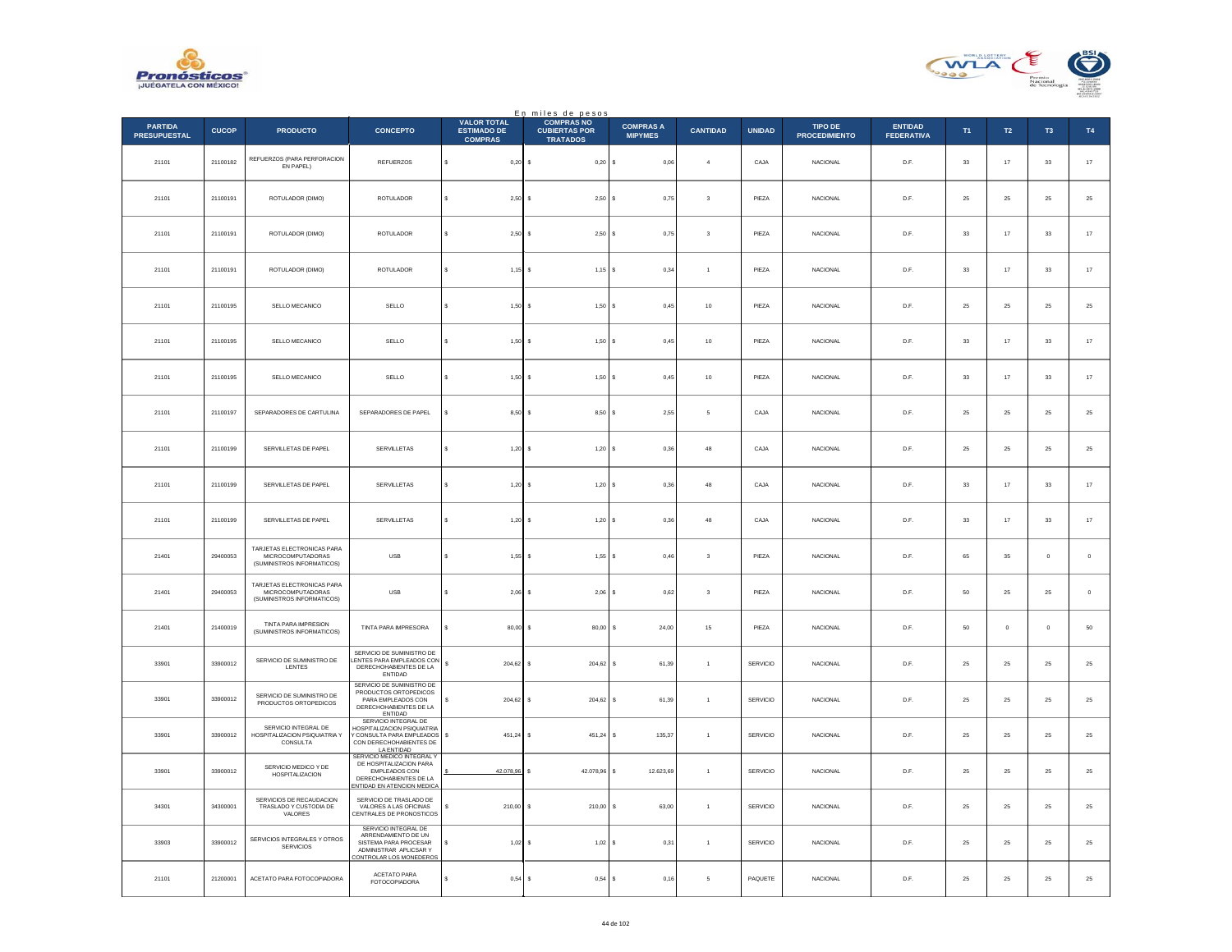En miles de pesos

| PARTIDA PRESUPUESTAL | CUCOP | PRODUCTO | CONCEPTO | VALOR TOTAL ESTIMADO DE COMPRAS | COMPRAS NO CUBIERTAS POR TRATADOS | COMPRAS A MIPYMES | CANTIDAD | UNIDAD | TIPO DE PROCEDIMIENTO | ENTIDAD FEDERATIVA | T1 | T2 | T3 | T4 |
|---|---|---|---|---|---|---|---|---|---|---|---|---|---|---|
| 21101 | 21100182 | REFUERZOS (PARA PERFORACION EN PAPEL) | REFUERZOS | $ 0,20 | $ 0,20 | $ 0,06 | 4 | CAJA | NACIONAL | D.F. | 33 | 17 | 33 | 17 |
| 21101 | 21100191 | ROTULADOR (DIMO) | ROTULADOR | $ 2,50 | $ 2,50 | $ 0,75 | 3 | PIEZA | NACIONAL | D.F. | 25 | 25 | 25 | 25 |
| 21101 | 21100191 | ROTULADOR (DIMO) | ROTULADOR | $ 2,50 | $ 2,50 | $ 0,75 | 3 | PIEZA | NACIONAL | D.F. | 33 | 17 | 33 | 17 |
| 21101 | 21100191 | ROTULADOR (DIMO) | ROTULADOR | $ 1,15 | $ 1,15 | $ 0,34 | 1 | PIEZA | NACIONAL | D.F. | 33 | 17 | 33 | 17 |
| 21101 | 21100195 | SELLO MECANICO | SELLO | $ 1,50 | $ 1,50 | $ 0,45 | 10 | PIEZA | NACIONAL | D.F. | 25 | 25 | 25 | 25 |
| 21101 | 21100195 | SELLO MECANICO | SELLO | $ 1,50 | $ 1,50 | $ 0,45 | 10 | PIEZA | NACIONAL | D.F. | 33 | 17 | 33 | 17 |
| 21101 | 21100195 | SELLO MECANICO | SELLO | $ 1,50 | $ 1,50 | $ 0,45 | 10 | PIEZA | NACIONAL | D.F. | 33 | 17 | 33 | 17 |
| 21101 | 21100197 | SEPARADORES DE CARTULINA | SEPARADORES DE PAPEL | $ 8,50 | $ 8,50 | $ 2,55 | 5 | CAJA | NACIONAL | D.F. | 25 | 25 | 25 | 25 |
| 21101 | 21100199 | SERVILLETAS DE PAPEL | SERVILLETAS | $ 1,20 | $ 1,20 | $ 0,36 | 48 | CAJA | NACIONAL | D.F. | 25 | 25 | 25 | 25 |
| 21101 | 21100199 | SERVILLETAS DE PAPEL | SERVILLETAS | $ 1,20 | $ 1,20 | $ 0,36 | 48 | CAJA | NACIONAL | D.F. | 33 | 17 | 33 | 17 |
| 21101 | 21100199 | SERVILLETAS DE PAPEL | SERVILLETAS | $ 1,20 | $ 1,20 | $ 0,36 | 48 | CAJA | NACIONAL | D.F. | 33 | 17 | 33 | 17 |
| 21401 | 29400053 | TARJETAS ELECTRONICAS PARA MICROCOMPUTADORAS (SUMINISTROS INFORMATICOS) | USB | $ 1,55 | $ 1,55 | $ 0,46 | 3 | PIEZA | NACIONAL | D.F. | 65 | 35 | 0 | 0 |
| 21401 | 29400053 | TARJETAS ELECTRONICAS PARA MICROCOMPUTADORAS (SUMINISTROS INFORMATICOS) | USB | $ 2,06 | $ 2,06 | $ 0,62 | 3 | PIEZA | NACIONAL | D.F. | 50 | 25 | 25 | 0 |
| 21401 | 21400019 | TINTA PARA IMPRESION (SUMINISTROS INFORMATICOS) | TINTA PARA IMPRESORA | $ 80,00 | $ 80,00 | $ 24,00 | 15 | PIEZA | NACIONAL | D.F. | 50 | 0 | 0 | 50 |
| 33901 | 33900012 | SERVICIO DE SUMINISTRO DE LENTES | SERVICIO DE SUMINISTRO DE LENTES PARA EMPLEADOS CON DERECHOHABIENTES DE LA ENTIDAD | $ 204,62 | $ 204,62 | $ 61,39 | 1 | SERVICIO | NACIONAL | D.F. | 25 | 25 | 25 | 25 |
| 33901 | 33900012 | SERVICIO DE SUMINISTRO DE PRODUCTOS ORTOPEDICOS | SERVICIO DE SUMINISTRO DE PRODUCTOS ORTOPEDICOS PARA EMPLEADOS CON DERECHOHABIENTES DE LA ENTIDAD | $ 204,62 | $ 204,62 | $ 61,39 | 1 | SERVICIO | NACIONAL | D.F. | 25 | 25 | 25 | 25 |
| 33901 | 33900012 | SERVICIO INTEGRAL DE HOSPITALIZACION PSIQUIATRIA Y CONSULTA | SERVICIO INTEGRAL DE HOSPITALIZACION PSIQUIATRIA Y CONSULTA PARA EMPLEADOS CON DERECHOHABIENTES DE LA ENTIDAD | $ 451,24 | $ 451,24 | $ 135,37 | 1 | SERVICIO | NACIONAL | D.F. | 25 | 25 | 25 | 25 |
| 33901 | 33900012 | SERVICIO MEDICO Y DE HOSPITALIZACION | SERVICIO MEDICO INTEGRAL Y DE HOSPITALIZACION PARA EMPLEADOS CON DERECHOHABIENTES DE LA ENTIDAD EN ATENCION MEDICA | $ 42.078,96 | $ 42.078,96 | $ 12.623,69 | 1 | SERVICIO | NACIONAL | D.F. | 25 | 25 | 25 | 25 |
| 34301 | 34300001 | SERVICIOS DE RECAUDACION TRASLADO Y CUSTODIA DE VALORES | SERVICIO DE TRASLADO DE VALORES A LAS OFICINAS CENTRALES DE PRONOSTICOS | $ 210,00 | $ 210,00 | $ 63,00 | 1 | SERVICIO | NACIONAL | D.F. | 25 | 25 | 25 | 25 |
| 33903 | 33900012 | SERVICIOS INTEGRALES Y OTROS SERVICIOS | SERVICIO INTEGRAL DE ARRENDAMIENTO DE UN SISTEMA PARA PROCESAR ADMINISTRAR APLICSAR Y CONTROLAR LOS MONEDEROS | $ 1,02 | $ 1,02 | $ 0,31 | 1 | SERVICIO | NACIONAL | D.F. | 25 | 25 | 25 | 25 |
| 21101 | 21200001 | ACETATO PARA FOTOCOPIADORA | ACETATO PARA FOTOCOPIADORA | $ 0,54 | $ 0,54 | $ 0,16 | 5 | PAQUETE | NACIONAL | D.F. | 25 | 25 | 25 | 25 |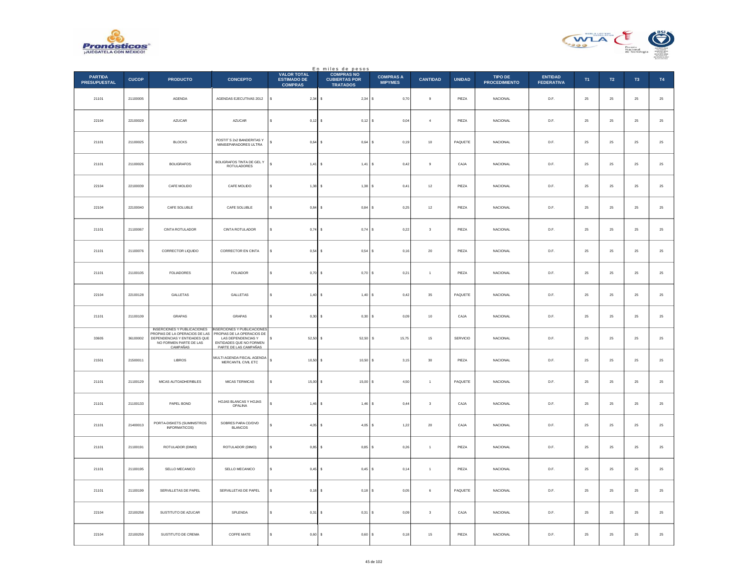En miles de pesos

| PARTIDA PRESUPUESTAL | CUCOP | PRODUCTO | CONCEPTO | VALOR TOTAL ESTIMADO DE COMPRAS | COMPRAS NO CUBIERTAS POR TRATADOS | COMPRAS A MIPYMES | CANTIDAD | UNIDAD | TIPO DE PROCEDIMIENTO | ENTIDAD FEDERATIVA | T1 | T2 | T3 | T4 |
|---|---|---|---|---|---|---|---|---|---|---|---|---|---|---|
| 21101 | 21100005 | AGENDA | AGENDAS EJECUTIVAS 2012 | $ 2,34 | $ 2,34 | $ 0,70 | 9 | PIEZA | NACIONAL | D.F. | 25 | 25 | 25 | 25 |
| 22104 | 22100029 | AZUCAR | AZUCAR | $ 0,12 | $ 0,12 | $ 0,04 | 4 | PIEZA | NACIONAL | D.F. | 25 | 25 | 25 | 25 |
| 21101 | 21100025 | BLOCKS | POSTIT´S 2x2 BANDERITAS Y MINISEPARADORES ULTRA | $ 0,64 | $ 0,64 | $ 0,19 | 10 | PAQUETE | NACIONAL | D.F. | 25 | 25 | 25 | 25 |
| 21101 | 21100026 | BOLIGRAFOS | BOLIGRAFOS TINTA DE GEL Y ROTULADORES | $ 1,41 | $ 1,41 | $ 0,42 | 9 | CAJA | NACIONAL | D.F. | 25 | 25 | 25 | 25 |
| 22104 | 22100039 | CAFE MOLIDO | CAFE MOLIDO | $ 1,38 | $ 1,38 | $ 0,41 | 12 | PIEZA | NACIONAL | D.F. | 25 | 25 | 25 | 25 |
| 22104 | 22100040 | CAFE SOLUBLE | CAFE SOLUBLE | $ 0,84 | $ 0,84 | $ 0,25 | 12 | PIEZA | NACIONAL | D.F. | 25 | 25 | 25 | 25 |
| 21101 | 21100067 | CINTA ROTULADOR | CINTA ROTULADOR | $ 0,74 | $ 0,74 | $ 0,22 | 3 | PIEZA | NACIONAL | D.F. | 25 | 25 | 25 | 25 |
| 21101 | 21100076 | CORRECTOR LIQUIDO | CORRECTOR EN CINTA | $ 0,54 | $ 0,54 | $ 0,16 | 20 | PIEZA | NACIONAL | D.F. | 25 | 25 | 25 | 25 |
| 21101 | 21100105 | FOLIADORES | FOLIADOR | $ 0,70 | $ 0,70 | $ 0,21 | 1 | PIEZA | NACIONAL | D.F. | 25 | 25 | 25 | 25 |
| 22104 | 22100128 | GALLETAS | GALLETAS | $ 1,40 | $ 1,40 | $ 0,42 | 35 | PAQUETE | NACIONAL | D.F. | 25 | 25 | 25 | 25 |
| 21101 | 21100109 | GRAPAS | GRAPAS | $ 0,30 | $ 0,30 | $ 0,09 | 10 | CAJA | NACIONAL | D.F. | 25 | 25 | 25 | 25 |
| 33605 | 36100002 | INSERCIONES Y PUBLICACIONES PROPIAS DE LA OPERACIOS DE LAS DEPENDENCIAS Y ENTIDADES QUE NO FORMEN PARTE DE LAS CAMPAÑAS | INSERCIONES Y PUBLICACIONES PROPIAS DE LA OPERACIOS DE LAS DEPENDENCIAS Y ENTIDADES QUE NO FORMEN PARTE DE LAS CAMPAÑAS | $ 52,50 | $ 52,50 | $ 15,75 | 15 | SERVICIO | NACIONAL | D.F. | 25 | 25 | 25 | 25 |
| 21501 | 21500011 | LIBROS | MULTI AGENDA FISCAL AGENDA MERCANTIL CIVIL ETC | $ 10,50 | $ 10,50 | $ 3,15 | 30 | PIEZA | NACIONAL | D.F. | 25 | 25 | 25 | 25 |
| 21101 | 21100129 | MICAS AUTOADHERIBLES | MICAS TERMICAS | $ 15,00 | $ 15,00 | $ 4,50 | 1 | PAQUETE | NACIONAL | D.F. | 25 | 25 | 25 | 25 |
| 21101 | 21100133 | PAPEL BOND | HOJAS BLANCAS Y HOJAS OPALINA | $ 1,46 | $ 1,46 | $ 0,44 | 3 | CAJA | NACIONAL | D.F. | 25 | 25 | 25 | 25 |
| 21101 | 21400013 | PORTA-DISKETS (SUMINISTROS INFORMATICOS) | SOBRES PARA CD/DVD BLANCOS | $ 4,05 | $ 4,05 | $ 1,22 | 20 | CAJA | NACIONAL | D.F. | 25 | 25 | 25 | 25 |
| 21101 | 21100191 | ROTULADOR (DIMO) | ROTULADOR (DIMO) | $ 0,85 | $ 0,85 | $ 0,26 | 1 | PIEZA | NACIONAL | D.F. | 25 | 25 | 25 | 25 |
| 21101 | 21100195 | SELLO MECANICO | SELLO MECANICO | $ 0,45 | $ 0,45 | $ 0,14 | 1 | PIEZA | NACIONAL | D.F. | 25 | 25 | 25 | 25 |
| 21101 | 21100199 | SERVILLETAS DE PAPEL | SERVILLETAS DE PAPEL | $ 0,18 | $ 0,18 | $ 0,05 | 6 | PAQUETE | NACIONAL | D.F. | 25 | 25 | 25 | 25 |
| 22104 | 22100258 | SUSTITUTO DE AZUCAR | SPLENDA | $ 0,31 | $ 0,31 | $ 0,09 | 3 | CAJA | NACIONAL | D.F. | 25 | 25 | 25 | 25 |
| 22104 | 22100259 | SUSTITUTO DE CREMA | COFFE MATE | $ 0,60 | $ 0,60 | $ 0,18 | 15 | PIEZA | NACIONAL | D.F. | 25 | 25 | 25 | 25 |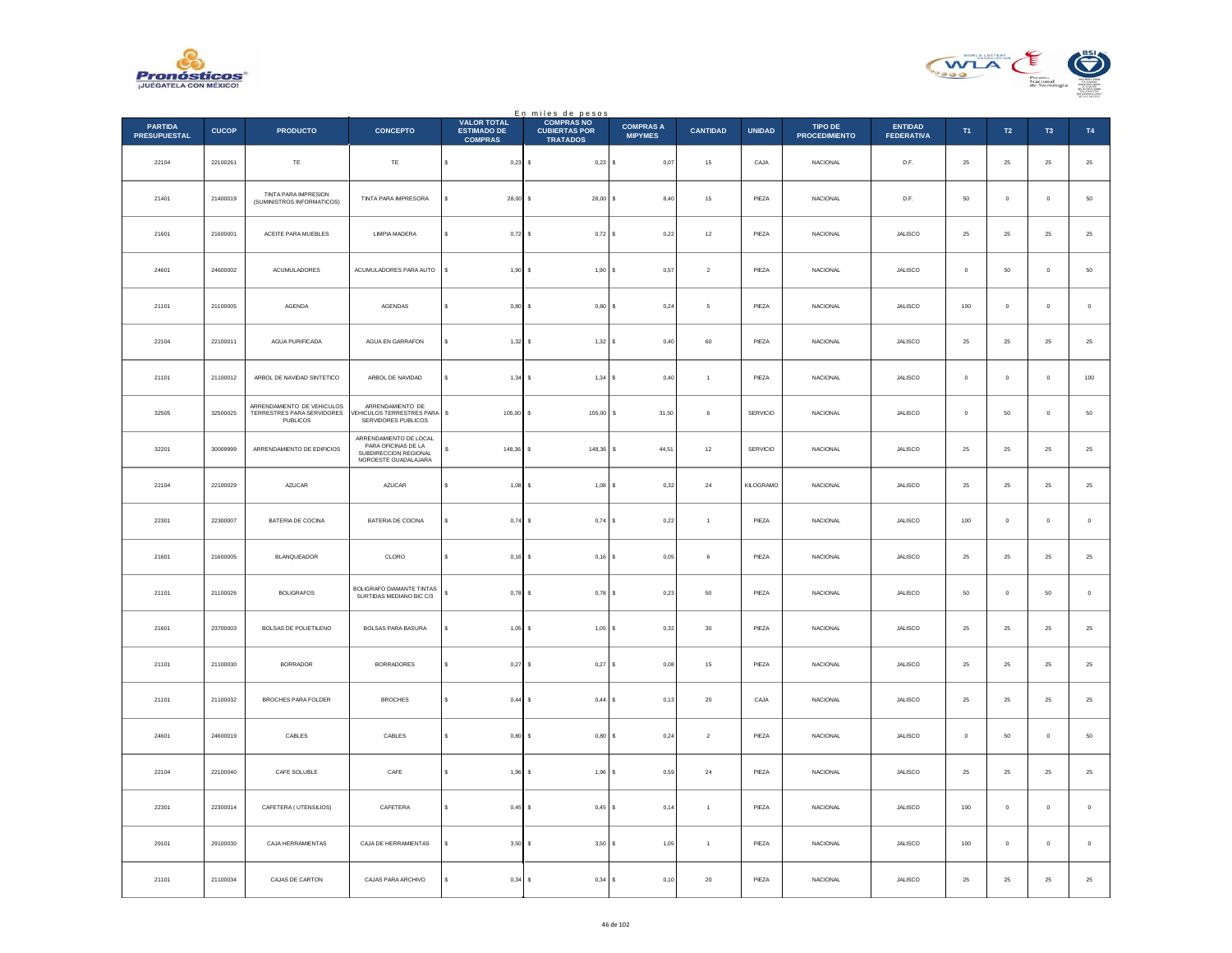En miles de pesos

| PARTIDA PRESUPUESTAL | CUCOP | PRODUCTO | CONCEPTO | VALOR TOTAL ESTIMADO DE COMPRAS | COMPRAS NO CUBIERTAS POR TRATADOS | COMPRAS A MIPYMES | CANTIDAD | UNIDAD | TIPO DE PROCEDIMIENTO | ENTIDAD FEDERATIVA | T1 | T2 | T3 | T4 |
|---|---|---|---|---|---|---|---|---|---|---|---|---|---|---|
| 22104 | 22100261 | TE | TE | $ 0,23 | $ 0,23 | $ 0,07 | 15 | CAJA | NACIONAL | D.F. | 25 | 25 | 25 | 25 |
| 21401 | 21400019 | TINTA PARA IMPRESION (SUMINISTROS INFORMATICOS) | TINTA PARA IMPRESORA | $ 28,00 | $ 28,00 | $ 8,40 | 15 | PIEZA | NACIONAL | D.F. | 50 | 0 | 0 | 50 |
| 21601 | 21600001 | ACEITE PARA MUEBLES | LIMPIA MADERA | $ 0,72 | $ 0,72 | $ 0,22 | 12 | PIEZA | NACIONAL | JALISCO | 25 | 25 | 25 | 25 |
| 24601 | 24600002 | ACUMULADORES | ACUMULADORES PARA AUTO | $ 1,90 | $ 1,90 | $ 0,57 | 2 | PIEZA | NACIONAL | JALISCO | 0 | 50 | 0 | 50 |
| 21101 | 21100005 | AGENDA | AGENDAS | $ 0,80 | $ 0,80 | $ 0,24 | 5 | PIEZA | NACIONAL | JALISCO | 100 | 0 | 0 | 0 |
| 22104 | 22100011 | AGUA PURIFICADA | AGUA EN GARRAFON | $ 1,32 | $ 1,32 | $ 0,40 | 60 | PIEZA | NACIONAL | JALISCO | 25 | 25 | 25 | 25 |
| 21101 | 21100012 | ARBOL DE NAVIDAD SINTETICO | ARBOL DE NAVIDAD | $ 1,34 | $ 1,34 | $ 0,40 | 1 | PIEZA | NACIONAL | JALISCO | 0 | 0 | 0 | 100 |
| 32505 | 32500025 | ARRENDAMIENTO DE VEHICULOS TERRESTRES PARA SERVIDORES PUBLICOS | ARRENDAMIENTO DE VEHICULOS TERRESTRES PARA SERVIDORES PUBLICOS | $ 105,00 | $ 105,00 | $ 31,50 | 6 | SERVICIO | NACIONAL | JALISCO | 0 | 50 | 0 | 50 |
| 32201 | 30009999 | ARRENDAMIENTO DE EDIFICIOS | ARRENDAMIENTO DE LOCAL PARA OFICINAS DE LA SUBDIRECCION REGIONAL NOROESTE GUADALAJARA | $ 148,36 | $ 148,36 | $ 44,51 | 12 | SERVICIO | NACIONAL | JALISCO | 25 | 25 | 25 | 25 |
| 22104 | 22100029 | AZUCAR | AZUCAR | $ 1,08 | $ 1,08 | $ 0,32 | 24 | KILOGRAMO | NACIONAL | JALISCO | 25 | 25 | 25 | 25 |
| 22301 | 22300007 | BATERIA DE COCINA | BATERIA DE COCINA | $ 0,74 | $ 0,74 | $ 0,22 | 1 | PIEZA | NACIONAL | JALISCO | 100 | 0 | 0 | 0 |
| 21601 | 21600005 | BLANQUEADOR | CLORO | $ 0,16 | $ 0,16 | $ 0,05 | 6 | PIEZA | NACIONAL | JALISCO | 25 | 25 | 25 | 25 |
| 21101 | 21100026 | BOLIGRAFOS | BOLIGRAFO DIAMANTE TINTAS SURTIDAS MEDIANO BIC C/3 | $ 0,78 | $ 0,78 | $ 0,23 | 50 | PIEZA | NACIONAL | JALISCO | 50 | 0 | 50 | 0 |
| 21601 | 23700003 | BOLSAS DE POLIETILENO | BOLSAS PARA BASURA | $ 1,05 | $ 1,05 | $ 0,32 | 30 | PIEZA | NACIONAL | JALISCO | 25 | 25 | 25 | 25 |
| 21101 | 21100030 | BORRADOR | BORRADORES | $ 0,27 | $ 0,27 | $ 0,08 | 15 | PIEZA | NACIONAL | JALISCO | 25 | 25 | 25 | 25 |
| 21101 | 21100032 | BROCHES PARA FOLDER | BROCHES | $ 0,44 | $ 0,44 | $ 0,13 | 20 | CAJA | NACIONAL | JALISCO | 25 | 25 | 25 | 25 |
| 24601 | 24600019 | CABLES | CABLES | $ 0,80 | $ 0,80 | $ 0,24 | 2 | PIEZA | NACIONAL | JALISCO | 0 | 50 | 0 | 50 |
| 22104 | 22100040 | CAFE SOLUBLE | CAFE | $ 1,96 | $ 1,96 | $ 0,59 | 24 | PIEZA | NACIONAL | JALISCO | 25 | 25 | 25 | 25 |
| 22301 | 22300014 | CAFETERA ( UTENSILIOS) | CAFETERA | $ 0,45 | $ 0,45 | $ 0,14 | 1 | PIEZA | NACIONAL | JALISCO | 100 | 0 | 0 | 0 |
| 29101 | 29100030 | CAJA HERRAMIENTAS | CAJA DE HERRAMIENTAS | $ 3,50 | $ 3,50 | $ 1,05 | 1 | PIEZA | NACIONAL | JALISCO | 100 | 0 | 0 | 0 |
| 21101 | 21100034 | CAJAS DE CARTON | CAJAS PARA ARCHIVO | $ 0,34 | $ 0,34 | $ 0,10 | 20 | PIEZA | NACIONAL | JALISCO | 25 | 25 | 25 | 25 |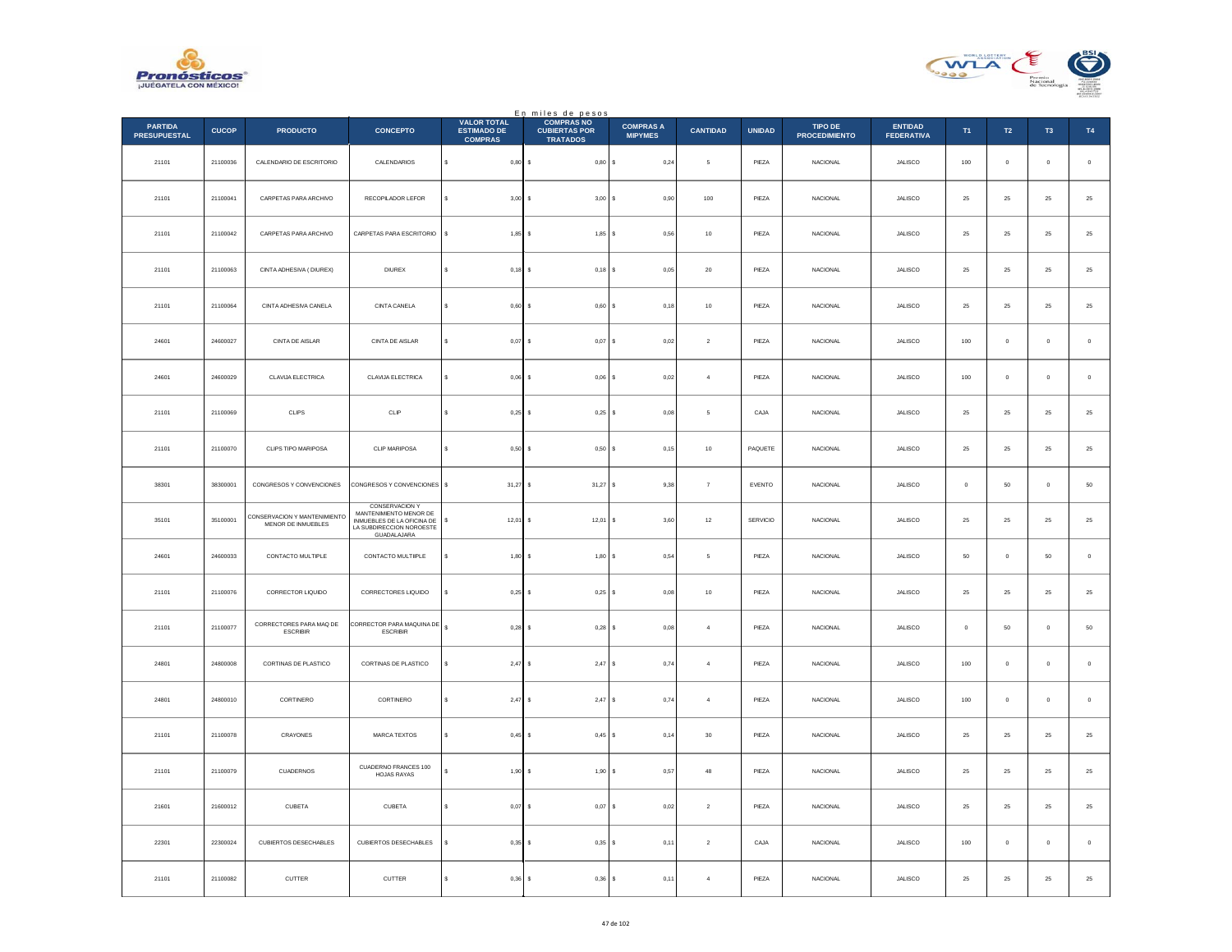En miles de pesos

| PARTIDA PRESUPUESTAL | CUCOP | PRODUCTO | CONCEPTO | VALOR TOTAL ESTIMADO DE COMPRAS | COMPRAS NO CUBIERTAS POR TRATADOS | COMPRAS A MIPYMES | CANTIDAD | UNIDAD | TIPO DE PROCEDIMIENTO | ENTIDAD FEDERATIVA | T1 | T2 | T3 | T4 |
|---|---|---|---|---|---|---|---|---|---|---|---|---|---|---|
| 21101 | 21100036 | CALENDARIO DE ESCRITORIO | CALENDARIOS | $ 0,80 | $ 0,80 | $ 0,24 | 5 | PIEZA | NACIONAL | JALISCO | 100 | 0 | 0 | 0 |
| 21101 | 21100041 | CARPETAS PARA ARCHIVO | RECOPILADOR LEFOR | $ 3,00 | $ 3,00 | $ 0,90 | 100 | PIEZA | NACIONAL | JALISCO | 25 | 25 | 25 | 25 |
| 21101 | 21100042 | CARPETAS PARA ARCHIVO | CARPETAS PARA ESCRITORIO | $ 1,85 | $ 1,85 | $ 0,56 | 10 | PIEZA | NACIONAL | JALISCO | 25 | 25 | 25 | 25 |
| 21101 | 21100063 | CINTA ADHESIVA ( DIUREX) | DIUREX | $ 0,18 | $ 0,18 | $ 0,05 | 20 | PIEZA | NACIONAL | JALISCO | 25 | 25 | 25 | 25 |
| 21101 | 21100064 | CINTA ADHESIVA CANELA | CINTA CANELA | $ 0,60 | $ 0,60 | $ 0,18 | 10 | PIEZA | NACIONAL | JALISCO | 25 | 25 | 25 | 25 |
| 24601 | 24600027 | CINTA DE AISLAR | CINTA DE AISLAR | $ 0,07 | $ 0,07 | $ 0,02 | 2 | PIEZA | NACIONAL | JALISCO | 100 | 0 | 0 | 0 |
| 24601 | 24600029 | CLAVIJA ELECTRICA | CLAVIJA ELECTRICA | $ 0,06 | $ 0,06 | $ 0,02 | 4 | PIEZA | NACIONAL | JALISCO | 100 | 0 | 0 | 0 |
| 21101 | 21100069 | CLIPS | CLIP | $ 0,25 | $ 0,25 | $ 0,08 | 5 | CAJA | NACIONAL | JALISCO | 25 | 25 | 25 | 25 |
| 21101 | 21100070 | CLIPS TIPO MARIPOSA | CLIP MARIPOSA | $ 0,50 | $ 0,50 | $ 0,15 | 10 | PAQUETE | NACIONAL | JALISCO | 25 | 25 | 25 | 25 |
| 38301 | 38300001 | CONGRESOS Y CONVENCIONES | CONGRESOS Y CONVENCIONES | $ 31,27 | $ 31,27 | $ 9,38 | 7 | EVENTO | NACIONAL | JALISCO | 0 | 50 | 0 | 50 |
| 35101 | 35100001 | CONSERVACION Y MANTENIMIENTO MENOR DE INMUEBLES | CONSERVACION Y MANTENIMIENTO MENOR DE INMUEBLES DE LA OFICINA DE LA SUBDIRECCION NOROESTE GUADALAJARA | $ 12,01 | $ 12,01 | $ 3,60 | 12 | SERVICIO | NACIONAL | JALISCO | 25 | 25 | 25 | 25 |
| 24601 | 24600033 | CONTACTO MULTIPLE | CONTACTO MULTIPLE | $ 1,80 | $ 1,80 | $ 0,54 | 5 | PIEZA | NACIONAL | JALISCO | 50 | 0 | 50 | 0 |
| 21101 | 21100076 | CORRECTOR LIQUIDO | CORRECTORES LIQUIDO | $ 0,25 | $ 0,25 | $ 0,08 | 10 | PIEZA | NACIONAL | JALISCO | 25 | 25 | 25 | 25 |
| 21101 | 21100077 | CORRECTORES PARA MAQ DE ESCRIBIR | CORRECTOR PARA MAQUINA DE ESCRIBIR | $ 0,28 | $ 0,28 | $ 0,08 | 4 | PIEZA | NACIONAL | JALISCO | 0 | 50 | 0 | 50 |
| 24801 | 24800008 | CORTINAS DE PLASTICO | CORTINAS DE PLASTICO | $ 2,47 | $ 2,47 | $ 0,74 | 4 | PIEZA | NACIONAL | JALISCO | 100 | 0 | 0 | 0 |
| 24801 | 24800010 | CORTINERO | CORTINERO | $ 2,47 | $ 2,47 | $ 0,74 | 4 | PIEZA | NACIONAL | JALISCO | 100 | 0 | 0 | 0 |
| 21101 | 21100078 | CRAYONES | MARCA TEXTOS | $ 0,45 | $ 0,45 | $ 0,14 | 30 | PIEZA | NACIONAL | JALISCO | 25 | 25 | 25 | 25 |
| 21101 | 21100079 | CUADERNOS | CUADERNO FRANCES 100 HOJAS RAYAS | $ 1,90 | $ 1,90 | $ 0,57 | 48 | PIEZA | NACIONAL | JALISCO | 25 | 25 | 25 | 25 |
| 21601 | 21600012 | CUBETA | CUBETA | $ 0,07 | $ 0,07 | $ 0,02 | 2 | PIEZA | NACIONAL | JALISCO | 25 | 25 | 25 | 25 |
| 22301 | 22300024 | CUBIERTOS DESECHABLES | CUBIERTOS DESECHABLES | $ 0,35 | $ 0,35 | $ 0,11 | 2 | CAJA | NACIONAL | JALISCO | 100 | 0 | 0 | 0 |
| 21101 | 21100082 | CUTTER | CUTTER | $ 0,36 | $ 0,36 | $ 0,11 | 4 | PIEZA | NACIONAL | JALISCO | 25 | 25 | 25 | 25 |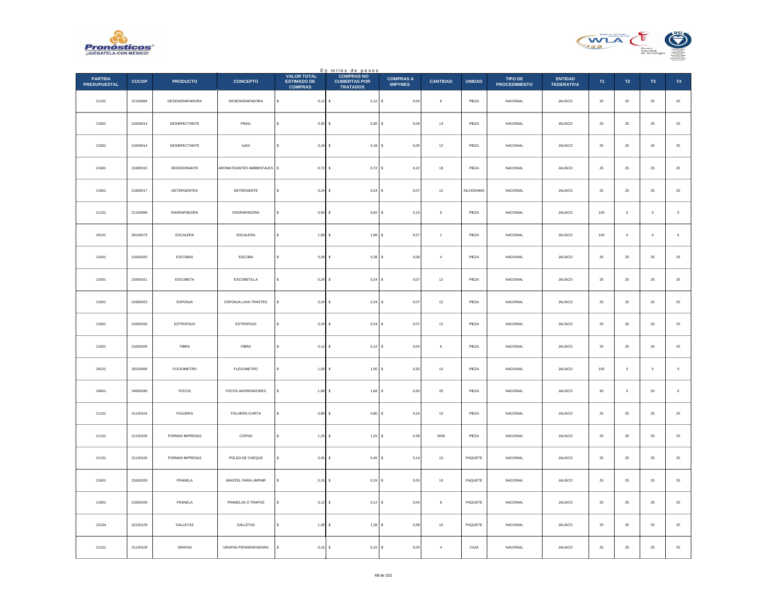En miles de pesos

| PARTIDA PRESUPUESTAL | CUCOP | PRODUCTO | CONCEPTO | VALOR TOTAL ESTIMADO DE COMPRAS | COMPRAS NO CUBIERTAS POR TRATADOS | COMPRAS A MIPYMES | CANTIDAD | UNIDAD | TIPO DE PROCEDIMIENTO | ENTIDAD FEDERATIVA | T1 | T2 | T3 | T4 |
|---|---|---|---|---|---|---|---|---|---|---|---|---|---|---|
| 21101 | 21100084 | DESENGRAPADORA | DESENGRAPADORA | $ 0,12 | $ 0,12 | $ 0,04 | 6 | PIEZA | NACIONAL | JALISCO | 25 | 25 | 25 | 25 |
| 21601 | 21600014 | DESINFECTANTE | PINOL | $ 0,30 | $ 0,30 | $ 0,09 | 13 | PIEZA | NACIONAL | JALISCO | 25 | 25 | 25 | 25 |
| 21601 | 21600014 | DESINFECTANTE | AJAX | $ 0,18 | $ 0,18 | $ 0,05 | 12 | PIEZA | NACIONAL | JALISCO | 25 | 25 | 25 | 25 |
| 21601 | 21600015 | DESODORANTE | AROMATIZANTES AMBIENTALES | $ 0,72 | $ 0,72 | $ 0,22 | 18 | PIEZA | NACIONAL | JALISCO | 25 | 25 | 25 | 25 |
| 21601 | 21600017 | DETERGENTES | DETERGENTE | $ 0,24 | $ 0,24 | $ 0,07 | 12 | KILOGRAMO | NACIONAL | JALISCO | 25 | 25 | 25 | 25 |
| 21101 | 21100089 | ENGRAPADORA | ENGRAPADORA | $ 0,50 | $ 0,50 | $ 0,15 | 5 | PIEZA | NACIONAL | JALISCO | 100 | 0 | 0 | 0 |
| 29101 | 29100073 | ESCALERA | ESCALERA | $ 1,89 | $ 1,89 | $ 0,57 | 1 | PIEZA | NACIONAL | JALISCO | 100 | 0 | 0 | 0 |
| 21601 | 21600020 | ESCOBAS | ESCOBA | $ 0,28 | $ 0,28 | $ 0,08 | 4 | PIEZA | NACIONAL | JALISCO | 25 | 25 | 25 | 25 |
| 21601 | 21600021 | ESCOBETA | ESCOBETILLA | $ 0,24 | $ 0,24 | $ 0,07 | 12 | PIEZA | NACIONAL | JALISCO | 25 | 25 | 25 | 25 |
| 21601 | 21600023 | ESPONJA | ESPONJA LAVA TRASTES | $ 0,24 | $ 0,24 | $ 0,07 | 12 | PIEZA | NACIONAL | JALISCO | 25 | 25 | 25 | 25 |
| 21601 | 21600026 | ESTROPAJO | ESTROPAJO | $ 0,24 | $ 0,24 | $ 0,07 | 12 | PIEZA | NACIONAL | JALISCO | 25 | 25 | 25 | 25 |
| 21601 | 21600028 | FIBRA | FIBRA | $ 0,12 | $ 0,12 | $ 0,04 | 6 | PIEZA | NACIONAL | JALISCO | 25 | 25 | 25 | 25 |
| 29101 | 29100099 | FLEXOMETRO | FLEXOMETRO | $ 1,00 | $ 1,00 | $ 0,30 | 10 | PIEZA | NACIONAL | JALISCO | 100 | 0 | 0 | 0 |
| 24601 | 24600046 | FOCOS | FOCOS AHORRADORES | $ 1,68 | $ 1,68 | $ 0,50 | 20 | PIEZA | NACIONAL | JALISCO | 50 | 0 | 50 | 0 |
| 21101 | 21100104 | FOLDERS | FOLDERS /CARTA | $ 0,80 | $ 0,80 | $ 0,24 | 10 | PIEZA | NACIONAL | JALISCO | 25 | 25 | 25 | 25 |
| 21101 | 21100106 | FORMAS IMPRESAS | COPIAS | $ 1,25 | $ 1,25 | $ 0,38 | 5000 | PIEZA | NACIONAL | JALISCO | 25 | 25 | 25 | 25 |
| 21101 | 21100106 | FORMAS IMPRESAS | POLIZA DE CHEQUE | $ 0,45 | $ 0,45 | $ 0,14 | 15 | PAQUETE | NACIONAL | JALISCO | 25 | 25 | 25 | 25 |
| 21601 | 21600029 | FRANELA | MAGITEL PARA LIMPIAR | $ 0,15 | $ 0,15 | $ 0,05 | 10 | PAQUETE | NACIONAL | JALISCO | 25 | 25 | 25 | 25 |
| 21601 | 21600029 | FRANELA | FRANELAS O TRAPOS | $ 0,12 | $ 0,12 | $ 0,04 | 8 | PAQUETE | NACIONAL | JALISCO | 25 | 25 | 25 | 25 |
| 22104 | 22100128 | GALLETAS | GALLETAS | $ 1,28 | $ 1,28 | $ 0,38 | 16 | PAQUETE | NACIONAL | JALISCO | 25 | 25 | 25 | 25 |
| 21101 | 21100109 | GRAPAS | GRAPAS P/ENGRAPADORA | $ 0,15 | $ 0,15 | $ 0,05 | 4 | CAJA | NACIONAL | JALISCO | 25 | 25 | 25 | 25 |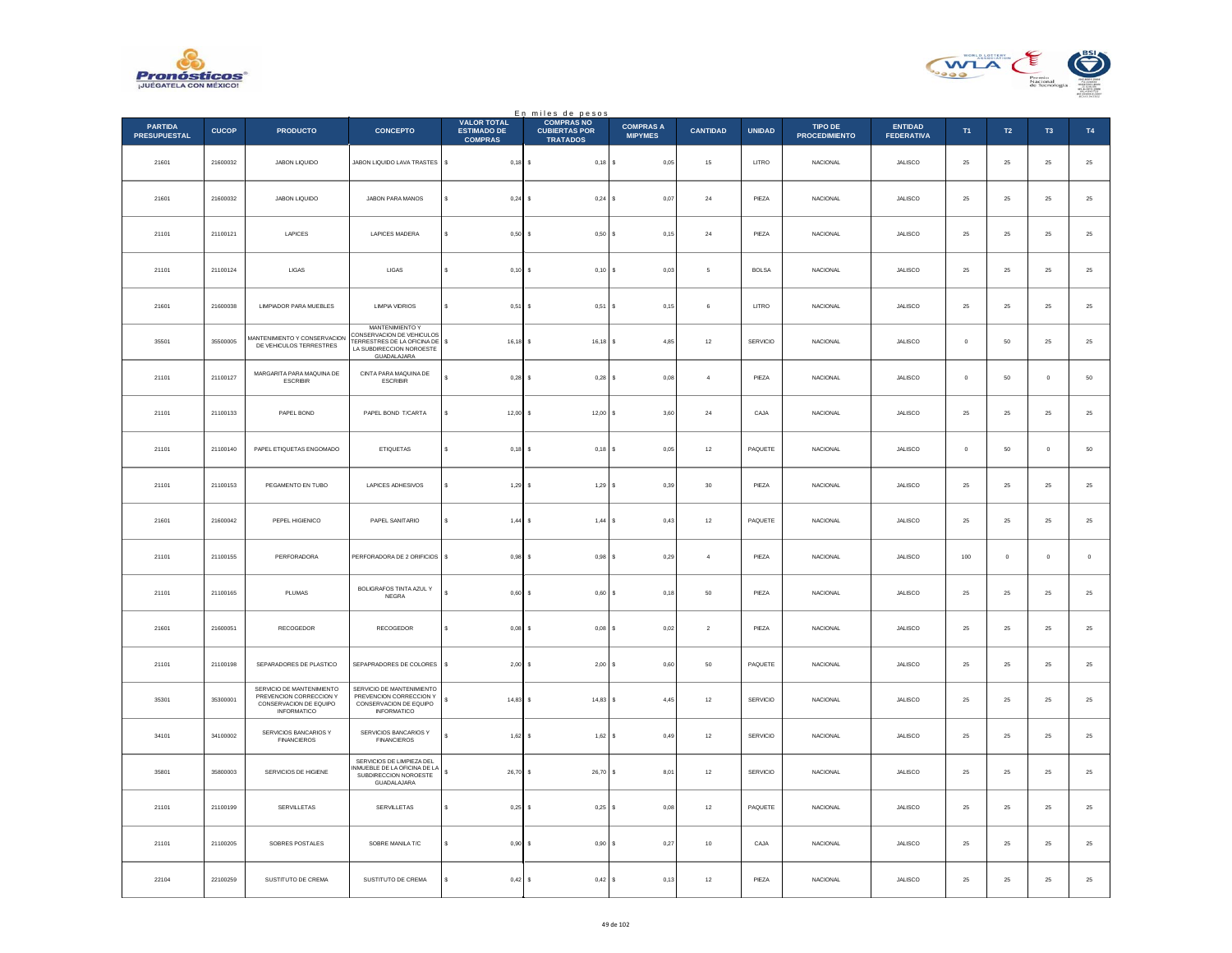En miles de pesos

| PARTIDA PRESUPUESTAL | CUCOP | PRODUCTO | CONCEPTO | VALOR TOTAL ESTIMADO DE COMPRAS | COMPRAS NO CUBIERTAS POR TRATADOS | COMPRAS A MIPYMES | CANTIDAD | UNIDAD | TIPO DE PROCEDIMIENTO | ENTIDAD FEDERATIVA | T1 | T2 | T3 | T4 |
|---|---|---|---|---|---|---|---|---|---|---|---|---|---|---|
| 21601 | 21600032 | JABON LIQUIDO | JABON LIQUIDO LAVA TRASTES | $ 0,18 | $ 0,18 | $ 0,05 | 15 | LITRO | NACIONAL | JALISCO | 25 | 25 | 25 | 25 |
| 21601 | 21600032 | JABON LIQUIDO | JABON PARA MANOS | $ 0,24 | $ 0,24 | $ 0,07 | 24 | PIEZA | NACIONAL | JALISCO | 25 | 25 | 25 | 25 |
| 21101 | 21100121 | LAPICES | LAPICES MADERA | $ 0,50 | $ 0,50 | $ 0,15 | 24 | PIEZA | NACIONAL | JALISCO | 25 | 25 | 25 | 25 |
| 21101 | 21100124 | LIGAS | LIGAS | $ 0,10 | $ 0,10 | $ 0,03 | 5 | BOLSA | NACIONAL | JALISCO | 25 | 25 | 25 | 25 |
| 21601 | 21600038 | LIMPIADOR PARA MUEBLES | LIMPIA VIDRIOS | $ 0,51 | $ 0,51 | $ 0,15 | 6 | LITRO | NACIONAL | JALISCO | 25 | 25 | 25 | 25 |
| 35501 | 35500005 | MANTENIMIENTO Y CONSERVACION DE VEHICULOS TERRESTRES | MANTENIMIENTO Y CONSERVACION DE VEHICULOS TERRESTRES DE LA OFICINA DE LA SUBDIRECCION NOROESTE GUADALAJARA | $ 16,18 | $ 16,18 | $ 4,85 | 12 | SERVICIO | NACIONAL | JALISCO | 0 | 50 | 25 | 25 |
| 21101 | 21100127 | MARGARITA PARA MAQUINA DE ESCRIBIR | CINTA PARA MAQUINA DE ESCRIBIR | $ 0,28 | $ 0,28 | $ 0,08 | 4 | PIEZA | NACIONAL | JALISCO | 0 | 50 | 0 | 50 |
| 21101 | 21100133 | PAPEL BOND | PAPEL BOND T/CARTA | $ 12,00 | $ 12,00 | $ 3,60 | 24 | CAJA | NACIONAL | JALISCO | 25 | 25 | 25 | 25 |
| 21101 | 21100140 | PAPEL ETIQUETAS ENGOMADO | ETIQUETAS | $ 0,18 | $ 0,18 | $ 0,05 | 12 | PAQUETE | NACIONAL | JALISCO | 0 | 50 | 0 | 50 |
| 21101 | 21100153 | PEGAMENTO EN TUBO | LAPICES ADHESIVOS | $ 1,29 | $ 1,29 | $ 0,39 | 30 | PIEZA | NACIONAL | JALISCO | 25 | 25 | 25 | 25 |
| 21601 | 21600042 | PEPEL HIGIENICO | PAPEL SANITARIO | $ 1,44 | $ 1,44 | $ 0,43 | 12 | PAQUETE | NACIONAL | JALISCO | 25 | 25 | 25 | 25 |
| 21101 | 21100155 | PERFORADORA | PERFORADORA DE 2 ORIFICIOS | $ 0,98 | $ 0,98 | $ 0,29 | 4 | PIEZA | NACIONAL | JALISCO | 100 | 0 | 0 | 0 |
| 21101 | 21100165 | PLUMAS | BOLIGRAFOS TINTA AZUL Y NEGRA | $ 0,60 | $ 0,60 | $ 0,18 | 50 | PIEZA | NACIONAL | JALISCO | 25 | 25 | 25 | 25 |
| 21601 | 21600051 | RECOGEDOR | RECOGEDOR | $ 0,08 | $ 0,08 | $ 0,02 | 2 | PIEZA | NACIONAL | JALISCO | 25 | 25 | 25 | 25 |
| 21101 | 21100198 | SEPARADORES DE PLASTICO | SEPAPRADORES DE COLORES | $ 2,00 | $ 2,00 | $ 0,60 | 50 | PAQUETE | NACIONAL | JALISCO | 25 | 25 | 25 | 25 |
| 35301 | 35300001 | SERVICIO DE MANTENIMIENTO PREVENCION CORRECCION Y CONSERVACION DE EQUIPO INFORMATICO | SERVICIO DE MANTENIMIENTO PREVENCION CORRECCION Y CONSERVACION DE EQUIPO INFORMATICO | $ 14,83 | $ 14,83 | $ 4,45 | 12 | SERVICIO | NACIONAL | JALISCO | 25 | 25 | 25 | 25 |
| 34101 | 34100002 | SERVICIOS BANCARIOS Y FINANCIEROS | SERVICIOS BANCARIOS Y FINANCIEROS | $ 1,62 | $ 1,62 | $ 0,49 | 12 | SERVICIO | NACIONAL | JALISCO | 25 | 25 | 25 | 25 |
| 35801 | 35800003 | SERVICIOS DE HIGIENE | SERVICIOS DE LIMPIEZA DEL INMUEBLE DE LA OFICINA DE LA SUBDIRECCION NOROESTE GUADALAJARA | $ 26,70 | $ 26,70 | $ 8,01 | 12 | SERVICIO | NACIONAL | JALISCO | 25 | 25 | 25 | 25 |
| 21101 | 21100199 | SERVILLETAS | SERVILLETAS | $ 0,25 | $ 0,25 | $ 0,08 | 12 | PAQUETE | NACIONAL | JALISCO | 25 | 25 | 25 | 25 |
| 21101 | 21100205 | SOBRES POSTALES | SOBRE MANILA T/C | $ 0,90 | $ 0,90 | $ 0,27 | 10 | CAJA | NACIONAL | JALISCO | 25 | 25 | 25 | 25 |
| 22104 | 22100259 | SUSTITUTO DE CREMA | SUSTITUTO DE CREMA | $ 0,42 | $ 0,42 | $ 0,13 | 12 | PIEZA | NACIONAL | JALISCO | 25 | 25 | 25 | 25 |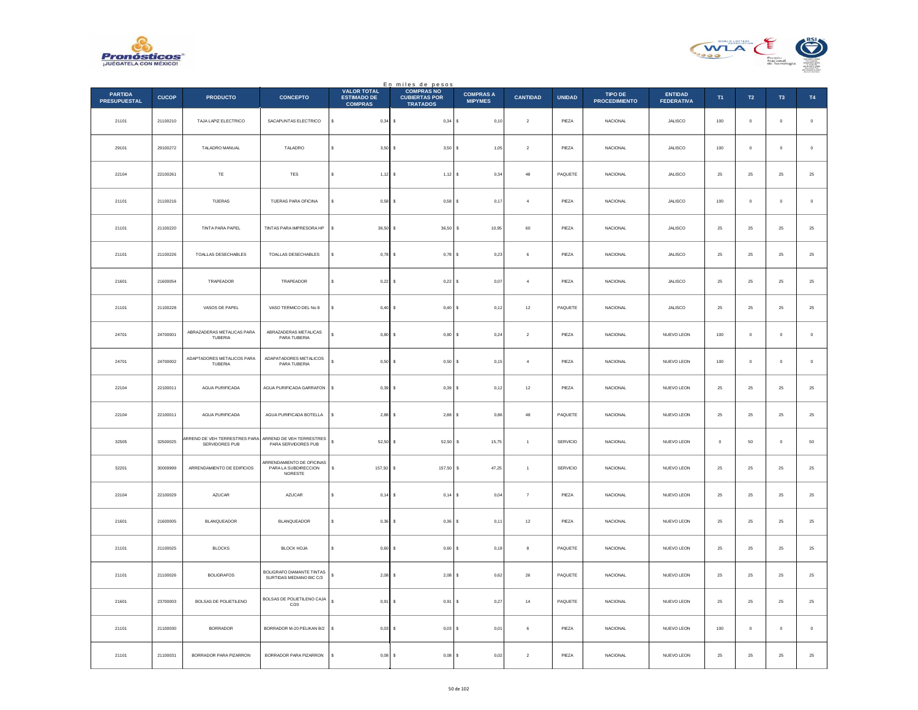En miles de pesos

| PARTIDA PRESUPUESTAL | CUCOP | PRODUCTO | CONCEPTO | VALOR TOTAL ESTIMADO DE COMPRAS | COMPRAS NO CUBIERTAS POR TRATADOS | COMPRAS A MIPYMES | CANTIDAD | UNIDAD | TIPO DE PROCEDIMIENTO | ENTIDAD FEDERATIVA | T1 | T2 | T3 | T4 |
|---|---|---|---|---|---|---|---|---|---|---|---|---|---|---|
| 21101 | 21100210 | TAJA LAPIZ ELECTRICO | SACAPUNTAS ELECTRICO | $ 0,34 | $ 0,34 | $ 0,10 | 2 | PIEZA | NACIONAL | JALISCO | 100 | 0 | 0 | 0 |
| 29101 | 29100272 | TALADRO MANUAL | TALADRO | $ 3,50 | $ 3,50 | $ 1,05 | 2 | PIEZA | NACIONAL | JALISCO | 100 | 0 | 0 | 0 |
| 22104 | 22100261 | TE | TES | $ 1,12 | $ 1,12 | $ 0,34 | 48 | PAQUETE | NACIONAL | JALISCO | 25 | 25 | 25 | 25 |
| 21101 | 21100216 | TIJERAS | TIJERAS PARA OFICINA | $ 0,58 | $ 0,58 | $ 0,17 | 4 | PIEZA | NACIONAL | JALISCO | 100 | 0 | 0 | 0 |
| 21101 | 21100220 | TINTA PARA PAPEL | TINTAS PARA IMPRESORA HP | $ 36,50 | $ 36,50 | $ 10,95 | 60 | PIEZA | NACIONAL | JALISCO | 25 | 25 | 25 | 25 |
| 21101 | 21100226 | TOALLAS DESECHABLES | TOALLAS DESECHABLES | $ 0,78 | $ 0,78 | $ 0,23 | 6 | PIEZA | NACIONAL | JALISCO | 25 | 25 | 25 | 25 |
| 21601 | 21600054 | TRAPEADOR | TRAPEADOR | $ 0,22 | $ 0,22 | $ 0,07 | 4 | PIEZA | NACIONAL | JALISCO | 25 | 25 | 25 | 25 |
| 21101 | 21100228 | VASOS DE PAPEL | VASO TERMICO DEL No 8 | $ 0,40 | $ 0,40 | $ 0,12 | 12 | PAQUETE | NACIONAL | JALISCO | 25 | 25 | 25 | 25 |
| 24701 | 24700001 | ABRAZADERAS METALICAS PARA TUBERIA | ABRAZADERAS METALICAS PARA TUBERIA | $ 0,80 | $ 0,80 | $ 0,24 | 2 | PIEZA | NACIONAL | NUEVO LEON | 100 | 0 | 0 | 0 |
| 24701 | 24700002 | ADAPTADORES METALICOS PARA TUBERIA | ADAPATADORES METALICOS PARA TUBERIA | $ 0,50 | $ 0,50 | $ 0,15 | 4 | PIEZA | NACIONAL | NUEVO LEON | 100 | 0 | 0 | 0 |
| 22104 | 22100011 | AGUA PURIFICADA | AGUA PURIFICADA GARRAFON | $ 0,39 | $ 0,39 | $ 0,12 | 12 | PIEZA | NACIONAL | NUEVO LEON | 25 | 25 | 25 | 25 |
| 22104 | 22100011 | AGUA PURIFICADA | AGUA PURIFICADA BOTELLA | $ 2,88 | $ 2,88 | $ 0,86 | 48 | PAQUETE | NACIONAL | NUEVO LEON | 25 | 25 | 25 | 25 |
| 32505 | 32500025 | ARREND DE VEH TERRESTRES PARA SERVIDORES PUB | ARREND DE VEH TERRESTRES PARA SERVIDORES PUB | $ 52,50 | $ 52,50 | $ 15,75 | 1 | SERVICIO | NACIONAL | NUEVO LEON | 0 | 50 | 0 | 50 |
| 32201 | 30009999 | ARRENDAMIENTO DE EDIFICIOS | ARRENDAMIENTO DE OFICINAS PARA LA SUBDIRECCION NORESTE | $ 157,50 | $ 157,50 | $ 47,25 | 1 | SERVICIO | NACIONAL | NUEVO LEON | 25 | 25 | 25 | 25 |
| 22104 | 22100029 | AZUCAR | AZUCAR | $ 0,14 | $ 0,14 | $ 0,04 | 7 | PIEZA | NACIONAL | NUEVO LEON | 25 | 25 | 25 | 25 |
| 21601 | 21600005 | BLANQUEADOR | BLANQUEADOR | $ 0,36 | $ 0,36 | $ 0,11 | 12 | PIEZA | NACIONAL | NUEVO LEON | 25 | 25 | 25 | 25 |
| 21101 | 21100025 | BLOCKS | BLOCK HOJA | $ 0,60 | $ 0,60 | $ 0,18 | 8 | PAQUETE | NACIONAL | NUEVO LEON | 25 | 25 | 25 | 25 |
| 21101 | 21100026 | BOLIGRAFOS | BOLIGRAFO DIAMANTE TINTAS SURTIDAS MEDIANO BIC C/3 | $ 2,08 | $ 2,08 | $ 0,62 | 26 | PAQUETE | NACIONAL | NUEVO LEON | 25 | 25 | 25 | 25 |
| 21601 | 23700003 | BOLSAS DE POLIETILENO | BOLSAS DE POLIETILENO CAJA C/20 | $ 0,91 | $ 0,91 | $ 0,27 | 14 | PAQUETE | NACIONAL | NUEVO LEON | 25 | 25 | 25 | 25 |
| 21101 | 21100030 | BORRADOR | BORRADOR M-20 PELIKAN B/2 | $ 0,03 | $ 0,03 | $ 0,01 | 6 | PIEZA | NACIONAL | NUEVO LEON | 100 | 0 | 0 | 0 |
| 21101 | 21100031 | BORRADOR PARA PIZARRON | BORRADOR PARA PIZARRON | $ 0,08 | $ 0,08 | $ 0,02 | 2 | PIEZA | NACIONAL | NUEVO LEON | 25 | 25 | 25 | 25 |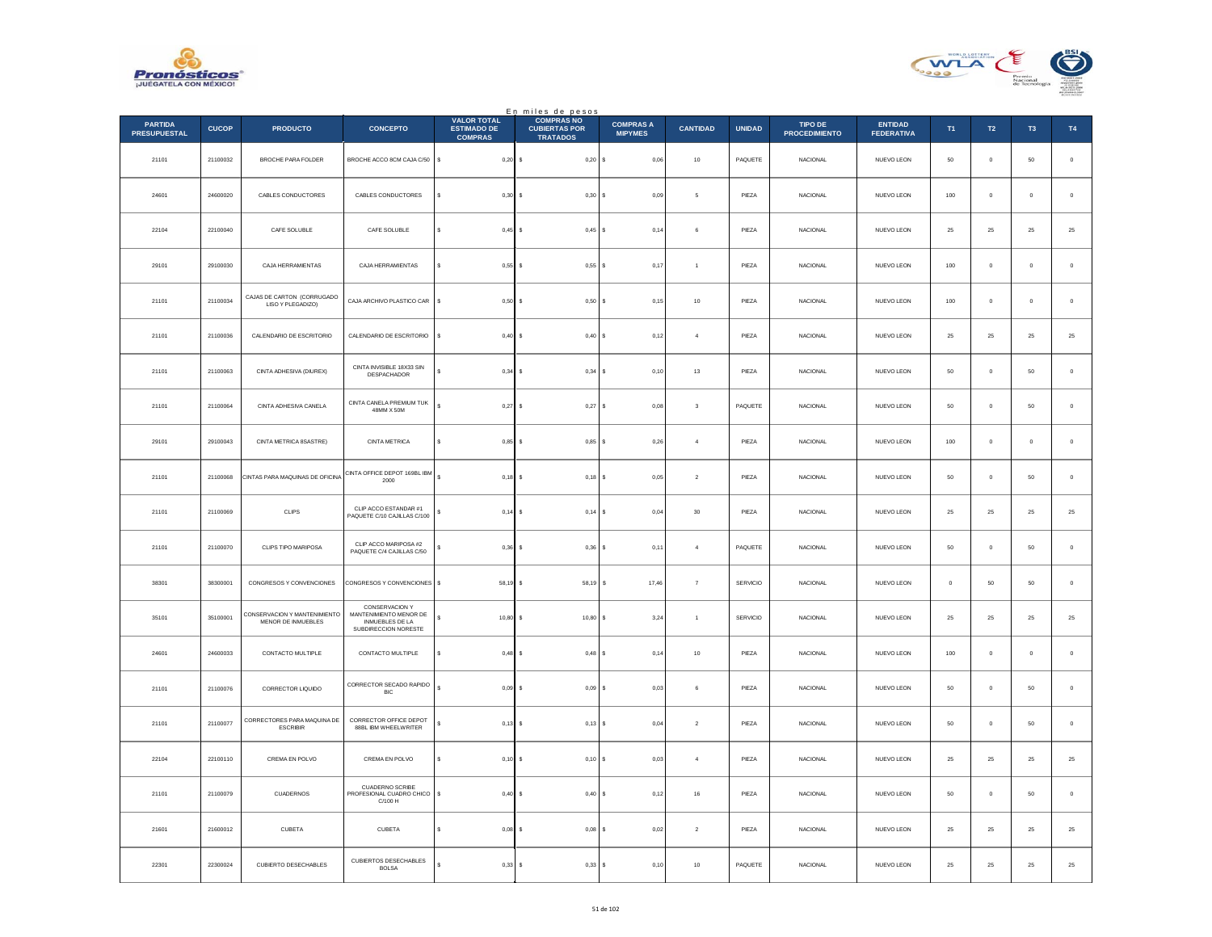En miles de pesos

| PARTIDA PRESUPUESTAL | CUCOP | PRODUCTO | CONCEPTO | VALOR TOTAL ESTIMADO DE COMPRAS | COMPRAS NO CUBIERTAS POR TRATADOS | COMPRAS A MIPYMES | CANTIDAD | UNIDAD | TIPO DE PROCEDIMIENTO | ENTIDAD FEDERATIVA | T1 | T2 | T3 | T4 |
|---|---|---|---|---|---|---|---|---|---|---|---|---|---|---|
| 21101 | 21100032 | BROCHE PARA FOLDER | BROCHE ACCO 8CM CAJA C/50 | $ 0,20 | $ 0,20 | $ 0,06 | 10 | PAQUETE | NACIONAL | NUEVO LEON | 50 | 0 | 50 | 0 |
| 24601 | 24600020 | CABLES CONDUCTORES | CABLES CONDUCTORES | $ 0,30 | $ 0,30 | $ 0,09 | 5 | PIEZA | NACIONAL | NUEVO LEON | 100 | 0 | 0 | 0 |
| 22104 | 22100040 | CAFE SOLUBLE | CAFE SOLUBLE | $ 0,45 | $ 0,45 | $ 0,14 | 6 | PIEZA | NACIONAL | NUEVO LEON | 25 | 25 | 25 | 25 |
| 29101 | 29100030 | CAJA HERRAMIENTAS | CAJA HERRAMIENTAS | $ 0,55 | $ 0,55 | $ 0,17 | 1 | PIEZA | NACIONAL | NUEVO LEON | 100 | 0 | 0 | 0 |
| 21101 | 21100034 | CAJAS DE CARTON (CORRUGADO LISO Y PLEGADIZO) | CAJA ARCHIVO PLASTICO CAR | $ 0,50 | $ 0,50 | $ 0,15 | 10 | PIEZA | NACIONAL | NUEVO LEON | 100 | 0 | 0 | 0 |
| 21101 | 21100036 | CALENDARIO DE ESCRITORIO | CALENDARIO DE ESCRITORIO | $ 0,40 | $ 0,40 | $ 0,12 | 4 | PIEZA | NACIONAL | NUEVO LEON | 25 | 25 | 25 | 25 |
| 21101 | 21100063 | CINTA ADHESIVA (DIUREX) | CINTA INVISIBLE 18X33 SIN DESPACHADOR | $ 0,34 | $ 0,34 | $ 0,10 | 13 | PIEZA | NACIONAL | NUEVO LEON | 50 | 0 | 50 | 0 |
| 21101 | 21100064 | CINTA ADHESIVA CANELA | CINTA CANELA PREMIUM TUK 48MM X 50M | $ 0,27 | $ 0,27 | $ 0,08 | 3 | PAQUETE | NACIONAL | NUEVO LEON | 50 | 0 | 50 | 0 |
| 29101 | 29100043 | CINTA METRICA 8SASTRE) | CINTA METRICA | $ 0,85 | $ 0,85 | $ 0,26 | 4 | PIEZA | NACIONAL | NUEVO LEON | 100 | 0 | 0 | 0 |
| 21101 | 21100068 | CINTAS PARA MAQUINAS DE OFICINA | CINTA OFFICE DEPOT 169BL IBM 2000 | $ 0,18 | $ 0,18 | $ 0,05 | 2 | PIEZA | NACIONAL | NUEVO LEON | 50 | 0 | 50 | 0 |
| 21101 | 21100069 | CLIPS | CLIP ACCO ESTANDAR #1 PAQUETE C/10 CAJILLAS C/100 | $ 0,14 | $ 0,14 | $ 0,04 | 30 | PIEZA | NACIONAL | NUEVO LEON | 25 | 25 | 25 | 25 |
| 21101 | 21100070 | CLIPS TIPO MARIPOSA | CLIP ACCO MARIPOSA #2 PAQUETE C/4 CAJILLAS C/50 | $ 0,36 | $ 0,36 | $ 0,11 | 4 | PAQUETE | NACIONAL | NUEVO LEON | 50 | 0 | 50 | 0 |
| 38301 | 38300001 | CONGRESOS Y CONVENCIONES | CONGRESOS Y CONVENCIONES | $ 58,19 | $ 58,19 | $ 17,46 | 7 | SERVICIO | NACIONAL | NUEVO LEON | 0 | 50 | 50 | 0 |
| 35101 | 35100001 | CONSERVACION Y MANTENIMIENTO MENOR DE INMUEBLES | CONSERVACION Y MANTENIMIENTO MENOR DE INMUEBLES DE LA SUBDIRECCION NORESTE | $ 10,80 | $ 10,80 | $ 3,24 | 1 | SERVICIO | NACIONAL | NUEVO LEON | 25 | 25 | 25 | 25 |
| 24601 | 24600033 | CONTACTO MULTIPLE | CONTACTO MULTIPLE | $ 0,48 | $ 0,48 | $ 0,14 | 10 | PIEZA | NACIONAL | NUEVO LEON | 100 | 0 | 0 | 0 |
| 21101 | 21100076 | CORRECTOR LIQUIDO | CORRECTOR SECADO RAPIDO BIC | $ 0,09 | $ 0,09 | $ 0,03 | 6 | PIEZA | NACIONAL | NUEVO LEON | 50 | 0 | 50 | 0 |
| 21101 | 21100077 | CORRECTORES PARA MAQUINA DE ESCRIBIR | CORRECTOR OFFICE DEPOT 88BL IBM WHEELWRITER | $ 0,13 | $ 0,13 | $ 0,04 | 2 | PIEZA | NACIONAL | NUEVO LEON | 50 | 0 | 50 | 0 |
| 22104 | 22100110 | CREMA EN POLVO | CREMA EN POLVO | $ 0,10 | $ 0,10 | $ 0,03 | 4 | PIEZA | NACIONAL | NUEVO LEON | 25 | 25 | 25 | 25 |
| 21101 | 21100079 | CUADERNOS | CUADERNO SCRIBE PROFESIONAL CUADRO CHICO C/100 H | $ 0,40 | $ 0,40 | $ 0,12 | 16 | PIEZA | NACIONAL | NUEVO LEON | 50 | 0 | 50 | 0 |
| 21601 | 21600012 | CUBETA | CUBETA | $ 0,08 | $ 0,08 | $ 0,02 | 2 | PIEZA | NACIONAL | NUEVO LEON | 25 | 25 | 25 | 25 |
| 22301 | 22300024 | CUBIERTO DESECHABLES | CUBIERTOS DESECHABLES BOLSA | $ 0,33 | $ 0,33 | $ 0,10 | 10 | PAQUETE | NACIONAL | NUEVO LEON | 25 | 25 | 25 | 25 |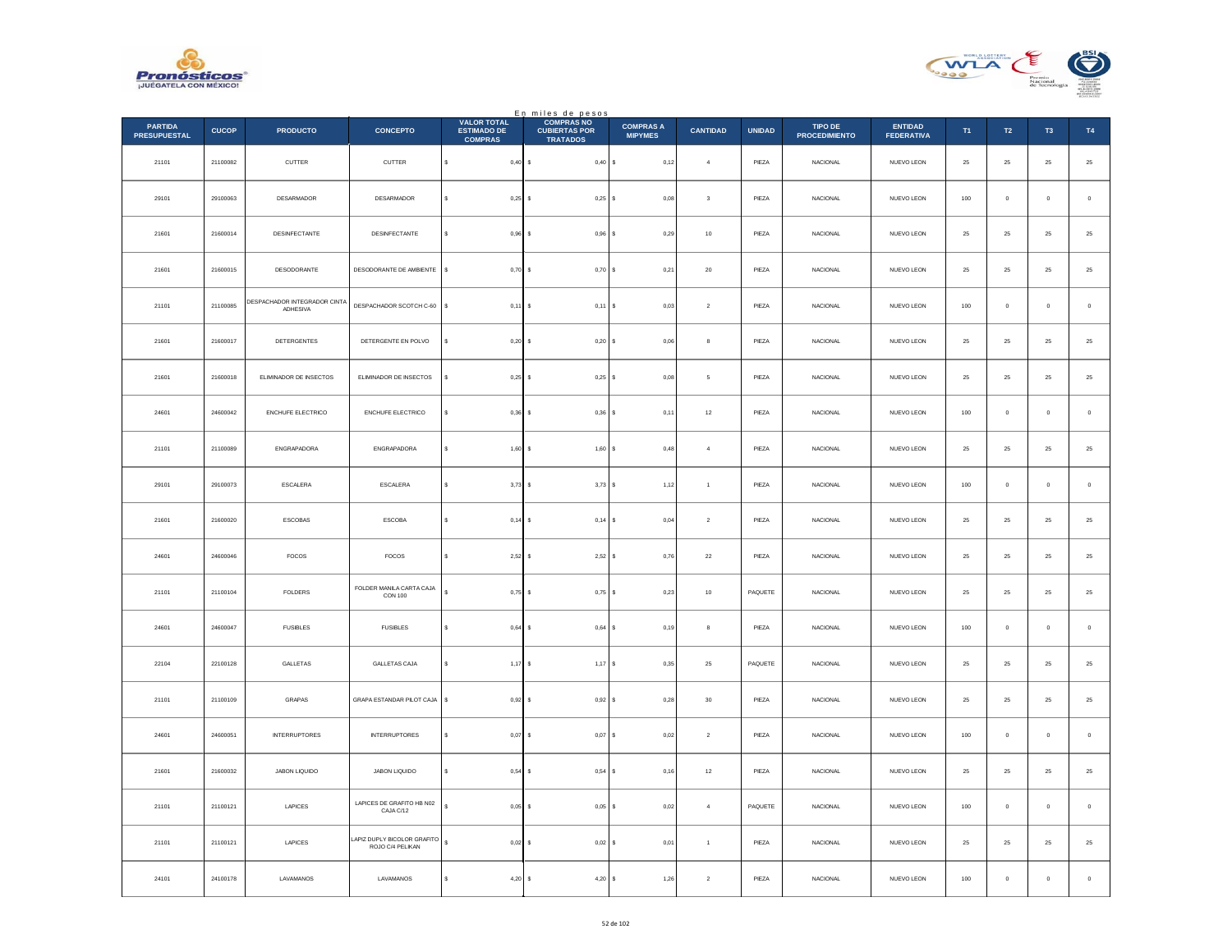En miles de pesos

| PARTIDA PRESUPUESTAL | CUCOP | PRODUCTO | CONCEPTO | VALOR TOTAL ESTIMADO DE COMPRAS | COMPRAS NO CUBIERTAS POR TRATADOS | COMPRAS A MIPYMES | CANTIDAD | UNIDAD | TIPO DE PROCEDIMIENTO | ENTIDAD FEDERATIVA | T1 | T2 | T3 | T4 |
|---|---|---|---|---|---|---|---|---|---|---|---|---|---|---|
| 21101 | 21100082 | CUTTER | CUTTER | $ 0,40 | $ 0,40 | $ 0,12 | 4 | PIEZA | NACIONAL | NUEVO LEON | 25 | 25 | 25 | 25 |
| 29101 | 29100063 | DESARMADOR | DESARMADOR | $ 0,25 | $ 0,25 | $ 0,08 | 3 | PIEZA | NACIONAL | NUEVO LEON | 100 | 0 | 0 | 0 |
| 21601 | 21600014 | DESINFECTANTE | DESINFECTANTE | $ 0,96 | $ 0,96 | $ 0,29 | 10 | PIEZA | NACIONAL | NUEVO LEON | 25 | 25 | 25 | 25 |
| 21601 | 21600015 | DESODORANTE | DESODORANTE DE AMBIENTE | $ 0,70 | $ 0,70 | $ 0,21 | 20 | PIEZA | NACIONAL | NUEVO LEON | 25 | 25 | 25 | 25 |
| 21101 | 21100085 | DESPACHADOR INTEGRADOR CINTA ADHESIVA | DESPACHADOR SCOTCH C-60 | $ 0,11 | $ 0,11 | $ 0,03 | 2 | PIEZA | NACIONAL | NUEVO LEON | 100 | 0 | 0 | 0 |
| 21601 | 21600017 | DETERGENTES | DETERGENTE EN POLVO | $ 0,20 | $ 0,20 | $ 0,06 | 8 | PIEZA | NACIONAL | NUEVO LEON | 25 | 25 | 25 | 25 |
| 21601 | 21600018 | ELIMINADOR DE INSECTOS | ELIMINADOR DE INSECTOS | $ 0,25 | $ 0,25 | $ 0,08 | 5 | PIEZA | NACIONAL | NUEVO LEON | 25 | 25 | 25 | 25 |
| 24601 | 24600042 | ENCHUFE ELECTRICO | ENCHUFE ELECTRICO | $ 0,36 | $ 0,36 | $ 0,11 | 12 | PIEZA | NACIONAL | NUEVO LEON | 100 | 0 | 0 | 0 |
| 21101 | 21100089 | ENGRAPADORA | ENGRAPADORA | $ 1,60 | $ 1,60 | $ 0,48 | 4 | PIEZA | NACIONAL | NUEVO LEON | 25 | 25 | 25 | 25 |
| 29101 | 29100073 | ESCALERA | ESCALERA | $ 3,73 | $ 3,73 | $ 1,12 | 1 | PIEZA | NACIONAL | NUEVO LEON | 100 | 0 | 0 | 0 |
| 21601 | 21600020 | ESCOBAS | ESCOBA | $ 0,14 | $ 0,14 | $ 0,04 | 2 | PIEZA | NACIONAL | NUEVO LEON | 25 | 25 | 25 | 25 |
| 24601 | 24600046 | FOCOS | FOCOS | $ 2,52 | $ 2,52 | $ 0,76 | 22 | PIEZA | NACIONAL | NUEVO LEON | 25 | 25 | 25 | 25 |
| 21101 | 21100104 | FOLDERS | FOLDER MANILA CARTA CAJA CON 100 | $ 0,75 | $ 0,75 | $ 0,23 | 10 | PAQUETE | NACIONAL | NUEVO LEON | 25 | 25 | 25 | 25 |
| 24601 | 24600047 | FUSIBLES | FUSIBLES | $ 0,64 | $ 0,64 | $ 0,19 | 8 | PIEZA | NACIONAL | NUEVO LEON | 100 | 0 | 0 | 0 |
| 22104 | 22100128 | GALLETAS | GALLETAS CAJA | $ 1,17 | $ 1,17 | $ 0,35 | 25 | PAQUETE | NACIONAL | NUEVO LEON | 25 | 25 | 25 | 25 |
| 21101 | 21100109 | GRAPAS | GRAPA ESTANDAR PILOT CAJA | $ 0,92 | $ 0,92 | $ 0,28 | 30 | PIEZA | NACIONAL | NUEVO LEON | 25 | 25 | 25 | 25 |
| 24601 | 24600051 | INTERRUPTORES | INTERRUPTORES | $ 0,07 | $ 0,07 | $ 0,02 | 2 | PIEZA | NACIONAL | NUEVO LEON | 100 | 0 | 0 | 0 |
| 21601 | 21600032 | JABON LIQUIDO | JABON LIQUIDO | $ 0,54 | $ 0,54 | $ 0,16 | 12 | PIEZA | NACIONAL | NUEVO LEON | 25 | 25 | 25 | 25 |
| 21101 | 21100121 | LAPICES | LAPICES DE GRAFITO HB N02 CAJA C/12 | $ 0,05 | $ 0,05 | $ 0,02 | 4 | PAQUETE | NACIONAL | NUEVO LEON | 100 | 0 | 0 | 0 |
| 21101 | 21100121 | LAPICES | LAPIZ DUPLY BICOLOR GRAFITO ROJO C/4 PELIKAN | $ 0,02 | $ 0,02 | $ 0,01 | 1 | PIEZA | NACIONAL | NUEVO LEON | 25 | 25 | 25 | 25 |
| 24101 | 24100178 | LAVAMANOS | LAVAMANOS | $ 4,20 | $ 4,20 | $ 1,26 | 2 | PIEZA | NACIONAL | NUEVO LEON | 100 | 0 | 0 | 0 |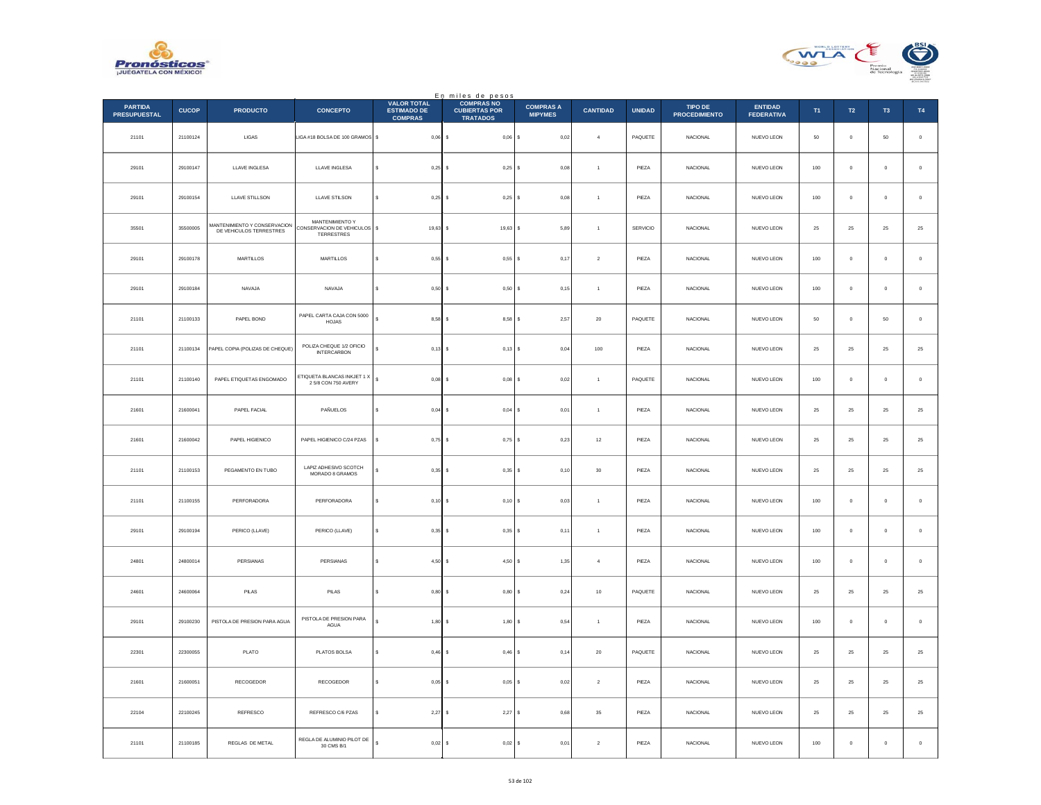En miles de pesos

| PARTIDA PRESUPUESTAL | CUCOP | PRODUCTO | CONCEPTO | VALOR TOTAL ESTIMADO DE COMPRAS | COMPRAS NO CUBIERTAS POR TRATADOS | COMPRAS A MIPYMES | CANTIDAD | UNIDAD | TIPO DE PROCEDIMIENTO | ENTIDAD FEDERATIVA | T1 | T2 | T3 | T4 |
|---|---|---|---|---|---|---|---|---|---|---|---|---|---|---|
| 21101 | 21100124 | LIGAS | LIGA #18 BOLSA DE 100 GRAMOS | $ 0,06 | $ 0,06 | $ 0,02 | 4 | PAQUETE | NACIONAL | NUEVO LEON | 50 | 0 | 50 | 0 |
| 29101 | 29100147 | LLAVE INGLESA | LLAVE INGLESA | $ 0,25 | $ 0,25 | $ 0,08 | 1 | PIEZA | NACIONAL | NUEVO LEON | 100 | 0 | 0 | 0 |
| 29101 | 29100154 | LLAVE STILLSON | LLAVE STILSON | $ 0,25 | $ 0,25 | $ 0,08 | 1 | PIEZA | NACIONAL | NUEVO LEON | 100 | 0 | 0 | 0 |
| 35501 | 35500005 | MANTENIMIENTO Y CONSERVACION DE VEHICULOS TERRESTRES | MANTENIMIENTO Y CONSERVACION DE VEHICULOS TERRESTRES | $ 19,63 | $ 19,63 | $ 5,89 | 1 | SERVICIO | NACIONAL | NUEVO LEON | 25 | 25 | 25 | 25 |
| 29101 | 29100178 | MARTILLOS | MARTILLOS | $ 0,55 | $ 0,55 | $ 0,17 | 2 | PIEZA | NACIONAL | NUEVO LEON | 100 | 0 | 0 | 0 |
| 29101 | 29100184 | NAVAJA | NAVAJA | $ 0,50 | $ 0,50 | $ 0,15 | 1 | PIEZA | NACIONAL | NUEVO LEON | 100 | 0 | 0 | 0 |
| 21101 | 21100133 | PAPEL BOND | PAPEL CARTA CAJA CON 5000 HOJAS | $ 8,58 | $ 8,58 | $ 2,57 | 20 | PAQUETE | NACIONAL | NUEVO LEON | 50 | 0 | 50 | 0 |
| 21101 | 21100134 | PAPEL COPIA (POLIZAS DE CHEQUE) | POLIZA CHEQUE 1/2 OFICIO INTERCARBON | $ 0,13 | $ 0,13 | $ 0,04 | 100 | PIEZA | NACIONAL | NUEVO LEON | 25 | 25 | 25 | 25 |
| 21101 | 21100140 | PAPEL ETIQUETAS ENGOMADO | ETIQUETA BLANCAS INKJET 1 X 2 5/8 CON 750 AVERY | $ 0,08 | $ 0,08 | $ 0,02 | 1 | PAQUETE | NACIONAL | NUEVO LEON | 100 | 0 | 0 | 0 |
| 21601 | 21600041 | PAPEL FACIAL | PAÑUELOS | $ 0,04 | $ 0,04 | $ 0,01 | 1 | PIEZA | NACIONAL | NUEVO LEON | 25 | 25 | 25 | 25 |
| 21601 | 21600042 | PAPEL HIGIENICO | PAPEL HIGIENICO C/24 PZAS | $ 0,75 | $ 0,75 | $ 0,23 | 12 | PIEZA | NACIONAL | NUEVO LEON | 25 | 25 | 25 | 25 |
| 21101 | 21100153 | PEGAMENTO EN TUBO | LAPIZ ADHESIVO SCOTCH MORADO 8 GRAMOS | $ 0,35 | $ 0,35 | $ 0,10 | 30 | PIEZA | NACIONAL | NUEVO LEON | 25 | 25 | 25 | 25 |
| 21101 | 21100155 | PERFORADORA | PERFORADORA | $ 0,10 | $ 0,10 | $ 0,03 | 1 | PIEZA | NACIONAL | NUEVO LEON | 100 | 0 | 0 | 0 |
| 29101 | 29100194 | PERICO (LLAVE) | PERICO (LLAVE) | $ 0,35 | $ 0,35 | $ 0,11 | 1 | PIEZA | NACIONAL | NUEVO LEON | 100 | 0 | 0 | 0 |
| 24801 | 24800014 | PERSIANAS | PERSIANAS | $ 4,50 | $ 4,50 | $ 1,35 | 4 | PIEZA | NACIONAL | NUEVO LEON | 100 | 0 | 0 | 0 |
| 24601 | 24600064 | PILAS | PILAS | $ 0,80 | $ 0,80 | $ 0,24 | 10 | PAQUETE | NACIONAL | NUEVO LEON | 25 | 25 | 25 | 25 |
| 29101 | 29100230 | PISTOLA DE PRESION PARA AGUA | PISTOLA DE PRESION PARA AGUA | $ 1,80 | $ 1,80 | $ 0,54 | 1 | PIEZA | NACIONAL | NUEVO LEON | 100 | 0 | 0 | 0 |
| 22301 | 22300055 | PLATO | PLATOS BOLSA | $ 0,46 | $ 0,46 | $ 0,14 | 20 | PAQUETE | NACIONAL | NUEVO LEON | 25 | 25 | 25 | 25 |
| 21601 | 21600051 | RECOGEDOR | RECOGEDOR | $ 0,05 | $ 0,05 | $ 0,02 | 2 | PIEZA | NACIONAL | NUEVO LEON | 25 | 25 | 25 | 25 |
| 22104 | 22100245 | REFRESCO | REFRESCO C/6 PZAS | $ 2,27 | $ 2,27 | $ 0,68 | 35 | PIEZA | NACIONAL | NUEVO LEON | 25 | 25 | 25 | 25 |
| 21101 | 21100185 | REGLAS DE METAL | REGLA DE ALUMINIO PILOT DE 30 CMS B/1 | $ 0,02 | $ 0,02 | $ 0,01 | 2 | PIEZA | NACIONAL | NUEVO LEON | 100 | 0 | 0 | 0 |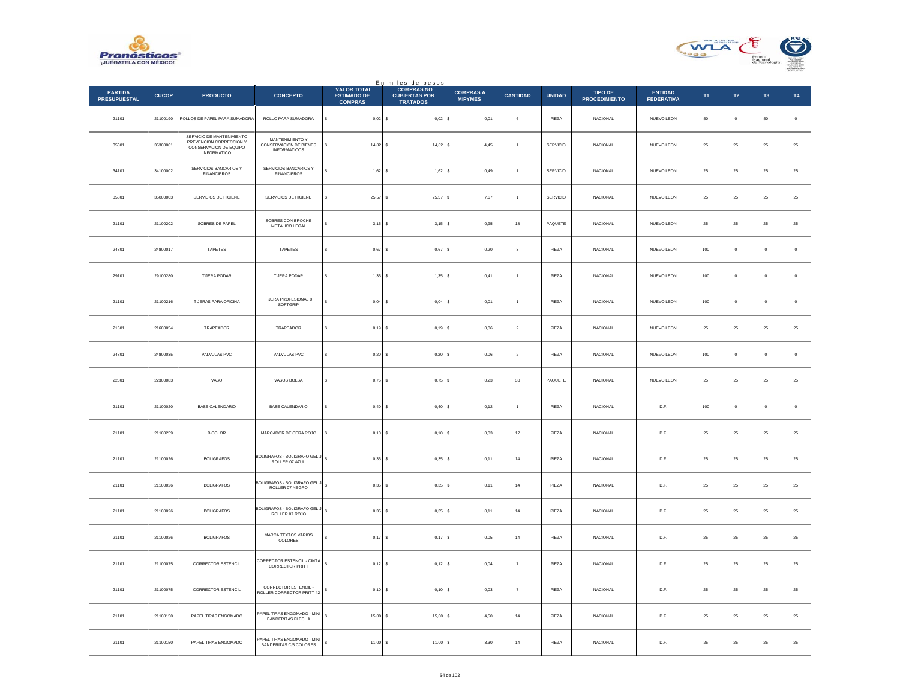En miles de pesos

| PARTIDA PRESUPUESTAL | CUCOP | PRODUCTO | CONCEPTO | VALOR TOTAL ESTIMADO DE COMPRAS | COMPRAS NO CUBIERTAS POR TRATADOS | COMPRAS A MIPYMES | CANTIDAD | UNIDAD | TIPO DE PROCEDIMIENTO | ENTIDAD FEDERATIVA | T1 | T2 | T3 | T4 |
|---|---|---|---|---|---|---|---|---|---|---|---|---|---|---|
| 21101 | 21100190 | ROLLOS DE PAPEL PARA SUMADORA | ROLLO PARA SUMADORA | $ 0,02 | $ 0,02 | $ 0,01 | 6 | PIEZA | NACIONAL | NUEVO LEON | 50 | 0 | 50 | 0 |
| 35301 | 35300001 | SERVICIO DE MANTENIMIENTO PREVENCION CORRECCION Y CONSERVACION DE EQUIPO INFORMATICO | MANTENIMIENTO Y CONSERVACION DE BIENES INFORMATICOS | $ 14,82 | $ 14,82 | $ 4,45 | 1 | SERVICIO | NACIONAL | NUEVO LEON | 25 | 25 | 25 | 25 |
| 34101 | 34100002 | SERVICIOS BANCARIOS Y FINANCIEROS | SERVICIOS BANCARIOS Y FINANCIEROS | $ 1,62 | $ 1,62 | $ 0,49 | 1 | SERVICIO | NACIONAL | NUEVO LEON | 25 | 25 | 25 | 25 |
| 35801 | 35800003 | SERVICIOS DE HIGIENE | SERVICIOS DE HIGIENE | $ 25,57 | $ 25,57 | $ 7,67 | 1 | SERVICIO | NACIONAL | NUEVO LEON | 25 | 25 | 25 | 25 |
| 21101 | 21100202 | SOBRES DE PAPEL | SOBRES CON BROCHE METALICO LEGAL | $ 3,15 | $ 3,15 | $ 0,95 | 18 | PAQUETE | NACIONAL | NUEVO LEON | 25 | 25 | 25 | 25 |
| 24801 | 24800017 | TAPETES | TAPETES | $ 0,67 | $ 0,67 | $ 0,20 | 3 | PIEZA | NACIONAL | NUEVO LEON | 100 | 0 | 0 | 0 |
| 29101 | 29100280 | TIJERA PODAR | TIJERA PODAR | $ 1,35 | $ 1,35 | $ 0,41 | 1 | PIEZA | NACIONAL | NUEVO LEON | 100 | 0 | 0 | 0 |
| 21101 | 21100216 | TIJERAS PARA OFICINA | TIJERA PROFESIONAL 8 SOFTGRIP | $ 0,04 | $ 0,04 | $ 0,01 | 1 | PIEZA | NACIONAL | NUEVO LEON | 100 | 0 | 0 | 0 |
| 21601 | 21600054 | TRAPEADOR | TRAPEADOR | $ 0,19 | $ 0,19 | $ 0,06 | 2 | PIEZA | NACIONAL | NUEVO LEON | 25 | 25 | 25 | 25 |
| 24801 | 24800035 | VALVULAS PVC | VALVULAS PVC | $ 0,20 | $ 0,20 | $ 0,06 | 2 | PIEZA | NACIONAL | NUEVO LEON | 100 | 0 | 0 | 0 |
| 22301 | 22300083 | VASO | VASOS BOLSA | $ 0,75 | $ 0,75 | $ 0,23 | 30 | PAQUETE | NACIONAL | NUEVO LEON | 25 | 25 | 25 | 25 |
| 21101 | 21100020 | BASE CALENDARIO | BASE CALENDARIO | $ 0,40 | $ 0,40 | $ 0,12 | 1 | PIEZA | NACIONAL | D.F. | 100 | 0 | 0 | 0 |
| 21101 | 21100259 | BICOLOR | MARCADOR DE CERA ROJO | $ 0,10 | $ 0,10 | $ 0,03 | 12 | PIEZA | NACIONAL | D.F. | 25 | 25 | 25 | 25 |
| 21101 | 21100026 | BOLIGRAFOS | BOLIGRAFOS - BOLIGRAFO GEL J-ROLLER 07 AZUL | $ 0,35 | $ 0,35 | $ 0,11 | 14 | PIEZA | NACIONAL | D.F. | 25 | 25 | 25 | 25 |
| 21101 | 21100026 | BOLIGRAFOS | BOLIGRAFOS - BOLIGRAFO GEL J-ROLLER 07 NEGRO | $ 0,35 | $ 0,35 | $ 0,11 | 14 | PIEZA | NACIONAL | D.F. | 25 | 25 | 25 | 25 |
| 21101 | 21100026 | BOLIGRAFOS | BOLIGRAFOS - BOLIGRAFO GEL J-ROLLER 07 ROJO | $ 0,35 | $ 0,35 | $ 0,11 | 14 | PIEZA | NACIONAL | D.F. | 25 | 25 | 25 | 25 |
| 21101 | 21100026 | BOLIGRAFOS | MARCA TEXTOS VARIOS COLORES | $ 0,17 | $ 0,17 | $ 0,05 | 14 | PIEZA | NACIONAL | D.F. | 25 | 25 | 25 | 25 |
| 21101 | 21100075 | CORRECTOR ESTENCIL | CORRECTOR ESTENCIL - CINTA CORRECTOR PRITT | $ 0,12 | $ 0,12 | $ 0,04 | 7 | PIEZA | NACIONAL | D.F. | 25 | 25 | 25 | 25 |
| 21101 | 21100075 | CORRECTOR ESTENCIL | CORRECTOR ESTENCIL - ROLLER CORRECTOR PRITT 42 | $ 0,10 | $ 0,10 | $ 0,03 | 7 | PIEZA | NACIONAL | D.F. | 25 | 25 | 25 | 25 |
| 21101 | 21100150 | PAPEL TIRAS ENGOMADO | PAPEL TIRAS ENGOMADO - MINI BANDERITAS FLECHA | $ 15,00 | $ 15,00 | $ 4,50 | 14 | PIEZA | NACIONAL | D.F. | 25 | 25 | 25 | 25 |
| 21101 | 21100150 | PAPEL TIRAS ENGOMADO | PAPEL TIRAS ENGOMADO - MINI BANDERITAS C/5 COLORES | $ 11,00 | $ 11,00 | $ 3,30 | 14 | PIEZA | NACIONAL | D.F. | 25 | 25 | 25 | 25 |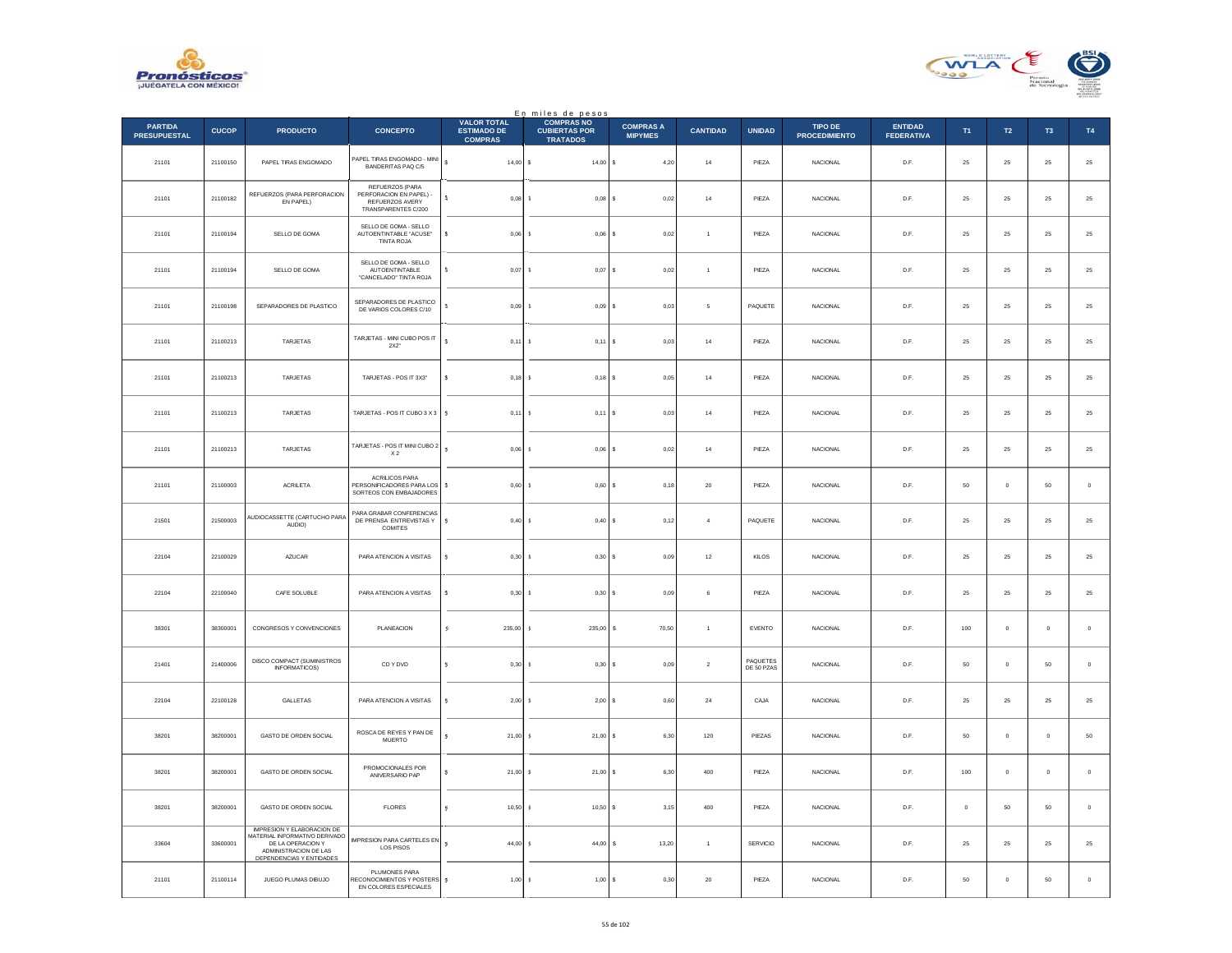En miles de pesos

| PARTIDA PRESUPUESTAL | CUCOP | PRODUCTO | CONCEPTO | VALOR TOTAL ESTIMADO DE COMPRAS | COMPRAS NO CUBIERTAS POR TRATADOS | COMPRAS A MIPYMES | CANTIDAD | UNIDAD | TIPO DE PROCEDIMIENTO | ENTIDAD FEDERATIVA | T1 | T2 | T3 | T4 |
|---|---|---|---|---|---|---|---|---|---|---|---|---|---|---|
| 21101 | 21100150 | PAPEL TIRAS ENGOMADO | PAPEL TIRAS ENGOMADO - MINI BANDERITAS PAQ C/5 | $ 14,00 | $ 14,00 | $ 4,20 | 14 | PIEZA | NACIONAL | D.F. | 25 | 25 | 25 | 25 |
| 21101 | 21100182 | REFUERZOS (PARA PERFORACION EN PAPEL) | REFUERZOS (PARA PERFORACION EN PAPEL) - REFUERZOS AVERY TRANSPARENTES C/200 | $ 0,08 | $ 0,08 | $ 0,02 | 14 | PIEZA | NACIONAL | D.F. | 25 | 25 | 25 | 25 |
| 21101 | 21100194 | SELLO DE GOMA | SELLO DE GOMA - SELLO AUTOENTINTABLE "ACUSE" TINTA ROJA | $ 0,06 | $ 0,06 | $ 0,02 | 1 | PIEZA | NACIONAL | D.F. | 25 | 25 | 25 | 25 |
| 21101 | 21100194 | SELLO DE GOMA | SELLO DE GOMA - SELLO AUTOENTINTABLE "CANCELADO" TINTA ROJA | $ 0,07 | $ 0,07 | $ 0,02 | 1 | PIEZA | NACIONAL | D.F. | 25 | 25 | 25 | 25 |
| 21101 | 21100198 | SEPARADORES DE PLASTICO | SEPARADORES DE PLASTICO DE VARIOS COLORES C/10 | $ 0,09 | $ 0,09 | $ 0,03 | 5 | PAQUETE | NACIONAL | D.F. | 25 | 25 | 25 | 25 |
| 21101 | 21100213 | TARJETAS | TARJETAS - MINI CUBO POS IT 2X2" | $ 0,11 | $ 0,11 | $ 0,03 | 14 | PIEZA | NACIONAL | D.F. | 25 | 25 | 25 | 25 |
| 21101 | 21100213 | TARJETAS | TARJETAS - POS IT 3X3" | $ 0,18 | $ 0,18 | $ 0,05 | 14 | PIEZA | NACIONAL | D.F. | 25 | 25 | 25 | 25 |
| 21101 | 21100213 | TARJETAS | TARJETAS - POS IT CUBO 3 X 3 | $ 0,11 | $ 0,11 | $ 0,03 | 14 | PIEZA | NACIONAL | D.F. | 25 | 25 | 25 | 25 |
| 21101 | 21100213 | TARJETAS | TARJETAS - POS IT MINI CUBO 2 X 2 | $ 0,06 | $ 0,06 | $ 0,02 | 14 | PIEZA | NACIONAL | D.F. | 25 | 25 | 25 | 25 |
| 21101 | 21100003 | ACRILETA | ACRILICOS PARA PERSONIFICADORES PARA LOS SORTEOS CON EMBAJADORES | $ 0,60 | $ 0,60 | $ 0,18 | 20 | PIEZA | NACIONAL | D.F. | 50 | 0 | 50 | 0 |
| 21501 | 21500003 | AUDIOCASSETTE (CARTUCHO PARA AUDIO) | PARA GRABAR CONFERENCIAS DE PRENSA ENTREVISTAS Y COMITES | $ 0,40 | $ 0,40 | $ 0,12 | 4 | PAQUETE | NACIONAL | D.F. | 25 | 25 | 25 | 25 |
| 22104 | 22100029 | AZUCAR | PARA ATENCION A VISITAS | $ 0,30 | $ 0,30 | $ 0,09 | 12 | KILOS | NACIONAL | D.F. | 25 | 25 | 25 | 25 |
| 22104 | 22100040 | CAFE SOLUBLE | PARA ATENCION A VISITAS | $ 0,30 | $ 0,30 | $ 0,09 | 6 | PIEZA | NACIONAL | D.F. | 25 | 25 | 25 | 25 |
| 38301 | 38300001 | CONGRESOS Y CONVENCIONES | PLANEACION | $ 235,00 | $ 235,00 | $ 70,50 | 1 | EVENTO | NACIONAL | D.F. | 100 | 0 | 0 | 0 |
| 21401 | 21400006 | DISCO COMPACT (SUMINISTROS INFORMATICOS) | CD Y DVD | $ 0,30 | $ 0,30 | $ 0,09 | 2 | PAQUETES DE 50 PZAS | NACIONAL | D.F. | 50 | 0 | 50 | 0 |
| 22104 | 22100128 | GALLETAS | PARA ATENCION A VISITAS | $ 2,00 | $ 2,00 | $ 0,60 | 24 | CAJA | NACIONAL | D.F. | 25 | 25 | 25 | 25 |
| 38201 | 38200001 | GASTO DE ORDEN SOCIAL | ROSCA DE REYES Y PAN DE MUERTO | $ 21,00 | $ 21,00 | $ 6,30 | 120 | PIEZAS | NACIONAL | D.F. | 50 | 0 | 0 | 50 |
| 38201 | 38200001 | GASTO DE ORDEN SOCIAL | PROMOCIONALES POR ANIVERSARIO PAP | $ 21,00 | $ 21,00 | $ 6,30 | 400 | PIEZA | NACIONAL | D.F. | 100 | 0 | 0 | 0 |
| 38201 | 38200001 | GASTO DE ORDEN SOCIAL | FLORES | $ 10,50 | $ 10,50 | $ 3,15 | 400 | PIEZA | NACIONAL | D.F. | 0 | 50 | 50 | 0 |
| 33604 | 33600001 | IMPRESION Y ELABORACION DE MATERIAL INFORMATIVO DERIVADO DE LA OPERACION Y ADMINISTRACION DE LAS DEPENDENCIAS Y ENTIDADES | IMPRESION PARA CARTELES EN LOS PISOS | $ 44,00 | $ 44,00 | $ 13,20 | 1 | SERVICIO | NACIONAL | D.F. | 25 | 25 | 25 | 25 |
| 21101 | 21100114 | JUEGO PLUMAS DIBUJO | PLUMONES PARA RECONOCIMIENTOS Y POSTERS EN COLORES ESPECIALES | $ 1,00 | $ 1,00 | $ 0,30 | 20 | PIEZA | NACIONAL | D.F. | 50 | 0 | 50 | 0 |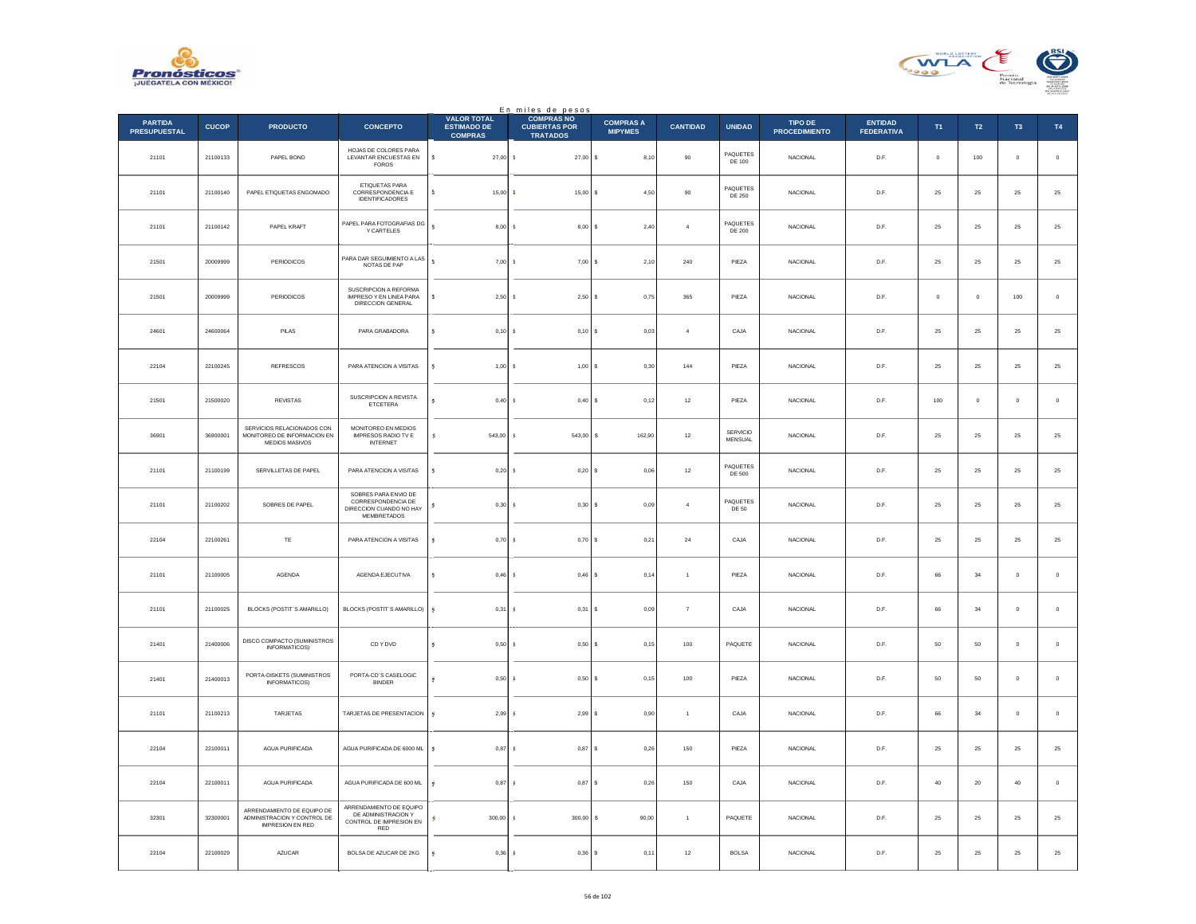En miles de pesos

| PARTIDA PRESUPUESTAL | CUCOP | PRODUCTO | CONCEPTO | VALOR TOTAL ESTIMADO DE COMPRAS | COMPRAS NO CUBIERTAS POR TRATADOS | COMPRAS A MIPYMES | CANTIDAD | UNIDAD | TIPO DE PROCEDIMIENTO | ENTIDAD FEDERATIVA | T1 | T2 | T3 | T4 |
|---|---|---|---|---|---|---|---|---|---|---|---|---|---|---|
| 21101 | 21100133 | PAPEL BOND | HOJAS DE COLORES PARA LEVANTAR ENCUESTAS EN FOROS | $ 27,00 | $ 27,00 | $ 8,10 | 90 | PAQUETES DE 100 | NACIONAL | D.F. | 0 | 100 | 0 | 0 |
| 21101 | 21100140 | PAPEL ETIQUETAS ENGOMADO | ETIQUETAS PARA CORRESPONDENCIA E IDENTIFICADORES | $ 15,00 | $ 15,00 | $ 4,50 | 90 | PAQUETES DE 250 | NACIONAL | D.F. | 25 | 25 | 25 | 25 |
| 21101 | 21100142 | PAPEL KRAFT | PAPEL PARA FOTOGRAFIAS DG Y CARTELES | $ 8,00 | $ 8,00 | $ 2,40 | 4 | PAQUETES DE 200 | NACIONAL | D.F. | 25 | 25 | 25 | 25 |
| 21501 | 20009999 | PERIODICOS | PARA DAR SEGUIMIENTO A LAS NOTAS DE PAP | $ 7,00 | $ 7,00 | $ 2,10 | 240 | PIEZA | NACIONAL | D.F. | 25 | 25 | 25 | 25 |
| 21501 | 20009999 | PERIODICOS | SUSCRIPCION A REFORMA IMPRESO Y EN LINEA PARA DIRECCION GENERAL | $ 2,50 | $ 2,50 | $ 0,75 | 365 | PIEZA | NACIONAL | D.F. | 0 | 0 | 100 | 0 |
| 24601 | 24600064 | PILAS | PARA GRABADORA | $ 0,10 | $ 0,10 | $ 0,03 | 4 | CAJA | NACIONAL | D.F. | 25 | 25 | 25 | 25 |
| 22104 | 22100245 | REFRESCOS | PARA ATENCION A VISITAS | $ 1,00 | $ 1,00 | $ 0,30 | 144 | PIEZA | NACIONAL | D.F. | 25 | 25 | 25 | 25 |
| 21501 | 21500020 | REVISTAS | SUSCRIPCION A REVISTA ETCETERA | $ 0,40 | $ 0,40 | $ 0,12 | 12 | PIEZA | NACIONAL | D.F. | 100 | 0 | 0 | 0 |
| 36901 | 36900001 | SERVICIOS RELACIONADOS CON MONITOREO DE INFORMACION EN MEDIOS MASIVOS | MONITOREO EN MEDIOS IMPRESOS RADIO TV E INTERNET | $ 543,00 | $ 543,00 | $ 162,90 | 12 | SERVICIO MENSUAL | NACIONAL | D.F. | 25 | 25 | 25 | 25 |
| 21101 | 21100199 | SERVILLETAS DE PAPEL | PARA ATENCION A VISITAS | $ 0,20 | $ 0,20 | $ 0,06 | 12 | PAQUETES DE 500 | NACIONAL | D.F. | 25 | 25 | 25 | 25 |
| 21101 | 21100202 | SOBRES DE PAPEL | SOBRES PARA ENVIO DE CORRESPONDENCIA DE DIRECCION CUANDO NO HAY MEMBRETADOS | $ 0,30 | $ 0,30 | $ 0,09 | 4 | PAQUETES DE 50 | NACIONAL | D.F. | 25 | 25 | 25 | 25 |
| 22104 | 22100261 | TE | PARA ATENCION A VISITAS | $ 0,70 | $ 0,70 | $ 0,21 | 24 | CAJA | NACIONAL | D.F. | 25 | 25 | 25 | 25 |
| 21101 | 21100005 | AGENDA | AGENDA EJECUTIVA | $ 0,46 | $ 0,46 | $ 0,14 | 1 | PIEZA | NACIONAL | D.F. | 66 | 34 | 0 | 0 |
| 21101 | 21100025 | BLOCKS (POSTIT´S AMARILLO) | BLOCKS (POSTIT´S AMARILLO) | $ 0,31 | $ 0,31 | $ 0,09 | 7 | CAJA | NACIONAL | D.F. | 66 | 34 | 0 | 0 |
| 21401 | 21400006 | DISCO COMPACTO (SUMINISTROS INFORMATICOS) | CD Y DVD | $ 0,50 | $ 0,50 | $ 0,15 | 100 | PAQUETE | NACIONAL | D.F. | 50 | 50 | 0 | 0 |
| 21401 | 21400013 | PORTA-DISKETS (SUMINISTROS INFORMATICOS) | PORTA-CD´S CASELOGIC BINDER | $ 0,50 | $ 0,50 | $ 0,15 | 100 | PIEZA | NACIONAL | D.F. | 50 | 50 | 0 | 0 |
| 21101 | 21100213 | TARJETAS | TARJETAS DE PRESENTACION | $ 2,99 | $ 2,99 | $ 0,90 | 1 | CAJA | NACIONAL | D.F. | 66 | 34 | 0 | 0 |
| 22104 | 22100011 | AGUA PURIFICADA | AGUA PURIFICADA DE 6000 ML | $ 0,87 | $ 0,87 | $ 0,26 | 150 | PIEZA | NACIONAL | D.F. | 25 | 25 | 25 | 25 |
| 22104 | 22100011 | AGUA PURIFICADA | AGUA PURIFICADA DE 600 ML | $ 0,87 | $ 0,87 | $ 0,26 | 150 | CAJA | NACIONAL | D.F. | 40 | 20 | 40 | 0 |
| 32301 | 32300001 | ARRENDAMIENTO DE EQUIPO DE ADMINISTRACION Y CONTROL DE IMPRESION EN RED | ARRENDAMIENTO DE EQUIPO DE ADMINISTRACION Y CONTROL DE IMPRESION EN RED | $ 300,00 | $ 300,00 | $ 90,00 | 1 | PAQUETE | NACIONAL | D.F. | 25 | 25 | 25 | 25 |
| 22104 | 22100029 | AZUCAR | BOLSA DE AZUCAR DE 2KG | $ 0,36 | $ 0,36 | $ 0,11 | 12 | BOLSA | NACIONAL | D.F. | 25 | 25 | 25 | 25 |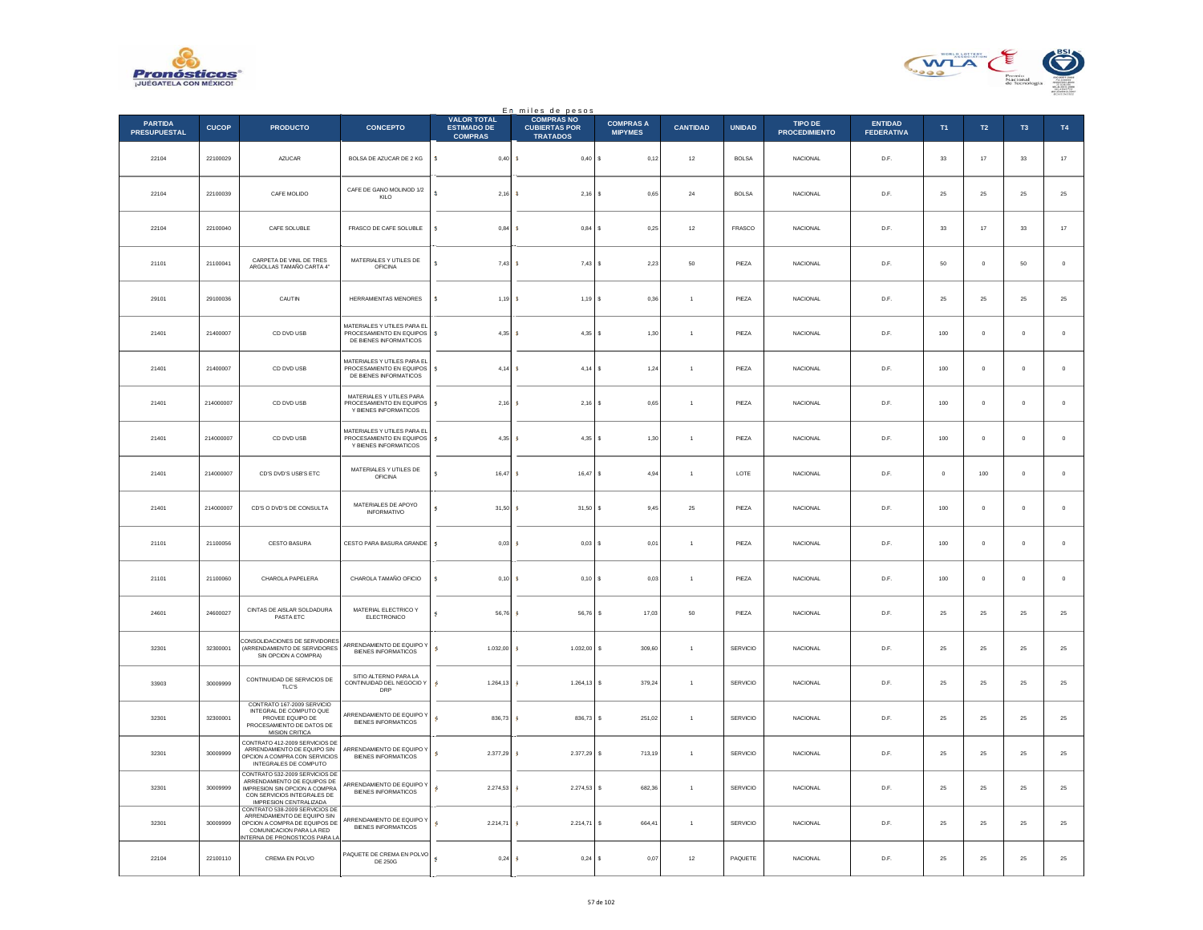En miles de pesos

| PARTIDA PRESUPUESTAL | CUCOP | PRODUCTO | CONCEPTO | VALOR TOTAL ESTIMADO DE COMPRAS | COMPRAS NO CUBIERTAS POR TRATADOS | COMPRAS A MIPYMES | CANTIDAD | UNIDAD | TIPO DE PROCEDIMIENTO | ENTIDAD FEDERATIVA | T1 | T2 | T3 | T4 |
|---|---|---|---|---|---|---|---|---|---|---|---|---|---|---|
| 22104 | 22100029 | AZUCAR | BOLSA DE AZUCAR DE 2 KG | $ 0,40 | $ 0,40 | $ 0,12 | 12 | BOLSA | NACIONAL | D.F. | 33 | 17 | 33 | 17 |
| 22104 | 22100039 | CAFE MOLIDO | CAFE DE GANO MOLINOD 1/2 KILO | $ 2,16 | $ 2,16 | $ 0,65 | 24 | BOLSA | NACIONAL | D.F. | 25 | 25 | 25 | 25 |
| 22104 | 22100040 | CAFE SOLUBLE | FRASCO DE CAFE SOLUBLE | $ 0,84 | $ 0,84 | $ 0,25 | 12 | FRASCO | NACIONAL | D.F. | 33 | 17 | 33 | 17 |
| 21101 | 21100041 | CARPETA DE VINIL DE TRES ARGOLLAS TAMAÑO CARTA 4" | MATERIALES Y UTILES DE OFICINA | $ 7,43 | $ 7,43 | $ 2,23 | 50 | PIEZA | NACIONAL | D.F. | 50 | 0 | 50 | 0 |
| 29101 | 29100036 | CAUTIN | HERRAMIENTAS MENORES | $ 1,19 | $ 1,19 | $ 0,36 | 1 | PIEZA | NACIONAL | D.F. | 25 | 25 | 25 | 25 |
| 21401 | 21400007 | CD DVD USB | MATERIALES Y UTILES PARA EL PROCESAMIENTO EN EQUIPOS DE BIENES INFORMATICOS | $ 4,35 | $ 4,35 | $ 1,30 | 1 | PIEZA | NACIONAL | D.F. | 100 | 0 | 0 | 0 |
| 21401 | 21400007 | CD DVD USB | MATERIALES Y UTILES PARA EL PROCESAMIENTO EN EQUIPOS DE BIENES INFORMATICOS | $ 4,14 | $ 4,14 | $ 1,24 | 1 | PIEZA | NACIONAL | D.F. | 100 | 0 | 0 | 0 |
| 21401 | 214000007 | CD DVD USB | MATERIALES Y UTILES PARA PROCESAMIENTO EN EQUIPOS Y BIENES INFORMATICOS | $ 2,16 | $ 2,16 | $ 0,65 | 1 | PIEZA | NACIONAL | D.F. | 100 | 0 | 0 | 0 |
| 21401 | 214000007 | CD DVD USB | MATERIALES Y UTILES PARA EL PROCESAMIENTO EN EQUIPOS Y BIENES INFORMATICOS | $ 4,35 | $ 4,35 | $ 1,30 | 1 | PIEZA | NACIONAL | D.F. | 100 | 0 | 0 | 0 |
| 21401 | 214000007 | CD'S DVD'S USB'S ETC | MATERIALES Y UTILES DE OFICINA | $ 16,47 | $ 16,47 | $ 4,94 | 1 | LOTE | NACIONAL | D.F. | 0 | 100 | 0 | 0 |
| 21401 | 214000007 | CD'S O DVD'S DE CONSULTA | MATERIALES DE APOYO INFORMATIVO | $ 31,50 | $ 31,50 | $ 9,45 | 25 | PIEZA | NACIONAL | D.F. | 100 | 0 | 0 | 0 |
| 21101 | 21100056 | CESTO BASURA | CESTO PARA BASURA GRANDE | $ 0,03 | $ 0,03 | $ 0,01 | 1 | PIEZA | NACIONAL | D.F. | 100 | 0 | 0 | 0 |
| 21101 | 21100060 | CHAROLA PAPELERA | CHAROLA TAMAÑO OFICIO | $ 0,10 | $ 0,10 | $ 0,03 | 1 | PIEZA | NACIONAL | D.F. | 100 | 0 | 0 | 0 |
| 24601 | 24600027 | CINTAS DE AISLAR SOLDADURA PASTA ETC | MATERIAL ELECTRICO Y ELECTRONICO | $ 56,76 | $ 56,76 | $ 17,03 | 50 | PIEZA | NACIONAL | D.F. | 25 | 25 | 25 | 25 |
| 32301 | 32300001 | CONSOLIDACIONES DE SERVIDORES (ARRENDAMIENTO DE SERVIDORES SIN OPCION A COMPRA) | ARRENDAMIENTO DE EQUIPO Y BIENES INFORMATICOS | $ 1.032,00 | $ 1.032,00 | $ 309,60 | 1 | SERVICIO | NACIONAL | D.F. | 25 | 25 | 25 | 25 |
| 33903 | 30009999 | CONTINUIDAD DE SERVICIOS DE TLC'S | SITIO ALTERNO PARA LA CONTINUIDAD DEL NEGOCIO Y DRP | $ 1.264,13 | $ 1.264,13 | $ 379,24 | 1 | SERVICIO | NACIONAL | D.F. | 25 | 25 | 25 | 25 |
| 32301 | 32300001 | CONTRATO 167-2009 SERVICIO INTEGRAL DE COMPUTO QUE PROVEE EQUIPO DE PROCESAMIENTO DE DATOS DE MISION CRITICA | ARRENDAMIENTO DE EQUIPO Y BIENES INFORMATICOS | $ 836,73 | $ 836,73 | $ 251,02 | 1 | SERVICIO | NACIONAL | D.F. | 25 | 25 | 25 | 25 |
| 32301 | 30009999 | CONTRATO 412-2009 SERVICIOS DE ARRENDAMIENTO DE EQUIPO SIN OPCION A COMPRA CON SERVICIOS INTEGRALES DE COMPUTO | ARRENDAMIENTO DE EQUIPO Y BIENES INFORMATICOS | $ 2.377,29 | $ 2.377,29 | $ 713,19 | 1 | SERVICIO | NACIONAL | D.F. | 25 | 25 | 25 | 25 |
| 32301 | 30009999 | CONTRATO 532-2009 SERVICIOS DE ARRENDAMIENTO DE EQUIPOS DE IMPRESION SIN OPCION A COMPRA CON SERVICIOS INTEGRALES DE IMPRESION CENTRALIZADA | ARRENDAMIENTO DE EQUIPO Y BIENES INFORMATICOS | $ 2.274,53 | $ 2.274,53 | $ 682,36 | 1 | SERVICIO | NACIONAL | D.F. | 25 | 25 | 25 | 25 |
| 32301 | 30009999 | CONTRATO 538-2009 SERVICIOS DE ARRENDAMIENTO DE EQUIPO SIN OPCION A COMPRA DE EQUIPOS DE COMUNICACION PARA LA RED INTERNA DE PRONOSTICOS PARA LA | ARRENDAMIENTO DE EQUIPO Y BIENES INFORMATICOS | $ 2.214,71 | $ 2.214,71 | $ 664,41 | 1 | SERVICIO | NACIONAL | D.F. | 25 | 25 | 25 | 25 |
| 22104 | 22100110 | CREMA EN POLVO | PAQUETE DE CREMA EN POLVO DE 250G | $ 0,24 | $ 0,24 | $ 0,07 | 12 | PAQUETE | NACIONAL | D.F. | 25 | 25 | 25 | 25 |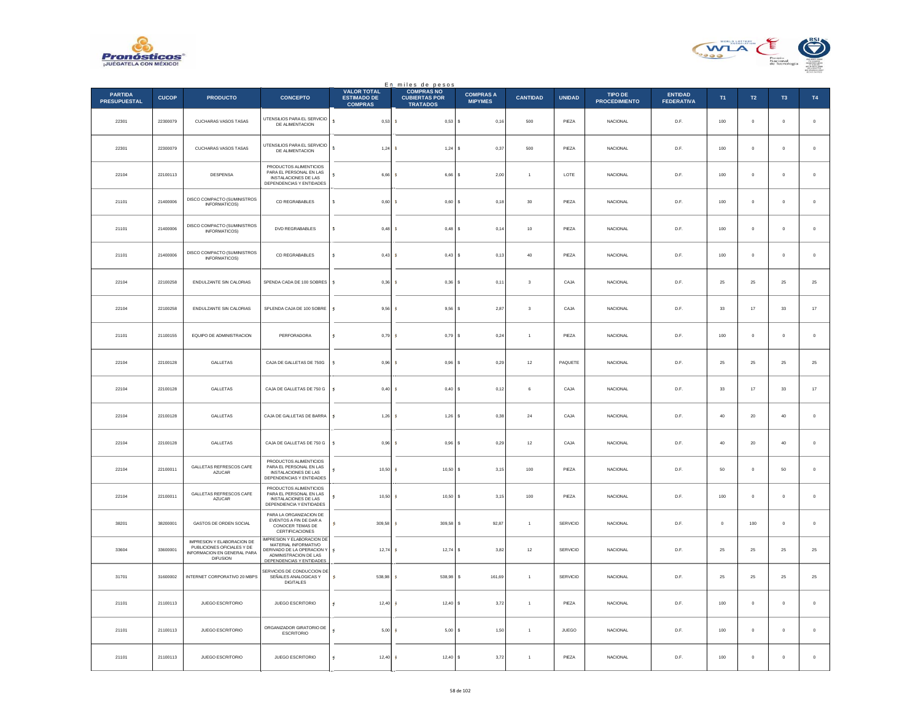En miles de pesos

| PARTIDA PRESUPUESTAL | CUCOP | PRODUCTO | CONCEPTO | VALOR TOTAL ESTIMADO DE COMPRAS | COMPRAS NO CUBIERTAS POR TRATADOS | COMPRAS A MIPYMES | CANTIDAD | UNIDAD | TIPO DE PROCEDIMIENTO | ENTIDAD FEDERATIVA | T1 | T2 | T3 | T4 |
|---|---|---|---|---|---|---|---|---|---|---|---|---|---|---|
| 22301 | 22300079 | CUCHARAS VASOS TASAS | UTENSILIOS PARA EL SERVICIO DE ALIMENTACION | $ 0,53 | $ 0,53 | $ 0,16 | 500 | PIEZA | NACIONAL | D.F. | 100 | 0 | 0 | 0 |
| 22301 | 22300079 | CUCHARAS VASOS TASAS | UTENSILIOS PARA EL SERVICIO DE ALIMENTACION | $ 1,24 | $ 1,24 | $ 0,37 | 500 | PIEZA | NACIONAL | D.F. | 100 | 0 | 0 | 0 |
| 22104 | 22100113 | DESPENSA | PRODUCTOS ALIMENTICIOS PARA EL PERSONAL EN LAS INSTALACIONES DE LAS DEPENDENCIAS Y ENTIDADES | $ 6,66 | $ 6,66 | $ 2,00 | 1 | LOTE | NACIONAL | D.F. | 100 | 0 | 0 | 0 |
| 21101 | 21400006 | DISCO COMPACTO (SUMINISTROS INFORMATICOS) | CD REGRABABLES | $ 0,60 | $ 0,60 | $ 0,18 | 30 | PIEZA | NACIONAL | D.F. | 100 | 0 | 0 | 0 |
| 21101 | 21400006 | DISCO COMPACTO (SUMINISTROS INFORMATICOS) | DVD REGRABABLES | $ 0,48 | $ 0,48 | $ 0,14 | 10 | PIEZA | NACIONAL | D.F. | 100 | 0 | 0 | 0 |
| 21101 | 21400006 | DISCO COMPACTO (SUMINISTROS INFORMATICOS) | CD REGRABABLES | $ 0,43 | $ 0,43 | $ 0,13 | 40 | PIEZA | NACIONAL | D.F. | 100 | 0 | 0 | 0 |
| 22104 | 22100258 | ENDULZANTE SIN CALORIAS | SPENDA CADA DE 100 SOBRES | $ 0,36 | $ 0,36 | $ 0,11 | 3 | CAJA | NACIONAL | D.F. | 25 | 25 | 25 | 25 |
| 22104 | 22100258 | ENDULZANTE SIN CALORIAS | SPLENDA CAJA DE 100 SOBRE | $ 9,56 | $ 9,56 | $ 2,87 | 3 | CAJA | NACIONAL | D.F. | 33 | 17 | 33 | 17 |
| 21101 | 21100155 | EQUIPO DE ADMINISTRACION | PERFORADORA | $ 0,79 | $ 0,79 | $ 0,24 | 1 | PIEZA | NACIONAL | D.F. | 100 | 0 | 0 | 0 |
| 22104 | 22100128 | GALLETAS | CAJA DE GALLETAS DE 750G | $ 0,96 | $ 0,96 | $ 0,29 | 12 | PAQUETE | NACIONAL | D.F. | 25 | 25 | 25 | 25 |
| 22104 | 22100128 | GALLETAS | CAJA DE GALLETAS DE 750 G | $ 0,40 | $ 0,40 | $ 0,12 | 6 | CAJA | NACIONAL | D.F. | 33 | 17 | 33 | 17 |
| 22104 | 22100128 | GALLETAS | CAJA DE GALLETAS DE BARRA | $ 1,26 | $ 1,26 | $ 0,38 | 24 | CAJA | NACIONAL | D.F. | 40 | 20 | 40 | 0 |
| 22104 | 22100128 | GALLETAS | CAJA DE GALLETAS DE 750 G | $ 0,96 | $ 0,96 | $ 0,29 | 12 | CAJA | NACIONAL | D.F. | 40 | 20 | 40 | 0 |
| 22104 | 22100011 | GALLETAS REFRESCOS CAFE AZUCAR | PRODUCTOS ALIMENTICIOS PARA EL PERSONAL EN LAS INSTALACIONES DE LAS DEPENDENCIAS Y ENTIDADES | $ 10,50 | $ 10,50 | $ 3,15 | 100 | PIEZA | NACIONAL | D.F. | 50 | 0 | 50 | 0 |
| 22104 | 22100011 | GALLETAS REFRESCOS CAFE AZUCAR | PRODUCTOS ALIMENTICIOS PARA EL PERSONAL EN LAS INSTALACIONES DE LAS DEPENDIENCIA Y ENTIDADES | $ 10,50 | $ 10,50 | $ 3,15 | 100 | PIEZA | NACIONAL | D.F. | 100 | 0 | 0 | 0 |
| 38201 | 38200001 | GASTOS DE ORDEN SOCIAL | PARA LA ORGANIZACION DE EVENTOS A FIN DE DAR A CONOCER TEMAS DE CERTIFICACIONES | $ 309,58 | $ 309,58 | $ 92,87 | 1 | SERVICIO | NACIONAL | D.F. | 0 | 100 | 0 | 0 |
| 33604 | 33600001 | IMPRESION Y ELABORACION DE PUBLICACIONES OFICIALES Y DE INFORMACION EN GENERAL PARA DIFUSION | IMPRESION Y ELABORACION DE MATERIAL INFORMATIVO DERIVADO DE LA OPERACION Y ADMINISTRACION DE LAS DEPENDENCIAS Y ENTIDADES | $ 12,74 | $ 12,74 | $ 3,82 | 12 | SERVICIO | NACIONAL | D.F. | 25 | 25 | 25 | 25 |
| 31701 | 31600002 | INTERNET CORPORATIVO 20 MBPS | SERVICIOS DE CONDUCCION DE SEÑALES ANALOGICAS Y DIGITALES | $ 538,98 | $ 538,98 | $ 161,69 | 1 | SERVICIO | NACIONAL | D.F. | 25 | 25 | 25 | 25 |
| 21101 | 21100113 | JUEGO ESCRITORIO | JUEGO ESCRITORIO | $ 12,40 | $ 12,40 | $ 3,72 | 1 | PIEZA | NACIONAL | D.F. | 100 | 0 | 0 | 0 |
| 21101 | 21100113 | JUEGO ESCRITORIO | ORGANIZADOR GIRATORIO DE ESCRITORIO | $ 5,00 | $ 5,00 | $ 1,50 | 1 | JUEGO | NACIONAL | D.F. | 100 | 0 | 0 | 0 |
| 21101 | 21100113 | JUEGO ESCRITORIO | JUEGO ESCRITORIO | $ 12,40 | $ 12,40 | $ 3,72 | 1 | PIEZA | NACIONAL | D.F. | 100 | 0 | 0 | 0 |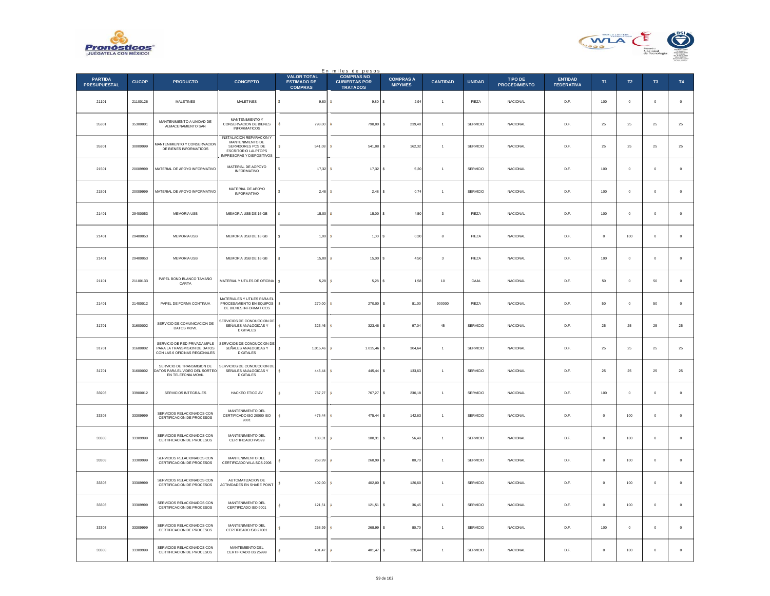En miles de pesos

| PARTIDA PRESUPUESTAL | CUCOP | PRODUCTO | CONCEPTO | VALOR TOTAL ESTIMADO DE COMPRAS | COMPRAS NO CUBIERTAS POR TRATADOS | COMPRAS A MIPYMES | CANTIDAD | UNIDAD | TIPO DE PROCEDIMIENTO | ENTIDAD FEDERATIVA | T1 | T2 | T3 | T4 |
|---|---|---|---|---|---|---|---|---|---|---|---|---|---|---|
| 21101 | 21100126 | MALETINES | MALETINES | $ 9,80 | $ 9,80 | $ 2,94 | 1 | PIEZA | NACIONAL | D.F. | 100 | 0 | 0 | 0 |
| 35301 | 35300001 | MANTENIMIENTO A UNIDAD DE ALMACENAMIENTO SAN | MANTENIMIENTO Y CONSERVACION DE BIENES INFORMATICOS | $ 798,00 | $ 798,00 | $ 239,40 | 1 | SERVICIO | NACIONAL | D.F. | 25 | 25 | 25 | 25 |
| 35301 | 30009999 | MANTENIMIENTO Y CONSERVACION DE BIENES INFORMATICOS | INSTALACION REPARACION Y MANTENIMIENTO DE SERVIDORES PCS DE ESCRITORIO LALPTOPS IMPRESORAS Y DISPOSITIVOS | $ 541,08 | $ 541,08 | $ 162,32 | 1 | SERVICIO | NACIONAL | D.F. | 25 | 25 | 25 | 25 |
| 21501 | 20009999 | MATERIAL DE APOYO INFORMATIVO | MATERIAL DE AOPOYO INFORMATIVO | $ 17,32 | $ 17,32 | $ 5,20 | 1 | SERVICIO | NACIONAL | D.F. | 100 | 0 | 0 | 0 |
| 21501 | 20009999 | MATERIAL DE APOYO INFORMATIVO | MATERIAL DE APOYO INFORMATIVO | $ 2,48 | $ 2,48 | $ 0,74 | 1 | SERVICIO | NACIONAL | D.F. | 100 | 0 | 0 | 0 |
| 21401 | 29400053 | MEMORIA USB | MEMORIA USB DE 16 GB | $ 15,00 | $ 15,00 | $ 4,50 | 3 | PIEZA | NACIONAL | D.F. | 100 | 0 | 0 | 0 |
| 21401 | 29400053 | MEMORIA USB | MEMORIA USB DE 16 GB | $ 1,00 | $ 1,00 | $ 0,30 | 8 | PIEZA | NACIONAL | D.F. | 0 | 100 | 0 | 0 |
| 21401 | 29400053 | MEMORIA USB | MEMORIA USB DE 16 GB | $ 15,00 | $ 15,00 | $ 4,50 | 3 | PIEZA | NACIONAL | D.F. | 100 | 0 | 0 | 0 |
| 21101 | 21100133 | PAPEL BOND BLANCO TAMAÑO CARTA | MATERIAL Y UTILES DE OFICINA | $ 5,28 | $ 5,28 | $ 1,58 | 10 | CAJA | NACIONAL | D.F. | 50 | 0 | 50 | 0 |
| 21401 | 21400012 | PAPEL DE FORMA CONTINUA | MATERIALES Y UTILES PARA EL PROCESAMIENTO EN EQUIPOS DE BIENES INFORMATICOS | $ 270,00 | $ 270,00 | $ 81,00 | 900000 | PIEZA | NACIONAL | D.F. | 50 | 0 | 50 | 0 |
| 31701 | 31600002 | SERVICIO DE COMUNICACION DE DATOS MOVIL | SERVICIOS DE CONDUCCION DE SEÑALES ANALOGICAS Y DIGITALES | $ 323,46 | $ 323,46 | $ 97,04 | 45 | SERVICIO | NACIONAL | D.F. | 25 | 25 | 25 | 25 |
| 31701 | 31600002 | SERVICIO DE RED PRIVADA MPLS PARA LA TRANSMISION DE DATOS CON LAS 6 OFICINAS REGIONALES | SERVICIOS DE CONDUCCION DE SEÑALES ANALOGICAS Y DIGITALES | $ 1.015,46 | $ 1.015,46 | $ 304,64 | 1 | SERVICIO | NACIONAL | D.F. | 25 | 25 | 25 | 25 |
| 31701 | 31600002 | SERVICIO DE TRANSMISION DE DATOS PARA EL VIDEO DEL SORTEO EN TELEFONIA MOVIL | SERVICIOS DE CONDUCCION DE SEÑALES ANALOGICAS Y DIGITALES | $ 445,44 | $ 445,44 | $ 133,63 | 1 | SERVICIO | NACIONAL | D.F. | 25 | 25 | 25 | 25 |
| 33903 | 33900012 | SERVICIOS INTEGRALES | HACKEO ETICO AV | $ 767,27 | $ 767,27 | $ 230,18 | 1 | SERVICIO | NACIONAL | D.F. | 100 | 0 | 0 | 0 |
| 33303 | 33309999 | SERVICIOS RELACIONADOS CON CERTIFICACION DE PROCESOS | MANTENIMIENTO DEL CERTIFICADO ISO 20000 ISO 9001 | $ 475,44 | $ 475,44 | $ 142,63 | 1 | SERVICIO | NACIONAL | D.F. | 0 | 100 | 0 | 0 |
| 33303 | 33309999 | SERVICIOS RELACIONADOS CON CERTIFICACION DE PROCESOS | MANTENIMIENTO DEL CERTIFICADO PAS99 | $ 188,31 | $ 188,31 | $ 56,49 | 1 | SERVICIO | NACIONAL | D.F. | 0 | 100 | 0 | 0 |
| 33303 | 33309999 | SERVICIOS RELACIONADOS CON CERTIFICACION DE PROCESOS | MANTENIMIENTO DEL CERTIFICADO WLA-SCS:2006 | $ 268,99 | $ 268,99 | $ 80,70 | 1 | SERVICIO | NACIONAL | D.F. | 0 | 100 | 0 | 0 |
| 33303 | 33309999 | SERVICIOS RELACIONADOS CON CERTIFICACION DE PROCESOS | AUTOMATIZACION DE ACTIVIDADES EN SHARE POINT | $ 402,00 | $ 402,00 | $ 120,60 | 1 | SERVICIO | NACIONAL | D.F. | 0 | 100 | 0 | 0 |
| 33303 | 33309999 | SERVICIOS RELACIONADOS CON CERTIFICACION DE PROCESOS | MANTENIMIENTO DEL CERTIFICADO ISO 9001 | $ 121,51 | $ 121,51 | $ 36,45 | 1 | SERVICIO | NACIONAL | D.F. | 0 | 100 | 0 | 0 |
| 33303 | 33309999 | SERVICIOS RELACIONADOS CON CERTIFICACION DE PROCESOS | MANTENIMIENTO DEL CERTIFICADO ISO 27001 | $ 268,99 | $ 268,99 | $ 80,70 | 1 | SERVICIO | NACIONAL | D.F. | 100 | 0 | 0 | 0 |
| 33303 | 33309999 | SERVICIOS RELACIONADOS CON CERTIFICACION DE PROCESOS | MANTEMIENTO DEL CERTIFICADO BS 25999 | $ 401,47 | $ 401,47 | $ 120,44 | 1 | SERVICIO | NACIONAL | D.F. | 0 | 100 | 0 | 0 |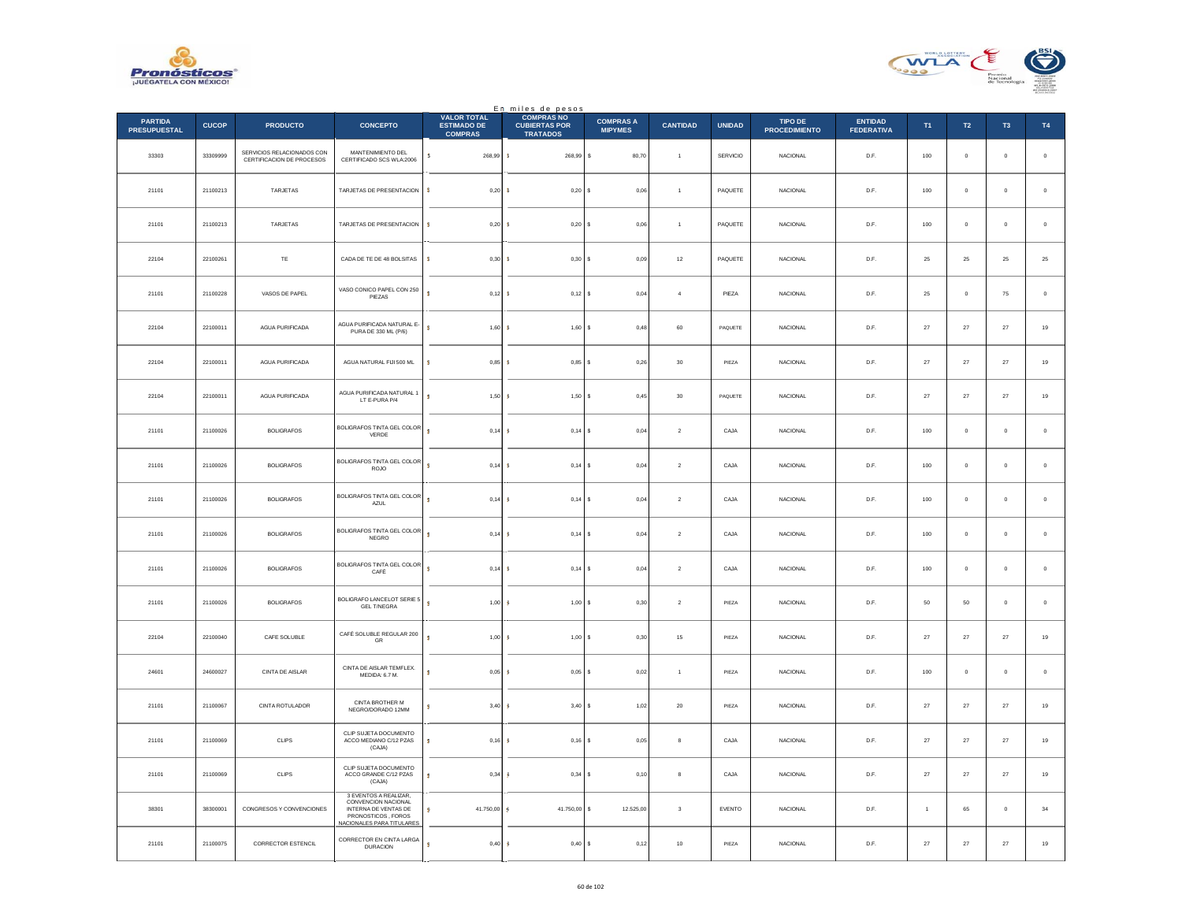En miles de pesos

| PARTIDA PRESUPUESTAL | CUCOP | PRODUCTO | CONCEPTO | VALOR TOTAL ESTIMADO DE COMPRAS | COMPRAS NO CUBIERTAS POR TRATADOS | COMPRAS A MIPYMES | CANTIDAD | UNIDAD | TIPO DE PROCEDIMIENTO | ENTIDAD FEDERATIVA | T1 | T2 | T3 | T4 |
|---|---|---|---|---|---|---|---|---|---|---|---|---|---|---|
| 33303 | 33309999 | SERVICIOS RELACIONADOS CON CERTIFICACION DE PROCESOS | MANTENIMIENTO DEL CERTIFICADO SCS WLA:2006 | $ 268,99 | $ 268,99 | $ 80,70 | 1 | SERVICIO | NACIONAL | D.F. | 100 | 0 | 0 | 0 |
| 21101 | 21100213 | TARJETAS | TARJETAS DE PRESENTACION | $ 0,20 | $ 0,20 | $ 0,06 | 1 | PAQUETE | NACIONAL | D.F. | 100 | 0 | 0 | 0 |
| 21101 | 21100213 | TARJETAS | TARJETAS DE PRESENTACION | $ 0,20 | $ 0,20 | $ 0,06 | 1 | PAQUETE | NACIONAL | D.F. | 100 | 0 | 0 | 0 |
| 22104 | 22100261 | TE | CADA DE TE DE 48 BOLSITAS | $ 0,30 | $ 0,30 | $ 0,09 | 12 | PAQUETE | NACIONAL | D.F. | 25 | 25 | 25 | 25 |
| 21101 | 21100228 | VASOS DE PAPEL | VASO CONICO PAPEL CON 250 PIEZAS | $ 0,12 | $ 0,12 | $ 0,04 | 4 | PIEZA | NACIONAL | D.F. | 25 | 0 | 75 | 0 |
| 22104 | 22100011 | AGUA PURIFICADA | AGUA PURIFICADA NATURAL E-PURA DE 330 ML (P/6) | $ 1,60 | $ 1,60 | $ 0,48 | 60 | PAQUETE | NACIONAL | D.F. | 27 | 27 | 27 | 19 |
| 22104 | 22100011 | AGUA PURIFICADA | AGUA NATURAL FIJI 500 ML | $ 0,85 | $ 0,85 | $ 0,26 | 30 | PIEZA | NACIONAL | D.F. | 27 | 27 | 27 | 19 |
| 22104 | 22100011 | AGUA PURIFICADA | AGUA PURIFICADA NATURAL 1 LT E-PURA P/4 | $ 1,50 | $ 1,50 | $ 0,45 | 30 | PAQUETE | NACIONAL | D.F. | 27 | 27 | 27 | 19 |
| 21101 | 21100026 | BOLIGRAFOS | BOLIGRAFOS TINTA GEL COLOR VERDE | $ 0,14 | $ 0,14 | $ 0,04 | 2 | CAJA | NACIONAL | D.F. | 100 | 0 | 0 | 0 |
| 21101 | 21100026 | BOLIGRAFOS | BOLIGRAFOS TINTA GEL COLOR ROJO | $ 0,14 | $ 0,14 | $ 0,04 | 2 | CAJA | NACIONAL | D.F. | 100 | 0 | 0 | 0 |
| 21101 | 21100026 | BOLIGRAFOS | BOLIGRAFOS TINTA GEL COLOR AZUL | $ 0,14 | $ 0,14 | $ 0,04 | 2 | CAJA | NACIONAL | D.F. | 100 | 0 | 0 | 0 |
| 21101 | 21100026 | BOLIGRAFOS | BOLIGRAFOS TINTA GEL COLOR NEGRO | $ 0,14 | $ 0,14 | $ 0,04 | 2 | CAJA | NACIONAL | D.F. | 100 | 0 | 0 | 0 |
| 21101 | 21100026 | BOLIGRAFOS | BOLIGRAFOS TINTA GEL COLOR CAFÉ | $ 0,14 | $ 0,14 | $ 0,04 | 2 | CAJA | NACIONAL | D.F. | 100 | 0 | 0 | 0 |
| 21101 | 21100026 | BOLIGRAFOS | BOLIGRAFO LANCELOT SERIE 5 GEL T/NEGRA | $ 1,00 | $ 1,00 | $ 0,30 | 2 | PIEZA | NACIONAL | D.F. | 50 | 50 | 0 | 0 |
| 22104 | 22100040 | CAFE SOLUBLE | CAFÉ SOLUBLE REGULAR 200 GR | $ 1,00 | $ 1,00 | $ 0,30 | 15 | PIEZA | NACIONAL | D.F. | 27 | 27 | 27 | 19 |
| 24601 | 24600027 | CINTA DE AISLAR | CINTA DE AISLAR TEMFLEX. MEDIDA: 6.7 M. | $ 0,05 | $ 0,05 | $ 0,02 | 1 | PIEZA | NACIONAL | D.F. | 100 | 0 | 0 | 0 |
| 21101 | 21100067 | CINTA ROTULADOR | CINTA BROTHER M NEGRO/DORADO 12MM | $ 3,40 | $ 3,40 | $ 1,02 | 20 | PIEZA | NACIONAL | D.F. | 27 | 27 | 27 | 19 |
| 21101 | 21100069 | CLIPS | CLIP SUJETA DOCUMENTO ACCO MEDIANO C/12 PZAS (CAJA) | $ 0,16 | $ 0,16 | $ 0,05 | 8 | CAJA | NACIONAL | D.F. | 27 | 27 | 27 | 19 |
| 21101 | 21100069 | CLIPS | CLIP SUJETA DOCUMENTO ACCO GRANDE C/12 PZAS (CAJA) | $ 0,34 | $ 0,34 | $ 0,10 | 8 | CAJA | NACIONAL | D.F. | 27 | 27 | 27 | 19 |
| 38301 | 38300001 | CONGRESOS Y CONVENCIONES | 3 EVENTOS A REALIZAR, CONVENCION NACIONAL INTERNA DE VENTAS DE PRONOSTICOS , FOROS NACIONALES PARA TITULARES | $ 41.750,00 | $ 41.750,00 | $ 12.525,00 | 3 | EVENTO | NACIONAL | D.F. | 1 | 65 | 0 | 34 |
| 21101 | 21100075 | CORRECTOR ESTENCIL | CORRECTOR EN CINTA LARGA DURACION | $ 0,40 | $ 0,40 | $ 0,12 | 10 | PIEZA | NACIONAL | D.F. | 27 | 27 | 27 | 19 |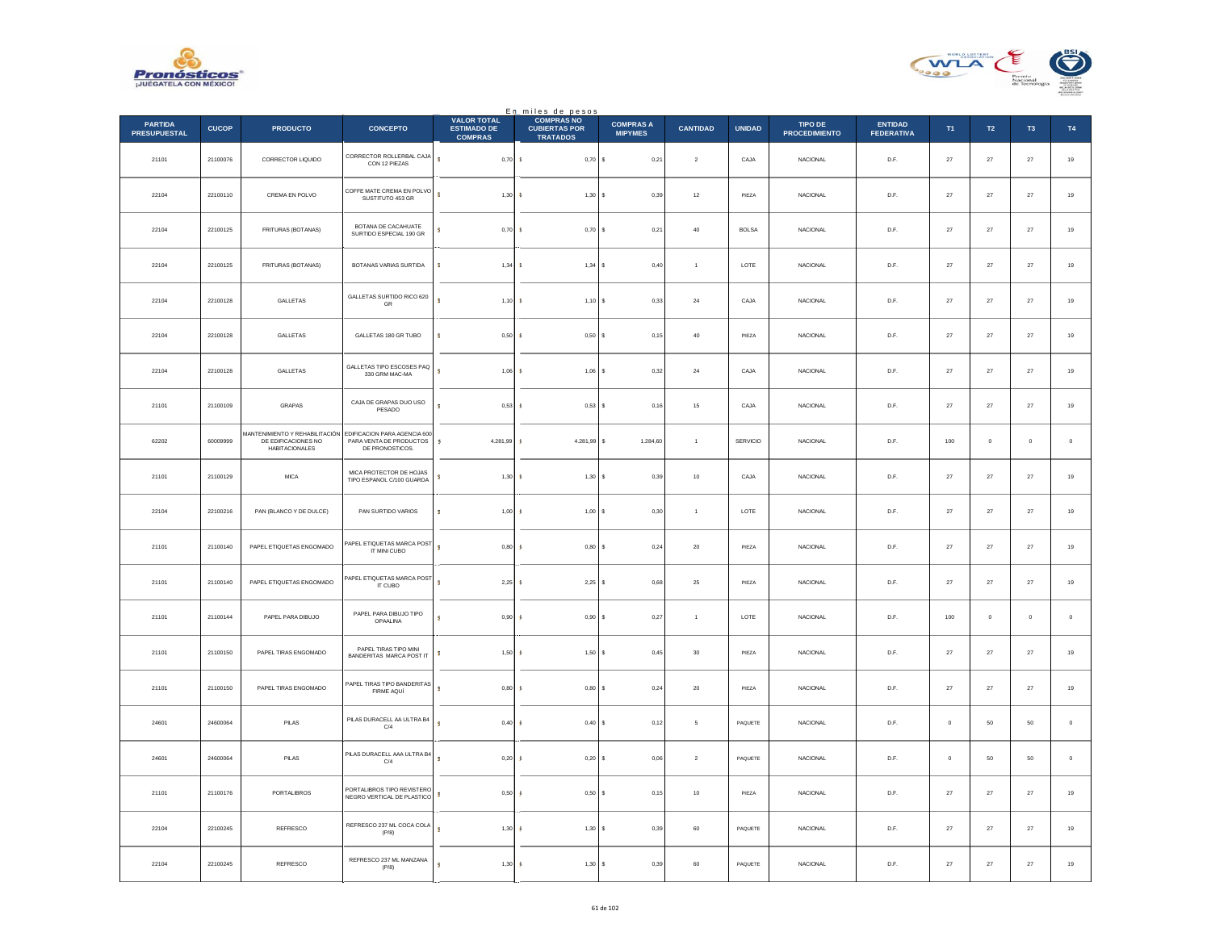En miles de pesos

| PARTIDA PRESUPUESTAL | CUCOP | PRODUCTO | CONCEPTO | VALOR TOTAL ESTIMADO DE COMPRAS | COMPRAS NO CUBIERTAS POR TRATADOS | COMPRAS A MIPYMES | CANTIDAD | UNIDAD | TIPO DE PROCEDIMIENTO | ENTIDAD FEDERATIVA | T1 | T2 | T3 | T4 |
|---|---|---|---|---|---|---|---|---|---|---|---|---|---|---|
| 21101 | 21100076 | CORRECTOR LIQUIDO | CORRECTOR ROLLERBAL CAJA CON 12 PIEZAS | $ 0,70 | $ 0,70 | $ 0,21 | 2 | CAJA | NACIONAL | D.F. | 27 | 27 | 27 | 19 |
| 22104 | 22100110 | CREMA EN POLVO | COFFE MATE CREMA EN POLVO SUSTITUTO 453 GR | $ 1,30 | $ 1,30 | $ 0,39 | 12 | PIEZA | NACIONAL | D.F. | 27 | 27 | 27 | 19 |
| 22104 | 22100125 | FRITURAS (BOTANAS) | BOTANA DE CACAHUATE SURTIDO ESPECIAL 190 GR | $ 0,70 | $ 0,70 | $ 0,21 | 40 | BOLSA | NACIONAL | D.F. | 27 | 27 | 27 | 19 |
| 22104 | 22100125 | FRITURAS (BOTANAS) | BOTANAS VARIAS SURTIDA | $ 1,34 | $ 1,34 | $ 0,40 | 1 | LOTE | NACIONAL | D.F. | 27 | 27 | 27 | 19 |
| 22104 | 22100128 | GALLETAS | GALLETAS SURTIDO RICO 620 GR | $ 1,10 | $ 1,10 | $ 0,33 | 24 | CAJA | NACIONAL | D.F. | 27 | 27 | 27 | 19 |
| 22104 | 22100128 | GALLETAS | GALLETAS 180 GR TUBO | $ 0,50 | $ 0,50 | $ 0,15 | 40 | PIEZA | NACIONAL | D.F. | 27 | 27 | 27 | 19 |
| 22104 | 22100128 | GALLETAS | GALLETAS TIPO ESCOSES PAQ 330 GRM MAC-MA | $ 1,06 | $ 1,06 | $ 0,32 | 24 | CAJA | NACIONAL | D.F. | 27 | 27 | 27 | 19 |
| 21101 | 21100109 | GRAPAS | CAJA DE GRAPAS DUO USO PESADO | $ 0,53 | $ 0,53 | $ 0,16 | 15 | CAJA | NACIONAL | D.F. | 27 | 27 | 27 | 19 |
| 62202 | 60009999 | MANTENIMIENTO Y REHABILITACIÓN DE EDIFICACIONES NO HABITACIONALES | EDIFICACION PARA AGENCIA 600 PARA VENTA DE PRODUCTOS DE PRONOSTICOS. | $ 4.281,99 | $ 4.281,99 | $ 1.284,60 | 1 | SERVICIO | NACIONAL | D.F. | 100 | 0 | 0 | 0 |
| 21101 | 21100129 | MICA | MICA PROTECTOR DE HOJAS TIPO ESPANOL C/100 GUARDA | $ 1,30 | $ 1,30 | $ 0,39 | 10 | CAJA | NACIONAL | D.F. | 27 | 27 | 27 | 19 |
| 22104 | 22100216 | PAN (BLANCO Y DE DULCE) | PAN SURTIDO VARIOS | $ 1,00 | $ 1,00 | $ 0,30 | 1 | LOTE | NACIONAL | D.F. | 27 | 27 | 27 | 19 |
| 21101 | 21100140 | PAPEL ETIQUETAS ENGOMADO | PAPEL ETIQUETAS MARCA POST IT MINI CUBO | $ 0,80 | $ 0,80 | $ 0,24 | 20 | PIEZA | NACIONAL | D.F. | 27 | 27 | 27 | 19 |
| 21101 | 21100140 | PAPEL ETIQUETAS ENGOMADO | PAPEL ETIQUETAS MARCA POST IT CUBO | $ 2,25 | $ 2,25 | $ 0,68 | 25 | PIEZA | NACIONAL | D.F. | 27 | 27 | 27 | 19 |
| 21101 | 21100144 | PAPEL PARA DIBUJO | PAPEL PARA DIBUJO TIPO OPAALINA | $ 0,90 | $ 0,90 | $ 0,27 | 1 | LOTE | NACIONAL | D.F. | 100 | 0 | 0 | 0 |
| 21101 | 21100150 | PAPEL TIRAS ENGOMADO | PAPEL TIRAS TIPO MINI BANDERITAS MARCA POST IT | $ 1,50 | $ 1,50 | $ 0,45 | 30 | PIEZA | NACIONAL | D.F. | 27 | 27 | 27 | 19 |
| 21101 | 21100150 | PAPEL TIRAS ENGOMADO | PAPEL TIRAS TIPO BANDERITAS FIRME AQUÍ | $ 0,80 | $ 0,80 | $ 0,24 | 20 | PIEZA | NACIONAL | D.F. | 27 | 27 | 27 | 19 |
| 24601 | 24600064 | PILAS | PILAS DURACELL AA ULTRA B4 C/4 | $ 0,40 | $ 0,40 | $ 0,12 | 5 | PAQUETE | NACIONAL | D.F. | 0 | 50 | 50 | 0 |
| 24601 | 24600064 | PILAS | PILAS DURACELL AAA ULTRA B4 C/4 | $ 0,20 | $ 0,20 | $ 0,06 | 2 | PAQUETE | NACIONAL | D.F. | 0 | 50 | 50 | 0 |
| 21101 | 21100176 | PORTALIBROS | PORTALIBROS TIPO REVISTERO NEGRO VERTICAL DE PLASTICO | $ 0,50 | $ 0,50 | $ 0,15 | 10 | PIEZA | NACIONAL | D.F. | 27 | 27 | 27 | 19 |
| 22104 | 22100245 | REFRESCO | REFRESCO 237 ML COCA COLA (P/8) | $ 1,30 | $ 1,30 | $ 0,39 | 60 | PAQUETE | NACIONAL | D.F. | 27 | 27 | 27 | 19 |
| 22104 | 22100245 | REFRESCO | REFRESCO 237 ML MANZANA (P/8) | $ 1,30 | $ 1,30 | $ 0,39 | 60 | PAQUETE | NACIONAL | D.F. | 27 | 27 | 27 | 19 |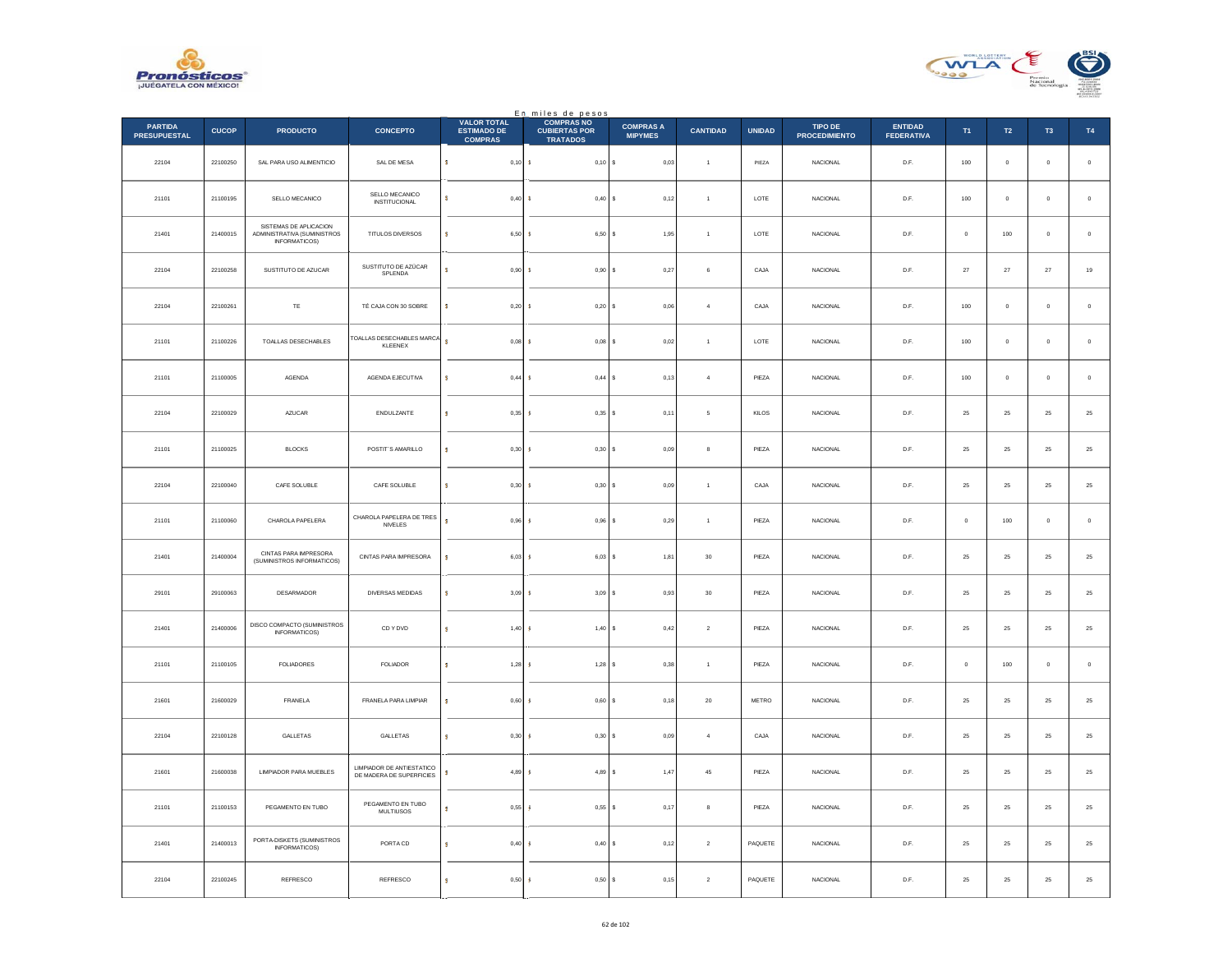En miles de pesos

| PARTIDA PRESUPUESTAL | CUCOP | PRODUCTO | CONCEPTO | VALOR TOTAL ESTIMADO DE COMPRAS | COMPRAS NO CUBIERTAS POR TRATADOS | COMPRAS A MIPYMES | CANTIDAD | UNIDAD | TIPO DE PROCEDIMIENTO | ENTIDAD FEDERATIVA | T1 | T2 | T3 | T4 |
|---|---|---|---|---|---|---|---|---|---|---|---|---|---|---|
| 22104 | 22100250 | SAL PARA USO ALIMENTICIO | SAL DE MESA | $ 0,10 | $ 0,10 | $ 0,03 | 1 | PIEZA | NACIONAL | D.F. | 100 | 0 | 0 | 0 |
| 21101 | 21100195 | SELLO MECANICO | SELLO MECANICO INSTITUCIONAL | $ 0,40 | $ 0,40 | $ 0,12 | 1 | LOTE | NACIONAL | D.F. | 100 | 0 | 0 | 0 |
| 21401 | 21400015 | SISTEMAS DE APLICACION ADMINISTRATIVA (SUMINISTROS INFORMATICOS) | TITULOS DIVERSOS | $ 6,50 | $ 6,50 | $ 1,95 | 1 | LOTE | NACIONAL | D.F. | 0 | 100 | 0 | 0 |
| 22104 | 22100258 | SUSTITUTO DE AZUCAR | SUSTITUTO DE AZÚCAR SPLENDA | $ 0,90 | $ 0,90 | $ 0,27 | 6 | CAJA | NACIONAL | D.F. | 27 | 27 | 27 | 19 |
| 22104 | 22100261 | TE | TÉ CAJA CON 30 SOBRE | $ 0,20 | $ 0,20 | $ 0,06 | 4 | CAJA | NACIONAL | D.F. | 100 | 0 | 0 | 0 |
| 21101 | 21100226 | TOALLAS DESECHABLES | TOALLAS DESECHABLES MARCA KLEENEX | $ 0,08 | $ 0,08 | $ 0,02 | 1 | LOTE | NACIONAL | D.F. | 100 | 0 | 0 | 0 |
| 21101 | 21100005 | AGENDA | AGENDA EJECUTIVA | $ 0,44 | $ 0,44 | $ 0,13 | 4 | PIEZA | NACIONAL | D.F. | 100 | 0 | 0 | 0 |
| 22104 | 22100029 | AZUCAR | ENDULZANTE | $ 0,35 | $ 0,35 | $ 0,11 | 5 | KILOS | NACIONAL | D.F. | 25 | 25 | 25 | 25 |
| 21101 | 21100025 | BLOCKS | POSTIT´S AMARILLO | $ 0,30 | $ 0,30 | $ 0,09 | 8 | PIEZA | NACIONAL | D.F. | 25 | 25 | 25 | 25 |
| 22104 | 22100040 | CAFE SOLUBLE | CAFE SOLUBLE | $ 0,30 | $ 0,30 | $ 0,09 | 1 | CAJA | NACIONAL | D.F. | 25 | 25 | 25 | 25 |
| 21101 | 21100060 | CHAROLA PAPELERA | CHAROLA PAPELERA DE TRES NIVELES | $ 0,96 | $ 0,96 | $ 0,29 | 1 | PIEZA | NACIONAL | D.F. | 0 | 100 | 0 | 0 |
| 21401 | 21400004 | CINTAS PARA IMPRESORA (SUMINISTROS INFORMATICOS) | CINTAS PARA IMPRESORA | $ 6,03 | $ 6,03 | $ 1,81 | 30 | PIEZA | NACIONAL | D.F. | 25 | 25 | 25 | 25 |
| 29101 | 29100063 | DESARMADOR | DIVERSAS MEDIDAS | $ 3,09 | $ 3,09 | $ 0,93 | 30 | PIEZA | NACIONAL | D.F. | 25 | 25 | 25 | 25 |
| 21401 | 21400006 | DISCO COMPACTO (SUMINISTROS INFORMATICOS) | CD Y DVD | $ 1,40 | $ 1,40 | $ 0,42 | 2 | PIEZA | NACIONAL | D.F. | 25 | 25 | 25 | 25 |
| 21101 | 21100105 | FOLIADORES | FOLIADOR | $ 1,28 | $ 1,28 | $ 0,38 | 1 | PIEZA | NACIONAL | D.F. | 0 | 100 | 0 | 0 |
| 21601 | 21600029 | FRANELA | FRANELA PARA LIMPIAR | $ 0,60 | $ 0,60 | $ 0,18 | 20 | METRO | NACIONAL | D.F. | 25 | 25 | 25 | 25 |
| 22104 | 22100128 | GALLETAS | GALLETAS | $ 0,30 | $ 0,30 | $ 0,09 | 4 | CAJA | NACIONAL | D.F. | 25 | 25 | 25 | 25 |
| 21601 | 21600038 | LIMPIADOR PARA MUEBLES | LIMPIADOR DE ANTIESTATICO DE MADERA DE SUPERFICIES | $ 4,89 | $ 4,89 | $ 1,47 | 45 | PIEZA | NACIONAL | D.F. | 25 | 25 | 25 | 25 |
| 21101 | 21100153 | PEGAMENTO EN TUBO | PEGAMENTO EN TUBO MULTIUSOS | $ 0,55 | $ 0,55 | $ 0,17 | 8 | PIEZA | NACIONAL | D.F. | 25 | 25 | 25 | 25 |
| 21401 | 21400013 | PORTA-DISKETS (SUMINISTROS INFORMATICOS) | PORTA CD | $ 0,40 | $ 0,40 | $ 0,12 | 2 | PAQUETE | NACIONAL | D.F. | 25 | 25 | 25 | 25 |
| 22104 | 22100245 | REFRESCO | REFRESCO | $ 0,50 | $ 0,50 | $ 0,15 | 2 | PAQUETE | NACIONAL | D.F. | 25 | 25 | 25 | 25 |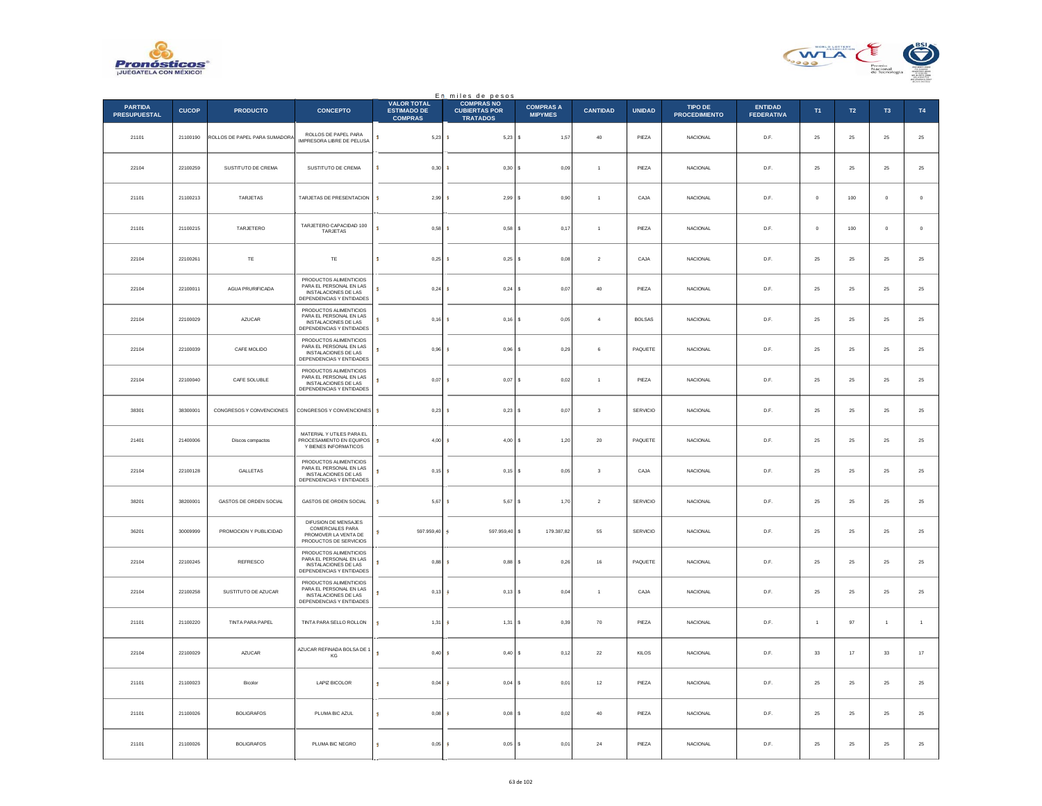En miles de pesos

| PARTIDA PRESUPUESTAL | CUCOP | PRODUCTO | CONCEPTO | VALOR TOTAL ESTIMADO DE COMPRAS | COMPRAS NO CUBIERTAS POR TRATADOS | COMPRAS A MIPYMES | CANTIDAD | UNIDAD | TIPO DE PROCEDIMIENTO | ENTIDAD FEDERATIVA | T1 | T2 | T3 | T4 |
|---|---|---|---|---|---|---|---|---|---|---|---|---|---|---|
| 21101 | 21100190 | ROLLOS DE PAPEL PARA SUMADORA | ROLLOS DE PAPEL PARA IMPRESORA LIBRE DE PELUSA | $ 5,23 | $ 5,23 | $ 1,57 | 40 | PIEZA | NACIONAL | D.F. | 25 | 25 | 25 | 25 |
| 22104 | 22100259 | SUSTITUTO DE CREMA | SUSTITUTO DE CREMA | $ 0,30 | $ 0,30 | $ 0,09 | 1 | PIEZA | NACIONAL | D.F. | 25 | 25 | 25 | 25 |
| 21101 | 21100213 | TARJETAS | TARJETAS DE PRESENTACION | $ 2,99 | $ 2,99 | $ 0,90 | 1 | CAJA | NACIONAL | D.F. | 0 | 100 | 0 | 0 |
| 21101 | 21100215 | TARJETERO | TARJETERO CAPACIDAD 100 TARJETAS | $ 0,58 | $ 0,58 | $ 0,17 | 1 | PIEZA | NACIONAL | D.F. | 0 | 100 | 0 | 0 |
| 22104 | 22100261 | TE | TE | $ 0,25 | $ 0,25 | $ 0,08 | 2 | CAJA | NACIONAL | D.F. | 25 | 25 | 25 | 25 |
| 22104 | 22100011 | AGUA PRURIFICADA | PRODUCTOS ALIMENTICIOS PARA EL PERSONAL EN LAS INSTALACIONES DE LAS DEPENDENCIAS Y ENTIDADES | $ 0,24 | $ 0,24 | $ 0,07 | 40 | PIEZA | NACIONAL | D.F. | 25 | 25 | 25 | 25 |
| 22104 | 22100029 | AZUCAR | PRODUCTOS ALIMENTICIOS PARA EL PERSONAL EN LAS INSTALACIONES DE LAS DEPENDENCIAS Y ENTIDADES | $ 0,16 | $ 0,16 | $ 0,05 | 4 | BOLSAS | NACIONAL | D.F. | 25 | 25 | 25 | 25 |
| 22104 | 22100039 | CAFE MOLIDO | PRODUCTOS ALIMENTICIOS PARA EL PERSONAL EN LAS INSTALACIONES DE LAS DEPENDENCIAS Y ENTIDADES | $ 0,96 | $ 0,96 | $ 0,29 | 6 | PAQUETE | NACIONAL | D.F. | 25 | 25 | 25 | 25 |
| 22104 | 22100040 | CAFE SOLUBLE | PRODUCTOS ALIMENTICIOS PARA EL PERSONAL EN LAS INSTALACIONES DE LAS DEPENDENCIAS Y ENTIDADES | $ 0,07 | $ 0,07 | $ 0,02 | 1 | PIEZA | NACIONAL | D.F. | 25 | 25 | 25 | 25 |
| 38301 | 38300001 | CONGRESOS Y CONVENCIONES | CONGRESOS Y CONVENCIONES | $ 0,23 | $ 0,23 | $ 0,07 | 3 | SERVICIO | NACIONAL | D.F. | 25 | 25 | 25 | 25 |
| 21401 | 21400006 | Discos compactos | MATERIAL Y UTILES PARA EL PROCESAMIENTO EN EQUIPOS Y BIENES INFORMATICOS | $ 4,00 | $ 4,00 | $ 1,20 | 20 | PAQUETE | NACIONAL | D.F. | 25 | 25 | 25 | 25 |
| 22104 | 22100128 | GALLETAS | PRODUCTOS ALIMENTICIOS PARA EL PERSONAL EN LAS INSTALACIONES DE LAS DEPENDENCIAS Y ENTIDADES | $ 0,15 | $ 0,15 | $ 0,05 | 3 | CAJA | NACIONAL | D.F. | 25 | 25 | 25 | 25 |
| 38201 | 38200001 | GASTOS DE ORDEN SOCIAL | GASTOS DE ORDEN SOCIAL | $ 5,67 | $ 5,67 | $ 1,70 | 2 | SERVICIO | NACIONAL | D.F. | 25 | 25 | 25 | 25 |
| 36201 | 30009999 | PROMOCION Y PUBLICIDAD | DIFUSION DE MENSAJES COMERCIALES PARA PROMOVER LA VENTA DE PRODUCTOS DE SERVICIOS | $ 597.959,40 | $ 597.959,40 | $ 179.387,82 | 55 | SERVICIO | NACIONAL | D.F. | 25 | 25 | 25 | 25 |
| 22104 | 22100245 | REFRESCO | PRODUCTOS ALIMENTICIOS PARA EL PERSONAL EN LAS INSTALACIONES DE LAS DEPENDENCIAS Y ENTIDADES | $ 0,88 | $ 0,88 | $ 0,26 | 16 | PAQUETE | NACIONAL | D.F. | 25 | 25 | 25 | 25 |
| 22104 | 22100258 | SUSTITUTO DE AZUCAR | PRODUCTOS ALIMENTICIOS PARA EL PERSONAL EN LAS INSTALACIONES DE LAS DEPENDENCIAS Y ENTIDADES | $ 0,13 | $ 0,13 | $ 0,04 | 1 | CAJA | NACIONAL | D.F. | 25 | 25 | 25 | 25 |
| 21101 | 21100220 | TINTA PARA PAPEL | TINTA PARA SELLO ROLLON | $ 1,31 | $ 1,31 | $ 0,39 | 70 | PIEZA | NACIONAL | D.F. | 1 | 97 | 1 | 1 |
| 22104 | 22100029 | AZUCAR | AZUCAR REFINADA BOLSA DE 1 KG | $ 0,40 | $ 0,40 | $ 0,12 | 22 | KILOS | NACIONAL | D.F. | 33 | 17 | 33 | 17 |
| 21101 | 21100023 | Bicolor | LAPIZ BICOLOR | $ 0,04 | $ 0,04 | $ 0,01 | 12 | PIEZA | NACIONAL | D.F. | 25 | 25 | 25 | 25 |
| 21101 | 21100026 | BOLIGRAFOS | PLUMA BIC AZUL | $ 0,08 | $ 0,08 | $ 0,02 | 40 | PIEZA | NACIONAL | D.F. | 25 | 25 | 25 | 25 |
| 21101 | 21100026 | BOLIGRAFOS | PLUMA BIC NEGRO | $ 0,05 | $ 0,05 | $ 0,01 | 24 | PIEZA | NACIONAL | D.F. | 25 | 25 | 25 | 25 |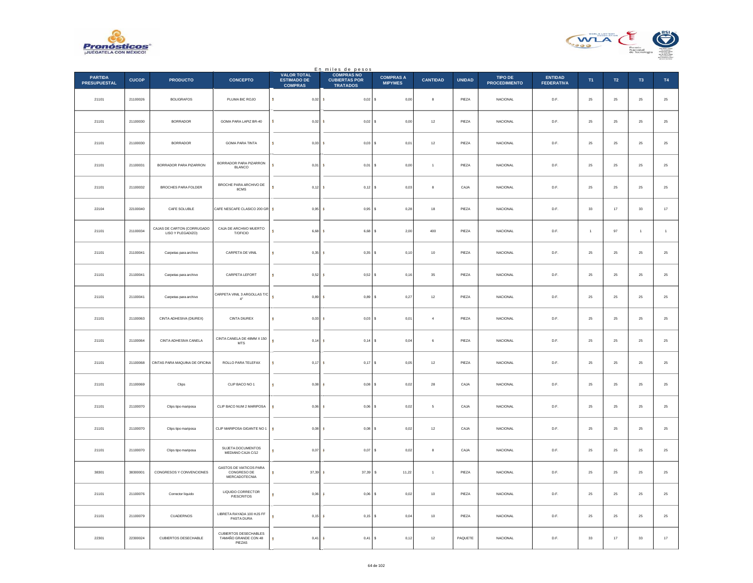En miles de pesos

| PARTIDA PRESUPUESTAL | CUCOP | PRODUCTO | CONCEPTO | VALOR TOTAL ESTIMADO DE COMPRAS | COMPRAS NO CUBIERTAS POR TRATADOS | COMPRAS A MIPYMES | CANTIDAD | UNIDAD | TIPO DE PROCEDIMIENTO | ENTIDAD FEDERATIVA | T1 | T2 | T3 | T4 |
|---|---|---|---|---|---|---|---|---|---|---|---|---|---|---|
| 21101 | 21100026 | BOLIGRAFOS | PLUMA BIC ROJO | $ 0,02 | $ 0,02 | $ 0,00 | 8 | PIEZA | NACIONAL | D.F. | 25 | 25 | 25 | 25 |
| 21101 | 21100030 | BORRADOR | GOMA PARA LAPIZ BR-40 | $ 0,02 | $ 0,02 | $ 0,00 | 12 | PIEZA | NACIONAL | D.F. | 25 | 25 | 25 | 25 |
| 21101 | 21100030 | BORRADOR | GOMA PARA TINTA | $ 0,03 | $ 0,03 | $ 0,01 | 12 | PIEZA | NACIONAL | D.F. | 25 | 25 | 25 | 25 |
| 21101 | 21100031 | BORRADOR PARA PIZARRON | BORRADOR PARA PIZARRON BLANCO | $ 0,01 | $ 0,01 | $ 0,00 | 1 | PIEZA | NACIONAL | D.F. | 25 | 25 | 25 | 25 |
| 21101 | 21100032 | BROCHES PARA FOLDER | BROCHE PARA ARCHIVO DE 8CMS | $ 0,12 | $ 0,12 | $ 0,03 | 8 | CAJA | NACIONAL | D.F. | 25 | 25 | 25 | 25 |
| 22104 | 22100040 | CAFE SOLUBLE | CAFE NESCAFE CLASICO 200 GR | $ 0,95 | $ 0,95 | $ 0,28 | 18 | PIEZA | NACIONAL | D.F. | 33 | 17 | 33 | 17 |
| 21101 | 21100034 | CAJAS DE CARTON (CORRUGADO LISO Y PLEGADIZO) | CAJA DE ARCHIVO MUERTO T/OFICIO | $ 6,68 | $ 6,68 | $ 2,00 | 400 | PIEZA | NACIONAL | D.F. | 1 | 97 | 1 | 1 |
| 21101 | 21100041 | Carpetas para archivo | CARPETA DE VINIL | $ 0,35 | $ 0,35 | $ 0,10 | 10 | PIEZA | NACIONAL | D.F. | 25 | 25 | 25 | 25 |
| 21101 | 21100041 | Carpetas para archivo | CARPETA LEFORT | $ 0,52 | $ 0,52 | $ 0,16 | 35 | PIEZA | NACIONAL | D.F. | 25 | 25 | 25 | 25 |
| 21101 | 21100041 | Carpetas para archivo | CARPETA VINIL 3 ARGOLLAS T/C 4" | $ 0,89 | $ 0,89 | $ 0,27 | 12 | PIEZA | NACIONAL | D.F. | 25 | 25 | 25 | 25 |
| 21101 | 21100063 | CINTA ADHESIVA (DIUREX) | CINTA DIUREX | $ 0,03 | $ 0,03 | $ 0,01 | 4 | PIEZA | NACIONAL | D.F. | 25 | 25 | 25 | 25 |
| 21101 | 21100064 | CINTA ADHESIVA CANELA | CINTA CANELA DE 48MM X 150 MTS | $ 0,14 | $ 0,14 | $ 0,04 | 6 | PIEZA | NACIONAL | D.F. | 25 | 25 | 25 | 25 |
| 21101 | 21100068 | CINTAS PARA MAQUINA DE OFICINA | ROLLO PARA TELEFAX | $ 0,17 | $ 0,17 | $ 0,05 | 12 | PIEZA | NACIONAL | D.F. | 25 | 25 | 25 | 25 |
| 21101 | 21100069 | Clips | CLIP BACO NO 1 | $ 0,08 | $ 0,08 | $ 0,02 | 28 | CAJA | NACIONAL | D.F. | 25 | 25 | 25 | 25 |
| 21101 | 21100070 | Clips tipo mariposa | CLIP BACO NUM 2 MARIPOSA | $ 0,06 | $ 0,06 | $ 0,02 | 5 | CAJA | NACIONAL | D.F. | 25 | 25 | 25 | 25 |
| 21101 | 21100070 | Clips tipo mariposa | CLIP MARIPOSA GIGANTE NO 1 | $ 0,08 | $ 0,08 | $ 0,02 | 12 | CAJA | NACIONAL | D.F. | 25 | 25 | 25 | 25 |
| 21101 | 21100070 | Clips tipo mariposa | SUJETA DOCUMENTOS MEDIANO CAJA C/12 | $ 0,07 | $ 0,07 | $ 0,02 | 8 | CAJA | NACIONAL | D.F. | 25 | 25 | 25 | 25 |
| 38301 | 38300001 | CONGRESOS Y CONVENCIONES | GASTOS DE VIATICOS PARA CONGRESO DE MERCADOTECNIA | $ 37,39 | $ 37,39 | $ 11,22 | 1 | PIEZA | NACIONAL | D.F. | 25 | 25 | 25 | 25 |
| 21101 | 21100076 | Corrector liquido | LIQUIDO CORRECTOR P/ESCRITOS | $ 0,06 | $ 0,06 | $ 0,02 | 10 | PIEZA | NACIONAL | D.F. | 25 | 25 | 25 | 25 |
| 21101 | 21100079 | CUADERNOS | LIBRETA RAYADA 100 HJS FF PASTA DURA | $ 0,15 | $ 0,15 | $ 0,04 | 10 | PIEZA | NACIONAL | D.F. | 25 | 25 | 25 | 25 |
| 22301 | 22300024 | CUBIERTOS DESECHABLE | CUBIERTOS DESECHABLES TAMAÑO GRANDE CON 48 PIEZAS | $ 0,41 | $ 0,41 | $ 0,12 | 12 | PAQUETE | NACIONAL | D.F. | 33 | 17 | 33 | 17 |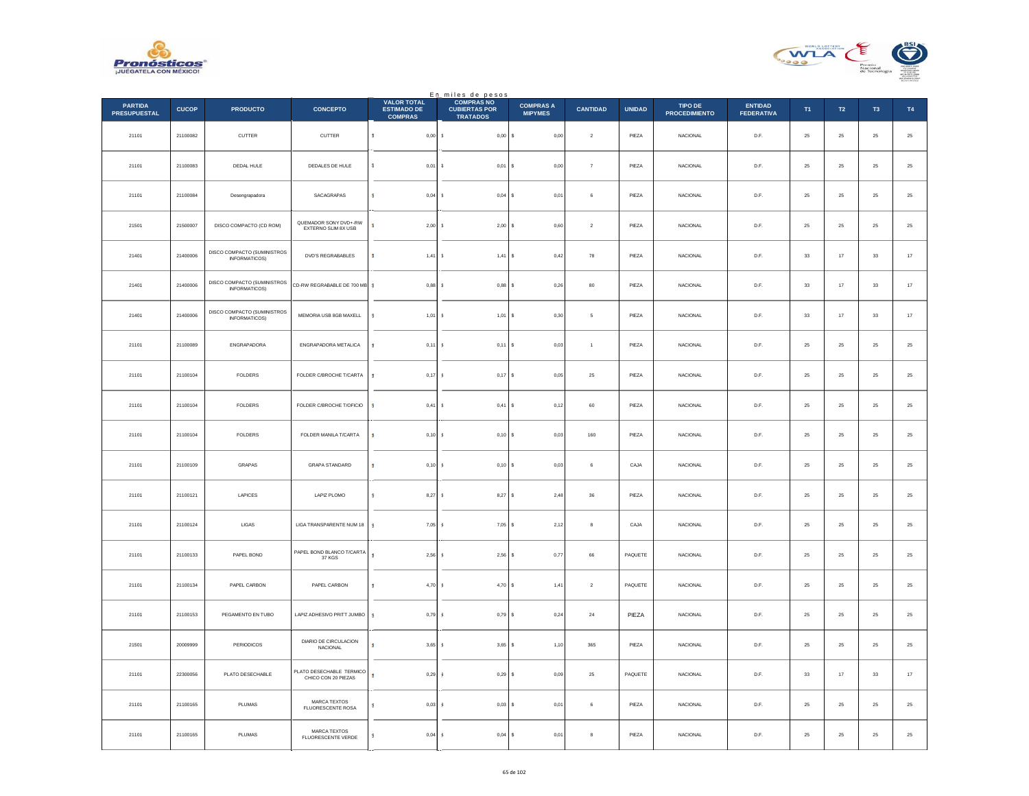En miles de pesos

| PARTIDA PRESUPUESTAL | CUCOP | PRODUCTO | CONCEPTO | VALOR TOTAL ESTIMADO DE COMPRAS | COMPRAS NO CUBIERTAS POR TRATADOS | COMPRAS A MIPYMES | CANTIDAD | UNIDAD | TIPO DE PROCEDIMIENTO | ENTIDAD FEDERATIVA | T1 | T2 | T3 | T4 |
|---|---|---|---|---|---|---|---|---|---|---|---|---|---|---|
| 21101 | 21100082 | CUTTER | CUTTER | $ 0,00 | $ 0,00 | $ 0,00 | 2 | PIEZA | NACIONAL | D.F. | 25 | 25 | 25 | 25 |
| 21101 | 21100083 | DEDAL HULE | DEDALES DE HULE | $ 0,01 | $ 0,01 | $ 0,00 | 7 | PIEZA | NACIONAL | D.F. | 25 | 25 | 25 | 25 |
| 21101 | 21100084 | Desengrapadora | SACAGRAPAS | $ 0,04 | $ 0,04 | $ 0,01 | 6 | PIEZA | NACIONAL | D.F. | 25 | 25 | 25 | 25 |
| 21501 | 21500007 | DISCO COMPACTO (CD ROM) | QUEMADOR SONY DVD+-RW EXTERNO SLIM 8X USB | $ 2,00 | $ 2,00 | $ 0,60 | 2 | PIEZA | NACIONAL | D.F. | 25 | 25 | 25 | 25 |
| 21401 | 21400006 | DISCO COMPACTO (SUMINISTROS INFORMATICOS) | DVD'S REGRABABLES | $ 1,41 | $ 1,41 | $ 0,42 | 78 | PIEZA | NACIONAL | D.F. | 33 | 17 | 33 | 17 |
| 21401 | 21400006 | DISCO COMPACTO (SUMINISTROS INFORMATICOS) | CD-RW REGRABABLE DE 700 MB | $ 0,88 | $ 0,88 | $ 0,26 | 80 | PIEZA | NACIONAL | D.F. | 33 | 17 | 33 | 17 |
| 21401 | 21400006 | DISCO COMPACTO (SUMINISTROS INFORMATICOS) | MEMORIA USB 8GB MAXELL | $ 1,01 | $ 1,01 | $ 0,30 | 5 | PIEZA | NACIONAL | D.F. | 33 | 17 | 33 | 17 |
| 21101 | 21100089 | ENGRAPADORA | ENGRAPADORA METALICA | $ 0,11 | $ 0,11 | $ 0,03 | 1 | PIEZA | NACIONAL | D.F. | 25 | 25 | 25 | 25 |
| 21101 | 21100104 | FOLDERS | FOLDER C/BROCHE T/CARTA | $ 0,17 | $ 0,17 | $ 0,05 | 25 | PIEZA | NACIONAL | D.F. | 25 | 25 | 25 | 25 |
| 21101 | 21100104 | FOLDERS | FOLDER C/BROCHE T/OFICIO | $ 0,41 | $ 0,41 | $ 0,12 | 60 | PIEZA | NACIONAL | D.F. | 25 | 25 | 25 | 25 |
| 21101 | 21100104 | FOLDERS | FOLDER MANILA T/CARTA | $ 0,10 | $ 0,10 | $ 0,03 | 160 | PIEZA | NACIONAL | D.F. | 25 | 25 | 25 | 25 |
| 21101 | 21100109 | GRAPAS | GRAPA STANDARD | $ 0,10 | $ 0,10 | $ 0,03 | 6 | CAJA | NACIONAL | D.F. | 25 | 25 | 25 | 25 |
| 21101 | 21100121 | LAPICES | LAPIZ PLOMO | $ 8,27 | $ 8,27 | $ 2,48 | 36 | PIEZA | NACIONAL | D.F. | 25 | 25 | 25 | 25 |
| 21101 | 21100124 | LIGAS | LIGA TRANSPARENTE NUM 18 | $ 7,05 | $ 7,05 | $ 2,12 | 8 | CAJA | NACIONAL | D.F. | 25 | 25 | 25 | 25 |
| 21101 | 21100133 | PAPEL BOND | PAPEL BOND BLANCO T/CARTA 37 KGS | $ 2,56 | $ 2,56 | $ 0,77 | 66 | PAQUETE | NACIONAL | D.F. | 25 | 25 | 25 | 25 |
| 21101 | 21100134 | PAPEL CARBON | PAPEL CARBON | $ 4,70 | $ 4,70 | $ 1,41 | 2 | PAQUETE | NACIONAL | D.F. | 25 | 25 | 25 | 25 |
| 21101 | 21100153 | PEGAMENTO EN TUBO | LAPIZ ADHESIVO PRITT JUMBO | $ 0,79 | $ 0,79 | $ 0,24 | 24 | PIEZA | NACIONAL | D.F. | 25 | 25 | 25 | 25 |
| 21501 | 20009999 | PERIODICOS | DIARIO DE CIRCULACION NACIONAL | $ 3,65 | $ 3,65 | $ 1,10 | 365 | PIEZA | NACIONAL | D.F. | 25 | 25 | 25 | 25 |
| 21101 | 22300056 | PLATO DESECHABLE | PLATO DESECHABLE TERMICO CHICO CON 20 PIEZAS | $ 0,29 | $ 0,29 | $ 0,09 | 25 | PAQUETE | NACIONAL | D.F. | 33 | 17 | 33 | 17 |
| 21101 | 21100165 | PLUMAS | MARCA TEXTOS FLUORESCENTE ROSA | $ 0,03 | $ 0,03 | $ 0,01 | 6 | PIEZA | NACIONAL | D.F. | 25 | 25 | 25 | 25 |
| 21101 | 21100165 | PLUMAS | MARCA TEXTOS FLUORESCENTE VERDE | $ 0,04 | $ 0,04 | $ 0,01 | 8 | PIEZA | NACIONAL | D.F. | 25 | 25 | 25 | 25 |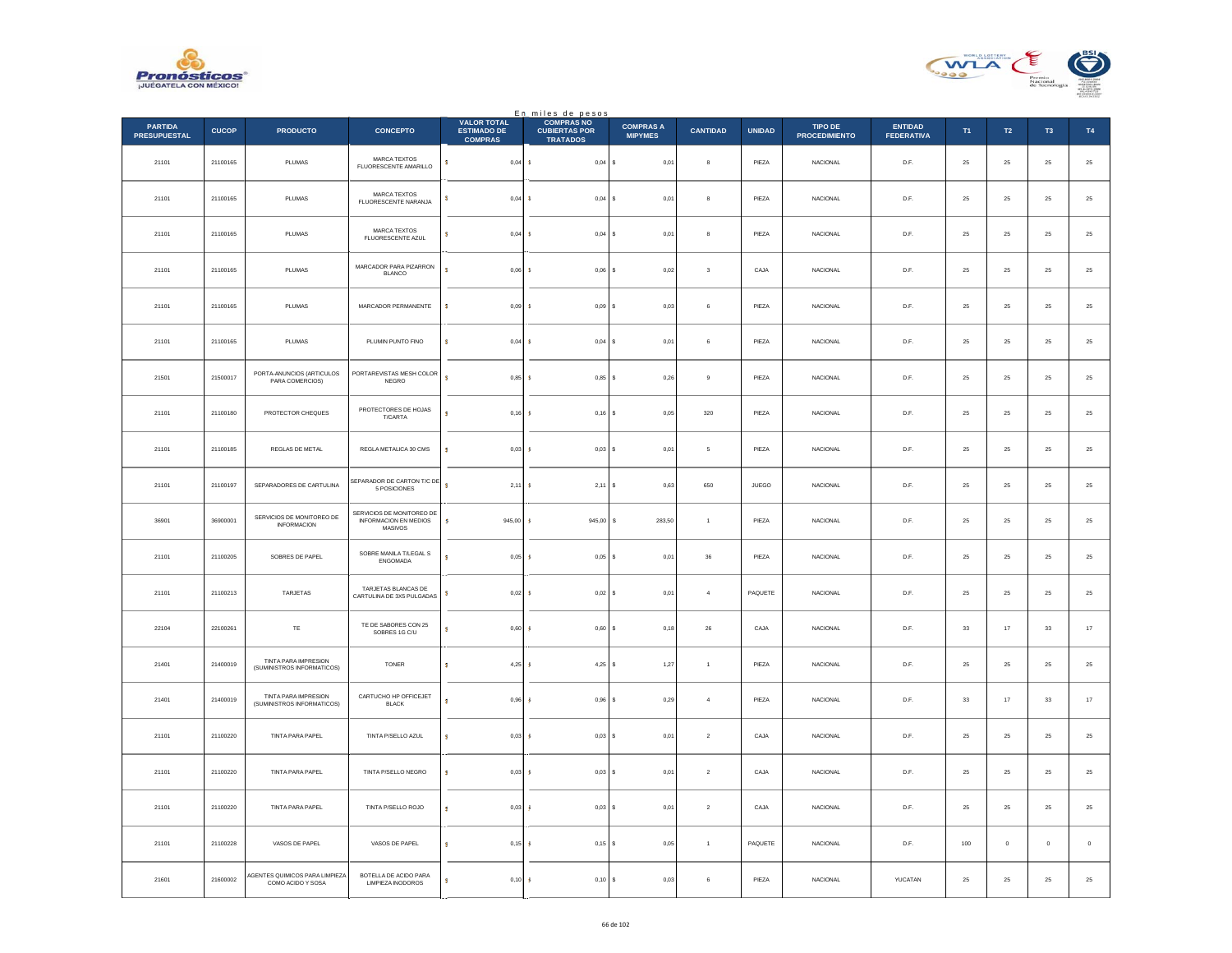En miles de pesos

| PARTIDA PRESUPUESTAL | CUCOP | PRODUCTO | CONCEPTO | VALOR TOTAL ESTIMADO DE COMPRAS | COMPRAS NO CUBIERTAS POR TRATADOS | COMPRAS A MIPYMES | CANTIDAD | UNIDAD | TIPO DE PROCEDIMIENTO | ENTIDAD FEDERATIVA | T1 | T2 | T3 | T4 |
|---|---|---|---|---|---|---|---|---|---|---|---|---|---|---|
| 21101 | 21100165 | PLUMAS | MARCA TEXTOS FLUORESCENTE AMARILLO | $ 0,04 | $ 0,04 | $ 0,01 | 8 | PIEZA | NACIONAL | D.F. | 25 | 25 | 25 | 25 |
| 21101 | 21100165 | PLUMAS | MARCA TEXTOS FLUORESCENTE NARANJA | $ 0,04 | $ 0,04 | $ 0,01 | 8 | PIEZA | NACIONAL | D.F. | 25 | 25 | 25 | 25 |
| 21101 | 21100165 | PLUMAS | MARCA TEXTOS FLUORESCENTE AZUL | $ 0,04 | $ 0,04 | $ 0,01 | 8 | PIEZA | NACIONAL | D.F. | 25 | 25 | 25 | 25 |
| 21101 | 21100165 | PLUMAS | MARCADOR PARA PIZARRON BLANCO | $ 0,06 | $ 0,06 | $ 0,02 | 3 | CAJA | NACIONAL | D.F. | 25 | 25 | 25 | 25 |
| 21101 | 21100165 | PLUMAS | MARCADOR PERMANENTE | $ 0,09 | $ 0,09 | $ 0,03 | 6 | PIEZA | NACIONAL | D.F. | 25 | 25 | 25 | 25 |
| 21101 | 21100165 | PLUMAS | PLUMIN PUNTO FINO | $ 0,04 | $ 0,04 | $ 0,01 | 6 | PIEZA | NACIONAL | D.F. | 25 | 25 | 25 | 25 |
| 21501 | 21500017 | PORTA-ANUNCIOS (ARTICULOS PARA COMERCIOS) | PORTAREVISTAS MESH COLOR NEGRO | $ 0,85 | $ 0,85 | $ 0,26 | 9 | PIEZA | NACIONAL | D.F. | 25 | 25 | 25 | 25 |
| 21101 | 21100180 | PROTECTOR CHEQUES | PROTECTORES DE HOJAS T/CARTA | $ 0,16 | $ 0,16 | $ 0,05 | 320 | PIEZA | NACIONAL | D.F. | 25 | 25 | 25 | 25 |
| 21101 | 21100185 | REGLAS DE METAL | REGLA METALICA 30 CMS | $ 0,03 | $ 0,03 | $ 0,01 | 5 | PIEZA | NACIONAL | D.F. | 25 | 25 | 25 | 25 |
| 21101 | 21100197 | SEPARADORES DE CARTULINA | SEPARADOR DE CARTON T/C DE 5 POSICIONES | $ 2,11 | $ 2,11 | $ 0,63 | 650 | JUEGO | NACIONAL | D.F. | 25 | 25 | 25 | 25 |
| 36901 | 36900001 | SERVICIOS DE MONITOREO DE INFORMACION | SERVICIOS DE MONITOREO DE INFORMACION EN MEDIOS MASIVOS | $ 945,00 | $ 945,00 | $ 283,50 | 1 | PIEZA | NACIONAL | D.F. | 25 | 25 | 25 | 25 |
| 21101 | 21100205 | SOBRES DE PAPEL | SOBRE MANILA T/LEGAL S ENGOMADA | $ 0,05 | $ 0,05 | $ 0,01 | 36 | PIEZA | NACIONAL | D.F. | 25 | 25 | 25 | 25 |
| 21101 | 21100213 | TARJETAS | TARJETAS BLANCAS DE CARTULINA DE 3X5 PULGADAS | $ 0,02 | $ 0,02 | $ 0,01 | 4 | PAQUETE | NACIONAL | D.F. | 25 | 25 | 25 | 25 |
| 22104 | 22100261 | TE | TE DE SABORES CON 25 SOBRES 1G C/U | $ 0,60 | $ 0,60 | $ 0,18 | 26 | CAJA | NACIONAL | D.F. | 33 | 17 | 33 | 17 |
| 21401 | 21400019 | TINTA PARA IMPRESION (SUMINISTROS INFORMATICOS) | TONER | $ 4,25 | $ 4,25 | $ 1,27 | 1 | PIEZA | NACIONAL | D.F. | 25 | 25 | 25 | 25 |
| 21401 | 21400019 | TINTA PARA IMPRESION (SUMINISTROS INFORMATICOS) | CARTUCHO HP OFFICEJET BLACK | $ 0,96 | $ 0,96 | $ 0,29 | 4 | PIEZA | NACIONAL | D.F. | 33 | 17 | 33 | 17 |
| 21101 | 21100220 | TINTA PARA PAPEL | TINTA P/SELLO AZUL | $ 0,03 | $ 0,03 | $ 0,01 | 2 | CAJA | NACIONAL | D.F. | 25 | 25 | 25 | 25 |
| 21101 | 21100220 | TINTA PARA PAPEL | TINTA P/SELLO NEGRO | $ 0,03 | $ 0,03 | $ 0,01 | 2 | CAJA | NACIONAL | D.F. | 25 | 25 | 25 | 25 |
| 21101 | 21100220 | TINTA PARA PAPEL | TINTA P/SELLO ROJO | $ 0,03 | $ 0,03 | $ 0,01 | 2 | CAJA | NACIONAL | D.F. | 25 | 25 | 25 | 25 |
| 21101 | 21100228 | VASOS DE PAPEL | VASOS DE PAPEL | $ 0,15 | $ 0,15 | $ 0,05 | 1 | PAQUETE | NACIONAL | D.F. | 100 | 0 | 0 | 0 |
| 21601 | 21600002 | AGENTES QUIMICOS PARA LIMPIEZA COMO ACIDO Y SOSA | BOTELLA DE ACIDO PARA LIMPIEZA INODOROS | $ 0,10 | $ 0,10 | $ 0,03 | 6 | PIEZA | NACIONAL | YUCATAN | 25 | 25 | 25 | 25 |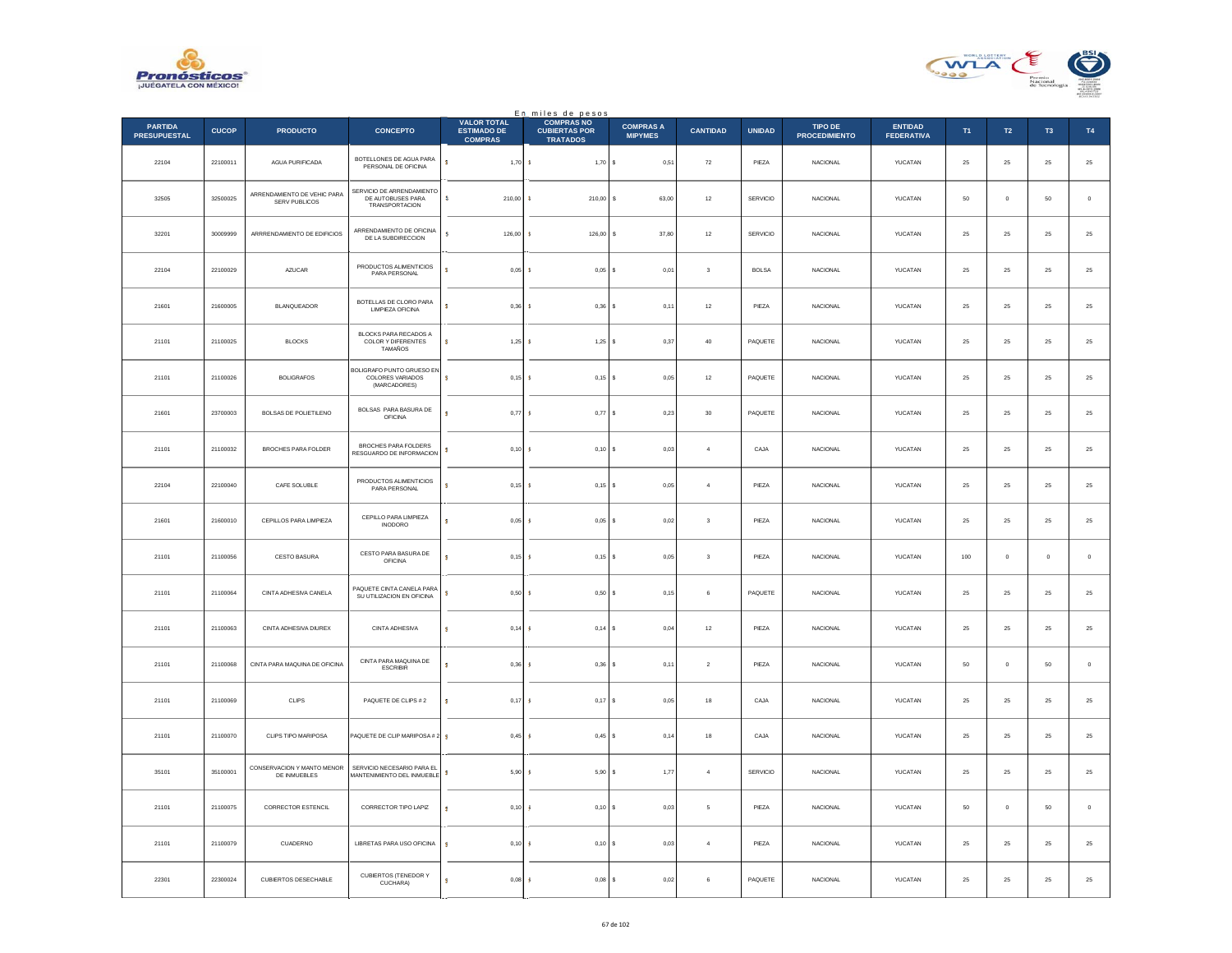En miles de pesos

| PARTIDA PRESUPUESTAL | CUCOP | PRODUCTO | CONCEPTO | VALOR TOTAL ESTIMADO DE COMPRAS | COMPRAS NO CUBIERTAS POR TRATADOS | COMPRAS A MIPYMES | CANTIDAD | UNIDAD | TIPO DE PROCEDIMIENTO | ENTIDAD FEDERATIVA | T1 | T2 | T3 | T4 |
|---|---|---|---|---|---|---|---|---|---|---|---|---|---|---|
| 22104 | 22100011 | AGUA PURIFICADA | BOTELLONES DE AGUA PARA PERSONAL DE OFICINA | $ 1,70 | $ 1,70 | $ 0,51 | 72 | PIEZA | NACIONAL | YUCATAN | 25 | 25 | 25 | 25 |
| 32505 | 32500025 | ARRENDAMIENTO DE VEHIC PARA SERV PUBLICOS | SERVICIO DE ARRENDAMIENTO DE AUTOBUSES PARA TRANSPORTACION | $ 210,00 | $ 210,00 | $ 63,00 | 12 | SERVICIO | NACIONAL | YUCATAN | 50 | 0 | 50 | 0 |
| 32201 | 30009999 | ARRRENDAMIENTO DE EDIFICIOS | ARRENDAMIENTO DE OFICINA DE LA SUBDIRECCION | $ 126,00 | $ 126,00 | $ 37,80 | 12 | SERVICIO | NACIONAL | YUCATAN | 25 | 25 | 25 | 25 |
| 22104 | 22100029 | AZUCAR | PRODUCTOS ALIMENTICIOS PARA PERSONAL | $ 0,05 | $ 0,05 | $ 0,01 | 3 | BOLSA | NACIONAL | YUCATAN | 25 | 25 | 25 | 25 |
| 21601 | 21600005 | BLANQUEADOR | BOTELLAS DE CLORO PARA LIMPIEZA OFICINA | $ 0,36 | $ 0,36 | $ 0,11 | 12 | PIEZA | NACIONAL | YUCATAN | 25 | 25 | 25 | 25 |
| 21101 | 21100025 | BLOCKS | BLOCKS PARA RECADOS A COLOR Y DIFERENTES TAMAÑOS | $ 1,25 | $ 1,25 | $ 0,37 | 40 | PAQUETE | NACIONAL | YUCATAN | 25 | 25 | 25 | 25 |
| 21101 | 21100026 | BOLIGRAFOS | BOLIGRAFO PUNTO GRUESO EN COLORES VARIADOS (MARCADORES) | $ 0,15 | $ 0,15 | $ 0,05 | 12 | PAQUETE | NACIONAL | YUCATAN | 25 | 25 | 25 | 25 |
| 21601 | 23700003 | BOLSAS DE POLIETILENO | BOLSAS PARA BASURA DE OFICINA | $ 0,77 | $ 0,77 | $ 0,23 | 30 | PAQUETE | NACIONAL | YUCATAN | 25 | 25 | 25 | 25 |
| 21101 | 21100032 | BROCHES PARA FOLDER | BROCHES PARA FOLDERS RESGUARDO DE INFORMACION | $ 0,10 | $ 0,10 | $ 0,03 | 4 | CAJA | NACIONAL | YUCATAN | 25 | 25 | 25 | 25 |
| 22104 | 22100040 | CAFE SOLUBLE | PRODUCTOS ALIMENTICIOS PARA PERSONAL | $ 0,15 | $ 0,15 | $ 0,05 | 4 | PIEZA | NACIONAL | YUCATAN | 25 | 25 | 25 | 25 |
| 21601 | 21600010 | CEPILLOS PARA LIMPIEZA | CEPILLO PARA LIMPIEZA INODORO | $ 0,05 | $ 0,05 | $ 0,02 | 3 | PIEZA | NACIONAL | YUCATAN | 25 | 25 | 25 | 25 |
| 21101 | 21100056 | CESTO BASURA | CESTO PARA BASURA DE OFICINA | $ 0,15 | $ 0,15 | $ 0,05 | 3 | PIEZA | NACIONAL | YUCATAN | 100 | 0 | 0 | 0 |
| 21101 | 21100064 | CINTA ADHESIVA CANELA | PAQUETE CINTA CANELA PARA SU UTILIZACION EN OFICINA | $ 0,50 | $ 0,50 | $ 0,15 | 6 | PAQUETE | NACIONAL | YUCATAN | 25 | 25 | 25 | 25 |
| 21101 | 21100063 | CINTA ADHESIVA DIUREX | CINTA ADHESIVA | $ 0,14 | $ 0,14 | $ 0,04 | 12 | PIEZA | NACIONAL | YUCATAN | 25 | 25 | 25 | 25 |
| 21101 | 21100068 | CINTA PARA MAQUINA DE OFICINA | CINTA PARA MAQUINA DE ESCRIBIR | $ 0,36 | $ 0,36 | $ 0,11 | 2 | PIEZA | NACIONAL | YUCATAN | 50 | 0 | 50 | 0 |
| 21101 | 21100069 | CLIPS | PAQUETE DE CLIPS # 2 | $ 0,17 | $ 0,17 | $ 0,05 | 18 | CAJA | NACIONAL | YUCATAN | 25 | 25 | 25 | 25 |
| 21101 | 21100070 | CLIPS TIPO MARIPOSA | PAQUETE DE CLIP MARIPOSA # 2 | $ 0,45 | $ 0,45 | $ 0,14 | 18 | CAJA | NACIONAL | YUCATAN | 25 | 25 | 25 | 25 |
| 35101 | 35100001 | CONSERVACION Y MANTO MENOR DE INMUEBLES | SERVICIO NECESARIO PARA EL MANTENIMIENTO DEL INMUEBLE | $ 5,90 | $ 5,90 | $ 1,77 | 4 | SERVICIO | NACIONAL | YUCATAN | 25 | 25 | 25 | 25 |
| 21101 | 21100075 | CORRECTOR ESTENCIL | CORRECTOR TIPO LAPIZ | $ 0,10 | $ 0,10 | $ 0,03 | 5 | PIEZA | NACIONAL | YUCATAN | 50 | 0 | 50 | 0 |
| 21101 | 21100079 | CUADERNO | LIBRETAS PARA USO OFICINA | $ 0,10 | $ 0,10 | $ 0,03 | 4 | PIEZA | NACIONAL | YUCATAN | 25 | 25 | 25 | 25 |
| 22301 | 22300024 | CUBIERTOS DESECHABLE | CUBIERTOS (TENEDOR Y CUCHARA) | $ 0,08 | $ 0,08 | $ 0,02 | 6 | PAQUETE | NACIONAL | YUCATAN | 25 | 25 | 25 | 25 |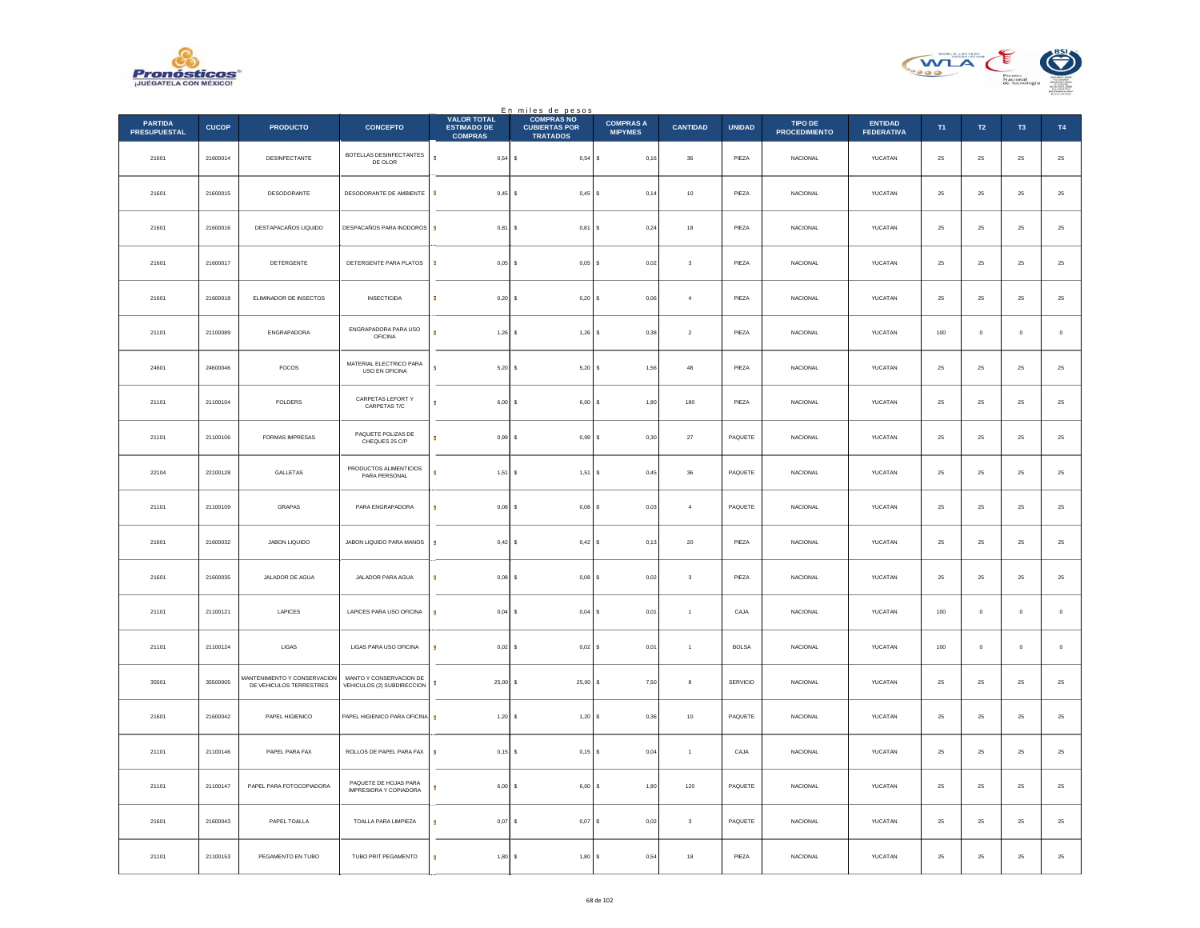En miles de pesos

| PARTIDA PRESUPUESTAL | CUCOP | PRODUCTO | CONCEPTO | VALOR TOTAL ESTIMADO DE COMPRAS | COMPRAS NO CUBIERTAS POR TRATADOS | COMPRAS A MIPYMES | CANTIDAD | UNIDAD | TIPO DE PROCEDIMIENTO | ENTIDAD FEDERATIVA | T1 | T2 | T3 | T4 |
|---|---|---|---|---|---|---|---|---|---|---|---|---|---|---|
| 21601 | 21600014 | DESINFECTANTE | BOTELLAS DESINFECTANTES DE OLOR | $ 0,54 | $ 0,54 | $ 0,16 | 36 | PIEZA | NACIONAL | YUCATAN | 25 | 25 | 25 | 25 |
| 21601 | 21600015 | DESODORANTE | DESODORANTE DE AMBIENTE | $ 0,45 | $ 0,45 | $ 0,14 | 10 | PIEZA | NACIONAL | YUCATAN | 25 | 25 | 25 | 25 |
| 21601 | 21600016 | DESTAPACAÑOS LIQUIDO | DESPACAÑOS PARA INODOROS | $ 0,81 | $ 0,81 | $ 0,24 | 18 | PIEZA | NACIONAL | YUCATAN | 25 | 25 | 25 | 25 |
| 21601 | 21600017 | DETERGENTE | DETERGENTE PARA PLATOS | $ 0,05 | $ 0,05 | $ 0,02 | 3 | PIEZA | NACIONAL | YUCATAN | 25 | 25 | 25 | 25 |
| 21601 | 21600018 | ELIMINADOR DE INSECTOS | INSECTICIDA | $ 0,20 | $ 0,20 | $ 0,06 | 4 | PIEZA | NACIONAL | YUCATAN | 25 | 25 | 25 | 25 |
| 21101 | 21100089 | ENGRAPADORA | ENGRAPADORA PARA USO OFICINA | $ 1,26 | $ 1,26 | $ 0,38 | 2 | PIEZA | NACIONAL | YUCATAN | 100 | 0 | 0 | 0 |
| 24601 | 24600046 | FOCOS | MATERIAL ELECTRICO PARA USO EN OFICINA | $ 5,20 | $ 5,20 | $ 1,56 | 48 | PIEZA | NACIONAL | YUCATAN | 25 | 25 | 25 | 25 |
| 21101 | 21100104 | FOLDERS | CARPETAS LEFORT Y CARPETAS T/C | $ 6,00 | $ 6,00 | $ 1,80 | 180 | PIEZA | NACIONAL | YUCATAN | 25 | 25 | 25 | 25 |
| 21101 | 21100106 | FORMAS IMPRESAS | PAQUETE POLIZAS DE CHEQUES 25 C/P | $ 0,99 | $ 0,99 | $ 0,30 | 27 | PAQUETE | NACIONAL | YUCATAN | 25 | 25 | 25 | 25 |
| 22104 | 22100128 | GALLETAS | PRODUCTOS ALIMENTICIOS PARA PERSONAL | $ 1,51 | $ 1,51 | $ 0,45 | 36 | PAQUETE | NACIONAL | YUCATAN | 25 | 25 | 25 | 25 |
| 21101 | 21100109 | GRAPAS | PARA ENGRAPADORA | $ 0,08 | $ 0,08 | $ 0,03 | 4 | PAQUETE | NACIONAL | YUCATAN | 25 | 25 | 25 | 25 |
| 21601 | 21600032 | JABON LIQUIDO | JABON LIQUIDO PARA MANOS | $ 0,42 | $ 0,42 | $ 0,13 | 20 | PIEZA | NACIONAL | YUCATAN | 25 | 25 | 25 | 25 |
| 21601 | 21600035 | JALADOR DE AGUA | JALADOR PARA AGUA | $ 0,08 | $ 0,08 | $ 0,02 | 3 | PIEZA | NACIONAL | YUCATAN | 25 | 25 | 25 | 25 |
| 21101 | 21100121 | LAPICES | LAPICES PARA USO OFICINA | $ 0,04 | $ 0,04 | $ 0,01 | 1 | CAJA | NACIONAL | YUCATAN | 100 | 0 | 0 | 0 |
| 21101 | 21100124 | LIGAS | LIGAS PARA USO OFICINA | $ 0,02 | $ 0,02 | $ 0,01 | 1 | BOLSA | NACIONAL | YUCATAN | 100 | 0 | 0 | 0 |
| 35501 | 35500005 | MANTENIMIENTO Y CONSERVACION DE VEHICULOS TERRESTRES | MANTO Y CONSERVACION DE VEHICULOS (2) SUBDIRECCION | $ 25,00 | $ 25,00 | $ 7,50 | 8 | SERVICIO | NACIONAL | YUCATAN | 25 | 25 | 25 | 25 |
| 21601 | 21600042 | PAPEL HIGIENICO | PAPEL HIGIENICO PARA OFICINA | $ 1,20 | $ 1,20 | $ 0,36 | 10 | PAQUETE | NACIONAL | YUCATAN | 25 | 25 | 25 | 25 |
| 21101 | 21100146 | PAPEL PARA FAX | ROLLOS DE PAPEL PARA FAX | $ 0,15 | $ 0,15 | $ 0,04 | 1 | CAJA | NACIONAL | YUCATAN | 25 | 25 | 25 | 25 |
| 21101 | 21100147 | PAPEL PARA FOTOCOPIADORA | PAQUETE DE HOJAS PARA IMPRESIORA Y COPIADORA | $ 6,00 | $ 6,00 | $ 1,80 | 120 | PAQUETE | NACIONAL | YUCATAN | 25 | 25 | 25 | 25 |
| 21601 | 21600043 | PAPEL TOALLA | TOALLA PARA LIMPIEZA | $ 0,07 | $ 0,07 | $ 0,02 | 3 | PAQUETE | NACIONAL | YUCATAN | 25 | 25 | 25 | 25 |
| 21101 | 21100153 | PEGAMENTO EN TUBO | TUBO PRIT PEGAMENTO | $ 1,80 | $ 1,80 | $ 0,54 | 18 | PIEZA | NACIONAL | YUCATAN | 25 | 25 | 25 | 25 |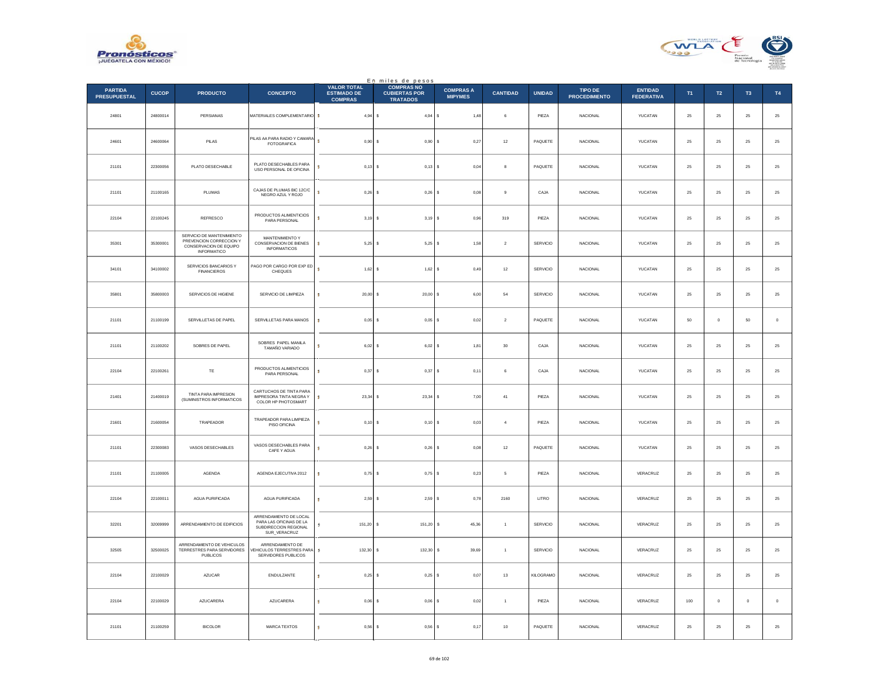En miles de pesos

| PARTIDA PRESUPUESTAL | CUCOP | PRODUCTO | CONCEPTO | VALOR TOTAL ESTIMADO DE COMPRAS | COMPRAS NO CUBIERTAS POR TRATADOS | COMPRAS A MIPYMES | CANTIDAD | UNIDAD | TIPO DE PROCEDIMIENTO | ENTIDAD FEDERATIVA | T1 | T2 | T3 | T4 |
|---|---|---|---|---|---|---|---|---|---|---|---|---|---|---|
| 24801 | 24800014 | PERSIANAS | MATERIALES COMPLEMENTARIO | $ 4,94 | $ 4,94 | $ 1,48 | 6 | PIEZA | NACIONAL | YUCATAN | 25 | 25 | 25 | 25 |
| 24601 | 24600064 | PILAS | PILAS AA PARA RADIO Y CAMARA FOTOGRAFICA | $ 0,90 | $ 0,90 | $ 0,27 | 12 | PAQUETE | NACIONAL | YUCATAN | 25 | 25 | 25 | 25 |
| 21101 | 22300056 | PLATO DESECHABLE | PLATO DESECHABLES PARA USO PERSONAL DE OFICINA | $ 0,13 | $ 0,13 | $ 0,04 | 8 | PAQUETE | NACIONAL | YUCATAN | 25 | 25 | 25 | 25 |
| 21101 | 21100165 | PLUMAS | CAJAS DE PLUMAS BIC 12C/C NEGRO AZUL Y ROJO | $ 0,26 | $ 0,26 | $ 0,08 | 9 | CAJA | NACIONAL | YUCATAN | 25 | 25 | 25 | 25 |
| 22104 | 22100245 | REFRESCO | PRODUCTOS ALIMENTICIOS PARA PERSONAL | $ 3,19 | $ 3,19 | $ 0,96 | 319 | PIEZA | NACIONAL | YUCATAN | 25 | 25 | 25 | 25 |
| 35301 | 35300001 | SERVICIO DE MANTENIMIENTO PREVENCION CORRECCION Y CONSERVACION DE EQUIPO INFORMATICO | MANTENIMIENTO Y CONSERVACION DE BIENES INFORMATICOS | $ 5,25 | $ 5,25 | $ 1,58 | 2 | SERVICIO | NACIONAL | YUCATAN | 25 | 25 | 25 | 25 |
| 34101 | 34100002 | SERVICIOS BANCARIOS Y FINANCIEROS | PAGO POR CARGO POR EXP ED CHEQUES | $ 1,62 | $ 1,62 | $ 0,49 | 12 | SERVICIO | NACIONAL | YUCATAN | 25 | 25 | 25 | 25 |
| 35801 | 35800003 | SERVICIOS DE HIGIENE | SERVICIO DE LIMPIEZA | $ 20,00 | $ 20,00 | $ 6,00 | 54 | SERVICIO | NACIONAL | YUCATAN | 25 | 25 | 25 | 25 |
| 21101 | 21100199 | SERVILLETAS DE PAPEL | SERVILLETAS PARA MANOS | $ 0,05 | $ 0,05 | $ 0,02 | 2 | PAQUETE | NACIONAL | YUCATAN | 50 | 0 | 50 | 0 |
| 21101 | 21100202 | SOBRES DE PAPEL | SOBRES PAPEL MANILA TAMAÑO VARIADO | $ 6,02 | $ 6,02 | $ 1,81 | 30 | CAJA | NACIONAL | YUCATAN | 25 | 25 | 25 | 25 |
| 22104 | 22100261 | TE | PRODUCTOS ALIMENTICIOS PARA PERSONAL | $ 0,37 | $ 0,37 | $ 0,11 | 6 | CAJA | NACIONAL | YUCATAN | 25 | 25 | 25 | 25 |
| 21401 | 21400019 | TINTA PARA IMPRESION (SUMINISTROS INFORMATICOS | CARTUCHOS DE TINTA PARA IMPRESORA TINTA NEGRA Y COLOR HP PHOTOSMART | $ 23,34 | $ 23,34 | $ 7,00 | 41 | PIEZA | NACIONAL | YUCATAN | 25 | 25 | 25 | 25 |
| 21601 | 21600054 | TRAPEADOR | TRAPEADOR PARA LIMPIEZA PISO OFICINA | $ 0,10 | $ 0,10 | $ 0,03 | 4 | PIEZA | NACIONAL | YUCATAN | 25 | 25 | 25 | 25 |
| 21101 | 22300083 | VASOS DESECHABLES | VASOS DESECHABLES PARA CAFE Y AGUA | $ 0,26 | $ 0,26 | $ 0,08 | 12 | PAQUETE | NACIONAL | YUCATAN | 25 | 25 | 25 | 25 |
| 21101 | 21100005 | AGENDA | AGENDA EJECUTIVA 2012 | $ 0,75 | $ 0,75 | $ 0,23 | 5 | PIEZA | NACIONAL | VERACRUZ | 25 | 25 | 25 | 25 |
| 22104 | 22100011 | AGUA PURIFICADA | AGUA PURIFICADA | $ 2,59 | $ 2,59 | $ 0,78 | 2160 | LITRO | NACIONAL | VERACRUZ | 25 | 25 | 25 | 25 |
| 32201 | 32009999 | ARRENDAMIENTO DE EDIFICIOS | ARRENDAMIENTO DE LOCAL PARA LAS OFICINAS DE LA SUBDIRECCION REGIONAL SUR_VERACRUZ | $ 151,20 | $ 151,20 | $ 45,36 | 1 | SERVICIO | NACIONAL | VERACRUZ | 25 | 25 | 25 | 25 |
| 32505 | 32500025 | ARRENDAMIENTO DE VEHICULOS TERRESTRES PARA SERVIDORES PUBLICOS | ARRENDAMIENTO DE VEHICULOS TERRESTRES PARA SERVIDORES PUBLICOS | $ 132,30 | $ 132,30 | $ 39,69 | 1 | SERVICIO | NACIONAL | VERACRUZ | 25 | 25 | 25 | 25 |
| 22104 | 22100029 | AZUCAR | ENDULZANTE | $ 0,25 | $ 0,25 | $ 0,07 | 13 | KILOGRAMO | NACIONAL | VERACRUZ | 25 | 25 | 25 | 25 |
| 22104 | 22100029 | AZUCARERA | AZUCARERA | $ 0,06 | $ 0,06 | $ 0,02 | 1 | PIEZA | NACIONAL | VERACRUZ | 100 | 0 | 0 | 0 |
| 21101 | 21100259 | BICOLOR | MARCA TEXTOS | $ 0,56 | $ 0,56 | $ 0,17 | 10 | PAQUETE | NACIONAL | VERACRUZ | 25 | 25 | 25 | 25 |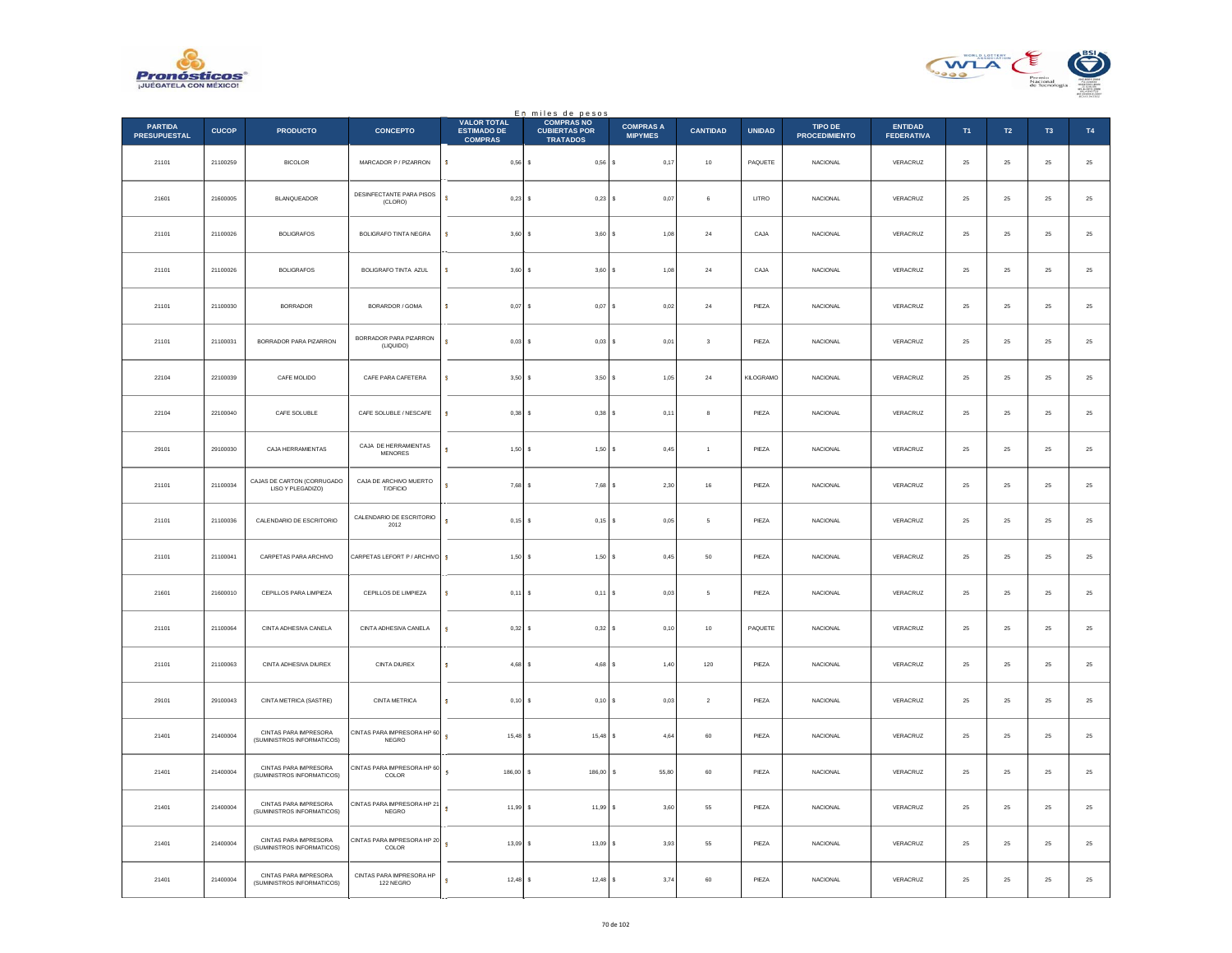En miles de pesos

| PARTIDA PRESUPUESTAL | CUCOP | PRODUCTO | CONCEPTO | VALOR TOTAL ESTIMADO DE COMPRAS | COMPRAS NO CUBIERTAS POR TRATADOS | COMPRAS A MIPYMES | CANTIDAD | UNIDAD | TIPO DE PROCEDIMIENTO | ENTIDAD FEDERATIVA | T1 | T2 | T3 | T4 |
|---|---|---|---|---|---|---|---|---|---|---|---|---|---|---|
| 21101 | 21100259 | BICOLOR | MARCADOR P / PIZARRON | $ 0,56 | $ 0,56 | $ 0,17 | 10 | PAQUETE | NACIONAL | VERACRUZ | 25 | 25 | 25 | 25 |
| 21601 | 21600005 | BLANQUEADOR | DESINFECTANTE PARA PISOS (CLORO) | $ 0,23 | $ 0,23 | $ 0,07 | 6 | LITRO | NACIONAL | VERACRUZ | 25 | 25 | 25 | 25 |
| 21101 | 21100026 | BOLIGRAFOS | BOLIGRAFO TINTA NEGRA | $ 3,60 | $ 3,60 | $ 1,08 | 24 | CAJA | NACIONAL | VERACRUZ | 25 | 25 | 25 | 25 |
| 21101 | 21100026 | BOLIGRAFOS | BOLIGRAFO TINTA AZUL | $ 3,60 | $ 3,60 | $ 1,08 | 24 | CAJA | NACIONAL | VERACRUZ | 25 | 25 | 25 | 25 |
| 21101 | 21100030 | BORRADOR | BORARDOR / GOMA | $ 0,07 | $ 0,07 | $ 0,02 | 24 | PIEZA | NACIONAL | VERACRUZ | 25 | 25 | 25 | 25 |
| 21101 | 21100031 | BORRADOR PARA PIZARRON | BORRADOR PARA PIZARRON (LIQUIDO) | $ 0,03 | $ 0,03 | $ 0,01 | 3 | PIEZA | NACIONAL | VERACRUZ | 25 | 25 | 25 | 25 |
| 22104 | 22100039 | CAFE MOLIDO | CAFE PARA CAFETERA | $ 3,50 | $ 3,50 | $ 1,05 | 24 | KILOGRAMO | NACIONAL | VERACRUZ | 25 | 25 | 25 | 25 |
| 22104 | 22100040 | CAFE SOLUBLE | CAFE SOLUBLE / NESCAFE | $ 0,38 | $ 0,38 | $ 0,11 | 8 | PIEZA | NACIONAL | VERACRUZ | 25 | 25 | 25 | 25 |
| 29101 | 29100030 | CAJA HERRAMIENTAS | CAJA DE HERRAMIENTAS MENORES | $ 1,50 | $ 1,50 | $ 0,45 | 1 | PIEZA | NACIONAL | VERACRUZ | 25 | 25 | 25 | 25 |
| 21101 | 21100034 | CAJAS DE CARTON (CORRUGADO LISO Y PLEGADIZO) | CAJA DE ARCHIVO MUERTO T/OFICIO | $ 7,68 | $ 7,68 | $ 2,30 | 16 | PIEZA | NACIONAL | VERACRUZ | 25 | 25 | 25 | 25 |
| 21101 | 21100036 | CALENDARIO DE ESCRITORIO | CALENDARIO DE ESCRITORIO 2012 | $ 0,15 | $ 0,15 | $ 0,05 | 5 | PIEZA | NACIONAL | VERACRUZ | 25 | 25 | 25 | 25 |
| 21101 | 21100041 | CARPETAS PARA ARCHIVO | CARPETAS LEFORT P / ARCHIVO | $ 1,50 | $ 1,50 | $ 0,45 | 50 | PIEZA | NACIONAL | VERACRUZ | 25 | 25 | 25 | 25 |
| 21601 | 21600010 | CEPILLOS PARA LIMPIEZA | CEPILLOS DE LIMPIEZA | $ 0,11 | $ 0,11 | $ 0,03 | 5 | PIEZA | NACIONAL | VERACRUZ | 25 | 25 | 25 | 25 |
| 21101 | 21100064 | CINTA ADHESIVA CANELA | CINTA ADHESIVA CANELA | $ 0,32 | $ 0,32 | $ 0,10 | 10 | PAQUETE | NACIONAL | VERACRUZ | 25 | 25 | 25 | 25 |
| 21101 | 21100063 | CINTA ADHESIVA DIUREX | CINTA DIUREX | $ 4,68 | $ 4,68 | $ 1,40 | 120 | PIEZA | NACIONAL | VERACRUZ | 25 | 25 | 25 | 25 |
| 29101 | 29100043 | CINTA METRICA (SASTRE) | CINTA METRICA | $ 0,10 | $ 0,10 | $ 0,03 | 2 | PIEZA | NACIONAL | VERACRUZ | 25 | 25 | 25 | 25 |
| 21401 | 21400004 | CINTAS PARA IMPRESORA (SUMINISTROS INFORMATICOS) | CINTAS PARA IMPRESORA HP 60 NEGRO | $ 15,48 | $ 15,48 | $ 4,64 | 60 | PIEZA | NACIONAL | VERACRUZ | 25 | 25 | 25 | 25 |
| 21401 | 21400004 | CINTAS PARA IMPRESORA (SUMINISTROS INFORMATICOS) | CINTAS PARA IMPRESORA HP 60 COLOR | $ 186,00 | $ 186,00 | $ 55,80 | 60 | PIEZA | NACIONAL | VERACRUZ | 25 | 25 | 25 | 25 |
| 21401 | 21400004 | CINTAS PARA IMPRESORA (SUMINISTROS INFORMATICOS) | CINTAS PARA IMPRESORA HP 21 NEGRO | $ 11,99 | $ 11,99 | $ 3,60 | 55 | PIEZA | NACIONAL | VERACRUZ | 25 | 25 | 25 | 25 |
| 21401 | 21400004 | CINTAS PARA IMPRESORA (SUMINISTROS INFORMATICOS) | CINTAS PARA IMPRESORA HP 20 COLOR | $ 13,09 | $ 13,09 | $ 3,93 | 55 | PIEZA | NACIONAL | VERACRUZ | 25 | 25 | 25 | 25 |
| 21401 | 21400004 | CINTAS PARA IMPRESORA (SUMINISTROS INFORMATICOS) | CINTAS PARA IMPRESORA HP 122 NEGRO | $ 12,48 | $ 12,48 | $ 3,74 | 60 | PIEZA | NACIONAL | VERACRUZ | 25 | 25 | 25 | 25 |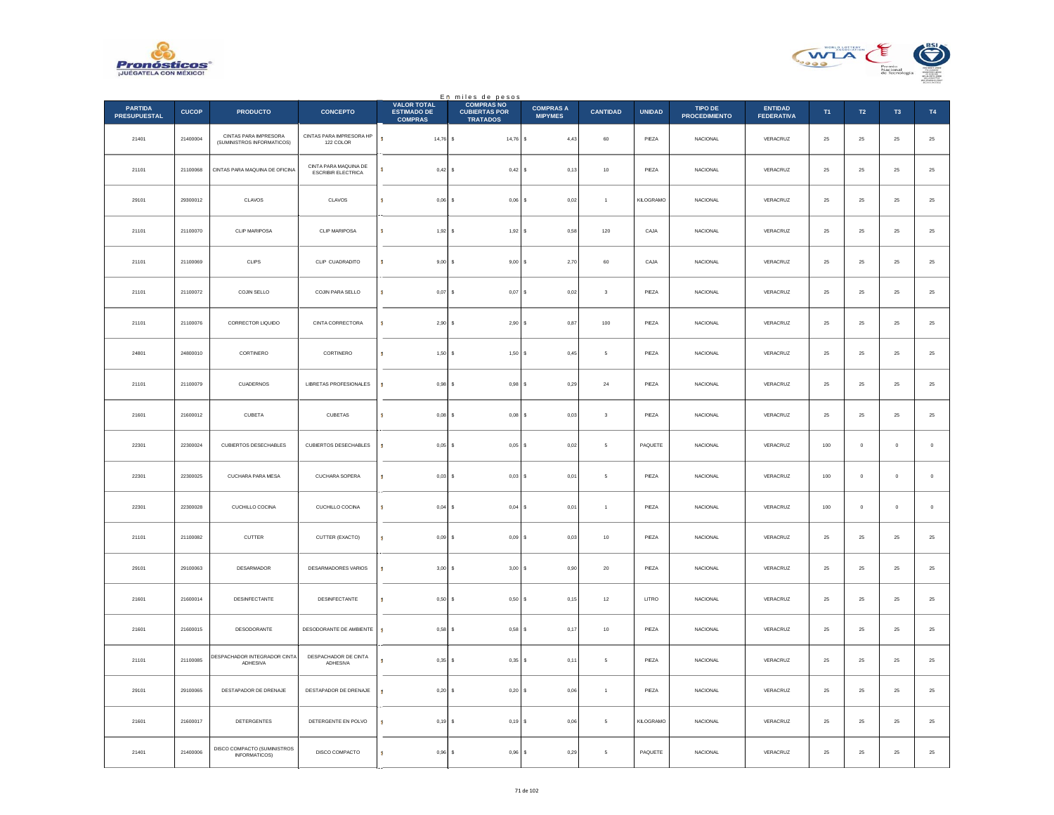En miles de pesos

| PARTIDA PRESUPUESTAL | CUCOP | PRODUCTO | CONCEPTO | VALOR TOTAL ESTIMADO DE COMPRAS | COMPRAS NO CUBIERTAS POR TRATADOS | COMPRAS A MIPYMES | CANTIDAD | UNIDAD | TIPO DE PROCEDIMIENTO | ENTIDAD FEDERATIVA | T1 | T2 | T3 | T4 |
|---|---|---|---|---|---|---|---|---|---|---|---|---|---|---|
| 21401 | 21400004 | CINTAS PARA IMPRESORA (SUMINISTROS INFORMATICOS) | CINTAS PARA IMPRESORA HP 122 COLOR | $ 14,76 | $ 14,76 | $ 4,43 | 60 | PIEZA | NACIONAL | VERACRUZ | 25 | 25 | 25 | 25 |
| 21101 | 21100068 | CINTAS PARA MAQUINA DE OFICINA | CINTA PARA MAQUINA DE ESCRIBIR ELECTRICA | $ 0,42 | $ 0,42 | $ 0,13 | 10 | PIEZA | NACIONAL | VERACRUZ | 25 | 25 | 25 | 25 |
| 29101 | 29300012 | CLAVOS | CLAVOS | $ 0,06 | $ 0,06 | $ 0,02 | 1 | KILOGRAMO | NACIONAL | VERACRUZ | 25 | 25 | 25 | 25 |
| 21101 | 21100070 | CLIP MARIPOSA | CLIP MARIPOSA | $ 1,92 | $ 1,92 | $ 0,58 | 120 | CAJA | NACIONAL | VERACRUZ | 25 | 25 | 25 | 25 |
| 21101 | 21100069 | CLIPS | CLIP CUADRADITO | $ 9,00 | $ 9,00 | $ 2,70 | 60 | CAJA | NACIONAL | VERACRUZ | 25 | 25 | 25 | 25 |
| 21101 | 21100072 | COJIN SELLO | COJIN PARA SELLO | $ 0,07 | $ 0,07 | $ 0,02 | 3 | PIEZA | NACIONAL | VERACRUZ | 25 | 25 | 25 | 25 |
| 21101 | 21100076 | CORRECTOR LIQUIDO | CINTA CORRECTORA | $ 2,90 | $ 2,90 | $ 0,87 | 100 | PIEZA | NACIONAL | VERACRUZ | 25 | 25 | 25 | 25 |
| 24801 | 24800010 | CORTINERO | CORTINERO | $ 1,50 | $ 1,50 | $ 0,45 | 5 | PIEZA | NACIONAL | VERACRUZ | 25 | 25 | 25 | 25 |
| 21101 | 21100079 | CUADERNOS | LIBRETAS PROFESIONALES | $ 0,98 | $ 0,98 | $ 0,29 | 24 | PIEZA | NACIONAL | VERACRUZ | 25 | 25 | 25 | 25 |
| 21601 | 21600012 | CUBETA | CUBETAS | $ 0,08 | $ 0,08 | $ 0,03 | 3 | PIEZA | NACIONAL | VERACRUZ | 25 | 25 | 25 | 25 |
| 22301 | 22300024 | CUBIERTOS DESECHABLES | CUBIERTOS DESECHABLES | $ 0,05 | $ 0,05 | $ 0,02 | 5 | PAQUETE | NACIONAL | VERACRUZ | 100 | 0 | 0 | 0 |
| 22301 | 22300025 | CUCHARA PARA MESA | CUCHARA SOPERA | $ 0,03 | $ 0,03 | $ 0,01 | 5 | PIEZA | NACIONAL | VERACRUZ | 100 | 0 | 0 | 0 |
| 22301 | 22300028 | CUCHILLO COCINA | CUCHILLO COCINA | $ 0,04 | $ 0,04 | $ 0,01 | 1 | PIEZA | NACIONAL | VERACRUZ | 100 | 0 | 0 | 0 |
| 21101 | 21100082 | CUTTER | CUTTER (EXACTO) | $ 0,09 | $ 0,09 | $ 0,03 | 10 | PIEZA | NACIONAL | VERACRUZ | 25 | 25 | 25 | 25 |
| 29101 | 29100063 | DESARMADOR | DESARMADORES VARIOS | $ 3,00 | $ 3,00 | $ 0,90 | 20 | PIEZA | NACIONAL | VERACRUZ | 25 | 25 | 25 | 25 |
| 21601 | 21600014 | DESINFECTANTE | DESINFECTANTE | $ 0,50 | $ 0,50 | $ 0,15 | 12 | LITRO | NACIONAL | VERACRUZ | 25 | 25 | 25 | 25 |
| 21601 | 21600015 | DESODORANTE | DESODORANTE DE AMBIENTE | $ 0,58 | $ 0,58 | $ 0,17 | 10 | PIEZA | NACIONAL | VERACRUZ | 25 | 25 | 25 | 25 |
| 21101 | 21100085 | DESPACHADOR INTEGRADOR CINTA ADHESIVA | DESPACHADOR DE CINTA ADHESIVA | $ 0,35 | $ 0,35 | $ 0,11 | 5 | PIEZA | NACIONAL | VERACRUZ | 25 | 25 | 25 | 25 |
| 29101 | 29100065 | DESTAPADOR DE DRENAJE | DESTAPADOR DE DRENAJE | $ 0,20 | $ 0,20 | $ 0,06 | 1 | PIEZA | NACIONAL | VERACRUZ | 25 | 25 | 25 | 25 |
| 21601 | 21600017 | DETERGENTES | DETERGENTE EN POLVO | $ 0,19 | $ 0,19 | $ 0,06 | 5 | KILOGRAMO | NACIONAL | VERACRUZ | 25 | 25 | 25 | 25 |
| 21401 | 21400006 | DISCO COMPACTO (SUMINISTROS INFORMATICOS) | DISCO COMPACTO | $ 0,96 | $ 0,96 | $ 0,29 | 5 | PAQUETE | NACIONAL | VERACRUZ | 25 | 25 | 25 | 25 |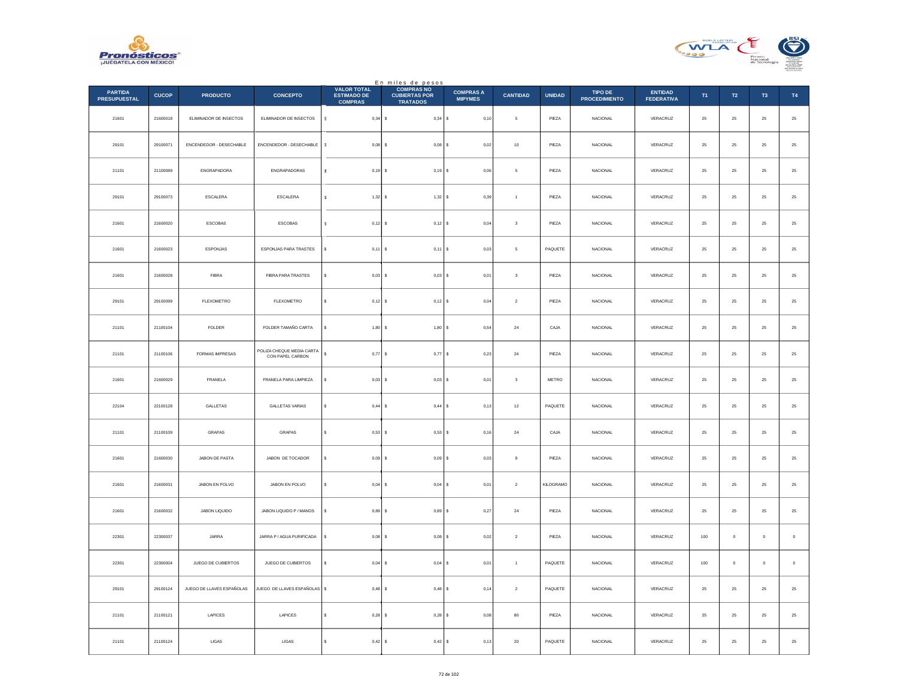En miles de pesos

| PARTIDA PRESUPUESTAL | CUCOP | PRODUCTO | CONCEPTO | VALOR TOTAL ESTIMADO DE COMPRAS | COMPRAS NO CUBIERTAS POR TRATADOS | COMPRAS A MIPYMES | CANTIDAD | UNIDAD | TIPO DE PROCEDIMIENTO | ENTIDAD FEDERATIVA | T1 | T2 | T3 | T4 |
|---|---|---|---|---|---|---|---|---|---|---|---|---|---|---|
| 21601 | 21600018 | ELIMINADOR DE INSECTOS | ELIMINADOR DE INSECTOS | $ 0,34 | $ 0,34 | $ 0,10 | 5 | PIEZA | NACIONAL | VERACRUZ | 25 | 25 | 25 | 25 |
| 29101 | 29100071 | ENCENDEDOR - DESECHABLE | ENCENDEDOR - DESECHABLE | $ 0,08 | $ 0,08 | $ 0,02 | 10 | PIEZA | NACIONAL | VERACRUZ | 25 | 25 | 25 | 25 |
| 21101 | 21100089 | ENGRAPADORA | ENGRAPADORAS | $ 0,19 | $ 0,19 | $ 0,06 | 5 | PIEZA | NACIONAL | VERACRUZ | 25 | 25 | 25 | 25 |
| 29101 | 29100073 | ESCALERA | ESCALERA | $ 1,32 | $ 1,32 | $ 0,39 | 1 | PIEZA | NACIONAL | VERACRUZ | 25 | 25 | 25 | 25 |
| 21601 | 21600020 | ESCOBAS | ESCOBAS | $ 0,12 | $ 0,12 | $ 0,04 | 3 | PIEZA | NACIONAL | VERACRUZ | 25 | 25 | 25 | 25 |
| 21601 | 21600023 | ESPONJAS | ESPONJAS PARA TRASTES | $ 0,11 | $ 0,11 | $ 0,03 | 5 | PAQUETE | NACIONAL | VERACRUZ | 25 | 25 | 25 | 25 |
| 21601 | 21600028 | FIBRA | FIBRA PARA TRASTES | $ 0,03 | $ 0,03 | $ 0,01 | 3 | PIEZA | NACIONAL | VERACRUZ | 25 | 25 | 25 | 25 |
| 29101 | 29100099 | FLEXOMETRO | FLEXOMETRO | $ 0,12 | $ 0,12 | $ 0,04 | 2 | PIEZA | NACIONAL | VERACRUZ | 25 | 25 | 25 | 25 |
| 21101 | 21100104 | FOLDER | FOLDER TAMAÑO CARTA | $ 1,80 | $ 1,80 | $ 0,54 | 24 | CAJA | NACIONAL | VERACRUZ | 25 | 25 | 25 | 25 |
| 21101 | 21100106 | FORMAS IMPRESAS | POLIZA CHEQUE MEDIA CARTA CON PAPEL CARBON | $ 0,77 | $ 0,77 | $ 0,23 | 24 | PIEZA | NACIONAL | VERACRUZ | 25 | 25 | 25 | 25 |
| 21601 | 21600029 | FRANELA | FRANELA PARA LIMPIEZA | $ 0,03 | $ 0,03 | $ 0,01 | 3 | METRO | NACIONAL | VERACRUZ | 25 | 25 | 25 | 25 |
| 22104 | 22100128 | GALLETAS | GALLETAS VARIAS | $ 0,44 | $ 0,44 | $ 0,13 | 12 | PAQUETE | NACIONAL | VERACRUZ | 25 | 25 | 25 | 25 |
| 21101 | 21100109 | GRAPAS | GRAPAS | $ 0,53 | $ 0,53 | $ 0,16 | 24 | CAJA | NACIONAL | VERACRUZ | 25 | 25 | 25 | 25 |
| 21601 | 21600030 | JABON DE PASTA | JABON DE TOCADOR | $ 0,09 | $ 0,09 | $ 0,03 | 9 | PIEZA | NACIONAL | VERACRUZ | 25 | 25 | 25 | 25 |
| 21601 | 21600031 | JABON EN POLVO | JABON EN POLVO | $ 0,04 | $ 0,04 | $ 0,01 | 2 | KILOGRAMO | NACIONAL | VERACRUZ | 25 | 25 | 25 | 25 |
| 21601 | 21600032 | JABON LIQUIDO | JABON LIQUIDO P / MANOS | $ 0,89 | $ 0,89 | $ 0,27 | 24 | PIEZA | NACIONAL | VERACRUZ | 25 | 25 | 25 | 25 |
| 22301 | 22300037 | JARRA | JARRA P / AGUA PURIFICADA | $ 0,08 | $ 0,08 | $ 0,02 | 2 | PIEZA | NACIONAL | VERACRUZ | 100 | 0 | 0 | 0 |
| 22301 | 22300004 | JUEGO DE CUBIERTOS | JUEGO DE CUBIERTOS | $ 0,04 | $ 0,04 | $ 0,01 | 1 | PAQUETE | NACIONAL | VERACRUZ | 100 | 0 | 0 | 0 |
| 29101 | 29100124 | JUEGO DE LLAVES ESPAÑOLAS | JUEGO DE LLAVES ESPAÑOLAS | $ 0,48 | $ 0,48 | $ 0,14 | 2 | PAQUETE | NACIONAL | VERACRUZ | 25 | 25 | 25 | 25 |
| 21101 | 21100121 | LAPICES | LAPICES | $ 0,28 | $ 0,28 | $ 0,08 | 80 | PIEZA | NACIONAL | VERACRUZ | 25 | 25 | 25 | 25 |
| 21101 | 21100124 | LIGAS | LIGAS | $ 0,42 | $ 0,42 | $ 0,13 | 20 | PAQUETE | NACIONAL | VERACRUZ | 25 | 25 | 25 | 25 |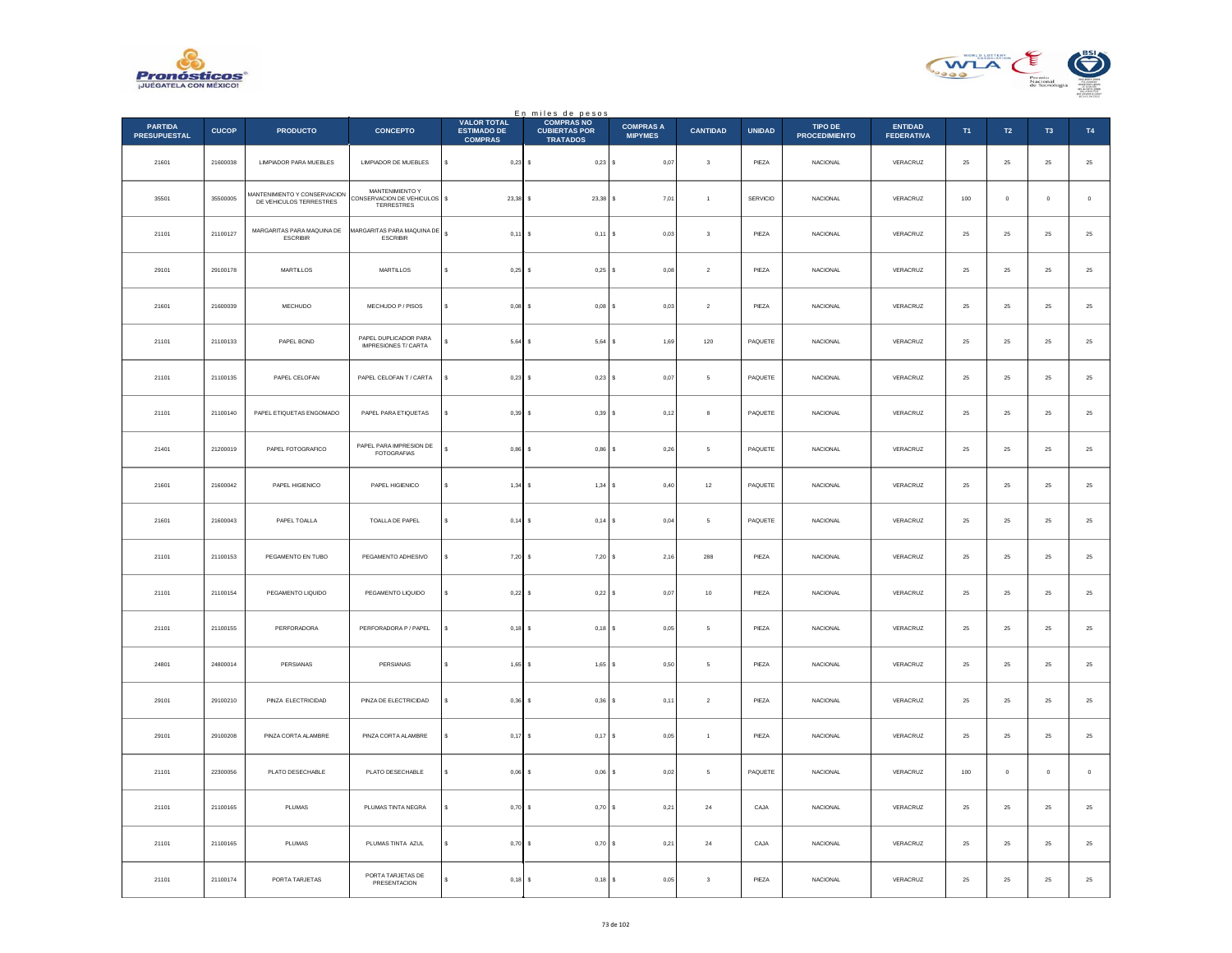En miles de pesos

| PARTIDA PRESUPUESTAL | CUCOP | PRODUCTO | CONCEPTO | VALOR TOTAL ESTIMADO DE COMPRAS | COMPRAS NO CUBIERTAS POR TRATADOS | COMPRAS A MIPYMES | CANTIDAD | UNIDAD | TIPO DE PROCEDIMIENTO | ENTIDAD FEDERATIVA | T1 | T2 | T3 | T4 |
|---|---|---|---|---|---|---|---|---|---|---|---|---|---|---|
| 21601 | 21600038 | LIMPIADOR PARA MUEBLES | LIMPIADOR DE MUEBLES | $ 0,23 | $ 0,23 | $ 0,07 | 3 | PIEZA | NACIONAL | VERACRUZ | 25 | 25 | 25 | 25 |
| 35501 | 35500005 | MANTENIMIENTO Y CONSERVACION DE VEHICULOS TERRESTRES | MANTENIMIENTO Y CONSERVACION DE VEHICULOS TERRESTRES | $ 23,38 | $ 23,38 | $ 7,01 | 1 | SERVICIO | NACIONAL | VERACRUZ | 100 | 0 | 0 | 0 |
| 21101 | 21100127 | MARGARITAS PARA MAQUINA DE ESCRIBIR | MARGARITAS PARA MAQUINA DE ESCRIBIR | $ 0,11 | $ 0,11 | $ 0,03 | 3 | PIEZA | NACIONAL | VERACRUZ | 25 | 25 | 25 | 25 |
| 29101 | 29100178 | MARTILLOS | MARTILLOS | $ 0,25 | $ 0,25 | $ 0,08 | 2 | PIEZA | NACIONAL | VERACRUZ | 25 | 25 | 25 | 25 |
| 21601 | 21600039 | MECHUDO | MECHUDO P / PISOS | $ 0,08 | $ 0,08 | $ 0,03 | 2 | PIEZA | NACIONAL | VERACRUZ | 25 | 25 | 25 | 25 |
| 21101 | 21100133 | PAPEL BOND | PAPEL DUPLICADOR PARA IMPRESIONES T/ CARTA | $ 5,64 | $ 5,64 | $ 1,69 | 120 | PAQUETE | NACIONAL | VERACRUZ | 25 | 25 | 25 | 25 |
| 21101 | 21100135 | PAPEL CELOFAN | PAPEL CELOFAN T / CARTA | $ 0,23 | $ 0,23 | $ 0,07 | 5 | PAQUETE | NACIONAL | VERACRUZ | 25 | 25 | 25 | 25 |
| 21101 | 21100140 | PAPEL ETIQUETAS ENGOMADO | PAPEL PARA ETIQUETAS | $ 0,39 | $ 0,39 | $ 0,12 | 8 | PAQUETE | NACIONAL | VERACRUZ | 25 | 25 | 25 | 25 |
| 21401 | 21200019 | PAPEL FOTOGRAFICO | PAPEL PARA IMPRESION DE FOTOGRAFIAS | $ 0,86 | $ 0,86 | $ 0,26 | 5 | PAQUETE | NACIONAL | VERACRUZ | 25 | 25 | 25 | 25 |
| 21601 | 21600042 | PAPEL HIGIENICO | PAPEL HIGIENICO | $ 1,34 | $ 1,34 | $ 0,40 | 12 | PAQUETE | NACIONAL | VERACRUZ | 25 | 25 | 25 | 25 |
| 21601 | 21600043 | PAPEL TOALLA | TOALLA DE PAPEL | $ 0,14 | $ 0,14 | $ 0,04 | 5 | PAQUETE | NACIONAL | VERACRUZ | 25 | 25 | 25 | 25 |
| 21101 | 21100153 | PEGAMENTO EN TUBO | PEGAMENTO ADHESIVO | $ 7,20 | $ 7,20 | $ 2,16 | 288 | PIEZA | NACIONAL | VERACRUZ | 25 | 25 | 25 | 25 |
| 21101 | 21100154 | PEGAMENTO LIQUIDO | PEGAMENTO LIQUIDO | $ 0,22 | $ 0,22 | $ 0,07 | 10 | PIEZA | NACIONAL | VERACRUZ | 25 | 25 | 25 | 25 |
| 21101 | 21100155 | PERFORADORA | PERFORADORA P / PAPEL | $ 0,18 | $ 0,18 | $ 0,05 | 5 | PIEZA | NACIONAL | VERACRUZ | 25 | 25 | 25 | 25 |
| 24801 | 24800014 | PERSIANAS | PERSIANAS | $ 1,65 | $ 1,65 | $ 0,50 | 5 | PIEZA | NACIONAL | VERACRUZ | 25 | 25 | 25 | 25 |
| 29101 | 29100210 | PINZA ELECTRICIDAD | PINZA DE ELECTRICIDAD | $ 0,36 | $ 0,36 | $ 0,11 | 2 | PIEZA | NACIONAL | VERACRUZ | 25 | 25 | 25 | 25 |
| 29101 | 29100208 | PINZA CORTA ALAMBRE | PINZA CORTA ALAMBRE | $ 0,17 | $ 0,17 | $ 0,05 | 1 | PIEZA | NACIONAL | VERACRUZ | 25 | 25 | 25 | 25 |
| 21101 | 22300056 | PLATO DESECHABLE | PLATO DESECHABLE | $ 0,06 | $ 0,06 | $ 0,02 | 5 | PAQUETE | NACIONAL | VERACRUZ | 100 | 0 | 0 | 0 |
| 21101 | 21100165 | PLUMAS | PLUMAS TINTA NEGRA | $ 0,70 | $ 0,70 | $ 0,21 | 24 | CAJA | NACIONAL | VERACRUZ | 25 | 25 | 25 | 25 |
| 21101 | 21100165 | PLUMAS | PLUMAS TINTA AZUL | $ 0,70 | $ 0,70 | $ 0,21 | 24 | CAJA | NACIONAL | VERACRUZ | 25 | 25 | 25 | 25 |
| 21101 | 21100174 | PORTA TARJETAS | PORTA TARJETAS DE PRESENTACION | $ 0,18 | $ 0,18 | $ 0,05 | 3 | PIEZA | NACIONAL | VERACRUZ | 25 | 25 | 25 | 25 |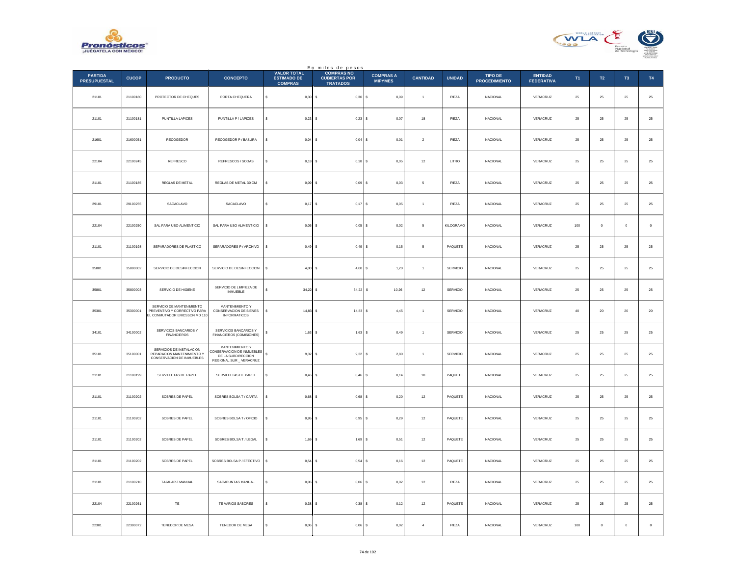En miles de pesos

| PARTIDA PRESUPUESTAL | CUCOP | PRODUCTO | CONCEPTO | VALOR TOTAL ESTIMADO DE COMPRAS | COMPRAS NO CUBIERTAS POR TRATADOS | COMPRAS A MIPYMES | CANTIDAD | UNIDAD | TIPO DE PROCEDIMIENTO | ENTIDAD FEDERATIVA | T1 | T2 | T3 | T4 |
|---|---|---|---|---|---|---|---|---|---|---|---|---|---|---|
| 21101 | 21100180 | PROTECTOR DE CHEQUES | PORTA CHEQUERA | $ 0,30 | $ 0,30 | $ 0,09 | 1 | PIEZA | NACIONAL | VERACRUZ | 25 | 25 | 25 | 25 |
| 21101 | 21100181 | PUNTILLA LAPICES | PUNTILLA P / LAPICES | $ 0,23 | $ 0,23 | $ 0,07 | 18 | PIEZA | NACIONAL | VERACRUZ | 25 | 25 | 25 | 25 |
| 21601 | 21600051 | RECOGEDOR | RECOGEDOR P / BASURA | $ 0,04 | $ 0,04 | $ 0,01 | 2 | PIEZA | NACIONAL | VERACRUZ | 25 | 25 | 25 | 25 |
| 22104 | 22100245 | REFRESCO | REFRESCOS / SODAS | $ 0,18 | $ 0,18 | $ 0,05 | 12 | LITRO | NACIONAL | VERACRUZ | 25 | 25 | 25 | 25 |
| 21101 | 21100185 | REGLAS DE METAL | REGLAS DE METAL 30 CM | $ 0,09 | $ 0,09 | $ 0,03 | 5 | PIEZA | NACIONAL | VERACRUZ | 25 | 25 | 25 | 25 |
| 29101 | 29100255 | SACACLAVO | SACACLAVO | $ 0,17 | $ 0,17 | $ 0,05 | 1 | PIEZA | NACIONAL | VERACRUZ | 25 | 25 | 25 | 25 |
| 22104 | 22100250 | SAL PARA USO ALIMENTICIO | SAL PARA USO ALIMENTICIO | $ 0,05 | $ 0,05 | $ 0,02 | 5 | KILOGRAMO | NACIONAL | VERACRUZ | 100 | 0 | 0 | 0 |
| 21101 | 21100198 | SEPARADORES DE PLASTICO | SEPARADORES P / ARCHIVO | $ 0,49 | $ 0,49 | $ 0,15 | 5 | PAQUETE | NACIONAL | VERACRUZ | 25 | 25 | 25 | 25 |
| 35801 | 35800002 | SERVICIO DE DESINFECCION | SERVICIO DE DESINFECCION | $ 4,00 | $ 4,00 | $ 1,20 | 1 | SERVICIO | NACIONAL | VERACRUZ | 25 | 25 | 25 | 25 |
| 35801 | 35800003 | SERVICIO DE HIGIENE | SERVICIO DE LIMPIEZA DE INMUEBLE | $ 34,22 | $ 34,22 | $ 10,26 | 12 | SERVICIO | NACIONAL | VERACRUZ | 25 | 25 | 25 | 25 |
| 35301 | 35300001 | SERVICIO DE MANTENIMIENTO PREVENTIVO Y CORRECTIVO PARA EL CONMUTADOR ERICSSON MD 110 | MANTENIMIENTO Y CONSERVACION DE BIENES INFORMATICOS | $ 14,83 | $ 14,83 | $ 4,45 | 1 | SERVICIO | NACIONAL | VERACRUZ | 40 | 20 | 20 | 20 |
| 34101 | 34100002 | SERVICIOS BANCARIOS Y FINANCIEROS | SERVICIOS BANCARIOS Y FINANCIEROS (COMISIONES) | $ 1,63 | $ 1,63 | $ 0,49 | 1 | SERVICIO | NACIONAL | VERACRUZ | 25 | 25 | 25 | 25 |
| 35101 | 35100001 | SERVICIOS DE INSTALACION REPARACION MANTENIMIENTO Y CONSERVACION DE INMUEBLES | MANTENIMIENTO Y CONSERVACION DE INMUEBLES DE LA SUBDIRECCION REGIONAL SUR _ VERACRUZ | $ 9,32 | $ 9,32 | $ 2,80 | 1 | SERVICIO | NACIONAL | VERACRUZ | 25 | 25 | 25 | 25 |
| 21101 | 21100199 | SERVILLETAS DE PAPEL | SERVILLETAS DE PAPEL | $ 0,46 | $ 0,46 | $ 0,14 | 10 | PAQUETE | NACIONAL | VERACRUZ | 25 | 25 | 25 | 25 |
| 21101 | 21100202 | SOBRES DE PAPEL | SOBRES BOLSA T / CARTA | $ 0,68 | $ 0,68 | $ 0,20 | 12 | PAQUETE | NACIONAL | VERACRUZ | 25 | 25 | 25 | 25 |
| 21101 | 21100202 | SOBRES DE PAPEL | SOBRES BOLSA T / OFICIO | $ 0,95 | $ 0,95 | $ 0,29 | 12 | PAQUETE | NACIONAL | VERACRUZ | 25 | 25 | 25 | 25 |
| 21101 | 21100202 | SOBRES DE PAPEL | SOBRES BOLSA T / LEGAL | $ 1,69 | $ 1,69 | $ 0,51 | 12 | PAQUETE | NACIONAL | VERACRUZ | 25 | 25 | 25 | 25 |
| 21101 | 21100202 | SOBRES DE PAPEL | SOBRES BOLSA P / EFECTIVO | $ 0,54 | $ 0,54 | $ 0,16 | 12 | PAQUETE | NACIONAL | VERACRUZ | 25 | 25 | 25 | 25 |
| 21101 | 21100210 | TAJALAPIZ MANUAL | SACAPUNTAS MANUAL | $ 0,06 | $ 0,06 | $ 0,02 | 12 | PIEZA | NACIONAL | VERACRUZ | 25 | 25 | 25 | 25 |
| 22104 | 22100261 | TE | TE VARIOS SABORES | $ 0,38 | $ 0,38 | $ 0,12 | 12 | PAQUETE | NACIONAL | VERACRUZ | 25 | 25 | 25 | 25 |
| 22301 | 22300072 | TENEDOR DE MESA | TENEDOR DE MESA | $ 0,06 | $ 0,06 | $ 0,02 | 4 | PIEZA | NACIONAL | VERACRUZ | 100 | 0 | 0 | 0 |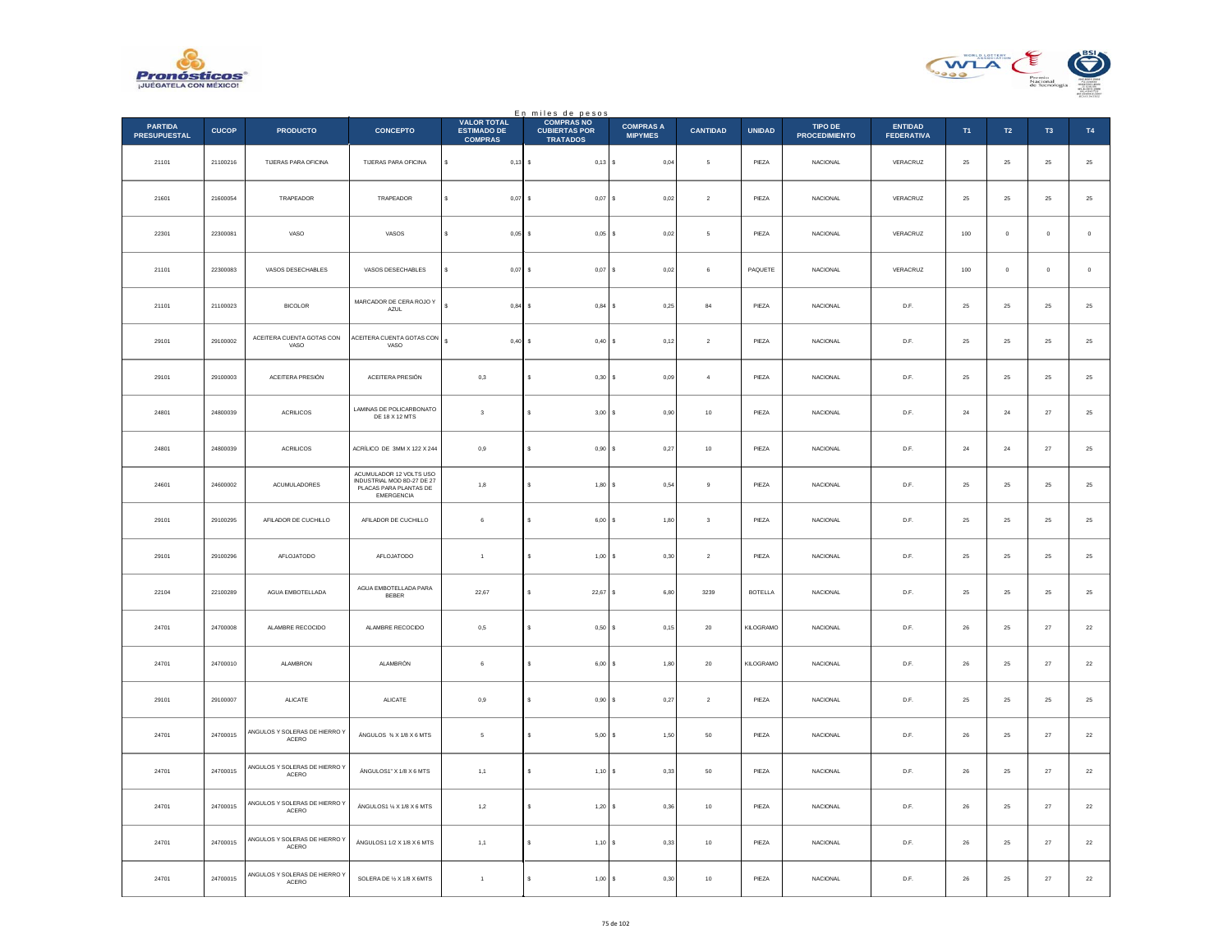En miles de pesos

| PARTIDA PRESUPUESTAL | CUCOP | PRODUCTO | CONCEPTO | VALOR TOTAL ESTIMADO DE COMPRAS | COMPRAS NO CUBIERTAS POR TRATADOS | COMPRAS A MIPYMES | CANTIDAD | UNIDAD | TIPO DE PROCEDIMIENTO | ENTIDAD FEDERATIVA | T1 | T2 | T3 | T4 |
|---|---|---|---|---|---|---|---|---|---|---|---|---|---|---|
| 21101 | 21100216 | TIJERAS PARA OFICINA | TIJERAS PARA OFICINA | $ 0,13 | $ 0,13 | $ 0,04 | 5 | PIEZA | NACIONAL | VERACRUZ | 25 | 25 | 25 | 25 |
| 21601 | 21600054 | TRAPEADOR | TRAPEADOR | $ 0,07 | $ 0,07 | $ 0,02 | 2 | PIEZA | NACIONAL | VERACRUZ | 25 | 25 | 25 | 25 |
| 22301 | 22300081 | VASO | VASOS | $ 0,05 | $ 0,05 | $ 0,02 | 5 | PIEZA | NACIONAL | VERACRUZ | 100 | 0 | 0 | 0 |
| 21101 | 22300083 | VASOS DESECHABLES | VASOS DESECHABLES | $ 0,07 | $ 0,07 | $ 0,02 | 6 | PAQUETE | NACIONAL | VERACRUZ | 100 | 0 | 0 | 0 |
| 21101 | 21100023 | BICOLOR | MARCADOR DE CERA ROJO Y AZUL | $ 0,84 | $ 0,84 | $ 0,25 | 84 | PIEZA | NACIONAL | D.F. | 25 | 25 | 25 | 25 |
| 29101 | 29100002 | ACEITERA CUENTA GOTAS CON VASO | ACEITERA CUENTA GOTAS CON VASO | $ 0,40 | $ 0,40 | $ 0,12 | 2 | PIEZA | NACIONAL | D.F. | 25 | 25 | 25 | 25 |
| 29101 | 29100003 | ACEITERA PRESIÓN | ACEITERA PRESIÓN | 0,3 | $ 0,30 | $ 0,09 | 4 | PIEZA | NACIONAL | D.F. | 25 | 25 | 25 | 25 |
| 24801 | 24800039 | ACRILICOS | LAMINAS DE POLICARBONATO DE 18 X 12 MTS | 3 | $ 3,00 | $ 0,90 | 10 | PIEZA | NACIONAL | D.F. | 24 | 24 | 27 | 25 |
| 24801 | 24800039 | ACRILICOS | ACRÍLICO DE 3MM X 122 X 244 | 0,9 | $ 0,90 | $ 0,27 | 10 | PIEZA | NACIONAL | D.F. | 24 | 24 | 27 | 25 |
| 24601 | 24600002 | ACUMULADORES | ACUMULADOR 12 VOLTS USO INDUSTRIAL MOD 8D-27 DE 27 PLACAS PARA PLANTAS DE EMERGENCIA | 1,8 | $ 1,80 | $ 0,54 | 9 | PIEZA | NACIONAL | D.F. | 25 | 25 | 25 | 25 |
| 29101 | 29100295 | AFILADOR DE CUCHILLO | AFILADOR DE CUCHILLO | 6 | $ 6,00 | $ 1,80 | 3 | PIEZA | NACIONAL | D.F. | 25 | 25 | 25 | 25 |
| 29101 | 29100296 | AFLOJATODO | AFLOJATODO | 1 | $ 1,00 | $ 0,30 | 2 | PIEZA | NACIONAL | D.F. | 25 | 25 | 25 | 25 |
| 22104 | 22100289 | AGUA EMBOTELLADA | AGUA EMBOTELLADA PARA BEBER | 22,67 | $ 22,67 | $ 6,80 | 3239 | BOTELLA | NACIONAL | D.F. | 25 | 25 | 25 | 25 |
| 24701 | 24700008 | ALAMBRE RECOCIDO | ALAMBRE RECOCIDO | 0,5 | $ 0,50 | $ 0,15 | 20 | KILOGRAMO | NACIONAL | D.F. | 26 | 25 | 27 | 22 |
| 24701 | 24700010 | ALAMBRON | ALAMBRÓN | 6 | $ 6,00 | $ 1,80 | 20 | KILOGRAMO | NACIONAL | D.F. | 26 | 25 | 27 | 22 |
| 29101 | 29100007 | ALICATE | ALICATE | 0,9 | $ 0,90 | $ 0,27 | 2 | PIEZA | NACIONAL | D.F. | 25 | 25 | 25 | 25 |
| 24701 | 24700015 | ANGULOS Y SOLERAS DE HIERRO Y ACERO | ÁNGULOS ¾ X 1/8 X 6 MTS | 5 | $ 5,00 | $ 1,50 | 50 | PIEZA | NACIONAL | D.F. | 26 | 25 | 27 | 22 |
| 24701 | 24700015 | ANGULOS Y SOLERAS DE HIERRO Y ACERO | ÁNGULOS1" X 1/8 X 6 MTS | 1,1 | $ 1,10 | $ 0,33 | 50 | PIEZA | NACIONAL | D.F. | 26 | 25 | 27 | 22 |
| 24701 | 24700015 | ANGULOS Y SOLERAS DE HIERRO Y ACERO | ÁNGULOS1 ¼ X 1/8 X 6 MTS | 1,2 | $ 1,20 | $ 0,36 | 10 | PIEZA | NACIONAL | D.F. | 26 | 25 | 27 | 22 |
| 24701 | 24700015 | ANGULOS Y SOLERAS DE HIERRO Y ACERO | ÁNGULOS1 1/2 X 1/8 X 6 MTS | 1,1 | $ 1,10 | $ 0,33 | 10 | PIEZA | NACIONAL | D.F. | 26 | 25 | 27 | 22 |
| 24701 | 24700015 | ANGULOS Y SOLERAS DE HIERRO Y ACERO | SOLERA DE ½ X 1/8 X 6MTS | 1 | $ 1,00 | $ 0,30 | 10 | PIEZA | NACIONAL | D.F. | 26 | 25 | 27 | 22 |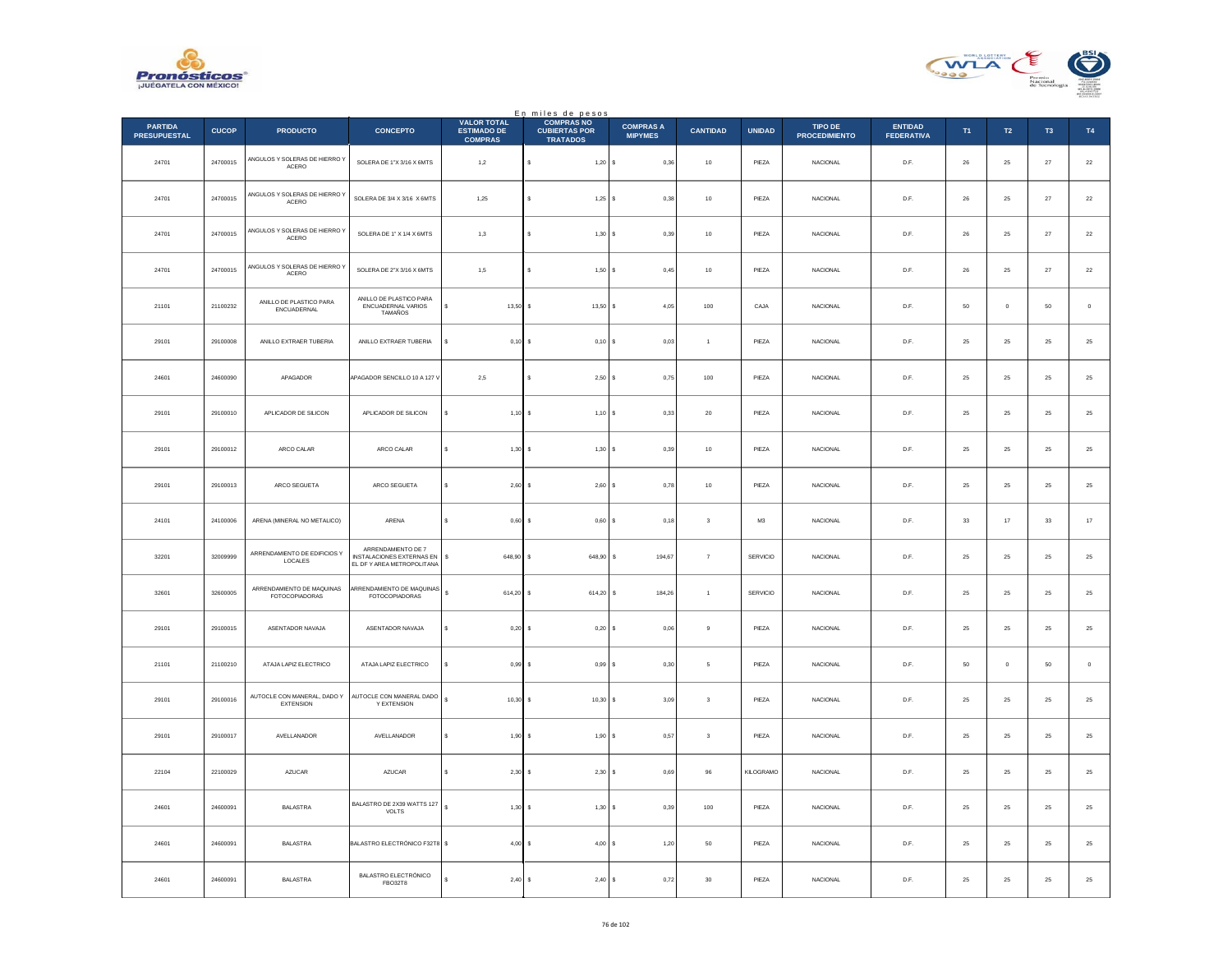En miles de pesos

| PARTIDA PRESUPUESTAL | CUCOP | PRODUCTO | CONCEPTO | VALOR TOTAL ESTIMADO DE COMPRAS | COMPRAS NO CUBIERTAS POR TRATADOS | COMPRAS A MIPYMES | CANTIDAD | UNIDAD | TIPO DE PROCEDIMIENTO | ENTIDAD FEDERATIVA | T1 | T2 | T3 | T4 |
|---|---|---|---|---|---|---|---|---|---|---|---|---|---|---|
| 24701 | 24700015 | ANGULOS Y SOLERAS DE HIERRO Y ACERO | SOLERA DE 1"X 3/16 X 6MTS | 1,2 | $ 1,20 | $ 0,36 | 10 | PIEZA | NACIONAL | D.F. | 26 | 25 | 27 | 22 |
| 24701 | 24700015 | ANGULOS Y SOLERAS DE HIERRO Y ACERO | SOLERA DE 3/4 X 3/16 X 6MTS | 1,25 | $ 1,25 | $ 0,38 | 10 | PIEZA | NACIONAL | D.F. | 26 | 25 | 27 | 22 |
| 24701 | 24700015 | ANGULOS Y SOLERAS DE HIERRO Y ACERO | SOLERA DE 1" X 1/4 X 6MTS | 1,3 | $ 1,30 | $ 0,39 | 10 | PIEZA | NACIONAL | D.F. | 26 | 25 | 27 | 22 |
| 24701 | 24700015 | ANGULOS Y SOLERAS DE HIERRO Y ACERO | SOLERA DE 2"X 3/16 X 6MTS | 1,5 | $ 1,50 | $ 0,45 | 10 | PIEZA | NACIONAL | D.F. | 26 | 25 | 27 | 22 |
| 21101 | 21100232 | ANILLO DE PLASTICO PARA ENCUADERNAL | ANILLO DE PLASTICO PARA ENCUADERNAL VARIOS TAMAÑOS | $ 13,50 | $ 13,50 | $ 4,05 | 100 | CAJA | NACIONAL | D.F. | 50 | 0 | 50 | 0 |
| 29101 | 29100008 | ANILLO EXTRAER TUBERIA | ANILLO EXTRAER TUBERIA | $ 0,10 | $ 0,10 | $ 0,03 | 1 | PIEZA | NACIONAL | D.F. | 25 | 25 | 25 | 25 |
| 24601 | 24600090 | APAGADOR | APAGADOR SENCILLO 10 A 127 V | 2,5 | $ 2,50 | $ 0,75 | 100 | PIEZA | NACIONAL | D.F. | 25 | 25 | 25 | 25 |
| 29101 | 29100010 | APLICADOR DE SILICON | APLICADOR DE SILICON | $ 1,10 | $ 1,10 | $ 0,33 | 20 | PIEZA | NACIONAL | D.F. | 25 | 25 | 25 | 25 |
| 29101 | 29100012 | ARCO CALAR | ARCO CALAR | $ 1,30 | $ 1,30 | $ 0,39 | 10 | PIEZA | NACIONAL | D.F. | 25 | 25 | 25 | 25 |
| 29101 | 29100013 | ARCO SEGUETA | ARCO SEGUETA | $ 2,60 | $ 2,60 | $ 0,78 | 10 | PIEZA | NACIONAL | D.F. | 25 | 25 | 25 | 25 |
| 24101 | 24100006 | ARENA (MINERAL NO METALICO) | ARENA | $ 0,60 | $ 0,60 | $ 0,18 | 3 | M3 | NACIONAL | D.F. | 33 | 17 | 33 | 17 |
| 32201 | 32009999 | ARRENDAMIENTO DE EDIFICIOS Y LOCALES | ARRENDAMIENTO DE 7 INSTALACIONES EXTERNAS EN EL DF Y AREA METROPOLITANA | $ 648,90 | $ 648,90 | $ 194,67 | 7 | SERVICIO | NACIONAL | D.F. | 25 | 25 | 25 | 25 |
| 32601 | 32600005 | ARRENDAMIENTO DE MAQUINAS FOTOCOPIADORAS | ARRENDAMIENTO DE MAQUINAS FOTOCOPIADORAS | $ 614,20 | $ 614,20 | $ 184,26 | 1 | SERVICIO | NACIONAL | D.F. | 25 | 25 | 25 | 25 |
| 29101 | 29100015 | ASENTADOR NAVAJA | ASENTADOR NAVAJA | $ 0,20 | $ 0,20 | $ 0,06 | 9 | PIEZA | NACIONAL | D.F. | 25 | 25 | 25 | 25 |
| 21101 | 21100210 | ATAJA LAPIZ ELECTRICO | ATAJA LAPIZ ELECTRICO | $ 0,99 | $ 0,99 | $ 0,30 | 5 | PIEZA | NACIONAL | D.F. | 50 | 0 | 50 | 0 |
| 29101 | 29100016 | AUTOCLE CON MANERAL, DADO Y EXTENSION | AUTOCLE CON MANERAL DADO Y EXTENSION | $ 10,30 | $ 10,30 | $ 3,09 | 3 | PIEZA | NACIONAL | D.F. | 25 | 25 | 25 | 25 |
| 29101 | 29100017 | AVELLANADOR | AVELLANADOR | $ 1,90 | $ 1,90 | $ 0,57 | 3 | PIEZA | NACIONAL | D.F. | 25 | 25 | 25 | 25 |
| 22104 | 22100029 | AZUCAR | AZUCAR | $ 2,30 | $ 2,30 | $ 0,69 | 96 | KILOGRAMO | NACIONAL | D.F. | 25 | 25 | 25 | 25 |
| 24601 | 24600091 | BALASTRA | BALASTRO DE 2X39 WATTS 127 VOLTS | $ 1,30 | $ 1,30 | $ 0,39 | 100 | PIEZA | NACIONAL | D.F. | 25 | 25 | 25 | 25 |
| 24601 | 24600091 | BALASTRA | BALASTRO ELECTRÓNICO F32T8 | $ 4,00 | $ 4,00 | $ 1,20 | 50 | PIEZA | NACIONAL | D.F. | 25 | 25 | 25 | 25 |
| 24601 | 24600091 | BALASTRA | BALASTRO ELECTRÓNICO FBO32T8 | $ 2,40 | $ 2,40 | $ 0,72 | 30 | PIEZA | NACIONAL | D.F. | 25 | 25 | 25 | 25 |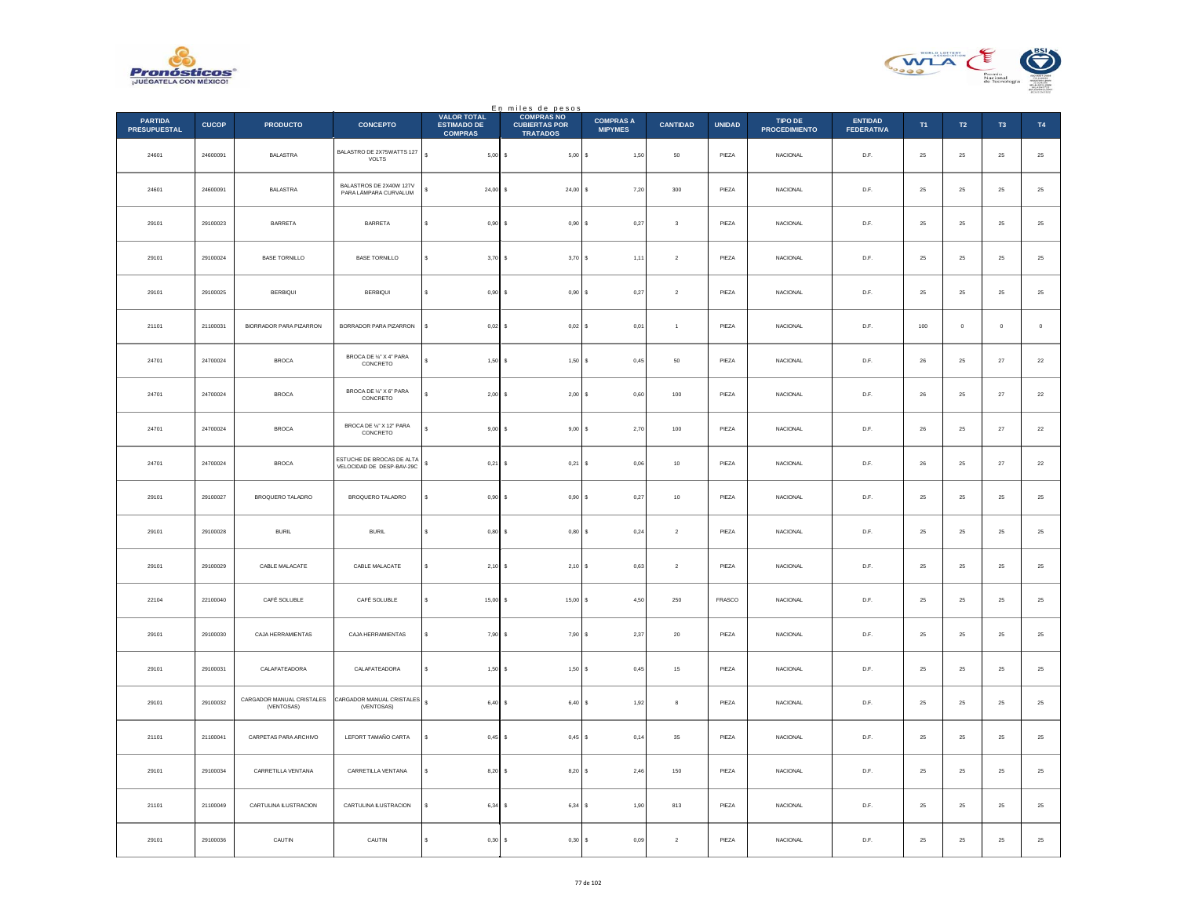En miles de pesos

| PARTIDA PRESUPUESTAL | CUCOP | PRODUCTO | CONCEPTO | VALOR TOTAL ESTIMADO DE COMPRAS | COMPRAS NO CUBIERTAS POR TRATADOS | COMPRAS A MIPYMES | CANTIDAD | UNIDAD | TIPO DE PROCEDIMIENTO | ENTIDAD FEDERATIVA | T1 | T2 | T3 | T4 |
|---|---|---|---|---|---|---|---|---|---|---|---|---|---|---|
| 24601 | 24600091 | BALASTRA | BALASTRO DE 2X75WATTS 127 VOLTS | $ 5,00 | $ 5,00 | $ 1,50 | 50 | PIEZA | NACIONAL | D.F. | 25 | 25 | 25 | 25 |
| 24601 | 24600091 | BALASTRA | BALASTROS DE 2X40W 127V PARA LÁMPARA CURVALUM | $ 24,00 | $ 24,00 | $ 7,20 | 300 | PIEZA | NACIONAL | D.F. | 25 | 25 | 25 | 25 |
| 29101 | 29100023 | BARRETA | BARRETA | $ 0,90 | $ 0,90 | $ 0,27 | 3 | PIEZA | NACIONAL | D.F. | 25 | 25 | 25 | 25 |
| 29101 | 29100024 | BASE TORNILLO | BASE TORNILLO | $ 3,70 | $ 3,70 | $ 1,11 | 2 | PIEZA | NACIONAL | D.F. | 25 | 25 | 25 | 25 |
| 29101 | 29100025 | BERBIQUI | BERBIQUI | $ 0,90 | $ 0,90 | $ 0,27 | 2 | PIEZA | NACIONAL | D.F. | 25 | 25 | 25 | 25 |
| 21101 | 21100031 | BIORRADOR PARA PIZARRON | BORRADOR PARA PIZARRON | $ 0,02 | $ 0,02 | $ 0,01 | 1 | PIEZA | NACIONAL | D.F. | 100 | 0 | 0 | 0 |
| 24701 | 24700024 | BROCA | BROCA DE ¼" X 4" PARA CONCRETO | $ 1,50 | $ 1,50 | $ 0,45 | 50 | PIEZA | NACIONAL | D.F. | 26 | 25 | 27 | 22 |
| 24701 | 24700024 | BROCA | BROCA DE ¼" X 6" PARA CONCRETO | $ 2,00 | $ 2,00 | $ 0,60 | 100 | PIEZA | NACIONAL | D.F. | 26 | 25 | 27 | 22 |
| 24701 | 24700024 | BROCA | BROCA DE ¼" X 12" PARA CONCRETO | $ 9,00 | $ 9,00 | $ 2,70 | 100 | PIEZA | NACIONAL | D.F. | 26 | 25 | 27 | 22 |
| 24701 | 24700024 | BROCA | ESTUCHE DE BROCAS DE ALTA VELOCIDAD DE DESP-BAV-29C | $ 0,21 | $ 0,21 | $ 0,06 | 10 | PIEZA | NACIONAL | D.F. | 26 | 25 | 27 | 22 |
| 29101 | 29100027 | BROQUERO TALADRO | BROQUERO TALADRO | $ 0,90 | $ 0,90 | $ 0,27 | 10 | PIEZA | NACIONAL | D.F. | 25 | 25 | 25 | 25 |
| 29101 | 29100028 | BURIL | BURIL | $ 0,80 | $ 0,80 | $ 0,24 | 2 | PIEZA | NACIONAL | D.F. | 25 | 25 | 25 | 25 |
| 29101 | 29100029 | CABLE MALACATE | CABLE MALACATE | $ 2,10 | $ 2,10 | $ 0,63 | 2 | PIEZA | NACIONAL | D.F. | 25 | 25 | 25 | 25 |
| 22104 | 22100040 | CAFÉ SOLUBLE | CAFÉ SOLUBLE | $ 15,00 | $ 15,00 | $ 4,50 | 250 | FRASCO | NACIONAL | D.F. | 25 | 25 | 25 | 25 |
| 29101 | 29100030 | CAJA HERRAMIENTAS | CAJA HERRAMIENTAS | $ 7,90 | $ 7,90 | $ 2,37 | 20 | PIEZA | NACIONAL | D.F. | 25 | 25 | 25 | 25 |
| 29101 | 29100031 | CALAFATEADORA | CALAFATEADORA | $ 1,50 | $ 1,50 | $ 0,45 | 15 | PIEZA | NACIONAL | D.F. | 25 | 25 | 25 | 25 |
| 29101 | 29100032 | CARGADOR MANUAL CRISTALES (VENTOSAS) | CARGADOR MANUAL CRISTALES (VENTOSAS) | $ 6,40 | $ 6,40 | $ 1,92 | 8 | PIEZA | NACIONAL | D.F. | 25 | 25 | 25 | 25 |
| 21101 | 21100041 | CARPETAS PARA ARCHIVO | LEFORT TAMAÑO CARTA | $ 0,45 | $ 0,45 | $ 0,14 | 35 | PIEZA | NACIONAL | D.F. | 25 | 25 | 25 | 25 |
| 29101 | 29100034 | CARRETILLA VENTANA | CARRETILLA VENTANA | $ 8,20 | $ 8,20 | $ 2,46 | 150 | PIEZA | NACIONAL | D.F. | 25 | 25 | 25 | 25 |
| 21101 | 21100049 | CARTULINA ILUSTRACION | CARTULINA ILUSTRACION | $ 6,34 | $ 6,34 | $ 1,90 | 813 | PIEZA | NACIONAL | D.F. | 25 | 25 | 25 | 25 |
| 29101 | 29100036 | CAUTIN | CAUTIN | $ 0,30 | $ 0,30 | $ 0,09 | 2 | PIEZA | NACIONAL | D.F. | 25 | 25 | 25 | 25 |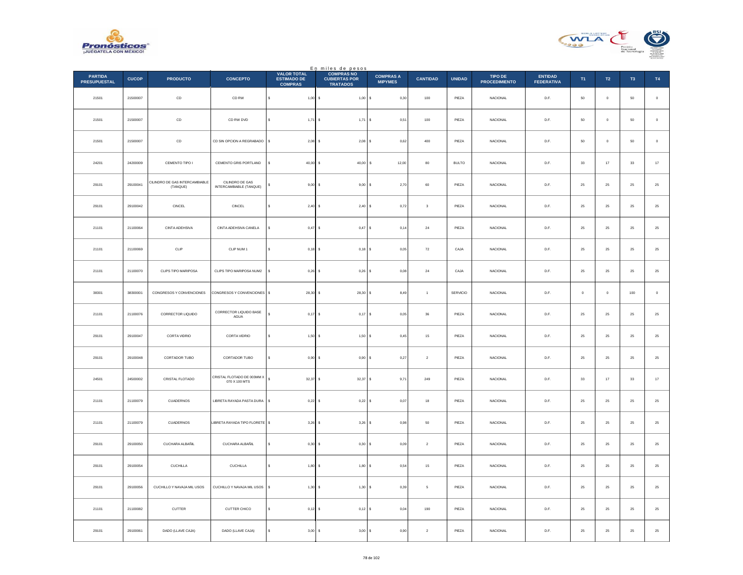En miles de pesos

| PARTIDA PRESUPUESTAL | CUCOP | PRODUCTO | CONCEPTO | VALOR TOTAL ESTIMADO DE COMPRAS | COMPRAS NO CUBIERTAS POR TRATADOS | COMPRAS A MIPYMES | CANTIDAD | UNIDAD | TIPO DE PROCEDIMIENTO | ENTIDAD FEDERATIVA | T1 | T2 | T3 | T4 |
|---|---|---|---|---|---|---|---|---|---|---|---|---|---|---|
| 21501 | 21500007 | CD | CD RW | $ 1,00 | $ 1,00 | $ 0,30 | 100 | PIEZA | NACIONAL | D.F. | 50 | 0 | 50 | 0 |
| 21501 | 21500007 | CD | CD RW DVD | $ 1,71 | $ 1,71 | $ 0,51 | 100 | PIEZA | NACIONAL | D.F. | 50 | 0 | 50 | 0 |
| 21501 | 21500007 | CD | CD SIN OPCION A REGRABADO | $ 2,08 | $ 2,08 | $ 0,62 | 400 | PIEZA | NACIONAL | D.F. | 50 | 0 | 50 | 0 |
| 24201 | 24200009 | CEMENTO TIPO I | CEMENTO GRIS PORTLAND | $ 40,00 | $ 40,00 | $ 12,00 | 80 | BULTO | NACIONAL | D.F. | 33 | 17 | 33 | 17 |
| 29101 | 29100041 | CILINDRO DE GAS INTERCAMBIABLE (TANQUE) | CILINDRO DE GAS INTERCAMBIABLE (TANQUE) | $ 9,00 | $ 9,00 | $ 2,70 | 60 | PIEZA | NACIONAL | D.F. | 25 | 25 | 25 | 25 |
| 29101 | 29100042 | CINCEL | CINCEL | $ 2,40 | $ 2,40 | $ 0,72 | 3 | PIEZA | NACIONAL | D.F. | 25 | 25 | 25 | 25 |
| 21101 | 21100064 | CINTA ADEHSIVA | CINTA ADEHSIVA CANELA | $ 0,47 | $ 0,47 | $ 0,14 | 24 | PIEZA | NACIONAL | D.F. | 25 | 25 | 25 | 25 |
| 21101 | 21100069 | CLIP | CLIP NUM 1 | $ 0,18 | $ 0,18 | $ 0,05 | 72 | CAJA | NACIONAL | D.F. | 25 | 25 | 25 | 25 |
| 21101 | 21100070 | CLIPS TIPO MARIPOSA | CLIPS TIPO MARIPOSA NUM2 | $ 0,26 | $ 0,26 | $ 0,08 | 24 | CAJA | NACIONAL | D.F. | 25 | 25 | 25 | 25 |
| 38301 | 38300001 | CONGRESOS Y CONVENCIONES | CONGRESOS Y CONVENCIONES | $ 28,30 | $ 28,30 | $ 8,49 | 1 | SERVICIO | NACIONAL | D.F. | 0 | 0 | 100 | 0 |
| 21101 | 21100076 | CORRECTOR LIQUIDO | CORRECTOR LIQUIDO BASE AGUA | $ 0,17 | $ 0,17 | $ 0,05 | 36 | PIEZA | NACIONAL | D.F. | 25 | 25 | 25 | 25 |
| 29101 | 29100047 | CORTA VIDRIO | CORTA VIDRIO | $ 1,50 | $ 1,50 | $ 0,45 | 15 | PIEZA | NACIONAL | D.F. | 25 | 25 | 25 | 25 |
| 29101 | 29100048 | CORTADOR TUBO | CORTADOR TUBO | $ 0,90 | $ 0,90 | $ 0,27 | 2 | PIEZA | NACIONAL | D.F. | 25 | 25 | 25 | 25 |
| 24501 | 24500002 | CRISTAL FLOTADO | CRISTAL FLOTADO DE 003MM X 070 X 100 MTS | $ 32,37 | $ 32,37 | $ 9,71 | 249 | PIEZA | NACIONAL | D.F. | 33 | 17 | 33 | 17 |
| 21101 | 21100079 | CUADERNOS | LIBRETA RAYADA PASTA DURA | $ 0,22 | $ 0,22 | $ 0,07 | 18 | PIEZA | NACIONAL | D.F. | 25 | 25 | 25 | 25 |
| 21101 | 21100079 | CUADERNOS | LIBRETA RAYADA TIPO FLORETE | $ 3,26 | $ 3,26 | $ 0,98 | 50 | PIEZA | NACIONAL | D.F. | 25 | 25 | 25 | 25 |
| 29101 | 29100050 | CUCHARA ALBAÑIL | CUCHARA ALBAÑIL | $ 0,30 | $ 0,30 | $ 0,09 | 2 | PIEZA | NACIONAL | D.F. | 25 | 25 | 25 | 25 |
| 29101 | 29100054 | CUCHILLA | CUCHILLA | $ 1,80 | $ 1,80 | $ 0,54 | 15 | PIEZA | NACIONAL | D.F. | 25 | 25 | 25 | 25 |
| 29101 | 29100056 | CUCHILLO Y NAVAJA MIL USOS | CUCHILLO Y NAVAJA MIL USOS | $ 1,30 | $ 1,30 | $ 0,39 | 5 | PIEZA | NACIONAL | D.F. | 25 | 25 | 25 | 25 |
| 21101 | 21100082 | CUTTER | CUTTER CHICO | $ 0,12 | $ 0,12 | $ 0,04 | 190 | PIEZA | NACIONAL | D.F. | 25 | 25 | 25 | 25 |
| 29101 | 29100061 | DADO (LLAVE CAJA) | DADO (LLAVE CAJA) | $ 3,00 | $ 3,00 | $ 0,90 | 2 | PIEZA | NACIONAL | D.F. | 25 | 25 | 25 | 25 |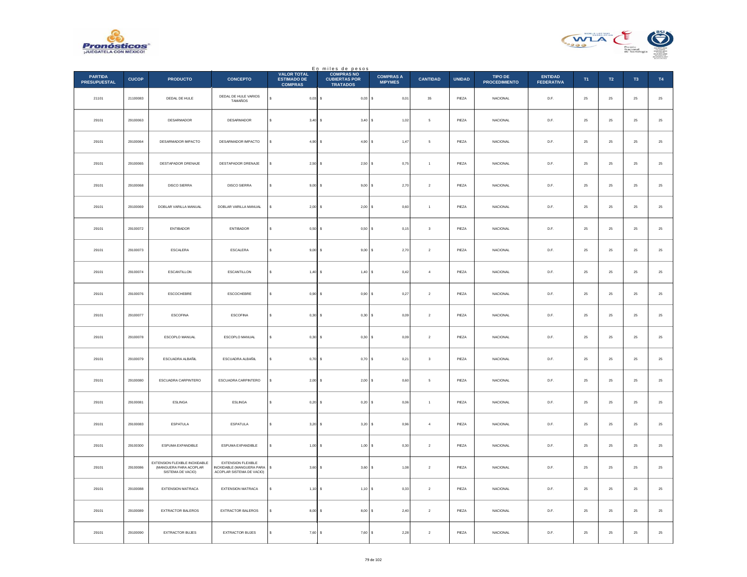En miles de pesos

| PARTIDA PRESUPUESTAL | CUCOP | PRODUCTO | CONCEPTO | VALOR TOTAL ESTIMADO DE COMPRAS | COMPRAS NO CUBIERTAS POR TRATADOS | COMPRAS A MIPYMES | CANTIDAD | UNIDAD | TIPO DE PROCEDIMIENTO | ENTIDAD FEDERATIVA | T1 | T2 | T3 | T4 |
|---|---|---|---|---|---|---|---|---|---|---|---|---|---|---|
| 21101 | 21100083 | DEDAL DE HULE | DEDAL DE HULE VARIOS TAMAÑOS | $ 0,03 | $ 0,03 | $ 0,01 | 35 | PIEZA | NACIONAL | D.F. | 25 | 25 | 25 | 25 |
| 29101 | 29100063 | DESARMADOR | DESARMADOR | $ 3,40 | $ 3,40 | $ 1,02 | 5 | PIEZA | NACIONAL | D.F. | 25 | 25 | 25 | 25 |
| 29101 | 29100064 | DESARMADOR IMPACTO | DESARMADOR IMPACTO | $ 4,90 | $ 4,90 | $ 1,47 | 5 | PIEZA | NACIONAL | D.F. | 25 | 25 | 25 | 25 |
| 29101 | 29100065 | DESTAPADOR DRENAJE | DESTAPADOR DRENAJE | $ 2,50 | $ 2,50 | $ 0,75 | 1 | PIEZA | NACIONAL | D.F. | 25 | 25 | 25 | 25 |
| 29101 | 29100068 | DISCO SIERRA | DISCO SIERRA | $ 9,00 | $ 9,00 | $ 2,70 | 2 | PIEZA | NACIONAL | D.F. | 25 | 25 | 25 | 25 |
| 29101 | 29100069 | DOBLAR VARILLA MANUAL | DOBLAR VARILLA MANUAL | $ 2,00 | $ 2,00 | $ 0,60 | 1 | PIEZA | NACIONAL | D.F. | 25 | 25 | 25 | 25 |
| 29101 | 29100072 | ENTIBADOR | ENTIBADOR | $ 0,50 | $ 0,50 | $ 0,15 | 3 | PIEZA | NACIONAL | D.F. | 25 | 25 | 25 | 25 |
| 29101 | 29100073 | ESCALERA | ESCALERA | $ 9,00 | $ 9,00 | $ 2,70 | 2 | PIEZA | NACIONAL | D.F. | 25 | 25 | 25 | 25 |
| 29101 | 29100074 | ESCANTILLON | ESCANTILLON | $ 1,40 | $ 1,40 | $ 0,42 | 4 | PIEZA | NACIONAL | D.F. | 25 | 25 | 25 | 25 |
| 29101 | 29100076 | ESCOCHEBRE | ESCOCHEBRE | $ 0,90 | $ 0,90 | $ 0,27 | 2 | PIEZA | NACIONAL | D.F. | 25 | 25 | 25 | 25 |
| 29101 | 29100077 | ESCOFINA | ESCOFINA | $ 0,30 | $ 0,30 | $ 0,09 | 2 | PIEZA | NACIONAL | D.F. | 25 | 25 | 25 | 25 |
| 29101 | 29100078 | ESCOPLO MANUAL | ESCOPLO MANUAL | $ 0,30 | $ 0,30 | $ 0,09 | 2 | PIEZA | NACIONAL | D.F. | 25 | 25 | 25 | 25 |
| 29101 | 29100079 | ESCUADRA ALBAÑIL | ESCUADRA ALBAÑIL | $ 0,70 | $ 0,70 | $ 0,21 | 3 | PIEZA | NACIONAL | D.F. | 25 | 25 | 25 | 25 |
| 29101 | 29100080 | ESCUADRA CARPINTERO | ESCUADRA CARPINTERO | $ 2,00 | $ 2,00 | $ 0,60 | 5 | PIEZA | NACIONAL | D.F. | 25 | 25 | 25 | 25 |
| 29101 | 29100081 | ESLINGA | ESLINGA | $ 0,20 | $ 0,20 | $ 0,06 | 1 | PIEZA | NACIONAL | D.F. | 25 | 25 | 25 | 25 |
| 29101 | 29100083 | ESPATULA | ESPATULA | $ 3,20 | $ 3,20 | $ 0,96 | 4 | PIEZA | NACIONAL | D.F. | 25 | 25 | 25 | 25 |
| 29101 | 29100300 | ESPUMA EXPANDIBLE | ESPUMA EXPANDIBLE | $ 1,00 | $ 1,00 | $ 0,30 | 2 | PIEZA | NACIONAL | D.F. | 25 | 25 | 25 | 25 |
| 29101 | 29100086 | EXTENSION FLEXIBLE INOXIDABLE (MANGUERA PARA ACOPLAR SISTEMA DE VACIO) | EXTENSION FLEXIBLE INOXIDABLE (MANGUERA PARA ACOPLAR SISTEMA DE VACIO) | $ 3,60 | $ 3,60 | $ 1,08 | 2 | PIEZA | NACIONAL | D.F. | 25 | 25 | 25 | 25 |
| 29101 | 29100088 | EXTENSION MATRACA | EXTENSION MATRACA | $ 1,10 | $ 1,10 | $ 0,33 | 2 | PIEZA | NACIONAL | D.F. | 25 | 25 | 25 | 25 |
| 29101 | 29100089 | EXTRACTOR BALEROS | EXTRACTOR BALEROS | $ 8,00 | $ 8,00 | $ 2,40 | 2 | PIEZA | NACIONAL | D.F. | 25 | 25 | 25 | 25 |
| 29101 | 29100090 | EXTRACTOR BUJES | EXTRACTOR BUJES | $ 7,60 | $ 7,60 | $ 2,28 | 2 | PIEZA | NACIONAL | D.F. | 25 | 25 | 25 | 25 |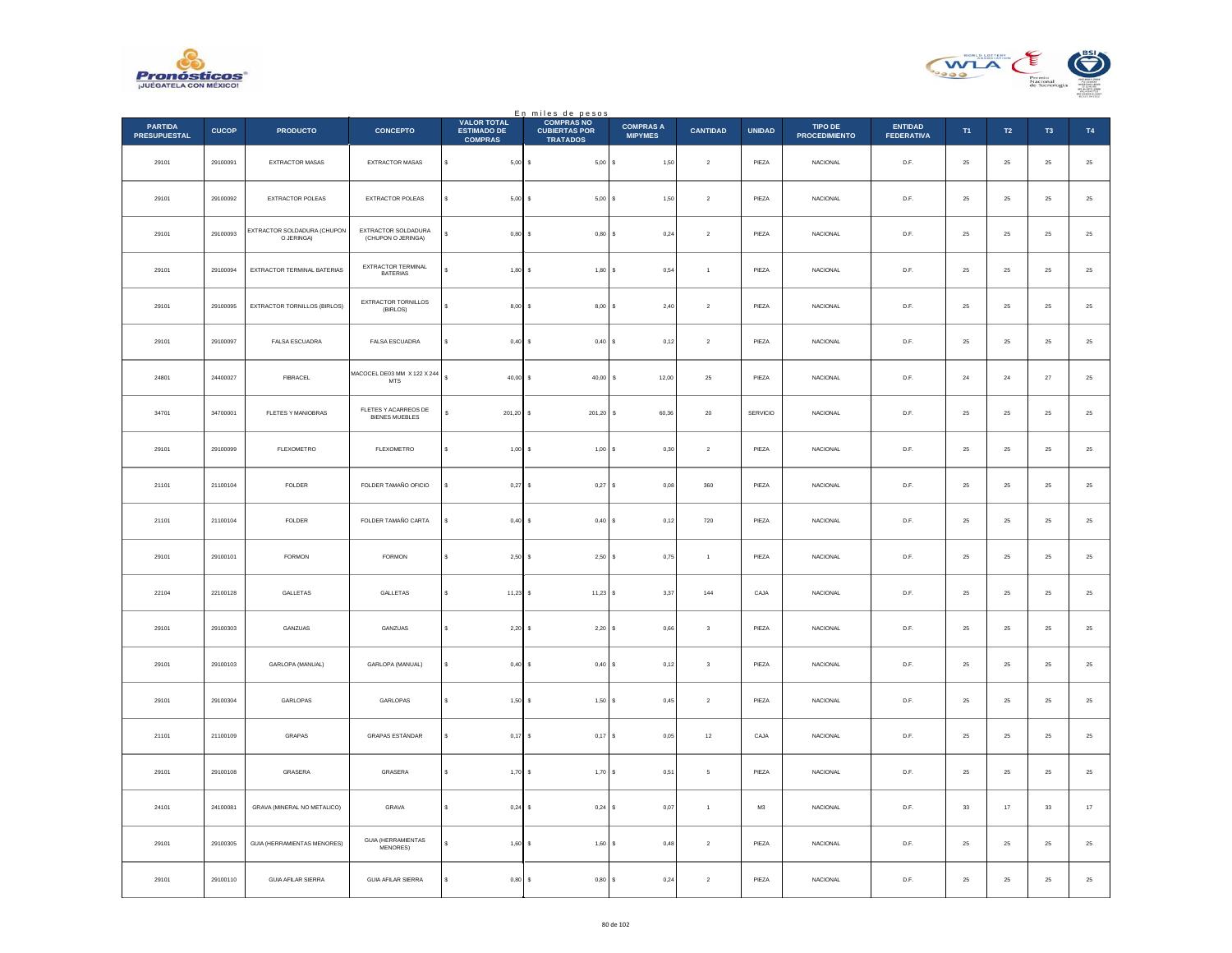En miles de pesos

| PARTIDA PRESUPUESTAL | CUCOP | PRODUCTO | CONCEPTO | VALOR TOTAL ESTIMADO DE COMPRAS | COMPRAS NO CUBIERTAS POR TRATADOS | COMPRAS A MIPYMES | CANTIDAD | UNIDAD | TIPO DE PROCEDIMIENTO | ENTIDAD FEDERATIVA | T1 | T2 | T3 | T4 |
|---|---|---|---|---|---|---|---|---|---|---|---|---|---|---|
| 29101 | 29100091 | EXTRACTOR MASAS | EXTRACTOR MASAS | $ 5,00 | $ 5,00 | $ 1,50 | 2 | PIEZA | NACIONAL | D.F. | 25 | 25 | 25 | 25 |
| 29101 | 29100092 | EXTRACTOR POLEAS | EXTRACTOR POLEAS | $ 5,00 | $ 5,00 | $ 1,50 | 2 | PIEZA | NACIONAL | D.F. | 25 | 25 | 25 | 25 |
| 29101 | 29100093 | EXTRACTOR SOLDADURA (CHUPON O JERINGA) | EXTRACTOR SOLDADURA (CHUPON O JERINGA) | $ 0,80 | $ 0,80 | $ 0,24 | 2 | PIEZA | NACIONAL | D.F. | 25 | 25 | 25 | 25 |
| 29101 | 29100094 | EXTRACTOR TERMINAL BATERIAS | EXTRACTOR TERMINAL BATERIAS | $ 1,80 | $ 1,80 | $ 0,54 | 1 | PIEZA | NACIONAL | D.F. | 25 | 25 | 25 | 25 |
| 29101 | 29100095 | EXTRACTOR TORNILLOS (BIRLOS) | EXTRACTOR TORNILLOS (BIRLOS) | $ 8,00 | $ 8,00 | $ 2,40 | 2 | PIEZA | NACIONAL | D.F. | 25 | 25 | 25 | 25 |
| 29101 | 29100097 | FALSA ESCUADRA | FALSA ESCUADRA | $ 0,40 | $ 0,40 | $ 0,12 | 2 | PIEZA | NACIONAL | D.F. | 25 | 25 | 25 | 25 |
| 24801 | 24400027 | FIBRACEL | MACOCEL DE03 MM X 122 X 244 MTS | $ 40,00 | $ 40,00 | $ 12,00 | 25 | PIEZA | NACIONAL | D.F. | 24 | 24 | 27 | 25 |
| 34701 | 34700001 | FLETES Y MANIOBRAS | FLETES Y ACARREOS DE BIENES MUEBLES | $ 201,20 | $ 201,20 | $ 60,36 | 20 | SERVICIO | NACIONAL | D.F. | 25 | 25 | 25 | 25 |
| 29101 | 29100099 | FLEXOMETRO | FLEXOMETRO | $ 1,00 | $ 1,00 | $ 0,30 | 2 | PIEZA | NACIONAL | D.F. | 25 | 25 | 25 | 25 |
| 21101 | 21100104 | FOLDER | FOLDER TAMAÑO OFICIO | $ 0,27 | $ 0,27 | $ 0,08 | 360 | PIEZA | NACIONAL | D.F. | 25 | 25 | 25 | 25 |
| 21101 | 21100104 | FOLDER | FOLDER TAMAÑO CARTA | $ 0,40 | $ 0,40 | $ 0,12 | 720 | PIEZA | NACIONAL | D.F. | 25 | 25 | 25 | 25 |
| 29101 | 29100101 | FORMON | FORMON | $ 2,50 | $ 2,50 | $ 0,75 | 1 | PIEZA | NACIONAL | D.F. | 25 | 25 | 25 | 25 |
| 22104 | 22100128 | GALLETAS | GALLETAS | $ 11,23 | $ 11,23 | $ 3,37 | 144 | CAJA | NACIONAL | D.F. | 25 | 25 | 25 | 25 |
| 29101 | 29100303 | GANZUAS | GANZUAS | $ 2,20 | $ 2,20 | $ 0,66 | 3 | PIEZA | NACIONAL | D.F. | 25 | 25 | 25 | 25 |
| 29101 | 29100103 | GARLOPA (MANUAL) | GARLOPA (MANUAL) | $ 0,40 | $ 0,40 | $ 0,12 | 3 | PIEZA | NACIONAL | D.F. | 25 | 25 | 25 | 25 |
| 29101 | 29100304 | GARLOPAS | GARLOPAS | $ 1,50 | $ 1,50 | $ 0,45 | 2 | PIEZA | NACIONAL | D.F. | 25 | 25 | 25 | 25 |
| 21101 | 21100109 | GRAPAS | GRAPAS ESTÁNDAR | $ 0,17 | $ 0,17 | $ 0,05 | 12 | CAJA | NACIONAL | D.F. | 25 | 25 | 25 | 25 |
| 29101 | 29100108 | GRASERA | GRASERA | $ 1,70 | $ 1,70 | $ 0,51 | 5 | PIEZA | NACIONAL | D.F. | 25 | 25 | 25 | 25 |
| 24101 | 24100081 | GRAVA (MINERAL NO METALICO) | GRAVA | $ 0,24 | $ 0,24 | $ 0,07 | 1 | M3 | NACIONAL | D.F. | 33 | 17 | 33 | 17 |
| 29101 | 29100305 | GUIA (HERRAMIENTAS MENORES) | GUIA (HERRAMIENTAS MENORES) | $ 1,60 | $ 1,60 | $ 0,48 | 2 | PIEZA | NACIONAL | D.F. | 25 | 25 | 25 | 25 |
| 29101 | 29100110 | GUIA AFILAR SIERRA | GUIA AFILAR SIERRA | $ 0,80 | $ 0,80 | $ 0,24 | 2 | PIEZA | NACIONAL | D.F. | 25 | 25 | 25 | 25 |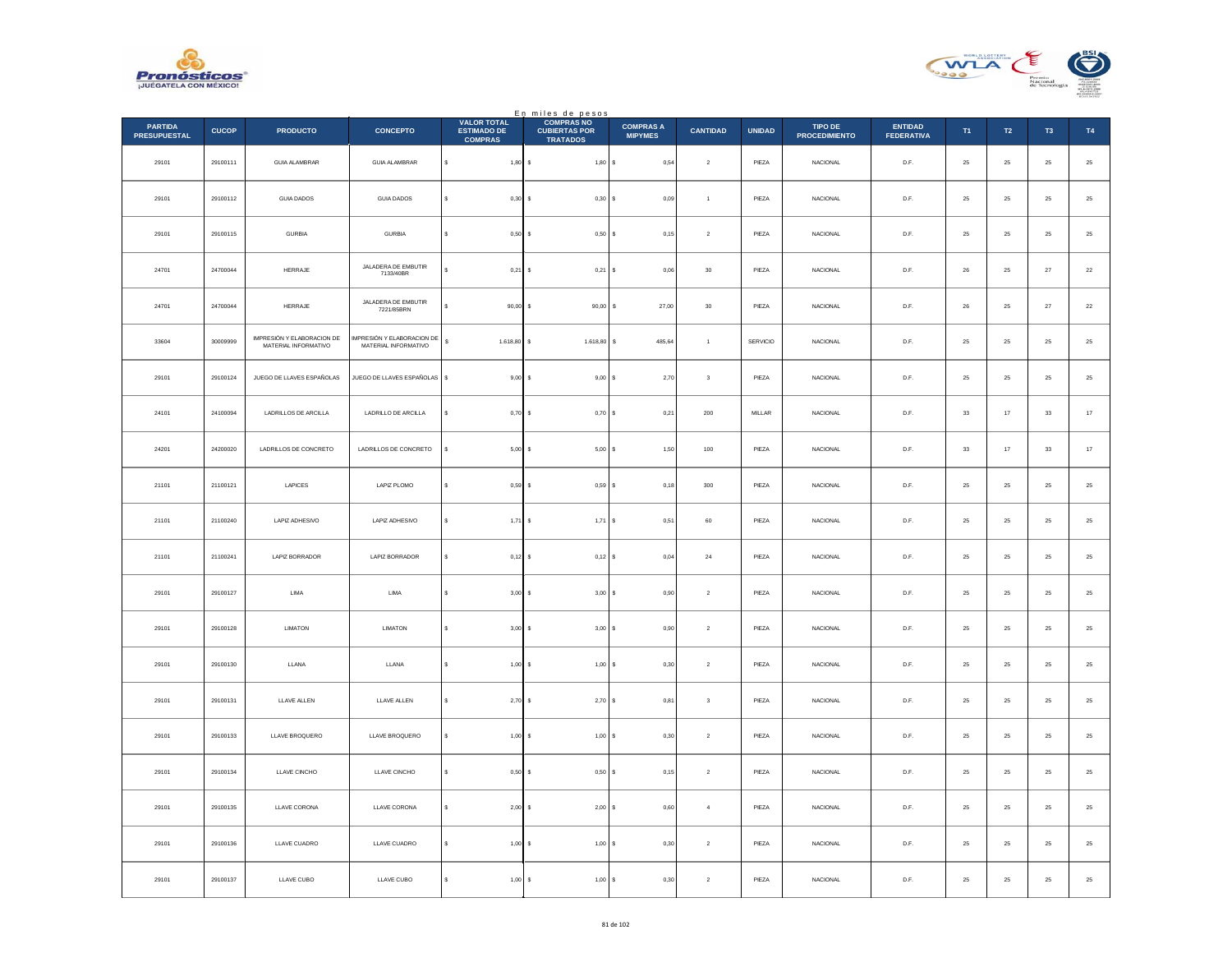En miles de pesos

| PARTIDA PRESUPUESTAL | CUCOP | PRODUCTO | CONCEPTO | VALOR TOTAL ESTIMADO DE COMPRAS | COMPRAS NO CUBIERTAS POR TRATADOS | COMPRAS A MIPYMES | CANTIDAD | UNIDAD | TIPO DE PROCEDIMIENTO | ENTIDAD FEDERATIVA | T1 | T2 | T3 | T4 |
|---|---|---|---|---|---|---|---|---|---|---|---|---|---|---|
| 29101 | 29100111 | GUIA ALAMBRAR | GUIA ALAMBRAR | $ 1,80 | $ 1,80 | $ 0,54 | 2 | PIEZA | NACIONAL | D.F. | 25 | 25 | 25 | 25 |
| 29101 | 29100112 | GUIA DADOS | GUIA DADOS | $ 0,30 | $ 0,30 | $ 0,09 | 1 | PIEZA | NACIONAL | D.F. | 25 | 25 | 25 | 25 |
| 29101 | 29100115 | GURBIA | GURBIA | $ 0,50 | $ 0,50 | $ 0,15 | 2 | PIEZA | NACIONAL | D.F. | 25 | 25 | 25 | 25 |
| 24701 | 24700044 | HERRAJE | JALADERA DE EMBUTIR 7133/40BR | $ 0,21 | $ 0,21 | $ 0,06 | 30 | PIEZA | NACIONAL | D.F. | 26 | 25 | 27 | 22 |
| 24701 | 24700044 | HERRAJE | JALADERA DE EMBUTIR 7221/85BRN | $ 90,00 | $ 90,00 | $ 27,00 | 30 | PIEZA | NACIONAL | D.F. | 26 | 25 | 27 | 22 |
| 33604 | 30009999 | IMPRESIÓN Y ELABORACION DE MATERIAL INFORMATIVO | IMPRESIÓN Y ELABORACION DE MATERIAL INFORMATIVO | $ 1.618,80 | $ 1.618,80 | $ 485,64 | 1 | SERVICIO | NACIONAL | D.F. | 25 | 25 | 25 | 25 |
| 29101 | 29100124 | JUEGO DE LLAVES ESPAÑOLAS | JUEGO DE LLAVES ESPAÑOLAS | $ 9,00 | $ 9,00 | $ 2,70 | 3 | PIEZA | NACIONAL | D.F. | 25 | 25 | 25 | 25 |
| 24101 | 24100094 | LADRILLOS DE ARCILLA | LADRILLO DE ARCILLA | $ 0,70 | $ 0,70 | $ 0,21 | 200 | MILLAR | NACIONAL | D.F. | 33 | 17 | 33 | 17 |
| 24201 | 24200020 | LADRILLOS DE CONCRETO | LADRILLOS DE CONCRETO | $ 5,00 | $ 5,00 | $ 1,50 | 100 | PIEZA | NACIONAL | D.F. | 33 | 17 | 33 | 17 |
| 21101 | 21100121 | LAPICES | LAPIZ PLOMO | $ 0,59 | $ 0,59 | $ 0,18 | 300 | PIEZA | NACIONAL | D.F. | 25 | 25 | 25 | 25 |
| 21101 | 21100240 | LAPIZ ADHESIVO | LAPIZ ADHESIVO | $ 1,71 | $ 1,71 | $ 0,51 | 60 | PIEZA | NACIONAL | D.F. | 25 | 25 | 25 | 25 |
| 21101 | 21100241 | LAPIZ BORRADOR | LAPIZ BORRADOR | $ 0,12 | $ 0,12 | $ 0,04 | 24 | PIEZA | NACIONAL | D.F. | 25 | 25 | 25 | 25 |
| 29101 | 29100127 | LIMA | LIMA | $ 3,00 | $ 3,00 | $ 0,90 | 2 | PIEZA | NACIONAL | D.F. | 25 | 25 | 25 | 25 |
| 29101 | 29100128 | LIMATON | LIMATON | $ 3,00 | $ 3,00 | $ 0,90 | 2 | PIEZA | NACIONAL | D.F. | 25 | 25 | 25 | 25 |
| 29101 | 29100130 | LLANA | LLANA | $ 1,00 | $ 1,00 | $ 0,30 | 2 | PIEZA | NACIONAL | D.F. | 25 | 25 | 25 | 25 |
| 29101 | 29100131 | LLAVE ALLEN | LLAVE ALLEN | $ 2,70 | $ 2,70 | $ 0,81 | 3 | PIEZA | NACIONAL | D.F. | 25 | 25 | 25 | 25 |
| 29101 | 29100133 | LLAVE BROQUERO | LLAVE BROQUERO | $ 1,00 | $ 1,00 | $ 0,30 | 2 | PIEZA | NACIONAL | D.F. | 25 | 25 | 25 | 25 |
| 29101 | 29100134 | LLAVE CINCHO | LLAVE CINCHO | $ 0,50 | $ 0,50 | $ 0,15 | 2 | PIEZA | NACIONAL | D.F. | 25 | 25 | 25 | 25 |
| 29101 | 29100135 | LLAVE CORONA | LLAVE CORONA | $ 2,00 | $ 2,00 | $ 0,60 | 4 | PIEZA | NACIONAL | D.F. | 25 | 25 | 25 | 25 |
| 29101 | 29100136 | LLAVE CUADRO | LLAVE CUADRO | $ 1,00 | $ 1,00 | $ 0,30 | 2 | PIEZA | NACIONAL | D.F. | 25 | 25 | 25 | 25 |
| 29101 | 29100137 | LLAVE CUBO | LLAVE CUBO | $ 1,00 | $ 1,00 | $ 0,30 | 2 | PIEZA | NACIONAL | D.F. | 25 | 25 | 25 | 25 |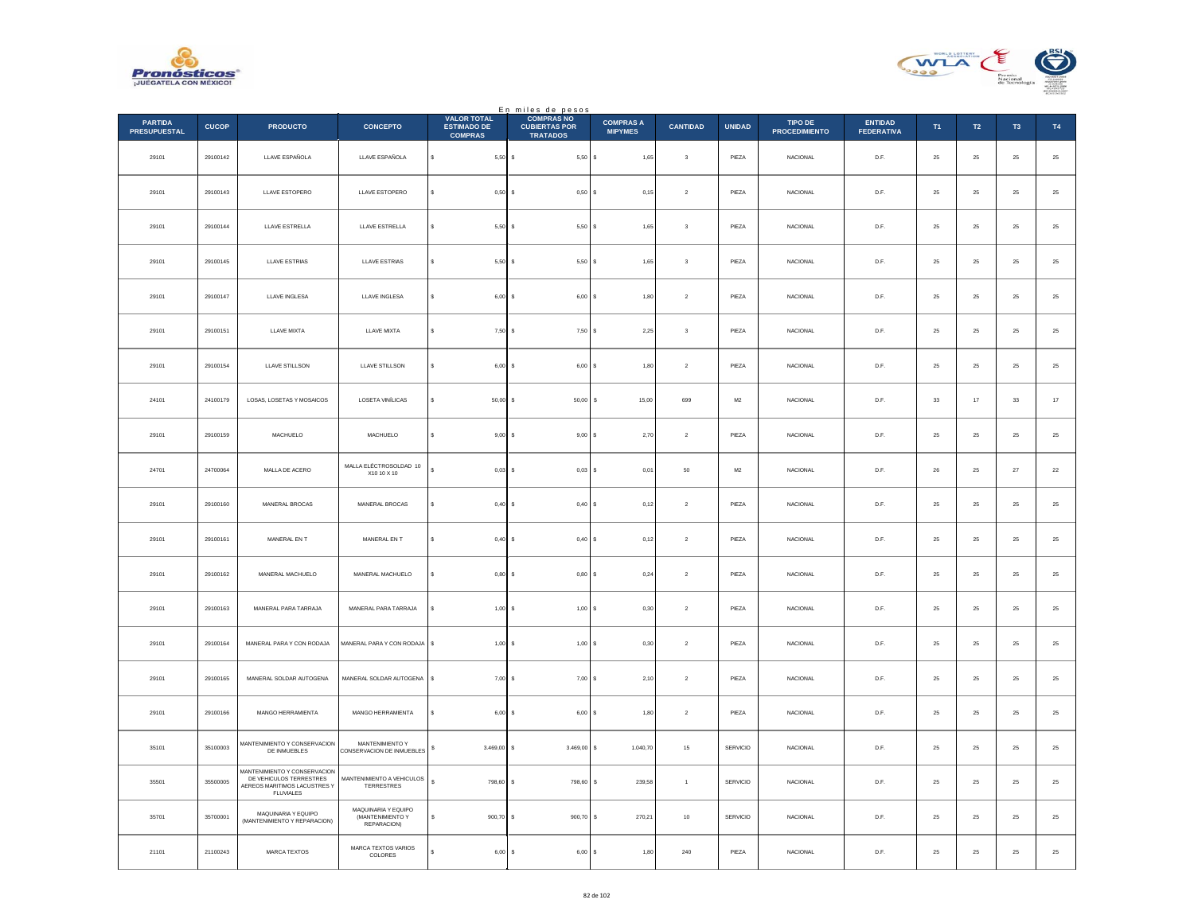En miles de pesos

| PARTIDA PRESUPUESTAL | CUCOP | PRODUCTO | CONCEPTO | VALOR TOTAL ESTIMADO DE COMPRAS | COMPRAS NO CUBIERTAS POR TRATADOS | COMPRAS A MIPYMES | CANTIDAD | UNIDAD | TIPO DE PROCEDIMIENTO | ENTIDAD FEDERATIVA | T1 | T2 | T3 | T4 |
|---|---|---|---|---|---|---|---|---|---|---|---|---|---|---|
| 29101 | 29100142 | LLAVE ESPAÑOLA | LLAVE ESPAÑOLA | $ 5,50 | $ 5,50 | $ 1,65 | 3 | PIEZA | NACIONAL | D.F. | 25 | 25 | 25 | 25 |
| 29101 | 29100143 | LLAVE ESTOPERO | LLAVE ESTOPERO | $ 0,50 | $ 0,50 | $ 0,15 | 2 | PIEZA | NACIONAL | D.F. | 25 | 25 | 25 | 25 |
| 29101 | 29100144 | LLAVE ESTRELLA | LLAVE ESTRELLA | $ 5,50 | $ 5,50 | $ 1,65 | 3 | PIEZA | NACIONAL | D.F. | 25 | 25 | 25 | 25 |
| 29101 | 29100145 | LLAVE ESTRIAS | LLAVE ESTRIAS | $ 5,50 | $ 5,50 | $ 1,65 | 3 | PIEZA | NACIONAL | D.F. | 25 | 25 | 25 | 25 |
| 29101 | 29100147 | LLAVE INGLESA | LLAVE INGLESA | $ 6,00 | $ 6,00 | $ 1,80 | 2 | PIEZA | NACIONAL | D.F. | 25 | 25 | 25 | 25 |
| 29101 | 29100151 | LLAVE MIXTA | LLAVE MIXTA | $ 7,50 | $ 7,50 | $ 2,25 | 3 | PIEZA | NACIONAL | D.F. | 25 | 25 | 25 | 25 |
| 29101 | 29100154 | LLAVE STILLSON | LLAVE STILLSON | $ 6,00 | $ 6,00 | $ 1,80 | 2 | PIEZA | NACIONAL | D.F. | 25 | 25 | 25 | 25 |
| 24101 | 24100179 | LOSAS, LOSETAS Y MOSAICOS | LOSETA VINÍLICAS | $ 50,00 | $ 50,00 | $ 15,00 | 699 | M2 | NACIONAL | D.F. | 33 | 17 | 33 | 17 |
| 29101 | 29100159 | MACHUELO | MACHUELO | $ 9,00 | $ 9,00 | $ 2,70 | 2 | PIEZA | NACIONAL | D.F. | 25 | 25 | 25 | 25 |
| 24701 | 24700064 | MALLA DE ACERO | MALLA ELÉCTROSOLDAD 10 X10 10 X 10 | $ 0,03 | $ 0,03 | $ 0,01 | 50 | M2 | NACIONAL | D.F. | 26 | 25 | 27 | 22 |
| 29101 | 29100160 | MANERAL BROCAS | MANERAL BROCAS | $ 0,40 | $ 0,40 | $ 0,12 | 2 | PIEZA | NACIONAL | D.F. | 25 | 25 | 25 | 25 |
| 29101 | 29100161 | MANERAL EN T | MANERAL EN T | $ 0,40 | $ 0,40 | $ 0,12 | 2 | PIEZA | NACIONAL | D.F. | 25 | 25 | 25 | 25 |
| 29101 | 29100162 | MANERAL MACHUELO | MANERAL MACHUELO | $ 0,80 | $ 0,80 | $ 0,24 | 2 | PIEZA | NACIONAL | D.F. | 25 | 25 | 25 | 25 |
| 29101 | 29100163 | MANERAL PARA TARRAJA | MANERAL PARA TARRAJA | $ 1,00 | $ 1,00 | $ 0,30 | 2 | PIEZA | NACIONAL | D.F. | 25 | 25 | 25 | 25 |
| 29101 | 29100164 | MANERAL PARA Y CON RODAJA | MANERAL PARA Y CON RODAJA | $ 1,00 | $ 1,00 | $ 0,30 | 2 | PIEZA | NACIONAL | D.F. | 25 | 25 | 25 | 25 |
| 29101 | 29100165 | MANERAL SOLDAR AUTOGENA | MANERAL SOLDAR AUTOGENA | $ 7,00 | $ 7,00 | $ 2,10 | 2 | PIEZA | NACIONAL | D.F. | 25 | 25 | 25 | 25 |
| 29101 | 29100166 | MANGO HERRAMIENTA | MANGO HERRAMIENTA | $ 6,00 | $ 6,00 | $ 1,80 | 2 | PIEZA | NACIONAL | D.F. | 25 | 25 | 25 | 25 |
| 35101 | 35100003 | MANTENIMIENTO Y CONSERVACION DE INMUEBLES | MANTENIMIENTO Y CONSERVACION DE INMUEBLES | $ 3.469,00 | $ 3.469,00 | $ 1.040,70 | 15 | SERVICIO | NACIONAL | D.F. | 25 | 25 | 25 | 25 |
| 35501 | 35500005 | MANTENIMIENTO Y CONSERVACION DE VEHICULOS TERRESTRES AEREOS MARITIMOS LACUSTRES Y FLUVIALES | MANTENIMIENTO A VEHICULOS TERRESTRES | $ 798,60 | $ 798,60 | $ 239,58 | 1 | SERVICIO | NACIONAL | D.F. | 25 | 25 | 25 | 25 |
| 35701 | 35700001 | MAQUINARIA Y EQUIPO (MANTENIMIENTO Y REPARACION) | MAQUINARIA Y EQUIPO (MANTENIMIENTO Y REPARACION) | $ 900,70 | $ 900,70 | $ 270,21 | 10 | SERVICIO | NACIONAL | D.F. | 25 | 25 | 25 | 25 |
| 21101 | 21100243 | MARCA TEXTOS | MARCA TEXTOS VARIOS COLORES | $ 6,00 | $ 6,00 | $ 1,80 | 240 | PIEZA | NACIONAL | D.F. | 25 | 25 | 25 | 25 |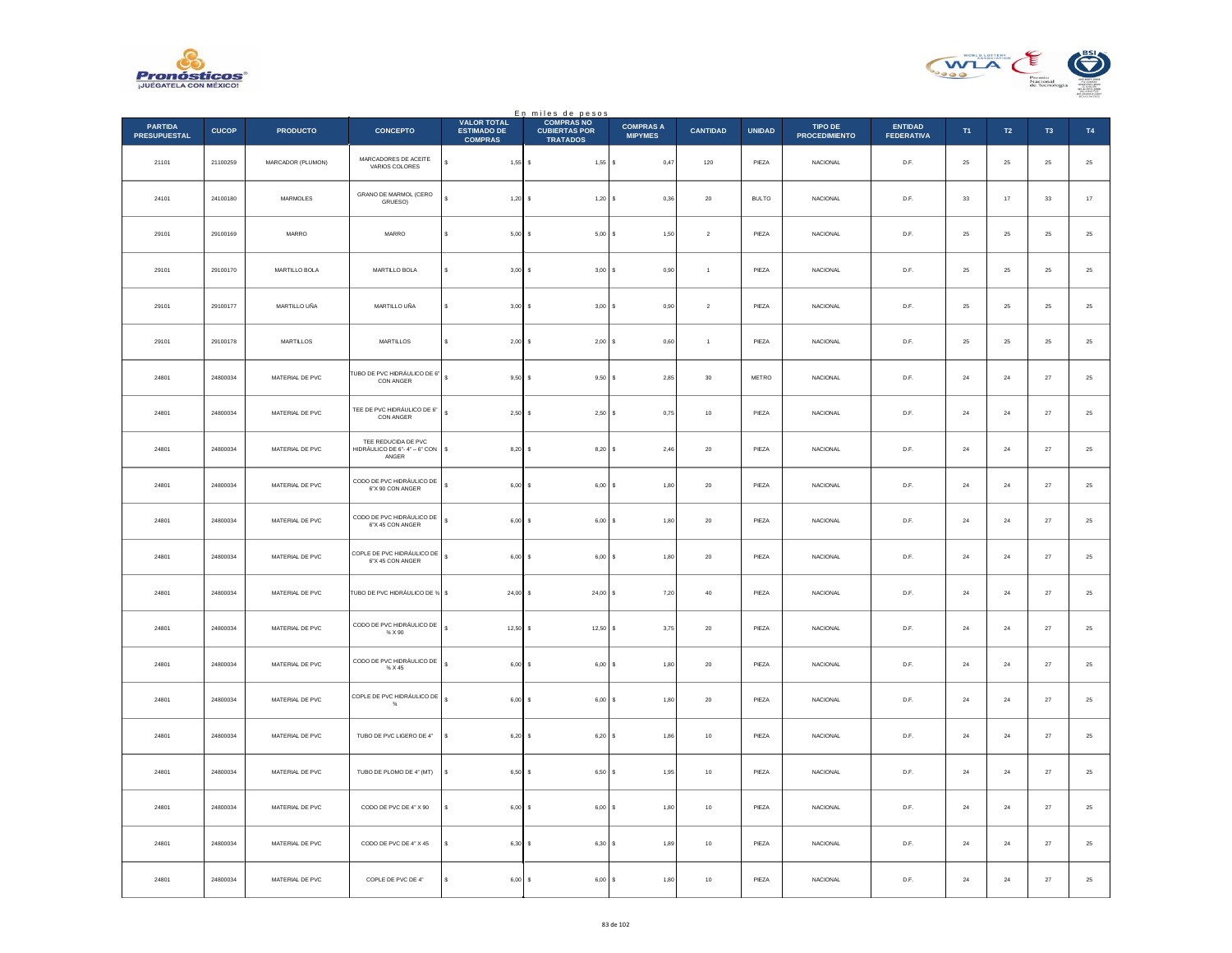En miles de pesos

| PARTIDA PRESUPUESTAL | CUCOP | PRODUCTO | CONCEPTO | VALOR TOTAL ESTIMADO DE COMPRAS | COMPRAS NO CUBIERTAS POR TRATADOS | COMPRAS A MIPYMES | CANTIDAD | UNIDAD | TIPO DE PROCEDIMIENTO | ENTIDAD FEDERATIVA | T1 | T2 | T3 | T4 |
|---|---|---|---|---|---|---|---|---|---|---|---|---|---|---|
| 21101 | 21100259 | MARCADOR (PLUMON) | MARCADORES DE ACEITE VARIOS COLORES | $ 1,55 | $ 1,55 | $ 0,47 | 120 | PIEZA | NACIONAL | D.F. | 25 | 25 | 25 | 25 |
| 24101 | 24100180 | MARMOLES | GRANO DE MARMOL (CERO GRUESO) | $ 1,20 | $ 1,20 | $ 0,36 | 20 | BULTO | NACIONAL | D.F. | 33 | 17 | 33 | 17 |
| 29101 | 29100169 | MARRO | MARRO | $ 5,00 | $ 5,00 | $ 1,50 | 2 | PIEZA | NACIONAL | D.F. | 25 | 25 | 25 | 25 |
| 29101 | 29100170 | MARTILLO BOLA | MARTILLO BOLA | $ 3,00 | $ 3,00 | $ 0,90 | 1 | PIEZA | NACIONAL | D.F. | 25 | 25 | 25 | 25 |
| 29101 | 29100177 | MARTILLO UÑA | MARTILLO UÑA | $ 3,00 | $ 3,00 | $ 0,90 | 2 | PIEZA | NACIONAL | D.F. | 25 | 25 | 25 | 25 |
| 29101 | 29100178 | MARTILLOS | MARTILLOS | $ 2,00 | $ 2,00 | $ 0,60 | 1 | PIEZA | NACIONAL | D.F. | 25 | 25 | 25 | 25 |
| 24801 | 24800034 | MATERIAL DE PVC | TUBO DE PVC HIDRÁULICO DE 6" CON ANGER | $ 9,50 | $ 9,50 | $ 2,85 | 30 | METRO | NACIONAL | D.F. | 24 | 24 | 27 | 25 |
| 24801 | 24800034 | MATERIAL DE PVC | TEE DE PVC HIDRÁULICO DE 6" CON ANGER | $ 2,50 | $ 2,50 | $ 0,75 | 10 | PIEZA | NACIONAL | D.F. | 24 | 24 | 27 | 25 |
| 24801 | 24800034 | MATERIAL DE PVC | TEE REDUCIDA DE PVC HIDRÁULICO DE 6"- 4" – 6" CON ANGER | $ 8,20 | $ 8,20 | $ 2,46 | 20 | PIEZA | NACIONAL | D.F. | 24 | 24 | 27 | 25 |
| 24801 | 24800034 | MATERIAL DE PVC | CODO DE PVC HIDRÁULICO DE 6"X 90 CON ANGER | $ 6,00 | $ 6,00 | $ 1,80 | 20 | PIEZA | NACIONAL | D.F. | 24 | 24 | 27 | 25 |
| 24801 | 24800034 | MATERIAL DE PVC | CODO DE PVC HIDRÁULICO DE 6"X 45 CON ANGER | $ 6,00 | $ 6,00 | $ 1,80 | 20 | PIEZA | NACIONAL | D.F. | 24 | 24 | 27 | 25 |
| 24801 | 24800034 | MATERIAL DE PVC | COPLE DE PVC HIDRÁULICO DE 6"X 45 CON ANGER | $ 6,00 | $ 6,00 | $ 1,80 | 20 | PIEZA | NACIONAL | D.F. | 24 | 24 | 27 | 25 |
| 24801 | 24800034 | MATERIAL DE PVC | TUBO DE PVC HIDRÁULICO DE ¾ | $ 24,00 | $ 24,00 | $ 7,20 | 40 | PIEZA | NACIONAL | D.F. | 24 | 24 | 27 | 25 |
| 24801 | 24800034 | MATERIAL DE PVC | CODO DE PVC HIDRÁULICO DE ¾ X 90 | $ 12,50 | $ 12,50 | $ 3,75 | 20 | PIEZA | NACIONAL | D.F. | 24 | 24 | 27 | 25 |
| 24801 | 24800034 | MATERIAL DE PVC | CODO DE PVC HIDRÁULICO DE ¾ X 45 | $ 6,00 | $ 6,00 | $ 1,80 | 20 | PIEZA | NACIONAL | D.F. | 24 | 24 | 27 | 25 |
| 24801 | 24800034 | MATERIAL DE PVC | COPLE DE PVC HIDRÁULICO DE ¾ | $ 6,00 | $ 6,00 | $ 1,80 | 20 | PIEZA | NACIONAL | D.F. | 24 | 24 | 27 | 25 |
| 24801 | 24800034 | MATERIAL DE PVC | TUBO DE PVC LIGERO DE 4" | $ 6,20 | $ 6,20 | $ 1,86 | 10 | PIEZA | NACIONAL | D.F. | 24 | 24 | 27 | 25 |
| 24801 | 24800034 | MATERIAL DE PVC | TUBO DE PLOMO DE 4" (MT) | $ 6,50 | $ 6,50 | $ 1,95 | 10 | PIEZA | NACIONAL | D.F. | 24 | 24 | 27 | 25 |
| 24801 | 24800034 | MATERIAL DE PVC | CODO DE PVC DE 4" X 90 | $ 6,00 | $ 6,00 | $ 1,80 | 10 | PIEZA | NACIONAL | D.F. | 24 | 24 | 27 | 25 |
| 24801 | 24800034 | MATERIAL DE PVC | CODO DE PVC DE 4" X 45 | $ 6,30 | $ 6,30 | $ 1,89 | 10 | PIEZA | NACIONAL | D.F. | 24 | 24 | 27 | 25 |
| 24801 | 24800034 | MATERIAL DE PVC | COPLE DE PVC DE 4" | $ 6,00 | $ 6,00 | $ 1,80 | 10 | PIEZA | NACIONAL | D.F. | 24 | 24 | 27 | 25 |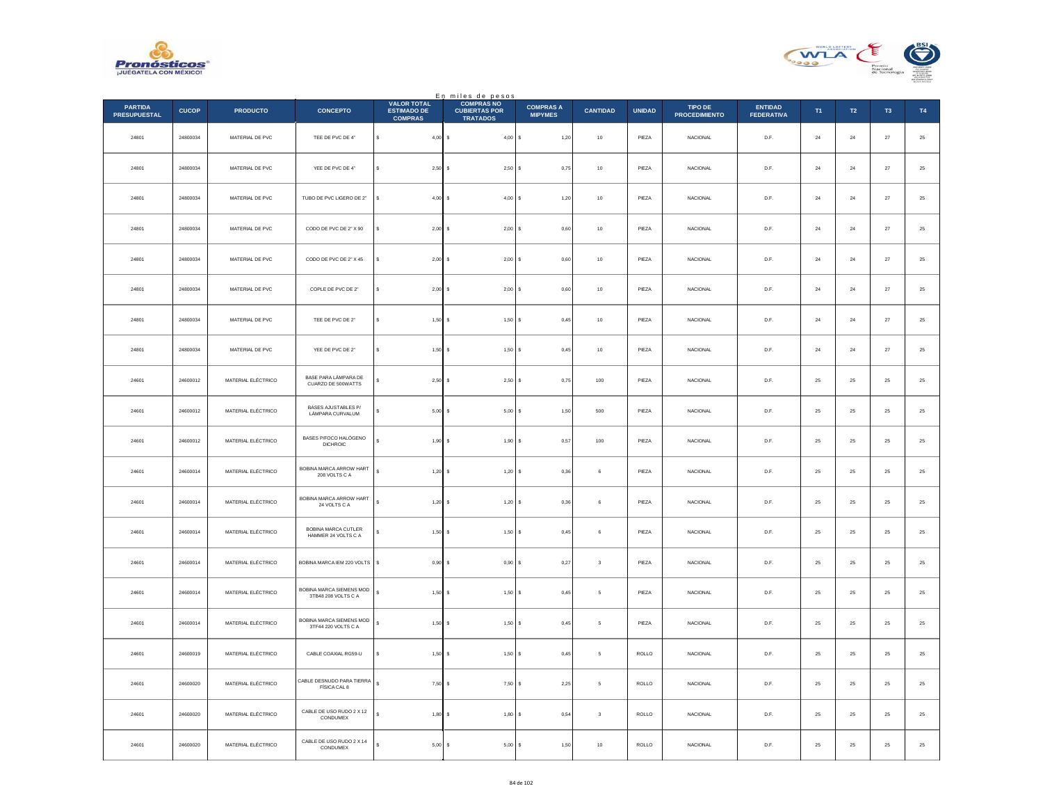En miles de pesos

| PARTIDA PRESUPUESTAL | CUCOP | PRODUCTO | CONCEPTO | VALOR TOTAL ESTIMADO DE COMPRAS | COMPRAS NO CUBIERTAS POR TRATADOS | COMPRAS A MIPYMES | CANTIDAD | UNIDAD | TIPO DE PROCEDIMIENTO | ENTIDAD FEDERATIVA | T1 | T2 | T3 | T4 |
|---|---|---|---|---|---|---|---|---|---|---|---|---|---|---|
| 24801 | 24800034 | MATERIAL DE PVC | TEE DE PVC DE 4" | $ 4,00 | $ 4,00 | $ 1,20 | 10 | PIEZA | NACIONAL | D.F. | 24 | 24 | 27 | 25 |
| 24801 | 24800034 | MATERIAL DE PVC | YEE DE PVC DE 4" | $ 2,50 | $ 2,50 | $ 0,75 | 10 | PIEZA | NACIONAL | D.F. | 24 | 24 | 27 | 25 |
| 24801 | 24800034 | MATERIAL DE PVC | TUBO DE PVC LIGERO DE 2" | $ 4,00 | $ 4,00 | $ 1,20 | 10 | PIEZA | NACIONAL | D.F. | 24 | 24 | 27 | 25 |
| 24801 | 24800034 | MATERIAL DE PVC | CODO DE PVC DE 2" X 90 | $ 2,00 | $ 2,00 | $ 0,60 | 10 | PIEZA | NACIONAL | D.F. | 24 | 24 | 27 | 25 |
| 24801 | 24800034 | MATERIAL DE PVC | CODO DE PVC DE 2" X 45 | $ 2,00 | $ 2,00 | $ 0,60 | 10 | PIEZA | NACIONAL | D.F. | 24 | 24 | 27 | 25 |
| 24801 | 24800034 | MATERIAL DE PVC | COPLE DE PVC DE 2" | $ 2,00 | $ 2,00 | $ 0,60 | 10 | PIEZA | NACIONAL | D.F. | 24 | 24 | 27 | 25 |
| 24801 | 24800034 | MATERIAL DE PVC | TEE DE PVC DE 2" | $ 1,50 | $ 1,50 | $ 0,45 | 10 | PIEZA | NACIONAL | D.F. | 24 | 24 | 27 | 25 |
| 24801 | 24800034 | MATERIAL DE PVC | YEE DE PVC DE 2" | $ 1,50 | $ 1,50 | $ 0,45 | 10 | PIEZA | NACIONAL | D.F. | 24 | 24 | 27 | 25 |
| 24601 | 24600012 | MATERIAL ELÉCTRICO | BASE PARA LÁMPARA DE CUARZO DE 500WATTS | $ 2,50 | $ 2,50 | $ 0,75 | 100 | PIEZA | NACIONAL | D.F. | 25 | 25 | 25 | 25 |
| 24601 | 24600012 | MATERIAL ELÉCTRICO | BASES AJUSTABLES P/ LÁMPARA CURVALUM | $ 5,00 | $ 5,00 | $ 1,50 | 500 | PIEZA | NACIONAL | D.F. | 25 | 25 | 25 | 25 |
| 24601 | 24600012 | MATERIAL ELÉCTRICO | BASES P/FOCO HALÓGENO DICHROIC | $ 1,90 | $ 1,90 | $ 0,57 | 100 | PIEZA | NACIONAL | D.F. | 25 | 25 | 25 | 25 |
| 24601 | 24600014 | MATERIAL ELÉCTRICO | BOBINA MARCA ARROW HART 208 VOLTS C A | $ 1,20 | $ 1,20 | $ 0,36 | 6 | PIEZA | NACIONAL | D.F. | 25 | 25 | 25 | 25 |
| 24601 | 24600014 | MATERIAL ELÉCTRICO | BOBINA MARCA ARROW HART 24 VOLTS C A | $ 1,20 | $ 1,20 | $ 0,36 | 6 | PIEZA | NACIONAL | D.F. | 25 | 25 | 25 | 25 |
| 24601 | 24600014 | MATERIAL ELÉCTRICO | BOBINA MARCA CUTLER HAMMER 24 VOLTS C A | $ 1,50 | $ 1,50 | $ 0,45 | 6 | PIEZA | NACIONAL | D.F. | 25 | 25 | 25 | 25 |
| 24601 | 24600014 | MATERIAL ELÉCTRICO | BOBINA MARCA IEM 220 VOLTS | $ 0,90 | $ 0,90 | $ 0,27 | 3 | PIEZA | NACIONAL | D.F. | 25 | 25 | 25 | 25 |
| 24601 | 24600014 | MATERIAL ELÉCTRICO | BOBINA MARCA SIEMENS MOD 3TB48 208 VOLTS C A | $ 1,50 | $ 1,50 | $ 0,45 | 5 | PIEZA | NACIONAL | D.F. | 25 | 25 | 25 | 25 |
| 24601 | 24600014 | MATERIAL ELÉCTRICO | BOBINA MARCA SIEMENS MOD 3TF44 220 VOLTS C A | $ 1,50 | $ 1,50 | $ 0,45 | 5 | PIEZA | NACIONAL | D.F. | 25 | 25 | 25 | 25 |
| 24601 | 24600019 | MATERIAL ELÉCTRICO | CABLE COAXIAL RG59-U | $ 1,50 | $ 1,50 | $ 0,45 | 5 | ROLLO | NACIONAL | D.F. | 25 | 25 | 25 | 25 |
| 24601 | 24600020 | MATERIAL ELÉCTRICO | CABLE DESNUDO PARA TIERRA FÍSICA CAL 8 | $ 7,50 | $ 7,50 | $ 2,25 | 5 | ROLLO | NACIONAL | D.F. | 25 | 25 | 25 | 25 |
| 24601 | 24600020 | MATERIAL ELÉCTRICO | CABLE DE USO RUDO 2 X 12 CONDUMEX | $ 1,80 | $ 1,80 | $ 0,54 | 3 | ROLLO | NACIONAL | D.F. | 25 | 25 | 25 | 25 |
| 24601 | 24600020 | MATERIAL ELÉCTRICO | CABLE DE USO RUDO 2 X 14 CONDUMEX | $ 5,00 | $ 5,00 | $ 1,50 | 10 | ROLLO | NACIONAL | D.F. | 25 | 25 | 25 | 25 |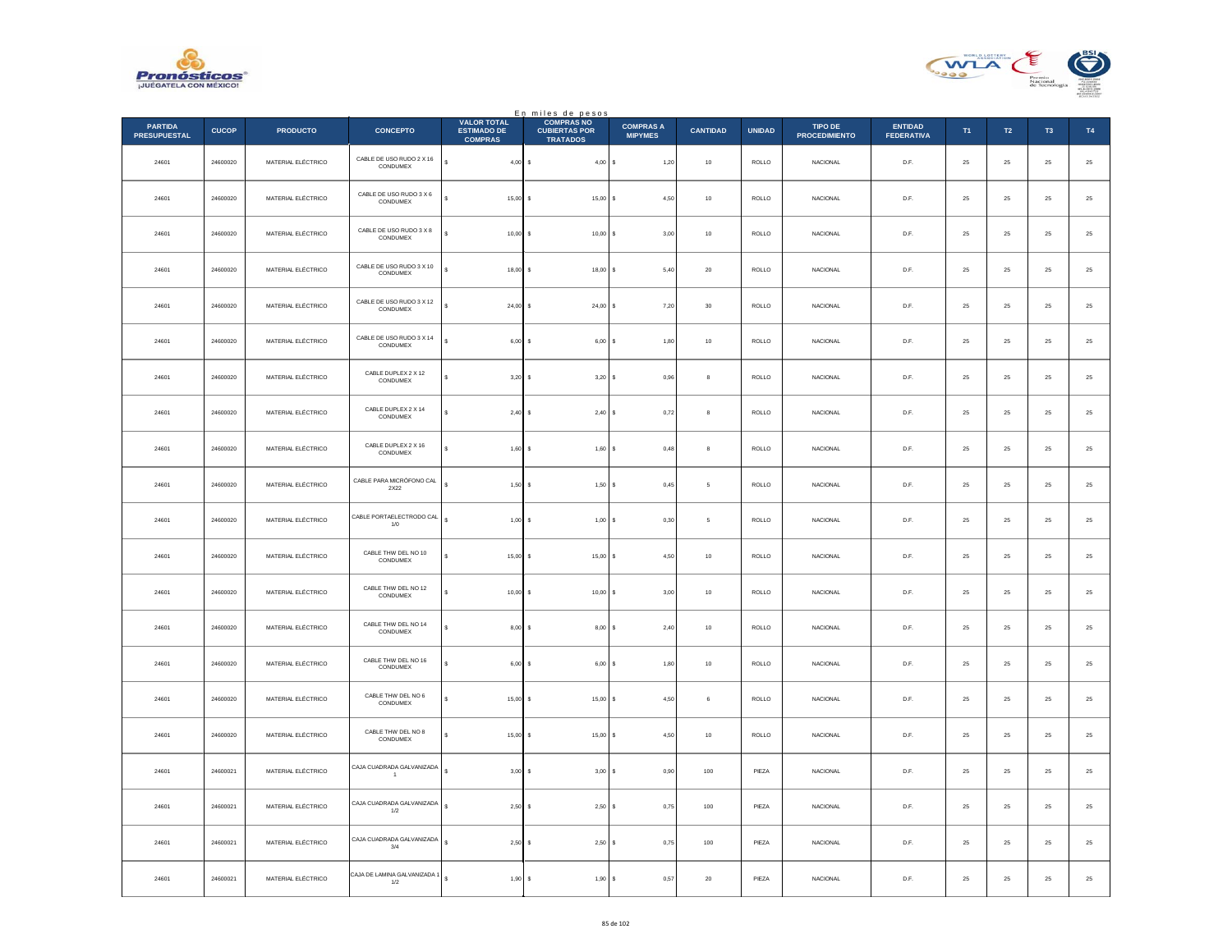En miles de pesos

| PARTIDA PRESUPUESTAL | CUCOP | PRODUCTO | CONCEPTO | VALOR TOTAL ESTIMADO DE COMPRAS | COMPRAS NO CUBIERTAS POR TRATADOS | COMPRAS A MIPYMES | CANTIDAD | UNIDAD | TIPO DE PROCEDIMIENTO | ENTIDAD FEDERATIVA | T1 | T2 | T3 | T4 |
|---|---|---|---|---|---|---|---|---|---|---|---|---|---|---|
| 24601 | 24600020 | MATERIAL ELÉCTRICO | CABLE DE USO RUDO 2 X 16 CONDUMEX | $ 4,00 | $ 4,00 | $ 1,20 | 10 | ROLLO | NACIONAL | D.F. | 25 | 25 | 25 | 25 |
| 24601 | 24600020 | MATERIAL ELÉCTRICO | CABLE DE USO RUDO 3 X 6 CONDUMEX | $ 15,00 | $ 15,00 | $ 4,50 | 10 | ROLLO | NACIONAL | D.F. | 25 | 25 | 25 | 25 |
| 24601 | 24600020 | MATERIAL ELÉCTRICO | CABLE DE USO RUDO 3 X 8 CONDUMEX | $ 10,00 | $ 10,00 | $ 3,00 | 10 | ROLLO | NACIONAL | D.F. | 25 | 25 | 25 | 25 |
| 24601 | 24600020 | MATERIAL ELÉCTRICO | CABLE DE USO RUDO 3 X 10 CONDUMEX | $ 18,00 | $ 18,00 | $ 5,40 | 20 | ROLLO | NACIONAL | D.F. | 25 | 25 | 25 | 25 |
| 24601 | 24600020 | MATERIAL ELÉCTRICO | CABLE DE USO RUDO 3 X 12 CONDUMEX | $ 24,00 | $ 24,00 | $ 7,20 | 30 | ROLLO | NACIONAL | D.F. | 25 | 25 | 25 | 25 |
| 24601 | 24600020 | MATERIAL ELÉCTRICO | CABLE DE USO RUDO 3 X 14 CONDUMEX | $ 6,00 | $ 6,00 | $ 1,80 | 10 | ROLLO | NACIONAL | D.F. | 25 | 25 | 25 | 25 |
| 24601 | 24600020 | MATERIAL ELÉCTRICO | CABLE DUPLEX 2 X 12 CONDUMEX | $ 3,20 | $ 3,20 | $ 0,96 | 8 | ROLLO | NACIONAL | D.F. | 25 | 25 | 25 | 25 |
| 24601 | 24600020 | MATERIAL ELÉCTRICO | CABLE DUPLEX 2 X 14 CONDUMEX | $ 2,40 | $ 2,40 | $ 0,72 | 8 | ROLLO | NACIONAL | D.F. | 25 | 25 | 25 | 25 |
| 24601 | 24600020 | MATERIAL ELÉCTRICO | CABLE DUPLEX 2 X 16 CONDUMEX | $ 1,60 | $ 1,60 | $ 0,48 | 8 | ROLLO | NACIONAL | D.F. | 25 | 25 | 25 | 25 |
| 24601 | 24600020 | MATERIAL ELÉCTRICO | CABLE PARA MICRÓFONO CAL 2X22 | $ 1,50 | $ 1,50 | $ 0,45 | 5 | ROLLO | NACIONAL | D.F. | 25 | 25 | 25 | 25 |
| 24601 | 24600020 | MATERIAL ELÉCTRICO | CABLE PORTAELECTRODO CAL 1/0 | $ 1,00 | $ 1,00 | $ 0,30 | 5 | ROLLO | NACIONAL | D.F. | 25 | 25 | 25 | 25 |
| 24601 | 24600020 | MATERIAL ELÉCTRICO | CABLE THW DEL NO 10 CONDUMEX | $ 15,00 | $ 15,00 | $ 4,50 | 10 | ROLLO | NACIONAL | D.F. | 25 | 25 | 25 | 25 |
| 24601 | 24600020 | MATERIAL ELÉCTRICO | CABLE THW DEL NO 12 CONDUMEX | $ 10,00 | $ 10,00 | $ 3,00 | 10 | ROLLO | NACIONAL | D.F. | 25 | 25 | 25 | 25 |
| 24601 | 24600020 | MATERIAL ELÉCTRICO | CABLE THW DEL NO 14 CONDUMEX | $ 8,00 | $ 8,00 | $ 2,40 | 10 | ROLLO | NACIONAL | D.F. | 25 | 25 | 25 | 25 |
| 24601 | 24600020 | MATERIAL ELÉCTRICO | CABLE THW DEL NO 16 CONDUMEX | $ 6,00 | $ 6,00 | $ 1,80 | 10 | ROLLO | NACIONAL | D.F. | 25 | 25 | 25 | 25 |
| 24601 | 24600020 | MATERIAL ELÉCTRICO | CABLE THW DEL NO 6 CONDUMEX | $ 15,00 | $ 15,00 | $ 4,50 | 6 | ROLLO | NACIONAL | D.F. | 25 | 25 | 25 | 25 |
| 24601 | 24600020 | MATERIAL ELÉCTRICO | CABLE THW DEL NO 8 CONDUMEX | $ 15,00 | $ 15,00 | $ 4,50 | 10 | ROLLO | NACIONAL | D.F. | 25 | 25 | 25 | 25 |
| 24601 | 24600021 | MATERIAL ELÉCTRICO | CAJA CUADRADA GALVANIZADA 1 | $ 3,00 | $ 3,00 | $ 0,90 | 100 | PIEZA | NACIONAL | D.F. | 25 | 25 | 25 | 25 |
| 24601 | 24600021 | MATERIAL ELÉCTRICO | CAJA CUADRADA GALVANIZADA 1/2 | $ 2,50 | $ 2,50 | $ 0,75 | 100 | PIEZA | NACIONAL | D.F. | 25 | 25 | 25 | 25 |
| 24601 | 24600021 | MATERIAL ELÉCTRICO | CAJA CUADRADA GALVANIZADA 3/4 | $ 2,50 | $ 2,50 | $ 0,75 | 100 | PIEZA | NACIONAL | D.F. | 25 | 25 | 25 | 25 |
| 24601 | 24600021 | MATERIAL ELÉCTRICO | CAJA DE LAMINA GALVANIZADA 1 1/2 | $ 1,90 | $ 1,90 | $ 0,57 | 20 | PIEZA | NACIONAL | D.F. | 25 | 25 | 25 | 25 |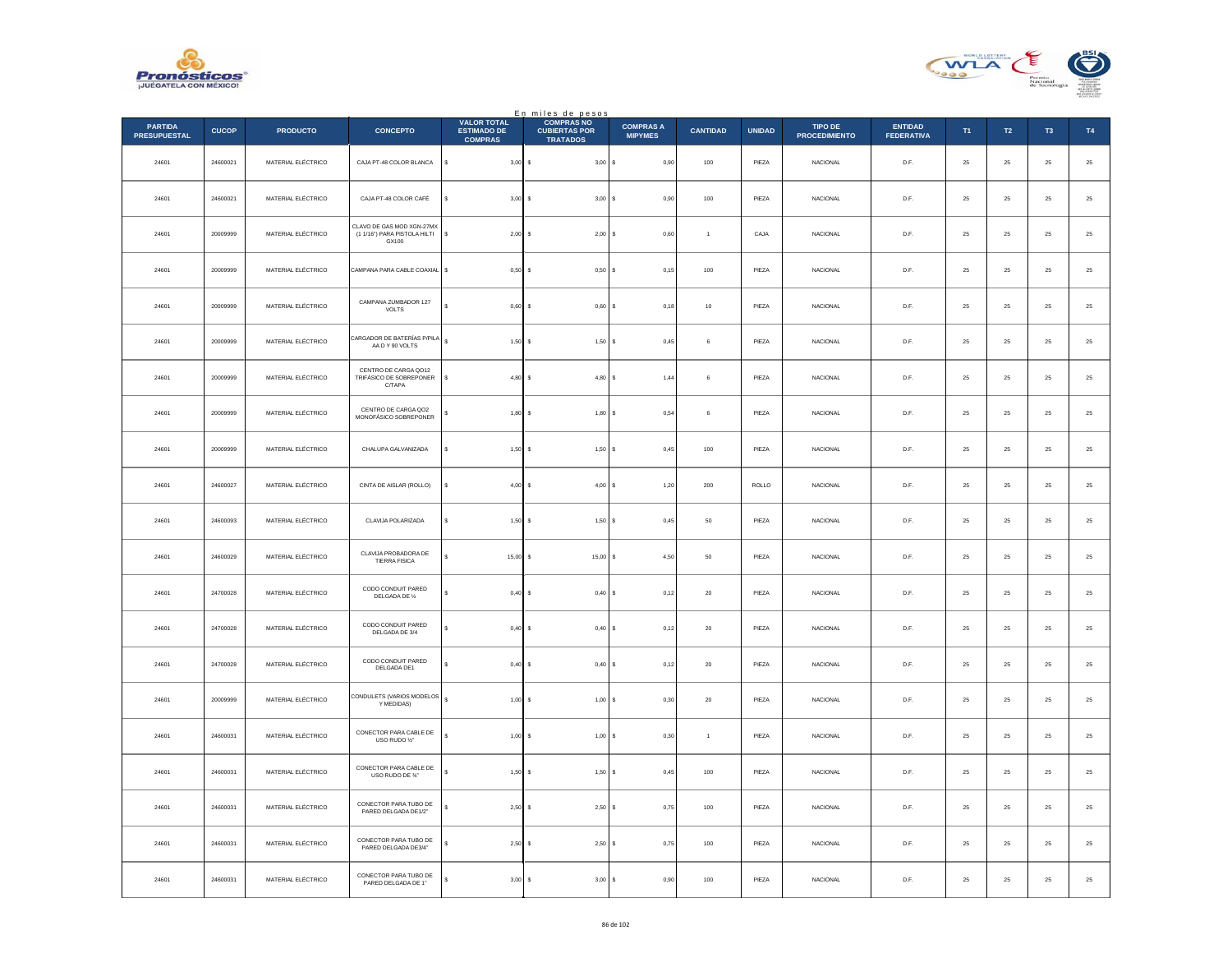En miles de pesos

| PARTIDA PRESUPUESTAL | CUCOP | PRODUCTO | CONCEPTO | VALOR TOTAL ESTIMADO DE COMPRAS | COMPRAS NO CUBIERTAS POR TRATADOS | COMPRAS A MIPYMES | CANTIDAD | UNIDAD | TIPO DE PROCEDIMIENTO | ENTIDAD FEDERATIVA | T1 | T2 | T3 | T4 |
|---|---|---|---|---|---|---|---|---|---|---|---|---|---|---|
| 24601 | 24600021 | MATERIAL ELÉCTRICO | CAJA PT-48 COLOR BLANCA | $ 3,00 | $ 3,00 | $ 0,90 | 100 | PIEZA | NACIONAL | D.F. | 25 | 25 | 25 | 25 |
| 24601 | 24600021 | MATERIAL ELÉCTRICO | CAJA PT-48 COLOR CAFÉ | $ 3,00 | $ 3,00 | $ 0,90 | 100 | PIEZA | NACIONAL | D.F. | 25 | 25 | 25 | 25 |
| 24601 | 20009999 | MATERIAL ELÉCTRICO | CLAVO DE GAS MOD XGN-27MX (1 1/16") PARA PISTOLA HILTI GX100 | $ 2,00 | $ 2,00 | $ 0,60 | 1 | CAJA | NACIONAL | D.F. | 25 | 25 | 25 | 25 |
| 24601 | 20009999 | MATERIAL ELÉCTRICO | CAMPANA PARA CABLE COAXIAL | $ 0,50 | $ 0,50 | $ 0,15 | 100 | PIEZA | NACIONAL | D.F. | 25 | 25 | 25 | 25 |
| 24601 | 20009999 | MATERIAL ELÉCTRICO | CAMPANA ZUMBADOR 127 VOLTS | $ 0,60 | $ 0,60 | $ 0,18 | 10 | PIEZA | NACIONAL | D.F. | 25 | 25 | 25 | 25 |
| 24601 | 20009999 | MATERIAL ELÉCTRICO | CARGADOR DE BATERÍAS P/PILA AA D Y 90 VOLTS | $ 1,50 | $ 1,50 | $ 0,45 | 6 | PIEZA | NACIONAL | D.F. | 25 | 25 | 25 | 25 |
| 24601 | 20009999 | MATERIAL ELÉCTRICO | CENTRO DE CARGA QO12 TRIFÁSICO DE SOBREPONER C/TAPA | $ 4,80 | $ 4,80 | $ 1,44 | 6 | PIEZA | NACIONAL | D.F. | 25 | 25 | 25 | 25 |
| 24601 | 20009999 | MATERIAL ELÉCTRICO | CENTRO DE CARGA QO2 MONOFÁSICO SOBREPONER | $ 1,80 | $ 1,80 | $ 0,54 | 6 | PIEZA | NACIONAL | D.F. | 25 | 25 | 25 | 25 |
| 24601 | 20009999 | MATERIAL ELÉCTRICO | CHALUPA GALVANIZADA | $ 1,50 | $ 1,50 | $ 0,45 | 100 | PIEZA | NACIONAL | D.F. | 25 | 25 | 25 | 25 |
| 24601 | 24600027 | MATERIAL ELÉCTRICO | CINTA DE AISLAR (ROLLO) | $ 4,00 | $ 4,00 | $ 1,20 | 200 | ROLLO | NACIONAL | D.F. | 25 | 25 | 25 | 25 |
| 24601 | 24600093 | MATERIAL ELÉCTRICO | CLAVIJA POLARIZADA | $ 1,50 | $ 1,50 | $ 0,45 | 50 | PIEZA | NACIONAL | D.F. | 25 | 25 | 25 | 25 |
| 24601 | 24600029 | MATERIAL ELÉCTRICO | CLAVIJA PROBADORA DE TIERRA FISICA | $ 15,00 | $ 15,00 | $ 4,50 | 50 | PIEZA | NACIONAL | D.F. | 25 | 25 | 25 | 25 |
| 24601 | 24700028 | MATERIAL ELÉCTRICO | CODO CONDUIT PARED DELGADA DE ½ | $ 0,40 | $ 0,40 | $ 0,12 | 20 | PIEZA | NACIONAL | D.F. | 25 | 25 | 25 | 25 |
| 24601 | 24700028 | MATERIAL ELÉCTRICO | CODO CONDUIT PARED DELGADA DE 3/4 | $ 0,40 | $ 0,40 | $ 0,12 | 20 | PIEZA | NACIONAL | D.F. | 25 | 25 | 25 | 25 |
| 24601 | 24700028 | MATERIAL ELÉCTRICO | CODO CONDUIT PARED DELGADA DE1 | $ 0,40 | $ 0,40 | $ 0,12 | 20 | PIEZA | NACIONAL | D.F. | 25 | 25 | 25 | 25 |
| 24601 | 20009999 | MATERIAL ELÉCTRICO | CONDULETS (VARIOS MODELOS Y MEDIDAS) | $ 1,00 | $ 1,00 | $ 0,30 | 20 | PIEZA | NACIONAL | D.F. | 25 | 25 | 25 | 25 |
| 24601 | 24600031 | MATERIAL ELÉCTRICO | CONECTOR PARA CABLE DE USO RUDO ½" | $ 1,00 | $ 1,00 | $ 0,30 | 1 | PIEZA | NACIONAL | D.F. | 25 | 25 | 25 | 25 |
| 24601 | 24600031 | MATERIAL ELÉCTRICO | CONECTOR PARA CABLE DE USO RUDO DE ¾" | $ 1,50 | $ 1,50 | $ 0,45 | 100 | PIEZA | NACIONAL | D.F. | 25 | 25 | 25 | 25 |
| 24601 | 24600031 | MATERIAL ELÉCTRICO | CONECTOR PARA TUBO DE PARED DELGADA DE1/2" | $ 2,50 | $ 2,50 | $ 0,75 | 100 | PIEZA | NACIONAL | D.F. | 25 | 25 | 25 | 25 |
| 24601 | 24600031 | MATERIAL ELÉCTRICO | CONECTOR PARA TUBO DE PARED DELGADA DE3/4" | $ 2,50 | $ 2,50 | $ 0,75 | 100 | PIEZA | NACIONAL | D.F. | 25 | 25 | 25 | 25 |
| 24601 | 24600031 | MATERIAL ELÉCTRICO | CONECTOR PARA TUBO DE PARED DELGADA DE 1" | $ 3,00 | $ 3,00 | $ 0,90 | 100 | PIEZA | NACIONAL | D.F. | 25 | 25 | 25 | 25 |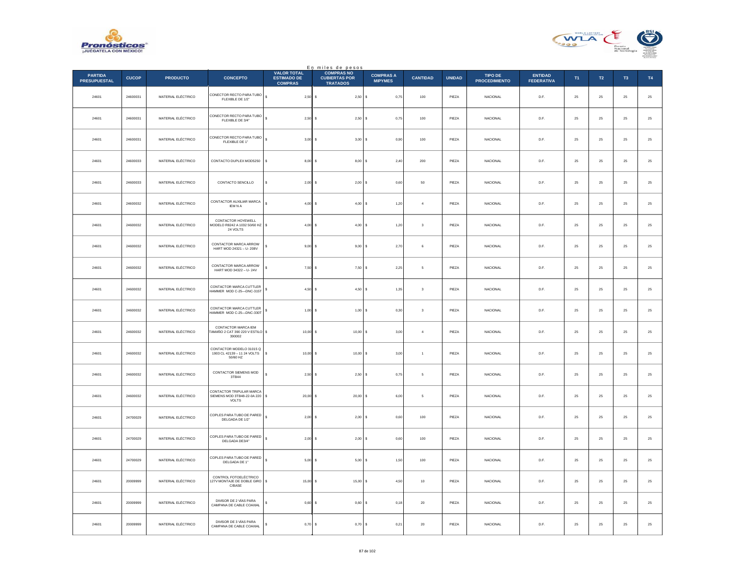En miles de pesos

| PARTIDA PRESUPUESTAL | CUCOP | PRODUCTO | CONCEPTO | VALOR TOTAL ESTIMADO DE COMPRAS | COMPRAS NO CUBIERTAS POR TRATADOS | COMPRAS A MIPYMES | CANTIDAD | UNIDAD | TIPO DE PROCEDIMIENTO | ENTIDAD FEDERATIVA | T1 | T2 | T3 | T4 |
|---|---|---|---|---|---|---|---|---|---|---|---|---|---|---|
| 24601 | 24600031 | MATERIAL ELÉCTRICO | CONECTOR RECTO PARA TUBO FLEXIBLE DE 1/2" | $ 2,50 | $ 2,50 | $ 0,75 | 100 | PIEZA | NACIONAL | D.F. | 25 | 25 | 25 | 25 |
| 24601 | 24600031 | MATERIAL ELÉCTRICO | CONECTOR RECTO PARA TUBO FLEXIBLE DE 3/4" | $ 2,50 | $ 2,50 | $ 0,75 | 100 | PIEZA | NACIONAL | D.F. | 25 | 25 | 25 | 25 |
| 24601 | 24600031 | MATERIAL ELÉCTRICO | CONECTOR RECTO PARA TUBO FLEXIBLE DE 1" | $ 3,00 | $ 3,00 | $ 0,90 | 100 | PIEZA | NACIONAL | D.F. | 25 | 25 | 25 | 25 |
| 24601 | 24600033 | MATERIAL ELÉCTRICO | CONTACTO DUPLEX MOD5250 | $ 8,00 | $ 8,00 | $ 2,40 | 200 | PIEZA | NACIONAL | D.F. | 25 | 25 | 25 | 25 |
| 24601 | 24600033 | MATERIAL ELÉCTRICO | CONTACTO SENCILLO | $ 2,00 | $ 2,00 | $ 0,60 | 50 | PIEZA | NACIONAL | D.F. | 25 | 25 | 25 | 25 |
| 24601 | 24600032 | MATERIAL ELÉCTRICO | CONTACTOR AUXILIAR MARCA IEM N A | $ 4,00 | $ 4,00 | $ 1,20 | 4 | PIEZA | NACIONAL | D.F. | 25 | 25 | 25 | 25 |
| 24601 | 24600032 | MATERIAL ELÉCTRICO | CONTACTOR HOYEWELL MODELO R8242 A 1032 50/60 HZ 24 VOLTS | $ 4,00 | $ 4,00 | $ 1,20 | 3 | PIEZA | NACIONAL | D.F. | 25 | 25 | 25 | 25 |
| 24601 | 24600032 | MATERIAL ELÉCTRICO | CONTACTOR MARCA ARROW HART MOD 24321 – U- 208V | $ 9,00 | $ 9,00 | $ 2,70 | 6 | PIEZA | NACIONAL | D.F. | 25 | 25 | 25 | 25 |
| 24601 | 24600032 | MATERIAL ELÉCTRICO | CONTACTOR MARCA ARROW HART MOD 34322 – U- 24V | $ 7,50 | $ 7,50 | $ 2,25 | 5 | PIEZA | NACIONAL | D.F. | 25 | 25 | 25 | 25 |
| 24601 | 24600032 | MATERIAL ELÉCTRICO | CONTACTOR MARCA CUTTLER HAMMER MOD C-25—DNC-315T | $ 4,50 | $ 4,50 | $ 1,35 | 3 | PIEZA | NACIONAL | D.F. | 25 | 25 | 25 | 25 |
| 24601 | 24600032 | MATERIAL ELÉCTRICO | CONTACTOR MARCA CUTTLER HAMMER MOD C-25—DNC-330T | $ 1,00 | $ 1,00 | $ 0,30 | 3 | PIEZA | NACIONAL | D.F. | 25 | 25 | 25 | 25 |
| 24601 | 24600032 | MATERIAL ELÉCTRICO | CONTACTOR MARCA IEM TAMAÑO 2 CAT 390 220 V ESTILO 390002 | $ 10,00 | $ 10,00 | $ 3,00 | 4 | PIEZA | NACIONAL | D.F. | 25 | 25 | 25 | 25 |
| 24601 | 24600032 | MATERIAL ELÉCTRICO | CONTACTOR MODELO 31015 Q 1903 CL 42139 – 11 24 VOLTS 50/60 HZ | $ 10,00 | $ 10,00 | $ 3,00 | 1 | PIEZA | NACIONAL | D.F. | 25 | 25 | 25 | 25 |
| 24601 | 24600032 | MATERIAL ELÉCTRICO | CONTACTOR SIEMENS MOD 3TB44 | $ 2,50 | $ 2,50 | $ 0,75 | 5 | PIEZA | NACIONAL | D.F. | 25 | 25 | 25 | 25 |
| 24601 | 24600032 | MATERIAL ELÉCTRICO | CONTACTOR TRIPULAR MARCA SIEMENS MOD 3TB48-22-0A 220 VOLTS | $ 20,00 | $ 20,00 | $ 6,00 | 5 | PIEZA | NACIONAL | D.F. | 25 | 25 | 25 | 25 |
| 24601 | 24700029 | MATERIAL ELÉCTRICO | COPLES PARA TUBO DE PARED DELGADA DE 1/2" | $ 2,00 | $ 2,00 | $ 0,60 | 100 | PIEZA | NACIONAL | D.F. | 25 | 25 | 25 | 25 |
| 24601 | 24700029 | MATERIAL ELÉCTRICO | COPLES PARA TUBO DE PARED DELGADA DE3/4" | $ 2,00 | $ 2,00 | $ 0,60 | 100 | PIEZA | NACIONAL | D.F. | 25 | 25 | 25 | 25 |
| 24601 | 24700029 | MATERIAL ELÉCTRICO | COPLES PARA TUBO DE PARED DELGADA DE 1" | $ 5,00 | $ 5,00 | $ 1,50 | 100 | PIEZA | NACIONAL | D.F. | 25 | 25 | 25 | 25 |
| 24601 | 20009999 | MATERIAL ELÉCTRICO | CONTROL FOTOELÉCTRICO 127V MONTAJE DE DOBLE GIRO C/BASE | $ 15,00 | $ 15,00 | $ 4,50 | 10 | PIEZA | NACIONAL | D.F. | 25 | 25 | 25 | 25 |
| 24601 | 20009999 | MATERIAL ELÉCTRICO | DIVISOR DE 2 VÍAS PARA CAMPANA DE CABLE COAXIAL | $ 0,60 | $ 0,60 | $ 0,18 | 20 | PIEZA | NACIONAL | D.F. | 25 | 25 | 25 | 25 |
| 24601 | 20009999 | MATERIAL ELÉCTRICO | DIVISOR DE 3 VÍAS PARA CAMPANA DE CABLE COAXIAL | $ 0,70 | $ 0,70 | $ 0,21 | 20 | PIEZA | NACIONAL | D.F. | 25 | 25 | 25 | 25 |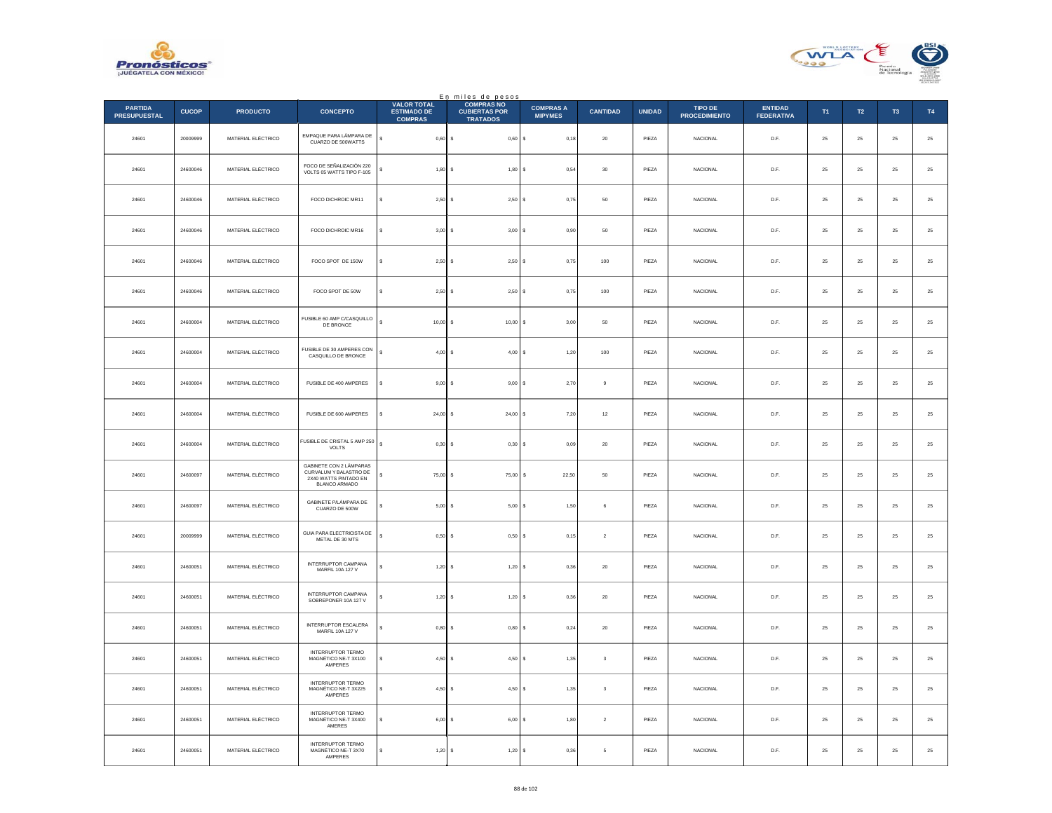En miles de pesos

| PARTIDA PRESUPUESTAL | CUCOP | PRODUCTO | CONCEPTO | VALOR TOTAL ESTIMADO DE COMPRAS | COMPRAS NO CUBIERTAS POR TRATADOS | COMPRAS A MIPYMES | CANTIDAD | UNIDAD | TIPO DE PROCEDIMIENTO | ENTIDAD FEDERATIVA | T1 | T2 | T3 | T4 |
|---|---|---|---|---|---|---|---|---|---|---|---|---|---|---|
| 24601 | 20009999 | MATERIAL ELÉCTRICO | EMPAQUE PARA LÁMPARA DE CUARZO DE 500WATTS | $ 0,60 | $ 0,60 | $ 0,18 | 20 | PIEZA | NACIONAL | D.F. | 25 | 25 | 25 | 25 |
| 24601 | 24600046 | MATERIAL ELÉCTRICO | FOCO DE SEÑALIZACIÓN 220 VOLTS 05 WATTS TIPO F-105 | $ 1,80 | $ 1,80 | $ 0,54 | 30 | PIEZA | NACIONAL | D.F. | 25 | 25 | 25 | 25 |
| 24601 | 24600046 | MATERIAL ELÉCTRICO | FOCO DICHROIC MR11 | $ 2,50 | $ 2,50 | $ 0,75 | 50 | PIEZA | NACIONAL | D.F. | 25 | 25 | 25 | 25 |
| 24601 | 24600046 | MATERIAL ELÉCTRICO | FOCO DICHROIC MR16 | $ 3,00 | $ 3,00 | $ 0,90 | 50 | PIEZA | NACIONAL | D.F. | 25 | 25 | 25 | 25 |
| 24601 | 24600046 | MATERIAL ELÉCTRICO | FOCO SPOT DE 150W | $ 2,50 | $ 2,50 | $ 0,75 | 100 | PIEZA | NACIONAL | D.F. | 25 | 25 | 25 | 25 |
| 24601 | 24600046 | MATERIAL ELÉCTRICO | FOCO SPOT DE 50W | $ 2,50 | $ 2,50 | $ 0,75 | 100 | PIEZA | NACIONAL | D.F. | 25 | 25 | 25 | 25 |
| 24601 | 24600004 | MATERIAL ELÉCTRICO | FUSIBLE 60 AMP C/CASQUILLO DE BRONCE | $ 10,00 | $ 10,00 | $ 3,00 | 50 | PIEZA | NACIONAL | D.F. | 25 | 25 | 25 | 25 |
| 24601 | 24600004 | MATERIAL ELÉCTRICO | FUSIBLE DE 30 AMPERES CON CASQUILLO DE BRONCE | $ 4,00 | $ 4,00 | $ 1,20 | 100 | PIEZA | NACIONAL | D.F. | 25 | 25 | 25 | 25 |
| 24601 | 24600004 | MATERIAL ELÉCTRICO | FUSIBLE DE 400 AMPERES | $ 9,00 | $ 9,00 | $ 2,70 | 9 | PIEZA | NACIONAL | D.F. | 25 | 25 | 25 | 25 |
| 24601 | 24600004 | MATERIAL ELÉCTRICO | FUSIBLE DE 600 AMPERES | $ 24,00 | $ 24,00 | $ 7,20 | 12 | PIEZA | NACIONAL | D.F. | 25 | 25 | 25 | 25 |
| 24601 | 24600004 | MATERIAL ELÉCTRICO | FUSIBLE DE CRISTAL 5 AMP 250 VOLTS | $ 0,30 | $ 0,30 | $ 0,09 | 20 | PIEZA | NACIONAL | D.F. | 25 | 25 | 25 | 25 |
| 24601 | 24600097 | MATERIAL ELÉCTRICO | GABINETE CON 2 LÁMPARAS CURVALUM Y BALASTRO DE 2X40 WATTS PINTADO EN BLANCO ARMADO | $ 75,00 | $ 75,00 | $ 22,50 | 50 | PIEZA | NACIONAL | D.F. | 25 | 25 | 25 | 25 |
| 24601 | 24600097 | MATERIAL ELÉCTRICO | GABINETE P/LÁMPARA DE CUARZO DE 500W | $ 5,00 | $ 5,00 | $ 1,50 | 6 | PIEZA | NACIONAL | D.F. | 25 | 25 | 25 | 25 |
| 24601 | 20009999 | MATERIAL ELÉCTRICO | GUIA PARA ELECTRICISTA DE METAL DE 30 MTS | $ 0,50 | $ 0,50 | $ 0,15 | 2 | PIEZA | NACIONAL | D.F. | 25 | 25 | 25 | 25 |
| 24601 | 24600051 | MATERIAL ELÉCTRICO | INTERRUPTOR CAMPANA MARFIL 10A 127 V | $ 1,20 | $ 1,20 | $ 0,36 | 20 | PIEZA | NACIONAL | D.F. | 25 | 25 | 25 | 25 |
| 24601 | 24600051 | MATERIAL ELÉCTRICO | INTERRUPTOR CAMPANA SOBREPONER 10A 127 V | $ 1,20 | $ 1,20 | $ 0,36 | 20 | PIEZA | NACIONAL | D.F. | 25 | 25 | 25 | 25 |
| 24601 | 24600051 | MATERIAL ELÉCTRICO | INTERRUPTOR ESCALERA MARFIL 10A 127 V | $ 0,80 | $ 0,80 | $ 0,24 | 20 | PIEZA | NACIONAL | D.F. | 25 | 25 | 25 | 25 |
| 24601 | 24600051 | MATERIAL ELÉCTRICO | INTERRUPTOR TERMO MAGNÉTICO NE-T 3X100 AMPERES | $ 4,50 | $ 4,50 | $ 1,35 | 3 | PIEZA | NACIONAL | D.F. | 25 | 25 | 25 | 25 |
| 24601 | 24600051 | MATERIAL ELÉCTRICO | INTERRUPTOR TERMO MAGNÉTICO NE-T 3X225 AMPERES | $ 4,50 | $ 4,50 | $ 1,35 | 3 | PIEZA | NACIONAL | D.F. | 25 | 25 | 25 | 25 |
| 24601 | 24600051 | MATERIAL ELÉCTRICO | INTERRUPTOR TERMO MAGNÉTICO NE-T 3X400 AMERES | $ 6,00 | $ 6,00 | $ 1,80 | 2 | PIEZA | NACIONAL | D.F. | 25 | 25 | 25 | 25 |
| 24601 | 24600051 | MATERIAL ELÉCTRICO | INTERRUPTOR TERMO MAGNÉTICO NE-T 3X70 AMPERES | $ 1,20 | $ 1,20 | $ 0,36 | 5 | PIEZA | NACIONAL | D.F. | 25 | 25 | 25 | 25 |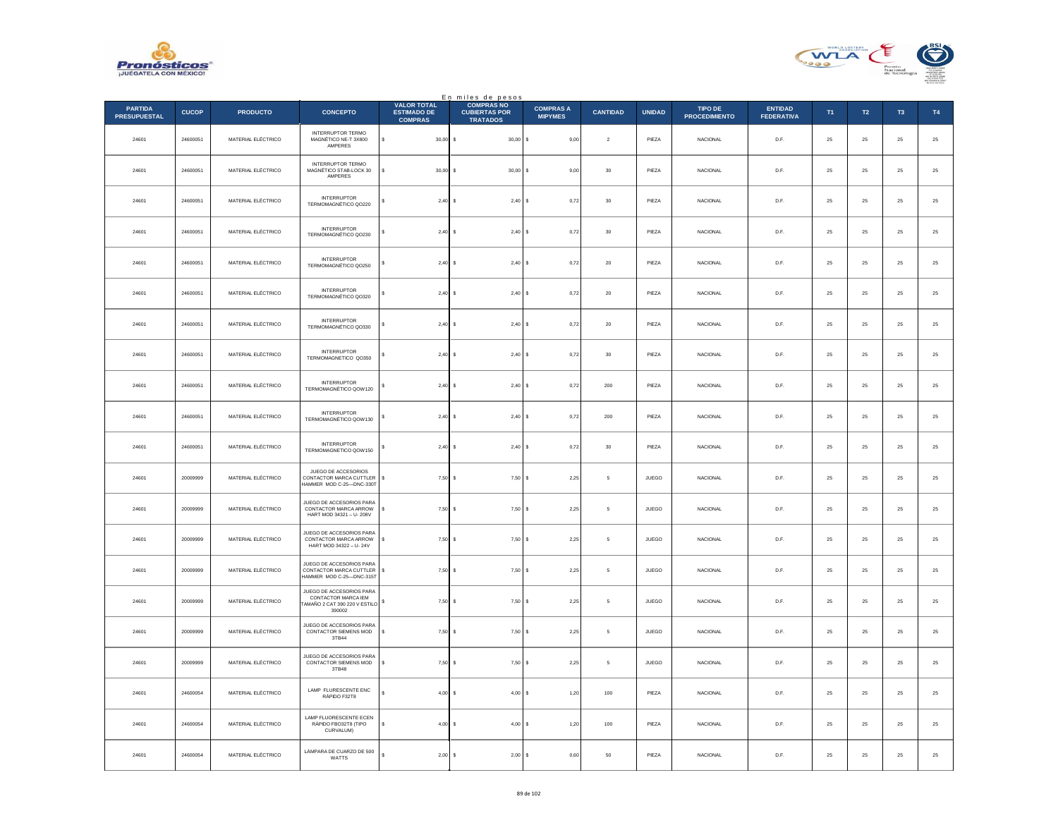En miles de pesos

| PARTIDA PRESUPUESTAL | CUCOP | PRODUCTO | CONCEPTO | VALOR TOTAL ESTIMADO DE COMPRAS | COMPRAS NO CUBIERTAS POR TRATADOS | COMPRAS A MIPYMES | CANTIDAD | UNIDAD | TIPO DE PROCEDIMIENTO | ENTIDAD FEDERATIVA | T1 | T2 | T3 | T4 |
|---|---|---|---|---|---|---|---|---|---|---|---|---|---|---|
| 24601 | 24600051 | MATERIAL ELÉCTRICO | INTERRUPTOR TERMO MAGNÉTICO NE-T 3X800 AMPERES | $ 30,00 | $ 30,00 | $ 9,00 | 2 | PIEZA | NACIONAL | D.F. | 25 | 25 | 25 | 25 |
| 24601 | 24600051 | MATERIAL ELÉCTRICO | INTERRUPTOR TERMO MAGNÉTICO STAB-LOCK 30 AMPERES | $ 30,00 | $ 30,00 | $ 9,00 | 30 | PIEZA | NACIONAL | D.F. | 25 | 25 | 25 | 25 |
| 24601 | 24600051 | MATERIAL ELÉCTRICO | INTERRUPTOR TERMOMAGNÉTICO QO220 | $ 2,40 | $ 2,40 | $ 0,72 | 30 | PIEZA | NACIONAL | D.F. | 25 | 25 | 25 | 25 |
| 24601 | 24600051 | MATERIAL ELÉCTRICO | INTERRUPTOR TERMOMAGNÉTICO QO230 | $ 2,40 | $ 2,40 | $ 0,72 | 30 | PIEZA | NACIONAL | D.F. | 25 | 25 | 25 | 25 |
| 24601 | 24600051 | MATERIAL ELÉCTRICO | INTERRUPTOR TERMOMAGNÉTICO QO250 | $ 2,40 | $ 2,40 | $ 0,72 | 20 | PIEZA | NACIONAL | D.F. | 25 | 25 | 25 | 25 |
| 24601 | 24600051 | MATERIAL ELÉCTRICO | INTERRUPTOR TERMOMAGNÉTICO QO320 | $ 2,40 | $ 2,40 | $ 0,72 | 20 | PIEZA | NACIONAL | D.F. | 25 | 25 | 25 | 25 |
| 24601 | 24600051 | MATERIAL ELÉCTRICO | INTERRUPTOR TERMOMAGNÉTICO QO330 | $ 2,40 | $ 2,40 | $ 0,72 | 20 | PIEZA | NACIONAL | D.F. | 25 | 25 | 25 | 25 |
| 24601 | 24600051 | MATERIAL ELÉCTRICO | INTERRUPTOR TERMOMAGNETICO QO350 | $ 2,40 | $ 2,40 | $ 0,72 | 30 | PIEZA | NACIONAL | D.F. | 25 | 25 | 25 | 25 |
| 24601 | 24600051 | MATERIAL ELÉCTRICO | INTERRUPTOR TERMOMAGNÉTICO QOW120 | $ 2,40 | $ 2,40 | $ 0,72 | 200 | PIEZA | NACIONAL | D.F. | 25 | 25 | 25 | 25 |
| 24601 | 24600051 | MATERIAL ELÉCTRICO | INTERRUPTOR TERMOMAGNÉTICO QOW130 | $ 2,40 | $ 2,40 | $ 0,72 | 200 | PIEZA | NACIONAL | D.F. | 25 | 25 | 25 | 25 |
| 24601 | 24600051 | MATERIAL ELÉCTRICO | INTERRUPTOR TERMOMAGNETICO QOW150 | $ 2,40 | $ 2,40 | $ 0,72 | 30 | PIEZA | NACIONAL | D.F. | 25 | 25 | 25 | 25 |
| 24601 | 20009999 | MATERIAL ELÉCTRICO | JUEGO DE ACCESORIOS CONTACTOR MARCA CUTTLER HAMMER MOD C-25—DNC-330T | $ 7,50 | $ 7,50 | $ 2,25 | 5 | JUEGO | NACIONAL | D.F. | 25 | 25 | 25 | 25 |
| 24601 | 20009999 | MATERIAL ELÉCTRICO | JUEGO DE ACCESORIOS PARA CONTACTOR MARCA ARROW HART MOD 34321 – U- 208V | $ 7,50 | $ 7,50 | $ 2,25 | 5 | JUEGO | NACIONAL | D.F. | 25 | 25 | 25 | 25 |
| 24601 | 20009999 | MATERIAL ELÉCTRICO | JUEGO DE ACCESORIOS PARA CONTACTOR MARCA ARROW HART MOD 34322 – U- 24V | $ 7,50 | $ 7,50 | $ 2,25 | 5 | JUEGO | NACIONAL | D.F. | 25 | 25 | 25 | 25 |
| 24601 | 20009999 | MATERIAL ELÉCTRICO | JUEGO DE ACCESORIOS PARA CONTACTOR MARCA CUTTLER HAMMER MOD C-25—DNC-315T | $ 7,50 | $ 7,50 | $ 2,25 | 5 | JUEGO | NACIONAL | D.F. | 25 | 25 | 25 | 25 |
| 24601 | 20009999 | MATERIAL ELÉCTRICO | JUEGO DE ACCESORIOS PARA CONTACTOR MARCA IEM TAMAÑO 2 CAT 390 220 V ESTILO 390002 | $ 7,50 | $ 7,50 | $ 2,25 | 5 | JUEGO | NACIONAL | D.F. | 25 | 25 | 25 | 25 |
| 24601 | 20009999 | MATERIAL ELÉCTRICO | JUEGO DE ACCESORIOS PARA CONTACTOR SIEMENS MOD 3TB44 | $ 7,50 | $ 7,50 | $ 2,25 | 5 | JUEGO | NACIONAL | D.F. | 25 | 25 | 25 | 25 |
| 24601 | 20009999 | MATERIAL ELÉCTRICO | JUEGO DE ACCESORIOS PARA CONTACTOR SIEMENS MOD 3TB48 | $ 7,50 | $ 7,50 | $ 2,25 | 5 | JUEGO | NACIONAL | D.F. | 25 | 25 | 25 | 25 |
| 24601 | 24600054 | MATERIAL ELÉCTRICO | LAMP FLURESCENTE ENC RÁPIDO F32T8 | $ 4,00 | $ 4,00 | $ 1,20 | 100 | PIEZA | NACIONAL | D.F. | 25 | 25 | 25 | 25 |
| 24601 | 24600054 | MATERIAL ELÉCTRICO | LAMP FLUORESCENTE ECEN RÁPIDO FBO32T8 (TIPO CURVALUM) | $ 4,00 | $ 4,00 | $ 1,20 | 100 | PIEZA | NACIONAL | D.F. | 25 | 25 | 25 | 25 |
| 24601 | 24600054 | MATERIAL ELÉCTRICO | LÁMPARA DE CUARZO DE 500 WATTS | $ 2,00 | $ 2,00 | $ 0,60 | 50 | PIEZA | NACIONAL | D.F. | 25 | 25 | 25 | 25 |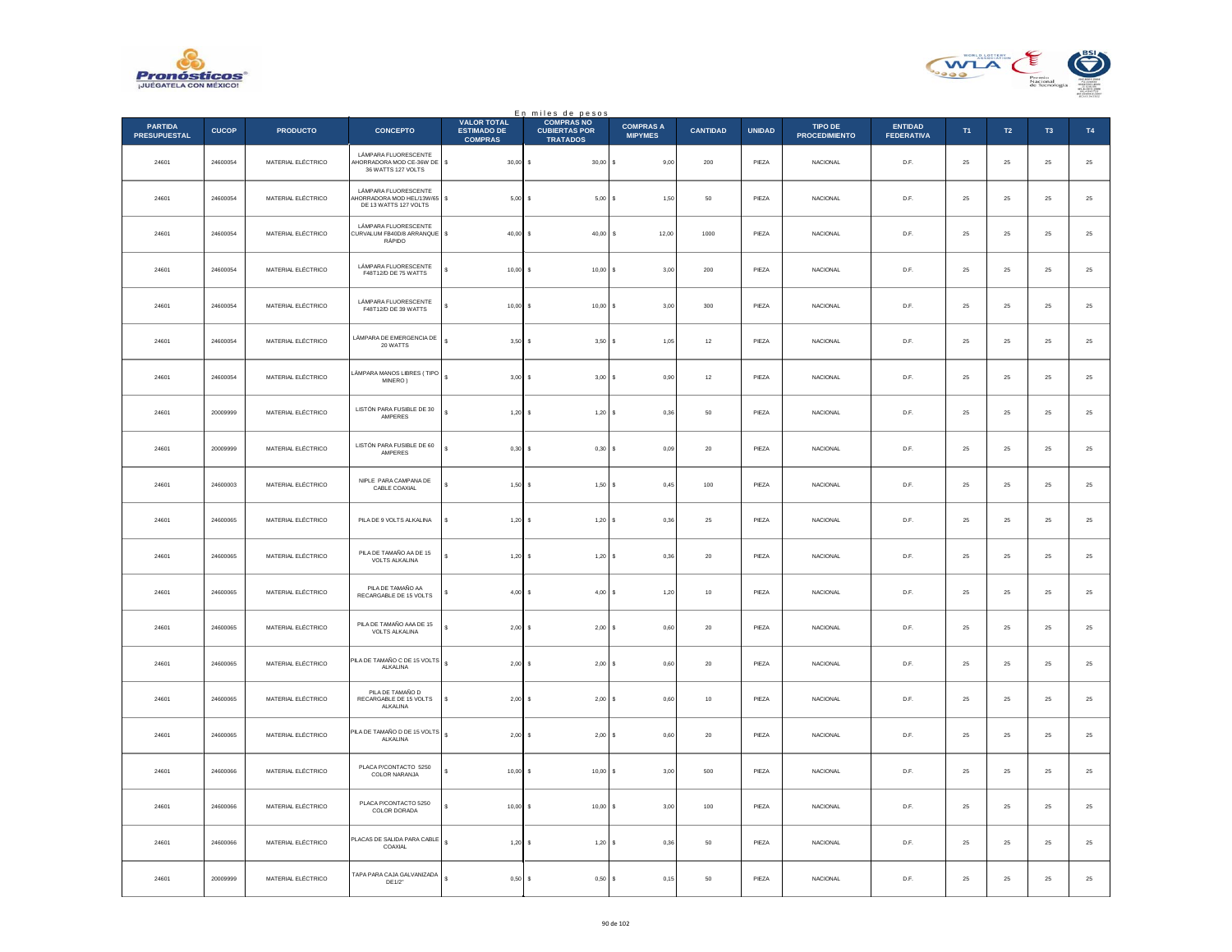En miles de pesos

| PARTIDA PRESUPUESTAL | CUCOP | PRODUCTO | CONCEPTO | VALOR TOTAL ESTIMADO DE COMPRAS | COMPRAS NO CUBIERTAS POR TRATADOS | COMPRAS A MIPYMES | CANTIDAD | UNIDAD | TIPO DE PROCEDIMIENTO | ENTIDAD FEDERATIVA | T1 | T2 | T3 | T4 |
|---|---|---|---|---|---|---|---|---|---|---|---|---|---|---|
| 24601 | 24600054 | MATERIAL ELÉCTRICO | LÁMPARA FLUORESCENTE AHORRADORA MOD CE-36W DE 36 WATTS 127 VOLTS | $ 30,00 | $ 30,00 | $ 9,00 | 200 | PIEZA | NACIONAL | D.F. | 25 | 25 | 25 | 25 |
| 24601 | 24600054 | MATERIAL ELÉCTRICO | LÁMPARA FLUORESCENTE AHORRADORA MOD HEL/13W/65 DE 13 WATTS 127 VOLTS | $ 5,00 | $ 5,00 | $ 1,50 | 50 | PIEZA | NACIONAL | D.F. | 25 | 25 | 25 | 25 |
| 24601 | 24600054 | MATERIAL ELÉCTRICO | LÁMPARA FLUORESCENTE CURVALUM FB40D/8 ARRANQUE RÁPIDO | $ 40,00 | $ 40,00 | $ 12,00 | 1000 | PIEZA | NACIONAL | D.F. | 25 | 25 | 25 | 25 |
| 24601 | 24600054 | MATERIAL ELÉCTRICO | LÁMPARA FLUORESCENTE F48T12/D DE 75 WATTS | $ 10,00 | $ 10,00 | $ 3,00 | 200 | PIEZA | NACIONAL | D.F. | 25 | 25 | 25 | 25 |
| 24601 | 24600054 | MATERIAL ELÉCTRICO | LÁMPARA FLUORESCENTE F48T12/D DE 39 WATTS | $ 10,00 | $ 10,00 | $ 3,00 | 300 | PIEZA | NACIONAL | D.F. | 25 | 25 | 25 | 25 |
| 24601 | 24600054 | MATERIAL ELÉCTRICO | LÁMPARA DE EMERGENCIA DE 20 WATTS | $ 3,50 | $ 3,50 | $ 1,05 | 12 | PIEZA | NACIONAL | D.F. | 25 | 25 | 25 | 25 |
| 24601 | 24600054 | MATERIAL ELÉCTRICO | LÁMPARA MANOS LIBRES ( TIPO MINERO ) | $ 3,00 | $ 3,00 | $ 0,90 | 12 | PIEZA | NACIONAL | D.F. | 25 | 25 | 25 | 25 |
| 24601 | 20009999 | MATERIAL ELÉCTRICO | LISTÓN PARA FUSIBLE DE 30 AMPERES | $ 1,20 | $ 1,20 | $ 0,36 | 50 | PIEZA | NACIONAL | D.F. | 25 | 25 | 25 | 25 |
| 24601 | 20009999 | MATERIAL ELÉCTRICO | LISTÓN PARA FUSIBLE DE 60 AMPERES | $ 0,30 | $ 0,30 | $ 0,09 | 20 | PIEZA | NACIONAL | D.F. | 25 | 25 | 25 | 25 |
| 24601 | 24600003 | MATERIAL ELÉCTRICO | NIPLE PARA CAMPANA DE CABLE COAXIAL | $ 1,50 | $ 1,50 | $ 0,45 | 100 | PIEZA | NACIONAL | D.F. | 25 | 25 | 25 | 25 |
| 24601 | 24600065 | MATERIAL ELÉCTRICO | PILA DE 9 VOLTS ALKALINA | $ 1,20 | $ 1,20 | $ 0,36 | 25 | PIEZA | NACIONAL | D.F. | 25 | 25 | 25 | 25 |
| 24601 | 24600065 | MATERIAL ELÉCTRICO | PILA DE TAMAÑO AA DE 15 VOLTS ALKALINA | $ 1,20 | $ 1,20 | $ 0,36 | 20 | PIEZA | NACIONAL | D.F. | 25 | 25 | 25 | 25 |
| 24601 | 24600065 | MATERIAL ELÉCTRICO | PILA DE TAMAÑO AA RECARGABLE DE 15 VOLTS | $ 4,00 | $ 4,00 | $ 1,20 | 10 | PIEZA | NACIONAL | D.F. | 25 | 25 | 25 | 25 |
| 24601 | 24600065 | MATERIAL ELÉCTRICO | PILA DE TAMAÑO AAA DE 15 VOLTS ALKALINA | $ 2,00 | $ 2,00 | $ 0,60 | 20 | PIEZA | NACIONAL | D.F. | 25 | 25 | 25 | 25 |
| 24601 | 24600065 | MATERIAL ELÉCTRICO | PILA DE TAMAÑO C DE 15 VOLTS ALKALINA | $ 2,00 | $ 2,00 | $ 0,60 | 20 | PIEZA | NACIONAL | D.F. | 25 | 25 | 25 | 25 |
| 24601 | 24600065 | MATERIAL ELÉCTRICO | PILA DE TAMAÑO D RECARGABLE DE 15 VOLTS ALKALINA | $ 2,00 | $ 2,00 | $ 0,60 | 10 | PIEZA | NACIONAL | D.F. | 25 | 25 | 25 | 25 |
| 24601 | 24600065 | MATERIAL ELÉCTRICO | PILA DE TAMAÑO D DE 15 VOLTS ALKALINA | $ 2,00 | $ 2,00 | $ 0,60 | 20 | PIEZA | NACIONAL | D.F. | 25 | 25 | 25 | 25 |
| 24601 | 24600066 | MATERIAL ELÉCTRICO | PLACA P/CONTACTO 5250 COLOR NARANJA | $ 10,00 | $ 10,00 | $ 3,00 | 500 | PIEZA | NACIONAL | D.F. | 25 | 25 | 25 | 25 |
| 24601 | 24600066 | MATERIAL ELÉCTRICO | PLACA P/CONTACTO 5250 COLOR DORADA | $ 10,00 | $ 10,00 | $ 3,00 | 100 | PIEZA | NACIONAL | D.F. | 25 | 25 | 25 | 25 |
| 24601 | 24600066 | MATERIAL ELÉCTRICO | PLACAS DE SALIDA PARA CABLE COAXIAL | $ 1,20 | $ 1,20 | $ 0,36 | 50 | PIEZA | NACIONAL | D.F. | 25 | 25 | 25 | 25 |
| 24601 | 20009999 | MATERIAL ELÉCTRICO | TAPA PARA CAJA GALVANIZADA DE1/2" | $ 0,50 | $ 0,50 | $ 0,15 | 50 | PIEZA | NACIONAL | D.F. | 25 | 25 | 25 | 25 |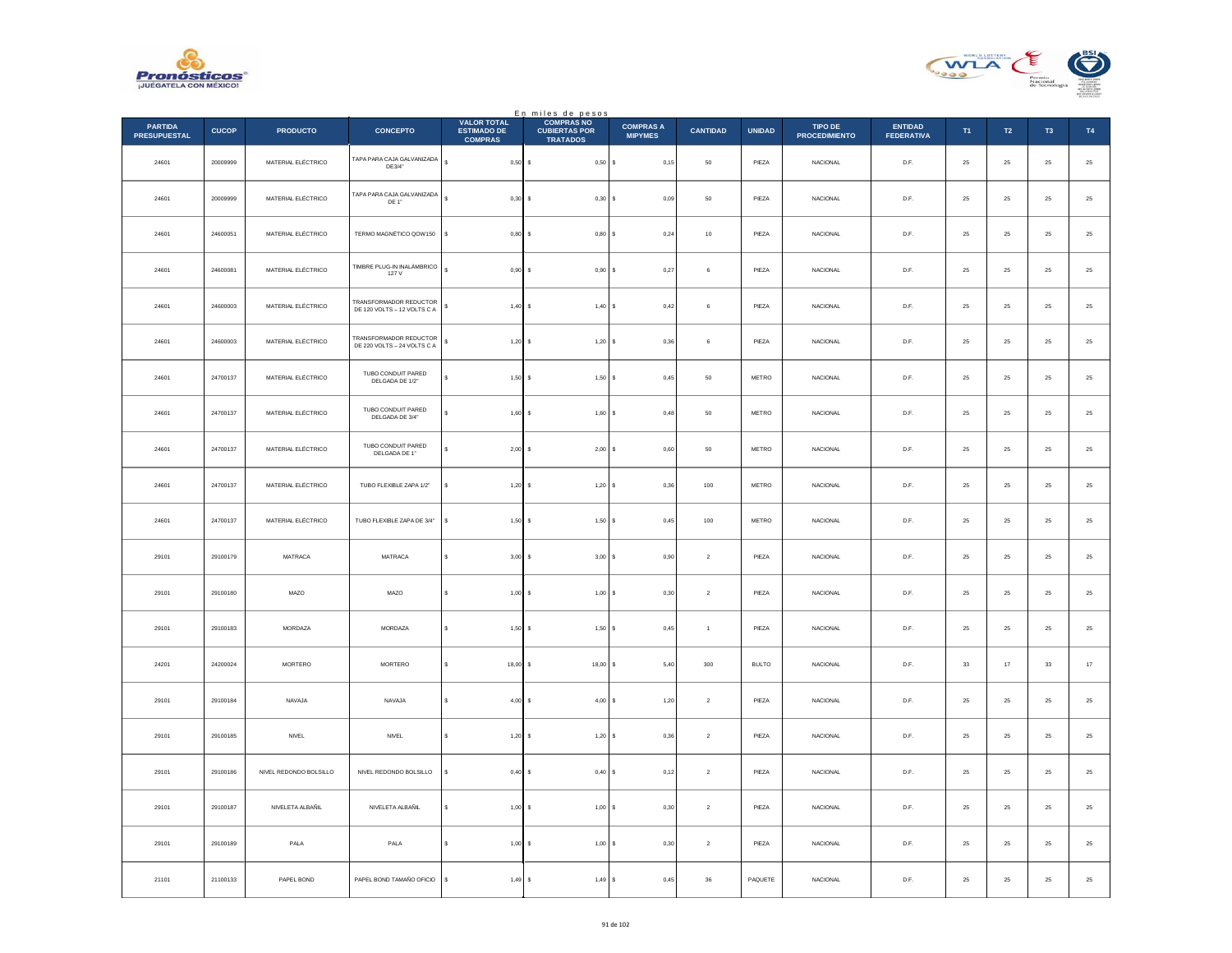En miles de pesos

| PARTIDA PRESUPUESTAL | CUCOP | PRODUCTO | CONCEPTO | VALOR TOTAL ESTIMADO DE COMPRAS | COMPRAS NO CUBIERTAS POR TRATADOS | COMPRAS A MIPYMES | CANTIDAD | UNIDAD | TIPO DE PROCEDIMIENTO | ENTIDAD FEDERATIVA | T1 | T2 | T3 | T4 |
|---|---|---|---|---|---|---|---|---|---|---|---|---|---|---|
| 24601 | 20009999 | MATERIAL ELÉCTRICO | TAPA PARA CAJA GALVANIZADA DE3/4" | $ 0,50 | $ 0,50 | $ 0,15 | 50 | PIEZA | NACIONAL | D.F. | 25 | 25 | 25 | 25 |
| 24601 | 20009999 | MATERIAL ELÉCTRICO | TAPA PARA CAJA GALVANIZADA DE 1" | $ 0,30 | $ 0,30 | $ 0,09 | 50 | PIEZA | NACIONAL | D.F. | 25 | 25 | 25 | 25 |
| 24601 | 24600051 | MATERIAL ELÉCTRICO | TERMO MAGNÉTICO QOW150 | $ 0,80 | $ 0,80 | $ 0,24 | 10 | PIEZA | NACIONAL | D.F. | 25 | 25 | 25 | 25 |
| 24601 | 24600081 | MATERIAL ELÉCTRICO | TIMBRE PLUG-IN INALÁMBRICO 127 V | $ 0,90 | $ 0,90 | $ 0,27 | 6 | PIEZA | NACIONAL | D.F. | 25 | 25 | 25 | 25 |
| 24601 | 24600003 | MATERIAL ELÉCTRICO | TRANSFORMADOR REDUCTOR DE 120 VOLTS – 12 VOLTS C A | $ 1,40 | $ 1,40 | $ 0,42 | 6 | PIEZA | NACIONAL | D.F. | 25 | 25 | 25 | 25 |
| 24601 | 24600003 | MATERIAL ELÉCTRICO | TRANSFORMADOR REDUCTOR DE 220 VOLTS – 24 VOLTS C A | $ 1,20 | $ 1,20 | $ 0,36 | 6 | PIEZA | NACIONAL | D.F. | 25 | 25 | 25 | 25 |
| 24601 | 24700137 | MATERIAL ELÉCTRICO | TUBO CONDUIT PARED DELGADA DE 1/2" | $ 1,50 | $ 1,50 | $ 0,45 | 50 | METRO | NACIONAL | D.F. | 25 | 25 | 25 | 25 |
| 24601 | 24700137 | MATERIAL ELÉCTRICO | TUBO CONDUIT PARED DELGADA DE 3/4" | $ 1,60 | $ 1,60 | $ 0,48 | 50 | METRO | NACIONAL | D.F. | 25 | 25 | 25 | 25 |
| 24601 | 24700137 | MATERIAL ELÉCTRICO | TUBO CONDUIT PARED DELGADA DE 1" | $ 2,00 | $ 2,00 | $ 0,60 | 50 | METRO | NACIONAL | D.F. | 25 | 25 | 25 | 25 |
| 24601 | 24700137 | MATERIAL ELÉCTRICO | TUBO FLEXIBLE ZAPA 1/2" | $ 1,20 | $ 1,20 | $ 0,36 | 100 | METRO | NACIONAL | D.F. | 25 | 25 | 25 | 25 |
| 24601 | 24700137 | MATERIAL ELÉCTRICO | TUBO FLEXIBLE ZAPA DE 3/4" | $ 1,50 | $ 1,50 | $ 0,45 | 100 | METRO | NACIONAL | D.F. | 25 | 25 | 25 | 25 |
| 29101 | 29100179 | MATRACA | MATRACA | $ 3,00 | $ 3,00 | $ 0,90 | 2 | PIEZA | NACIONAL | D.F. | 25 | 25 | 25 | 25 |
| 29101 | 29100180 | MAZO | MAZO | $ 1,00 | $ 1,00 | $ 0,30 | 2 | PIEZA | NACIONAL | D.F. | 25 | 25 | 25 | 25 |
| 29101 | 29100183 | MORDAZA | MORDAZA | $ 1,50 | $ 1,50 | $ 0,45 | 1 | PIEZA | NACIONAL | D.F. | 25 | 25 | 25 | 25 |
| 24201 | 24200024 | MORTERO | MORTERO | $ 18,00 | $ 18,00 | $ 5,40 | 300 | BULTO | NACIONAL | D.F. | 33 | 17 | 33 | 17 |
| 29101 | 29100184 | NAVAJA | NAVAJA | $ 4,00 | $ 4,00 | $ 1,20 | 2 | PIEZA | NACIONAL | D.F. | 25 | 25 | 25 | 25 |
| 29101 | 29100185 | NIVEL | NIVEL | $ 1,20 | $ 1,20 | $ 0,36 | 2 | PIEZA | NACIONAL | D.F. | 25 | 25 | 25 | 25 |
| 29101 | 29100186 | NIVEL REDONDO BOLSILLO | NIVEL REDONDO BOLSILLO | $ 0,40 | $ 0,40 | $ 0,12 | 2 | PIEZA | NACIONAL | D.F. | 25 | 25 | 25 | 25 |
| 29101 | 29100187 | NIVELETA ALBAÑIL | NIVELETA ALBAÑIL | $ 1,00 | $ 1,00 | $ 0,30 | 2 | PIEZA | NACIONAL | D.F. | 25 | 25 | 25 | 25 |
| 29101 | 29100189 | PALA | PALA | $ 1,00 | $ 1,00 | $ 0,30 | 2 | PIEZA | NACIONAL | D.F. | 25 | 25 | 25 | 25 |
| 21101 | 21100133 | PAPEL BOND | PAPEL BOND TAMAÑO OFICIO | $ 1,49 | $ 1,49 | $ 0,45 | 36 | PAQUETE | NACIONAL | D.F. | 25 | 25 | 25 | 25 |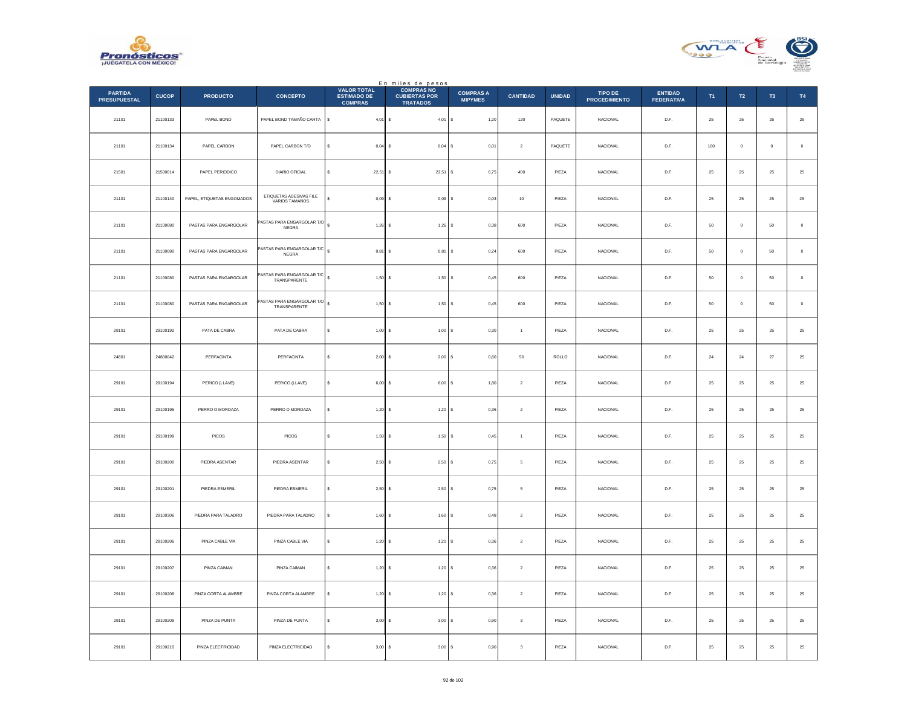En miles de pesos

| PARTIDA PRESUPUESTAL | CUCOP | PRODUCTO | CONCEPTO | VALOR TOTAL ESTIMADO DE COMPRAS | COMPRAS NO CUBIERTAS POR TRATADOS | COMPRAS A MIPYMES | CANTIDAD | UNIDAD | TIPO DE PROCEDIMIENTO | ENTIDAD FEDERATIVA | T1 | T2 | T3 | T4 |
|---|---|---|---|---|---|---|---|---|---|---|---|---|---|---|
| 21101 | 21100133 | PAPEL BOND | PAPEL BOND TAMAÑO CARTA | $ 4,01 | $ 4,01 | $ 1,20 | 120 | PAQUETE | NACIONAL | D.F. | 25 | 25 | 25 | 25 |
| 21101 | 21100134 | PAPEL CARBON | PAPEL CARBON T/O | $ 0,04 | $ 0,04 | $ 0,01 | 2 | PAQUETE | NACIONAL | D.F. | 100 | 0 | 0 | 0 |
| 21501 | 21500014 | PAPEL PERIODICO | DIARIO OFICIAL | $ 22,51 | $ 22,51 | $ 6,75 | 400 | PIEZA | NACIONAL | D.F. | 25 | 25 | 25 | 25 |
| 21101 | 21100140 | PAPEL, ETIQUETAS ENGOMADOS | ETIQUETAS ADESIVAS FILE VARIOS TAMAÑOS | $ 0,09 | $ 0,09 | $ 0,03 | 10 | PIEZA | NACIONAL | D.F. | 25 | 25 | 25 | 25 |
| 21101 | 21100080 | PASTAS PARA ENGARGOLAR | PASTAS PARA ENGARGOLAR T/O NEGRA | $ 1,26 | $ 1,26 | $ 0,38 | 600 | PIEZA | NACIONAL | D.F. | 50 | 0 | 50 | 0 |
| 21101 | 21100080 | PASTAS PARA ENGARGOLAR | PASTAS PARA ENGARGOLAR T/C NEGRA | $ 0,81 | $ 0,81 | $ 0,24 | 600 | PIEZA | NACIONAL | D.F. | 50 | 0 | 50 | 0 |
| 21101 | 21100080 | PASTAS PARA ENGARGOLAR | PASTAS PARA ENGARGOLAR T/C TRANSPARENTE | $ 1,50 | $ 1,50 | $ 0,45 | 600 | PIEZA | NACIONAL | D.F. | 50 | 0 | 50 | 0 |
| 21101 | 21100080 | PASTAS PARA ENGARGOLAR | PASTAS PARA ENGARGOLAR T/O TRANSPARENTE | $ 1,50 | $ 1,50 | $ 0,45 | 600 | PIEZA | NACIONAL | D.F. | 50 | 0 | 50 | 0 |
| 29101 | 29100192 | PATA DE CABRA | PATA DE CABRA | $ 1,00 | $ 1,00 | $ 0,30 | 1 | PIEZA | NACIONAL | D.F. | 25 | 25 | 25 | 25 |
| 24801 | 24800042 | PERFACINTA | PERFACINTA | $ 2,00 | $ 2,00 | $ 0,60 | 50 | ROLLO | NACIONAL | D.F. | 24 | 24 | 27 | 25 |
| 29101 | 29100194 | PERICO (LLAVE) | PERICO (LLAVE) | $ 6,00 | $ 6,00 | $ 1,80 | 2 | PIEZA | NACIONAL | D.F. | 25 | 25 | 25 | 25 |
| 29101 | 29100195 | PERRO O MORDAZA | PERRO O MORDAZA | $ 1,20 | $ 1,20 | $ 0,36 | 2 | PIEZA | NACIONAL | D.F. | 25 | 25 | 25 | 25 |
| 29101 | 29100199 | PICOS | PICOS | $ 1,50 | $ 1,50 | $ 0,45 | 1 | PIEZA | NACIONAL | D.F. | 25 | 25 | 25 | 25 |
| 29101 | 29100200 | PIEDRA ASENTAR | PIEDRA ASENTAR | $ 2,50 | $ 2,50 | $ 0,75 | 5 | PIEZA | NACIONAL | D.F. | 25 | 25 | 25 | 25 |
| 29101 | 29100201 | PIEDRA ESMERIL | PIEDRA ESMERIL | $ 2,50 | $ 2,50 | $ 0,75 | 5 | PIEZA | NACIONAL | D.F. | 25 | 25 | 25 | 25 |
| 29101 | 29100306 | PIEDRA PARA TALADRO | PIEDRA PARA TALADRO | $ 1,60 | $ 1,60 | $ 0,48 | 2 | PIEZA | NACIONAL | D.F. | 25 | 25 | 25 | 25 |
| 29101 | 29100206 | PINZA CABLE VIA | PINZA CABLE VIA | $ 1,20 | $ 1,20 | $ 0,36 | 2 | PIEZA | NACIONAL | D.F. | 25 | 25 | 25 | 25 |
| 29101 | 29100207 | PINZA CAIMAN | PINZA CAIMAN | $ 1,20 | $ 1,20 | $ 0,36 | 2 | PIEZA | NACIONAL | D.F. | 25 | 25 | 25 | 25 |
| 29101 | 29100208 | PINZA CORTA ALAMBRE | PINZA CORTA ALAMBRE | $ 1,20 | $ 1,20 | $ 0,36 | 2 | PIEZA | NACIONAL | D.F. | 25 | 25 | 25 | 25 |
| 29101 | 29100209 | PINZA DE PUNTA | PINZA DE PUNTA | $ 3,00 | $ 3,00 | $ 0,90 | 3 | PIEZA | NACIONAL | D.F. | 25 | 25 | 25 | 25 |
| 29101 | 29100210 | PINZA ELECTRICIDAD | PINZA ELECTRICIDAD | $ 3,00 | $ 3,00 | $ 0,90 | 3 | PIEZA | NACIONAL | D.F. | 25 | 25 | 25 | 25 |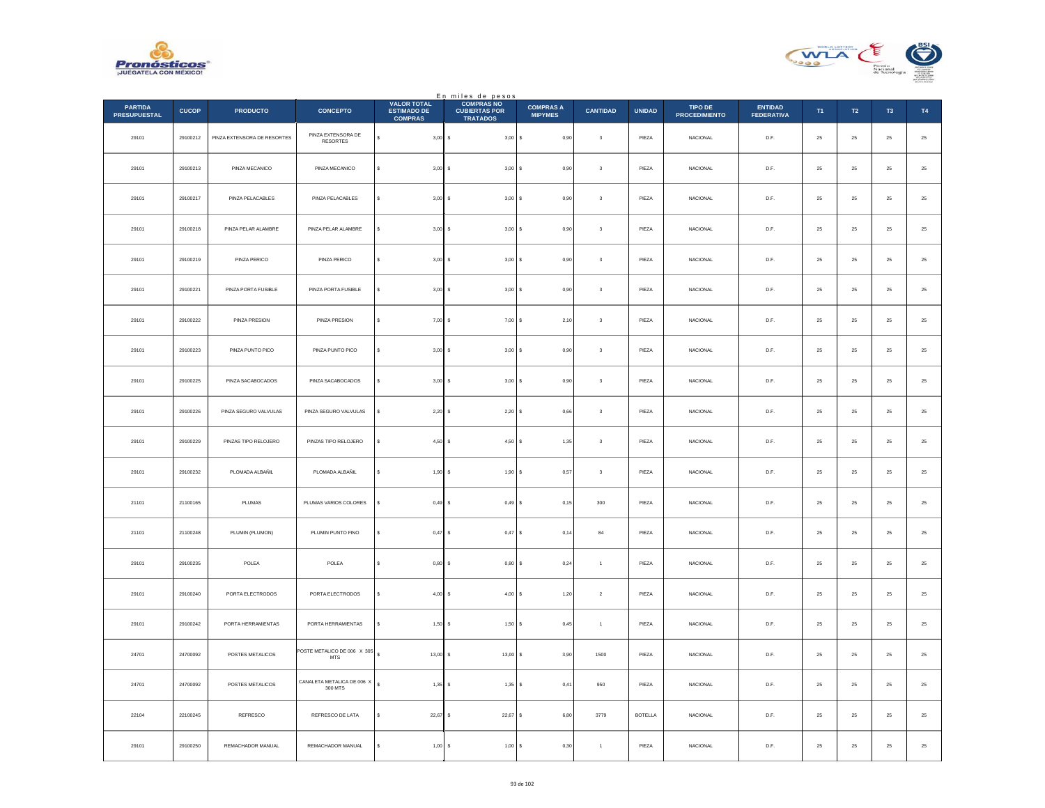En miles de pesos

| PARTIDA PRESUPUESTAL | CUCOP | PRODUCTO | CONCEPTO | VALOR TOTAL ESTIMADO DE COMPRAS | COMPRAS NO CUBIERTAS POR TRATADOS | COMPRAS A MIPYMES | CANTIDAD | UNIDAD | TIPO DE PROCEDIMIENTO | ENTIDAD FEDERATIVA | T1 | T2 | T3 | T4 |
|---|---|---|---|---|---|---|---|---|---|---|---|---|---|---|
| 29101 | 29100212 | PINZA EXTENSORA DE RESORTES | PINZA EXTENSORA DE RESORTES | $ 3,00 | $ 3,00 | $ 0,90 | 3 | PIEZA | NACIONAL | D.F. | 25 | 25 | 25 | 25 |
| 29101 | 29100213 | PINZA MECANICO | PINZA MECANICO | $ 3,00 | $ 3,00 | $ 0,90 | 3 | PIEZA | NACIONAL | D.F. | 25 | 25 | 25 | 25 |
| 29101 | 29100217 | PINZA PELACABLES | PINZA PELACABLES | $ 3,00 | $ 3,00 | $ 0,90 | 3 | PIEZA | NACIONAL | D.F. | 25 | 25 | 25 | 25 |
| 29101 | 29100218 | PINZA PELAR ALAMBRE | PINZA PELAR ALAMBRE | $ 3,00 | $ 3,00 | $ 0,90 | 3 | PIEZA | NACIONAL | D.F. | 25 | 25 | 25 | 25 |
| 29101 | 29100219 | PINZA PERICO | PINZA PERICO | $ 3,00 | $ 3,00 | $ 0,90 | 3 | PIEZA | NACIONAL | D.F. | 25 | 25 | 25 | 25 |
| 29101 | 29100221 | PINZA PORTA FUSIBLE | PINZA PORTA FUSIBLE | $ 3,00 | $ 3,00 | $ 0,90 | 3 | PIEZA | NACIONAL | D.F. | 25 | 25 | 25 | 25 |
| 29101 | 29100222 | PINZA PRESION | PINZA PRESION | $ 7,00 | $ 7,00 | $ 2,10 | 3 | PIEZA | NACIONAL | D.F. | 25 | 25 | 25 | 25 |
| 29101 | 29100223 | PINZA PUNTO PICO | PINZA PUNTO PICO | $ 3,00 | $ 3,00 | $ 0,90 | 3 | PIEZA | NACIONAL | D.F. | 25 | 25 | 25 | 25 |
| 29101 | 29100225 | PINZA SACABOCADOS | PINZA SACABOCADOS | $ 3,00 | $ 3,00 | $ 0,90 | 3 | PIEZA | NACIONAL | D.F. | 25 | 25 | 25 | 25 |
| 29101 | 29100226 | PINZA SEGURO VALVULAS | PINZA SEGURO VALVULAS | $ 2,20 | $ 2,20 | $ 0,66 | 3 | PIEZA | NACIONAL | D.F. | 25 | 25 | 25 | 25 |
| 29101 | 29100229 | PINZAS TIPO RELOJERO | PINZAS TIPO RELOJERO | $ 4,50 | $ 4,50 | $ 1,35 | 3 | PIEZA | NACIONAL | D.F. | 25 | 25 | 25 | 25 |
| 29101 | 29100232 | PLOMADA ALBAÑIL | PLOMADA ALBAÑIL | $ 1,90 | $ 1,90 | $ 0,57 | 3 | PIEZA | NACIONAL | D.F. | 25 | 25 | 25 | 25 |
| 21101 | 21100165 | PLUMAS | PLUMAS VARIOS COLORES | $ 0,49 | $ 0,49 | $ 0,15 | 300 | PIEZA | NACIONAL | D.F. | 25 | 25 | 25 | 25 |
| 21101 | 21100248 | PLUMIN (PLUMON) | PLUMIN PUNTO FINO | $ 0,47 | $ 0,47 | $ 0,14 | 84 | PIEZA | NACIONAL | D.F. | 25 | 25 | 25 | 25 |
| 29101 | 29100235 | POLEA | POLEA | $ 0,80 | $ 0,80 | $ 0,24 | 1 | PIEZA | NACIONAL | D.F. | 25 | 25 | 25 | 25 |
| 29101 | 29100240 | PORTA ELECTRODOS | PORTA ELECTRODOS | $ 4,00 | $ 4,00 | $ 1,20 | 2 | PIEZA | NACIONAL | D.F. | 25 | 25 | 25 | 25 |
| 29101 | 29100242 | PORTA HERRAMIENTAS | PORTA HERRAMIENTAS | $ 1,50 | $ 1,50 | $ 0,45 | 1 | PIEZA | NACIONAL | D.F. | 25 | 25 | 25 | 25 |
| 24701 | 24700092 | POSTES METALICOS | POSTE METALICO DE 006 X 305 MTS | $ 13,00 | $ 13,00 | $ 3,90 | 1500 | PIEZA | NACIONAL | D.F. | 25 | 25 | 25 | 25 |
| 24701 | 24700092 | POSTES METALICOS | CANALETA METALICA DE 006 X 300 MTS | $ 1,35 | $ 1,35 | $ 0,41 | 950 | PIEZA | NACIONAL | D.F. | 25 | 25 | 25 | 25 |
| 22104 | 22100245 | REFRESCO | REFRESCO DE LATA | $ 22,67 | $ 22,67 | $ 6,80 | 3779 | BOTELLA | NACIONAL | D.F. | 25 | 25 | 25 | 25 |
| 29101 | 29100250 | REMACHADOR MANUAL | REMACHADOR MANUAL | $ 1,00 | $ 1,00 | $ 0,30 | 1 | PIEZA | NACIONAL | D.F. | 25 | 25 | 25 | 25 |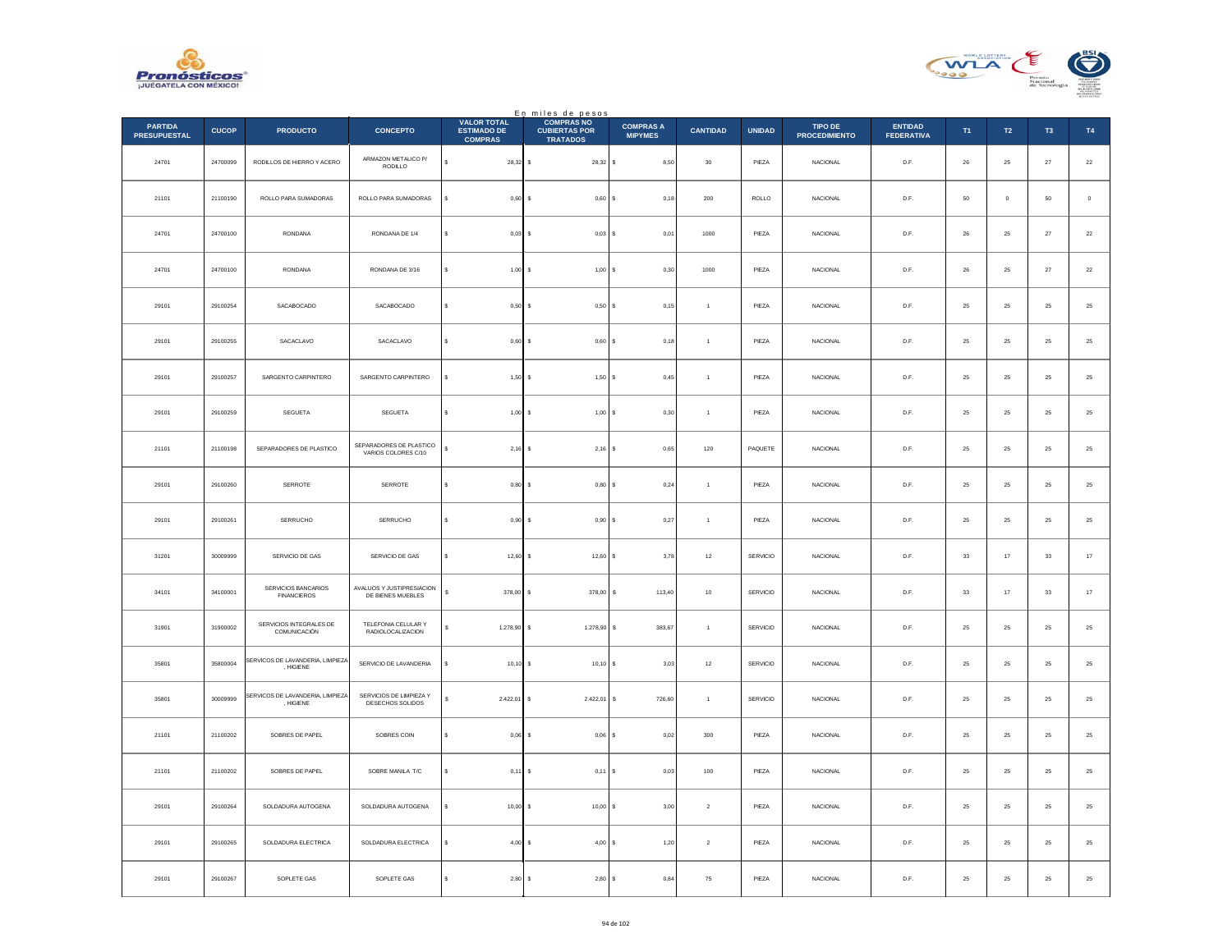En miles de pesos

| PARTIDA PRESUPUESTAL | CUCOP | PRODUCTO | CONCEPTO | VALOR TOTAL ESTIMADO DE COMPRAS | COMPRAS NO CUBIERTAS POR TRATADOS | COMPRAS A MIPYMES | CANTIDAD | UNIDAD | TIPO DE PROCEDIMIENTO | ENTIDAD FEDERATIVA | T1 | T2 | T3 | T4 |
|---|---|---|---|---|---|---|---|---|---|---|---|---|---|---|
| 24701 | 24700099 | RODILLOS DE HIERRO Y ACERO | ARMAZON METALICO P/ RODILLO | $ 28,32 | $ 28,32 | $ 8,50 | 30 | PIEZA | NACIONAL | D.F. | 26 | 25 | 27 | 22 |
| 21101 | 21100190 | ROLLO PARA SUMADORAS | ROLLO PARA SUMADORAS | $ 0,60 | $ 0,60 | $ 0,18 | 200 | ROLLO | NACIONAL | D.F. | 50 | 0 | 50 | 0 |
| 24701 | 24700100 | RONDANA | RONDANA DE 1/4 | $ 0,03 | $ 0,03 | $ 0,01 | 1000 | PIEZA | NACIONAL | D.F. | 26 | 25 | 27 | 22 |
| 24701 | 24700100 | RONDANA | RONDANA DE 3/16 | $ 1,00 | $ 1,00 | $ 0,30 | 1000 | PIEZA | NACIONAL | D.F. | 26 | 25 | 27 | 22 |
| 29101 | 29100254 | SACABOCADO | SACABOCADO | $ 0,50 | $ 0,50 | $ 0,15 | 1 | PIEZA | NACIONAL | D.F. | 25 | 25 | 25 | 25 |
| 29101 | 29100255 | SACACLAVO | SACACLAVO | $ 0,60 | $ 0,60 | $ 0,18 | 1 | PIEZA | NACIONAL | D.F. | 25 | 25 | 25 | 25 |
| 29101 | 29100257 | SARGENTO CARPINTERO | SARGENTO CARPINTERO | $ 1,50 | $ 1,50 | $ 0,45 | 1 | PIEZA | NACIONAL | D.F. | 25 | 25 | 25 | 25 |
| 29101 | 29100259 | SEGUETA | SEGUETA | $ 1,00 | $ 1,00 | $ 0,30 | 1 | PIEZA | NACIONAL | D.F. | 25 | 25 | 25 | 25 |
| 21101 | 21100198 | SEPARADORES DE PLASTICO | SEPARADORES DE PLASTICO VARIOS COLORES C/10 | $ 2,16 | $ 2,16 | $ 0,65 | 120 | PAQUETE | NACIONAL | D.F. | 25 | 25 | 25 | 25 |
| 29101 | 29100260 | SERROTE | SERROTE | $ 0,80 | $ 0,80 | $ 0,24 | 1 | PIEZA | NACIONAL | D.F. | 25 | 25 | 25 | 25 |
| 29101 | 29100261 | SERRUCHO | SERRUCHO | $ 0,90 | $ 0,90 | $ 0,27 | 1 | PIEZA | NACIONAL | D.F. | 25 | 25 | 25 | 25 |
| 31201 | 30009999 | SERVICIO DE GAS | SERVICIO DE GAS | $ 12,60 | $ 12,60 | $ 3,78 | 12 | SERVICIO | NACIONAL | D.F. | 33 | 17 | 33 | 17 |
| 34101 | 34100001 | SERVICIOS BANCARIOS FINANCIEROS | AVALUOS Y JUSTIPRESIACION DE BIENES MUEBLES | $ 378,00 | $ 378,00 | $ 113,40 | 10 | SERVICIO | NACIONAL | D.F. | 33 | 17 | 33 | 17 |
| 31901 | 31900002 | SERVICIOS INTEGRALES DE COMUNICACIÓN | TELEFONIA CELULAR Y RADIOLOCALIZACION | $ 1.278,90 | $ 1.278,90 | $ 383,67 | 1 | SERVICIO | NACIONAL | D.F. | 25 | 25 | 25 | 25 |
| 35801 | 35800004 | SERVICOS DE LAVANDERIA, LIMPIEZA , HIGIENE | SERVICIO DE LAVANDERIA | $ 10,10 | $ 10,10 | $ 3,03 | 12 | SERVICIO | NACIONAL | D.F. | 25 | 25 | 25 | 25 |
| 35801 | 30009999 | SERVICOS DE LAVANDERIA, LIMPIEZA , HIGIENE | SERVICIOS DE LIMPIEZA Y DESECHOS SOLIDOS | $ 2.422,01 | $ 2.422,01 | $ 726,60 | 1 | SERVICIO | NACIONAL | D.F. | 25 | 25 | 25 | 25 |
| 21101 | 21100202 | SOBRES DE PAPEL | SOBRES COIN | $ 0,06 | $ 0,06 | $ 0,02 | 300 | PIEZA | NACIONAL | D.F. | 25 | 25 | 25 | 25 |
| 21101 | 21100202 | SOBRES DE PAPEL | SOBRE MANILA T/C | $ 0,11 | $ 0,11 | $ 0,03 | 100 | PIEZA | NACIONAL | D.F. | 25 | 25 | 25 | 25 |
| 29101 | 29100264 | SOLDADURA AUTOGENA | SOLDADURA AUTOGENA | $ 10,00 | $ 10,00 | $ 3,00 | 2 | PIEZA | NACIONAL | D.F. | 25 | 25 | 25 | 25 |
| 29101 | 29100265 | SOLDADURA ELECTRICA | SOLDADURA ELECTRICA | $ 4,00 | $ 4,00 | $ 1,20 | 2 | PIEZA | NACIONAL | D.F. | 25 | 25 | 25 | 25 |
| 29101 | 29100267 | SOPLETE GAS | SOPLETE GAS | $ 2,80 | $ 2,80 | $ 0,84 | 75 | PIEZA | NACIONAL | D.F. | 25 | 25 | 25 | 25 |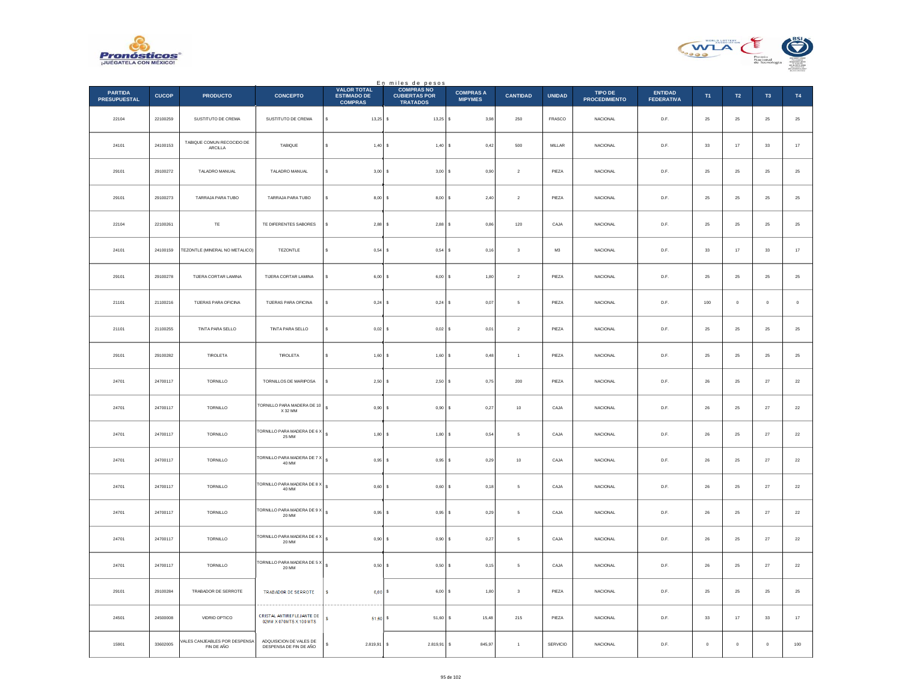En miles de pesos

| PARTIDA PRESUPUESTAL | CUCOP | PRODUCTO | CONCEPTO | VALOR TOTAL ESTIMADO DE COMPRAS | COMPRAS NO CUBIERTAS POR TRATADOS | COMPRAS A MIPYMES | CANTIDAD | UNIDAD | TIPO DE PROCEDIMIENTO | ENTIDAD FEDERATIVA | T1 | T2 | T3 | T4 |
|---|---|---|---|---|---|---|---|---|---|---|---|---|---|---|
| 22104 | 22100259 | SUSTITUTO DE CREMA | SUSTITUTO DE CREMA | $ 13,25 | $ 13,25 | $ 3,98 | 250 | FRASCO | NACIONAL | D.F. | 25 | 25 | 25 | 25 |
| 24101 | 24100153 | TABIQUE COMUN RECOCIDO DE ARCILLA | TABIQUE | $ 1,40 | $ 1,40 | $ 0,42 | 500 | MILLAR | NACIONAL | D.F. | 33 | 17 | 33 | 17 |
| 29101 | 29100272 | TALADRO MANUAL | TALADRO MANUAL | $ 3,00 | $ 3,00 | $ 0,90 | 2 | PIEZA | NACIONAL | D.F. | 25 | 25 | 25 | 25 |
| 29101 | 29100273 | TARRAJA PARA TUBO | TARRAJA PARA TUBO | $ 8,00 | $ 8,00 | $ 2,40 | 2 | PIEZA | NACIONAL | D.F. | 25 | 25 | 25 | 25 |
| 22104 | 22100261 | TE | TE DIFERENTES SABORES | $ 2,88 | $ 2,88 | $ 0,86 | 120 | CAJA | NACIONAL | D.F. | 25 | 25 | 25 | 25 |
| 24101 | 24100159 | TEZONTLE (MINERAL NO METALICO) | TEZONTLE | $ 0,54 | $ 0,54 | $ 0,16 | 3 | M3 | NACIONAL | D.F. | 33 | 17 | 33 | 17 |
| 29101 | 29100278 | TIJERA CORTAR LAMINA | TIJERA CORTAR LAMINA | $ 6,00 | $ 6,00 | $ 1,80 | 2 | PIEZA | NACIONAL | D.F. | 25 | 25 | 25 | 25 |
| 21101 | 21100216 | TIJERAS PARA OFICINA | TIJERAS PARA OFICINA | $ 0,24 | $ 0,24 | $ 0,07 | 5 | PIEZA | NACIONAL | D.F. | 100 | 0 | 0 | 0 |
| 21101 | 21100255 | TINTA PARA SELLO | TINTA PARA SELLO | $ 0,02 | $ 0,02 | $ 0,01 | 2 | PIEZA | NACIONAL | D.F. | 25 | 25 | 25 | 25 |
| 29101 | 29100282 | TIROLETA | TIROLETA | $ 1,60 | $ 1,60 | $ 0,48 | 1 | PIEZA | NACIONAL | D.F. | 25 | 25 | 25 | 25 |
| 24701 | 24700117 | TORNILLO | TORNILLOS DE MARIPOSA | $ 2,50 | $ 2,50 | $ 0,75 | 200 | PIEZA | NACIONAL | D.F. | 26 | 25 | 27 | 22 |
| 24701 | 24700117 | TORNILLO | TORNILLO PARA MADERA DE 10 X 32 MM | $ 0,90 | $ 0,90 | $ 0,27 | 10 | CAJA | NACIONAL | D.F. | 26 | 25 | 27 | 22 |
| 24701 | 24700117 | TORNILLO | TORNILLO PARA MADERA DE 6 X 25 MM | $ 1,80 | $ 1,80 | $ 0,54 | 5 | CAJA | NACIONAL | D.F. | 26 | 25 | 27 | 22 |
| 24701 | 24700117 | TORNILLO | TORNILLO PARA MADERA DE 7 X 40 MM | $ 0,95 | $ 0,95 | $ 0,29 | 10 | CAJA | NACIONAL | D.F. | 26 | 25 | 27 | 22 |
| 24701 | 24700117 | TORNILLO | TORNILLO PARA MADERA DE 8 X 40 MM | $ 0,60 | $ 0,60 | $ 0,18 | 5 | CAJA | NACIONAL | D.F. | 26 | 25 | 27 | 22 |
| 24701 | 24700117 | TORNILLO | TORNILLO PARA MADERA DE 9 X 20 MM | $ 0,95 | $ 0,95 | $ 0,29 | 5 | CAJA | NACIONAL | D.F. | 26 | 25 | 27 | 22 |
| 24701 | 24700117 | TORNILLO | TORNILLO PARA MADERA DE 4 X 20 MM | $ 0,90 | $ 0,90 | $ 0,27 | 5 | CAJA | NACIONAL | D.F. | 26 | 25 | 27 | 22 |
| 24701 | 24700117 | TORNILLO | TORNILLO PARA MADERA DE 5 X 20 MM | $ 0,50 | $ 0,50 | $ 0,15 | 5 | CAJA | NACIONAL | D.F. | 26 | 25 | 27 | 22 |
| 29101 | 29100284 | TRABADOR DE SERROTE | TRABADOR DE SERROTE | $ 6,00 | $ 6,00 | $ 1,80 | 3 | PIEZA | NACIONAL | D.F. | 25 | 25 | 25 | 25 |
| 24501 | 24500008 | VIDRIO OPTICO | CRISTAL ANTIREFLEJANTE DE 02MM X 070MTS X 100 MTS | $ 51,60 | $ 51,60 | $ 15,48 | 215 | PIEZA | NACIONAL | D.F. | 33 | 17 | 33 | 17 |
| 15901 | 33602005 | VALES CANJEABLES POR DESPENSA FIN DE AÑO | ADQUISICION DE VALES DE DESPENSA DE FIN DE AÑO | $ 2.819,91 | $ 2.819,91 | $ 845,97 | 1 | SERVICIO | NACIONAL | D.F. | 0 | 0 | 0 | 100 |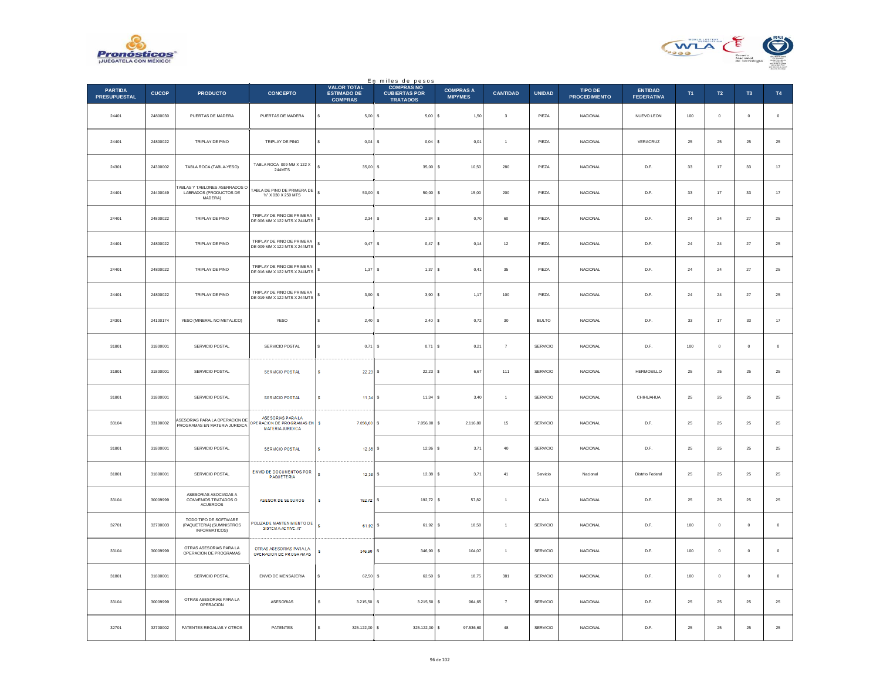En miles de pesos

| PARTIDA PRESUPUESTAL | CUCOP | PRODUCTO | CONCEPTO | VALOR TOTAL ESTIMADO DE COMPRAS | COMPRAS NO CUBIERTAS POR TRATADOS | COMPRAS A MIPYMES | CANTIDAD | UNIDAD | TIPO DE PROCEDIMIENTO | ENTIDAD FEDERATIVA | T1 | T2 | T3 | T4 |
|---|---|---|---|---|---|---|---|---|---|---|---|---|---|---|
| 24401 | 24800030 | PUERTAS DE MADERA | PUERTAS DE MADERA | $ 5,00 | $ 5,00 | $ 1,50 | 3 | PIEZA | NACIONAL | NUEVO LEON | 100 | 0 | 0 | 0 |
| 24401 | 24800022 | TRIPLAY DE PINO | TRIPLAY DE PINO | $ 0,04 | $ 0,04 | $ 0,01 | 1 | PIEZA | NACIONAL | VERACRUZ | 25 | 25 | 25 | 25 |
| 24301 | 24300002 | TABLA ROCA (TABLA-YESO) | TABLA ROCA .009 MM X 122 X 244MTS | $ 35,00 | $ 35,00 | $ 10,50 | 280 | PIEZA | NACIONAL | D.F. | 33 | 17 | 33 | 17 |
| 24401 | 24400049 | TABLAS Y TABLONES ASERRADOS O LABRADOS (PRODUCTOS DE MADERA) | TABLA DE PINO DE PRIMERA DE ¾" X 030 X 250 MTS | $ 50,00 | $ 50,00 | $ 15,00 | 200 | PIEZA | NACIONAL | D.F. | 33 | 17 | 33 | 17 |
| 24401 | 24800022 | TRIPLAY DE PINO | TRIPLAY DE PINO DE PRIMERA DE 006 MM X 122 MTS X 244MTS | $ 2,34 | $ 2,34 | $ 0,70 | 60 | PIEZA | NACIONAL | D.F. | 24 | 24 | 27 | 25 |
| 24401 | 24800022 | TRIPLAY DE PINO | TRIPLAY DE PINO DE PRIMERA DE 009 MM X 122 MTS X 244MTS | $ 0,47 | $ 0,47 | $ 0,14 | 12 | PIEZA | NACIONAL | D.F. | 24 | 24 | 27 | 25 |
| 24401 | 24800022 | TRIPLAY DE PINO | TRIPLAY DE PINO DE PRIMERA DE 016 MM X 122 MTS X 244MTS | $ 1,37 | $ 1,37 | $ 0,41 | 35 | PIEZA | NACIONAL | D.F. | 24 | 24 | 27 | 25 |
| 24401 | 24800022 | TRIPLAY DE PINO | TRIPLAY DE PINO DE PRIMERA DE 019 MM X 122 MTS X 244MTS | $ 3,90 | $ 3,90 | $ 1,17 | 100 | PIEZA | NACIONAL | D.F. | 24 | 24 | 27 | 25 |
| 24301 | 24100174 | YESO (MINERAL NO METALICO) | YESO | $ 2,40 | $ 2,40 | $ 0,72 | 30 | BULTO | NACIONAL | D.F. | 33 | 17 | 33 | 17 |
| 31801 | 31800001 | SERVICIO POSTAL | SERVICIO POSTAL | $ 0,71 | $ 0,71 | $ 0,21 | 7 | SERVICIO | NACIONAL | D.F. | 100 | 0 | 0 | 0 |
| 31801 | 31800001 | SERVICIO POSTAL | SERVICIO POSTAL | $ 22,23 | $ 22,23 | $ 6,67 | 111 | SERVICIO | NACIONAL | HERMOSILLO | 25 | 25 | 25 | 25 |
| 31801 | 31800001 | SERVICIO POSTAL | SERVICIO POSTAL | $ 11,34 | $ 11,34 | $ 3,40 | 1 | SERVICIO | NACIONAL | CHIHUAHUA | 25 | 25 | 25 | 25 |
| 33104 | 33100002 | ASESORIAS PARA LA OPERACION DE PROGRAMAS EN MATERIA JURIDICA | ASESORIAS PARA LA OPERACION DE PROGRAMAS EN MATERIA JURIDICA | $ 7.056,00 | $ 7.056,00 | $ 2.116,80 | 15 | SERVICIO | NACIONAL | D.F. | 25 | 25 | 25 | 25 |
| 31801 | 31800001 | SERVICIO POSTAL | SERVICIO POSTAL | $ 12,36 | $ 12,36 | $ 3,71 | 40 | SERVICIO | NACIONAL | D.F. | 25 | 25 | 25 | 25 |
| 31801 | 31800001 | SERVICIO POSTAL | ENVIO DE DOCUMENTOS POR PAQUETERIA | $ 12,38 | $ 12,38 | $ 3,71 | 41 | Servicio | Nacional | Distrito Federal | 25 | 25 | 25 | 25 |
| 33104 | 30009999 | ASESORIAS ASOCIADAS A CONVENIOS TRATADOS O ACUERDOS | ASESOR DE SEGUROS | $ 192,72 | $ 192,72 | $ 57,82 | 1 | CAJA | NACIONAL | D.F. | 25 | 25 | 25 | 25 |
| 32701 | 32700003 | TODO TIPO DE SOFTWARE (PAQUETERIA) (SUMINISTROS INFORMATICOS) | POLIZA DE MANTENIMIENTO DE SISTEMA ACTIVE-A" | $ 61,92 | $ 61,92 | $ 18,58 | 1 | SERVICIO | NACIONAL | D.F. | 100 | 0 | 0 | 0 |
| 33104 | 30009999 | OTRAS ASESORIAS PARA LA OPERACION DE PROGRAMAS | OTRAS ASESORIAS PARA LA OPERACION DE PROGRAMAS | $ 346,90 | $ 346,90 | $ 104,07 | 1 | SERVICIO | NACIONAL | D.F. | 100 | 0 | 0 | 0 |
| 31801 | 31800001 | SERVICIO POSTAL | ENVIO DE MENSAJERIA | $ 62,50 | $ 62,50 | $ 18,75 | 381 | SERVICIO | NACIONAL | D.F. | 100 | 0 | 0 | 0 |
| 33104 | 30009999 | OTRAS ASESORIAS PARA LA OPERACION | ASESORIAS | $ 3.215,50 | $ 3.215,50 | $ 964,65 | 7 | SERVICIO | NACIONAL | D.F. | 25 | 25 | 25 | 25 |
| 32701 | 32700002 | PATENTES REGALIAS Y OTROS | PATENTES | $ 325.122,00 | $ 325.122,00 | $ 97.536,60 | 48 | SERVICIO | NACIONAL | D.F. | 25 | 25 | 25 | 25 |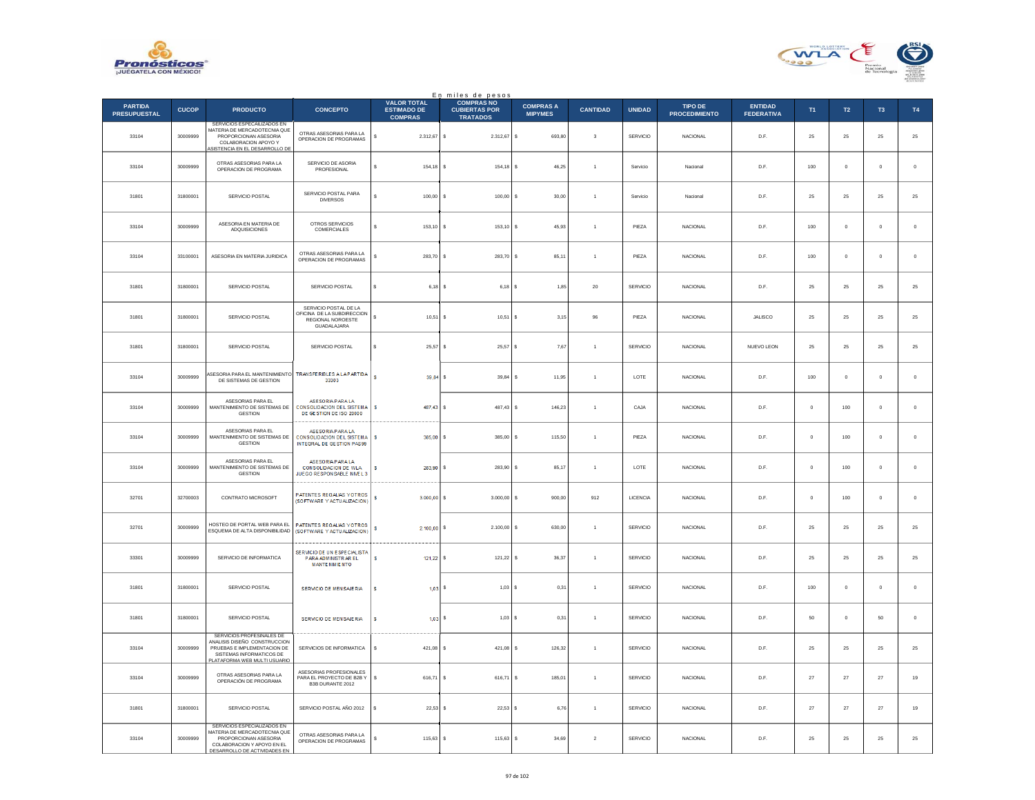En miles de pesos

| PARTIDA PRESUPUESTAL | CUCOP | PRODUCTO | CONCEPTO | VALOR TOTAL ESTIMADO DE COMPRAS | COMPRAS NO CUBIERTAS POR TRATADOS | COMPRAS A MIPYMES | CANTIDAD | UNIDAD | TIPO DE PROCEDIMIENTO | ENTIDAD FEDERATIVA | T1 | T2 | T3 | T4 |
|---|---|---|---|---|---|---|---|---|---|---|---|---|---|---|
| 33104 | 30009999 | SERVICIOS ESPECIALIZADOS EN MATERIA DE MERCADOTECNIA QUE PROPORCIONAN ASESORIA COLABORACION APOYO Y ASISTENCIA EN EL DESARROLLO DE | OTRAS ASESORIAS PARA LA OPERACION DE PROGRAMAS | $ 2.312,67 | $ 2.312,67 | $ 693,80 | 3 | SERVICIO | NACIONAL | D.F. | 25 | 25 | 25 | 25 |
| 33104 | 30009999 | OTRAS ASESORIAS PARA LA OPERACION DE PROGRAMA | SERVICIO DE ASORIA PROFESIONAL | $ 154,18 | $ 154,18 | $ 46,25 | 1 | Servicio | Nacional | D.F. | 100 | 0 | 0 | 0 |
| 31801 | 31800001 | SERVICIO POSTAL | SERVICIO POSTAL PARA DIVERSOS | $ 100,00 | $ 100,00 | $ 30,00 | 1 | Servicio | Nacional | D.F. | 25 | 25 | 25 | 25 |
| 33104 | 30009999 | ASESORIA EN MATERIA DE ADQUISICIONES | OTROS SERVICIOS COMERCIALES | $ 153,10 | $ 153,10 | $ 45,93 | 1 | PIEZA | NACIONAL | D.F. | 100 | 0 | 0 | 0 |
| 33104 | 33100001 | ASESORIA EN MATERIA JURIDICA | OTRAS ASESORIAS PARA LA OPERACION DE PROGRAMAS | $ 283,70 | $ 283,70 | $ 85,11 | 1 | PIEZA | NACIONAL | D.F. | 100 | 0 | 0 | 0 |
| 31801 | 31800001 | SERVICIO POSTAL | SERVICIO POSTAL | $ 6,18 | $ 6,18 | $ 1,85 | 20 | SERVICIO | NACIONAL | D.F. | 25 | 25 | 25 | 25 |
| 31801 | 31800001 | SERVICIO POSTAL | SERVICIO POSTAL DE LA OFICINA DE LA SUBDIRECCION REGIONAL NOROESTE GUADALAJARA | $ 10,51 | $ 10,51 | $ 3,15 | 96 | PIEZA | NACIONAL | JALISCO | 25 | 25 | 25 | 25 |
| 31801 | 31800001 | SERVICIO POSTAL | SERVICIO POSTAL | $ 25,57 | $ 25,57 | $ 7,67 | 1 | SERVICIO | NACIONAL | NUEVO LEON | 25 | 25 | 25 | 25 |
| 33104 | 30009999 | ASESORIA PARA EL MANTENIMIENTO DE SISTEMAS DE GESTION | TRANSFERIBLES A LA PARTIDA 33303 | $ 39,84 | $ 39,84 | $ 11,95 | 1 | LOTE | NACIONAL | D.F. | 100 | 0 | 0 | 0 |
| 33104 | 30009999 | ASESORIAS PARA EL MANTENIMIENTO DE SISTEMAS DE GESTION | ASESORIA PARA LA CONSOLIDACION DEL SISTEMA DE GESTION DE ISO 20000 | $ 487,43 | $ 487,43 | $ 146,23 | 1 | CAJA | NACIONAL | D.F. | 0 | 100 | 0 | 0 |
| 33104 | 30009999 | ASESORIAS PARA EL MANTENIMIENTO DE SISTEMAS DE GESTION | ASESORIA PARA LA CONSOLIDACION DEL SISTEMA INTEGRAL DE GESTION PAS99 | $ 385,00 | $ 385,00 | $ 115,50 | 1 | PIEZA | NACIONAL | D.F. | 0 | 100 | 0 | 0 |
| 33104 | 30009999 | ASESORIAS PARA EL MANTENIMIENTO DE SISTEMAS DE GESTION | ASESORIA PARA LA CONSOLIDACION DE WLA JUEGO RESPONSABLE NIVEL 3 | $ 283,90 | $ 283,90 | $ 85,17 | 1 | LOTE | NACIONAL | D.F. | 0 | 100 | 0 | 0 |
| 32701 | 32700003 | CONTRATO MICROSOFT | PATENTES REGALIAS Y OTROS (SOFTWARE Y ACTUALIZACION) | $ 3.000,00 | $ 3.000,00 | $ 900,00 | 912 | LICENCIA | NACIONAL | D.F. | 0 | 100 | 0 | 0 |
| 32701 | 30009999 | HOSTEO DE PORTAL WEB PARA EL ESQUEMA DE ALTA DISPONIBILIDAD | PATENTES REGALIAS Y OTROS (SOFTWARE Y ACTUALIZACION) | $ 2.100,00 | $ 2.100,00 | $ 630,00 | 1 | SERVICIO | NACIONAL | D.F. | 25 | 25 | 25 | 25 |
| 33301 | 30009999 | SERVICIO DE INFORMATICA | SERVICIO DE UN ESPECIALISTA PARA ADMINISTRAR EL MANTENIMIENTO | $ 121,22 | $ 121,22 | $ 36,37 | 1 | SERVICIO | NACIONAL | D.F. | 25 | 25 | 25 | 25 |
| 31801 | 31800001 | SERVICIO POSTAL | SERVICIO DE MENSAJERIA | $ 1,03 | $ 1,03 | $ 0,31 | 1 | SERVICIO | NACIONAL | D.F. | 100 | 0 | 0 | 0 |
| 31801 | 31800001 | SERVICIO POSTAL | SERVICIO DE MENSAJERIA | $ 1,03 | $ 1,03 | $ 0,31 | 1 | SERVICIO | NACIONAL | D.F. | 50 | 0 | 50 | 0 |
| 33104 | 30009999 | SERVICIOS PROFESINALES DE ANALISIS DISEÑO CONSTRUCCION PRUEBAS E IMPLEMENTACION DE SISTEMAS INFORMATICOS DE PLATAFORMA WEB MULTI USUARIO | SERVICIOS DE INFORMATICA | $ 421,08 | $ 421,08 | $ 126,32 | 1 | SERVICIO | NACIONAL | D.F. | 25 | 25 | 25 | 25 |
| 33104 | 30009999 | OTRAS ASESORIAS PARA LA OPERACIÓN DE PROGRAMA | ASESORIAS PROFESIONALES PARA EL PROYECTO DE B2B Y B3B DURANTE 2012 | $ 616,71 | $ 616,71 | $ 185,01 | 1 | SERVICIO | NACIONAL | D.F. | 27 | 27 | 27 | 19 |
| 31801 | 31800001 | SERVICIO POSTAL | SERVICIO POSTAL AÑO 2012 | $ 22,53 | $ 22,53 | $ 6,76 | 1 | SERVICIO | NACIONAL | D.F. | 27 | 27 | 27 | 19 |
| 33104 | 30009999 | SERVICIOS ESPECIALIZADOS EN MATERIA DE MERCADOTECNIA QUE PROPORCIONAN ASESORIA COLABORACION Y APOYO EN EL DESARROLLO DE ACTIVIDADES EN | OTRAS ASESORIAS PARA LA OPERACION DE PROGRAMAS | $ 115,63 | $ 115,63 | $ 34,69 | 2 | SERVICIO | NACIONAL | D.F. | 25 | 25 | 25 | 25 |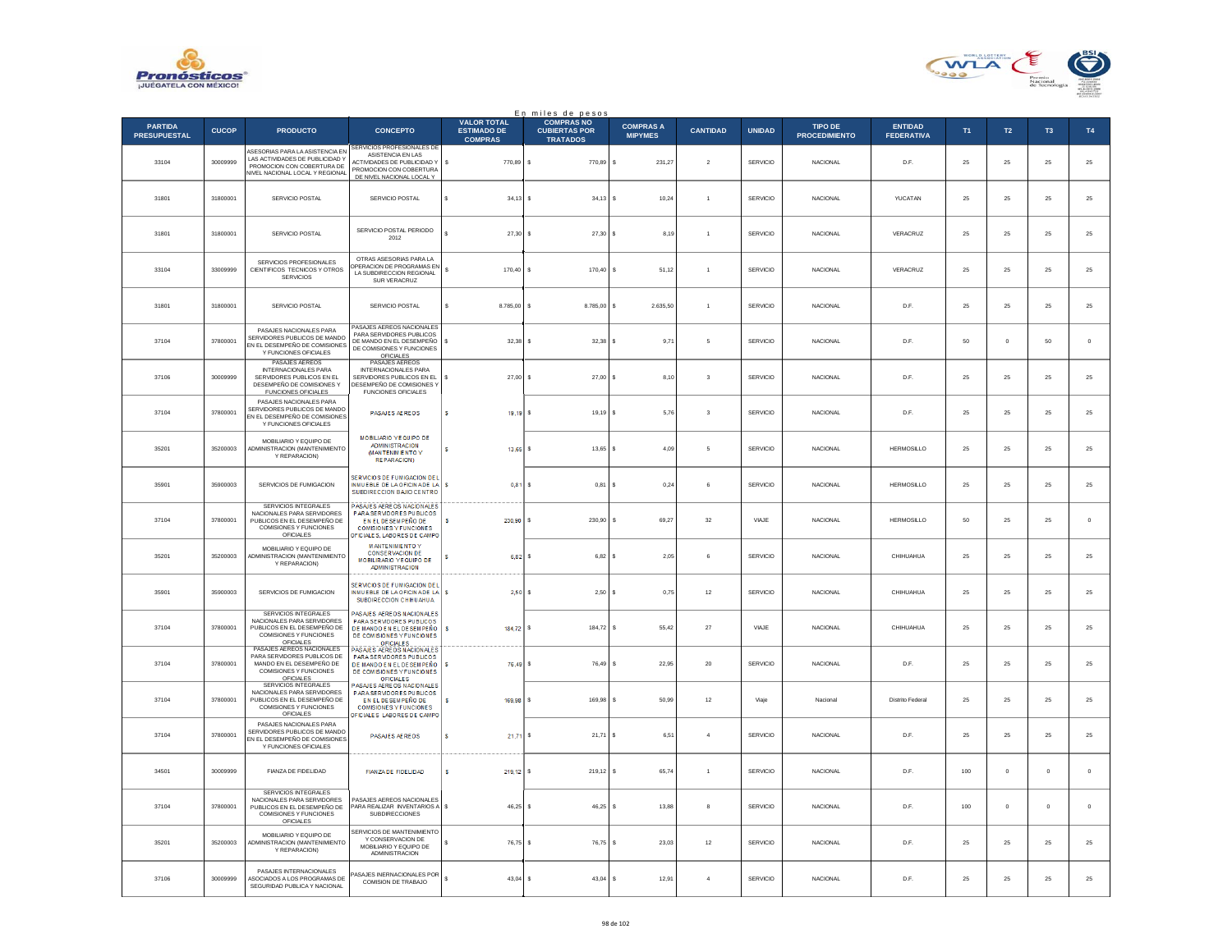En miles de pesos

| PARTIDA PRESUPUESTAL | CUCOP | PRODUCTO | CONCEPTO | VALOR TOTAL ESTIMADO DE COMPRAS | COMPRAS NO CUBIERTAS POR TRATADOS | COMPRAS A MIPYMES | CANTIDAD | UNIDAD | TIPO DE PROCEDIMIENTO | ENTIDAD FEDERATIVA | T1 | T2 | T3 | T4 |
|---|---|---|---|---|---|---|---|---|---|---|---|---|---|---|
| 33104 | 30009999 | ASESORIAS PARA LA ASISTENCIA EN LAS ACTIVIDADES DE PUBLICIDAD Y PROMOCION CON COBERTURA DE NIVEL NACIONAL LOCAL Y REGIONAL | SERVICIOS PROFESIONALES DE ASISTENCIA EN LAS ACTIVIDADES DE PUBLICIDAD Y PROMOCION CON COBERTURA DE NIVEL NACIONAL LOCAL Y | $ 770,89 | $ 770,89 | $ 231,27 | 2 | SERVICIO | NACIONAL | D.F. | 25 | 25 | 25 | 25 |
| 31801 | 31800001 | SERVICIO POSTAL | SERVICIO POSTAL | $ 34,13 | $ 34,13 | $ 10,24 | 1 | SERVICIO | NACIONAL | YUCATAN | 25 | 25 | 25 | 25 |
| 31801 | 31800001 | SERVICIO POSTAL | SERVICIO POSTAL PERIODO 2012 | $ 27,30 | $ 27,30 | $ 8,19 | 1 | SERVICIO | NACIONAL | VERACRUZ | 25 | 25 | 25 | 25 |
| 33104 | 33009999 | SERVICIOS PROFESIONALES CIENTIFICOS TECNICOS Y OTROS SERVICIOS | OTRAS ASESORIAS PARA LA OPERACION DE PROGRAMAS EN LA SUBDIRECCION REGIONAL SUR VERACRUZ | $ 170,40 | $ 170,40 | $ 51,12 | 1 | SERVICIO | NACIONAL | VERACRUZ | 25 | 25 | 25 | 25 |
| 31801 | 31800001 | SERVICIO POSTAL | SERVICIO POSTAL | $ 8.785,00 | $ 8.785,00 | $ 2.635,50 | 1 | SERVICIO | NACIONAL | D.F. | 25 | 25 | 25 | 25 |
| 37104 | 37800001 | PASAJES NACIONALES PARA SERVIDORES PUBLICOS DE MANDO EN EL DESEMPEÑO DE COMISIONES Y FUNCIONES OFICIALES | PASAJES AEREOS NACIONALES PARA SERVIDORES PUBLICOS DE MANDO EN EL DESEMPEÑO DE COMISIONES Y FUNCIONES OFICIALES | $ 32,38 | $ 32,38 | $ 9,71 | 5 | SERVICIO | NACIONAL | D.F. | 50 | 0 | 50 | 0 |
| 37106 | 30009999 | PASAJES AEREOS INTERNACIONALES PARA SERVIDORES PUBLICOS EN EL DESEMPEÑO DE COMISIONES Y FUNCIONES OFICIALES | PASAJES AEREOS INTERNACIONALES PARA SERVIDORES PUBLICOS EN EL DESEMPEÑO DE COMISIONES Y FUNCIONES OFICIALES | $ 27,00 | $ 27,00 | $ 8,10 | 3 | SERVICIO | NACIONAL | D.F. | 25 | 25 | 25 | 25 |
| 37104 | 37800001 | PASAJES NACIONALES PARA SERVIDORES PUBLICOS DE MANDO EN EL DESEMPEÑO DE COMISIONES Y FUNCIONES OFICIALES | PASAJES AEREOS | $ 19,19 | $ 19,19 | $ 5,76 | 3 | SERVICIO | NACIONAL | D.F. | 25 | 25 | 25 | 25 |
| 35201 | 35200003 | MOBILIARIO Y EQUIPO DE ADMINISTRACION (MANTENIMIENTO Y REPARACION) | MOBILIARIO Y EQUIPO DE ADMINISTRACION (MANTENIMIENTO Y REPARACION) | $ 13,65 | $ 13,65 | $ 4,09 | 5 | SERVICIO | NACIONAL | HERMOSILLO | 25 | 25 | 25 | 25 |
| 35901 | 35900003 | SERVICIOS DE FUMIGACION | SERVICIOS DE FUMIGACION DEL INMUEBLE DE LA OFICINA DE LA SUBDIRECCION BAJIO CENTRO | $ 0,81 | $ 0,81 | $ 0,24 | 6 | SERVICIO | NACIONAL | HERMOSILLO | 25 | 25 | 25 | 25 |
| 37104 | 37800001 | SERVICIOS INTEGRALES NACIONALES PARA SERVIDORES PUBLICOS EN EL DESEMPEÑO DE COMISIONES Y FUNCIONES OFICIALES | PASAJES AEREOS NACIONALES PARA SERVIDORES PUBLICOS EN EL DESEMPEÑO DE COMISIONES Y FUNCIONES OFICIALES, LABORES DE CAMPO | $ 230,90 | $ 230,90 | $ 69,27 | 32 | VIAJE | NACIONAL | HERMOSILLO | 50 | 25 | 25 | 0 |
| 35201 | 35200003 | MOBILIARIO Y EQUIPO DE ADMINISTRACION (MANTENIMIENTO Y REPARACION) | MANTENIMIENTO Y CONSERVACION DE MOBILIARIO Y EQUIPO DE ADMINISTRACION | $ 6,82 | $ 6,82 | $ 2,05 | 6 | SERVICIO | NACIONAL | CHIHUAHUA | 25 | 25 | 25 | 25 |
| 35901 | 35900003 | SERVICIOS DE FUMIGACION | SERVICIOS DE FUMIGACION DEL INMUEBLE DE LA OFICINA DE LA SUBDIRECCION CHIHUAHUA | $ 2,50 | $ 2,50 | $ 0,75 | 12 | SERVICIO | NACIONAL | CHIHUAHUA | 25 | 25 | 25 | 25 |
| 37104 | 37800001 | SERVICIOS INTEGRALES NACIONALES PARA SERVIDORES PUBLICOS EN EL DESEMPEÑO DE COMISIONES Y FUNCIONES OFICIALES | PASAJES AEREOS NACIONALES PARA SERVIDORES PUBLICOS DE MANDO EN EL DESEMPEÑO DE COMISIONES Y FUNCIONES OFICIALES | $ 184,72 | $ 184,72 | $ 55,42 | 27 | VIAJE | NACIONAL | CHIHUAHUA | 25 | 25 | 25 | 25 |
| 37104 | 37800001 | PASAJES AEREOS NACIONALES PARA SERVIDORES PUBLICOS DE MANDO EN EL DESEMPEÑO DE COMISIONES Y FUNCIONES OFICIALES | PASAJES AEREOS NACIONALES PARA SERVIDORES PUBLICOS DE MANDO EN EL DESEMPEÑO DE COMISIONES Y FUNCIONES OFICIALES | $ 76,49 | $ 76,49 | $ 22,95 | 20 | SERVICIO | NACIONAL | D.F. | 25 | 25 | 25 | 25 |
| 37104 | 37800001 | SERVICIOS INTEGRALES NACIONALES PARA SERVIDORES PUBLICOS EN EL DESEMPEÑO DE COMISIONES Y FUNCIONES OFICIALES | PASAJES AEREOS NACIONALES PARA SERVIDORES PUBLICOS EN EL DESEMPEÑO DE COMISIONES Y FUNCIONES OFICIALES LABORES DE CAMPO | $ 169,98 | $ 169,98 | $ 50,99 | 12 | Viaje | Nacional | Distrito Federal | 25 | 25 | 25 | 25 |
| 37104 | 37800001 | PASAJES NACIONALES PARA SERVIDORES PUBLICOS DE MANDO EN EL DESEMPEÑO DE COMISIONES Y FUNCIONES OFICIALES | PASAJES AEREOS | $ 21,71 | $ 21,71 | $ 6,51 | 4 | SERVICIO | NACIONAL | D.F. | 25 | 25 | 25 | 25 |
| 34501 | 30009999 | FIANZA DE FIDELIDAD | FIANZA DE FIDELIDAD | $ 219,12 | $ 219,12 | $ 65,74 | 1 | SERVICIO | NACIONAL | D.F. | 100 | 0 | 0 | 0 |
| 37104 | 37800001 | SERVICIOS INTEGRALES NACIONALES PARA SERVIDORES PUBLICOS EN EL DESEMPEÑO DE COMISIONES Y FUNCIONES OFICIALES | PASAJES AEREOS NACIONALES PARA REALIZAR INVENTARIOS A SUBDIRECCIONES | $ 46,25 | $ 46,25 | $ 13,88 | 8 | SERVICIO | NACIONAL | D.F. | 100 | 0 | 0 | 0 |
| 35201 | 35200003 | MOBILIARIO Y EQUIPO DE ADMINISTRACION (MANTENIMIENTO Y REPARACION) | SERVICIOS DE MANTENIMIENTO Y CONSERVACION DE MOBILIARIO Y EQUIPO DE ADMINISTRACION | $ 76,75 | $ 76,75 | $ 23,03 | 12 | SERVICIO | NACIONAL | D.F. | 25 | 25 | 25 | 25 |
| 37106 | 30009999 | PASAJES INTERNACIONALES ASOCIADOS A LOS PROGRAMAS DE SEGURIDAD PUBLICA Y NACIONAL | PASAJES INERNACIONALES POR COMISION DE TRABAJO | $ 43,04 | $ 43,04 | $ 12,91 | 4 | SERVICIO | NACIONAL | D.F. | 25 | 25 | 25 | 25 |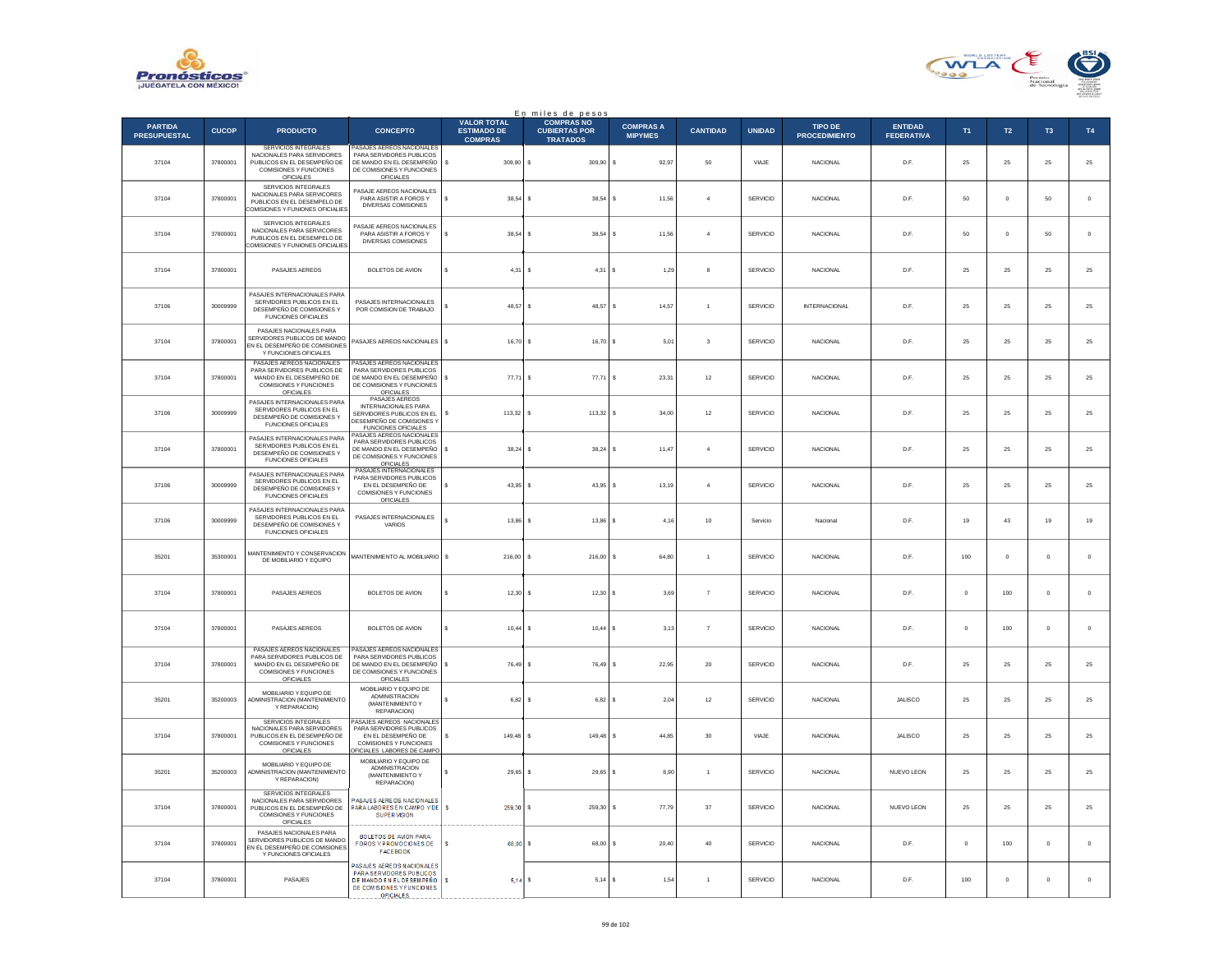En miles de pesos

| PARTIDA PRESUPUESTAL | CUCOP | PRODUCTO | CONCEPTO | VALOR TOTAL ESTIMADO DE COMPRAS | COMPRAS NO CUBIERTAS POR TRATADOS | COMPRAS A MIPYMES | CANTIDAD | UNIDAD | TIPO DE PROCEDIMIENTO | ENTIDAD FEDERATIVA | T1 | T2 | T3 | T4 |
|---|---|---|---|---|---|---|---|---|---|---|---|---|---|---|
| 37104 | 37800001 | SERVICIOS INTEGRALES NACIONALES PARA SERVIDORES PUBLICOS EN EL DESEMPEÑO DE COMISIONES Y FUNCIONES OFICIALES | PASAJES AEREOS NACIONALES PARA SERVIDORES PUBLICOS DE MANDO EN EL DESEMPEÑO DE COMISIONES Y FUNCIONES OFICIALES | $ 309,90 | $ 309,90 | $ 92,97 | 50 | VIAJE | NACIONAL | D.F. | 25 | 25 | 25 | 25 |
| 37104 | 37800001 | SERVICIOS INTEGRALES NACIONALES PARA SERVICORES PUBLICOS EN EL DESEMPELO DE COMISIONES Y FUNIONES OFICIALES | PASAJE AEREOS NACIONALES PARA ASISTIR A FOROS Y DIVERSAS COMISIONES | $ 38,54 | $ 38,54 | $ 11,56 | 4 | SERVICIO | NACIONAL | D.F. | 50 | 0 | 50 | 0 |
| 37104 | 37800001 | SERVICIOS INTEGRALES NACIONALES PARA SERVICORES PUBLICOS EN EL DESEMPELO DE COMISIONES Y FUNIONES OFICIALES | PASAJE AEREOS NACIONALES PARA ASISTIR A FOROS Y DIVERSAS COMISIONES | $ 38,54 | $ 38,54 | $ 11,56 | 4 | SERVICIO | NACIONAL | D.F. | 50 | 0 | 50 | 0 |
| 37104 | 37800001 | PASAJES AEREOS | BOLETOS DE AVION | $ 4,31 | $ 4,31 | $ 1,29 | 8 | SERVICIO | NACIONAL | D.F. | 25 | 25 | 25 | 25 |
| 37106 | 30009999 | PASAJES INTERNACIONALES PARA SERVIDORES PUBLICOS EN EL DESEMPEÑO DE COMISIONES Y FUNCIONES OFICIALES | PASAJES INTERNACIONALES POR COMISION DE TRABAJO | $ 48,57 | $ 48,57 | $ 14,57 | 1 | SERVICIO | INTERNACIONAL | D.F. | 25 | 25 | 25 | 25 |
| 37104 | 37800001 | PASAJES NACIONALES PARA SERVIDORES PUBLICOS DE MANDO EN EL DESEMPEÑO DE COMISIONES Y FUNCIONES OFICIALES | PASAJES AEREOS NACIONALES | $ 16,70 | $ 16,70 | $ 5,01 | 3 | SERVICIO | NACIONAL | D.F. | 25 | 25 | 25 | 25 |
| 37104 | 37800001 | PASAJES AEREOS NACIONALES PARA SERVIDORES PUBLICOS DE MANDO EN EL DESEMPEÑO DE COMISIONES Y FUNCIONES OFICIALES | PASAJES AEREOS NACIONALES PARA SERVIDORES PUBLICOS DE MANDO EN EL DESEMPEÑO DE COMISIONES Y FUNCIONES OFICIALES | $ 77,71 | $ 77,71 | $ 23,31 | 12 | SERVICIO | NACIONAL | D.F. | 25 | 25 | 25 | 25 |
| 37106 | 30009999 | PASAJES INTERNACIONALES PARA SERVIDORES PUBLICOS EN EL DESEMPEÑO DE COMISIONES Y FUNCIONES OFICIALES | PASAJES AEREOS INTERNACIONALES PARA SERVIDORES PUBLICOS EN EL DESEMPEÑO DE COMISIONES Y FUNCIONES OFICIALES | $ 113,32 | $ 113,32 | $ 34,00 | 12 | SERVICIO | NACIONAL | D.F. | 25 | 25 | 25 | 25 |
| 37104 | 37800001 | PASAJES INTERNACIONALES PARA SERVIDORES PUBLICOS EN EL DESEMPEÑO DE COMISIONES Y FUNCIONES OFICIALES | PASAJES AEREOS NACIONALES PARA SERVIDORES PUBLICOS DE MANDO EN EL DESEMPEÑO DE COMISIONES Y FUNCIONES OFICIALES | $ 38,24 | $ 38,24 | $ 11,47 | 4 | SERVICIO | NACIONAL | D.F. | 25 | 25 | 25 | 25 |
| 37106 | 30009999 | PASAJES INTERNACIONALES PARA SERVIDORES PUBLICOS EN EL DESEMPEÑO DE COMISIONES Y FUNCIONES OFICIALES | PASAJES INTERNACIONALES PARA SERVIDORES PUBLICOS EN EL DESEMPEÑO DE COMISIONES Y FUNCIONES OFICIALES | $ 43,95 | $ 43,95 | $ 13,19 | 4 | SERVICIO | NACIONAL | D.F. | 25 | 25 | 25 | 25 |
| 37106 | 30009999 | PASAJES INTERNACIONALES PARA SERVIDORES PUBLICOS EN EL DESEMPEÑO DE COMISIONES Y FUNCIONES OFICIALES | PASAJES INTERNACIONALES VARIOS | $ 13,86 | $ 13,86 | $ 4,16 | 10 | Servicio | Nacional | D.F. | 19 | 43 | 19 | 19 |
| 35201 | 35300001 | MANTENIMIENTO Y CONSERVACION DE MOBILIARIO Y EQUIPO | MANTENIMIENTO AL MOBILIARIO | $ 216,00 | $ 216,00 | $ 64,80 | 1 | SERVICIO | NACIONAL | D.F. | 100 | 0 | 0 | 0 |
| 37104 | 37800001 | PASAJES AEREOS | BOLETOS DE AVION | $ 12,30 | $ 12,30 | $ 3,69 | 7 | SERVICIO | NACIONAL | D.F. | 0 | 100 | 0 | 0 |
| 37104 | 37800001 | PASAJES AEREOS | BOLETOS DE AVION | $ 10,44 | $ 10,44 | $ 3,13 | 7 | SERVICIO | NACIONAL | D.F. | 0 | 100 | 0 | 0 |
| 37104 | 37800001 | PASAJES AEREOS NACIONALES PARA SERVIDORES PUBLICOS DE MANDO EN EL DESEMPEÑO DE COMISIONES Y FUNCIONES OFICIALES | PASAJES AEREOS NACIONALES PARA SERVIDORES PUBLICOS DE MANDO EN EL DESEMPEÑO DE COMISIONES Y FUNCIONES OFICIALES | $ 76,49 | $ 76,49 | $ 22,95 | 20 | SERVICIO | NACIONAL | D.F. | 25 | 25 | 25 | 25 |
| 35201 | 35200003 | MOBILIARIO Y EQUIPO DE ADMINISTRACION (MANTENIMIENTO Y REPARACION) | MOBILIARIO Y EQUIPO DE ADMINISTRACION (MANTENIMIENTO Y REPARACION) | $ 6,82 | $ 6,82 | $ 2,04 | 12 | SERVICIO | NACIONAL | JALISCO | 25 | 25 | 25 | 25 |
| 37104 | 37800001 | SERVICIOS INTEGRALES NACIONALES PARA SERVIDORES PUBLICOS EN EL DESEMPEÑO DE COMISIONES Y FUNCIONES OFICIALES | PASAJES AEREOS NACIONALES PARA SERVIDORES PUBLICOS EN EL DESEMPEÑO DE COMISIONES Y FUNCIONES OFICIALES LABORES DE CAMPO | $ 149,48 | $ 149,48 | $ 44,85 | 30 | VIAJE | NACIONAL | JALISCO | 25 | 25 | 25 | 25 |
| 35201 | 35200003 | MOBILIARIO Y EQUIPO DE ADMINISTRACION (MANTENIMIENTO Y REPARACION) | MOBILIARIO Y EQUIPO DE ADMINISTRACION (MANTENIMIENTO Y REPARACION) | $ 29,65 | $ 29,65 | $ 8,90 | 1 | SERVICIO | NACIONAL | NUEVO LEON | 25 | 25 | 25 | 25 |
| 37104 | 37800001 | SERVICIOS INTEGRALES NACIONALES PARA SERVIDORES PUBLICOS EN EL DESEMPEÑO DE COMISIONES Y FUNCIONES OFICIALES | PASAJES AEREOS NACIONALES PARA LABORES EN CAMPO Y DE SUPERVISION | $ 259,30 | $ 259,30 | $ 77,79 | 37 | SERVICIO | NACIONAL | NUEVO LEON | 25 | 25 | 25 | 25 |
| 37104 | 37800001 | PASAJES NACIONALES PARA SERVIDORES PUBLICOS DE MANDO EN EL DESEMPEÑO DE COMISIONES Y FUNCIONES OFICIALES | BOLETOS DE AVION PARA FOROS Y PROMOCIONES DE FACEBOOK | $ 68,00 | $ 68,00 | $ 20,40 | 40 | SERVICIO | NACIONAL | D.F. | 0 | 100 | 0 | 0 |
| 37104 | 37800001 | PASAJES | PASAJES AEREOS NACIONALES PARA SERVIDORES PUBLICOS DE MANDO EN EL DESEMPEÑO DE COMISIONES Y FUNCIONES OFICIALES | $ 5,14 | $ 5,14 | $ 1,54 | 1 | SERVICIO | NACIONAL | D.F. | 100 | 0 | 0 | 0 |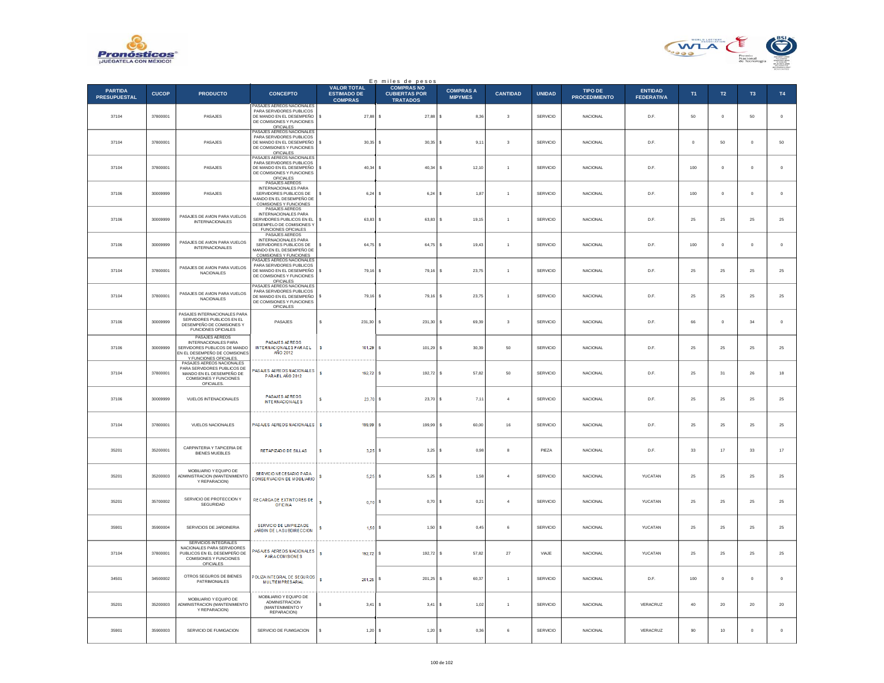En miles de pesos

| PARTIDA PRESUPUESTAL | CUCOP | PRODUCTO | CONCEPTO | VALOR TOTAL ESTIMADO DE COMPRAS | COMPRAS NO CUBIERTAS POR TRATADOS | COMPRAS A MIPYMES | CANTIDAD | UNIDAD | TIPO DE PROCEDIMIENTO | ENTIDAD FEDERATIVA | T1 | T2 | T3 | T4 |
|---|---|---|---|---|---|---|---|---|---|---|---|---|---|---|
| 37104 | 37800001 | PASAJES | PASAJES AEREOS NACIONALES PARA SERVIDORES PUBLICOS DE MANDO EN EL DESEMPEÑO DE COMISIONES Y FUNCIONES OFICIALES | $ 27,88 | $ 27,88 | $ 8,36 | 3 | SERVICIO | NACIONAL | D.F. | 50 | 0 | 50 | 0 |
| 37104 | 37800001 | PASAJES | PASAJES AEREOS NACIONALES PARA SERVIDORES PUBLICOS DE MANDO EN EL DESEMPEÑO DE COMISIONES Y FUNCIONES OFICIALES | $ 30,35 | $ 30,35 | $ 9,11 | 3 | SERVICIO | NACIONAL | D.F. | 0 | 50 | 0 | 50 |
| 37104 | 37800001 | PASAJES | PASAJES AEREOS NACIONALES PARA SERVIDORES PUBLICOS DE MANDO EN EL DESEMPEÑO DE COMISIONES Y FUNCIONES OFICIALES | $ 40,34 | $ 40,34 | $ 12,10 | 1 | SERVICIO | NACIONAL | D.F. | 100 | 0 | 0 | 0 |
| 37106 | 30009999 | PASAJES | PASAJES AEREOS INTERNACIONALES PARA SERVIDORES PUBLICOS DE MANDO EN EL DESEMPEÑO DE COMISIONES Y FUNCIONES | $ 6,24 | $ 6,24 | $ 1,87 | 1 | SERVICIO | NACIONAL | D.F. | 100 | 0 | 0 | 0 |
| 37106 | 30009999 | PASAJES DE AVION PARA VUELOS INTERNACIONALES | PASAJES AEREOS INTERNACIONALES PARA SERVIDORES PUBLICOS EN EL DESEMPELO DE COMISIONES Y FUNCIONES OFICIALES | $ 63,83 | $ 63,83 | $ 19,15 | 1 | SERVICIO | NACIONAL | D.F. | 25 | 25 | 25 | 25 |
| 37106 | 30009999 | PASAJES DE AVION PARA VUELOS INTERNACIONALES | PASAJES AEREOS INTERNACIONALES PARA SERVIDORES PUBLICOS DE MANDO EN EL DESEMPEÑO DE COMISIONES Y FUNCIONES | $ 64,75 | $ 64,75 | $ 19,43 | 1 | SERVICIO | NACIONAL | D.F. | 100 | 0 | 0 | 0 |
| 37104 | 37800001 | PASAJES DE AVION PARA VUELOS NACIONALES | PASAJES AEREOS NACIONALES PARA SERVIDORES PUBLICOS DE MANDO EN EL DESEMPEÑO DE COMISIONES Y FUNCIONES OFICIALES | $ 79,16 | $ 79,16 | $ 23,75 | 1 | SERVICIO | NACIONAL | D.F. | 25 | 25 | 25 | 25 |
| 37104 | 37800001 | PASAJES DE AVION PARA VUELOS NACIONALES | PASAJES AEREOS NACIONALES PARA SERVIDORES PUBLICOS DE MANDO EN EL DESEMPEÑO DE COMISIONES Y FUNCIONES OFICIALES | $ 79,16 | $ 79,16 | $ 23,75 | 1 | SERVICIO | NACIONAL | D.F. | 25 | 25 | 25 | 25 |
| 37106 | 30009999 | PASAJES INTERNACIONALES PARA SERVIDORES PUBLICOS EN EL DESEMPEÑO DE COMISIONES Y FUNCIONES OFICIALES | PASAJES | $ 231,30 | $ 231,30 | $ 69,39 | 3 | SERVICIO | NACIONAL | D.F. | 66 | 0 | 34 | 0 |
| 37106 | 30009999 | PASAJES AEREOS INTERNACIONALES PARA SERVIDORES PUBLICOS DE MANDO EN EL DESEMPEÑO DE COMISIONES Y FUNCIONES OFICIALES. | PASAJES AEREOS INTERNACIONALES PARA EL AÑO 2012 | $ 101,29 | $ 101,29 | $ 30,39 | 50 | SERVICIO | NACIONAL | D.F. | 25 | 25 | 25 | 25 |
| 37104 | 37800001 | PASAJES AEREOS NACIONALES PARA SERVIDORES PUBLICOS DE MANDO EN EL DESEMPEÑO DE COMISIONES Y FUNCIONES OFICIALES. | PASAJES AEREOS NACIONALES PARA EL AÑO 2012 | $ 192,72 | $ 192,72 | $ 57,82 | 50 | SERVICIO | NACIONAL | D.F. | 25 | 31 | 26 | 18 |
| 37106 | 30009999 | VUELOS INTENACIONALES | PASAJES AEREOS INTERNACIONALES | $ 23,70 | $ 23,70 | $ 7,11 | 4 | SERVICIO | NACIONAL | D.F. | 25 | 25 | 25 | 25 |
| 37104 | 37800001 | VUELOS NACIONALES | PASAJES AEREOS NACIONALES | $ 199,99 | $ 199,99 | $ 60,00 | 16 | SERVICIO | NACIONAL | D.F. | 25 | 25 | 25 | 25 |
| 35201 | 35200001 | CARPINTERIA Y TAPICERIA DE BIENES MUEBLES | RETAPIZADO DE SILLAS | $ 3,25 | $ 3,25 | $ 0,98 | 8 | PIEZA | NACIONAL | D.F. | 33 | 17 | 33 | 17 |
| 35201 | 35200003 | MOBILIARIO Y EQUIPO DE ADMINISTRACION (MANTENIMIENTO Y REPARACION) | SERVICIO NECESARIO PARA CONSERVACION DE MOBILIARIO | $ 5,25 | $ 5,25 | $ 1,58 | 4 | SERVICIO | NACIONAL | YUCATAN | 25 | 25 | 25 | 25 |
| 35201 | 35700002 | SERVICIO DE PROTECCION Y SEGURIDAD | RECARGA DE EXTINTORES DE OFICINA | $ 0,70 | $ 0,70 | $ 0,21 | 4 | SERVICIO | NACIONAL | YUCATAN | 25 | 25 | 25 | 25 |
| 35901 | 35900004 | SERVICIOS DE JARDINERIA | SERVICIO DE LIMPIEZA DE JARDIN DE LA SUBDIRECCION | $ 1,50 | $ 1,50 | $ 0,45 | 6 | SERVICIO | NACIONAL | YUCATAN | 25 | 25 | 25 | 25 |
| 37104 | 37800001 | SERVICIOS INTEGRALES NACIONALES PARA SERVIDORES PUBLICOS EN EL DESEMPEÑO DE COMISIONES Y FUNCIONES OFICIALES | PASAJES AEREOS NACIONALES PARA COMISIONES | $ 192,72 | $ 192,72 | $ 57,82 | 27 | VIAJE | NACIONAL | YUCATAN | 25 | 25 | 25 | 25 |
| 34501 | 34500002 | OTROS SEGUROS DE BIENES PATRIMONIALES | POLIZA INTEGRAL DE SEGUROS MULTIEMPRESARIAL | $ 201,25 | $ 201,25 | $ 60,37 | 1 | SERVICIO | NACIONAL | D.F. | 100 | 0 | 0 | 0 |
| 35201 | 35200003 | MOBILIARIO Y EQUIPO DE ADMINISTRACION (MANTENIMIENTO Y REPARACION) | MOBILIARIO Y EQUIPO DE ADMINISTRACION (MANTENIMIENTO Y REPARACION) | $ 3,41 | $ 3,41 | $ 1,02 | 1 | SERVICIO | NACIONAL | VERACRUZ | 40 | 20 | 20 | 20 |
| 35901 | 35900003 | SERVICIO DE FUMIGACION | SERVICIO DE FUMIGACION | $ 1,20 | $ 1,20 | $ 0,36 | 6 | SERVICIO | NACIONAL | VERACRUZ | 90 | 10 | 0 | 0 |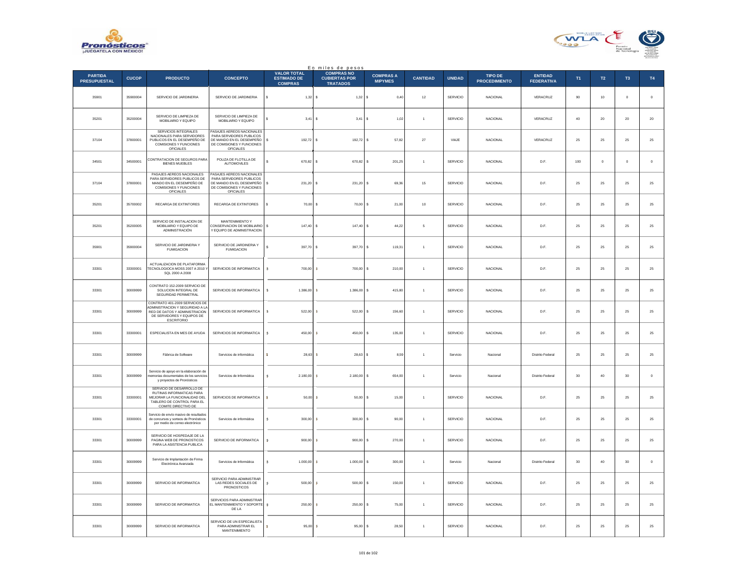En miles de pesos

| PARTIDA PRESUPUESTAL | CUCOP | PRODUCTO | CONCEPTO | VALOR TOTAL ESTIMADO DE COMPRAS | COMPRAS NO CUBIERTAS POR TRATADOS | COMPRAS A MIPYMES | CANTIDAD | UNIDAD | TIPO DE PROCEDIMIENTO | ENTIDAD FEDERATIVA | T1 | T2 | T3 | T4 |
|---|---|---|---|---|---|---|---|---|---|---|---|---|---|---|
| 35901 | 35900004 | SERVICIO DE JARDINERIA | SERVICIO DE JARDINERIA | $ 1,32 | $ 1,32 | $ 0,40 | 12 | SERVICIO | NACIONAL | VERACRUZ | 90 | 10 | 0 | 0 |
| 35201 | 35200004 | SERVICIO DE LIMPIEZA DE MOBILIARIO Y EQUIPO | SERVICIO DE LIMPIEZA DE MOBILIARIO Y EQUIPO | $ 3,41 | $ 3,41 | $ 1,02 | 1 | SERVICIO | NACIONAL | VERACRUZ | 40 | 20 | 20 | 20 |
| 37104 | 37800001 | SERVICIOS INTEGRALES NACIONALES PARA SERVIDORES PUBLICOS EN EL DESEMPEÑO DE COMISIONES Y FUNCIONES OFICIALES | PASAJES AEREOS NACIONALES PARA SERVIDORES PUBLICOS DE MANDO EN EL DESEMPEÑO DE COMISIONES Y FUNCIONES OFICIALES | $ 192,72 | $ 192,72 | $ 57,82 | 27 | VIAJE | NACIONAL | VERACRUZ | 25 | 25 | 25 | 25 |
| 34501 | 34500001 | CONTRATACION DE SEGUROS PARA BIENES MUEBLES | POLIZA DE FLOTILLA DE AUTOMOVILES | $ 670,82 | $ 670,82 | $ 201,25 | 1 | SERVICIO | NACIONAL | D.F. | 100 | 0 | 0 | 0 |
| 37104 | 37800001 | PASAJES AEREOS NACIONALES PARA SERVIDORES PUBLICOS DE MANDO EN EL DESEMPEÑO DE COMISIONES Y FUNCIONES OFICIALES | PASAJES AEREOS NACIONALES PARA SERVIDORES PUBLICOS DE MANDO EN EL DESEMPEÑO DE COMISIONES Y FUNCIONES OFICIALES | $ 231,20 | $ 231,20 | $ 69,36 | 15 | SERVICIO | NACIONAL | D.F. | 25 | 25 | 25 | 25 |
| 35201 | 35700002 | RECARGA DE EXTINTORES | RECARGA DE EXTINTORES | $ 70,00 | $ 70,00 | $ 21,00 | 10 | SERVICIO | NACIONAL | D.F. | 25 | 25 | 25 | 25 |
| 35201 | 35200005 | SERVICIO DE INSTALACION DE MOBILIARIO Y EQUIPO DE ADMINISTRACIÓN | MANTENIMIENTO Y CONSERVACION DE MOBILIARIO Y EQUIPO DE ADMINISTRACION | $ 147,40 | $ 147,40 | $ 44,22 | 5 | SERVICIO | NACIONAL | D.F. | 25 | 25 | 25 | 25 |
| 35901 | 35900004 | SERVICIO DE JARDINERIA Y FUMIGACION | SERVICIO DE JARDINERIA Y FUMIGACION | $ 397,70 | $ 397,70 | $ 119,31 | 1 | SERVICIO | NACIONAL | D.F. | 25 | 25 | 25 | 25 |
| 33301 | 33300001 | ACTUALIZACION DE PLATAFORMA TECNOLOGICA MOSS 2007 A 2010 Y SQL 2000 A 2008 | SERVICIOS DE INFORMATICA | $ 700,00 | $ 700,00 | $ 210,00 | 1 | SERVICIO | NACIONAL | D.F. | 25 | 25 | 25 | 25 |
| 33301 | 30009999 | CONTRATO 152-2009 SERVICIO DE SOLUCION INTEGRAL DE SEGURIDAD PERIMETRAL | SERVICIOS DE INFORMATICA | $ 1.386,00 | $ 1.386,00 | $ 415,80 | 1 | SERVICIO | NACIONAL | D.F. | 25 | 25 | 25 | 25 |
| 33301 | 30009999 | CONTRATO 401-2009 SERVICIOS DE ADMINISTRACION Y SEGURIDAD A LA RED DE DATOS Y ADMINISTRACION DE SERVIDORES Y EQUIPOS DE ESCRITORIO | SERVICIOS DE INFORMATICA | $ 522,00 | $ 522,00 | $ 156,60 | 1 | SERVICIO | NACIONAL | D.F. | 25 | 25 | 25 | 25 |
| 33301 | 33300001 | ESPECIALISTA EN MES DE AYUDA | SERVICIOS DE INFORMATICA | $ 450,00 | $ 450,00 | $ 135,00 | 1 | SERVICIO | NACIONAL | D.F. | 25 | 25 | 25 | 25 |
| 33301 | 30009999 | Fábrica de Software | Servicios de informática | $ 28,63 | $ 28,63 | $ 8,59 | 1 | Servicio | Nacional | Distrito Federal | 25 | 25 | 25 | 25 |
| 33301 | 30009999 | Servicio de apoyo en la elaboración de memorias documentales de los servicios y proyectos de Pronósticos | Servicios de Informática | $ 2.180,00 | $ 2.180,00 | $ 654,00 | 1 | Servicio | Nacional | Distrito Federal | 30 | 40 | 30 | 0 |
| 33301 | 33300001 | SERVICIO DE DESARROLLO DE RUTINAS INFORMATICAS PARA MEJORAR LA FUNCIONALIDAD DEL TABLERO DE CONTROL PARA EL COMITE DIRECTIVO DE | SERVICIOS DE INFORMATICA | $ 50,00 | $ 50,00 | $ 15,00 | 1 | SERVICIO | NACIONAL | D.F. | 25 | 25 | 25 | 25 |
| 33301 | 33300001 | Servicio de envío masivo de resultados de concursos y sorteos de Pronósticos por medio de correo electrónico | Servicios de informática | $ 300,00 | $ 300,00 | $ 90,00 | 1 | SERVICIO | NACIONAL | D.F. | 25 | 25 | 25 | 25 |
| 33301 | 30009999 | SERVICIO DE HOSPEDAJE DE LA PAGINA WEB DE PRONOSTICOS PARA LA ASISTENCIA PUBLICA | SERVICIO DE INFORMATICA | $ 900,00 | $ 900,00 | $ 270,00 | 1 | SERVICIO | NACIONAL | D.F. | 25 | 25 | 25 | 25 |
| 33301 | 30009999 | Servicio de Implantación de Firma Electrónica Avanzada | Servicios de Informática | $ 1.000,00 | $ 1.000,00 | $ 300,00 | 1 | Servicio | Nacional | Distrito Federal | 30 | 40 | 30 | 0 |
| 33301 | 30009999 | SERVICIO DE INFORMATICA | SERVICIO PARA ADMINISTRAR LAS REDES SOCIALES DE PRONOSTICOS | $ 500,00 | $ 500,00 | $ 150,00 | 1 | SERVICIO | NACIONAL | D.F. | 25 | 25 | 25 | 25 |
| 33301 | 30009999 | SERVICIO DE INFORMATICA | SERVICIOS PARA ADMINISTRAR EL MANTENIMIENTO Y SOPORTE DE LA | $ 250,00 | $ 250,00 | $ 75,00 | 1 | SERVICIO | NACIONAL | D.F. | 25 | 25 | 25 | 25 |
| 33301 | 30009999 | SERVICIO DE INFORMATICA | SERVICIO DE UN ESPECIALISTA PARA ADMINISTRAR EL MANTENIMIENTO | $ 95,00 | $ 95,00 | $ 28,50 | 1 | SERVICIO | NACIONAL | D.F. | 25 | 25 | 25 | 25 |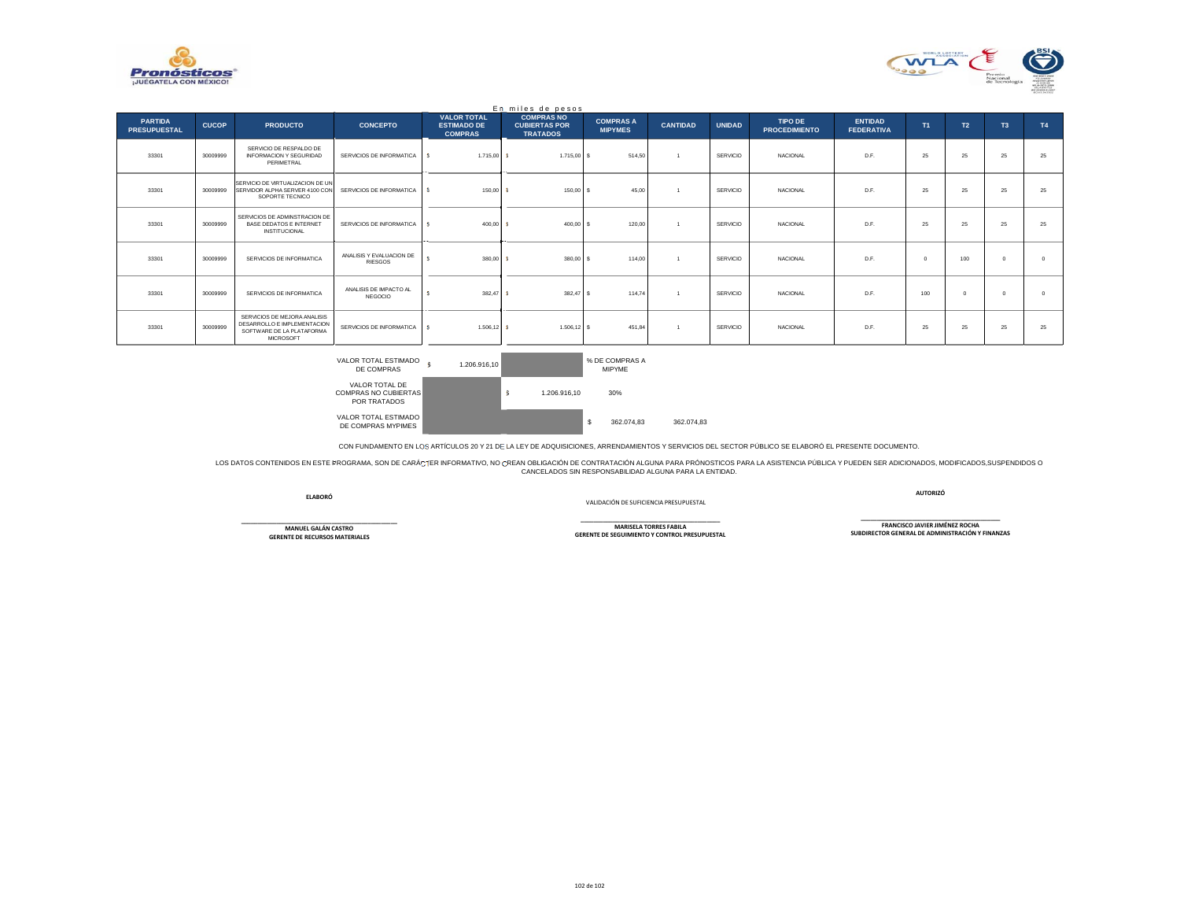En miles de pesos

| PARTIDA PRESUPUESTAL | CUCOP | PRODUCTO | CONCEPTO | VALOR TOTAL ESTIMADO DE COMPRAS | COMPRAS NO CUBIERTAS POR TRATADOS | COMPRAS A MIPYMES | CANTIDAD | UNIDAD | TIPO DE PROCEDIMIENTO | ENTIDAD FEDERATIVA | T1 | T2 | T3 | T4 |
|---|---|---|---|---|---|---|---|---|---|---|---|---|---|---|
| 33301 | 30009999 | SERVICIO DE RESPALDO DE INFORMACION Y SEGURIDAD PERIMETRAL | SERVICIOS DE INFORMATICA | $ 1.715,00 | $ 1.715,00 | $ 514,50 | 1 | SERVICIO | NACIONAL | D.F. | 25 | 25 | 25 | 25 |
| 33301 | 30009999 | SERVICIO DE VIRTUALIZACION DE UN SERVIDOR ALPHA SERVER 4100 CON SOPORTE TECNICO | SERVICIOS DE INFORMATICA | $ 150,00 | $ 150,00 | $ 45,00 | 1 | SERVICIO | NACIONAL | D.F. | 25 | 25 | 25 | 25 |
| 33301 | 30009999 | SERVICIOS DE ADMINSTRACION DE BASE DEDATOS E INTERNET INSTITUCIONAL | SERVICIOS DE INFORMATICA | $ 400,00 | $ 400,00 | $ 120,00 | 1 | SERVICIO | NACIONAL | D.F. | 25 | 25 | 25 | 25 |
| 33301 | 30009999 | SERVICIOS DE INFORMATICA | ANALISIS Y EVALUACION DE RIESGOS | $ 380,00 | $ 380,00 | $ 114,00 | 1 | SERVICIO | NACIONAL | D.F. | 0 | 100 | 0 | 0 |
| 33301 | 30009999 | SERVICIOS DE INFORMATICA | ANALISIS DE IMPACTO AL NEGOCIO | $ 382,47 | $ 382,47 | $ 114,74 | 1 | SERVICIO | NACIONAL | D.F. | 100 | 0 | 0 | 0 |
| 33301 | 30009999 | SERVICIOS DE MEJORA ANALISIS DESARROLLO E IMPLEMENTACION SOFTWARE DE LA PLATAFORMA MICROSOFT | SERVICIOS DE INFORMATICA | $ 1.506,12 | $ 1.506,12 | $ 451,84 | 1 | SERVICIO | NACIONAL | D.F. | 25 | 25 | 25 | 25 |

| | | | | |
|---|---|---|---|---|
| VALOR TOTAL ESTIMADO DE COMPRAS | $ 1.206.916,10 | | % DE COMPRAS A MIPYME | |
| VALOR TOTAL DE COMPRAS NO CUBIERTAS POR TRATADOS | | $ 1.206.916,10 | 30% | |
| VALOR TOTAL ESTIMADO DE COMPRAS MYPIMES | | | $ 362.074,83 | 362.074,83 |

CON FUNDAMENTO EN LOS ARTÍCULOS 20 Y 21 DE LA LEY DE ADQUISICIONES, ARRENDAMIENTOS Y SERVICIOS DEL SECTOR PÚBLICO SE ELABORÓ EL PRESENTE DOCUMENTO.

LOS DATOS CONTENIDOS EN ESTE PROGRAMA, SON DE CARÁCTER INFORMATIVO, NO CREAN OBLIGACIÓN DE CONTRATACIÓN ALGUNA PARA PRÓNOSTICOS PARA LA ASISTENCIA PÚBLICA Y PUEDEN SER ADICIONADOS, MODIFICADOS,SUSPENDIDOS O CANCELADOS SIN RESPONSABILIDAD ALGUNA PARA LA ENTIDAD.

**ELABORÓ**

VALIDACIÓN DE SUFICIENCIA PRESUPUESTAL

**AUTORIZÓ**

**MANUEL GALÁN CASTRO**
**GERENTE DE RECURSOS MATERIALES**

**MARISELA TORRES FABILA**
**GERENTE DE SEGUIMIENTO Y CONTROL PRESUPUESTAL**

**FRANCISCO JAVIER JIMÉNEZ ROCHA**
**SUBDIRECTOR GENERAL DE ADMINISTRACIÓN Y FINANZAS**